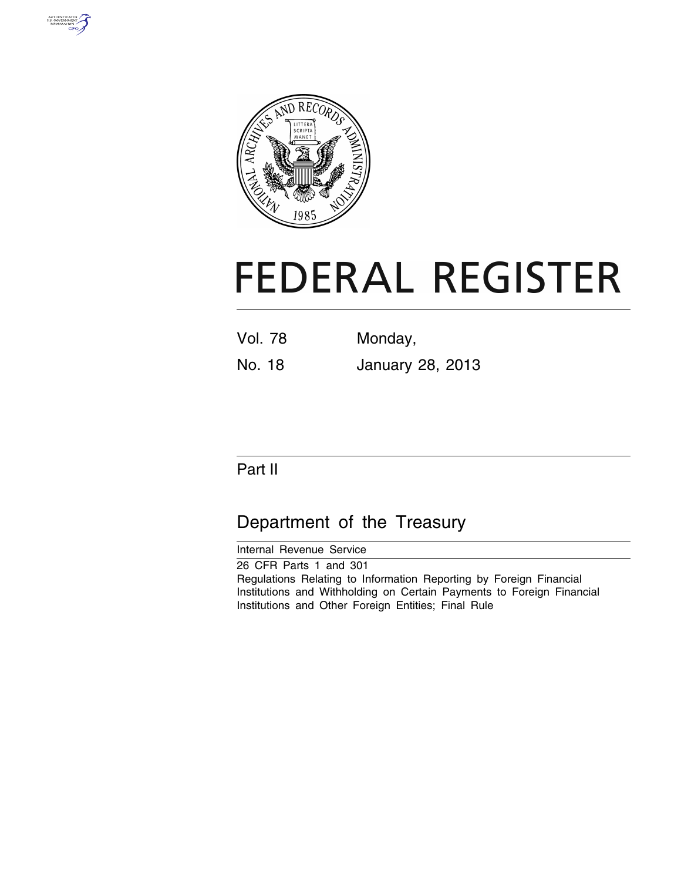# FEDERAL REGISTER

Vol. 78 Monday,

No. 18 January 28, 2013

## Part II

## Department of the Treasury

Internal Revenue Service

26 CFR Parts 1 and 301

Regulations Relating to Information Reporting by Foreign Financial Institutions and Withholding on Certain Payments to Foreign Financial Institutions and Other Foreign Entities; Final Rule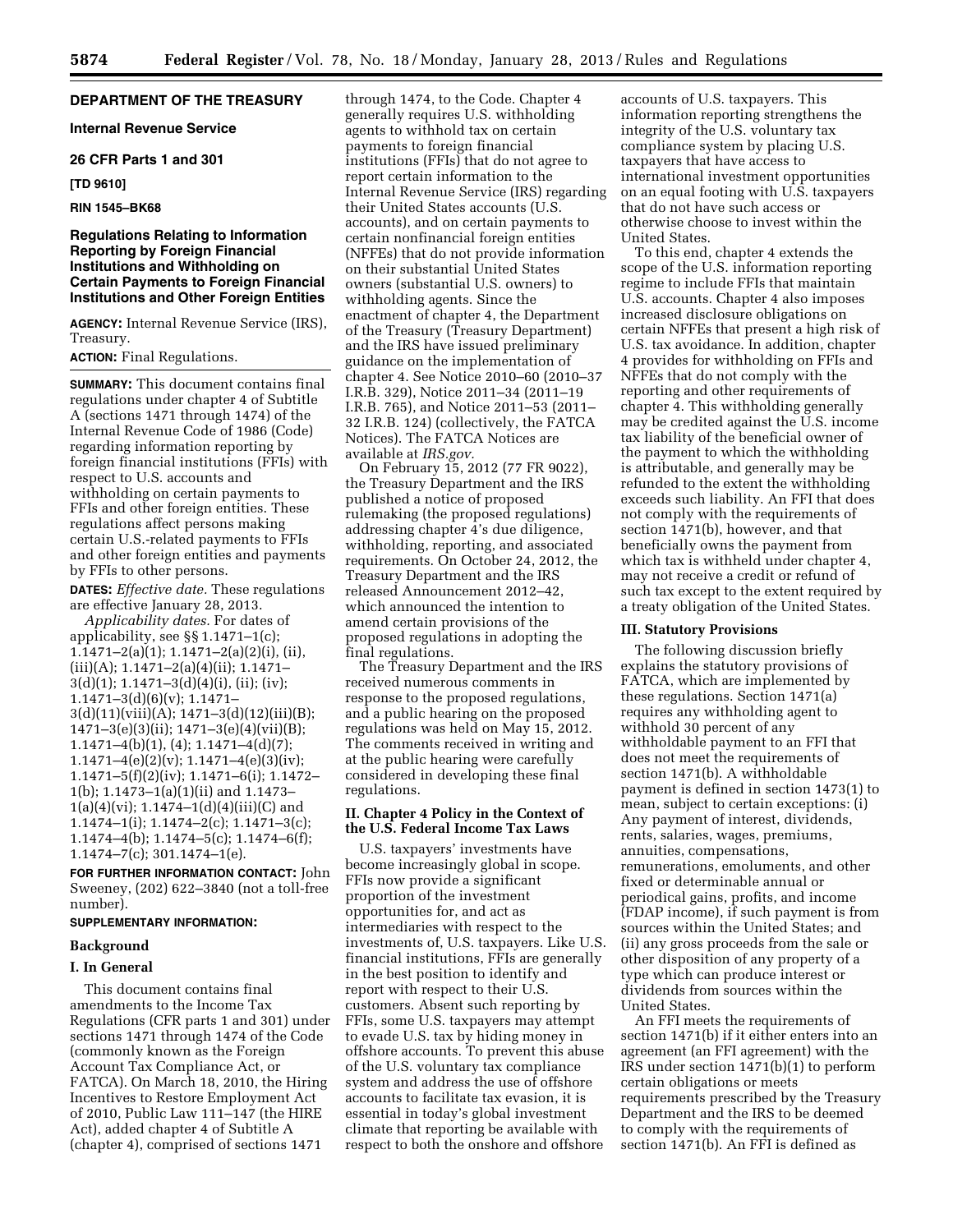## DEPARTMENT OF THE TREASURY

### Internal Revenue Service

### 26 CFR Parts 1 and 301

**[TD 9610]**

**RIN 1545–BK68**

## Regulations Relating to Information Reporting by Foreign Financial Institutions and Withholding on Certain Payments to Foreign Financial Institutions and Other Foreign Entities

**AGENCY:** Internal Revenue Service (IRS), Treasury.

**ACTION:** Final Regulations.

**SUMMARY:** This document contains final regulations under chapter 4 of Subtitle A (sections 1471 through 1474) of the Internal Revenue Code of 1986 (Code) regarding information reporting by foreign financial institutions (FFIs) with respect to U.S. accounts and withholding on certain payments to FFIs and other foreign entities. These regulations affect persons making certain U.S.-related payments to FFIs and other foreign entities and payments by FFIs to other persons.

**DATES:** *Effective date.* These regulations are effective January 28, 2013.

*Applicability dates.* For dates of applicability, see §§ 1.1471–1(c); 1.1471–2(a)(1); 1.1471–2(a)(2)(i), (ii), (iii)(A); 1.1471–2(a)(4)(ii); 1.1471–3(d)(1); 1.1471–3(d)(4)(i), (ii); (iv); 1.1471–3(d)(6)(v); 1.1471–3(d)(11)(viii)(A); 1471–3(d)(12)(iii)(B); 1471–3(e)(3)(ii); 1471–3(e)(4)(vii)(B); 1.1471–4(b)(1), (4); 1.1471–4(d)(7); 1.1471–4(e)(2)(v); 1.1471–4(e)(3)(iv); 1.1471–5(f)(2)(iv); 1.1471–6(i); 1.1472–1(b); 1.1473–1(a)(1)(ii) and 1.1473–1(a)(4)(vi); 1.1474–1(d)(4)(iii)(C) and 1.1474–1(i); 1.1474–2(c); 1.1471–3(c); 1.1474–4(b); 1.1474–5(c); 1.1474–6(f); 1.1474–7(c); 301.1474–1(e).

**FOR FURTHER INFORMATION CONTACT:** John Sweeney, (202) 622–3840 (not a toll-free number).

**SUPPLEMENTARY INFORMATION:**

### Background

### I. In General

This document contains final amendments to the Income Tax Regulations (CFR parts 1 and 301) under sections 1471 through 1474 of the Code (commonly known as the Foreign Account Tax Compliance Act, or FATCA). On March 18, 2010, the Hiring Incentives to Restore Employment Act of 2010, Public Law 111–147 (the HIRE Act), added chapter 4 of Subtitle A (chapter 4), comprised of sections 1471 through 1474, to the Code. Chapter 4 generally requires U.S. withholding agents to withhold tax on certain payments to foreign financial institutions (FFIs) that do not agree to report certain information to the Internal Revenue Service (IRS) regarding their United States accounts (U.S. accounts), and on certain payments to certain nonfinancial foreign entities (NFFEs) that do not provide information on their substantial United States owners (substantial U.S. owners) to withholding agents. Since the enactment of chapter 4, the Department of the Treasury (Treasury Department) and the IRS have issued preliminary guidance on the implementation of chapter 4. See Notice 2010–60 (2010–37 I.R.B. 329), Notice 2011–34 (2011–19 I.R.B. 765), and Notice 2011–53 (2011–32 I.R.B. 124) (collectively, the FATCA Notices). The FATCA Notices are available at *IRS.gov.*

On February 15, 2012 (77 FR 9022), the Treasury Department and the IRS published a notice of proposed rulemaking (the proposed regulations) addressing chapter 4's due diligence, withholding, reporting, and associated requirements. On October 24, 2012, the Treasury Department and the IRS released Announcement 2012–42, which announced the intention to amend certain provisions of the proposed regulations in adopting the final regulations.

The Treasury Department and the IRS received numerous comments in response to the proposed regulations, and a public hearing on the proposed regulations was held on May 15, 2012. The comments received in writing and at the public hearing were carefully considered in developing these final regulations.

### II. Chapter 4 Policy in the Context of the U.S. Federal Income Tax Laws

U.S. taxpayers' investments have become increasingly global in scope. FFIs now provide a significant proportion of the investment opportunities for, and act as intermediaries with respect to the investments of, U.S. taxpayers. Like U.S. financial institutions, FFIs are generally in the best position to identify and report with respect to their U.S. customers. Absent such reporting by FFIs, some U.S. taxpayers may attempt to evade U.S. tax by hiding money in offshore accounts. To prevent this abuse of the U.S. voluntary tax compliance system and address the use of offshore accounts to facilitate tax evasion, it is essential in today's global investment climate that reporting be available with respect to both the onshore and offshore accounts of U.S. taxpayers. This information reporting strengthens the integrity of the U.S. voluntary tax compliance system by placing U.S. taxpayers that have access to international investment opportunities on an equal footing with U.S. taxpayers that do not have such access or otherwise choose to invest within the United States.

To this end, chapter 4 extends the scope of the U.S. information reporting regime to include FFIs that maintain U.S. accounts. Chapter 4 also imposes increased disclosure obligations on certain NFFEs that present a high risk of U.S. tax avoidance. In addition, chapter 4 provides for withholding on FFIs and NFFEs that do not comply with the reporting and other requirements of chapter 4. This withholding generally may be credited against the U.S. income tax liability of the beneficial owner of the payment to which the withholding is attributable, and generally may be refunded to the extent the withholding exceeds such liability. An FFI that does not comply with the requirements of section 1471(b), however, and that beneficially owns the payment from which tax is withheld under chapter 4, may not receive a credit or refund of such tax except to the extent required by a treaty obligation of the United States.

### III. Statutory Provisions

The following discussion briefly explains the statutory provisions of FATCA, which are implemented by these regulations. Section 1471(a) requires any withholding agent to withhold 30 percent of any withholdable payment to an FFI that does not meet the requirements of section 1471(b). A withholdable payment is defined in section 1473(1) to mean, subject to certain exceptions: (i) Any payment of interest, dividends, rents, salaries, wages, premiums, annuities, compensations, remunerations, emoluments, and other fixed or determinable annual or periodical gains, profits, and income (FDAP income), if such payment is from sources within the United States; and (ii) any gross proceeds from the sale or other disposition of any property of a type which can produce interest or dividends from sources within the United States.

An FFI meets the requirements of section 1471(b) if it either enters into an agreement (an FFI agreement) with the IRS under section 1471(b)(1) to perform certain obligations or meets requirements prescribed by the Treasury Department and the IRS to be deemed to comply with the requirements of section 1471(b). An FFI is defined as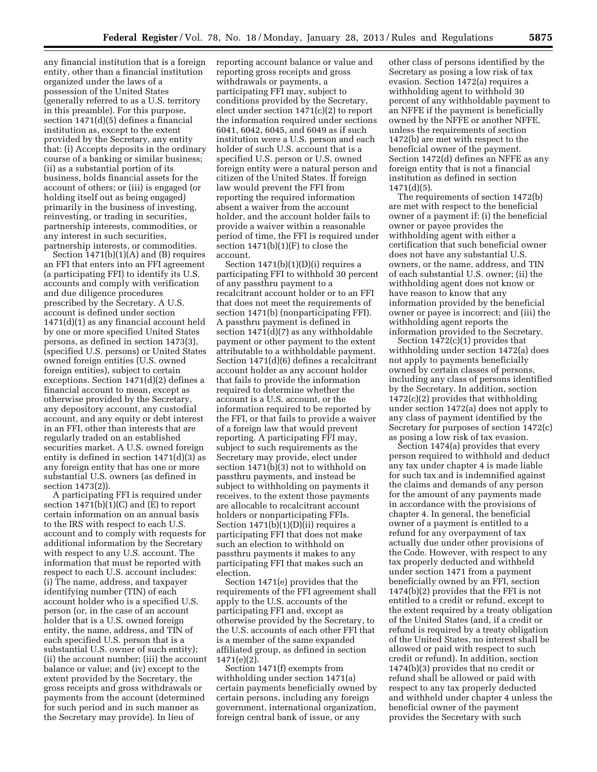any financial institution that is a foreign entity, other than a financial institution organized under the laws of a possession of the United States (generally referred to as a U.S. territory in this preamble). For this purpose, section 1471(d)(5) defines a financial institution as, except to the extent provided by the Secretary, any entity that: (i) Accepts deposits in the ordinary course of a banking or similar business; (ii) as a substantial portion of its business, holds financial assets for the account of others; or (iii) is engaged (or holding itself out as being engaged) primarily in the business of investing, reinvesting, or trading in securities, partnership interests, commodities, or any interest in such securities, partnership interests, or commodities.

Section 1471(b)(1)(A) and (B) requires an FFI that enters into an FFI agreement (a participating FFI) to identify its U.S. accounts and comply with verification and due diligence procedures prescribed by the Secretary. A U.S. account is defined under section 1471(d)(1) as any financial account held by one or more specified United States persons, as defined in section 1473(3), (specified U.S. persons) or United States owned foreign entities (U.S. owned foreign entities), subject to certain exceptions. Section 1471(d)(2) defines a financial account to mean, except as otherwise provided by the Secretary, any depository account, any custodial account, and any equity or debt interest in an FFI, other than interests that are regularly traded on an established securities market. A U.S. owned foreign entity is defined in section 1471(d)(3) as any foreign entity that has one or more substantial U.S. owners (as defined in section 1473(2)).

A participating FFI is required under section 1471(b)(1)(C) and (E) to report certain information on an annual basis to the IRS with respect to each U.S. account and to comply with requests for additional information by the Secretary with respect to any U.S. account. The information that must be reported with respect to each U.S. account includes: (i) The name, address, and taxpayer identifying number (TIN) of each account holder who is a specified U.S. person (or, in the case of an account holder that is a U.S. owned foreign entity, the name, address, and TIN of each specified U.S. person that is a substantial U.S. owner of such entity); (ii) the account number; (iii) the account balance or value; and (iv) except to the extent provided by the Secretary, the gross receipts and gross withdrawals or payments from the account (determined for such period and in such manner as the Secretary may provide). In lieu of reporting account balance or value and reporting gross receipts and gross withdrawals or payments, a participating FFI may, subject to conditions provided by the Secretary, elect under section 1471(c)(2) to report the information required under sections 6041, 6042, 6045, and 6049 as if such institution were a U.S. person and each holder of such U.S. account that is a specified U.S. person or U.S. owned foreign entity were a natural person and citizen of the United States. If foreign law would prevent the FFI from reporting the required information absent a waiver from the account holder, and the account holder fails to provide a waiver within a reasonable period of time, the FFI is required under section 1471(b)(1)(F) to close the account.

Section 1471(b)(1)(D)(i) requires a participating FFI to withhold 30 percent of any passthru payment to a recalcitrant account holder or to an FFI that does not meet the requirements of section 1471(b) (nonparticipating FFI). A passthru payment is defined in section 1471(d)(7) as any withholdable payment or other payment to the extent attributable to a withholdable payment. Section 1471(d)(6) defines a recalcitrant account holder as any account holder that fails to provide the information required to determine whether the account is a U.S. account, or the information required to be reported by the FFI, or that fails to provide a waiver of a foreign law that would prevent reporting. A participating FFI may, subject to such requirements as the Secretary may provide, elect under section 1471(b)(3) not to withhold on passthru payments, and instead be subject to withholding on payments it receives, to the extent those payments are allocable to recalcitrant account holders or nonparticipating FFIs. Section 1471(b)(1)(D)(ii) requires a participating FFI that does not make such an election to withhold on passthru payments it makes to any participating FFI that makes such an election.

Section 1471(e) provides that the requirements of the FFI agreement shall apply to the U.S. accounts of the participating FFI and, except as otherwise provided by the Secretary, to the U.S. accounts of each other FFI that is a member of the same expanded affiliated group, as defined in section 1471(e)(2).

Section 1471(f) exempts from withholding under section 1471(a) certain payments beneficially owned by certain persons, including any foreign government, international organization, foreign central bank of issue, or any other class of persons identified by the Secretary as posing a low risk of tax evasion. Section 1472(a) requires a withholding agent to withhold 30 percent of any withholdable payment to an NFFE if the payment is beneficially owned by the NFFE or another NFFE, unless the requirements of section 1472(b) are met with respect to the beneficial owner of the payment. Section 1472(d) defines an NFFE as any foreign entity that is not a financial institution as defined in section 1471(d)(5).

The requirements of section 1472(b) are met with respect to the beneficial owner of a payment if: (i) the beneficial owner or payee provides the withholding agent with either a certification that such beneficial owner does not have any substantial U.S. owners, or the name, address, and TIN of each substantial U.S. owner; (ii) the withholding agent does not know or have reason to know that any information provided by the beneficial owner or payee is incorrect; and (iii) the withholding agent reports the information provided to the Secretary.

Section 1472(c)(1) provides that withholding under section 1472(a) does not apply to payments beneficially owned by certain classes of persons, including any class of persons identified by the Secretary. In addition, section 1472(c)(2) provides that withholding under section 1472(a) does not apply to any class of payment identified by the Secretary for purposes of section 1472(c) as posing a low risk of tax evasion.

Section 1474(a) provides that every person required to withhold and deduct any tax under chapter 4 is made liable for such tax and is indemnified against the claims and demands of any person for the amount of any payments made in accordance with the provisions of chapter 4. In general, the beneficial owner of a payment is entitled to a refund for any overpayment of tax actually due under other provisions of the Code. However, with respect to any tax properly deducted and withheld under section 1471 from a payment beneficially owned by an FFI, section 1474(b)(2) provides that the FFI is not entitled to a credit or refund, except to the extent required by a treaty obligation of the United States (and, if a credit or refund is required by a treaty obligation of the United States, no interest shall be allowed or paid with respect to such credit or refund). In addition, section 1474(b)(3) provides that no credit or refund shall be allowed or paid with respect to any tax properly deducted and withheld under chapter 4 unless the beneficial owner of the payment provides the Secretary with such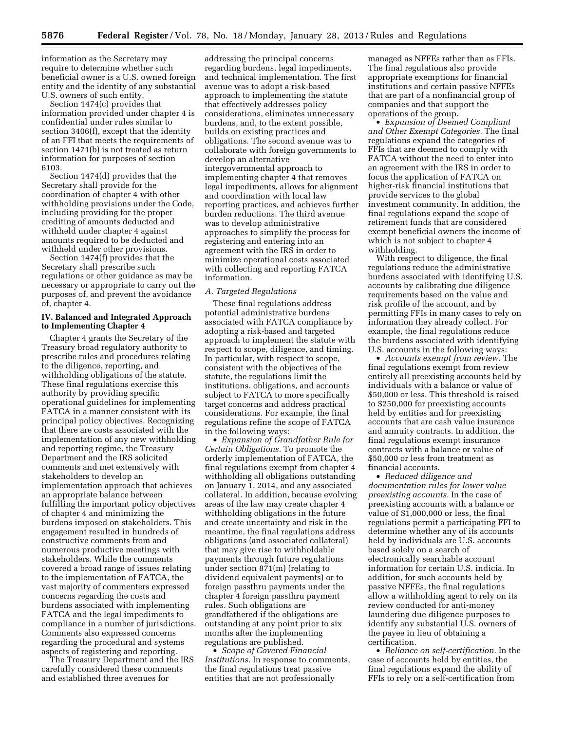information as the Secretary may require to determine whether such beneficial owner is a U.S. owned foreign entity and the identity of any substantial U.S. owners of such entity.

Section 1474(c) provides that information provided under chapter 4 is confidential under rules similar to section 3406(f), except that the identity of an FFI that meets the requirements of section 1471(b) is not treated as return information for purposes of section 6103.

Section 1474(d) provides that the Secretary shall provide for the coordination of chapter 4 with other withholding provisions under the Code, including providing for the proper crediting of amounts deducted and withheld under chapter 4 against amounts required to be deducted and withheld under other provisions.

Section 1474(f) provides that the Secretary shall prescribe such regulations or other guidance as may be necessary or appropriate to carry out the purposes of, and prevent the avoidance of, chapter 4.

## IV. Balanced and Integrated Approach to Implementing Chapter 4

Chapter 4 grants the Secretary of the Treasury broad regulatory authority to prescribe rules and procedures relating to the diligence, reporting, and withholding obligations of the statute. These final regulations exercise this authority by providing specific operational guidelines for implementing FATCA in a manner consistent with its principal policy objectives. Recognizing that there are costs associated with the implementation of any new withholding and reporting regime, the Treasury Department and the IRS solicited comments and met extensively with stakeholders to develop an implementation approach that achieves an appropriate balance between fulfilling the important policy objectives of chapter 4 and minimizing the burdens imposed on stakeholders. This engagement resulted in hundreds of constructive comments from and numerous productive meetings with stakeholders. While the comments covered a broad range of issues relating to the implementation of FATCA, the vast majority of commenters expressed concerns regarding the costs and burdens associated with implementing FATCA and the legal impediments to compliance in a number of jurisdictions. Comments also expressed concerns regarding the procedural and systems aspects of registering and reporting.

The Treasury Department and the IRS carefully considered these comments and established three avenues for addressing the principal concerns regarding burdens, legal impediments, and technical implementation. The first avenue was to adopt a risk-based approach to implementing the statute that effectively addresses policy considerations, eliminates unnecessary burdens, and, to the extent possible, builds on existing practices and obligations. The second avenue was to collaborate with foreign governments to develop an alternative intergovernmental approach to implementing chapter 4 that removes legal impediments, allows for alignment and coordination with local law reporting practices, and achieves further burden reductions. The third avenue was to develop administrative approaches to simplify the process for registering and entering into an agreement with the IRS in order to minimize operational costs associated with collecting and reporting FATCA information.

### *A. Targeted Regulations*

These final regulations address potential administrative burdens associated with FATCA compliance by adopting a risk-based and targeted approach to implement the statute with respect to scope, diligence, and timing. In particular, with respect to scope, consistent with the objectives of the statute, the regulations limit the institutions, obligations, and accounts subject to FATCA to more specifically target concerns and address practical considerations. For example, the final regulations refine the scope of FATCA in the following ways:

- *Expansion of Grandfather Rule for Certain Obligations.* To promote the orderly implementation of FATCA, the final regulations exempt from chapter 4 withholding all obligations outstanding on January 1, 2014, and any associated collateral. In addition, because evolving areas of the law may create chapter 4 withholding obligations in the future and create uncertainty and risk in the meantime, the final regulations address obligations (and associated collateral) that may give rise to withholdable payments through future regulations under section 871(m) (relating to dividend equivalent payments) or to foreign passthru payments under the chapter 4 foreign passthru payment rules. Such obligations are grandfathered if the obligations are outstanding at any point prior to six months after the implementing regulations are published.
- *Scope of Covered Financial Institutions.* In response to comments, the final regulations treat passive entities that are not professionally managed as NFFEs rather than as FFIs. The final regulations also provide appropriate exemptions for financial institutions and certain passive NFFEs that are part of a nonfinancial group of companies and that support the operations of the group.
- *Expansion of Deemed Compliant and Other Exempt Categories.* The final regulations expand the categories of FFIs that are deemed to comply with FATCA without the need to enter into an agreement with the IRS in order to focus the application of FATCA on higher-risk financial institutions that provide services to the global investment community. In addition, the final regulations expand the scope of retirement funds that are considered exempt beneficial owners the income of which is not subject to chapter 4 withholding.

With respect to diligence, the final regulations reduce the administrative burdens associated with identifying U.S. accounts by calibrating due diligence requirements based on the value and risk profile of the account, and by permitting FFIs in many cases to rely on information they already collect. For example, the final regulations reduce the burdens associated with identifying U.S. accounts in the following ways:

- *Accounts exempt from review.* The final regulations exempt from review entirely all preexisting accounts held by individuals with a balance or value of $50,000 or less. This threshold is raised to $250,000 for preexisting accounts held by entities and for preexisting accounts that are cash value insurance and annuity contracts. In addition, the final regulations exempt insurance contracts with a balance or value of $50,000 or less from treatment as financial accounts.
- *Reduced diligence and documentation rules for lower value preexisting accounts.* In the case of preexisting accounts with a balance or value of $1,000,000 or less, the final regulations permit a participating FFI to determine whether any of its accounts held by individuals are U.S. accounts based solely on a search of electronically searchable account information for certain U.S. indicia. In addition, for such accounts held by passive NFFEs, the final regulations allow a withholding agent to rely on its review conducted for anti-money laundering due diligence purposes to identify any substantial U.S. owners of the payee in lieu of obtaining a certification.
- *Reliance on self-certification.* In the case of accounts held by entities, the final regulations expand the ability of FFIs to rely on a self-certification from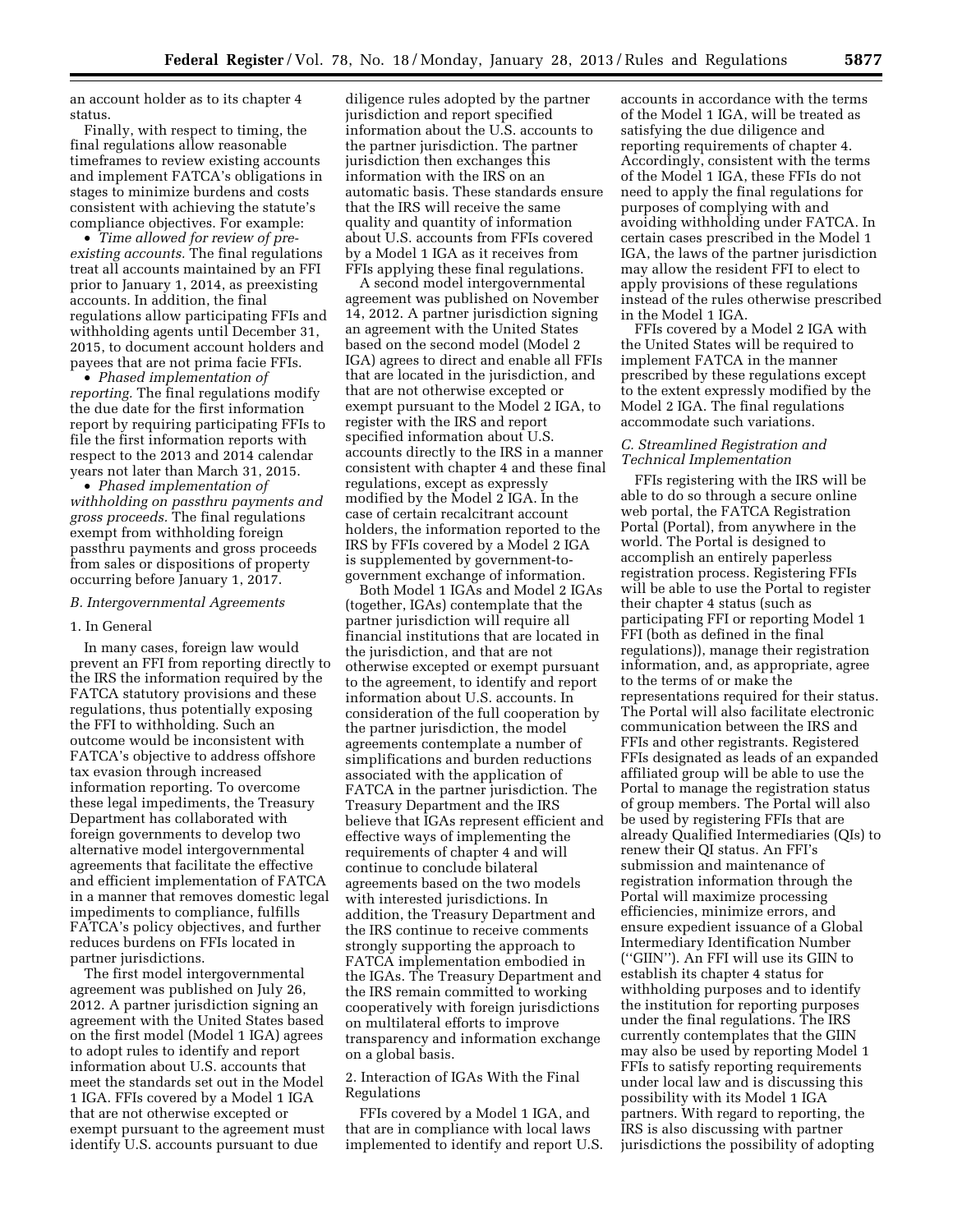an account holder as to its chapter 4 status.

Finally, with respect to timing, the final regulations allow reasonable timeframes to review existing accounts and implement FATCA's obligations in stages to minimize burdens and costs consistent with achieving the statute's compliance objectives. For example:

- *Time allowed for review of preexisting accounts.* The final regulations treat all accounts maintained by an FFI prior to January 1, 2014, as preexisting accounts. In addition, the final regulations allow participating FFIs and withholding agents until December 31, 2015, to document account holders and payees that are not prima facie FFIs.
- *Phased implementation of reporting.* The final regulations modify the due date for the first information report by requiring participating FFIs to file the first information reports with respect to the 2013 and 2014 calendar years not later than March 31, 2015.
- *Phased implementation of withholding on passthru payments and gross proceeds.* The final regulations exempt from withholding foreign passthru payments and gross proceeds from sales or dispositions of property occurring before January 1, 2017.

*B. Intergovernmental Agreements*

1. In General

In many cases, foreign law would prevent an FFI from reporting directly to the IRS the information required by the FATCA statutory provisions and these regulations, thus potentially exposing the FFI to withholding. Such an outcome would be inconsistent with FATCA's objective to address offshore tax evasion through increased information reporting. To overcome these legal impediments, the Treasury Department has collaborated with foreign governments to develop two alternative model intergovernmental agreements that facilitate the effective and efficient implementation of FATCA in a manner that removes domestic legal impediments to compliance, fulfills FATCA's policy objectives, and further reduces burdens on FFIs located in partner jurisdictions.

The first model intergovernmental agreement was published on July 26, 2012. A partner jurisdiction signing an agreement with the United States based on the first model (Model 1 IGA) agrees to adopt rules to identify and report information about U.S. accounts that meet the standards set out in the Model 1 IGA. FFIs covered by a Model 1 IGA that are not otherwise excepted or exempt pursuant to the agreement must identify U.S. accounts pursuant to due diligence rules adopted by the partner jurisdiction and report specified information about the U.S. accounts to the partner jurisdiction. The partner jurisdiction then exchanges this information with the IRS on an automatic basis. These standards ensure that the IRS will receive the same quality and quantity of information about U.S. accounts from FFIs covered by a Model 1 IGA as it receives from FFIs applying these final regulations.

A second model intergovernmental agreement was published on November 14, 2012. A partner jurisdiction signing an agreement with the United States based on the second model (Model 2 IGA) agrees to direct and enable all FFIs that are located in the jurisdiction, and that are not otherwise excepted or exempt pursuant to the Model 2 IGA, to register with the IRS and report specified information about U.S. accounts directly to the IRS in a manner consistent with chapter 4 and these final regulations, except as expressly modified by the Model 2 IGA. In the case of certain recalcitrant account holders, the information reported to the IRS by FFIs covered by a Model 2 IGA is supplemented by government-to-government exchange of information.

Both Model 1 IGAs and Model 2 IGAs (together, IGAs) contemplate that the partner jurisdiction will require all financial institutions that are located in the jurisdiction, and that are not otherwise excepted or exempt pursuant to the agreement, to identify and report information about U.S. accounts. In consideration of the full cooperation by the partner jurisdiction, the model agreements contemplate a number of simplifications and burden reductions associated with the application of FATCA in the partner jurisdiction. The Treasury Department and the IRS believe that IGAs represent efficient and effective ways of implementing the requirements of chapter 4 and will continue to conclude bilateral agreements based on the two models with interested jurisdictions. In addition, the Treasury Department and the IRS continue to receive comments strongly supporting the approach to FATCA implementation embodied in the IGAs. The Treasury Department and the IRS remain committed to working cooperatively with foreign jurisdictions on multilateral efforts to improve transparency and information exchange on a global basis.

2. Interaction of IGAs With the Final Regulations

FFIs covered by a Model 1 IGA, and that are in compliance with local laws implemented to identify and report U.S. accounts in accordance with the terms of the Model 1 IGA, will be treated as satisfying the due diligence and reporting requirements of chapter 4. Accordingly, consistent with the terms of the Model 1 IGA, these FFIs do not need to apply the final regulations for purposes of complying with and avoiding withholding under FATCA. In certain cases prescribed in the Model 1 IGA, the laws of the partner jurisdiction may allow the resident FFI to elect to apply provisions of these regulations instead of the rules otherwise prescribed in the Model 1 IGA.

FFIs covered by a Model 2 IGA with the United States will be required to implement FATCA in the manner prescribed by these regulations except to the extent expressly modified by the Model 2 IGA. The final regulations accommodate such variations.

*C. Streamlined Registration and Technical Implementation*

FFIs registering with the IRS will be able to do so through a secure online web portal, the FATCA Registration Portal (Portal), from anywhere in the world. The Portal is designed to accomplish an entirely paperless registration process. Registering FFIs will be able to use the Portal to register their chapter 4 status (such as participating FFI or reporting Model 1 FFI (both as defined in the final regulations)), manage their registration information, and, as appropriate, agree to the terms of or make the representations required for their status. The Portal will also facilitate electronic communication between the IRS and FFIs and other registrants. Registered FFIs designated as leads of an expanded affiliated group will be able to use the Portal to manage the registration status of group members. The Portal will also be used by registering FFIs that are already Qualified Intermediaries (QIs) to renew their QI status. An FFI's submission and maintenance of registration information through the Portal will maximize processing efficiencies, minimize errors, and ensure expedient issuance of a Global Intermediary Identification Number (''GIIN''). An FFI will use its GIIN to establish its chapter 4 status for withholding purposes and to identify the institution for reporting purposes under the final regulations. The IRS currently contemplates that the GIIN may also be used by reporting Model 1 FFIs to satisfy reporting requirements under local law and is discussing this possibility with its Model 1 IGA partners. With regard to reporting, the IRS is also discussing with partner jurisdictions the possibility of adopting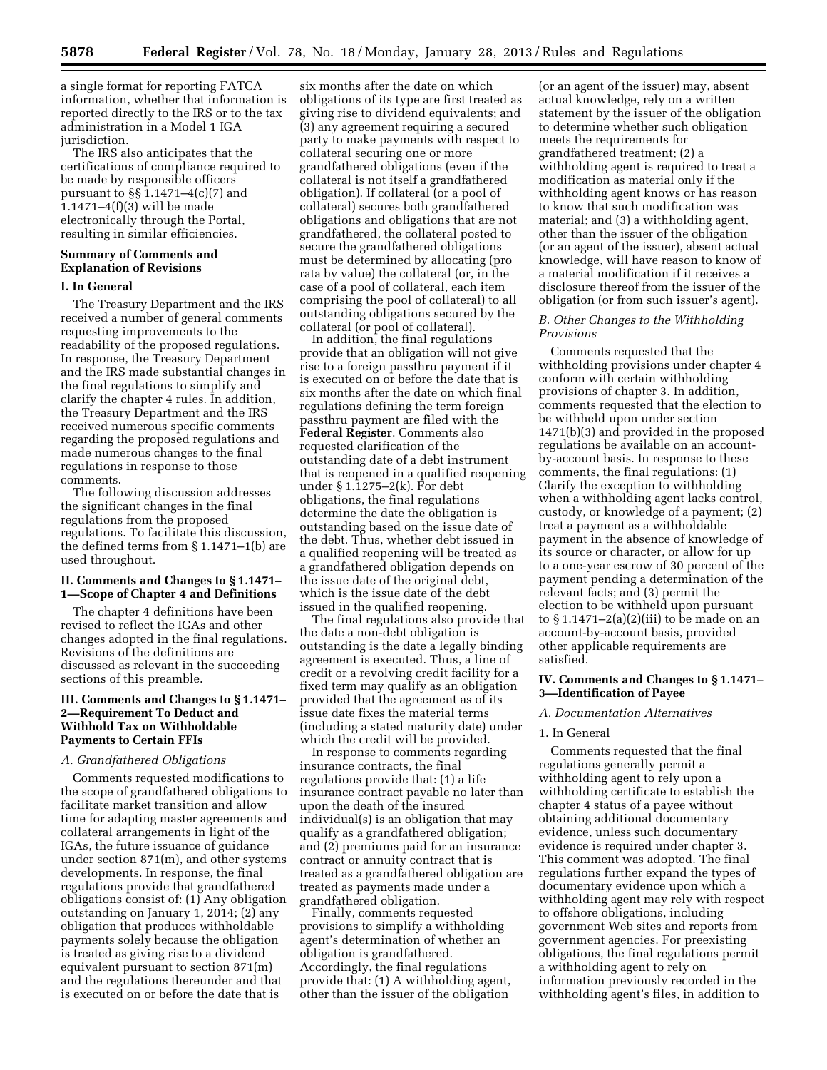a single format for reporting FATCA information, whether that information is reported directly to the IRS or to the tax administration in a Model 1 IGA jurisdiction.

The IRS also anticipates that the certifications of compliance required to be made by responsible officers pursuant to §§ 1.1471–4(c)(7) and 1.1471–4(f)(3) will be made electronically through the Portal, resulting in similar efficiencies.

## Summary of Comments and Explanation of Revisions

### I. In General

The Treasury Department and the IRS received a number of general comments requesting improvements to the readability of the proposed regulations. In response, the Treasury Department and the IRS made substantial changes in the final regulations to simplify and clarify the chapter 4 rules. In addition, the Treasury Department and the IRS received numerous specific comments regarding the proposed regulations and made numerous changes to the final regulations in response to those comments.

The following discussion addresses the significant changes in the final regulations from the proposed regulations. To facilitate this discussion, the defined terms from § 1.1471–1(b) are used throughout.

### II. Comments and Changes to § 1.1471–1—Scope of Chapter 4 and Definitions

The chapter 4 definitions have been revised to reflect the IGAs and other changes adopted in the final regulations. Revisions of the definitions are discussed as relevant in the succeeding sections of this preamble.

### III. Comments and Changes to § 1.1471–2—Requirement To Deduct and Withhold Tax on Withholdable Payments to Certain FFIs

#### *A. Grandfathered Obligations*

Comments requested modifications to the scope of grandfathered obligations to facilitate market transition and allow time for adapting master agreements and collateral arrangements in light of the IGAs, the future issuance of guidance under section 871(m), and other systems developments. In response, the final regulations provide that grandfathered obligations consist of: (1) Any obligation outstanding on January 1, 2014; (2) any obligation that produces withholdable payments solely because the obligation is treated as giving rise to a dividend equivalent pursuant to section 871(m) and the regulations thereunder and that is executed on or before the date that is six months after the date on which obligations of its type are first treated as giving rise to dividend equivalents; and (3) any agreement requiring a secured party to make payments with respect to collateral securing one or more grandfathered obligations (even if the collateral is not itself a grandfathered obligation). If collateral (or a pool of collateral) secures both grandfathered obligations and obligations that are not grandfathered, the collateral posted to secure the grandfathered obligations must be determined by allocating (pro rata by value) the collateral (or, in the case of a pool of collateral, each item comprising the pool of collateral) to all outstanding obligations secured by the collateral (or pool of collateral).

In addition, the final regulations provide that an obligation will not give rise to a foreign passthru payment if it is executed on or before the date that is six months after the date on which final regulations defining the term foreign passthru payment are filed with the **Federal Register**. Comments also requested clarification of the outstanding date of a debt instrument that is reopened in a qualified reopening under § 1.1275–2(k). For debt obligations, the final regulations determine the date the obligation is outstanding based on the issue date of the debt. Thus, whether debt issued in a qualified reopening will be treated as a grandfathered obligation depends on the issue date of the original debt, which is the issue date of the debt issued in the qualified reopening.

The final regulations also provide that the date a non-debt obligation is outstanding is the date a legally binding agreement is executed. Thus, a line of credit or a revolving credit facility for a fixed term may qualify as an obligation provided that the agreement as of its issue date fixes the material terms (including a stated maturity date) under which the credit will be provided.

In response to comments regarding insurance contracts, the final regulations provide that: (1) a life insurance contract payable no later than upon the death of the insured individual(s) is an obligation that may qualify as a grandfathered obligation; and (2) premiums paid for an insurance contract or annuity contract that is treated as a grandfathered obligation are treated as payments made under a grandfathered obligation.

Finally, comments requested provisions to simplify a withholding agent's determination of whether an obligation is grandfathered. Accordingly, the final regulations provide that: (1) A withholding agent, other than the issuer of the obligation (or an agent of the issuer) may, absent actual knowledge, rely on a written statement by the issuer of the obligation to determine whether such obligation meets the requirements for grandfathered treatment; (2) a withholding agent is required to treat a modification as material only if the withholding agent knows or has reason to know that such modification was material; and (3) a withholding agent, other than the issuer of the obligation (or an agent of the issuer), absent actual knowledge, will have reason to know of a material modification if it receives a disclosure thereof from the issuer of the obligation (or from such issuer's agent).

#### *B. Other Changes to the Withholding Provisions*

Comments requested that the withholding provisions under chapter 4 conform with certain withholding provisions of chapter 3. In addition, comments requested that the election to be withheld upon under section 1471(b)(3) and provided in the proposed regulations be available on an account-by-account basis. In response to these comments, the final regulations: (1) Clarify the exception to withholding when a withholding agent lacks control, custody, or knowledge of a payment; (2) treat a payment as a withholdable payment in the absence of knowledge of its source or character, or allow for up to a one-year escrow of 30 percent of the payment pending a determination of the relevant facts; and (3) permit the election to be withheld upon pursuant to § 1.1471–2(a)(2)(iii) to be made on an account-by-account basis, provided other applicable requirements are satisfied.

### IV. Comments and Changes to § 1.1471–3—Identification of Payee

#### *A. Documentation Alternatives*

##### 1. In General

Comments requested that the final regulations generally permit a withholding agent to rely upon a withholding certificate to establish the chapter 4 status of a payee without obtaining additional documentary evidence, unless such documentary evidence is required under chapter 3. This comment was adopted. The final regulations further expand the types of documentary evidence upon which a withholding agent may rely with respect to offshore obligations, including government Web sites and reports from government agencies. For preexisting obligations, the final regulations permit a withholding agent to rely on information previously recorded in the withholding agent's files, in addition to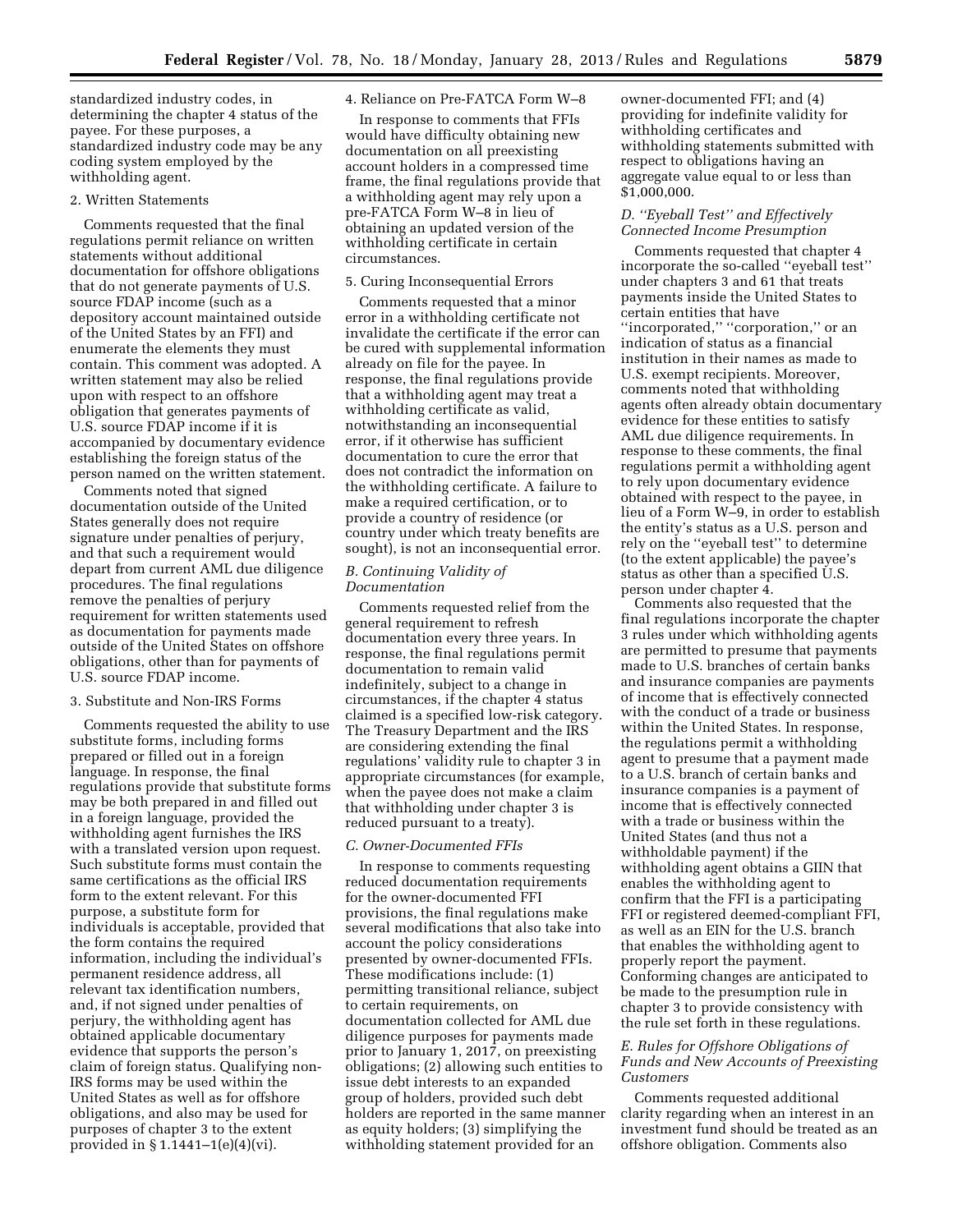standardized industry codes, in determining the chapter 4 status of the payee. For these purposes, a standardized industry code may be any coding system employed by the withholding agent.

2. Written Statements

Comments requested that the final regulations permit reliance on written statements without additional documentation for offshore obligations that do not generate payments of U.S. source FDAP income (such as a depository account maintained outside of the United States by an FFI) and enumerate the elements they must contain. This comment was adopted. A written statement may also be relied upon with respect to an offshore obligation that generates payments of U.S. source FDAP income if it is accompanied by documentary evidence establishing the foreign status of the person named on the written statement.

Comments noted that signed documentation outside of the United States generally does not require signature under penalties of perjury, and that such a requirement would depart from current AML due diligence procedures. The final regulations remove the penalties of perjury requirement for written statements used as documentation for payments made outside of the United States on offshore obligations, other than for payments of U.S. source FDAP income.

3. Substitute and Non-IRS Forms

Comments requested the ability to use substitute forms, including forms prepared or filled out in a foreign language. In response, the final regulations provide that substitute forms may be both prepared in and filled out in a foreign language, provided the withholding agent furnishes the IRS with a translated version upon request. Such substitute forms must contain the same certifications as the official IRS form to the extent relevant. For this purpose, a substitute form for individuals is acceptable, provided that the form contains the required information, including the individual's permanent residence address, all relevant tax identification numbers, and, if not signed under penalties of perjury, the withholding agent has obtained applicable documentary evidence that supports the person's claim of foreign status. Qualifying non-IRS forms may be used within the United States as well as for offshore obligations, and also may be used for purposes of chapter 3 to the extent provided in § 1.1441–1(e)(4)(vi).

4. Reliance on Pre-FATCA Form W–8

In response to comments that FFIs would have difficulty obtaining new documentation on all preexisting account holders in a compressed time frame, the final regulations provide that a withholding agent may rely upon a pre-FATCA Form W–8 in lieu of obtaining an updated version of the withholding certificate in certain circumstances.

5. Curing Inconsequential Errors

Comments requested that a minor error in a withholding certificate not invalidate the certificate if the error can be cured with supplemental information already on file for the payee. In response, the final regulations provide that a withholding agent may treat a withholding certificate as valid, notwithstanding an inconsequential error, if it otherwise has sufficient documentation to cure the error that does not contradict the information on the withholding certificate. A failure to make a required certification, or to provide a country of residence (or country under which treaty benefits are sought), is not an inconsequential error.

*B. Continuing Validity of Documentation*

Comments requested relief from the general requirement to refresh documentation every three years. In response, the final regulations permit documentation to remain valid indefinitely, subject to a change in circumstances, if the chapter 4 status claimed is a specified low-risk category. The Treasury Department and the IRS are considering extending the final regulations' validity rule to chapter 3 in appropriate circumstances (for example, when the payee does not make a claim that withholding under chapter 3 is reduced pursuant to a treaty).

*C. Owner-Documented FFIs*

In response to comments requesting reduced documentation requirements for the owner-documented FFI provisions, the final regulations make several modifications that also take into account the policy considerations presented by owner-documented FFIs. These modifications include: (1) permitting transitional reliance, subject to certain requirements, on documentation collected for AML due diligence purposes for payments made prior to January 1, 2017, on preexisting obligations; (2) allowing such entities to issue debt interests to an expanded group of holders, provided such debt holders are reported in the same manner as equity holders; (3) simplifying the withholding statement provided for an owner-documented FFI; and (4) providing for indefinite validity for withholding certificates and withholding statements submitted with respect to obligations having an aggregate value equal to or less than $1,000,000.

*D. ''Eyeball Test'' and Effectively Connected Income Presumption*

Comments requested that chapter 4 incorporate the so-called ''eyeball test'' under chapters 3 and 61 that treats payments inside the United States to certain entities that have ''incorporated,'' ''corporation,'' or an indication of status as a financial institution in their names as made to U.S. exempt recipients. Moreover, comments noted that withholding agents often already obtain documentary evidence for these entities to satisfy AML due diligence requirements. In response to these comments, the final regulations permit a withholding agent to rely upon documentary evidence obtained with respect to the payee, in lieu of a Form W–9, in order to establish the entity's status as a U.S. person and rely on the ''eyeball test'' to determine (to the extent applicable) the payee's status as other than a specified U.S. person under chapter 4.

Comments also requested that the final regulations incorporate the chapter 3 rules under which withholding agents are permitted to presume that payments made to U.S. branches of certain banks and insurance companies are payments of income that is effectively connected with the conduct of a trade or business within the United States. In response, the regulations permit a withholding agent to presume that a payment made to a U.S. branch of certain banks and insurance companies is a payment of income that is effectively connected with a trade or business within the United States (and thus not a withholdable payment) if the withholding agent obtains a GIIN that enables the withholding agent to confirm that the FFI is a participating FFI or registered deemed-compliant FFI, as well as an EIN for the U.S. branch that enables the withholding agent to properly report the payment. Conforming changes are anticipated to be made to the presumption rule in chapter 3 to provide consistency with the rule set forth in these regulations.

*E. Rules for Offshore Obligations of Funds and New Accounts of Preexisting Customers*

Comments requested additional clarity regarding when an interest in an investment fund should be treated as an offshore obligation. Comments also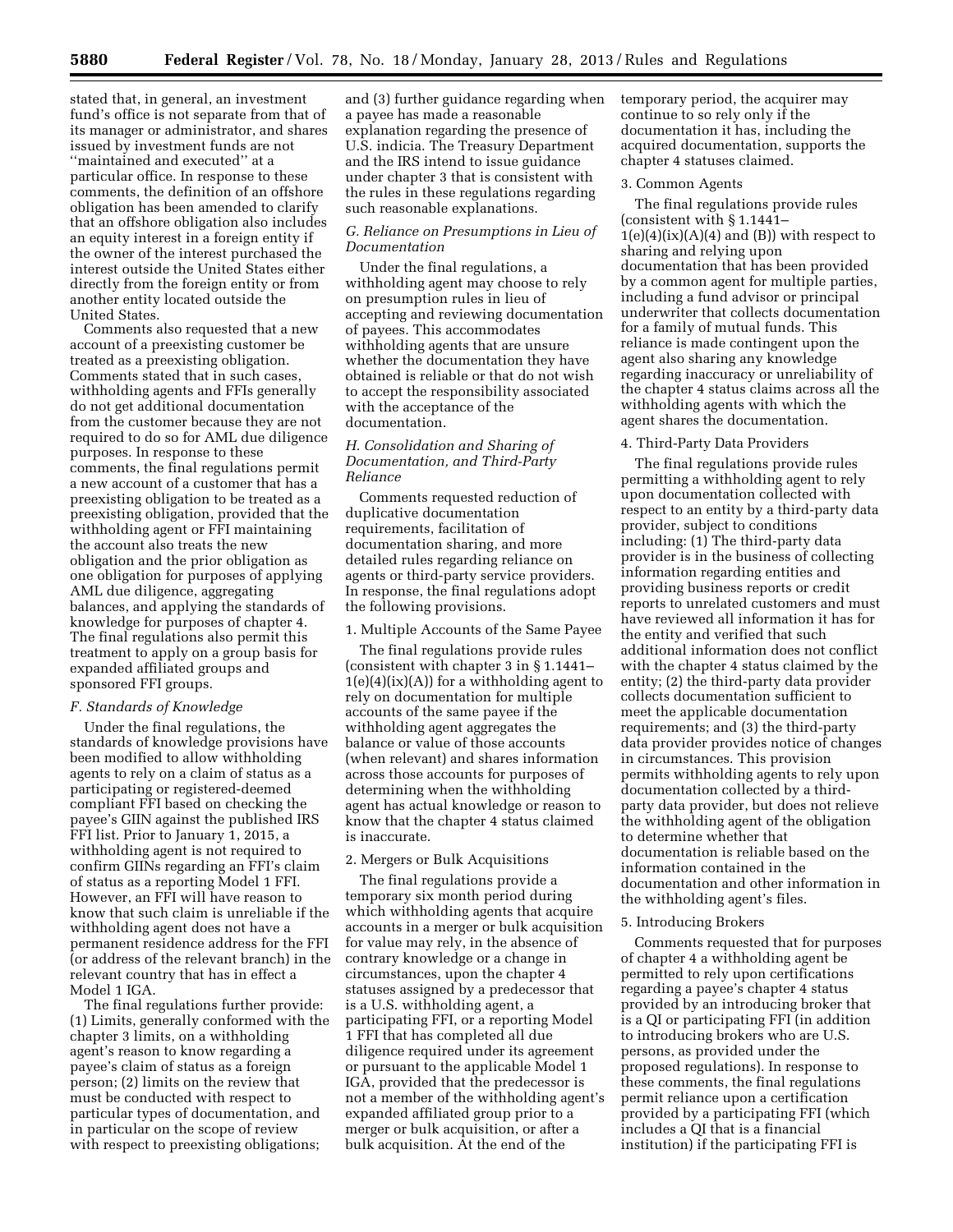stated that, in general, an investment fund's office is not separate from that of its manager or administrator, and shares issued by investment funds are not "maintained and executed" at a particular office. In response to these comments, the definition of an offshore obligation has been amended to clarify that an offshore obligation also includes an equity interest in a foreign entity if the owner of the interest purchased the interest outside the United States either directly from the foreign entity or from another entity located outside the United States.

Comments also requested that a new account of a preexisting customer be treated as a preexisting obligation. Comments stated that in such cases, withholding agents and FFIs generally do not get additional documentation from the customer because they are not required to do so for AML due diligence purposes. In response to these comments, the final regulations permit a new account of a customer that has a preexisting obligation to be treated as a preexisting obligation, provided that the withholding agent or FFI maintaining the account also treats the new obligation and the prior obligation as one obligation for purposes of applying AML due diligence, aggregating balances, and applying the standards of knowledge for purposes of chapter 4. The final regulations also permit this treatment to apply on a group basis for expanded affiliated groups and sponsored FFI groups.

### *F. Standards of Knowledge*

Under the final regulations, the standards of knowledge provisions have been modified to allow withholding agents to rely on a claim of status as a participating or registered-deemed compliant FFI based on checking the payee's GIIN against the published IRS FFI list. Prior to January 1, 2015, a withholding agent is not required to confirm GIINs regarding an FFI's claim of status as a reporting Model 1 FFI. However, an FFI will have reason to know that such claim is unreliable if the withholding agent does not have a permanent residence address for the FFI (or address of the relevant branch) in the relevant country that has in effect a Model 1 IGA.

The final regulations further provide: (1) Limits, generally conformed with the chapter 3 limits, on a withholding agent's reason to know regarding a payee's claim of status as a foreign person; (2) limits on the review that must be conducted with respect to particular types of documentation, and in particular on the scope of review with respect to preexisting obligations; and (3) further guidance regarding when a payee has made a reasonable explanation regarding the presence of U.S. indicia. The Treasury Department and the IRS intend to issue guidance under chapter 3 that is consistent with the rules in these regulations regarding such reasonable explanations.

### *G. Reliance on Presumptions in Lieu of Documentation*

Under the final regulations, a withholding agent may choose to rely on presumption rules in lieu of accepting and reviewing documentation of payees. This accommodates withholding agents that are unsure whether the documentation they have obtained is reliable or that do not wish to accept the responsibility associated with the acceptance of the documentation.

### *H. Consolidation and Sharing of Documentation, and Third-Party Reliance*

Comments requested reduction of duplicative documentation requirements, facilitation of documentation sharing, and more detailed rules regarding reliance on agents or third-party service providers. In response, the final regulations adopt the following provisions.

#### 1. Multiple Accounts of the Same Payee

The final regulations provide rules (consistent with chapter 3 in § 1.1441–1(e)(4)(ix)(A)) for a withholding agent to rely on documentation for multiple accounts of the same payee if the withholding agent aggregates the balance or value of those accounts (when relevant) and shares information across those accounts for purposes of determining when the withholding agent has actual knowledge or reason to know that the chapter 4 status claimed is inaccurate.

#### 2. Mergers or Bulk Acquisitions

The final regulations provide a temporary six month period during which withholding agents that acquire accounts in a merger or bulk acquisition for value may rely, in the absence of contrary knowledge or a change in circumstances, upon the chapter 4 statuses assigned by a predecessor that is a U.S. withholding agent, a participating FFI, or a reporting Model 1 FFI that has completed all due diligence required under its agreement or pursuant to the applicable Model 1 IGA, provided that the predecessor is not a member of the withholding agent's expanded affiliated group prior to a merger or bulk acquisition, or after a bulk acquisition. At the end of the temporary period, the acquirer may continue to so rely only if the documentation it has, including the acquired documentation, supports the chapter 4 statuses claimed.

#### 3. Common Agents

The final regulations provide rules (consistent with § 1.1441–1(e)(4)(ix)(A)(4) and (B)) with respect to sharing and relying upon documentation that has been provided by a common agent for multiple parties, including a fund advisor or principal underwriter that collects documentation for a family of mutual funds. This reliance is made contingent upon the agent also sharing any knowledge regarding inaccuracy or unreliability of the chapter 4 status claims across all the withholding agents with which the agent shares the documentation.

#### 4. Third-Party Data Providers

The final regulations provide rules permitting a withholding agent to rely upon documentation collected with respect to an entity by a third-party data provider, subject to conditions including: (1) The third-party data provider is in the business of collecting information regarding entities and providing business reports or credit reports to unrelated customers and must have reviewed all information it has for the entity and verified that such additional information does not conflict with the chapter 4 status claimed by the entity; (2) the third-party data provider collects documentation sufficient to meet the applicable documentation requirements; and (3) the third-party data provider provides notice of changes in circumstances. This provision permits withholding agents to rely upon documentation collected by a third-party data provider, but does not relieve the withholding agent of the obligation to determine whether that documentation is reliable based on the information contained in the documentation and other information in the withholding agent's files.

#### 5. Introducing Brokers

Comments requested that for purposes of chapter 4 a withholding agent be permitted to rely upon certifications regarding a payee's chapter 4 status provided by an introducing broker that is a QI or participating FFI (in addition to introducing brokers who are U.S. persons, as provided under the proposed regulations). In response to these comments, the final regulations permit reliance upon a certification provided by a participating FFI (which includes a QI that is a financial institution) if the participating FFI is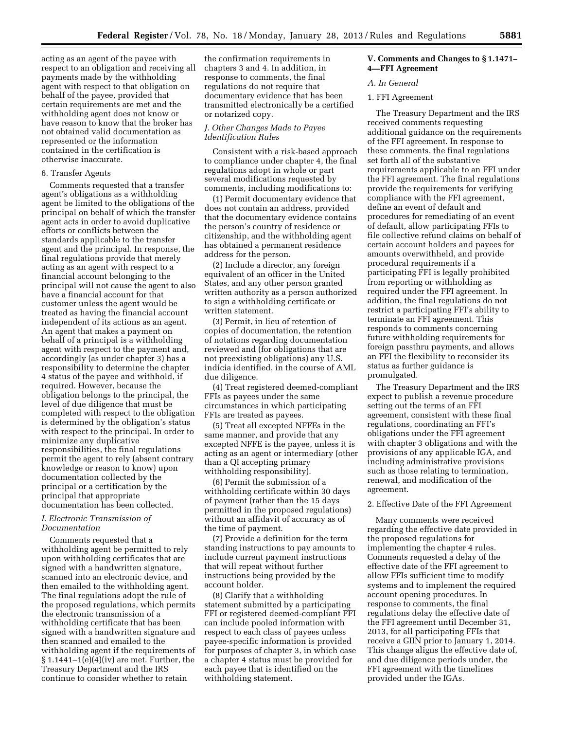acting as an agent of the payee with respect to an obligation and receiving all payments made by the withholding agent with respect to that obligation on behalf of the payee, provided that certain requirements are met and the withholding agent does not know or have reason to know that the broker has not obtained valid documentation as represented or the information contained in the certification is otherwise inaccurate.

6. Transfer Agents

Comments requested that a transfer agent's obligations as a withholding agent be limited to the obligations of the principal on behalf of which the transfer agent acts in order to avoid duplicative efforts or conflicts between the standards applicable to the transfer agent and the principal. In response, the final regulations provide that merely acting as an agent with respect to a financial account belonging to the principal will not cause the agent to also have a financial account for that customer unless the agent would be treated as having the financial account independent of its actions as an agent. An agent that makes a payment on behalf of a principal is a withholding agent with respect to the payment and, accordingly (as under chapter 3) has a responsibility to determine the chapter 4 status of the payee and withhold, if required. However, because the obligation belongs to the principal, the level of due diligence that must be completed with respect to the obligation is determined by the obligation's status with respect to the principal. In order to minimize any duplicative responsibilities, the final regulations permit the agent to rely (absent contrary knowledge or reason to know) upon documentation collected by the principal or a certification by the principal that appropriate documentation has been collected.

*I. Electronic Transmission of Documentation*

Comments requested that a withholding agent be permitted to rely upon withholding certificates that are signed with a handwritten signature, scanned into an electronic device, and then emailed to the withholding agent. The final regulations adopt the rule of the proposed regulations, which permits the electronic transmission of a withholding certificate that has been signed with a handwritten signature and then scanned and emailed to the withholding agent if the requirements of § 1.1441–1(e)(4)(iv) are met. Further, the Treasury Department and the IRS continue to consider whether to retain the confirmation requirements in chapters 3 and 4. In addition, in response to comments, the final regulations do not require that documentary evidence that has been transmitted electronically be a certified or notarized copy.

*J. Other Changes Made to Payee Identification Rules*

Consistent with a risk-based approach to compliance under chapter 4, the final regulations adopt in whole or part several modifications requested by comments, including modifications to:

(1) Permit documentary evidence that does not contain an address, provided that the documentary evidence contains the person's country of residence or citizenship, and the withholding agent has obtained a permanent residence address for the person.

(2) Include a director, any foreign equivalent of an officer in the United States, and any other person granted written authority as a person authorized to sign a withholding certificate or written statement.

(3) Permit, in lieu of retention of copies of documentation, the retention of notations regarding documentation reviewed and (for obligations that are not preexisting obligations) any U.S. indicia identified, in the course of AML due diligence.

(4) Treat registered deemed-compliant FFIs as payees under the same circumstances in which participating FFIs are treated as payees.

(5) Treat all excepted NFFEs in the same manner, and provide that any excepted NFFE is the payee, unless it is acting as an agent or intermediary (other than a QI accepting primary withholding responsibility).

(6) Permit the submission of a withholding certificate within 30 days of payment (rather than the 15 days permitted in the proposed regulations) without an affidavit of accuracy as of the time of payment.

(7) Provide a definition for the term standing instructions to pay amounts to include current payment instructions that will repeat without further instructions being provided by the account holder.

(8) Clarify that a withholding statement submitted by a participating FFI or registered deemed-compliant FFI can include pooled information with respect to each class of payees unless payee-specific information is provided for purposes of chapter 3, in which case a chapter 4 status must be provided for each payee that is identified on the withholding statement.

## V. Comments and Changes to § 1.1471–4—FFI Agreement

*A. In General*

1. FFI Agreement

The Treasury Department and the IRS received comments requesting additional guidance on the requirements of the FFI agreement. In response to these comments, the final regulations set forth all of the substantive requirements applicable to an FFI under the FFI agreement. The final regulations provide the requirements for verifying compliance with the FFI agreement, define an event of default and procedures for remediating of an event of default, allow participating FFIs to file collective refund claims on behalf of certain account holders and payees for amounts overwithheld, and provide procedural requirements if a participating FFI is legally prohibited from reporting or withholding as required under the FFI agreement. In addition, the final regulations do not restrict a participating FFI's ability to terminate an FFI agreement. This responds to comments concerning future withholding requirements for foreign passthru payments, and allows an FFI the flexibility to reconsider its status as further guidance is promulgated.

The Treasury Department and the IRS expect to publish a revenue procedure setting out the terms of an FFI agreement, consistent with these final regulations, coordinating an FFI's obligations under the FFI agreement with chapter 3 obligations and with the provisions of any applicable IGA, and including administrative provisions such as those relating to termination, renewal, and modification of the agreement.

2. Effective Date of the FFI Agreement

Many comments were received regarding the effective date provided in the proposed regulations for implementing the chapter 4 rules. Comments requested a delay of the effective date of the FFI agreement to allow FFIs sufficient time to modify systems and to implement the required account opening procedures. In response to comments, the final regulations delay the effective date of the FFI agreement until December 31, 2013, for all participating FFIs that receive a GIIN prior to January 1, 2014. This change aligns the effective date of, and due diligence periods under, the FFI agreement with the timelines provided under the IGAs.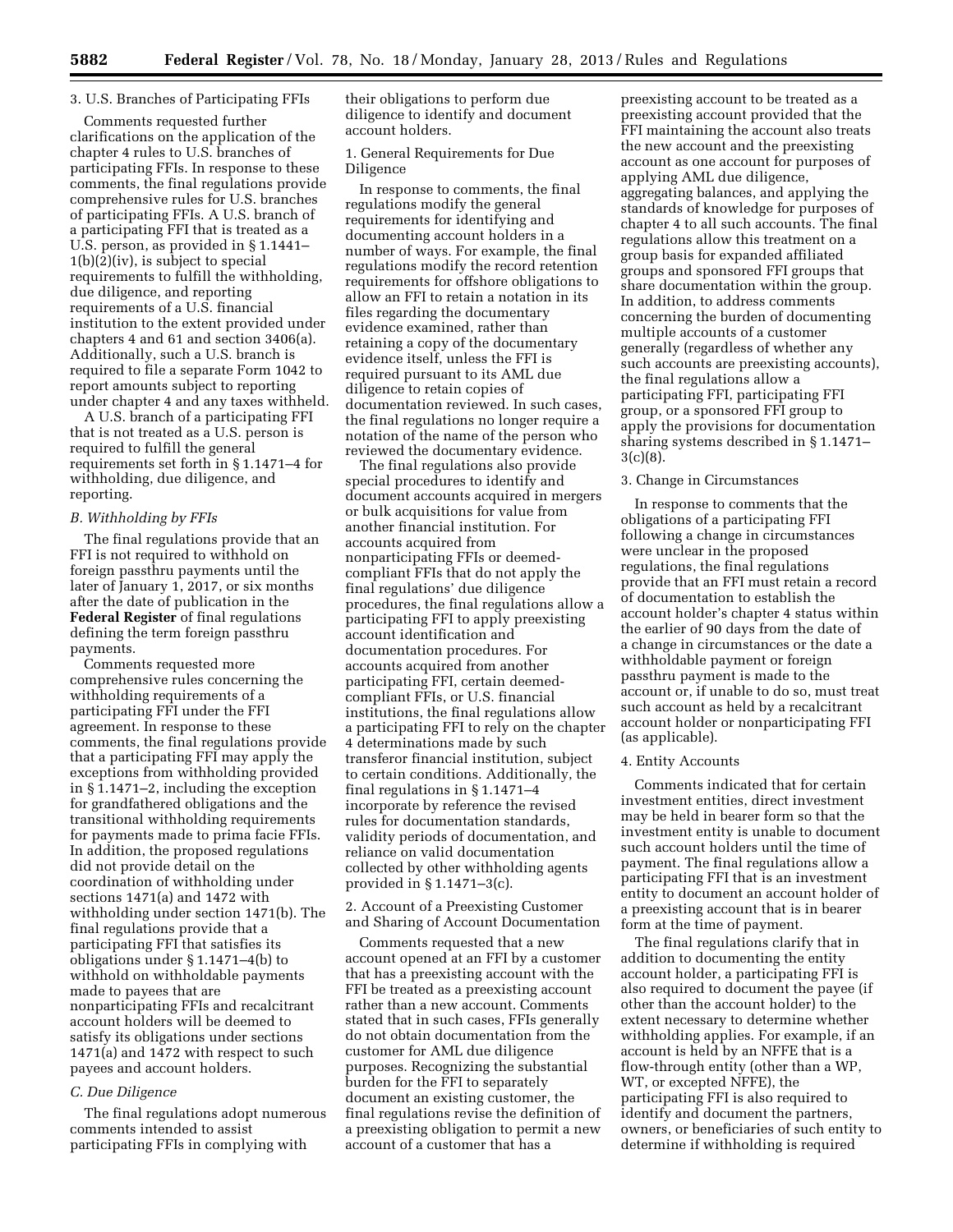3. U.S. Branches of Participating FFIs

Comments requested further clarifications on the application of the chapter 4 rules to U.S. branches of participating FFIs. In response to these comments, the final regulations provide comprehensive rules for U.S. branches of participating FFIs. A U.S. branch of a participating FFI that is treated as a U.S. person, as provided in § 1.1441–1(b)(2)(iv), is subject to special requirements to fulfill the withholding, due diligence, and reporting requirements of a U.S. financial institution to the extent provided under chapters 4 and 61 and section 3406(a). Additionally, such a U.S. branch is required to file a separate Form 1042 to report amounts subject to reporting under chapter 4 and any taxes withheld.

A U.S. branch of a participating FFI that is not treated as a U.S. person is required to fulfill the general requirements set forth in § 1.1471–4 for withholding, due diligence, and reporting.

*B. Withholding by FFIs*

The final regulations provide that an FFI is not required to withhold on foreign passthru payments until the later of January 1, 2017, or six months after the date of publication in the **Federal Register** of final regulations defining the term foreign passthru payments.

Comments requested more comprehensive rules concerning the withholding requirements of a participating FFI under the FFI agreement. In response to these comments, the final regulations provide that a participating FFI may apply the exceptions from withholding provided in § 1.1471–2, including the exception for grandfathered obligations and the transitional withholding requirements for payments made to prima facie FFIs. In addition, the proposed regulations did not provide detail on the coordination of withholding under sections 1471(a) and 1472 with withholding under section 1471(b). The final regulations provide that a participating FFI that satisfies its obligations under § 1.1471–4(b) to withhold on withholdable payments made to payees that are nonparticipating FFIs and recalcitrant account holders will be deemed to satisfy its obligations under sections 1471(a) and 1472 with respect to such payees and account holders.

*C. Due Diligence*

The final regulations adopt numerous comments intended to assist participating FFIs in complying with their obligations to perform due diligence to identify and document account holders.

1. General Requirements for Due Diligence

In response to comments, the final regulations modify the general requirements for identifying and documenting account holders in a number of ways. For example, the final regulations modify the record retention requirements for offshore obligations to allow an FFI to retain a notation in its files regarding the documentary evidence examined, rather than retaining a copy of the documentary evidence itself, unless the FFI is required pursuant to its AML due diligence to retain copies of documentation reviewed. In such cases, the final regulations no longer require a notation of the name of the person who reviewed the documentary evidence.

The final regulations also provide special procedures to identify and document accounts acquired in mergers or bulk acquisitions for value from another financial institution. For accounts acquired from nonparticipating FFIs or deemed-compliant FFIs that do not apply the final regulations' due diligence procedures, the final regulations allow a participating FFI to apply preexisting account identification and documentation procedures. For accounts acquired from another participating FFI, certain deemed-compliant FFIs, or U.S. financial institutions, the final regulations allow a participating FFI to rely on the chapter 4 determinations made by such transferor financial institution, subject to certain conditions. Additionally, the final regulations in § 1.1471–4 incorporate by reference the revised rules for documentation standards, validity periods of documentation, and reliance on valid documentation collected by other withholding agents provided in § 1.1471–3(c).

2. Account of a Preexisting Customer and Sharing of Account Documentation

Comments requested that a new account opened at an FFI by a customer that has a preexisting account with the FFI be treated as a preexisting account rather than a new account. Comments stated that in such cases, FFIs generally do not obtain documentation from the customer for AML due diligence purposes. Recognizing the substantial burden for the FFI to separately document an existing customer, the final regulations revise the definition of a preexisting obligation to permit a new account of a customer that has a preexisting account to be treated as a preexisting account provided that the FFI maintaining the account also treats the new account and the preexisting account as one account for purposes of applying AML due diligence, aggregating balances, and applying the standards of knowledge for purposes of chapter 4 to all such accounts. The final regulations allow this treatment on a group basis for expanded affiliated groups and sponsored FFI groups that share documentation within the group. In addition, to address comments concerning the burden of documenting multiple accounts of a customer generally (regardless of whether any such accounts are preexisting accounts), the final regulations allow a participating FFI, participating FFI group, or a sponsored FFI group to apply the provisions for documentation sharing systems described in § 1.1471–3(c)(8).

3. Change in Circumstances

In response to comments that the obligations of a participating FFI following a change in circumstances were unclear in the proposed regulations, the final regulations provide that an FFI must retain a record of documentation to establish the account holder's chapter 4 status within the earlier of 90 days from the date of a change in circumstances or the date a withholdable payment or foreign passthru payment is made to the account or, if unable to do so, must treat such account as held by a recalcitrant account holder or nonparticipating FFI (as applicable).

4. Entity Accounts

Comments indicated that for certain investment entities, direct investment may be held in bearer form so that the investment entity is unable to document such account holders until the time of payment. The final regulations allow a participating FFI that is an investment entity to document an account holder of a preexisting account that is in bearer form at the time of payment.

The final regulations clarify that in addition to documenting the entity account holder, a participating FFI is also required to document the payee (if other than the account holder) to the extent necessary to determine whether withholding applies. For example, if an account is held by an NFFE that is a flow-through entity (other than a WP, WT, or excepted NFFE), the participating FFI is also required to identify and document the partners, owners, or beneficiaries of such entity to determine if withholding is required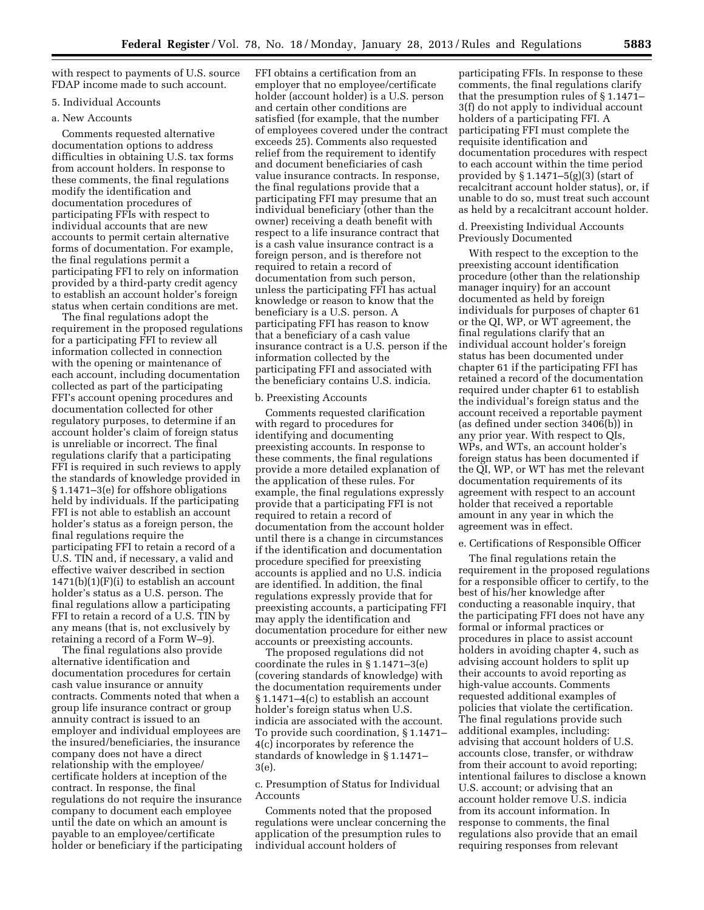with respect to payments of U.S. source FDAP income made to such account.

5. Individual Accounts

a. New Accounts

Comments requested alternative documentation options to address difficulties in obtaining U.S. tax forms from account holders. In response to these comments, the final regulations modify the identification and documentation procedures of participating FFIs with respect to individual accounts that are new accounts to permit certain alternative forms of documentation. For example, the final regulations permit a participating FFI to rely on information provided by a third-party credit agency to establish an account holder's foreign status when certain conditions are met.

The final regulations adopt the requirement in the proposed regulations for a participating FFI to review all information collected in connection with the opening or maintenance of each account, including documentation collected as part of the participating FFI's account opening procedures and documentation collected for other regulatory purposes, to determine if an account holder's claim of foreign status is unreliable or incorrect. The final regulations clarify that a participating FFI is required in such reviews to apply the standards of knowledge provided in § 1.1471–3(e) for offshore obligations held by individuals. If the participating FFI is not able to establish an account holder's status as a foreign person, the final regulations require the participating FFI to retain a record of a U.S. TIN and, if necessary, a valid and effective waiver described in section 1471(b)(1)(F)(i) to establish an account holder's status as a U.S. person. The final regulations allow a participating FFI to retain a record of a U.S. TIN by any means (that is, not exclusively by retaining a record of a Form W–9).

The final regulations also provide alternative identification and documentation procedures for certain cash value insurance or annuity contracts. Comments noted that when a group life insurance contract or group annuity contract is issued to an employer and individual employees are the insured/beneficiaries, the insurance company does not have a direct relationship with the employee/certificate holders at inception of the contract. In response, the final regulations do not require the insurance company to document each employee until the date on which an amount is payable to an employee/certificate holder or beneficiary if the participating FFI obtains a certification from an employer that no employee/certificate holder (account holder) is a U.S. person and certain other conditions are satisfied (for example, that the number of employees covered under the contract exceeds 25). Comments also requested relief from the requirement to identify and document beneficiaries of cash value insurance contracts. In response, the final regulations provide that a participating FFI may presume that an individual beneficiary (other than the owner) receiving a death benefit with respect to a life insurance contract that is a cash value insurance contract is a foreign person, and is therefore not required to retain a record of documentation from such person, unless the participating FFI has actual knowledge or reason to know that the beneficiary is a U.S. person. A participating FFI has reason to know that a beneficiary of a cash value insurance contract is a U.S. person if the information collected by the participating FFI and associated with the beneficiary contains U.S. indicia.

b. Preexisting Accounts

Comments requested clarification with regard to procedures for identifying and documenting preexisting accounts. In response to these comments, the final regulations provide a more detailed explanation of the application of these rules. For example, the final regulations expressly provide that a participating FFI is not required to retain a record of documentation from the account holder until there is a change in circumstances if the identification and documentation procedure specified for preexisting accounts is applied and no U.S. indicia are identified. In addition, the final regulations expressly provide that for preexisting accounts, a participating FFI may apply the identification and documentation procedure for either new accounts or preexisting accounts.

The proposed regulations did not coordinate the rules in § 1.1471–3(e) (covering standards of knowledge) with the documentation requirements under § 1.1471–4(c) to establish an account holder's foreign status when U.S. indicia are associated with the account. To provide such coordination, § 1.1471–4(c) incorporates by reference the standards of knowledge in § 1.1471–3(e).

c. Presumption of Status for Individual Accounts

Comments noted that the proposed regulations were unclear concerning the application of the presumption rules to individual account holders of participating FFIs. In response to these comments, the final regulations clarify that the presumption rules of § 1.1471–3(f) do not apply to individual account holders of a participating FFI. A participating FFI must complete the requisite identification and documentation procedures with respect to each account within the time period provided by § 1.1471–5(g)(3) (start of recalcitrant account holder status), or, if unable to do so, must treat such account as held by a recalcitrant account holder.

d. Preexisting Individual Accounts Previously Documented

With respect to the exception to the preexisting account identification procedure (other than the relationship manager inquiry) for an account documented as held by foreign individuals for purposes of chapter 61 or the QI, WP, or WT agreement, the final regulations clarify that an individual account holder's foreign status has been documented under chapter 61 if the participating FFI has retained a record of the documentation required under chapter 61 to establish the individual's foreign status and the account received a reportable payment (as defined under section 3406(b)) in any prior year. With respect to QIs, WPs, and WTs, an account holder's foreign status has been documented if the QI, WP, or WT has met the relevant documentation requirements of its agreement with respect to an account holder that received a reportable amount in any year in which the agreement was in effect.

e. Certifications of Responsible Officer

The final regulations retain the requirement in the proposed regulations for a responsible officer to certify, to the best of his/her knowledge after conducting a reasonable inquiry, that the participating FFI does not have any formal or informal practices or procedures in place to assist account holders in avoiding chapter 4, such as advising account holders to split up their accounts to avoid reporting as high-value accounts. Comments requested additional examples of policies that violate the certification. The final regulations provide such additional examples, including: advising that account holders of U.S. accounts close, transfer, or withdraw from their account to avoid reporting; intentional failures to disclose a known U.S. account; or advising that an account holder remove U.S. indicia from its account information. In response to comments, the final regulations also provide that an email requiring responses from relevant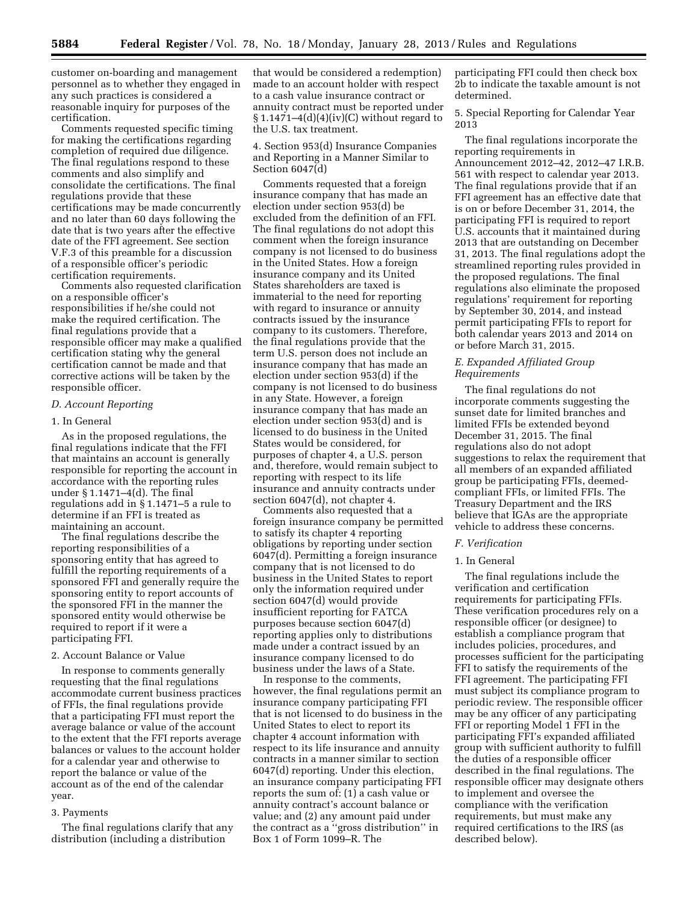customer on-boarding and management personnel as to whether they engaged in any such practices is considered a reasonable inquiry for purposes of the certification.

Comments requested specific timing for making the certifications regarding completion of required due diligence. The final regulations respond to these comments and also simplify and consolidate the certifications. The final regulations provide that these certifications may be made concurrently and no later than 60 days following the date that is two years after the effective date of the FFI agreement. See section V.F.3 of this preamble for a discussion of a responsible officer's periodic certification requirements.

Comments also requested clarification on a responsible officer's responsibilities if he/she could not make the required certification. The final regulations provide that a responsible officer may make a qualified certification stating why the general certification cannot be made and that corrective actions will be taken by the responsible officer.

### *D. Account Reporting*

#### 1. In General

As in the proposed regulations, the final regulations indicate that the FFI that maintains an account is generally responsible for reporting the account in accordance with the reporting rules under § 1.1471–4(d). The final regulations add in § 1.1471–5 a rule to determine if an FFI is treated as maintaining an account.

The final regulations describe the reporting responsibilities of a sponsoring entity that has agreed to fulfill the reporting requirements of a sponsored FFI and generally require the sponsoring entity to report accounts of the sponsored FFI in the manner the sponsored entity would otherwise be required to report if it were a participating FFI.

#### 2. Account Balance or Value

In response to comments generally requesting that the final regulations accommodate current business practices of FFIs, the final regulations provide that a participating FFI must report the average balance or value of the account to the extent that the FFI reports average balances or values to the account holder for a calendar year and otherwise to report the balance or value of the account as of the end of the calendar year.

#### 3. Payments

The final regulations clarify that any distribution (including a distribution that would be considered a redemption) made to an account holder with respect to a cash value insurance contract or annuity contract must be reported under § 1.1471–4(d)(4)(iv)(C) without regard to the U.S. tax treatment.

#### 4. Section 953(d) Insurance Companies and Reporting in a Manner Similar to Section 6047(d)

Comments requested that a foreign insurance company that has made an election under section 953(d) be excluded from the definition of an FFI. The final regulations do not adopt this comment when the foreign insurance company is not licensed to do business in the United States. How a foreign insurance company and its United States shareholders are taxed is immaterial to the need for reporting with regard to insurance or annuity contracts issued by the insurance company to its customers. Therefore, the final regulations provide that the term U.S. person does not include an insurance company that has made an election under section 953(d) if the company is not licensed to do business in any State. However, a foreign insurance company that has made an election under section 953(d) and is licensed to do business in the United States would be considered, for purposes of chapter 4, a U.S. person and, therefore, would remain subject to reporting with respect to its life insurance and annuity contracts under section 6047(d), not chapter 4.

Comments also requested that a foreign insurance company be permitted to satisfy its chapter 4 reporting obligations by reporting under section 6047(d). Permitting a foreign insurance company that is not licensed to do business in the United States to report only the information required under section 6047(d) would provide insufficient reporting for FATCA purposes because section 6047(d) reporting applies only to distributions made under a contract issued by an insurance company licensed to do business under the laws of a State.

In response to the comments, however, the final regulations permit an insurance company participating FFI that is not licensed to do business in the United States to elect to report its chapter 4 account information with respect to its life insurance and annuity contracts in a manner similar to section 6047(d) reporting. Under this election, an insurance company participating FFI reports the sum of: (1) a cash value or annuity contract's account balance or value; and (2) any amount paid under the contract as a ''gross distribution'' in Box 1 of Form 1099–R. The participating FFI could then check box 2b to indicate the taxable amount is not determined.

#### 5. Special Reporting for Calendar Year 2013

The final regulations incorporate the reporting requirements in Announcement 2012–42, 2012–47 I.R.B. 561 with respect to calendar year 2013. The final regulations provide that if an FFI agreement has an effective date that is on or before December 31, 2014, the participating FFI is required to report U.S. accounts that it maintained during 2013 that are outstanding on December 31, 2013. The final regulations adopt the streamlined reporting rules provided in the proposed regulations. The final regulations also eliminate the proposed regulations' requirement for reporting by September 30, 2014, and instead permit participating FFIs to report for both calendar years 2013 and 2014 on or before March 31, 2015.

### *E. Expanded Affiliated Group Requirements*

The final regulations do not incorporate comments suggesting the sunset date for limited branches and limited FFIs be extended beyond December 31, 2015. The final regulations also do not adopt suggestions to relax the requirement that all members of an expanded affiliated group be participating FFIs, deemed-compliant FFIs, or limited FFIs. The Treasury Department and the IRS believe that IGAs are the appropriate vehicle to address these concerns.

### *F. Verification*

#### 1. In General

The final regulations include the verification and certification requirements for participating FFIs. These verification procedures rely on a responsible officer (or designee) to establish a compliance program that includes policies, procedures, and processes sufficient for the participating FFI to satisfy the requirements of the FFI agreement. The participating FFI must subject its compliance program to periodic review. The responsible officer may be any officer of any participating FFI or reporting Model 1 FFI in the participating FFI's expanded affiliated group with sufficient authority to fulfill the duties of a responsible officer described in the final regulations. The responsible officer may designate others to implement and oversee the compliance with the verification requirements, but must make any required certifications to the IRS (as described below).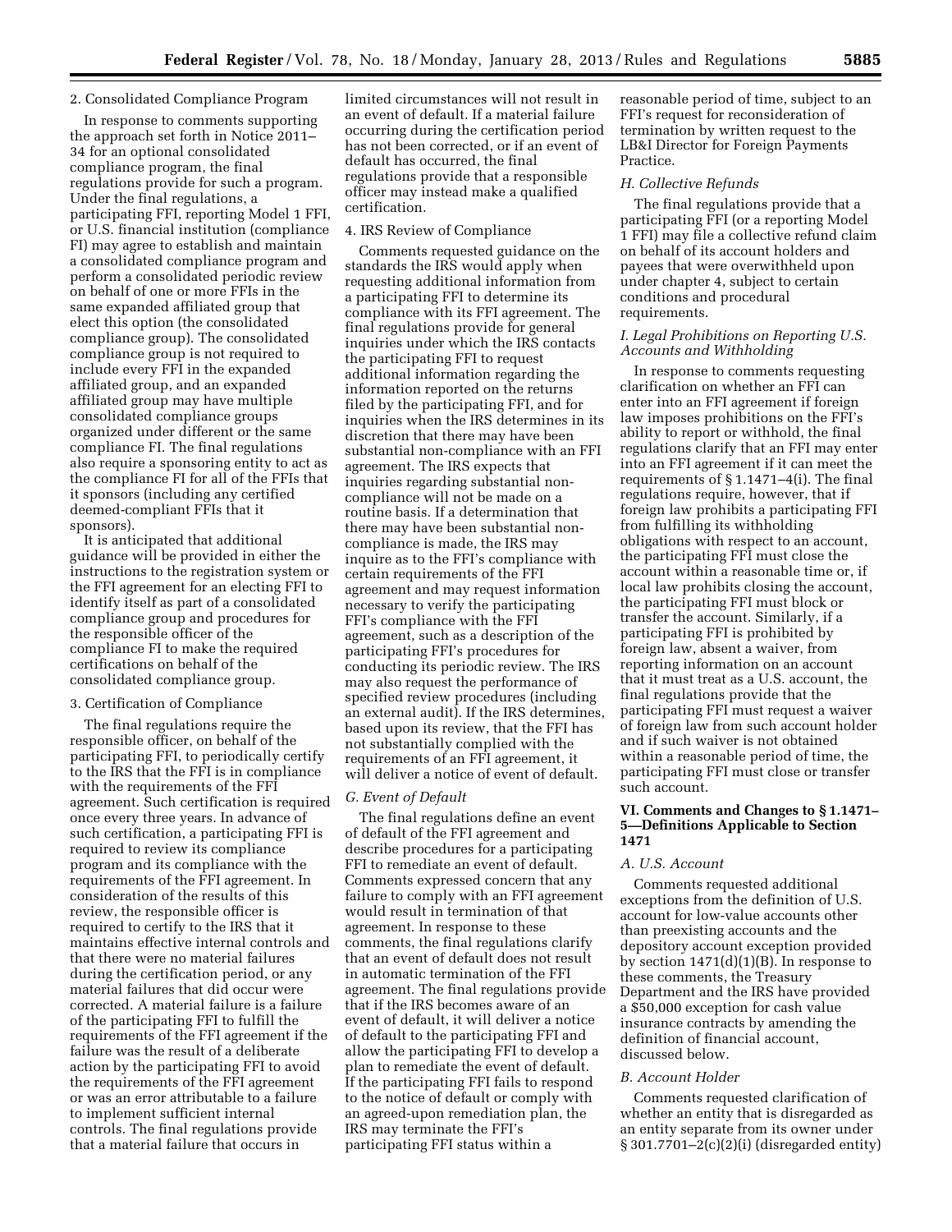2. Consolidated Compliance Program

In response to comments supporting the approach set forth in Notice 2011–34 for an optional consolidated compliance program, the final regulations provide for such a program. Under the final regulations, a participating FFI, reporting Model 1 FFI, or U.S. financial institution (compliance FI) may agree to establish and maintain a consolidated compliance program and perform a consolidated periodic review on behalf of one or more FFIs in the same expanded affiliated group that elect this option (the consolidated compliance group). The consolidated compliance group is not required to include every FFI in the expanded affiliated group, and an expanded affiliated group may have multiple consolidated compliance groups organized under different or the same compliance FI. The final regulations also require a sponsoring entity to act as the compliance FI for all of the FFIs that it sponsors (including any certified deemed-compliant FFIs that it sponsors).

It is anticipated that additional guidance will be provided in either the instructions to the registration system or the FFI agreement for an electing FFI to identify itself as part of a consolidated compliance group and procedures for the responsible officer of the compliance FI to make the required certifications on behalf of the consolidated compliance group.

3. Certification of Compliance

The final regulations require the responsible officer, on behalf of the participating FFI, to periodically certify to the IRS that the FFI is in compliance with the requirements of the FFI agreement. Such certification is required once every three years. In advance of such certification, a participating FFI is required to review its compliance program and its compliance with the requirements of the FFI agreement. In consideration of the results of this review, the responsible officer is required to certify to the IRS that it maintains effective internal controls and that there were no material failures during the certification period, or any material failures that did occur were corrected. A material failure is a failure of the participating FFI to fulfill the requirements of the FFI agreement if the failure was the result of a deliberate action by the participating FFI to avoid the requirements of the FFI agreement or was an error attributable to a failure to implement sufficient internal controls. The final regulations provide that a material failure that occurs in limited circumstances will not result in an event of default. If a material failure occurring during the certification period has not been corrected, or if an event of default has occurred, the final regulations provide that a responsible officer may instead make a qualified certification.

4. IRS Review of Compliance

Comments requested guidance on the standards the IRS would apply when requesting additional information from a participating FFI to determine its compliance with its FFI agreement. The final regulations provide for general inquiries under which the IRS contacts the participating FFI to request additional information regarding the information reported on the returns filed by the participating FFI, and for inquiries when the IRS determines in its discretion that there may have been substantial non-compliance with an FFI agreement. The IRS expects that inquiries regarding substantial non-compliance will not be made on a routine basis. If a determination that there may have been substantial non-compliance is made, the IRS may inquire as to the FFI's compliance with certain requirements of the FFI agreement and may request information necessary to verify the participating FFI's compliance with the FFI agreement, such as a description of the participating FFI's procedures for conducting its periodic review. The IRS may also request the performance of specified review procedures (including an external audit). If the IRS determines, based upon its review, that the FFI has not substantially complied with the requirements of an FFI agreement, it will deliver a notice of event of default.

### *G. Event of Default*

The final regulations define an event of default of the FFI agreement and describe procedures for a participating FFI to remediate an event of default. Comments expressed concern that any failure to comply with an FFI agreement would result in termination of that agreement. In response to these comments, the final regulations clarify that an event of default does not result in automatic termination of the FFI agreement. The final regulations provide that if the IRS becomes aware of an event of default, it will deliver a notice of default to the participating FFI and allow the participating FFI to develop a plan to remediate the event of default. If the participating FFI fails to respond to the notice of default or comply with an agreed-upon remediation plan, the IRS may terminate the FFI's participating FFI status within a reasonable period of time, subject to an FFI's request for reconsideration of termination by written request to the LB&I Director for Foreign Payments Practice.

### *H. Collective Refunds*

The final regulations provide that a participating FFI (or a reporting Model 1 FFI) may file a collective refund claim on behalf of its account holders and payees that were overwithheld upon under chapter 4, subject to certain conditions and procedural requirements.

### *I. Legal Prohibitions on Reporting U.S. Accounts and Withholding*

In response to comments requesting clarification on whether an FFI can enter into an FFI agreement if foreign law imposes prohibitions on the FFI's ability to report or withhold, the final regulations clarify that an FFI may enter into an FFI agreement if it can meet the requirements of § 1.1471–4(i). The final regulations require, however, that if foreign law prohibits a participating FFI from fulfilling its withholding obligations with respect to an account, the participating FFI must close the account within a reasonable time or, if local law prohibits closing the account, the participating FFI must block or transfer the account. Similarly, if a participating FFI is prohibited by foreign law, absent a waiver, from reporting information on an account that it must treat as a U.S. account, the final regulations provide that the participating FFI must request a waiver of foreign law from such account holder and if such waiver is not obtained within a reasonable period of time, the participating FFI must close or transfer such account.

## VI. Comments and Changes to § 1.1471–5—Definitions Applicable to Section 1471

### *A. U.S. Account*

Comments requested additional exceptions from the definition of U.S. account for low-value accounts other than preexisting accounts and the depository account exception provided by section 1471(d)(1)(B). In response to these comments, the Treasury Department and the IRS have provided a $50,000 exception for cash value insurance contracts by amending the definition of financial account, discussed below.

### *B. Account Holder*

Comments requested clarification of whether an entity that is disregarded as an entity separate from its owner under § 301.7701–2(c)(2)(i) (disregarded entity)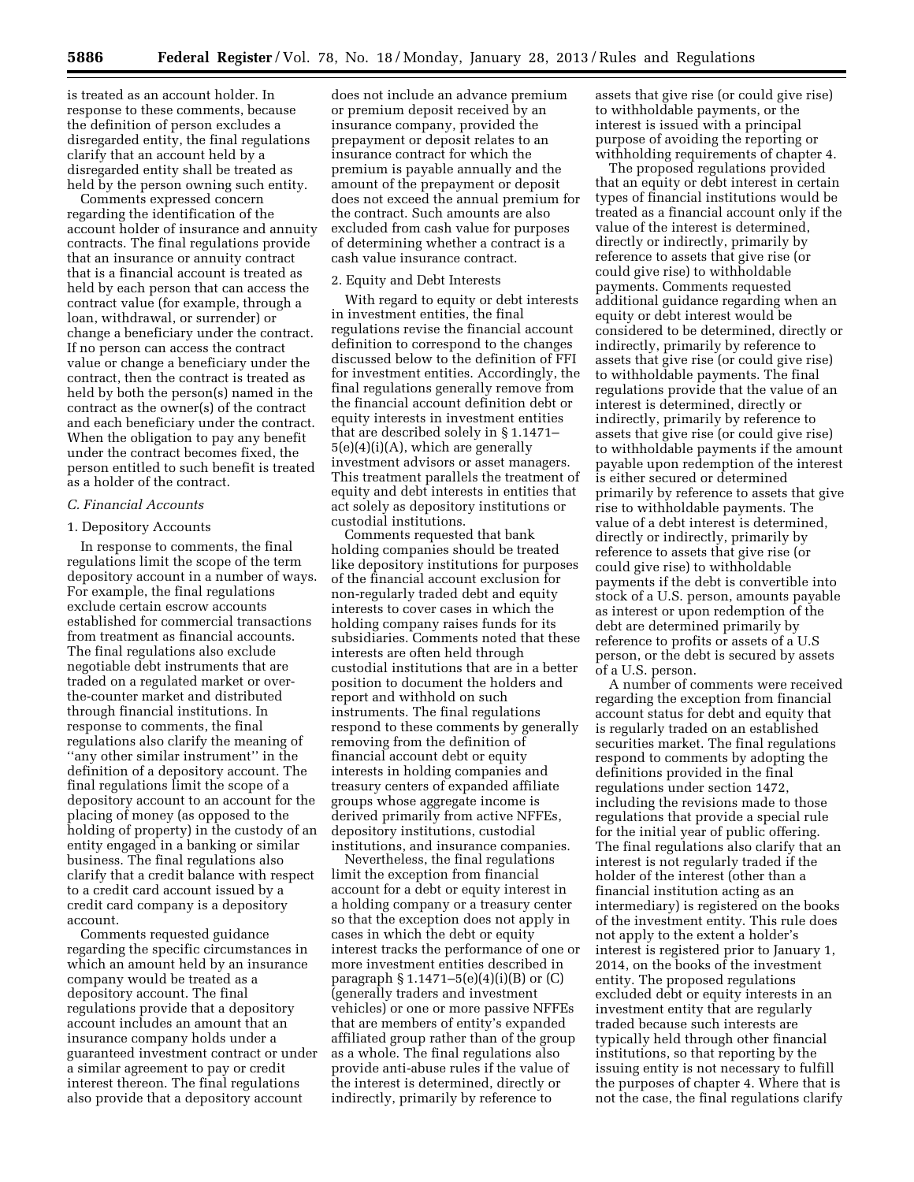is treated as an account holder. In response to these comments, because the definition of person excludes a disregarded entity, the final regulations clarify that an account held by a disregarded entity shall be treated as held by the person owning such entity.

Comments expressed concern regarding the identification of the account holder of insurance and annuity contracts. The final regulations provide that an insurance or annuity contract that is a financial account is treated as held by each person that can access the contract value (for example, through a loan, withdrawal, or surrender) or change a beneficiary under the contract. If no person can access the contract value or change a beneficiary under the contract, then the contract is treated as held by both the person(s) named in the contract as the owner(s) of the contract and each beneficiary under the contract. When the obligation to pay any benefit under the contract becomes fixed, the person entitled to such benefit is treated as a holder of the contract.

### *C. Financial Accounts*

#### 1. Depository Accounts

In response to comments, the final regulations limit the scope of the term depository account in a number of ways. For example, the final regulations exclude certain escrow accounts established for commercial transactions from treatment as financial accounts. The final regulations also exclude negotiable debt instruments that are traded on a regulated market or over-the-counter market and distributed through financial institutions. In response to comments, the final regulations also clarify the meaning of ''any other similar instrument'' in the definition of a depository account. The final regulations limit the scope of a depository account to an account for the placing of money (as opposed to the holding of property) in the custody of an entity engaged in a banking or similar business. The final regulations also clarify that a credit balance with respect to a credit card account issued by a credit card company is a depository account.

Comments requested guidance regarding the specific circumstances in which an amount held by an insurance company would be treated as a depository account. The final regulations provide that a depository account includes an amount that an insurance company holds under a guaranteed investment contract or under a similar agreement to pay or credit interest thereon. The final regulations also provide that a depository account does not include an advance premium or premium deposit received by an insurance company, provided the prepayment or deposit relates to an insurance contract for which the premium is payable annually and the amount of the prepayment or deposit does not exceed the annual premium for the contract. Such amounts are also excluded from cash value for purposes of determining whether a contract is a cash value insurance contract.

#### 2. Equity and Debt Interests

With regard to equity or debt interests in investment entities, the final regulations revise the financial account definition to correspond to the changes discussed below to the definition of FFI for investment entities. Accordingly, the final regulations generally remove from the financial account definition debt or equity interests in investment entities that are described solely in § 1.1471–5(e)(4)(i)(A), which are generally investment advisors or asset managers. This treatment parallels the treatment of equity and debt interests in entities that act solely as depository institutions or custodial institutions.

Comments requested that bank holding companies should be treated like depository institutions for purposes of the financial account exclusion for non-regularly traded debt and equity interests to cover cases in which the holding company raises funds for its subsidiaries. Comments noted that these interests are often held through custodial institutions that are in a better position to document the holders and report and withhold on such instruments. The final regulations respond to these comments by generally removing from the definition of financial account debt or equity interests in holding companies and treasury centers of expanded affiliate groups whose aggregate income is derived primarily from active NFFEs, depository institutions, custodial institutions, and insurance companies.

Nevertheless, the final regulations limit the exception from financial account for a debt or equity interest in a holding company or a treasury center so that the exception does not apply in cases in which the debt or equity interest tracks the performance of one or more investment entities described in paragraph § 1.1471–5(e)(4)(i)(B) or (C) (generally traders and investment vehicles) or one or more passive NFFEs that are members of entity's expanded affiliated group rather than of the group as a whole. The final regulations also provide anti-abuse rules if the value of the interest is determined, directly or indirectly, primarily by reference to assets that give rise (or could give rise) to withholdable payments, or the interest is issued with a principal purpose of avoiding the reporting or withholding requirements of chapter 4.

The proposed regulations provided that an equity or debt interest in certain types of financial institutions would be treated as a financial account only if the value of the interest is determined, directly or indirectly, primarily by reference to assets that give rise (or could give rise) to withholdable payments. Comments requested additional guidance regarding when an equity or debt interest would be considered to be determined, directly or indirectly, primarily by reference to assets that give rise (or could give rise) to withholdable payments. The final regulations provide that the value of an interest is determined, directly or indirectly, primarily by reference to assets that give rise (or could give rise) to withholdable payments if the amount payable upon redemption of the interest is either secured or determined primarily by reference to assets that give rise to withholdable payments. The value of a debt interest is determined, directly or indirectly, primarily by reference to assets that give rise (or could give rise) to withholdable payments if the debt is convertible into stock of a U.S. person, amounts payable as interest or upon redemption of the debt are determined primarily by reference to profits or assets of a U.S person, or the debt is secured by assets of a U.S. person.

A number of comments were received regarding the exception from financial account status for debt and equity that is regularly traded on an established securities market. The final regulations respond to comments by adopting the definitions provided in the final regulations under section 1472, including the revisions made to those regulations that provide a special rule for the initial year of public offering. The final regulations also clarify that an interest is not regularly traded if the holder of the interest (other than a financial institution acting as an intermediary) is registered on the books of the investment entity. This rule does not apply to the extent a holder's interest is registered prior to January 1, 2014, on the books of the investment entity. The proposed regulations excluded debt or equity interests in an investment entity that are regularly traded because such interests are typically held through other financial institutions, so that reporting by the issuing entity is not necessary to fulfill the purposes of chapter 4. Where that is not the case, the final regulations clarify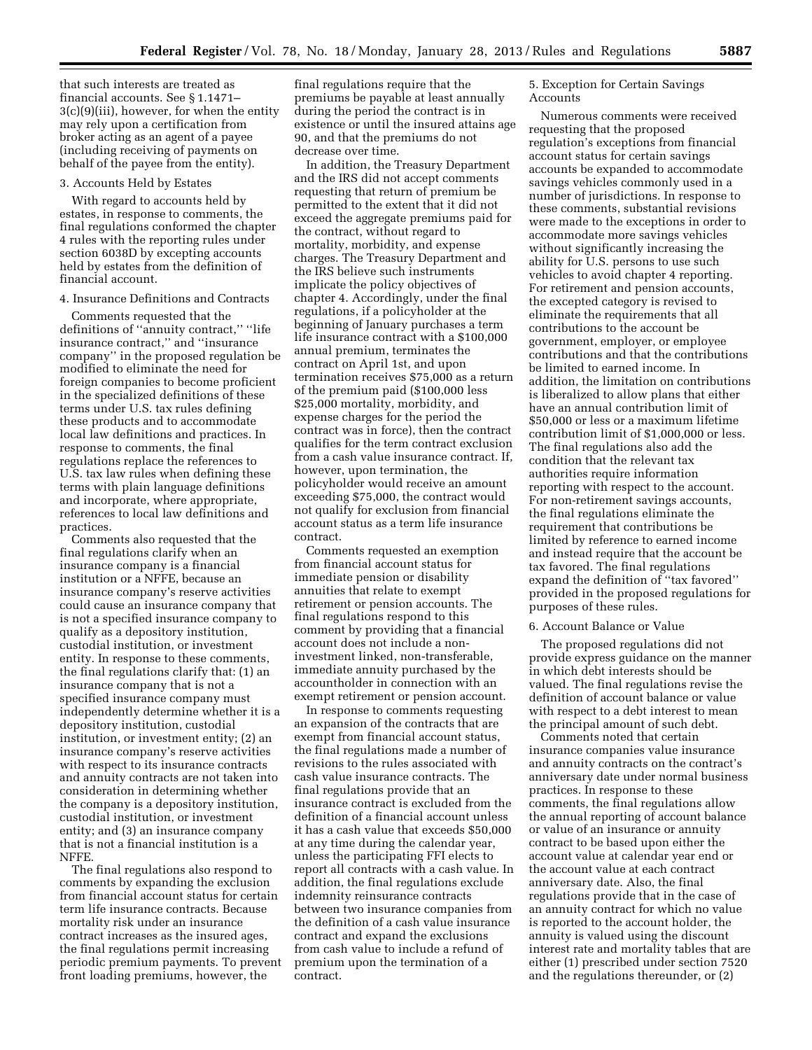that such interests are treated as financial accounts. See § 1.1471–3(c)(9)(iii), however, for when the entity may rely upon a certification from broker acting as an agent of a payee (including receiving of payments on behalf of the payee from the entity).

3. Accounts Held by Estates

With regard to accounts held by estates, in response to comments, the final regulations conformed the chapter 4 rules with the reporting rules under section 6038D by excepting accounts held by estates from the definition of financial account.

4. Insurance Definitions and Contracts

Comments requested that the definitions of "annuity contract," "life insurance contract," and "insurance company" in the proposed regulation be modified to eliminate the need for foreign companies to become proficient in the specialized definitions of these terms under U.S. tax rules defining these products and to accommodate local law definitions and practices. In response to comments, the final regulations replace the references to U.S. tax law rules when defining these terms with plain language definitions and incorporate, where appropriate, references to local law definitions and practices.

Comments also requested that the final regulations clarify when an insurance company is a financial institution or a NFFE, because an insurance company's reserve activities could cause an insurance company that is not a specified insurance company to qualify as a depository institution, custodial institution, or investment entity. In response to these comments, the final regulations clarify that: (1) an insurance company that is not a specified insurance company must independently determine whether it is a depository institution, custodial institution, or investment entity; (2) an insurance company's reserve activities with respect to its insurance contracts and annuity contracts are not taken into consideration in determining whether the company is a depository institution, custodial institution, or investment entity; and (3) an insurance company that is not a financial institution is a NFFE.

The final regulations also respond to comments by expanding the exclusion from financial account status for certain term life insurance contracts. Because mortality risk under an insurance contract increases as the insured ages, the final regulations permit increasing periodic premium payments. To prevent front loading premiums, however, the final regulations require that the premiums be payable at least annually during the period the contract is in existence or until the insured attains age 90, and that the premiums do not decrease over time.

In addition, the Treasury Department and the IRS did not accept comments requesting that return of premium be permitted to the extent that it did not exceed the aggregate premiums paid for the contract, without regard to mortality, morbidity, and expense charges. The Treasury Department and the IRS believe such instruments implicate the policy objectives of chapter 4. Accordingly, under the final regulations, if a policyholder at the beginning of January purchases a term life insurance contract with a $100,000 annual premium, terminates the contract on April 1st, and upon termination receives $75,000 as a return of the premium paid ($100,000 less $25,000 mortality, morbidity, and expense charges for the period the contract was in force), then the contract qualifies for the term contract exclusion from a cash value insurance contract. If, however, upon termination, the policyholder would receive an amount exceeding $75,000, the contract would not qualify for exclusion from financial account status as a term life insurance contract.

Comments requested an exemption from financial account status for immediate pension or disability annuities that relate to exempt retirement or pension accounts. The final regulations respond to this comment by providing that a financial account does not include a non-investment linked, non-transferable, immediate annuity purchased by the accountholder in connection with an exempt retirement or pension account.

In response to comments requesting an expansion of the contracts that are exempt from financial account status, the final regulations made a number of revisions to the rules associated with cash value insurance contracts. The final regulations provide that an insurance contract is excluded from the definition of a financial account unless it has a cash value that exceeds $50,000 at any time during the calendar year, unless the participating FFI elects to report all contracts with a cash value. In addition, the final regulations exclude indemnity reinsurance contracts between two insurance companies from the definition of a cash value insurance contract and expand the exclusions from cash value to include a refund of premium upon the termination of a contract.

5. Exception for Certain Savings Accounts

Numerous comments were received requesting that the proposed regulation's exceptions from financial account status for certain savings accounts be expanded to accommodate savings vehicles commonly used in a number of jurisdictions. In response to these comments, substantial revisions were made to the exceptions in order to accommodate more savings vehicles without significantly increasing the ability for U.S. persons to use such vehicles to avoid chapter 4 reporting. For retirement and pension accounts, the excepted category is revised to eliminate the requirements that all contributions to the account be government, employer, or employee contributions and that the contributions be limited to earned income. In addition, the limitation on contributions is liberalized to allow plans that either have an annual contribution limit of $50,000 or less or a maximum lifetime contribution limit of $1,000,000 or less. The final regulations also add the condition that the relevant tax authorities require information reporting with respect to the account. For non-retirement savings accounts, the final regulations eliminate the requirement that contributions be limited by reference to earned income and instead require that the account be tax favored. The final regulations expand the definition of "tax favored" provided in the proposed regulations for purposes of these rules.

6. Account Balance or Value

The proposed regulations did not provide express guidance on the manner in which debt interests should be valued. The final regulations revise the definition of account balance or value with respect to a debt interest to mean the principal amount of such debt.

Comments noted that certain insurance companies value insurance and annuity contracts on the contract's anniversary date under normal business practices. In response to these comments, the final regulations allow the annual reporting of account balance or value of an insurance or annuity contract to be based upon either the account value at calendar year end or the account value at each contract anniversary date. Also, the final regulations provide that in the case of an annuity contract for which no value is reported to the account holder, the annuity is valued using the discount interest rate and mortality tables that are either (1) prescribed under section 7520 and the regulations thereunder, or (2)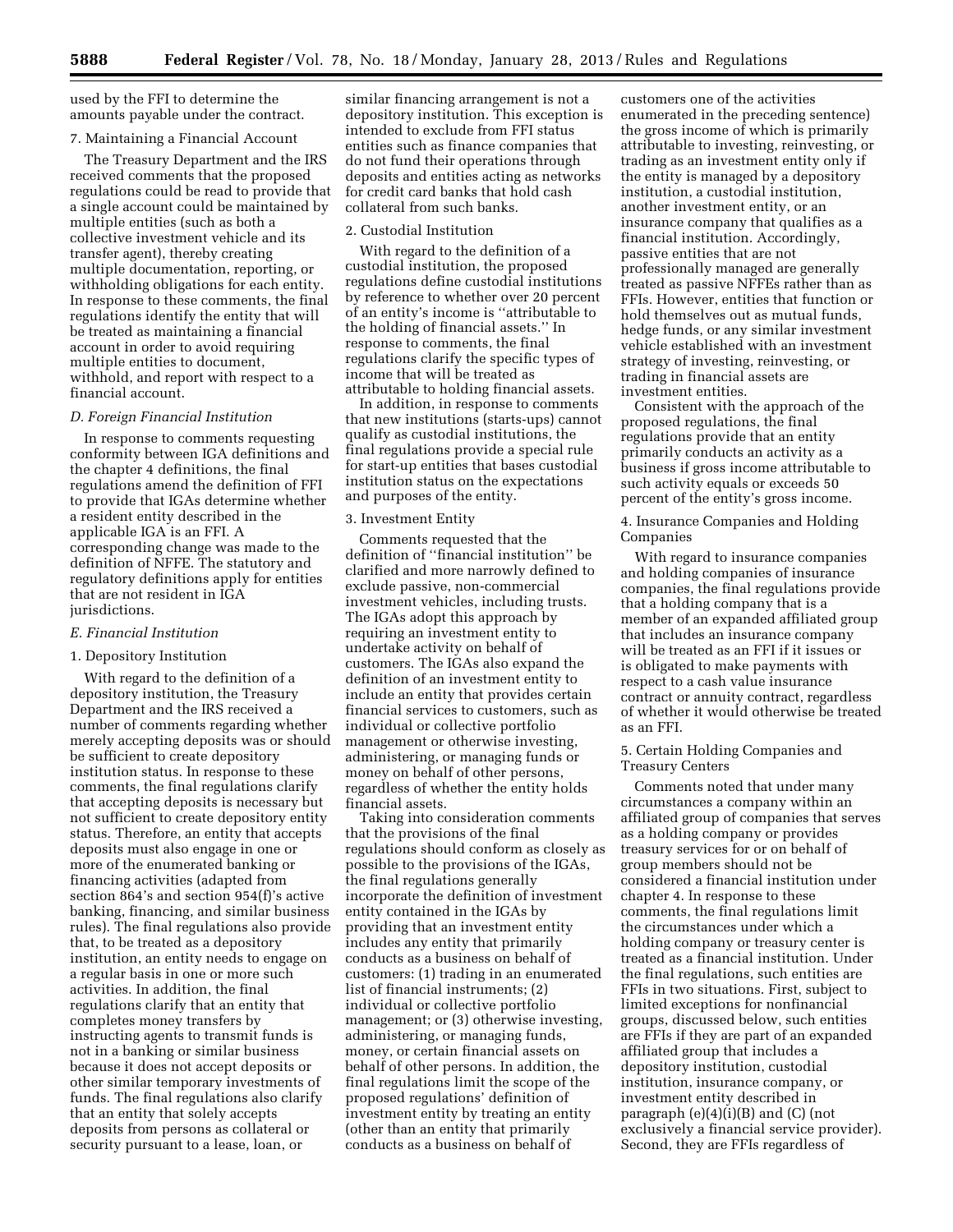used by the FFI to determine the amounts payable under the contract.

7. Maintaining a Financial Account

The Treasury Department and the IRS received comments that the proposed regulations could be read to provide that a single account could be maintained by multiple entities (such as both a collective investment vehicle and its transfer agent), thereby creating multiple documentation, reporting, or withholding obligations for each entity. In response to these comments, the final regulations identify the entity that will be treated as maintaining a financial account in order to avoid requiring multiple entities to document, withhold, and report with respect to a financial account.

*D. Foreign Financial Institution*

In response to comments requesting conformity between IGA definitions and the chapter 4 definitions, the final regulations amend the definition of FFI to provide that IGAs determine whether a resident entity described in the applicable IGA is an FFI. A corresponding change was made to the definition of NFFE. The statutory and regulatory definitions apply for entities that are not resident in IGA jurisdictions.

*E. Financial Institution*

1. Depository Institution

With regard to the definition of a depository institution, the Treasury Department and the IRS received a number of comments regarding whether merely accepting deposits was or should be sufficient to create depository institution status. In response to these comments, the final regulations clarify that accepting deposits is necessary but not sufficient to create depository entity status. Therefore, an entity that accepts deposits must also engage in one or more of the enumerated banking or financing activities (adapted from section 864's and section 954(f)'s active banking, financing, and similar business rules). The final regulations also provide that, to be treated as a depository institution, an entity needs to engage on a regular basis in one or more such activities. In addition, the final regulations clarify that an entity that completes money transfers by instructing agents to transmit funds is not in a banking or similar business because it does not accept deposits or other similar temporary investments of funds. The final regulations also clarify that an entity that solely accepts deposits from persons as collateral or security pursuant to a lease, loan, or similar financing arrangement is not a depository institution. This exception is intended to exclude from FFI status entities such as finance companies that do not fund their operations through deposits and entities acting as networks for credit card banks that hold cash collateral from such banks.

2. Custodial Institution

With regard to the definition of a custodial institution, the proposed regulations define custodial institutions by reference to whether over 20 percent of an entity's income is "attributable to the holding of financial assets." In response to comments, the final regulations clarify the specific types of income that will be treated as attributable to holding financial assets.

In addition, in response to comments that new institutions (starts-ups) cannot qualify as custodial institutions, the final regulations provide a special rule for start-up entities that bases custodial institution status on the expectations and purposes of the entity.

3. Investment Entity

Comments requested that the definition of "financial institution" be clarified and more narrowly defined to exclude passive, non-commercial investment vehicles, including trusts. The IGAs adopt this approach by requiring an investment entity to undertake activity on behalf of customers. The IGAs also expand the definition of an investment entity to include an entity that provides certain financial services to customers, such as individual or collective portfolio management or otherwise investing, administering, or managing funds or money on behalf of other persons, regardless of whether the entity holds financial assets.

Taking into consideration comments that the provisions of the final regulations should conform as closely as possible to the provisions of the IGAs, the final regulations generally incorporate the definition of investment entity contained in the IGAs by providing that an investment entity includes any entity that primarily conducts as a business on behalf of customers: (1) trading in an enumerated list of financial instruments; (2) individual or collective portfolio management; or (3) otherwise investing, administering, or managing funds, money, or certain financial assets on behalf of other persons. In addition, the final regulations limit the scope of the proposed regulations' definition of investment entity by treating an entity (other than an entity that primarily conducts as a business on behalf of customers one of the activities enumerated in the preceding sentence) the gross income of which is primarily attributable to investing, reinvesting, or trading as an investment entity only if the entity is managed by a depository institution, a custodial institution, another investment entity, or an insurance company that qualifies as a financial institution. Accordingly, passive entities that are not professionally managed are generally treated as passive NFFEs rather than as FFIs. However, entities that function or hold themselves out as mutual funds, hedge funds, or any similar investment vehicle established with an investment strategy of investing, reinvesting, or trading in financial assets are investment entities.

Consistent with the approach of the proposed regulations, the final regulations provide that an entity primarily conducts an activity as a business if gross income attributable to such activity equals or exceeds 50 percent of the entity's gross income.

4. Insurance Companies and Holding Companies

With regard to insurance companies and holding companies of insurance companies, the final regulations provide that a holding company that is a member of an expanded affiliated group that includes an insurance company will be treated as an FFI if it issues or is obligated to make payments with respect to a cash value insurance contract or annuity contract, regardless of whether it would otherwise be treated as an FFI.

5. Certain Holding Companies and Treasury Centers

Comments noted that under many circumstances a company within an affiliated group of companies that serves as a holding company or provides treasury services for or on behalf of group members should not be considered a financial institution under chapter 4. In response to these comments, the final regulations limit the circumstances under which a holding company or treasury center is treated as a financial institution. Under the final regulations, such entities are FFIs in two situations. First, subject to limited exceptions for nonfinancial groups, discussed below, such entities are FFIs if they are part of an expanded affiliated group that includes a depository institution, custodial institution, insurance company, or investment entity described in paragraph (e)(4)(i)(B) and (C) (not exclusively a financial service provider). Second, they are FFIs regardless of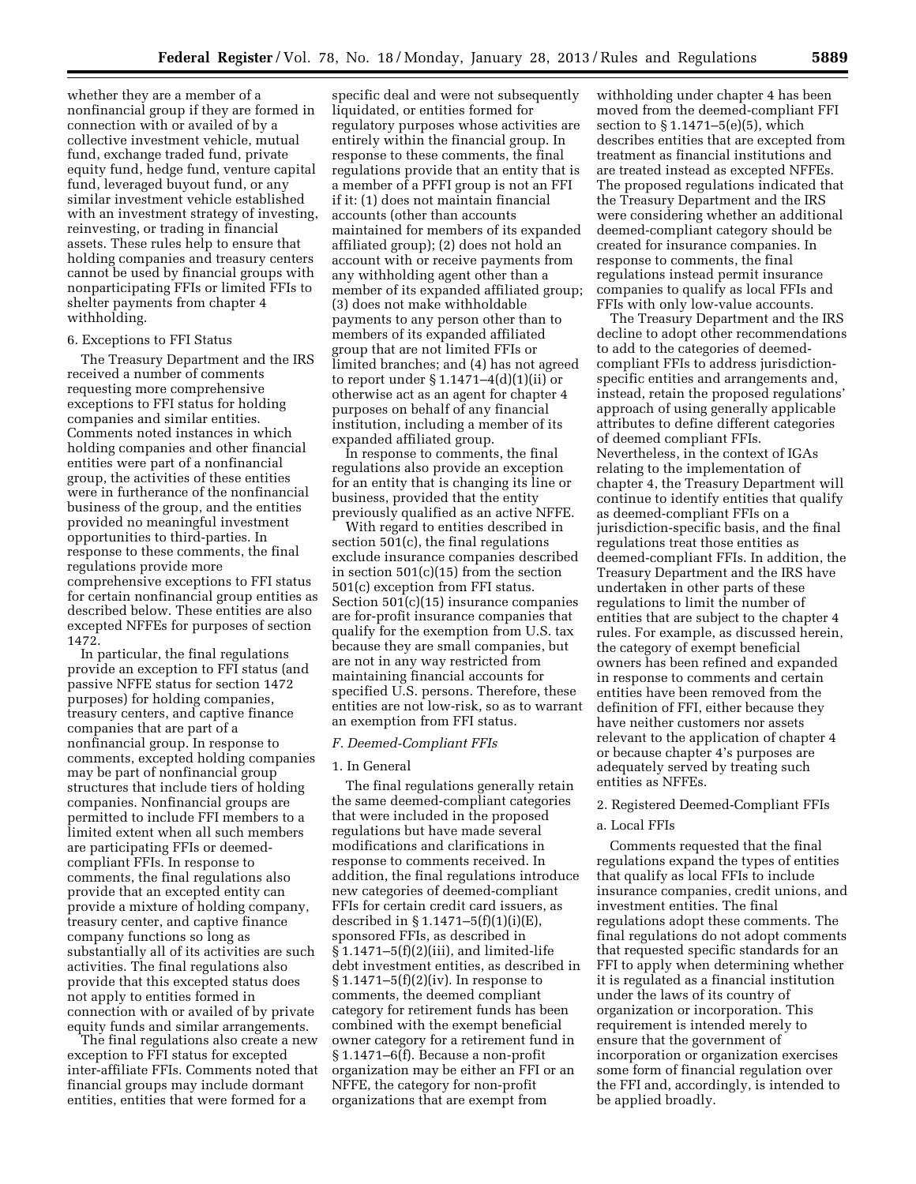whether they are a member of a nonfinancial group if they are formed in connection with or availed of by a collective investment vehicle, mutual fund, exchange traded fund, private equity fund, hedge fund, venture capital fund, leveraged buyout fund, or any similar investment vehicle established with an investment strategy of investing, reinvesting, or trading in financial assets. These rules help to ensure that holding companies and treasury centers cannot be used by financial groups with nonparticipating FFIs or limited FFIs to shelter payments from chapter 4 withholding.

6. Exceptions to FFI Status

The Treasury Department and the IRS received a number of comments requesting more comprehensive exceptions to FFI status for holding companies and similar entities. Comments noted instances in which holding companies and other financial entities were part of a nonfinancial group, the activities of these entities were in furtherance of the nonfinancial business of the group, and the entities provided no meaningful investment opportunities to third-parties. In response to these comments, the final regulations provide more comprehensive exceptions to FFI status for certain nonfinancial group entities as described below. These entities are also excepted NFFEs for purposes of section 1472.

In particular, the final regulations provide an exception to FFI status (and passive NFFE status for section 1472 purposes) for holding companies, treasury centers, and captive finance companies that are part of a nonfinancial group. In response to comments, excepted holding companies may be part of nonfinancial group structures that include tiers of holding companies. Nonfinancial groups are permitted to include FFI members to a limited extent when all such members are participating FFIs or deemed-compliant FFIs. In response to comments, the final regulations also provide that an excepted entity can provide a mixture of holding company, treasury center, and captive finance company functions so long as substantially all of its activities are such activities. The final regulations also provide that this excepted status does not apply to entities formed in connection with or availed of by private equity funds and similar arrangements.

The final regulations also create a new exception to FFI status for excepted inter-affiliate FFIs. Comments noted that financial groups may include dormant entities, entities that were formed for a specific deal and were not subsequently liquidated, or entities formed for regulatory purposes whose activities are entirely within the financial group. In response to these comments, the final regulations provide that an entity that is a member of a PFFI group is not an FFI if it: (1) does not maintain financial accounts (other than accounts maintained for members of its expanded affiliated group); (2) does not hold an account with or receive payments from any withholding agent other than a member of its expanded affiliated group; (3) does not make withholdable payments to any person other than to members of its expanded affiliated group that are not limited FFIs or limited branches; and (4) has not agreed to report under § 1.1471–4(d)(1)(ii) or otherwise act as an agent for chapter 4 purposes on behalf of any financial institution, including a member of its expanded affiliated group.

In response to comments, the final regulations also provide an exception for an entity that is changing its line or business, provided that the entity previously qualified as an active NFFE.

With regard to entities described in section 501(c), the final regulations exclude insurance companies described in section 501(c)(15) from the section 501(c) exception from FFI status. Section 501(c)(15) insurance companies are for-profit insurance companies that qualify for the exemption from U.S. tax because they are small companies, but are not in any way restricted from maintaining financial accounts for specified U.S. persons. Therefore, these entities are not low-risk, so as to warrant an exemption from FFI status.

*F. Deemed-Compliant FFIs*

1. In General

The final regulations generally retain the same deemed-compliant categories that were included in the proposed regulations but have made several modifications and clarifications in response to comments received. In addition, the final regulations introduce new categories of deemed-compliant FFIs for certain credit card issuers, as described in § 1.1471–5(f)(1)(i)(E), sponsored FFIs, as described in § 1.1471–5(f)(2)(iii), and limited-life debt investment entities, as described in § 1.1471–5(f)(2)(iv). In response to comments, the deemed compliant category for retirement funds has been combined with the exempt beneficial owner category for a retirement fund in § 1.1471–6(f). Because a non-profit organization may be either an FFI or an NFFE, the category for non-profit organizations that are exempt from withholding under chapter 4 has been moved from the deemed-compliant FFI section to § 1.1471–5(e)(5), which describes entities that are excepted from treatment as financial institutions and are treated instead as excepted NFFEs. The proposed regulations indicated that the Treasury Department and the IRS were considering whether an additional deemed-compliant category should be created for insurance companies. In response to comments, the final regulations instead permit insurance companies to qualify as local FFIs and FFIs with only low-value accounts.

The Treasury Department and the IRS decline to adopt other recommendations to add to the categories of deemed-compliant FFIs to address jurisdiction-specific entities and arrangements and, instead, retain the proposed regulations' approach of using generally applicable attributes to define different categories of deemed compliant FFIs. Nevertheless, in the context of IGAs relating to the implementation of chapter 4, the Treasury Department will continue to identify entities that qualify as deemed-compliant FFIs on a jurisdiction-specific basis, and the final regulations treat those entities as deemed-compliant FFIs. In addition, the Treasury Department and the IRS have undertaken in other parts of these regulations to limit the number of entities that are subject to the chapter 4 rules. For example, as discussed herein, the category of exempt beneficial owners has been refined and expanded in response to comments and certain entities have been removed from the definition of FFI, either because they have neither customers nor assets relevant to the application of chapter 4 or because chapter 4's purposes are adequately served by treating such entities as NFFEs.

2. Registered Deemed-Compliant FFIs

a. Local FFIs

Comments requested that the final regulations expand the types of entities that qualify as local FFIs to include insurance companies, credit unions, and investment entities. The final regulations adopt these comments. The final regulations do not adopt comments that requested specific standards for an FFI to apply when determining whether it is regulated as a financial institution under the laws of its country of organization or incorporation. This requirement is intended merely to ensure that the government of incorporation or organization exercises some form of financial regulation over the FFI and, accordingly, is intended to be applied broadly.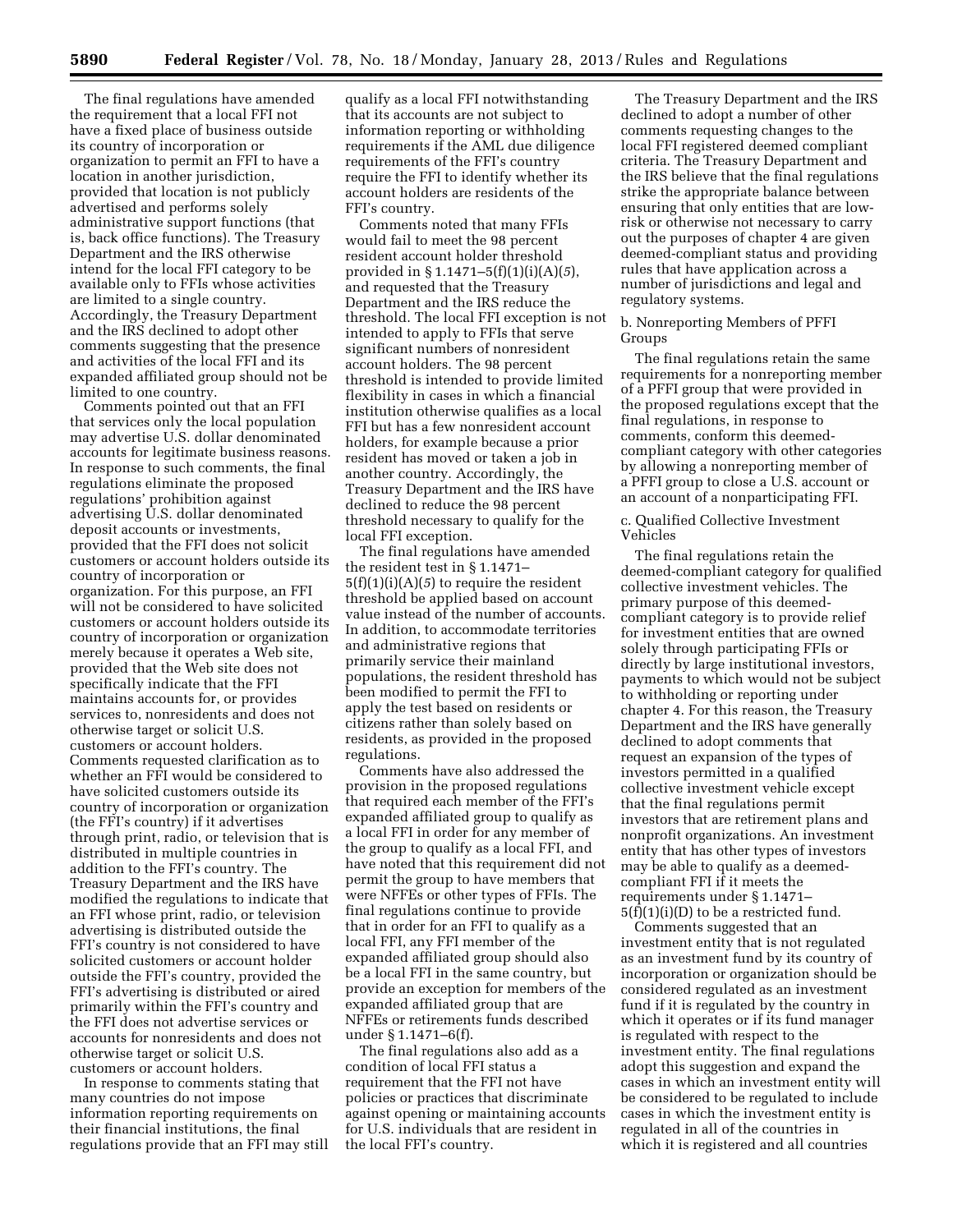The final regulations have amended the requirement that a local FFI not have a fixed place of business outside its country of incorporation or organization to permit an FFI to have a location in another jurisdiction, provided that location is not publicly advertised and performs solely administrative support functions (that is, back office functions). The Treasury Department and the IRS otherwise intend for the local FFI category to be available only to FFIs whose activities are limited to a single country. Accordingly, the Treasury Department and the IRS declined to adopt other comments suggesting that the presence and activities of the local FFI and its expanded affiliated group should not be limited to one country.

Comments pointed out that an FFI that services only the local population may advertise U.S. dollar denominated accounts for legitimate business reasons. In response to such comments, the final regulations eliminate the proposed regulations' prohibition against advertising U.S. dollar denominated deposit accounts or investments, provided that the FFI does not solicit customers or account holders outside its country of incorporation or organization. For this purpose, an FFI will not be considered to have solicited customers or account holders outside its country of incorporation or organization merely because it operates a Web site, provided that the Web site does not specifically indicate that the FFI maintains accounts for, or provides services to, nonresidents and does not otherwise target or solicit U.S. customers or account holders. Comments requested clarification as to whether an FFI would be considered to have solicited customers outside its country of incorporation or organization (the FFI's country) if it advertises through print, radio, or television that is distributed in multiple countries in addition to the FFI's country. The Treasury Department and the IRS have modified the regulations to indicate that an FFI whose print, radio, or television advertising is distributed outside the FFI's country is not considered to have solicited customers or account holder outside the FFI's country, provided the FFI's advertising is distributed or aired primarily within the FFI's country and the FFI does not advertise services or accounts for nonresidents and does not otherwise target or solicit U.S. customers or account holders.

In response to comments stating that many countries do not impose information reporting requirements on their financial institutions, the final regulations provide that an FFI may still qualify as a local FFI notwithstanding that its accounts are not subject to information reporting or withholding requirements if the AML due diligence requirements of the FFI's country require the FFI to identify whether its account holders are residents of the FFI's country.

Comments noted that many FFIs would fail to meet the 98 percent resident account holder threshold provided in § 1.1471–5(f)(1)(i)(A)(*5*), and requested that the Treasury Department and the IRS reduce the threshold. The local FFI exception is not intended to apply to FFIs that serve significant numbers of nonresident account holders. The 98 percent threshold is intended to provide limited flexibility in cases in which a financial institution otherwise qualifies as a local FFI but has a few nonresident account holders, for example because a prior resident has moved or taken a job in another country. Accordingly, the Treasury Department and the IRS have declined to reduce the 98 percent threshold necessary to qualify for the local FFI exception.

The final regulations have amended the resident test in § 1.1471–5(f)(1)(i)(A)(*5*) to require the resident threshold be applied based on account value instead of the number of accounts. In addition, to accommodate territories and administrative regions that primarily service their mainland populations, the resident threshold has been modified to permit the FFI to apply the test based on residents or citizens rather than solely based on residents, as provided in the proposed regulations.

Comments have also addressed the provision in the proposed regulations that required each member of the FFI's expanded affiliated group to qualify as a local FFI in order for any member of the group to qualify as a local FFI, and have noted that this requirement did not permit the group to have members that were NFFEs or other types of FFIs. The final regulations continue to provide that in order for an FFI to qualify as a local FFI, any FFI member of the expanded affiliated group should also be a local FFI in the same country, but provide an exception for members of the expanded affiliated group that are NFFEs or retirements funds described under § 1.1471–6(f).

The final regulations also add as a condition of local FFI status a requirement that the FFI not have policies or practices that discriminate against opening or maintaining accounts for U.S. individuals that are resident in the local FFI's country.

The Treasury Department and the IRS declined to adopt a number of other comments requesting changes to the local FFI registered deemed compliant criteria. The Treasury Department and the IRS believe that the final regulations strike the appropriate balance between ensuring that only entities that are low-risk or otherwise not necessary to carry out the purposes of chapter 4 are given deemed-compliant status and providing rules that have application across a number of jurisdictions and legal and regulatory systems.

b. Nonreporting Members of PFFI Groups

The final regulations retain the same requirements for a nonreporting member of a PFFI group that were provided in the proposed regulations except that the final regulations, in response to comments, conform this deemed-compliant category with other categories by allowing a nonreporting member of a PFFI group to close a U.S. account or an account of a nonparticipating FFI.

c. Qualified Collective Investment Vehicles

The final regulations retain the deemed-compliant category for qualified collective investment vehicles. The primary purpose of this deemed-compliant category is to provide relief for investment entities that are owned solely through participating FFIs or directly by large institutional investors, payments to which would not be subject to withholding or reporting under chapter 4. For this reason, the Treasury Department and the IRS have generally declined to adopt comments that request an expansion of the types of investors permitted in a qualified collective investment vehicle except that the final regulations permit investors that are retirement plans and nonprofit organizations. An investment entity that has other types of investors may be able to qualify as a deemed-compliant FFI if it meets the requirements under § 1.1471–5(f)(1)(i)(D) to be a restricted fund.

Comments suggested that an investment entity that is not regulated as an investment fund by its country of incorporation or organization should be considered regulated as an investment fund if it is regulated by the country in which it operates or if its fund manager is regulated with respect to the investment entity. The final regulations adopt this suggestion and expand the cases in which an investment entity will be considered to be regulated to include cases in which the investment entity is regulated in all of the countries in which it is registered and all countries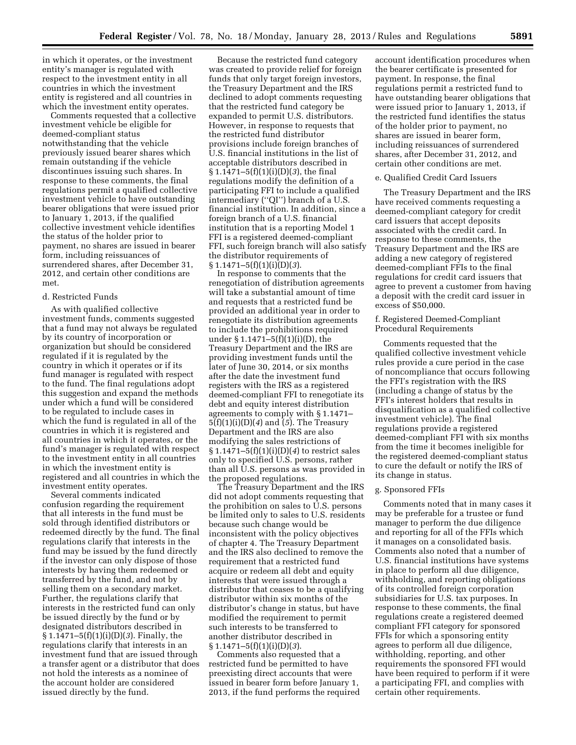in which it operates, or the investment entity's manager is regulated with respect to the investment entity in all countries in which the investment entity is registered and all countries in which the investment entity operates.

Comments requested that a collective investment vehicle be eligible for deemed-compliant status notwithstanding that the vehicle previously issued bearer shares which remain outstanding if the vehicle discontinues issuing such shares. In response to these comments, the final regulations permit a qualified collective investment vehicle to have outstanding bearer obligations that were issued prior to January 1, 2013, if the qualified collective investment vehicle identifies the status of the holder prior to payment, no shares are issued in bearer form, including reissuances of surrendered shares, after December 31, 2012, and certain other conditions are met.

d. Restricted Funds

As with qualified collective investment funds, comments suggested that a fund may not always be regulated by its country of incorporation or organization but should be considered regulated if it is regulated by the country in which it operates or if its fund manager is regulated with respect to the fund. The final regulations adopt this suggestion and expand the methods under which a fund will be considered to be regulated to include cases in which the fund is regulated in all of the countries in which it is registered and all countries in which it operates, or the fund's manager is regulated with respect to the investment entity in all countries in which the investment entity is registered and all countries in which the investment entity operates.

Several comments indicated confusion regarding the requirement that all interests in the fund must be sold through identified distributors or redeemed directly by the fund. The final regulations clarify that interests in the fund may be issued by the fund directly if the investor can only dispose of those interests by having them redeemed or transferred by the fund, and not by selling them on a secondary market. Further, the regulations clarify that interests in the restricted fund can only be issued directly by the fund or by designated distributors described in § 1.1471–5(f)(1)(i)(D)(*3*). Finally, the regulations clarify that interests in an investment fund that are issued through a transfer agent or a distributor that does not hold the interests as a nominee of the account holder are considered issued directly by the fund.

Because the restricted fund category was created to provide relief for foreign funds that only target foreign investors, the Treasury Department and the IRS declined to adopt comments requesting that the restricted fund category be expanded to permit U.S. distributors. However, in response to requests that the restricted fund distributor provisions include foreign branches of U.S. financial institutions in the list of acceptable distributors described in § 1.1471–5(f)(1)(i)(D)(*3*), the final regulations modify the definition of a participating FFI to include a qualified intermediary (''QI'') branch of a U.S. financial institution. In addition, since a foreign branch of a U.S. financial institution that is a reporting Model 1 FFI is a registered deemed-compliant FFI, such foreign branch will also satisfy the distributor requirements of § 1.1471–5(f)(1)(i)(D)(*3*).

In response to comments that the renegotiation of distribution agreements will take a substantial amount of time and requests that a restricted fund be provided an additional year in order to renegotiate its distribution agreements to include the prohibitions required under § 1.1471–5(f)(1)(i)(D), the Treasury Department and the IRS are providing investment funds until the later of June 30, 2014, or six months after the date the investment fund registers with the IRS as a registered deemed-compliant FFI to renegotiate its debt and equity interest distribution agreements to comply with § 1.1471–5(f)(1)(i)(D)(*4*) and (*5*). The Treasury Department and the IRS are also modifying the sales restrictions of § 1.1471–5(f)(1)(i)(D)(*4*) to restrict sales only to specified U.S. persons, rather than all U.S. persons as was provided in the proposed regulations.

The Treasury Department and the IRS did not adopt comments requesting that the prohibition on sales to U.S. persons be limited only to sales to U.S. residents because such change would be inconsistent with the policy objectives of chapter 4. The Treasury Department and the IRS also declined to remove the requirement that a restricted fund acquire or redeem all debt and equity interests that were issued through a distributor that ceases to be a qualifying distributor within six months of the distributor's change in status, but have modified the requirement to permit such interests to be transferred to another distributor described in § 1.1471–5(f)(1)(i)(D)(*3*).

Comments also requested that a restricted fund be permitted to have preexisting direct accounts that were issued in bearer form before January 1, 2013, if the fund performs the required account identification procedures when the bearer certificate is presented for payment. In response, the final regulations permit a restricted fund to have outstanding bearer obligations that were issued prior to January 1, 2013, if the restricted fund identifies the status of the holder prior to payment, no shares are issued in bearer form, including reissuances of surrendered shares, after December 31, 2012, and certain other conditions are met.

e. Qualified Credit Card Issuers

The Treasury Department and the IRS have received comments requesting a deemed-compliant category for credit card issuers that accept deposits associated with the credit card. In response to these comments, the Treasury Department and the IRS are adding a new category of registered deemed-compliant FFIs to the final regulations for credit card issuers that agree to prevent a customer from having a deposit with the credit card issuer in excess of $50,000.

f. Registered Deemed-Compliant Procedural Requirements

Comments requested that the qualified collective investment vehicle rules provide a cure period in the case of noncompliance that occurs following the FFI's registration with the IRS (including a change of status by the FFI's interest holders that results in disqualification as a qualified collective investment vehicle). The final regulations provide a registered deemed-compliant FFI with six months from the time it becomes ineligible for the registered deemed-compliant status to cure the default or notify the IRS of its change in status.

g. Sponsored FFIs

Comments noted that in many cases it may be preferable for a trustee or fund manager to perform the due diligence and reporting for all of the FFIs which it manages on a consolidated basis. Comments also noted that a number of U.S. financial institutions have systems in place to perform all due diligence, withholding, and reporting obligations of its controlled foreign corporation subsidiaries for U.S. tax purposes. In response to these comments, the final regulations create a registered deemed compliant FFI category for sponsored FFIs for which a sponsoring entity agrees to perform all due diligence, withholding, reporting, and other requirements the sponsored FFI would have been required to perform if it were a participating FFI, and complies with certain other requirements.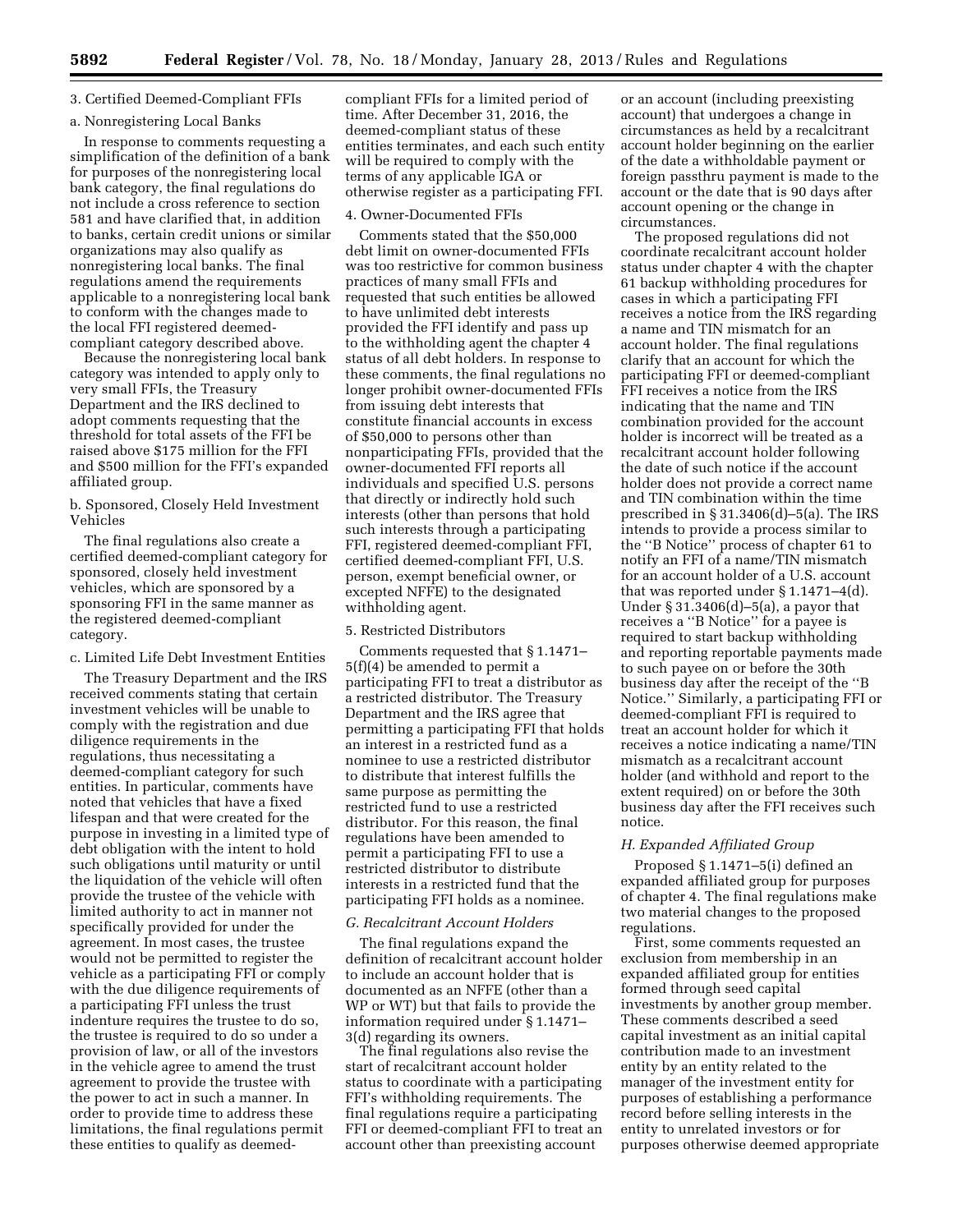3. Certified Deemed-Compliant FFIs

a. Nonregistering Local Banks

In response to comments requesting a simplification of the definition of a bank for purposes of the nonregistering local bank category, the final regulations do not include a cross reference to section 581 and have clarified that, in addition to banks, certain credit unions or similar organizations may also qualify as nonregistering local banks. The final regulations amend the requirements applicable to a nonregistering local bank to conform with the changes made to the local FFI registered deemed-compliant category described above.

Because the nonregistering local bank category was intended to apply only to very small FFIs, the Treasury Department and the IRS declined to adopt comments requesting that the threshold for total assets of the FFI be raised above $175 million for the FFI and $500 million for the FFI's expanded affiliated group.

b. Sponsored, Closely Held Investment Vehicles

The final regulations also create a certified deemed-compliant category for sponsored, closely held investment vehicles, which are sponsored by a sponsoring FFI in the same manner as the registered deemed-compliant category.

c. Limited Life Debt Investment Entities

The Treasury Department and the IRS received comments stating that certain investment vehicles will be unable to comply with the registration and due diligence requirements in the regulations, thus necessitating a deemed-compliant category for such entities. In particular, comments have noted that vehicles that have a fixed lifespan and that were created for the purpose in investing in a limited type of debt obligation with the intent to hold such obligations until maturity or until the liquidation of the vehicle will often provide the trustee of the vehicle with limited authority to act in manner not specifically provided for under the agreement. In most cases, the trustee would not be permitted to register the vehicle as a participating FFI or comply with the due diligence requirements of a participating FFI unless the trust indenture requires the trustee to do so, the trustee is required to do so under a provision of law, or all of the investors in the vehicle agree to amend the trust agreement to provide the trustee with the power to act in such a manner. In order to provide time to address these limitations, the final regulations permit these entities to qualify as deemed-compliant FFIs for a limited period of time. After December 31, 2016, the deemed-compliant status of these entities terminates, and each such entity will be required to comply with the terms of any applicable IGA or otherwise register as a participating FFI.

4. Owner-Documented FFIs

Comments stated that the $50,000 debt limit on owner-documented FFIs was too restrictive for common business practices of many small FFIs and requested that such entities be allowed to have unlimited debt interests provided the FFI identify and pass up to the withholding agent the chapter 4 status of all debt holders. In response to these comments, the final regulations no longer prohibit owner-documented FFIs from issuing debt interests that constitute financial accounts in excess of $50,000 to persons other than nonparticipating FFIs, provided that the owner-documented FFI reports all individuals and specified U.S. persons that directly or indirectly hold such interests (other than persons that hold such interests through a participating FFI, registered deemed-compliant FFI, certified deemed-compliant FFI, U.S. person, exempt beneficial owner, or excepted NFFE) to the designated withholding agent.

5. Restricted Distributors

Comments requested that § 1.1471–5(f)(4) be amended to permit a participating FFI to treat a distributor as a restricted distributor. The Treasury Department and the IRS agree that permitting a participating FFI that holds an interest in a restricted fund as a nominee to use a restricted distributor to distribute that interest fulfills the same purpose as permitting the restricted fund to use a restricted distributor. For this reason, the final regulations have been amended to permit a participating FFI to use a restricted distributor to distribute interests in a restricted fund that the participating FFI holds as a nominee.

*G. Recalcitrant Account Holders*

The final regulations expand the definition of recalcitrant account holder to include an account holder that is documented as an NFFE (other than a WP or WT) but that fails to provide the information required under § 1.1471–3(d) regarding its owners.

The final regulations also revise the start of recalcitrant account holder status to coordinate with a participating FFI's withholding requirements. The final regulations require a participating FFI or deemed-compliant FFI to treat an account other than preexisting account or an account (including preexisting account) that undergoes a change in circumstances as held by a recalcitrant account holder beginning on the earlier of the date a withholdable payment or foreign passthru payment is made to the account or the date that is 90 days after account opening or the change in circumstances.

The proposed regulations did not coordinate recalcitrant account holder status under chapter 4 with the chapter 61 backup withholding procedures for cases in which a participating FFI receives a notice from the IRS regarding a name and TIN mismatch for an account holder. The final regulations clarify that an account for which the participating FFI or deemed-compliant FFI receives a notice from the IRS indicating that the name and TIN combination provided for the account holder is incorrect will be treated as a recalcitrant account holder following the date of such notice if the account holder does not provide a correct name and TIN combination within the time prescribed in § 31.3406(d)–5(a). The IRS intends to provide a process similar to the ''B Notice'' process of chapter 61 to notify an FFI of a name/TIN mismatch for an account holder of a U.S. account that was reported under § 1.1471–4(d). Under § 31.3406(d)–5(a), a payor that receives a ''B Notice'' for a payee is required to start backup withholding and reporting reportable payments made to such payee on or before the 30th business day after the receipt of the ''B Notice.'' Similarly, a participating FFI or deemed-compliant FFI is required to treat an account holder for which it receives a notice indicating a name/TIN mismatch as a recalcitrant account holder (and withhold and report to the extent required) on or before the 30th business day after the FFI receives such notice.

*H. Expanded Affiliated Group*

Proposed § 1.1471–5(i) defined an expanded affiliated group for purposes of chapter 4. The final regulations make two material changes to the proposed regulations.

First, some comments requested an exclusion from membership in an expanded affiliated group for entities formed through seed capital investments by another group member. These comments described a seed capital investment as an initial capital contribution made to an investment entity by an entity related to the manager of the investment entity for purposes of establishing a performance record before selling interests in the entity to unrelated investors or for purposes otherwise deemed appropriate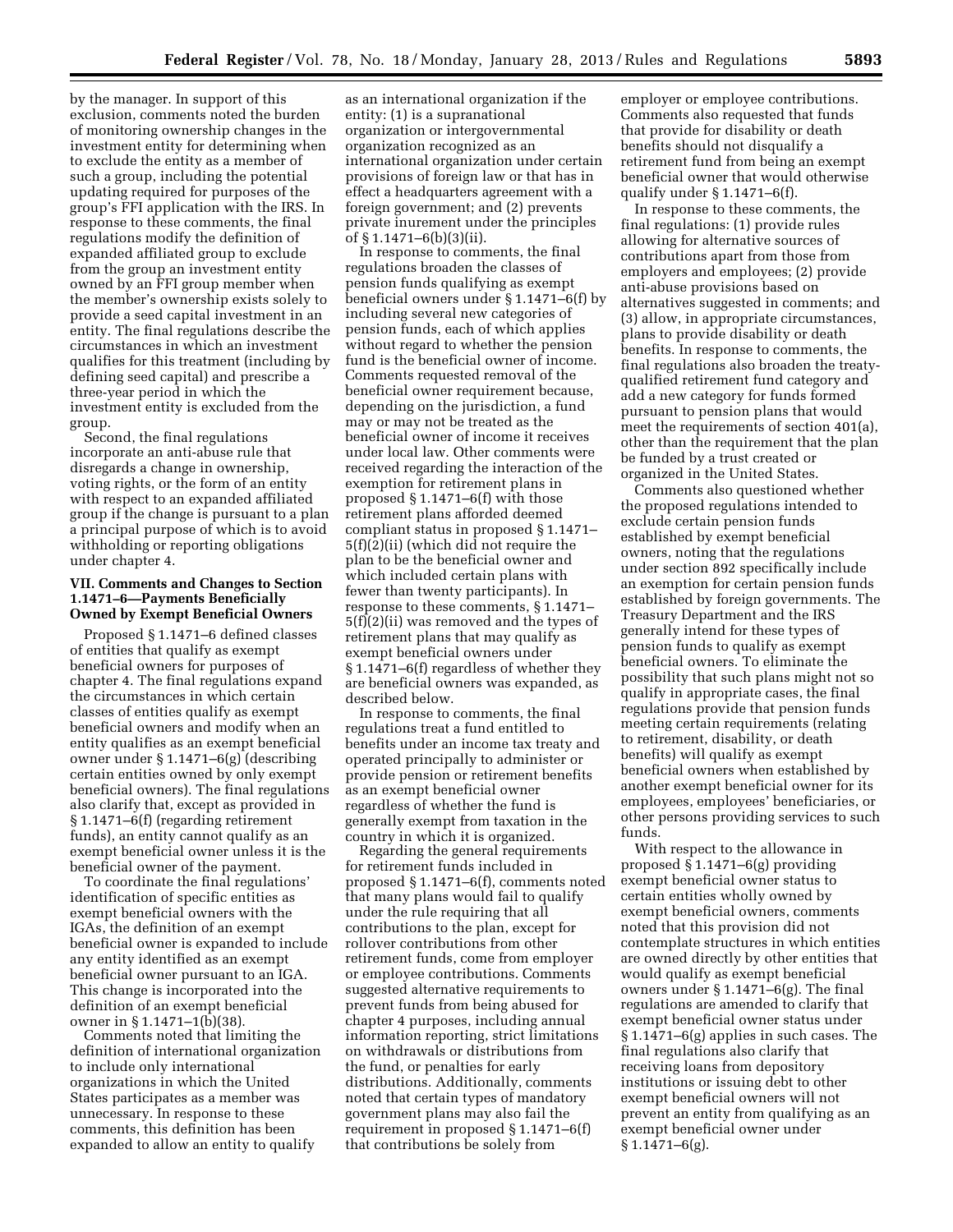by the manager. In support of this exclusion, comments noted the burden of monitoring ownership changes in the investment entity for determining when to exclude the entity as a member of such a group, including the potential updating required for purposes of the group's FFI application with the IRS. In response to these comments, the final regulations modify the definition of expanded affiliated group to exclude from the group an investment entity owned by an FFI group member when the member's ownership exists solely to provide a seed capital investment in an entity. The final regulations describe the circumstances in which an investment qualifies for this treatment (including by defining seed capital) and prescribe a three-year period in which the investment entity is excluded from the group.

Second, the final regulations incorporate an anti-abuse rule that disregards a change in ownership, voting rights, or the form of an entity with respect to an expanded affiliated group if the change is pursuant to a plan a principal purpose of which is to avoid withholding or reporting obligations under chapter 4.

### VII. Comments and Changes to Section 1.1471–6—Payments Beneficially Owned by Exempt Beneficial Owners

Proposed § 1.1471–6 defined classes of entities that qualify as exempt beneficial owners for purposes of chapter 4. The final regulations expand the circumstances in which certain classes of entities qualify as exempt beneficial owners and modify when an entity qualifies as an exempt beneficial owner under § 1.1471–6(g) (describing certain entities owned by only exempt beneficial owners). The final regulations also clarify that, except as provided in § 1.1471–6(f) (regarding retirement funds), an entity cannot qualify as an exempt beneficial owner unless it is the beneficial owner of the payment.

To coordinate the final regulations' identification of specific entities as exempt beneficial owners with the IGAs, the definition of an exempt beneficial owner is expanded to include any entity identified as an exempt beneficial owner pursuant to an IGA. This change is incorporated into the definition of an exempt beneficial owner in § 1.1471–1(b)(38).

Comments noted that limiting the definition of international organization to include only international organizations in which the United States participates as a member was unnecessary. In response to these comments, this definition has been expanded to allow an entity to qualify as an international organization if the entity: (1) is a supranational organization or intergovernmental organization recognized as an international organization under certain provisions of foreign law or that has in effect a headquarters agreement with a foreign government; and (2) prevents private inurement under the principles of § 1.1471–6(b)(3)(ii).

In response to comments, the final regulations broaden the classes of pension funds qualifying as exempt beneficial owners under § 1.1471–6(f) by including several new categories of pension funds, each of which applies without regard to whether the pension fund is the beneficial owner of income. Comments requested removal of the beneficial owner requirement because, depending on the jurisdiction, a fund may or may not be treated as the beneficial owner of income it receives under local law. Other comments were received regarding the interaction of the exemption for retirement plans in proposed § 1.1471–6(f) with those retirement plans afforded deemed compliant status in proposed § 1.1471–5(f)(2)(ii) (which did not require the plan to be the beneficial owner and which included certain plans with fewer than twenty participants). In response to these comments, § 1.1471–5(f)(2)(ii) was removed and the types of retirement plans that may qualify as exempt beneficial owners under § 1.1471–6(f) regardless of whether they are beneficial owners was expanded, as described below.

In response to comments, the final regulations treat a fund entitled to benefits under an income tax treaty and operated principally to administer or provide pension or retirement benefits as an exempt beneficial owner regardless of whether the fund is generally exempt from taxation in the country in which it is organized.

Regarding the general requirements for retirement funds included in proposed § 1.1471–6(f), comments noted that many plans would fail to qualify under the rule requiring that all contributions to the plan, except for rollover contributions from other retirement funds, come from employer or employee contributions. Comments suggested alternative requirements to prevent funds from being abused for chapter 4 purposes, including annual information reporting, strict limitations on withdrawals or distributions from the fund, or penalties for early distributions. Additionally, comments noted that certain types of mandatory government plans may also fail the requirement in proposed § 1.1471–6(f) that contributions be solely from employer or employee contributions. Comments also requested that funds that provide for disability or death benefits should not disqualify a retirement fund from being an exempt beneficial owner that would otherwise qualify under § 1.1471–6(f).

In response to these comments, the final regulations: (1) provide rules allowing for alternative sources of contributions apart from those from employers and employees; (2) provide anti-abuse provisions based on alternatives suggested in comments; and (3) allow, in appropriate circumstances, plans to provide disability or death benefits. In response to comments, the final regulations also broaden the treaty-qualified retirement fund category and add a new category for funds formed pursuant to pension plans that would meet the requirements of section 401(a), other than the requirement that the plan be funded by a trust created or organized in the United States.

Comments also questioned whether the proposed regulations intended to exclude certain pension funds established by exempt beneficial owners, noting that the regulations under section 892 specifically include an exemption for certain pension funds established by foreign governments. The Treasury Department and the IRS generally intend for these types of pension funds to qualify as exempt beneficial owners. To eliminate the possibility that such plans might not so qualify in appropriate cases, the final regulations provide that pension funds meeting certain requirements (relating to retirement, disability, or death benefits) will qualify as exempt beneficial owners when established by another exempt beneficial owner for its employees, employees' beneficiaries, or other persons providing services to such funds.

With respect to the allowance in proposed § 1.1471–6(g) providing exempt beneficial owner status to certain entities wholly owned by exempt beneficial owners, comments noted that this provision did not contemplate structures in which entities are owned directly by other entities that would qualify as exempt beneficial owners under § 1.1471–6(g). The final regulations are amended to clarify that exempt beneficial owner status under § 1.1471–6(g) applies in such cases. The final regulations also clarify that receiving loans from depository institutions or issuing debt to other exempt beneficial owners will not prevent an entity from qualifying as an exempt beneficial owner under § 1.1471–6(g).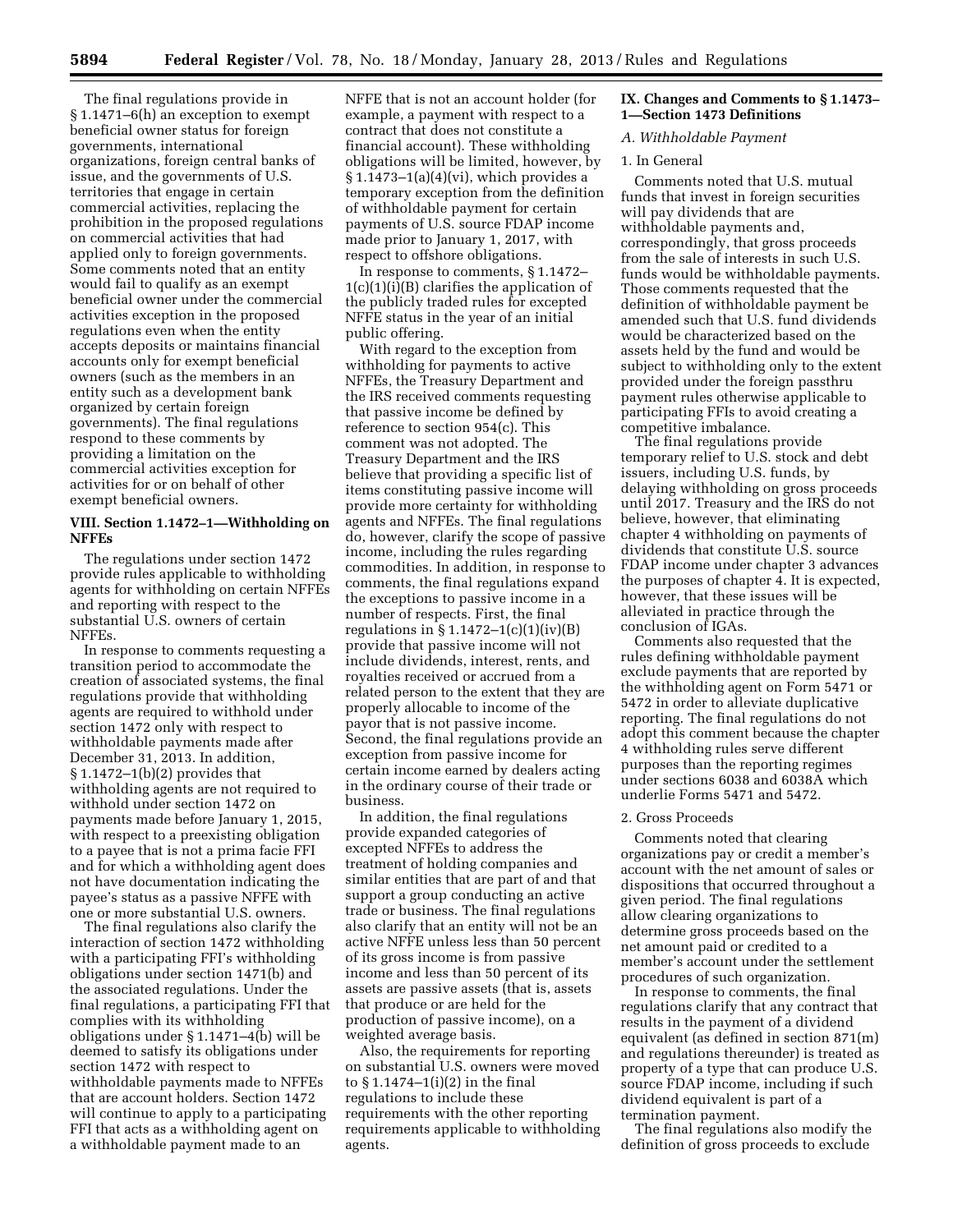The final regulations provide in § 1.1471–6(h) an exception to exempt beneficial owner status for foreign governments, international organizations, foreign central banks of issue, and the governments of U.S. territories that engage in certain commercial activities, replacing the prohibition in the proposed regulations on commercial activities that had applied only to foreign governments. Some comments noted that an entity would fail to qualify as an exempt beneficial owner under the commercial activities exception in the proposed regulations even when the entity accepts deposits or maintains financial accounts only for exempt beneficial owners (such as the members in an entity such as a development bank organized by certain foreign governments). The final regulations respond to these comments by providing a limitation on the commercial activities exception for activities for or on behalf of other exempt beneficial owners.

## VIII. Section 1.1472–1—Withholding on NFFEs

The regulations under section 1472 provide rules applicable to withholding agents for withholding on certain NFFEs and reporting with respect to the substantial U.S. owners of certain NFFEs.

In response to comments requesting a transition period to accommodate the creation of associated systems, the final regulations provide that withholding agents are required to withhold under section 1472 only with respect to withholdable payments made after December 31, 2013. In addition, § 1.1472–1(b)(2) provides that withholding agents are not required to withhold under section 1472 on payments made before January 1, 2015, with respect to a preexisting obligation to a payee that is not a prima facie FFI and for which a withholding agent does not have documentation indicating the payee's status as a passive NFFE with one or more substantial U.S. owners.

The final regulations also clarify the interaction of section 1472 withholding with a participating FFI's withholding obligations under section 1471(b) and the associated regulations. Under the final regulations, a participating FFI that complies with its withholding obligations under § 1.1471–4(b) will be deemed to satisfy its obligations under section 1472 with respect to withholdable payments made to NFFEs that are account holders. Section 1472 will continue to apply to a participating FFI that acts as a withholding agent on a withholdable payment made to an NFFE that is not an account holder (for example, a payment with respect to a contract that does not constitute a financial account). These withholding obligations will be limited, however, by § 1.1473–1(a)(4)(vi), which provides a temporary exception from the definition of withholdable payment for certain payments of U.S. source FDAP income made prior to January 1, 2017, with respect to offshore obligations.

In response to comments, § 1.1472–1(c)(1)(i)(B) clarifies the application of the publicly traded rules for excepted NFFE status in the year of an initial public offering.

With regard to the exception from withholding for payments to active NFFEs, the Treasury Department and the IRS received comments requesting that passive income be defined by reference to section 954(c). This comment was not adopted. The Treasury Department and the IRS believe that providing a specific list of items constituting passive income will provide more certainty for withholding agents and NFFEs. The final regulations do, however, clarify the scope of passive income, including the rules regarding commodities. In addition, in response to comments, the final regulations expand the exceptions to passive income in a number of respects. First, the final regulations in § 1.1472–1(c)(1)(iv)(B) provide that passive income will not include dividends, interest, rents, and royalties received or accrued from a related person to the extent that they are properly allocable to income of the payor that is not passive income. Second, the final regulations provide an exception from passive income for certain income earned by dealers acting in the ordinary course of their trade or business.

In addition, the final regulations provide expanded categories of excepted NFFEs to address the treatment of holding companies and similar entities that are part of and that support a group conducting an active trade or business. The final regulations also clarify that an entity will not be an active NFFE unless less than 50 percent of its gross income is from passive income and less than 50 percent of its assets are passive assets (that is, assets that produce or are held for the production of passive income), on a weighted average basis.

Also, the requirements for reporting on substantial U.S. owners were moved to § 1.1474–1(i)(2) in the final regulations to include these requirements with the other reporting requirements applicable to withholding agents.

## IX. Changes and Comments to § 1.1473–1—Section 1473 Definitions

### A. Withholdable Payment

#### 1. In General

Comments noted that U.S. mutual funds that invest in foreign securities will pay dividends that are withholdable payments and, correspondingly, that gross proceeds from the sale of interests in such U.S. funds would be withholdable payments. Those comments requested that the definition of withholdable payment be amended such that U.S. fund dividends would be characterized based on the assets held by the fund and would be subject to withholding only to the extent provided under the foreign passthru payment rules otherwise applicable to participating FFIs to avoid creating a competitive imbalance.

The final regulations provide temporary relief to U.S. stock and debt issuers, including U.S. funds, by delaying withholding on gross proceeds until 2017. Treasury and the IRS do not believe, however, that eliminating chapter 4 withholding on payments of dividends that constitute U.S. source FDAP income under chapter 3 advances the purposes of chapter 4. It is expected, however, that these issues will be alleviated in practice through the conclusion of IGAs.

Comments also requested that the rules defining withholdable payment exclude payments that are reported by the withholding agent on Form 5471 or 5472 in order to alleviate duplicative reporting. The final regulations do not adopt this comment because the chapter 4 withholding rules serve different purposes than the reporting regimes under sections 6038 and 6038A which underlie Forms 5471 and 5472.

#### 2. Gross Proceeds

Comments noted that clearing organizations pay or credit a member's account with the net amount of sales or dispositions that occurred throughout a given period. The final regulations allow clearing organizations to determine gross proceeds based on the net amount paid or credited to a member's account under the settlement procedures of such organization.

In response to comments, the final regulations clarify that any contract that results in the payment of a dividend equivalent (as defined in section 871(m) and regulations thereunder) is treated as property of a type that can produce U.S. source FDAP income, including if such dividend equivalent is part of a termination payment.

The final regulations also modify the definition of gross proceeds to exclude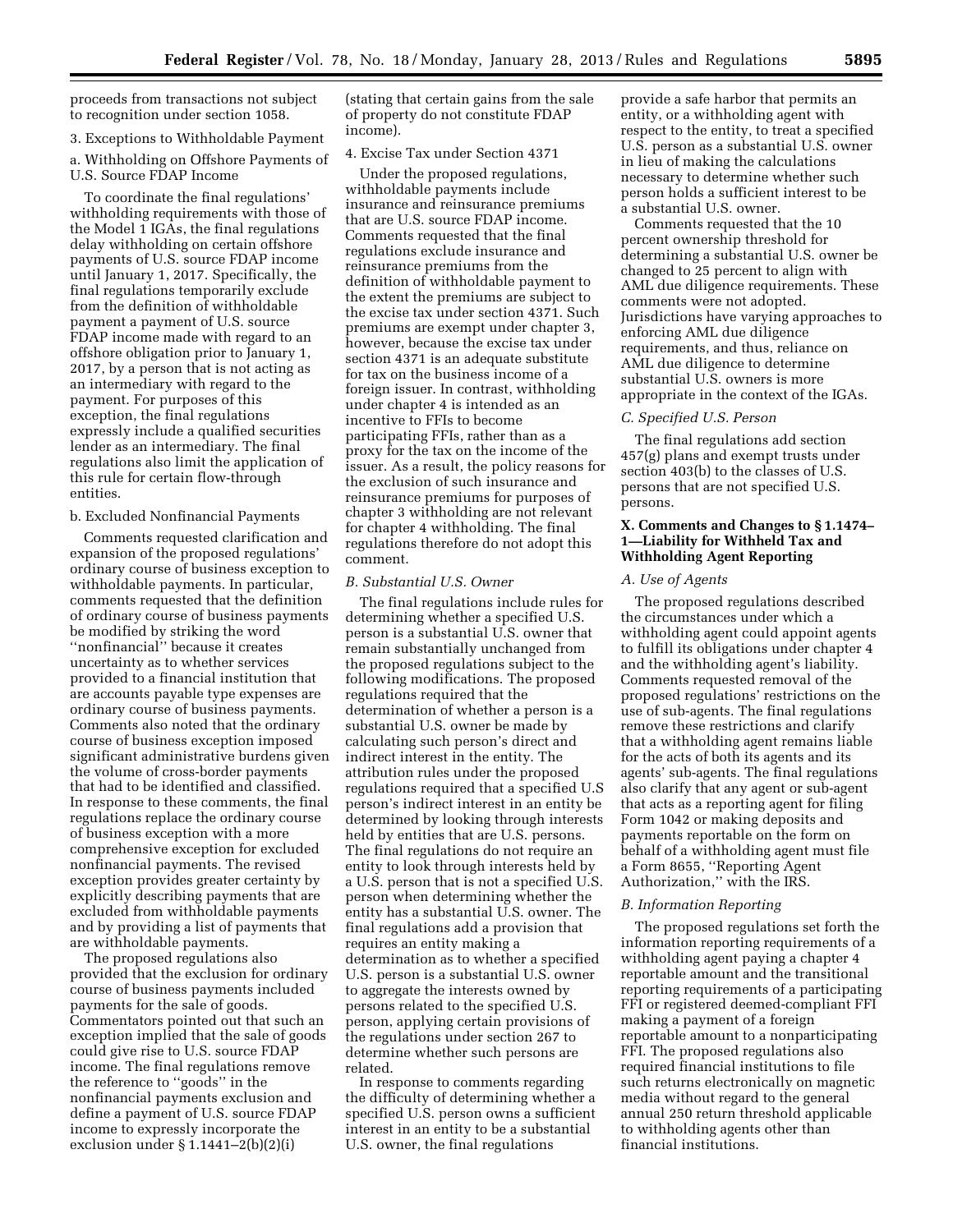proceeds from transactions not subject to recognition under section 1058.

3. Exceptions to Withholdable Payment

a. Withholding on Offshore Payments of U.S. Source FDAP Income

To coordinate the final regulations' withholding requirements with those of the Model 1 IGAs, the final regulations delay withholding on certain offshore payments of U.S. source FDAP income until January 1, 2017. Specifically, the final regulations temporarily exclude from the definition of withholdable payment a payment of U.S. source FDAP income made with regard to an offshore obligation prior to January 1, 2017, by a person that is not acting as an intermediary with regard to the payment. For purposes of this exception, the final regulations expressly include a qualified securities lender as an intermediary. The final regulations also limit the application of this rule for certain flow-through entities.

b. Excluded Nonfinancial Payments

Comments requested clarification and expansion of the proposed regulations' ordinary course of business exception to withholdable payments. In particular, comments requested that the definition of ordinary course of business payments be modified by striking the word ''nonfinancial'' because it creates uncertainty as to whether services provided to a financial institution that are accounts payable type expenses are ordinary course of business payments. Comments also noted that the ordinary course of business exception imposed significant administrative burdens given the volume of cross-border payments that had to be identified and classified. In response to these comments, the final regulations replace the ordinary course of business exception with a more comprehensive exception for excluded nonfinancial payments. The revised exception provides greater certainty by explicitly describing payments that are excluded from withholdable payments and by providing a list of payments that are withholdable payments.

The proposed regulations also provided that the exclusion for ordinary course of business payments included payments for the sale of goods. Commentators pointed out that such an exception implied that the sale of goods could give rise to U.S. source FDAP income. The final regulations remove the reference to ''goods'' in the nonfinancial payments exclusion and define a payment of U.S. source FDAP income to expressly incorporate the exclusion under § 1.1441–2(b)(2)(i) (stating that certain gains from the sale of property do not constitute FDAP income).

4. Excise Tax under Section 4371

Under the proposed regulations, withholdable payments include insurance and reinsurance premiums that are U.S. source FDAP income. Comments requested that the final regulations exclude insurance and reinsurance premiums from the definition of withholdable payment to the extent the premiums are subject to the excise tax under section 4371. Such premiums are exempt under chapter 3, however, because the excise tax under section 4371 is an adequate substitute for tax on the business income of a foreign issuer. In contrast, withholding under chapter 4 is intended as an incentive to FFIs to become participating FFIs, rather than as a proxy for the tax on the income of the issuer. As a result, the policy reasons for the exclusion of such insurance and reinsurance premiums for purposes of chapter 3 withholding are not relevant for chapter 4 withholding. The final regulations therefore do not adopt this comment.

*B. Substantial U.S. Owner*

The final regulations include rules for determining whether a specified U.S. person is a substantial U.S. owner that remain substantially unchanged from the proposed regulations subject to the following modifications. The proposed regulations required that the determination of whether a person is a substantial U.S. owner be made by calculating such person's direct and indirect interest in the entity. The attribution rules under the proposed regulations required that a specified U.S person's indirect interest in an entity be determined by looking through interests held by entities that are U.S. persons. The final regulations do not require an entity to look through interests held by a U.S. person that is not a specified U.S. person when determining whether the entity has a substantial U.S. owner. The final regulations add a provision that requires an entity making a determination as to whether a specified U.S. person is a substantial U.S. owner to aggregate the interests owned by persons related to the specified U.S. person, applying certain provisions of the regulations under section 267 to determine whether such persons are related.

In response to comments regarding the difficulty of determining whether a specified U.S. person owns a sufficient interest in an entity to be a substantial U.S. owner, the final regulations provide a safe harbor that permits an entity, or a withholding agent with respect to the entity, to treat a specified U.S. person as a substantial U.S. owner in lieu of making the calculations necessary to determine whether such person holds a sufficient interest to be a substantial U.S. owner.

Comments requested that the 10 percent ownership threshold for determining a substantial U.S. owner be changed to 25 percent to align with AML due diligence requirements. These comments were not adopted. Jurisdictions have varying approaches to enforcing AML due diligence requirements, and thus, reliance on AML due diligence to determine substantial U.S. owners is more appropriate in the context of the IGAs.

*C. Specified U.S. Person*

The final regulations add section 457(g) plans and exempt trusts under section 403(b) to the classes of U.S. persons that are not specified U.S. persons.

## X. Comments and Changes to § 1.1474–1—Liability for Withheld Tax and Withholding Agent Reporting

*A. Use of Agents*

The proposed regulations described the circumstances under which a withholding agent could appoint agents to fulfill its obligations under chapter 4 and the withholding agent's liability. Comments requested removal of the proposed regulations' restrictions on the use of sub-agents. The final regulations remove these restrictions and clarify that a withholding agent remains liable for the acts of both its agents and its agents' sub-agents. The final regulations also clarify that any agent or sub-agent that acts as a reporting agent for filing Form 1042 or making deposits and payments reportable on the form on behalf of a withholding agent must file a Form 8655, ''Reporting Agent Authorization,'' with the IRS.

*B. Information Reporting*

The proposed regulations set forth the information reporting requirements of a withholding agent paying a chapter 4 reportable amount and the transitional reporting requirements of a participating FFI or registered deemed-compliant FFI making a payment of a foreign reportable amount to a nonparticipating FFI. The proposed regulations also required financial institutions to file such returns electronically on magnetic media without regard to the general annual 250 return threshold applicable to withholding agents other than financial institutions.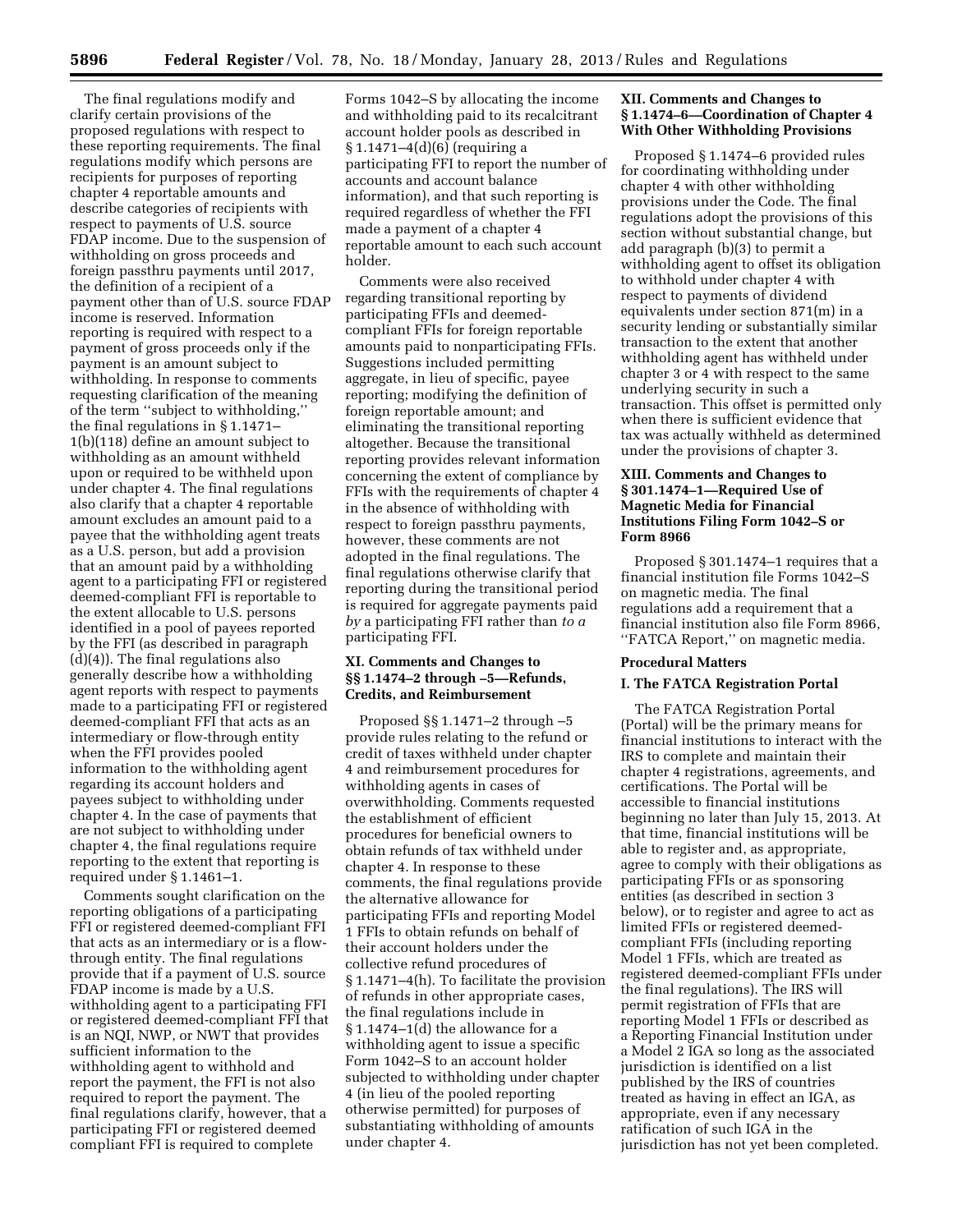The final regulations modify and clarify certain provisions of the proposed regulations with respect to these reporting requirements. The final regulations modify which persons are recipients for purposes of reporting chapter 4 reportable amounts and describe categories of recipients with respect to payments of U.S. source FDAP income. Due to the suspension of withholding on gross proceeds and foreign passthru payments until 2017, the definition of a recipient of a payment other than of U.S. source FDAP income is reserved. Information reporting is required with respect to a payment of gross proceeds only if the payment is an amount subject to withholding. In response to comments requesting clarification of the meaning of the term ''subject to withholding,'' the final regulations in § 1.1471–1(b)(118) define an amount subject to withholding as an amount withheld upon or required to be withheld upon under chapter 4. The final regulations also clarify that a chapter 4 reportable amount excludes an amount paid to a payee that the withholding agent treats as a U.S. person, but add a provision that an amount paid by a withholding agent to a participating FFI or registered deemed-compliant FFI is reportable to the extent allocable to U.S. persons identified in a pool of payees reported by the FFI (as described in paragraph (d)(4)). The final regulations also generally describe how a withholding agent reports with respect to payments made to a participating FFI or registered deemed-compliant FFI that acts as an intermediary or flow-through entity when the FFI provides pooled information to the withholding agent regarding its account holders and payees subject to withholding under chapter 4. In the case of payments that are not subject to withholding under chapter 4, the final regulations require reporting to the extent that reporting is required under § 1.1461–1.

Comments sought clarification on the reporting obligations of a participating FFI or registered deemed-compliant FFI that acts as an intermediary or is a flow-through entity. The final regulations provide that if a payment of U.S. source FDAP income is made by a U.S. withholding agent to a participating FFI or registered deemed-compliant FFI that is an NQI, NWP, or NWT that provides sufficient information to the withholding agent to withhold and report the payment, the FFI is not also required to report the payment. The final regulations clarify, however, that a participating FFI or registered deemed compliant FFI is required to complete Forms 1042–S by allocating the income and withholding paid to its recalcitrant account holder pools as described in § 1.1471–4(d)(6) (requiring a participating FFI to report the number of accounts and account balance information), and that such reporting is required regardless of whether the FFI made a payment of a chapter 4 reportable amount to each such account holder.

Comments were also received regarding transitional reporting by participating FFIs and deemed-compliant FFIs for foreign reportable amounts paid to nonparticipating FFIs. Suggestions included permitting aggregate, in lieu of specific, payee reporting; modifying the definition of foreign reportable amount; and eliminating the transitional reporting altogether. Because the transitional reporting provides relevant information concerning the extent of compliance by FFIs with the requirements of chapter 4 in the absence of withholding with respect to foreign passthru payments, however, these comments are not adopted in the final regulations. The final regulations otherwise clarify that reporting during the transitional period is required for aggregate payments paid *by* a participating FFI rather than *to a* participating FFI.

## XI. Comments and Changes to §§ 1.1474–2 through –5—Refunds, Credits, and Reimbursement

Proposed §§ 1.1471–2 through –5 provide rules relating to the refund or credit of taxes withheld under chapter 4 and reimbursement procedures for withholding agents in cases of overwithholding. Comments requested the establishment of efficient procedures for beneficial owners to obtain refunds of tax withheld under chapter 4. In response to these comments, the final regulations provide the alternative allowance for participating FFIs and reporting Model 1 FFIs to obtain refunds on behalf of their account holders under the collective refund procedures of § 1.1471–4(h). To facilitate the provision of refunds in other appropriate cases, the final regulations include in § 1.1474–1(d) the allowance for a withholding agent to issue a specific Form 1042–S to an account holder subjected to withholding under chapter 4 (in lieu of the pooled reporting otherwise permitted) for purposes of substantiating withholding of amounts under chapter 4.

## XII. Comments and Changes to § 1.1474–6—Coordination of Chapter 4 With Other Withholding Provisions

Proposed § 1.1474–6 provided rules for coordinating withholding under chapter 4 with other withholding provisions under the Code. The final regulations adopt the provisions of this section without substantial change, but add paragraph (b)(3) to permit a withholding agent to offset its obligation to withhold under chapter 4 with respect to payments of dividend equivalents under section 871(m) in a security lending or substantially similar transaction to the extent that another withholding agent has withheld under chapter 3 or 4 with respect to the same underlying security in such a transaction. This offset is permitted only when there is sufficient evidence that tax was actually withheld as determined under the provisions of chapter 3.

## XIII. Comments and Changes to § 301.1474–1—Required Use of Magnetic Media for Financial Institutions Filing Form 1042–S or Form 8966

Proposed § 301.1474–1 requires that a financial institution file Forms 1042–S on magnetic media. The final regulations add a requirement that a financial institution also file Form 8966, ''FATCA Report,'' on magnetic media.

## Procedural Matters

### I. The FATCA Registration Portal

The FATCA Registration Portal (Portal) will be the primary means for financial institutions to interact with the IRS to complete and maintain their chapter 4 registrations, agreements, and certifications. The Portal will be accessible to financial institutions beginning no later than July 15, 2013. At that time, financial institutions will be able to register and, as appropriate, agree to comply with their obligations as participating FFIs or as sponsoring entities (as described in section 3 below), or to register and agree to act as limited FFIs or registered deemed-compliant FFIs (including reporting Model 1 FFIs, which are treated as registered deemed-compliant FFIs under the final regulations). The IRS will permit registration of FFIs that are reporting Model 1 FFIs or described as a Reporting Financial Institution under a Model 2 IGA so long as the associated jurisdiction is identified on a list published by the IRS of countries treated as having in effect an IGA, as appropriate, even if any necessary ratification of such IGA in the jurisdiction has not yet been completed.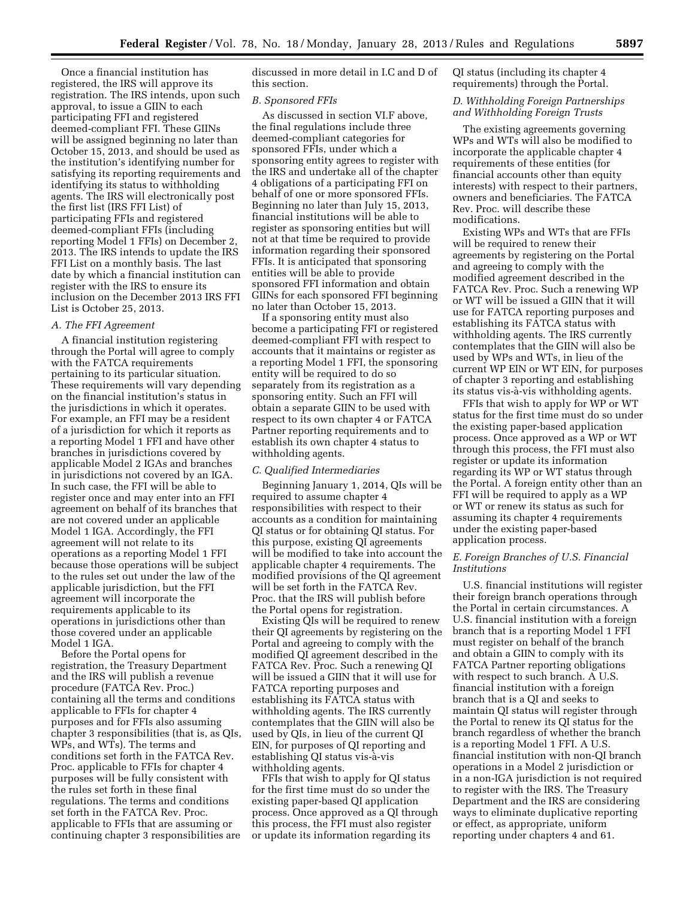Once a financial institution has registered, the IRS will approve its registration. The IRS intends, upon such approval, to issue a GIIN to each participating FFI and registered deemed-compliant FFI. These GIINs will be assigned beginning no later than October 15, 2013, and should be used as the institution's identifying number for satisfying its reporting requirements and identifying its status to withholding agents. The IRS will electronically post the first list (IRS FFI List) of participating FFIs and registered deemed-compliant FFIs (including reporting Model 1 FFIs) on December 2, 2013. The IRS intends to update the IRS FFI List on a monthly basis. The last date by which a financial institution can register with the IRS to ensure its inclusion on the December 2013 IRS FFI List is October 25, 2013.

### *A. The FFI Agreement*

A financial institution registering through the Portal will agree to comply with the FATCA requirements pertaining to its particular situation. These requirements will vary depending on the financial institution's status in the jurisdictions in which it operates. For example, an FFI may be a resident of a jurisdiction for which it reports as a reporting Model 1 FFI and have other branches in jurisdictions covered by applicable Model 2 IGAs and branches in jurisdictions not covered by an IGA. In such case, the FFI will be able to register once and may enter into an FFI agreement on behalf of its branches that are not covered under an applicable Model 1 IGA. Accordingly, the FFI agreement will not relate to its operations as a reporting Model 1 FFI because those operations will be subject to the rules set out under the law of the applicable jurisdiction, but the FFI agreement will incorporate the requirements applicable to its operations in jurisdictions other than those covered under an applicable Model 1 IGA.

Before the Portal opens for registration, the Treasury Department and the IRS will publish a revenue procedure (FATCA Rev. Proc.) containing all the terms and conditions applicable to FFIs for chapter 4 purposes and for FFIs also assuming chapter 3 responsibilities (that is, as QIs, WPs, and WTs). The terms and conditions set forth in the FATCA Rev. Proc. applicable to FFIs for chapter 4 purposes will be fully consistent with the rules set forth in these final regulations. The terms and conditions set forth in the FATCA Rev. Proc. applicable to FFIs that are assuming or continuing chapter 3 responsibilities are discussed in more detail in I.C and D of this section.

### *B. Sponsored FFIs*

As discussed in section VI.F above, the final regulations include three deemed-compliant categories for sponsored FFIs, under which a sponsoring entity agrees to register with the IRS and undertake all of the chapter 4 obligations of a participating FFI on behalf of one or more sponsored FFIs. Beginning no later than July 15, 2013, financial institutions will be able to register as sponsoring entities but will not at that time be required to provide information regarding their sponsored FFIs. It is anticipated that sponsoring entities will be able to provide sponsored FFI information and obtain GIINs for each sponsored FFI beginning no later than October 15, 2013.

If a sponsoring entity must also become a participating FFI or registered deemed-compliant FFI with respect to accounts that it maintains or register as a reporting Model 1 FFI, the sponsoring entity will be required to do so separately from its registration as a sponsoring entity. Such an FFI will obtain a separate GIIN to be used with respect to its own chapter 4 or FATCA Partner reporting requirements and to establish its own chapter 4 status to withholding agents.

### *C. Qualified Intermediaries*

Beginning January 1, 2014, QIs will be required to assume chapter 4 responsibilities with respect to their accounts as a condition for maintaining QI status or for obtaining QI status. For this purpose, existing QI agreements will be modified to take into account the applicable chapter 4 requirements. The modified provisions of the QI agreement will be set forth in the FATCA Rev. Proc. that the IRS will publish before the Portal opens for registration.

Existing QIs will be required to renew their QI agreements by registering on the Portal and agreeing to comply with the modified QI agreement described in the FATCA Rev. Proc. Such a renewing QI will be issued a GIIN that it will use for FATCA reporting purposes and establishing its FATCA status with withholding agents. The IRS currently contemplates that the GIIN will also be used by QIs, in lieu of the current QI EIN, for purposes of QI reporting and establishing QI status vis-à-vis withholding agents.

FFIs that wish to apply for QI status for the first time must do so under the existing paper-based QI application process. Once approved as a QI through this process, the FFI must also register or update its information regarding its QI status (including its chapter 4 requirements) through the Portal.

### *D. Withholding Foreign Partnerships and Withholding Foreign Trusts*

The existing agreements governing WPs and WTs will also be modified to incorporate the applicable chapter 4 requirements of these entities (for financial accounts other than equity interests) with respect to their partners, owners and beneficiaries. The FATCA Rev. Proc. will describe these modifications.

Existing WPs and WTs that are FFIs will be required to renew their agreements by registering on the Portal and agreeing to comply with the modified agreement described in the FATCA Rev. Proc. Such a renewing WP or WT will be issued a GIIN that it will use for FATCA reporting purposes and establishing its FATCA status with withholding agents. The IRS currently contemplates that the GIIN will also be used by WPs and WTs, in lieu of the current WP EIN or WT EIN, for purposes of chapter 3 reporting and establishing its status vis-à-vis withholding agents.

FFIs that wish to apply for WP or WT status for the first time must do so under the existing paper-based application process. Once approved as a WP or WT through this process, the FFI must also register or update its information regarding its WP or WT status through the Portal. A foreign entity other than an FFI will be required to apply as a WP or WT or renew its status as such for assuming its chapter 4 requirements under the existing paper-based application process.

### *E. Foreign Branches of U.S. Financial Institutions*

U.S. financial institutions will register their foreign branch operations through the Portal in certain circumstances. A U.S. financial institution with a foreign branch that is a reporting Model 1 FFI must register on behalf of the branch and obtain a GIIN to comply with its FATCA Partner reporting obligations with respect to such branch. A U.S. financial institution with a foreign branch that is a QI and seeks to maintain QI status will register through the Portal to renew its QI status for the branch regardless of whether the branch is a reporting Model 1 FFI. A U.S. financial institution with non-QI branch operations in a Model 2 jurisdiction or in a non-IGA jurisdiction is not required to register with the IRS. The Treasury Department and the IRS are considering ways to eliminate duplicative reporting or effect, as appropriate, uniform reporting under chapters 4 and 61.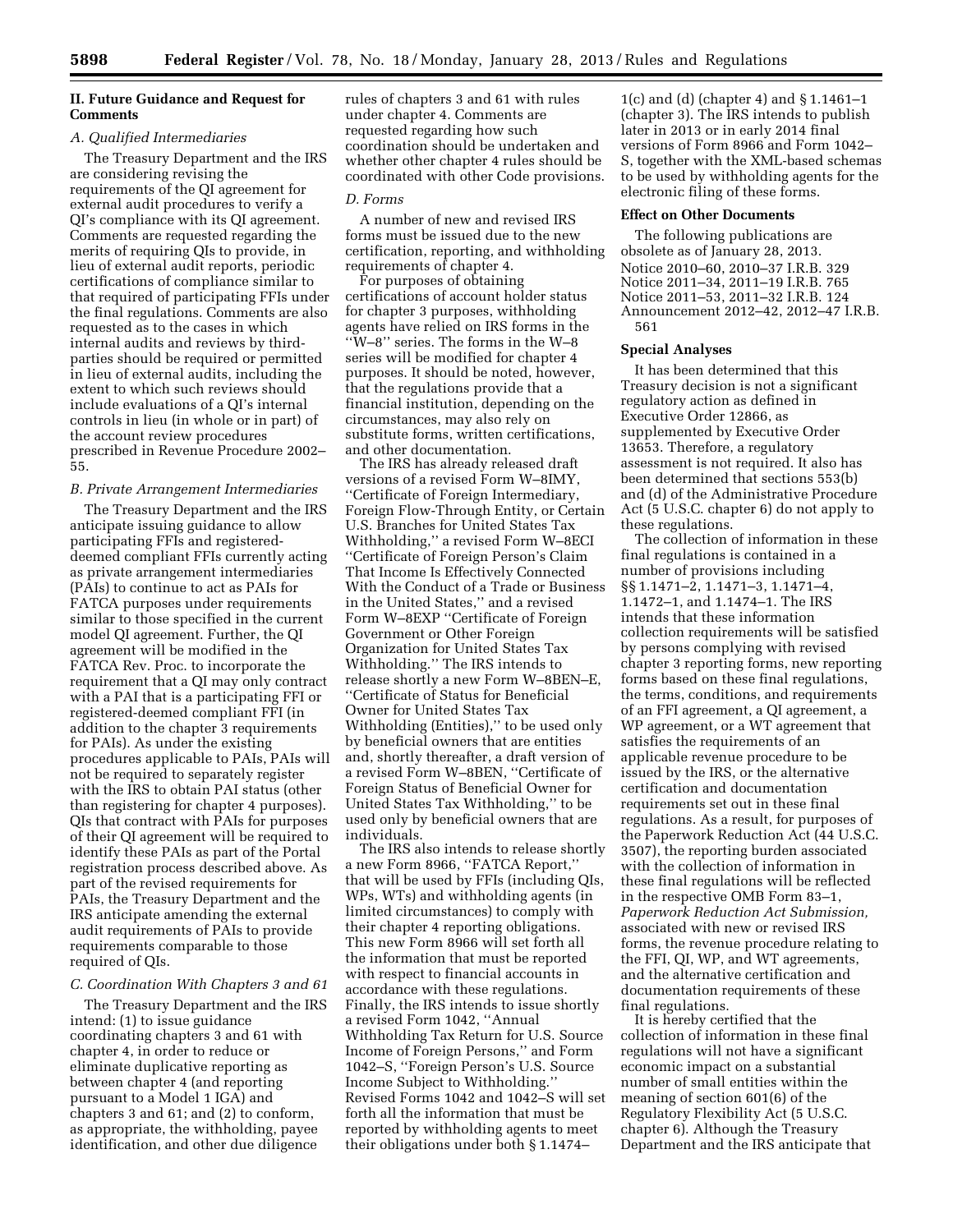## II. Future Guidance and Request for Comments

### A. Qualified Intermediaries

The Treasury Department and the IRS are considering revising the requirements of the QI agreement for external audit procedures to verify a QI's compliance with its QI agreement. Comments are requested regarding the merits of requiring QIs to provide, in lieu of external audit reports, periodic certifications of compliance similar to that required of participating FFIs under the final regulations. Comments are also requested as to the cases in which internal audits and reviews by third-parties should be required or permitted in lieu of external audits, including the extent to which such reviews should include evaluations of a QI's internal controls in lieu (in whole or in part) of the account review procedures prescribed in Revenue Procedure 2002–55.

### B. Private Arrangement Intermediaries

The Treasury Department and the IRS anticipate issuing guidance to allow participating FFIs and registered-deemed compliant FFIs currently acting as private arrangement intermediaries (PAIs) to continue to act as PAIs for FATCA purposes under requirements similar to those specified in the current model QI agreement. Further, the QI agreement will be modified in the FATCA Rev. Proc. to incorporate the requirement that a QI may only contract with a PAI that is a participating FFI or registered-deemed compliant FFI (in addition to the chapter 3 requirements for PAIs). As under the existing procedures applicable to PAIs, PAIs will not be required to separately register with the IRS to obtain PAI status (other than registering for chapter 4 purposes). QIs that contract with PAIs for purposes of their QI agreement will be required to identify these PAIs as part of the Portal registration process described above. As part of the revised requirements for PAIs, the Treasury Department and the IRS anticipate amending the external audit requirements of PAIs to provide requirements comparable to those required of QIs.

### C. Coordination With Chapters 3 and 61

The Treasury Department and the IRS intend: (1) to issue guidance coordinating chapters 3 and 61 with chapter 4, in order to reduce or eliminate duplicative reporting as between chapter 4 (and reporting pursuant to a Model 1 IGA) and chapters 3 and 61; and (2) to conform, as appropriate, the withholding, payee identification, and other due diligence rules of chapters 3 and 61 with rules under chapter 4. Comments are requested regarding how such coordination should be undertaken and whether other chapter 4 rules should be coordinated with other Code provisions.

### D. Forms

A number of new and revised IRS forms must be issued due to the new certification, reporting, and withholding requirements of chapter 4.

For purposes of obtaining certifications of account holder status for chapter 3 purposes, withholding agents have relied on IRS forms in the ''W–8'' series. The forms in the W–8 series will be modified for chapter 4 purposes. It should be noted, however, that the regulations provide that a financial institution, depending on the circumstances, may also rely on substitute forms, written certifications, and other documentation.

The IRS has already released draft versions of a revised Form W–8IMY, ''Certificate of Foreign Intermediary, Foreign Flow-Through Entity, or Certain U.S. Branches for United States Tax Withholding,'' a revised Form W–8ECI ''Certificate of Foreign Person's Claim That Income Is Effectively Connected With the Conduct of a Trade or Business in the United States,'' and a revised Form W–8EXP ''Certificate of Foreign Government or Other Foreign Organization for United States Tax Withholding.'' The IRS intends to release shortly a new Form W–8BEN–E, ''Certificate of Status for Beneficial Owner for United States Tax Withholding (Entities),'' to be used only by beneficial owners that are entities and, shortly thereafter, a draft version of a revised Form W–8BEN, ''Certificate of Foreign Status of Beneficial Owner for United States Tax Withholding,'' to be used only by beneficial owners that are individuals.

The IRS also intends to release shortly a new Form 8966, ''FATCA Report,'' that will be used by FFIs (including QIs, WPs, WTs) and withholding agents (in limited circumstances) to comply with their chapter 4 reporting obligations. This new Form 8966 will set forth all the information that must be reported with respect to financial accounts in accordance with these regulations. Finally, the IRS intends to issue shortly a revised Form 1042, ''Annual Withholding Tax Return for U.S. Source Income of Foreign Persons,'' and Form 1042–S, ''Foreign Person's U.S. Source Income Subject to Withholding.'' Revised Forms 1042 and 1042–S will set forth all the information that must be reported by withholding agents to meet their obligations under both § 1.1474–1(c) and (d) (chapter 4) and § 1.1461–1 (chapter 3). The IRS intends to publish later in 2013 or in early 2014 final versions of Form 8966 and Form 1042–S, together with the XML-based schemas to be used by withholding agents for the electronic filing of these forms.

## Effect on Other Documents

The following publications are obsolete as of January 28, 2013.

Notice 2010–60, 2010–37 I.R.B. 329
Notice 2011–34, 2011–19 I.R.B. 765
Notice 2011–53, 2011–32 I.R.B. 124
Announcement 2012–42, 2012–47 I.R.B. 561

## Special Analyses

It has been determined that this Treasury decision is not a significant regulatory action as defined in Executive Order 12866, as supplemented by Executive Order 13653. Therefore, a regulatory assessment is not required. It also has been determined that sections 553(b) and (d) of the Administrative Procedure Act (5 U.S.C. chapter 6) do not apply to these regulations.

The collection of information in these final regulations is contained in a number of provisions including §§ 1.1471–2, 1.1471–3, 1.1471–4, 1.1472–1, and 1.1474–1. The IRS intends that these information collection requirements will be satisfied by persons complying with revised chapter 3 reporting forms, new reporting forms based on these final regulations, the terms, conditions, and requirements of an FFI agreement, a QI agreement, a WP agreement, or a WT agreement that satisfies the requirements of an applicable revenue procedure to be issued by the IRS, or the alternative certification and documentation requirements set out in these final regulations. As a result, for purposes of the Paperwork Reduction Act (44 U.S.C. 3507), the reporting burden associated with the collection of information in these final regulations will be reflected in the respective OMB Form 83–1, *Paperwork Reduction Act Submission,* associated with new or revised IRS forms, the revenue procedure relating to the FFI, QI, WP, and WT agreements, and the alternative certification and documentation requirements of these final regulations.

It is hereby certified that the collection of information in these final regulations will not have a significant economic impact on a substantial number of small entities within the meaning of section 601(6) of the Regulatory Flexibility Act (5 U.S.C. chapter 6). Although the Treasury Department and the IRS anticipate that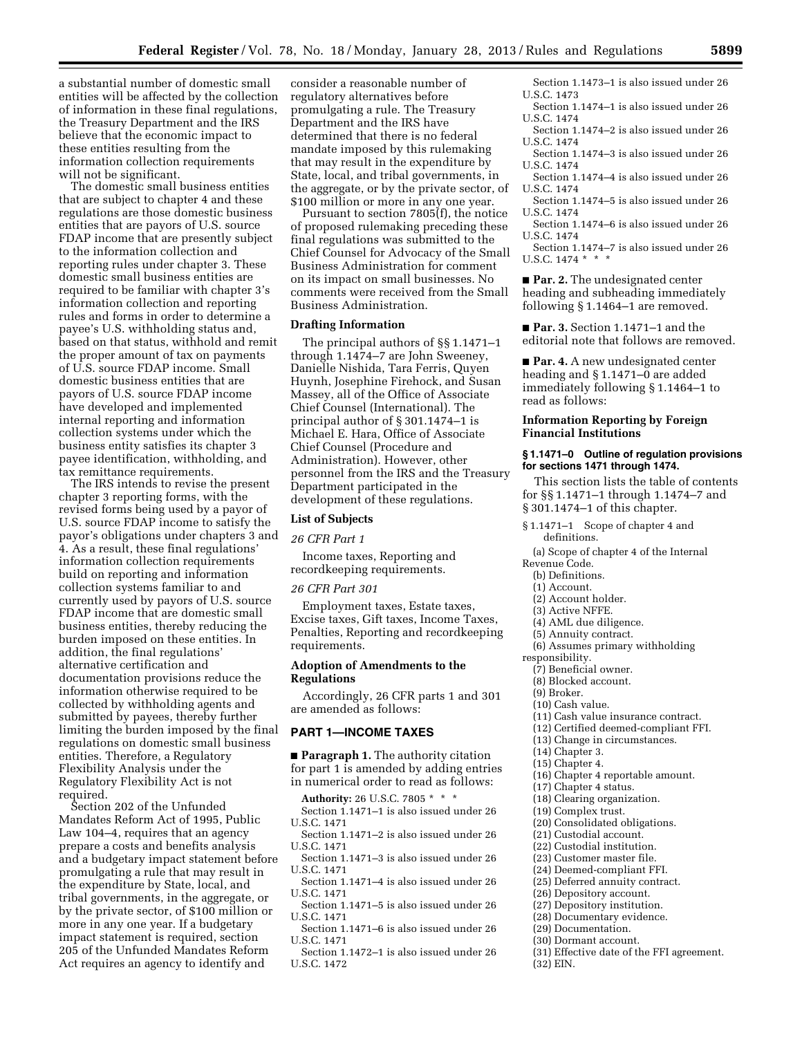a substantial number of domestic small entities will be affected by the collection of information in these final regulations, the Treasury Department and the IRS believe that the economic impact to these entities resulting from the information collection requirements will not be significant.

The domestic small business entities that are subject to chapter 4 and these regulations are those domestic business entities that are payors of U.S. source FDAP income that are presently subject to the information collection and reporting rules under chapter 3. These domestic small business entities are required to be familiar with chapter 3's information collection and reporting rules and forms in order to determine a payee's U.S. withholding status and, based on that status, withhold and remit the proper amount of tax on payments of U.S. source FDAP income. Small domestic business entities that are payors of U.S. source FDAP income have developed and implemented internal reporting and information collection systems under which the business entity satisfies its chapter 3 payee identification, withholding, and tax remittance requirements.

The IRS intends to revise the present chapter 3 reporting forms, with the revised forms being used by a payor of U.S. source FDAP income to satisfy the payor's obligations under chapters 3 and 4. As a result, these final regulations' information collection requirements build on reporting and information collection systems familiar to and currently used by payors of U.S. source FDAP income that are domestic small business entities, thereby reducing the burden imposed on these entities. In addition, the final regulations' alternative certification and documentation provisions reduce the information otherwise required to be collected by withholding agents and submitted by payees, thereby further limiting the burden imposed by the final regulations on domestic small business entities. Therefore, a Regulatory Flexibility Analysis under the Regulatory Flexibility Act is not required.

Section 202 of the Unfunded Mandates Reform Act of 1995, Public Law 104–4, requires that an agency prepare a costs and benefits analysis and a budgetary impact statement before promulgating a rule that may result in the expenditure by State, local, and tribal governments, in the aggregate, or by the private sector, of $100 million or more in any one year. If a budgetary impact statement is required, section 205 of the Unfunded Mandates Reform Act requires an agency to identify and consider a reasonable number of regulatory alternatives before promulgating a rule. The Treasury Department and the IRS have determined that there is no federal mandate imposed by this rulemaking that may result in the expenditure by State, local, and tribal governments, in the aggregate, or by the private sector, of $100 million or more in any one year.

Pursuant to section 7805(f), the notice of proposed rulemaking preceding these final regulations was submitted to the Chief Counsel for Advocacy of the Small Business Administration for comment on its impact on small businesses. No comments were received from the Small Business Administration.

## Drafting Information

The principal authors of §§ 1.1471–1 through 1.1474–7 are John Sweeney, Danielle Nishida, Tara Ferris, Quyen Huynh, Josephine Firehock, and Susan Massey, all of the Office of Associate Chief Counsel (International). The principal author of § 301.1474–1 is Michael E. Hara, Office of Associate Chief Counsel (Procedure and Administration). However, other personnel from the IRS and the Treasury Department participated in the development of these regulations.

## List of Subjects

*26 CFR Part 1*

Income taxes, Reporting and recordkeeping requirements.

*26 CFR Part 301*

Employment taxes, Estate taxes, Excise taxes, Gift taxes, Income Taxes, Penalties, Reporting and recordkeeping requirements.

## Adoption of Amendments to the Regulations

Accordingly, 26 CFR parts 1 and 301 are amended as follows:

## PART 1—INCOME TAXES

■ **Paragraph 1.** The authority citation for part 1 is amended by adding entries in numerical order to read as follows:

**Authority:** 26 U.S.C. 7805 * * *

Section 1.1471–1 is also issued under 26 U.S.C. 1471

Section 1.1471–2 is also issued under 26 U.S.C. 1471

Section 1.1471–3 is also issued under 26 U.S.C. 1471

Section 1.1471–4 is also issued under 26 U.S.C. 1471

Section 1.1471–5 is also issued under 26 U.S.C. 1471

Section 1.1471–6 is also issued under 26 U.S.C. 1471

Section 1.1472–1 is also issued under 26 U.S.C. 1472

Section 1.1473–1 is also issued under 26 U.S.C. 1473

Section 1.1474–1 is also issued under 26 U.S.C. 1474

Section 1.1474–2 is also issued under 26 U.S.C. 1474

Section 1.1474–3 is also issued under 26 U.S.C. 1474

Section 1.1474–4 is also issued under 26 U.S.C. 1474

Section 1.1474–5 is also issued under 26 U.S.C. 1474

Section 1.1474–6 is also issued under 26 U.S.C. 1474

Section 1.1474–7 is also issued under 26 U.S.C. 1474 * * *

■ **Par. 2.** The undesignated center heading and subheading immediately following § 1.1464–1 are removed.

■ **Par. 3.** Section 1.1471–1 and the editorial note that follows are removed.

■ **Par. 4.** A new undesignated center heading and § 1.1471–0 are added immediately following § 1.1464–1 to read as follows:

## Information Reporting by Foreign Financial Institutions

### § 1.1471–0 Outline of regulation provisions for sections 1471 through 1474.

This section lists the table of contents for §§ 1.1471–1 through 1.1474–7 and § 301.1474–1 of this chapter.

§ 1.1471–1 Scope of chapter 4 and definitions.

(a) Scope of chapter 4 of the Internal Revenue Code.

(b) Definitions.

(1) Account.

(2) Account holder.

(3) Active NFFE.

(4) AML due diligence.

(5) Annuity contract.

(6) Assumes primary withholding responsibility.

(7) Beneficial owner.

(8) Blocked account.

(9) Broker.

(10) Cash value.

(11) Cash value insurance contract.

(12) Certified deemed-compliant FFI.

(13) Change in circumstances.

(14) Chapter 3.

(15) Chapter 4.

(16) Chapter 4 reportable amount.

(17) Chapter 4 status.

(18) Clearing organization.

(19) Complex trust.

(20) Consolidated obligations.

(21) Custodial account.

(22) Custodial institution.

(23) Customer master file.

(24) Deemed-compliant FFI.

(25) Deferred annuity contract.

(26) Depository account.

(27) Depository institution.

(28) Documentary evidence.

(29) Documentation.

(30) Dormant account.

(31) Effective date of the FFI agreement.

(32) EIN.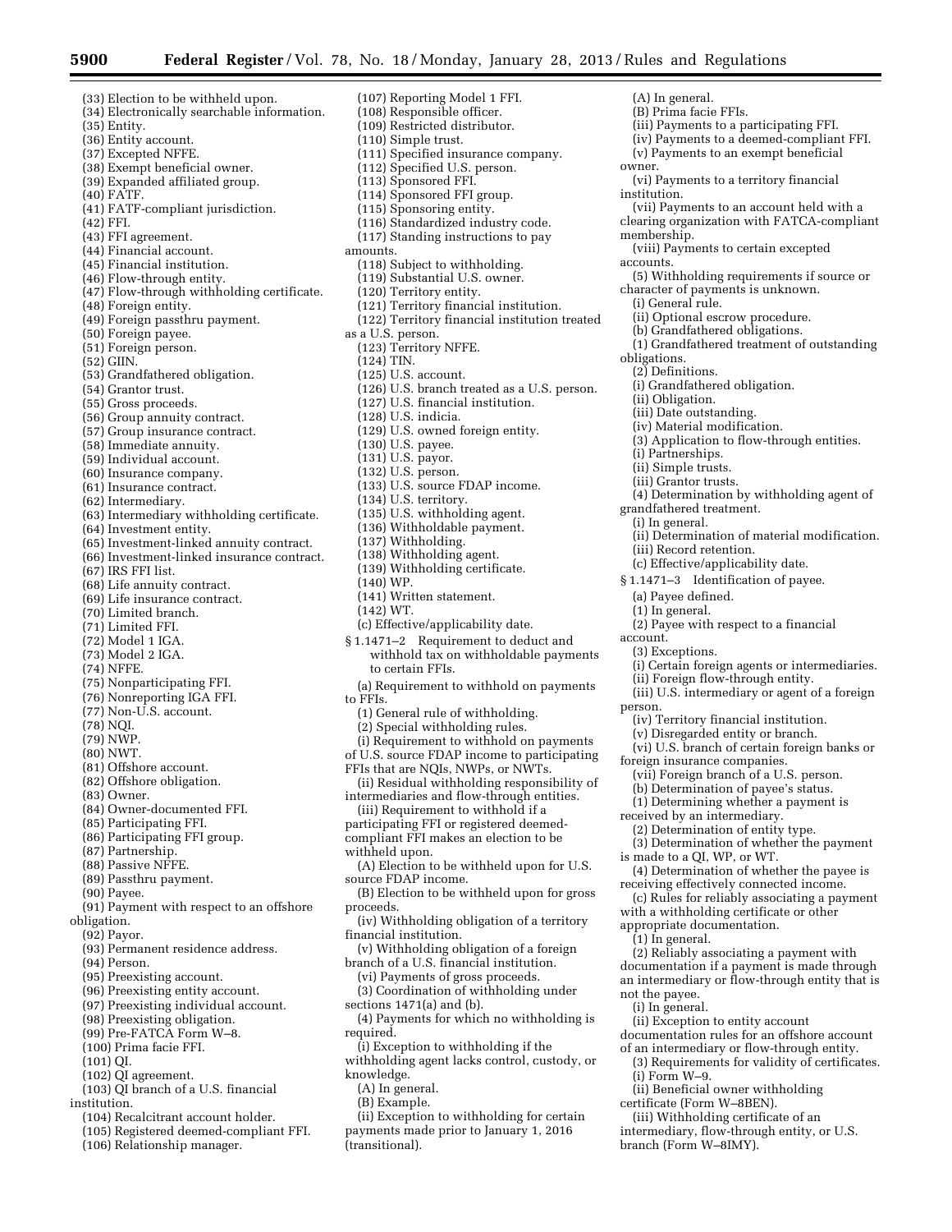(33) Election to be withheld upon.
(34) Electronically searchable information.
(35) Entity.
(36) Entity account.
(37) Excepted NFFE.
(38) Exempt beneficial owner.
(39) Expanded affiliated group.
(40) FATF.
(41) FATF-compliant jurisdiction.
(42) FFI.
(43) FFI agreement.
(44) Financial account.
(45) Financial institution.
(46) Flow-through entity.
(47) Flow-through withholding certificate.
(48) Foreign entity.
(49) Foreign passthru payment.
(50) Foreign payee.
(51) Foreign person.
(52) GIIN.
(53) Grandfathered obligation.
(54) Grantor trust.
(55) Gross proceeds.
(56) Group annuity contract.
(57) Group insurance contract.
(58) Immediate annuity.
(59) Individual account.
(60) Insurance company.
(61) Insurance contract.
(62) Intermediary.
(63) Intermediary withholding certificate.
(64) Investment entity.
(65) Investment-linked annuity contract.
(66) Investment-linked insurance contract.
(67) IRS FFI list.
(68) Life annuity contract.
(69) Life insurance contract.
(70) Limited branch.
(71) Limited FFI.
(72) Model 1 IGA.
(73) Model 2 IGA.
(74) NFFE.
(75) Nonparticipating FFI.
(76) Nonreporting IGA FFI.
(77) Non-U.S. account.
(78) NQI.
(79) NWP.
(80) NWT.
(81) Offshore account.
(82) Offshore obligation.
(83) Owner.
(84) Owner-documented FFI.
(85) Participating FFI.
(86) Participating FFI group.
(87) Partnership.
(88) Passive NFFE.
(89) Passthru payment.
(90) Payee.
(91) Payment with respect to an offshore obligation.
(92) Payor.
(93) Permanent residence address.
(94) Person.
(95) Preexisting account.
(96) Preexisting entity account.
(97) Preexisting individual account.
(98) Preexisting obligation.
(99) Pre-FATCA Form W–8.
(100) Prima facie FFI.
(101) QI.
(102) QI agreement.
(103) QI branch of a U.S. financial institution.
(104) Recalcitrant account holder.
(105) Registered deemed-compliant FFI.
(106) Relationship manager.
(107) Reporting Model 1 FFI.
(108) Responsible officer.
(109) Restricted distributor.
(110) Simple trust.
(111) Specified insurance company.
(112) Specified U.S. person.
(113) Sponsored FFI.
(114) Sponsored FFI group.
(115) Sponsoring entity.
(116) Standardized industry code.
(117) Standing instructions to pay amounts.
(118) Subject to withholding.
(119) Substantial U.S. owner.
(120) Territory entity.
(121) Territory financial institution.
(122) Territory financial institution treated as a U.S. person.
(123) Territory NFFE.
(124) TIN.
(125) U.S. account.
(126) U.S. branch treated as a U.S. person.
(127) U.S. financial institution.
(128) U.S. indicia.
(129) U.S. owned foreign entity.
(130) U.S. payee.
(131) U.S. payor.
(132) U.S. person.
(133) U.S. source FDAP income.
(134) U.S. territory.
(135) U.S. withholding agent.
(136) Withholdable payment.
(137) Withholding.
(138) Withholding agent.
(139) Withholding certificate.
(140) WP.
(141) Written statement.
(142) WT.
(c) Effective/applicability date.

§ 1.1471–2 Requirement to deduct and withhold tax on withholdable payments to certain FFIs.

(a) Requirement to withhold on payments to FFIs.
(1) General rule of withholding.
(2) Special withholding rules.
(i) Requirement to withhold on payments of U.S. source FDAP income to participating FFIs that are NQIs, NWPs, or NWTs.
(ii) Residual withholding responsibility of intermediaries and flow-through entities.
(iii) Requirement to withhold if a participating FFI or registered deemed-compliant FFI makes an election to be withheld upon.
(A) Election to be withheld upon for U.S. source FDAP income.
(B) Election to be withheld upon for gross proceeds.
(iv) Withholding obligation of a territory financial institution.
(v) Withholding obligation of a foreign branch of a U.S. financial institution.
(vi) Payments of gross proceeds.
(3) Coordination of withholding under sections 1471(a) and (b).
(4) Payments for which no withholding is required.
(i) Exception to withholding if the withholding agent lacks control, custody, or knowledge.
(A) In general.
(B) Example.
(ii) Exception to withholding for certain payments made prior to January 1, 2016 (transitional).
(A) In general.
(B) Prima facie FFIs.
(iii) Payments to a participating FFI.
(iv) Payments to a deemed-compliant FFI.
(v) Payments to an exempt beneficial owner.
(vi) Payments to a territory financial institution.
(vii) Payments to an account held with a clearing organization with FATCA-compliant membership.
(viii) Payments to certain excepted accounts.
(5) Withholding requirements if source or character of payments is unknown.
(i) General rule.
(ii) Optional escrow procedure.
(b) Grandfathered obligations.
(1) Grandfathered treatment of outstanding obligations.
(2) Definitions.
(i) Grandfathered obligation.
(ii) Obligation.
(iii) Date outstanding.
(iv) Material modification.
(3) Application to flow-through entities.
(i) Partnerships.
(ii) Simple trusts.
(iii) Grantor trusts.
(4) Determination by withholding agent of grandfathered treatment.
(i) In general.
(ii) Determination of material modification.
(iii) Record retention.
(c) Effective/applicability date.

§ 1.1471–3 Identification of payee.

(a) Payee defined.
(1) In general.
(2) Payee with respect to a financial account.
(3) Exceptions.
(i) Certain foreign agents or intermediaries.
(ii) Foreign flow-through entity.
(iii) U.S. intermediary or agent of a foreign person.
(iv) Territory financial institution.
(v) Disregarded entity or branch.
(vi) U.S. branch of certain foreign banks or foreign insurance companies.
(vii) Foreign branch of a U.S. person.
(b) Determination of payee's status.
(1) Determining whether a payment is received by an intermediary.
(2) Determination of entity type.
(3) Determination of whether the payment is made to a QI, WP, or WT.
(4) Determination of whether the payee is receiving effectively connected income.
(c) Rules for reliably associating a payment with a withholding certificate or other appropriate documentation.
(1) In general.
(2) Reliably associating a payment with documentation if a payment is made through an intermediary or flow-through entity that is not the payee.
(i) In general.
(ii) Exception to entity account documentation rules for an offshore account of an intermediary or flow-through entity.
(3) Requirements for validity of certificates.
(i) Form W–9.
(ii) Beneficial owner withholding certificate (Form W–8BEN).
(iii) Withholding certificate of an intermediary, flow-through entity, or U.S. branch (Form W–8IMY).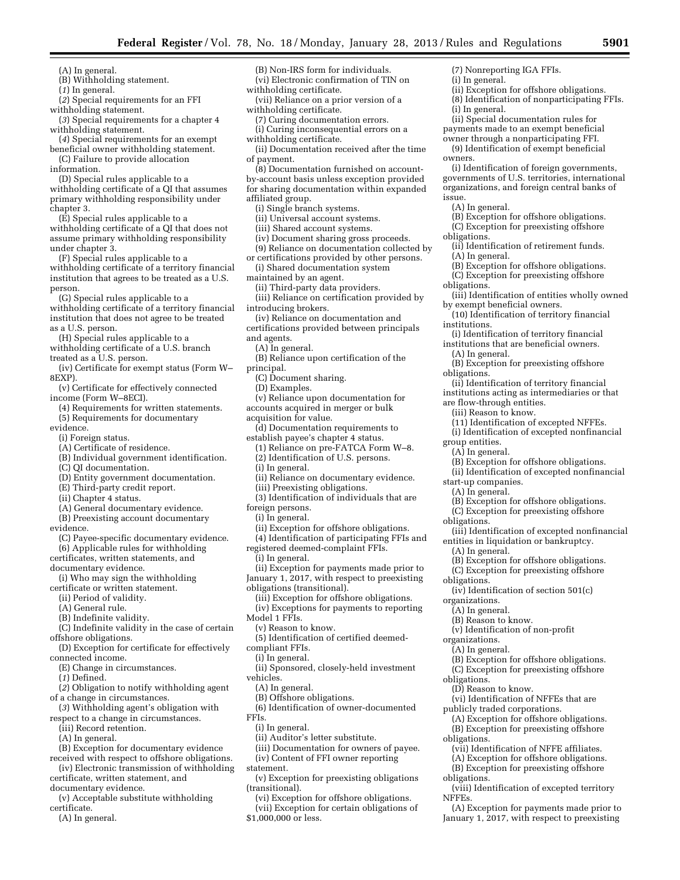(A) In general.

(B) Withholding statement.

(*1*) In general.

(*2*) Special requirements for an FFI withholding statement.

(*3*) Special requirements for a chapter 4 withholding statement.

(*4*) Special requirements for an exempt beneficial owner withholding statement.

(C) Failure to provide allocation information.

(D) Special rules applicable to a withholding certificate of a QI that assumes primary withholding responsibility under chapter 3.

(E) Special rules applicable to a withholding certificate of a QI that does not assume primary withholding responsibility under chapter 3.

(F) Special rules applicable to a withholding certificate of a territory financial institution that agrees to be treated as a U.S. person.

(G) Special rules applicable to a withholding certificate of a territory financial institution that does not agree to be treated as a U.S. person.

(H) Special rules applicable to a withholding certificate of a U.S. branch treated as a U.S. person.

(iv) Certificate for exempt status (Form W–8EXP).

(v) Certificate for effectively connected income (Form W–8ECI).

(4) Requirements for written statements.

(5) Requirements for documentary evidence.

(i) Foreign status.

(A) Certificate of residence.

(B) Individual government identification.

(C) QI documentation.

(D) Entity government documentation.

(E) Third-party credit report.

(ii) Chapter 4 status.

(A) General documentary evidence.

(B) Preexisting account documentary evidence.

(C) Payee-specific documentary evidence.

(6) Applicable rules for withholding certificates, written statements, and documentary evidence.

(i) Who may sign the withholding certificate or written statement.

(ii) Period of validity.

(A) General rule.

(B) Indefinite validity.

(C) Indefinite validity in the case of certain offshore obligations.

(D) Exception for certificate for effectively connected income.

(E) Change in circumstances.

(*1*) Defined.

(*2*) Obligation to notify withholding agent of a change in circumstances.

(*3*) Withholding agent's obligation with respect to a change in circumstances.

(iii) Record retention.

(A) In general.

(B) Exception for documentary evidence received with respect to offshore obligations.

(iv) Electronic transmission of withholding certificate, written statement, and documentary evidence.

(v) Acceptable substitute withholding certificate.

(A) In general.

(B) Non-IRS form for individuals.

(vi) Electronic confirmation of TIN on withholding certificate.

(vii) Reliance on a prior version of a withholding certificate.

(7) Curing documentation errors.

(i) Curing inconsequential errors on a withholding certificate.

(ii) Documentation received after the time of payment.

(8) Documentation furnished on account-by-account basis unless exception provided for sharing documentation within expanded affiliated group.

(i) Single branch systems.

(ii) Universal account systems.

(iii) Shared account systems.

(iv) Document sharing gross proceeds.

(9) Reliance on documentation collected by or certifications provided by other persons.

(i) Shared documentation system maintained by an agent.

(ii) Third-party data providers.

(iii) Reliance on certification provided by introducing brokers.

(iv) Reliance on documentation and certifications provided between principals and agents.

(A) In general.

(B) Reliance upon certification of the principal.

(C) Document sharing.

(D) Examples.

(v) Reliance upon documentation for accounts acquired in merger or bulk acquisition for value.

(d) Documentation requirements to establish payee's chapter 4 status.

(1) Reliance on pre-FATCA Form W–8.

(2) Identification of U.S. persons.

(i) In general.

(ii) Reliance on documentary evidence.

(iii) Preexisting obligations.

(3) Identification of individuals that are foreign persons.

(i) In general.

(ii) Exception for offshore obligations.

(4) Identification of participating FFIs and registered deemed-complaint FFIs.

(i) In general.

(ii) Exception for payments made prior to January 1, 2017, with respect to preexisting obligations (transitional).

(iii) Exception for offshore obligations.

(iv) Exceptions for payments to reporting Model 1 FFIs.

(v) Reason to know.

(5) Identification of certified deemed-compliant FFIs.

(i) In general.

(ii) Sponsored, closely-held investment vehicles.

(A) In general.

(B) Offshore obligations.

(6) Identification of owner-documented FFIs.

(i) In general.

(ii) Auditor's letter substitute.

(iii) Documentation for owners of payee.

(iv) Content of FFI owner reporting statement.

(v) Exception for preexisting obligations (transitional).

(vi) Exception for offshore obligations.

(vii) Exception for certain obligations of $1,000,000 or less.

(7) Nonreporting IGA FFIs.

(i) In general.

(ii) Exception for offshore obligations.

(8) Identification of nonparticipating FFIs.

(i) In general.

(ii) Special documentation rules for payments made to an exempt beneficial owner through a nonparticipating FFI.

(9) Identification of exempt beneficial owners.

(i) Identification of foreign governments, governments of U.S. territories, international organizations, and foreign central banks of issue.

(A) In general.

(B) Exception for offshore obligations.

(C) Exception for preexisting offshore obligations.

(ii) Identification of retirement funds.

(A) In general.

(B) Exception for offshore obligations.

(C) Exception for preexisting offshore obligations.

(iii) Identification of entities wholly owned by exempt beneficial owners.

(10) Identification of territory financial institutions.

(i) Identification of territory financial institutions that are beneficial owners.

(A) In general.

(B) Exception for preexisting offshore obligations.

(ii) Identification of territory financial institutions acting as intermediaries or that are flow-through entities.

(iii) Reason to know.

(11) Identification of excepted NFFEs.

(i) Identification of excepted nonfinancial group entities.

(A) In general.

(B) Exception for offshore obligations.

(ii) Identification of excepted nonfinancial start-up companies.

(A) In general.

(B) Exception for offshore obligations.

(C) Exception for preexisting offshore obligations.

(iii) Identification of excepted nonfinancial entities in liquidation or bankruptcy.

(A) In general.

(B) Exception for offshore obligations.

(C) Exception for preexisting offshore obligations.

(iv) Identification of section 501(c) organizations.

(A) In general.

(B) Reason to know.

(v) Identification of non-profit organizations.

(A) In general.

(B) Exception for offshore obligations.

(C) Exception for preexisting offshore obligations.

(D) Reason to know.

(vi) Identification of NFFEs that are publicly traded corporations.

(A) Exception for offshore obligations.

(B) Exception for preexisting offshore obligations.

(vii) Identification of NFFE affiliates.

(A) Exception for offshore obligations.

(B) Exception for preexisting offshore obligations.

(viii) Identification of excepted territory NFFEs.

(A) Exception for payments made prior to January 1, 2017, with respect to preexisting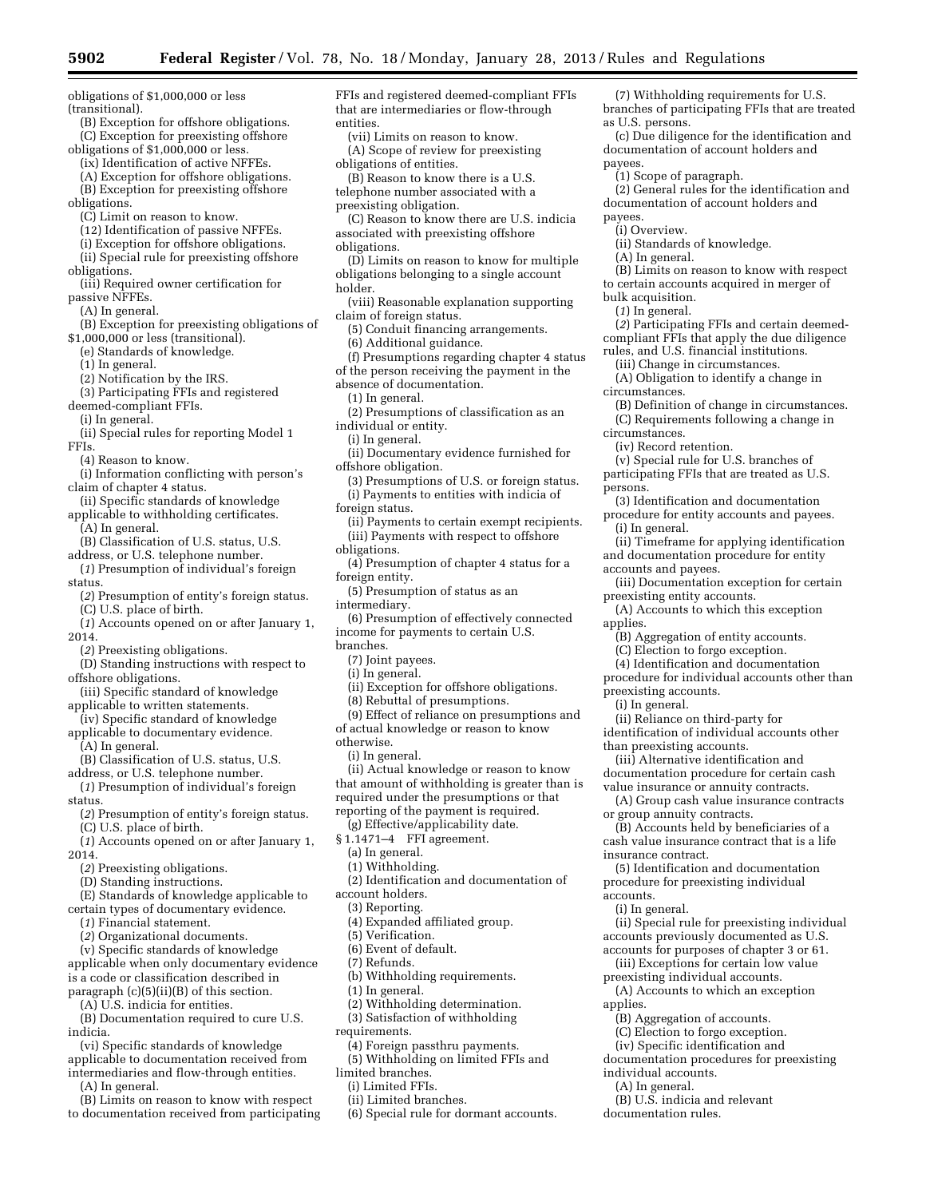obligations of $1,000,000 or less (transitional).

(B) Exception for offshore obligations.

(C) Exception for preexisting offshore obligations of $1,000,000 or less.

(ix) Identification of active NFFEs.

(A) Exception for offshore obligations.

(B) Exception for preexisting offshore obligations.

(C) Limit on reason to know.

(12) Identification of passive NFFEs.

(i) Exception for offshore obligations.

(ii) Special rule for preexisting offshore obligations.

(iii) Required owner certification for passive NFFEs.

(A) In general.

(B) Exception for preexisting obligations of $1,000,000 or less (transitional).

(e) Standards of knowledge.

(1) In general.

(2) Notification by the IRS.

(3) Participating FFIs and registered deemed-compliant FFIs.

(i) In general.

(ii) Special rules for reporting Model 1 FFIs.

(4) Reason to know.

(i) Information conflicting with person's claim of chapter 4 status.

(ii) Specific standards of knowledge applicable to withholding certificates.

(A) In general.

(B) Classification of U.S. status, U.S. address, or U.S. telephone number.

(*1*) Presumption of individual's foreign status.

(*2*) Presumption of entity's foreign status.

(C) U.S. place of birth.

(*1*) Accounts opened on or after January 1, 2014.

(*2*) Preexisting obligations.

(D) Standing instructions with respect to offshore obligations.

(iii) Specific standard of knowledge applicable to written statements.

(iv) Specific standard of knowledge applicable to documentary evidence.

(A) In general.

(B) Classification of U.S. status, U.S. address, or U.S. telephone number.

(*1*) Presumption of individual's foreign status.

(*2*) Presumption of entity's foreign status.

(C) U.S. place of birth.

(*1*) Accounts opened on or after January 1, 2014.

(*2*) Preexisting obligations.

(D) Standing instructions.

(E) Standards of knowledge applicable to certain types of documentary evidence.

(*1*) Financial statement.

(*2*) Organizational documents.

(v) Specific standards of knowledge applicable when only documentary evidence is a code or classification described in paragraph (c)(5)(ii)(B) of this section.

(A) U.S. indicia for entities.

(B) Documentation required to cure U.S. indicia.

(vi) Specific standards of knowledge applicable to documentation received from intermediaries and flow-through entities.

(A) In general.

(B) Limits on reason to know with respect to documentation received from participating FFIs and registered deemed-compliant FFIs that are intermediaries or flow-through entities.

(vii) Limits on reason to know.

(A) Scope of review for preexisting obligations of entities.

(B) Reason to know there is a U.S. telephone number associated with a preexisting obligation.

(C) Reason to know there are U.S. indicia associated with preexisting offshore obligations.

(D) Limits on reason to know for multiple obligations belonging to a single account holder.

(viii) Reasonable explanation supporting claim of foreign status.

(5) Conduit financing arrangements.

(6) Additional guidance.

(f) Presumptions regarding chapter 4 status of the person receiving the payment in the absence of documentation.

(1) In general.

(2) Presumptions of classification as an individual or entity.

(i) In general.

(ii) Documentary evidence furnished for offshore obligation.

(3) Presumptions of U.S. or foreign status.

(i) Payments to entities with indicia of foreign status.

(ii) Payments to certain exempt recipients.

(iii) Payments with respect to offshore obligations.

(4) Presumption of chapter 4 status for a foreign entity.

(5) Presumption of status as an intermediary.

(6) Presumption of effectively connected income for payments to certain U.S. branches.

(7) Joint payees.

(i) In general.

(ii) Exception for offshore obligations.

(8) Rebuttal of presumptions.

(9) Effect of reliance on presumptions and of actual knowledge or reason to know otherwise.

(i) In general.

(ii) Actual knowledge or reason to know that amount of withholding is greater than is required under the presumptions or that reporting of the payment is required.

(g) Effective/applicability date.

§ 1.1471–4 FFI agreement.

(a) In general.

(1) Withholding.

(2) Identification and documentation of account holders.

(3) Reporting.

(4) Expanded affiliated group.

(5) Verification.

(6) Event of default.

(7) Refunds.

(b) Withholding requirements.

(1) In general.

(2) Withholding determination.

(3) Satisfaction of withholding requirements.

(4) Foreign passthru payments.

(5) Withholding on limited FFIs and limited branches.

(i) Limited FFIs.

(ii) Limited branches.

(6) Special rule for dormant accounts.

(7) Withholding requirements for U.S. branches of participating FFIs that are treated as U.S. persons.

(c) Due diligence for the identification and documentation of account holders and payees.

(1) Scope of paragraph.

(2) General rules for the identification and documentation of account holders and payees.

(i) Overview.

(ii) Standards of knowledge.

(A) In general.

(B) Limits on reason to know with respect to certain accounts acquired in merger of bulk acquisition.

(*1*) In general.

(*2*) Participating FFIs and certain deemed-compliant FFIs that apply the due diligence rules, and U.S. financial institutions.

(iii) Change in circumstances.

(A) Obligation to identify a change in circumstances.

(B) Definition of change in circumstances.

(C) Requirements following a change in circumstances.

(iv) Record retention.

(v) Special rule for U.S. branches of participating FFIs that are treated as U.S. persons.

(3) Identification and documentation procedure for entity accounts and payees.

(i) In general.

(ii) Timeframe for applying identification and documentation procedure for entity accounts and payees.

(iii) Documentation exception for certain preexisting entity accounts.

(A) Accounts to which this exception applies.

(B) Aggregation of entity accounts.

(C) Election to forgo exception.

(4) Identification and documentation procedure for individual accounts other than preexisting accounts.

(i) In general.

(ii) Reliance on third-party for identification of individual accounts other than preexisting accounts.

(iii) Alternative identification and documentation procedure for certain cash value insurance or annuity contracts.

(A) Group cash value insurance contracts or group annuity contracts.

(B) Accounts held by beneficiaries of a cash value insurance contract that is a life insurance contract.

(5) Identification and documentation procedure for preexisting individual accounts.

(i) In general.

(ii) Special rule for preexisting individual accounts previously documented as U.S. accounts for purposes of chapter 3 or 61.

(iii) Exceptions for certain low value preexisting individual accounts.

(A) Accounts to which an exception applies.

(B) Aggregation of accounts.

(C) Election to forgo exception.

(iv) Specific identification and documentation procedures for preexisting individual accounts.

(A) In general.

(B) U.S. indicia and relevant documentation rules.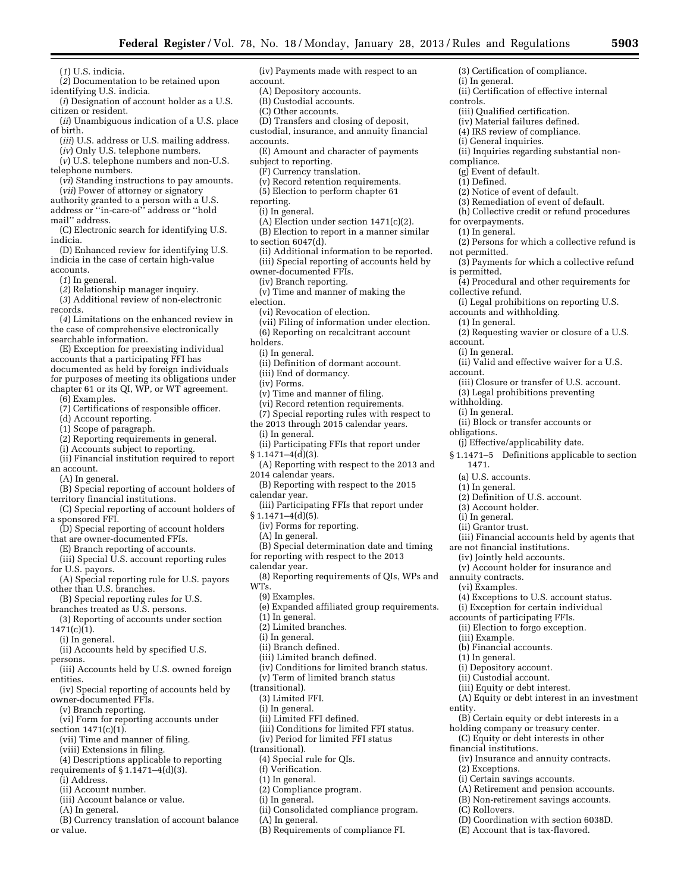(*1*) U.S. indicia.

(*2*) Documentation to be retained upon identifying U.S. indicia.

(*i*) Designation of account holder as a U.S. citizen or resident.

(*ii*) Unambiguous indication of a U.S. place of birth.

(*iii*) U.S. address or U.S. mailing address.

(*iv*) Only U.S. telephone numbers.

(*v*) U.S. telephone numbers and non-U.S. telephone numbers.

(*vi*) Standing instructions to pay amounts.

(*vii*) Power of attorney or signatory authority granted to a person with a U.S. address or ''in-care-of'' address or ''hold mail'' address.

(C) Electronic search for identifying U.S. indicia.

(D) Enhanced review for identifying U.S. indicia in the case of certain high-value accounts.

(*1*) In general.

(*2*) Relationship manager inquiry.

(*3*) Additional review of non-electronic records.

(*4*) Limitations on the enhanced review in the case of comprehensive electronically searchable information.

(E) Exception for preexisting individual accounts that a participating FFI has documented as held by foreign individuals for purposes of meeting its obligations under chapter 61 or its QI, WP, or WT agreement.

(6) Examples.

(7) Certifications of responsible officer.

(d) Account reporting.

(1) Scope of paragraph.

(2) Reporting requirements in general.

(i) Accounts subject to reporting.

(ii) Financial institution required to report an account.

(A) In general.

(B) Special reporting of account holders of territory financial institutions.

(C) Special reporting of account holders of a sponsored FFI.

(D) Special reporting of account holders that are owner-documented FFIs.

(E) Branch reporting of accounts.

(iii) Special U.S. account reporting rules for U.S. payors.

(A) Special reporting rule for U.S. payors other than U.S. branches.

(B) Special reporting rules for U.S. branches treated as U.S. persons.

(3) Reporting of accounts under section 1471(c)(1).

(i) In general.

(ii) Accounts held by specified U.S. persons.

(iii) Accounts held by U.S. owned foreign entities.

(iv) Special reporting of accounts held by owner-documented FFIs.

(v) Branch reporting.

(vi) Form for reporting accounts under section 1471(c)(1).

(vii) Time and manner of filing.

(viii) Extensions in filing.

(4) Descriptions applicable to reporting requirements of § 1.1471–4(d)(3).

(i) Address.

(ii) Account number.

(iii) Account balance or value.

(A) In general.

(B) Currency translation of account balance or value.

(iv) Payments made with respect to an account.

(A) Depository accounts.

(B) Custodial accounts.

(C) Other accounts.

(D) Transfers and closing of deposit, custodial, insurance, and annuity financial accounts.

(E) Amount and character of payments subject to reporting.

(F) Currency translation.

(v) Record retention requirements.

(5) Election to perform chapter 61 reporting.

(i) In general.

(A) Election under section 1471(c)(2).

(B) Election to report in a manner similar to section 6047(d).

(ii) Additional information to be reported.

(iii) Special reporting of accounts held by owner-documented FFIs.

(iv) Branch reporting.

(v) Time and manner of making the election.

(vi) Revocation of election.

(vii) Filing of information under election.

(6) Reporting on recalcitrant account holders.

(i) In general.

(ii) Definition of dormant account.

(iii) End of dormancy.

(iv) Forms.

(v) Time and manner of filing.

(vi) Record retention requirements.

(7) Special reporting rules with respect to the 2013 through 2015 calendar years.

(i) In general.

(ii) Participating FFIs that report under § 1.1471–4(d)(3).

(A) Reporting with respect to the 2013 and 2014 calendar years.

(B) Reporting with respect to the 2015 calendar year.

(iii) Participating FFIs that report under § 1.1471–4(d)(5).

(iv) Forms for reporting.

(A) In general.

(B) Special determination date and timing for reporting with respect to the 2013 calendar year.

(8) Reporting requirements of QIs, WPs and WTs.

(9) Examples.

(e) Expanded affiliated group requirements.

(1) In general.

(2) Limited branches.

(i) In general.

(ii) Branch defined.

(iii) Limited branch defined.

(iv) Conditions for limited branch status.

(v) Term of limited branch status (transitional).

(3) Limited FFI.

(i) In general.

(ii) Limited FFI defined.

(iii) Conditions for limited FFI status.

(iv) Period for limited FFI status (transitional).

(4) Special rule for QIs.

(f) Verification.

(1) In general.

(2) Compliance program.

(i) In general.

(ii) Consolidated compliance program.

(A) In general.

(B) Requirements of compliance FI.

(3) Certification of compliance.

(i) In general.

(ii) Certification of effective internal controls.

(iii) Qualified certification.

(iv) Material failures defined.

(4) IRS review of compliance.

(i) General inquiries.

(ii) Inquiries regarding substantial non-compliance.

(g) Event of default.

(1) Defined.

(2) Notice of event of default.

(3) Remediation of event of default.

(h) Collective credit or refund procedures for overpayments.

(1) In general.

(2) Persons for which a collective refund is not permitted.

(3) Payments for which a collective refund is permitted.

(4) Procedural and other requirements for collective refund.

(i) Legal prohibitions on reporting U.S. accounts and withholding.

(1) In general.

(2) Requesting wavier or closure of a U.S. account.

(i) In general.

(ii) Valid and effective waiver for a U.S. account.

(iii) Closure or transfer of U.S. account.

(3) Legal prohibitions preventing withholding.

(i) In general.

(ii) Block or transfer accounts or obligations.

(j) Effective/applicability date.

§ 1.1471–5 Definitions applicable to section 1471.

(a) U.S. accounts.

(1) In general.

(2) Definition of U.S. account.

(3) Account holder.

(i) In general.

(ii) Grantor trust.

(iii) Financial accounts held by agents that are not financial institutions.

(iv) Jointly held accounts.

(v) Account holder for insurance and annuity contracts.

(vi) Examples.

(4) Exceptions to U.S. account status.

(i) Exception for certain individual accounts of participating FFIs.

(ii) Election to forgo exception.

(iii) Example.

(b) Financial accounts.

(1) In general.

(i) Depository account.

(ii) Custodial account.

(iii) Equity or debt interest.

(A) Equity or debt interest in an investment entity.

(B) Certain equity or debt interests in a holding company or treasury center.

(C) Equity or debt interests in other financial institutions.

(iv) Insurance and annuity contracts.

(2) Exceptions.

(i) Certain savings accounts.

(A) Retirement and pension accounts.

(B) Non-retirement savings accounts.

(C) Rollovers.

(D) Coordination with section 6038D.

(E) Account that is tax-flavored.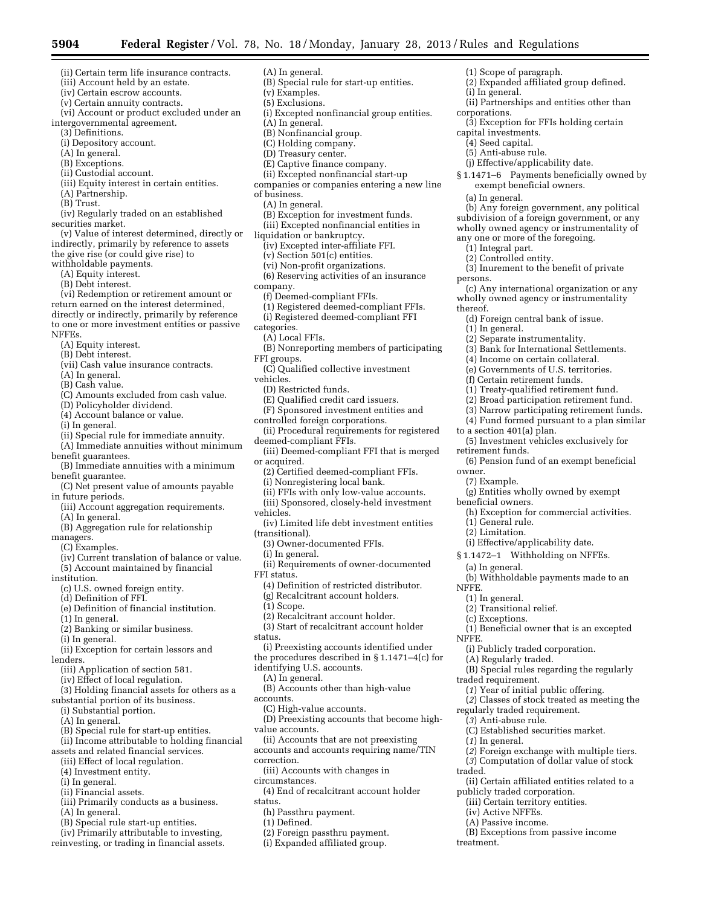(ii) Certain term life insurance contracts.
(iii) Account held by an estate.
(iv) Certain escrow accounts.
(v) Certain annuity contracts.
(vi) Account or product excluded under an intergovernmental agreement.
(3) Definitions.
(i) Depository account.
(A) In general.
(B) Exceptions.
(ii) Custodial account.
(iii) Equity interest in certain entities.
(A) Partnership.
(B) Trust.
(iv) Regularly traded on an established securities market.
(v) Value of interest determined, directly or indirectly, primarily by reference to assets the give rise (or could give rise) to withholdable payments.
(A) Equity interest.
(B) Debt interest.
(vi) Redemption or retirement amount or return earned on the interest determined, directly or indirectly, primarily by reference to one or more investment entities or passive NFFEs.
(A) Equity interest.
(B) Debt interest.
(vii) Cash value insurance contracts.
(A) In general.
(B) Cash value.
(C) Amounts excluded from cash value.
(D) Policyholder dividend.
(4) Account balance or value.
(i) In general.
(ii) Special rule for immediate annuity.
(A) Immediate annuities without minimum benefit guarantees.
(B) Immediate annuities with a minimum benefit guarantee.
(C) Net present value of amounts payable in future periods.
(iii) Account aggregation requirements.
(A) In general.
(B) Aggregation rule for relationship managers.
(C) Examples.
(iv) Current translation of balance or value.
(5) Account maintained by financial institution.
(c) U.S. owned foreign entity.
(d) Definition of FFI.
(e) Definition of financial institution.
(1) In general.
(2) Banking or similar business.
(i) In general.
(ii) Exception for certain lessors and lenders.
(iii) Application of section 581.
(iv) Effect of local regulation.
(3) Holding financial assets for others as a substantial portion of its business.
(i) Substantial portion.
(A) In general.
(B) Special rule for start-up entities.
(ii) Income attributable to holding financial assets and related financial services.
(iii) Effect of local regulation.
(4) Investment entity.
(i) In general.
(ii) Financial assets.
(iii) Primarily conducts as a business.
(A) In general.
(B) Special rule start-up entities.
(iv) Primarily attributable to investing, reinvesting, or trading in financial assets.
(A) In general.
(B) Special rule for start-up entities.
(v) Examples.
(5) Exclusions.
(i) Excepted nonfinancial group entities.
(A) In general.
(B) Nonfinancial group.
(C) Holding company.
(D) Treasury center.
(E) Captive finance company.
(ii) Excepted nonfinancial start-up companies or companies entering a new line of business.
(A) In general.
(B) Exception for investment funds.
(iii) Excepted nonfinancial entities in liquidation or bankruptcy.
(iv) Excepted inter-affiliate FFI.
(v) Section 501(c) entities.
(vi) Non-profit organizations.
(6) Reserving activities of an insurance company.
(f) Deemed-compliant FFIs.
(1) Registered deemed-compliant FFIs.
(i) Registered deemed-compliant FFI categories.
(A) Local FFIs.
(B) Nonreporting members of participating FFI groups.
(C) Qualified collective investment vehicles.
(D) Restricted funds.
(E) Qualified credit card issuers.
(F) Sponsored investment entities and controlled foreign corporations.
(ii) Procedural requirements for registered deemed-compliant FFIs.
(iii) Deemed-compliant FFI that is merged or acquired.
(2) Certified deemed-compliant FFIs.
(i) Nonregistering local bank.
(ii) FFIs with only low-value accounts.
(iii) Sponsored, closely-held investment vehicles.
(iv) Limited life debt investment entities (transitional).
(3) Owner-documented FFIs.
(i) In general.
(ii) Requirements of owner-documented FFI status.
(4) Definition of restricted distributor.
(g) Recalcitrant account holders.
(1) Scope.
(2) Recalcitrant account holder.
(3) Start of recalcitrant account holder status.
(i) Preexisting accounts identified under the procedures described in § 1.1471–4(c) for identifying U.S. accounts.
(A) In general.
(B) Accounts other than high-value accounts.
(C) High-value accounts.
(D) Preexisting accounts that become high-value accounts.
(ii) Accounts that are not preexisting accounts and accounts requiring name/TIN correction.
(iii) Accounts with changes in circumstances.
(4) End of recalcitrant account holder status.
(h) Passthru payment.
(1) Defined.
(2) Foreign passthru payment.
(i) Expanded affiliated group.
(1) Scope of paragraph.
(2) Expanded affiliated group defined.
(i) In general.
(ii) Partnerships and entities other than corporations.
(3) Exception for FFIs holding certain capital investments.
(4) Seed capital.
(5) Anti-abuse rule.
(j) Effective/applicability date.

§ 1.1471–6 Payments beneficially owned by exempt beneficial owners.

(a) In general.
(b) Any foreign government, any political subdivision of a foreign government, or any wholly owned agency or instrumentality of any one or more of the foregoing.
(1) Integral part.
(2) Controlled entity.
(3) Inurement to the benefit of private persons.
(c) Any international organization or any wholly owned agency or instrumentality thereof.
(d) Foreign central bank of issue.
(1) In general.
(2) Separate instrumentality.
(3) Bank for International Settlements.
(4) Income on certain collateral.
(e) Governments of U.S. territories.
(f) Certain retirement funds.
(1) Treaty-qualified retirement fund.
(2) Broad participation retirement fund.
(3) Narrow participating retirement funds.
(4) Fund formed pursuant to a plan similar to a section 401(a) plan.
(5) Investment vehicles exclusively for retirement funds.
(6) Pension fund of an exempt beneficial owner.
(7) Example.
(g) Entities wholly owned by exempt beneficial owners.
(h) Exception for commercial activities.
(1) General rule.
(2) Limitation.
(i) Effective/applicability date.

§ 1.1472–1 Withholding on NFFEs.

(a) In general.
(b) Withholdable payments made to an NFFE.
(1) In general.
(2) Transitional relief.
(c) Exceptions.
(1) Beneficial owner that is an excepted NFFE.
(i) Publicly traded corporation.
(A) Regularly traded.
(B) Special rules regarding the regularly traded requirement.
(*1*) Year of initial public offering.
(*2*) Classes of stock treated as meeting the regularly traded requirement.
(*3*) Anti-abuse rule.
(C) Established securities market.
(*1*) In general.
(*2*) Foreign exchange with multiple tiers.
(*3*) Computation of dollar value of stock traded.
(ii) Certain affiliated entities related to a publicly traded corporation.
(iii) Certain territory entities.
(iv) Active NFFEs.
(A) Passive income.
(B) Exceptions from passive income treatment.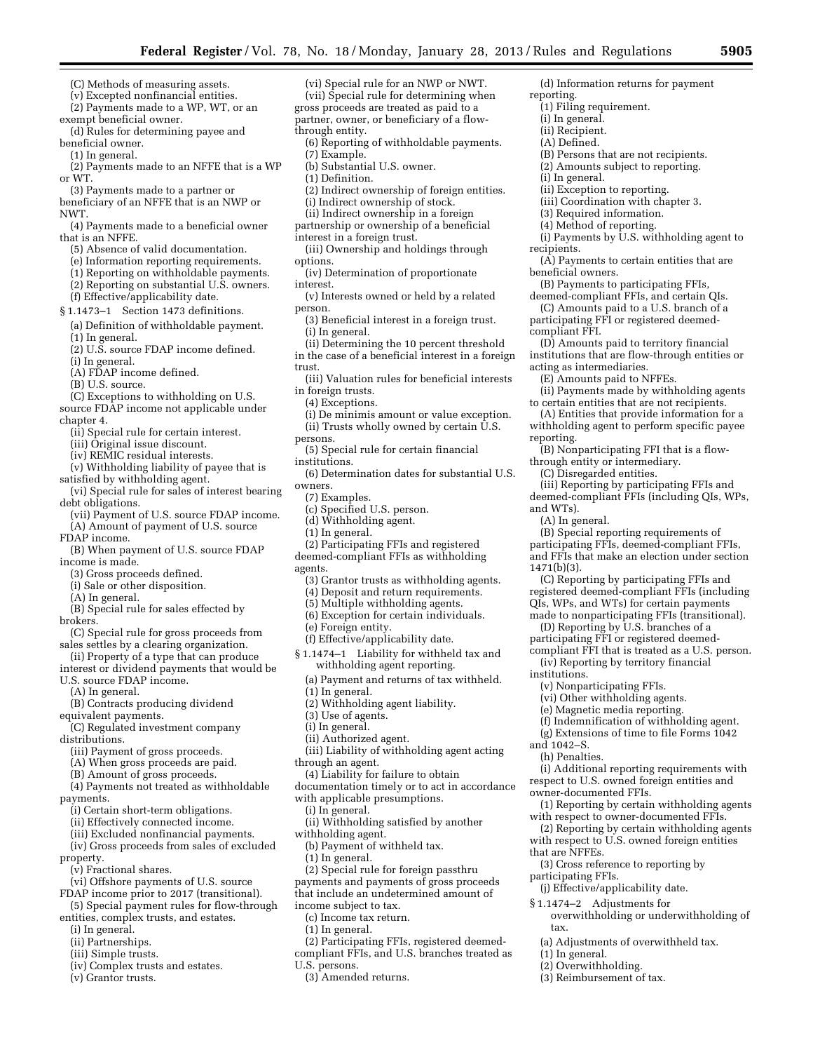(C) Methods of measuring assets.
(v) Excepted nonfinancial entities.
(2) Payments made to a WP, WT, or an exempt beneficial owner.
(d) Rules for determining payee and beneficial owner.
(1) In general.
(2) Payments made to an NFFE that is a WP or WT.
(3) Payments made to a partner or beneficiary of an NFFE that is an NWP or NWT.
(4) Payments made to a beneficial owner that is an NFFE.
(5) Absence of valid documentation.
(e) Information reporting requirements.
(1) Reporting on withholdable payments.
(2) Reporting on substantial U.S. owners.
(f) Effective/applicability date.
§ 1.1473–1 Section 1473 definitions.
(a) Definition of withholdable payment.
(1) In general.
(2) U.S. source FDAP income defined.
(i) In general.
(A) FDAP income defined.
(B) U.S. source.
(C) Exceptions to withholding on U.S. source FDAP income not applicable under chapter 4.
(ii) Special rule for certain interest.
(iii) Original issue discount.
(iv) REMIC residual interests.
(v) Withholding liability of payee that is satisfied by withholding agent.
(vi) Special rule for sales of interest bearing debt obligations.
(vii) Payment of U.S. source FDAP income.
(A) Amount of payment of U.S. source FDAP income.
(B) When payment of U.S. source FDAP income is made.
(3) Gross proceeds defined.
(i) Sale or other disposition.
(A) In general.
(B) Special rule for sales effected by brokers.
(C) Special rule for gross proceeds from sales settles by a clearing organization.
(ii) Property of a type that can produce interest or dividend payments that would be U.S. source FDAP income.
(A) In general.
(B) Contracts producing dividend equivalent payments.
(C) Regulated investment company distributions.
(iii) Payment of gross proceeds.
(A) When gross proceeds are paid.
(B) Amount of gross proceeds.
(4) Payments not treated as withholdable payments.
(i) Certain short-term obligations.
(ii) Effectively connected income.
(iii) Excluded nonfinancial payments.
(iv) Gross proceeds from sales of excluded property.
(v) Fractional shares.
(vi) Offshore payments of U.S. source FDAP income prior to 2017 (transitional).
(5) Special payment rules for flow-through entities, complex trusts, and estates.
(i) In general.
(ii) Partnerships.
(iii) Simple trusts.
(iv) Complex trusts and estates.
(v) Grantor trusts.
(vi) Special rule for an NWP or NWT.
(vii) Special rule for determining when gross proceeds are treated as paid to a partner, owner, or beneficiary of a flow-through entity.
(6) Reporting of withholdable payments.
(7) Example.
(b) Substantial U.S. owner.
(1) Definition.
(2) Indirect ownership of foreign entities.
(i) Indirect ownership of stock.
(ii) Indirect ownership in a foreign partnership or ownership of a beneficial interest in a foreign trust.
(iii) Ownership and holdings through options.
(iv) Determination of proportionate interest.
(v) Interests owned or held by a related person.
(3) Beneficial interest in a foreign trust.
(i) In general.
(ii) Determining the 10 percent threshold in the case of a beneficial interest in a foreign trust.
(iii) Valuation rules for beneficial interests in foreign trusts.
(4) Exceptions.
(i) De minimis amount or value exception.
(ii) Trusts wholly owned by certain U.S. persons.
(5) Special rule for certain financial institutions.
(6) Determination dates for substantial U.S. owners.
(7) Examples.
(c) Specified U.S. person.
(d) Withholding agent.
(1) In general.
(2) Participating FFIs and registered deemed-compliant FFIs as withholding agents.
(3) Grantor trusts as withholding agents.
(4) Deposit and return requirements.
(5) Multiple withholding agents.
(6) Exception for certain individuals.
(e) Foreign entity.
(f) Effective/applicability date.
§ 1.1474–1 Liability for withheld tax and withholding agent reporting.
(a) Payment and returns of tax withheld.
(1) In general.
(2) Withholding agent liability.
(3) Use of agents.
(i) In general.
(ii) Authorized agent.
(iii) Liability of withholding agent acting through an agent.
(4) Liability for failure to obtain documentation timely or to act in accordance with applicable presumptions.
(i) In general.
(ii) Withholding satisfied by another withholding agent.
(b) Payment of withheld tax.
(1) In general.
(2) Special rule for foreign passthru payments and payments of gross proceeds that include an undetermined amount of income subject to tax.
(c) Income tax return.
(1) In general.
(2) Participating FFIs, registered deemed-compliant FFIs, and U.S. branches treated as U.S. persons.
(3) Amended returns.
(d) Information returns for payment reporting.
(1) Filing requirement.
(i) In general.
(ii) Recipient.
(A) Defined.
(B) Persons that are not recipients.
(2) Amounts subject to reporting.
(i) In general.
(ii) Exception to reporting.
(iii) Coordination with chapter 3.
(3) Required information.
(4) Method of reporting.
(i) Payments by U.S. withholding agent to recipients.
(A) Payments to certain entities that are beneficial owners.
(B) Payments to participating FFIs, deemed-compliant FFIs, and certain QIs.
(C) Amounts paid to a U.S. branch of a participating FFI or registered deemed-compliant FFI.
(D) Amounts paid to territory financial institutions that are flow-through entities or acting as intermediaries.
(E) Amounts paid to NFFEs.
(ii) Payments made by withholding agents to certain entities that are not recipients.
(A) Entities that provide information for a withholding agent to perform specific payee reporting.
(B) Nonparticipating FFI that is a flow-through entity or intermediary.
(C) Disregarded entities.
(iii) Reporting by participating FFIs and deemed-compliant FFIs (including QIs, WPs, and WTs).
(A) In general.
(B) Special reporting requirements of participating FFIs, deemed-compliant FFIs, and FFIs that make an election under section 1471(b)(3).
(C) Reporting by participating FFIs and registered deemed-compliant FFIs (including QIs, WPs, and WTs) for certain payments made to nonparticipating FFIs (transitional).
(D) Reporting by U.S. branches of a participating FFI or registered deemed-compliant FFI that is treated as a U.S. person.
(iv) Reporting by territory financial institutions.
(v) Nonparticipating FFIs.
(vi) Other withholding agents.
(e) Magnetic media reporting.
(f) Indemnification of withholding agent.
(g) Extensions of time to file Forms 1042 and 1042–S.
(h) Penalties.
(i) Additional reporting requirements with respect to U.S. owned foreign entities and owner-documented FFIs.
(1) Reporting by certain withholding agents with respect to owner-documented FFIs.
(2) Reporting by certain withholding agents with respect to U.S. owned foreign entities that are NFFEs.
(3) Cross reference to reporting by participating FFIs.
(j) Effective/applicability date.
§ 1.1474–2 Adjustments for overwithholding or underwithholding of tax.
(a) Adjustments of overwithheld tax.
(1) In general.
(2) Overwithholding.
(3) Reimbursement of tax.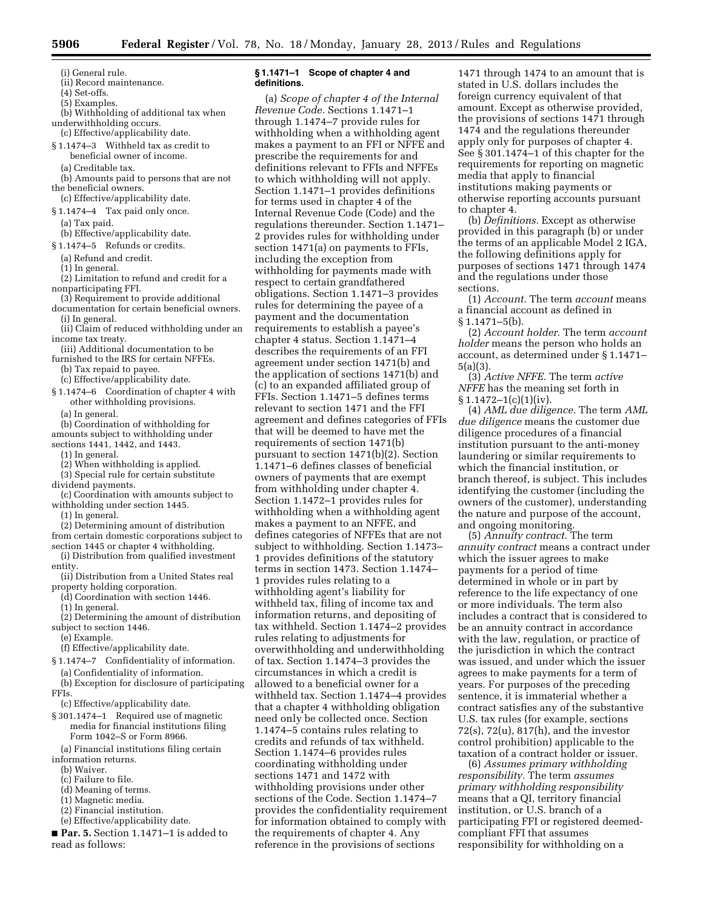(i) General rule.

(ii) Record maintenance.

(4) Set-offs.

(5) Examples.

(b) Withholding of additional tax when underwithholding occurs.

(c) Effective/applicability date.

§ 1.1474–3 Withheld tax as credit to beneficial owner of income.

(a) Creditable tax.

(b) Amounts paid to persons that are not the beneficial owners.

(c) Effective/applicability date.

§ 1.1474–4 Tax paid only once.

(a) Tax paid.

(b) Effective/applicability date.

§ 1.1474–5 Refunds or credits.

(a) Refund and credit.

(1) In general.

(2) Limitation to refund and credit for a nonparticipating FFI.

(3) Requirement to provide additional documentation for certain beneficial owners.

(i) In general.

(ii) Claim of reduced withholding under an income tax treaty.

(iii) Additional documentation to be furnished to the IRS for certain NFFEs.

(b) Tax repaid to payee.

(c) Effective/applicability date.

§ 1.1474–6 Coordination of chapter 4 with other withholding provisions.

(a) In general.

(b) Coordination of withholding for amounts subject to withholding under sections 1441, 1442, and 1443.

(1) In general.

(2) When withholding is applied.

(3) Special rule for certain substitute dividend payments.

(c) Coordination with amounts subject to withholding under section 1445.

(1) In general.

(2) Determining amount of distribution from certain domestic corporations subject to section 1445 or chapter 4 withholding.

(i) Distribution from qualified investment entity.

(ii) Distribution from a United States real property holding corporation.

(d) Coordination with section 1446.

(1) In general.

(2) Determining the amount of distribution subject to section 1446.

(e) Example.

(f) Effective/applicability date.

§ 1.1474–7 Confidentiality of information.

(a) Confidentiality of information.

(b) Exception for disclosure of participating FFIs.

(c) Effective/applicability date.

§ 301.1474–1 Required use of magnetic media for financial institutions filing Form 1042–S or Form 8966.

(a) Financial institutions filing certain information returns.

(b) Waiver.

(c) Failure to file.

(d) Meaning of terms.

(1) Magnetic media.

(2) Financial institution.

(e) Effective/applicability date.

■ **Par. 5.** Section 1.1471–1 is added to read as follows:

**§ 1.1471–1 Scope of chapter 4 and definitions.**

(a) *Scope of chapter 4 of the Internal Revenue Code.* Sections 1.1471–1 through 1.1474–7 provide rules for withholding when a withholding agent makes a payment to an FFI or NFFE and prescribe the requirements for and definitions relevant to FFIs and NFFEs to which withholding will not apply. Section 1.1471–1 provides definitions for terms used in chapter 4 of the Internal Revenue Code (Code) and the regulations thereunder. Section 1.1471–2 provides rules for withholding under section 1471(a) on payments to FFIs, including the exception from withholding for payments made with respect to certain grandfathered obligations. Section 1.1471–3 provides rules for determining the payee of a payment and the documentation requirements to establish a payee's chapter 4 status. Section 1.1471–4 describes the requirements of an FFI agreement under section 1471(b) and the application of sections 1471(b) and (c) to an expanded affiliated group of FFIs. Section 1.1471–5 defines terms relevant to section 1471 and the FFI agreement and defines categories of FFIs that will be deemed to have met the requirements of section 1471(b) pursuant to section 1471(b)(2). Section 1.1471–6 defines classes of beneficial owners of payments that are exempt from withholding under chapter 4. Section 1.1472–1 provides rules for withholding when a withholding agent makes a payment to an NFFE, and defines categories of NFFEs that are not subject to withholding. Section 1.1473–1 provides definitions of the statutory terms in section 1473. Section 1.1474–1 provides rules relating to a withholding agent's liability for withheld tax, filing of income tax and information returns, and depositing of tax withheld. Section 1.1474–2 provides rules relating to adjustments for overwithholding and underwithholding of tax. Section 1.1474–3 provides the circumstances in which a credit is allowed to a beneficial owner for a withheld tax. Section 1.1474–4 provides that a chapter 4 withholding obligation need only be collected once. Section 1.1474–5 contains rules relating to credits and refunds of tax withheld. Section 1.1474–6 provides rules coordinating withholding under sections 1471 and 1472 with withholding provisions under other sections of the Code. Section 1.1474–7 provides the confidentiality requirement for information obtained to comply with the requirements of chapter 4. Any reference in the provisions of sections 1471 through 1474 to an amount that is stated in U.S. dollars includes the foreign currency equivalent of that amount. Except as otherwise provided, the provisions of sections 1471 through 1474 and the regulations thereunder apply only for purposes of chapter 4. See § 301.1474–1 of this chapter for the requirements for reporting on magnetic media that apply to financial institutions making payments or otherwise reporting accounts pursuant to chapter 4.

(b) *Definitions.* Except as otherwise provided in this paragraph (b) or under the terms of an applicable Model 2 IGA, the following definitions apply for purposes of sections 1471 through 1474 and the regulations under those sections.

(1) *Account.* The term *account* means a financial account as defined in § 1.1471–5(b).

(2) *Account holder.* The term *account holder* means the person who holds an account, as determined under § 1.1471–5(a)(3).

(3) *Active NFFE.* The term *active NFFE* has the meaning set forth in § 1.1472–1(c)(1)(iv).

(4) *AML due diligence.* The term *AML due diligence* means the customer due diligence procedures of a financial institution pursuant to the anti-money laundering or similar requirements to which the financial institution, or branch thereof, is subject. This includes identifying the customer (including the owners of the customer), understanding the nature and purpose of the account, and ongoing monitoring.

(5) *Annuity contract.* The term *annuity contract* means a contract under which the issuer agrees to make payments for a period of time determined in whole or in part by reference to the life expectancy of one or more individuals. The term also includes a contract that is considered to be an annuity contract in accordance with the law, regulation, or practice of the jurisdiction in which the contract was issued, and under which the issuer agrees to make payments for a term of years. For purposes of the preceding sentence, it is immaterial whether a contract satisfies any of the substantive U.S. tax rules (for example, sections 72(s), 72(u), 817(h), and the investor control prohibition) applicable to the taxation of a contract holder or issuer.

(6) *Assumes primary withholding responsibility.* The term *assumes primary withholding responsibility* means that a QI, territory financial institution, or U.S. branch of a participating FFI or registered deemed-compliant FFI that assumes responsibility for withholding on a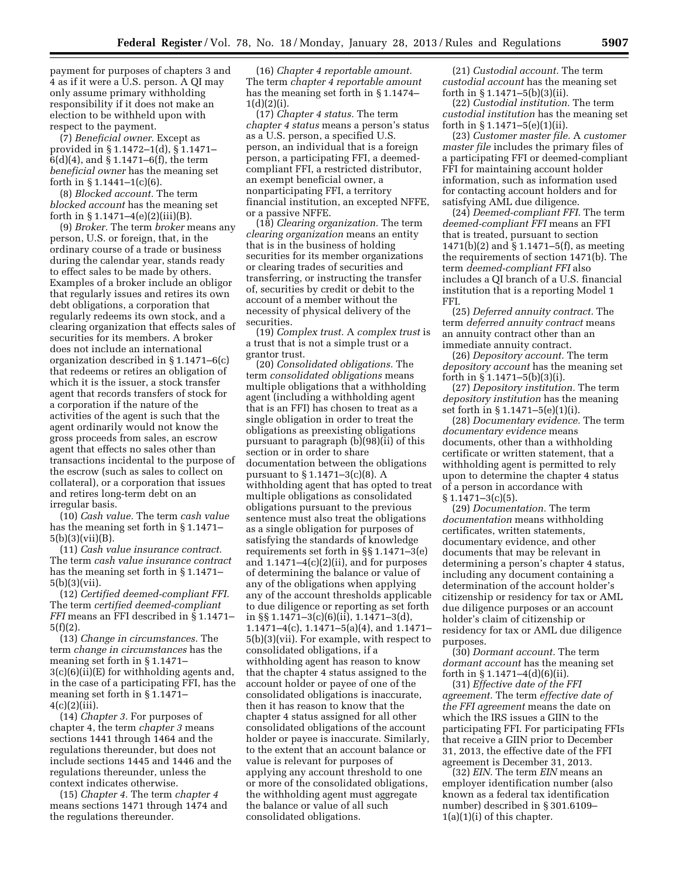payment for purposes of chapters 3 and 4 as if it were a U.S. person. A QI may only assume primary withholding responsibility if it does not make an election to be withheld upon with respect to the payment.

(7) *Beneficial owner.* Except as provided in § 1.1472–1(d), § 1.1471–6(d)(4), and § 1.1471–6(f), the term *beneficial owner* has the meaning set forth in § 1.1441–1(c)(6).

(8) *Blocked account.* The term *blocked account* has the meaning set forth in § 1.1471–4(e)(2)(iii)(B).

(9) *Broker.* The term *broker* means any person, U.S. or foreign, that, in the ordinary course of a trade or business during the calendar year, stands ready to effect sales to be made by others. Examples of a broker include an obligor that regularly issues and retires its own debt obligations, a corporation that regularly redeems its own stock, and a clearing organization that effects sales of securities for its members. A broker does not include an international organization described in § 1.1471–6(c) that redeems or retires an obligation of which it is the issuer, a stock transfer agent that records transfers of stock for a corporation if the nature of the activities of the agent is such that the agent ordinarily would not know the gross proceeds from sales, an escrow agent that effects no sales other than transactions incidental to the purpose of the escrow (such as sales to collect on collateral), or a corporation that issues and retires long-term debt on an irregular basis.

(10) *Cash value.* The term *cash value* has the meaning set forth in § 1.1471–5(b)(3)(vii)(B).

(11) *Cash value insurance contract.* The term *cash value insurance contract* has the meaning set forth in § 1.1471–5(b)(3)(vii).

(12) *Certified deemed-compliant FFI.* The term *certified deemed-compliant FFI* means an FFI described in § 1.1471–5(f)(2).

(13) *Change in circumstances.* The term *change in circumstances* has the meaning set forth in § 1.1471–3(c)(6)(ii)(E) for withholding agents and, in the case of a participating FFI, has the meaning set forth in § 1.1471–4(c)(2)(iii).

(14) *Chapter 3.* For purposes of chapter 4, the term *chapter 3* means sections 1441 through 1464 and the regulations thereunder, but does not include sections 1445 and 1446 and the regulations thereunder, unless the context indicates otherwise.

(15) *Chapter 4.* The term *chapter 4* means sections 1471 through 1474 and the regulations thereunder.

(16) *Chapter 4 reportable amount.* The term *chapter 4 reportable amount* has the meaning set forth in § 1.1474–1(d)(2)(i).

(17) *Chapter 4 status.* The term *chapter 4 status* means a person's status as a U.S. person, a specified U.S. person, an individual that is a foreign person, a participating FFI, a deemed-compliant FFI, a restricted distributor, an exempt beneficial owner, a nonparticipating FFI, a territory financial institution, an excepted NFFE, or a passive NFFE.

(18) *Clearing organization.* The term *clearing organization* means an entity that is in the business of holding securities for its member organizations or clearing trades of securities and transferring, or instructing the transfer of, securities by credit or debit to the account of a member without the necessity of physical delivery of the securities.

(19) *Complex trust.* A *complex trust* is a trust that is not a simple trust or a grantor trust.

(20) *Consolidated obligations.* The term *consolidated obligations* means multiple obligations that a withholding agent (including a withholding agent that is an FFI) has chosen to treat as a single obligation in order to treat the obligations as preexisting obligations pursuant to paragraph (b)(98)(ii) of this section or in order to share documentation between the obligations pursuant to § 1.1471–3(c)(8). A withholding agent that has opted to treat multiple obligations as consolidated obligations pursuant to the previous sentence must also treat the obligations as a single obligation for purposes of satisfying the standards of knowledge requirements set forth in §§ 1.1471–3(e) and 1.1471–4(c)(2)(ii), and for purposes of determining the balance or value of any of the obligations when applying any of the account thresholds applicable to due diligence or reporting as set forth in §§ 1.1471–3(c)(6)(ii), 1.1471–3(d), 1.1471–4(c), 1.1471–5(a)(4), and 1.1471–5(b)(3)(vii). For example, with respect to consolidated obligations, if a withholding agent has reason to know that the chapter 4 status assigned to the account holder or payee of one of the consolidated obligations is inaccurate, then it has reason to know that the chapter 4 status assigned for all other consolidated obligations of the account holder or payee is inaccurate. Similarly, to the extent that an account balance or value is relevant for purposes of applying any account threshold to one or more of the consolidated obligations, the withholding agent must aggregate the balance or value of all such consolidated obligations.

(21) *Custodial account.* The term *custodial account* has the meaning set forth in § 1.1471–5(b)(3)(ii).

(22) *Custodial institution.* The term *custodial institution* has the meaning set forth in § 1.1471–5(e)(1)(ii).

(23) *Customer master file.* A *customer master file* includes the primary files of a participating FFI or deemed-compliant FFI for maintaining account holder information, such as information used for contacting account holders and for satisfying AML due diligence.

(24) *Deemed-compliant FFI.* The term *deemed-compliant FFI* means an FFI that is treated, pursuant to section 1471(b)(2) and § 1.1471–5(f), as meeting the requirements of section 1471(b). The term *deemed-compliant FFI* also includes a QI branch of a U.S. financial institution that is a reporting Model 1 FFI.

(25) *Deferred annuity contract.* The term *deferred annuity contract* means an annuity contract other than an immediate annuity contract.

(26) *Depository account.* The term *depository account* has the meaning set forth in § 1.1471–5(b)(3)(i).

(27) *Depository institution.* The term *depository institution* has the meaning set forth in § 1.1471–5(e)(1)(i).

(28) *Documentary evidence.* The term *documentary evidence* means documents, other than a withholding certificate or written statement, that a withholding agent is permitted to rely upon to determine the chapter 4 status of a person in accordance with § 1.1471–3(c)(5).

(29) *Documentation.* The term *documentation* means withholding certificates, written statements, documentary evidence, and other documents that may be relevant in determining a person's chapter 4 status, including any document containing a determination of the account holder's citizenship or residency for tax or AML due diligence purposes or an account holder's claim of citizenship or residency for tax or AML due diligence purposes.

(30) *Dormant account.* The term *dormant account* has the meaning set forth in § 1.1471–4(d)(6)(ii).

(31) *Effective date of the FFI agreement.* The term *effective date of the FFI agreement* means the date on which the IRS issues a GIIN to the participating FFI. For participating FFIs that receive a GIIN prior to December 31, 2013, the effective date of the FFI agreement is December 31, 2013.

(32) *EIN.* The term *EIN* means an employer identification number (also known as a federal tax identification number) described in § 301.6109–1(a)(1)(i) of this chapter.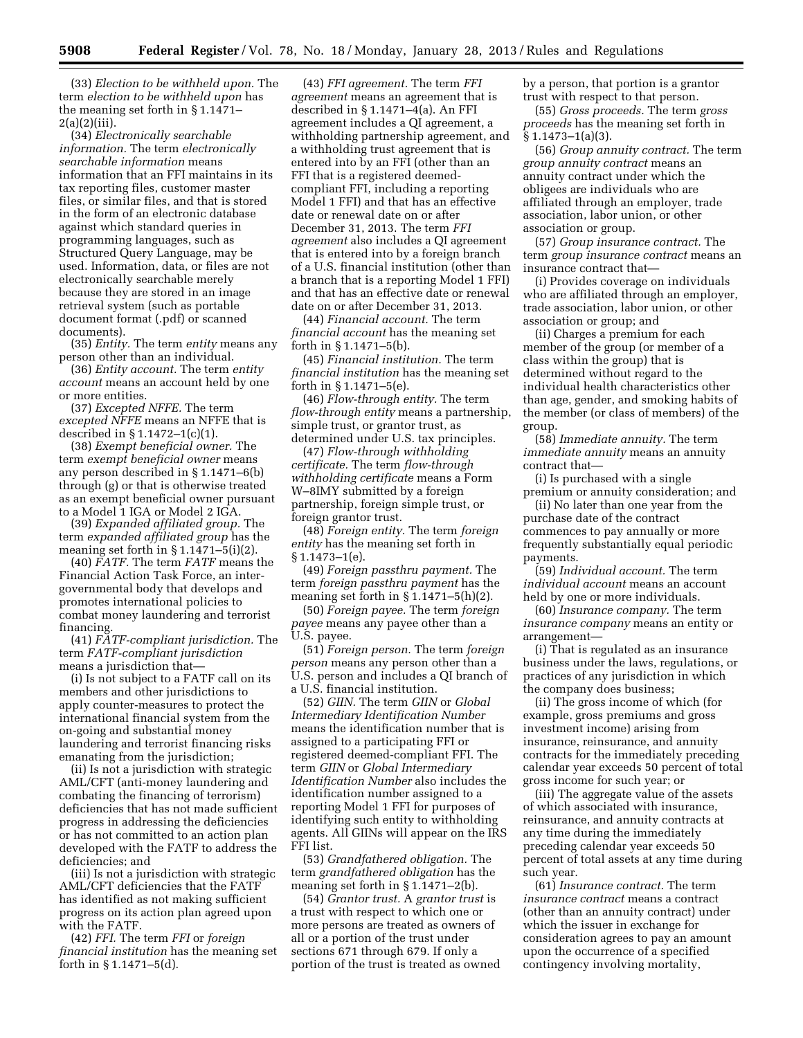(33) *Election to be withheld upon.* The term *election to be withheld upon* has the meaning set forth in § 1.1471–2(a)(2)(iii).

(34) *Electronically searchable information.* The term *electronically searchable information* means information that an FFI maintains in its tax reporting files, customer master files, or similar files, and that is stored in the form of an electronic database against which standard queries in programming languages, such as Structured Query Language, may be used. Information, data, or files are not electronically searchable merely because they are stored in an image retrieval system (such as portable document format (.pdf) or scanned documents).

(35) *Entity.* The term *entity* means any person other than an individual.

(36) *Entity account.* The term *entity account* means an account held by one or more entities.

(37) *Excepted NFFE.* The term *excepted NFFE* means an NFFE that is described in § 1.1472–1(c)(1).

(38) *Exempt beneficial owner.* The term *exempt beneficial owner* means any person described in § 1.1471–6(b) through (g) or that is otherwise treated as an exempt beneficial owner pursuant to a Model 1 IGA or Model 2 IGA.

(39) *Expanded affiliated group.* The term *expanded affiliated group* has the meaning set forth in § 1.1471–5(i)(2).

(40) *FATF.* The term *FATF* means the Financial Action Task Force, an inter-governmental body that develops and promotes international policies to combat money laundering and terrorist financing.

(41) *FATF-compliant jurisdiction.* The term *FATF-compliant jurisdiction* means a jurisdiction that—

(i) Is not subject to a FATF call on its members and other jurisdictions to apply counter-measures to protect the international financial system from the on-going and substantial money laundering and terrorist financing risks emanating from the jurisdiction;

(ii) Is not a jurisdiction with strategic AML/CFT (anti-money laundering and combating the financing of terrorism) deficiencies that has not made sufficient progress in addressing the deficiencies or has not committed to an action plan developed with the FATF to address the deficiencies; and

(iii) Is not a jurisdiction with strategic AML/CFT deficiencies that the FATF has identified as not making sufficient progress on its action plan agreed upon with the FATF.

(42) *FFI.* The term *FFI* or *foreign financial institution* has the meaning set forth in § 1.1471–5(d).

(43) *FFI agreement.* The term *FFI agreement* means an agreement that is described in § 1.1471–4(a). An FFI agreement includes a QI agreement, a withholding partnership agreement, and a withholding trust agreement that is entered into by an FFI (other than an FFI that is a registered deemed-compliant FFI, including a reporting Model 1 FFI) and that has an effective date or renewal date on or after December 31, 2013. The term *FFI agreement* also includes a QI agreement that is entered into by a foreign branch of a U.S. financial institution (other than a branch that is a reporting Model 1 FFI) and that has an effective date or renewal date on or after December 31, 2013.

(44) *Financial account.* The term *financial account* has the meaning set forth in § 1.1471–5(b).

(45) *Financial institution.* The term *financial institution* has the meaning set forth in § 1.1471–5(e).

(46) *Flow-through entity.* The term *flow-through entity* means a partnership, simple trust, or grantor trust, as determined under U.S. tax principles.

(47) *Flow-through withholding certificate.* The term *flow-through withholding certificate* means a Form W–8IMY submitted by a foreign partnership, foreign simple trust, or foreign grantor trust.

(48) *Foreign entity.* The term *foreign entity* has the meaning set forth in § 1.1473–1(e).

(49) *Foreign passthru payment.* The term *foreign passthru payment* has the meaning set forth in § 1.1471–5(h)(2).

(50) *Foreign payee.* The term *foreign payee* means any payee other than a U.S. payee.

(51) *Foreign person.* The term *foreign person* means any person other than a U.S. person and includes a QI branch of a U.S. financial institution.

(52) *GIIN.* The term *GIIN* or *Global Intermediary Identification Number* means the identification number that is assigned to a participating FFI or registered deemed-compliant FFI. The term *GIIN* or *Global Intermediary Identification Number* also includes the identification number assigned to a reporting Model 1 FFI for purposes of identifying such entity to withholding agents. All GIINs will appear on the IRS FFI list.

(53) *Grandfathered obligation.* The term *grandfathered obligation* has the meaning set forth in § 1.1471–2(b).

(54) *Grantor trust.* A *grantor trust* is a trust with respect to which one or more persons are treated as owners of all or a portion of the trust under sections 671 through 679. If only a portion of the trust is treated as owned by a person, that portion is a grantor trust with respect to that person.

(55) *Gross proceeds.* The term *gross proceeds* has the meaning set forth in § 1.1473–1(a)(3).

(56) *Group annuity contract.* The term *group annuity contract* means an annuity contract under which the obligees are individuals who are affiliated through an employer, trade association, labor union, or other association or group.

(57) *Group insurance contract.* The term *group insurance contract* means an insurance contract that—

(i) Provides coverage on individuals who are affiliated through an employer, trade association, labor union, or other association or group; and

(ii) Charges a premium for each member of the group (or member of a class within the group) that is determined without regard to the individual health characteristics other than age, gender, and smoking habits of the member (or class of members) of the group.

(58) *Immediate annuity.* The term *immediate annuity* means an annuity contract that—

(i) Is purchased with a single premium or annuity consideration; and

(ii) No later than one year from the purchase date of the contract commences to pay annually or more frequently substantially equal periodic payments.

(59) *Individual account.* The term *individual account* means an account held by one or more individuals.

(60) *Insurance company.* The term *insurance company* means an entity or arrangement—

(i) That is regulated as an insurance business under the laws, regulations, or practices of any jurisdiction in which the company does business;

(ii) The gross income of which (for example, gross premiums and gross investment income) arising from insurance, reinsurance, and annuity contracts for the immediately preceding calendar year exceeds 50 percent of total gross income for such year; or

(iii) The aggregate value of the assets of which associated with insurance, reinsurance, and annuity contracts at any time during the immediately preceding calendar year exceeds 50 percent of total assets at any time during such year.

(61) *Insurance contract.* The term *insurance contract* means a contract (other than an annuity contract) under which the issuer in exchange for consideration agrees to pay an amount upon the occurrence of a specified contingency involving mortality,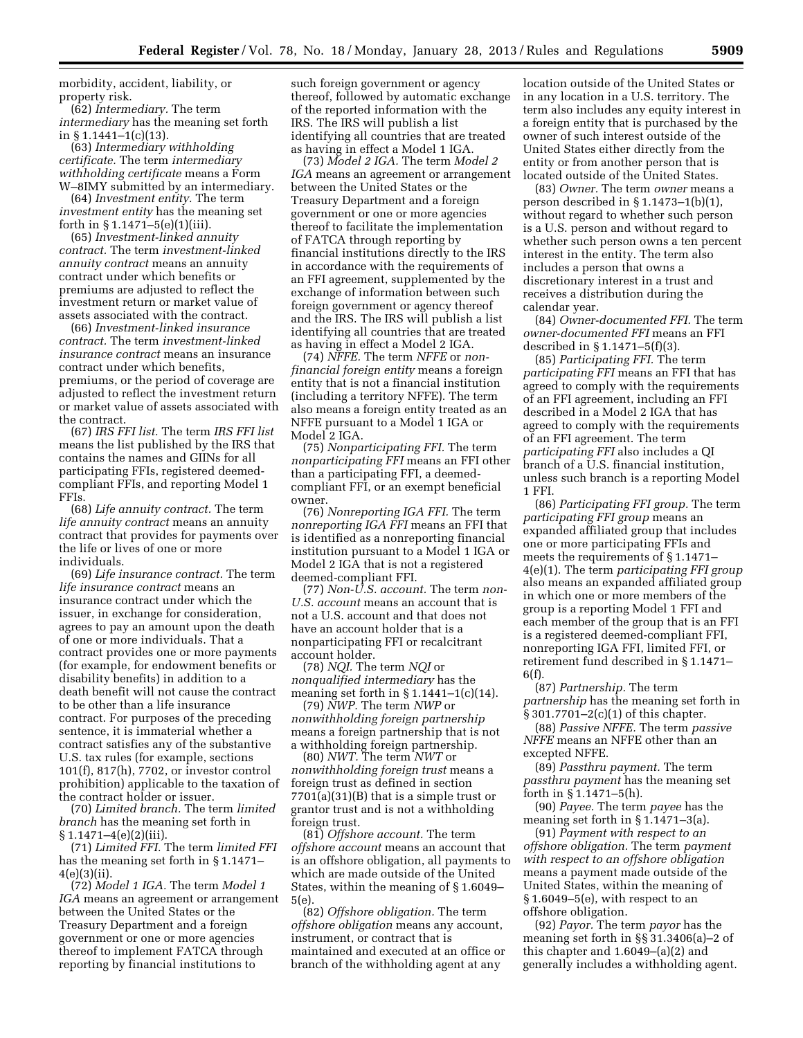morbidity, accident, liability, or property risk.

(62) *Intermediary.* The term *intermediary* has the meaning set forth in § 1.1441–1(c)(13).

(63) *Intermediary withholding certificate.* The term *intermediary withholding certificate* means a Form W–8IMY submitted by an intermediary.

(64) *Investment entity.* The term *investment entity* has the meaning set forth in § 1.1471–5(e)(1)(iii).

(65) *Investment-linked annuity contract.* The term *investment-linked annuity contract* means an annuity contract under which benefits or premiums are adjusted to reflect the investment return or market value of assets associated with the contract.

(66) *Investment-linked insurance contract.* The term *investment-linked insurance contract* means an insurance contract under which benefits, premiums, or the period of coverage are adjusted to reflect the investment return or market value of assets associated with the contract.

(67) *IRS FFI list.* The term *IRS FFI list* means the list published by the IRS that contains the names and GIINs for all participating FFIs, registered deemed-compliant FFIs, and reporting Model 1 FFIs.

(68) *Life annuity contract.* The term *life annuity contract* means an annuity contract that provides for payments over the life or lives of one or more individuals.

(69) *Life insurance contract.* The term *life insurance contract* means an insurance contract under which the issuer, in exchange for consideration, agrees to pay an amount upon the death of one or more individuals. That a contract provides one or more payments (for example, for endowment benefits or disability benefits) in addition to a death benefit will not cause the contract to be other than a life insurance contract. For purposes of the preceding sentence, it is immaterial whether a contract satisfies any of the substantive U.S. tax rules (for example, sections 101(f), 817(h), 7702, or investor control prohibition) applicable to the taxation of the contract holder or issuer.

(70) *Limited branch.* The term *limited branch* has the meaning set forth in § 1.1471–4(e)(2)(iii).

(71) *Limited FFI.* The term *limited FFI* has the meaning set forth in § 1.1471–4(e)(3)(ii).

(72) *Model 1 IGA.* The term *Model 1 IGA* means an agreement or arrangement between the United States or the Treasury Department and a foreign government or one or more agencies thereof to implement FATCA through reporting by financial institutions to such foreign government or agency thereof, followed by automatic exchange of the reported information with the IRS. The IRS will publish a list identifying all countries that are treated as having in effect a Model 1 IGA.

(73) *Model 2 IGA.* The term *Model 2 IGA* means an agreement or arrangement between the United States or the Treasury Department and a foreign government or one or more agencies thereof to facilitate the implementation of FATCA through reporting by financial institutions directly to the IRS in accordance with the requirements of an FFI agreement, supplemented by the exchange of information between such foreign government or agency thereof and the IRS. The IRS will publish a list identifying all countries that are treated as having in effect a Model 2 IGA.

(74) *NFFE.* The term *NFFE* or *non-financial foreign entity* means a foreign entity that is not a financial institution (including a territory NFFE). The term also means a foreign entity treated as an NFFE pursuant to a Model 1 IGA or Model 2 IGA.

(75) *Nonparticipating FFI.* The term *nonparticipating FFI* means an FFI other than a participating FFI, a deemed-compliant FFI, or an exempt beneficial owner.

(76) *Nonreporting IGA FFI.* The term *nonreporting IGA FFI* means an FFI that is identified as a nonreporting financial institution pursuant to a Model 1 IGA or Model 2 IGA that is not a registered deemed-compliant FFI.

(77) *Non-U.S. account.* The term *non-U.S. account* means an account that is not a U.S. account and that does not have an account holder that is a nonparticipating FFI or recalcitrant account holder.

(78) *NQI.* The term *NQI* or *nonqualified intermediary* has the meaning set forth in § 1.1441–1(c)(14).

(79) *NWP.* The term *NWP* or *nonwithholding foreign partnership* means a foreign partnership that is not a withholding foreign partnership.

(80) *NWT.* The term *NWT* or *nonwithholding foreign trust* means a foreign trust as defined in section 7701(a)(31)(B) that is a simple trust or grantor trust and is not a withholding foreign trust.

(81) *Offshore account.* The term *offshore account* means an account that is an offshore obligation, all payments to which are made outside of the United States, within the meaning of § 1.6049–5(e).

(82) *Offshore obligation.* The term *offshore obligation* means any account, instrument, or contract that is maintained and executed at an office or branch of the withholding agent at any location outside of the United States or in any location in a U.S. territory. The term also includes any equity interest in a foreign entity that is purchased by the owner of such interest outside of the United States either directly from the entity or from another person that is located outside of the United States.

(83) *Owner.* The term *owner* means a person described in § 1.1473–1(b)(1), without regard to whether such person is a U.S. person and without regard to whether such person owns a ten percent interest in the entity. The term also includes a person that owns a discretionary interest in a trust and receives a distribution during the calendar year.

(84) *Owner-documented FFI.* The term *owner-documented FFI* means an FFI described in § 1.1471–5(f)(3).

(85) *Participating FFI.* The term *participating FFI* means an FFI that has agreed to comply with the requirements of an FFI agreement, including an FFI described in a Model 2 IGA that has agreed to comply with the requirements of an FFI agreement. The term *participating FFI* also includes a QI branch of a U.S. financial institution, unless such branch is a reporting Model 1 FFI.

(86) *Participating FFI group.* The term *participating FFI group* means an expanded affiliated group that includes one or more participating FFIs and meets the requirements of § 1.1471–4(e)(1). The term *participating FFI group* also means an expanded affiliated group in which one or more members of the group is a reporting Model 1 FFI and each member of the group that is an FFI is a registered deemed-compliant FFI, nonreporting IGA FFI, limited FFI, or retirement fund described in § 1.1471–6(f).

(87) *Partnership.* The term *partnership* has the meaning set forth in § 301.7701–2(c)(1) of this chapter.

(88) *Passive NFFE.* The term *passive NFFE* means an NFFE other than an excepted NFFE.

(89) *Passthru payment.* The term *passthru payment* has the meaning set forth in § 1.1471–5(h).

(90) *Payee.* The term *payee* has the meaning set forth in § 1.1471–3(a).

(91) *Payment with respect to an offshore obligation.* The term *payment with respect to an offshore obligation* means a payment made outside of the United States, within the meaning of § 1.6049–5(e), with respect to an offshore obligation.

(92) *Payor.* The term *payor* has the meaning set forth in §§ 31.3406(a)–2 of this chapter and 1.6049–(a)(2) and generally includes a withholding agent.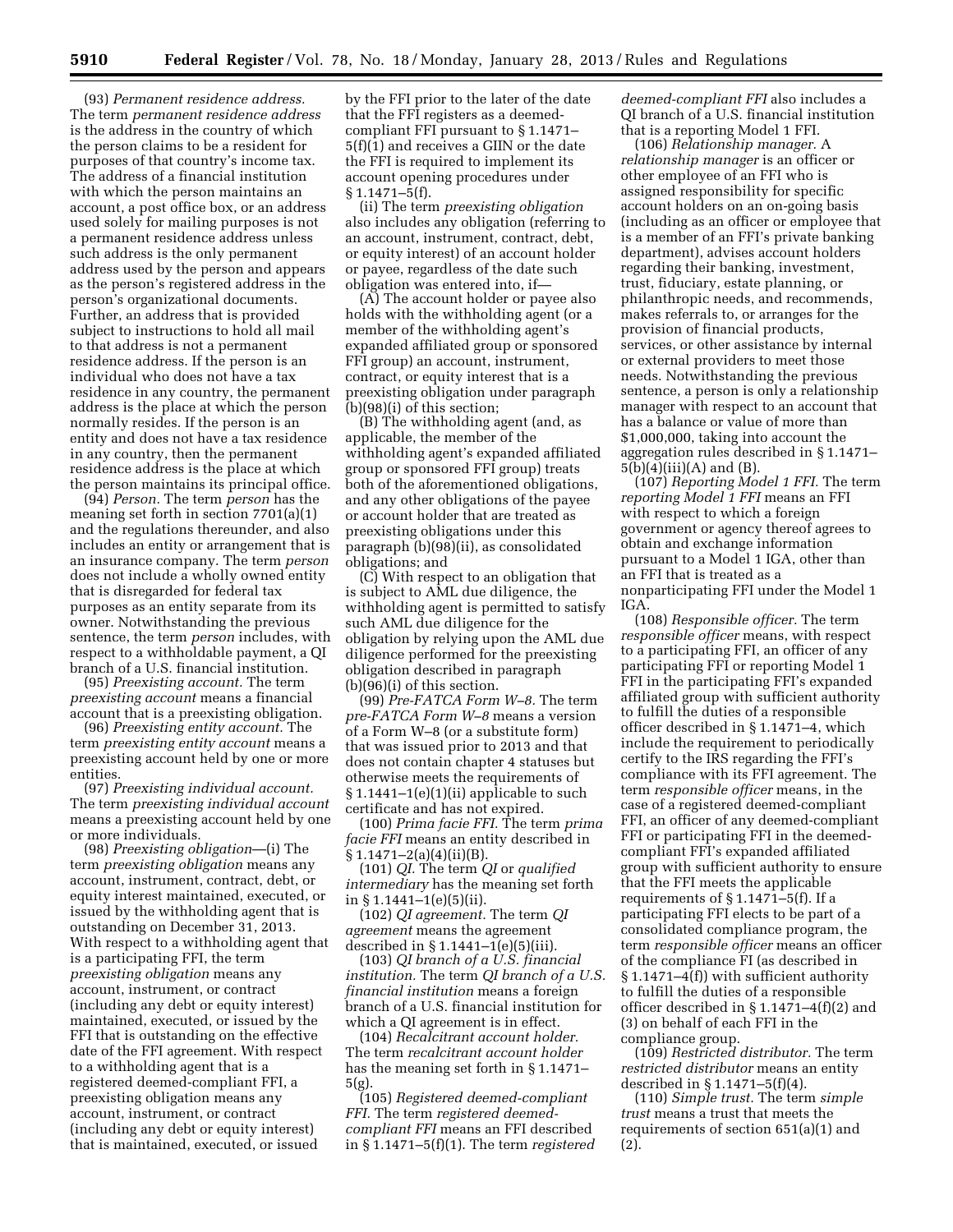(93) *Permanent residence address.* The term *permanent residence address* is the address in the country of which the person claims to be a resident for purposes of that country's income tax. The address of a financial institution with which the person maintains an account, a post office box, or an address used solely for mailing purposes is not a permanent residence address unless such address is the only permanent address used by the person and appears as the person's registered address in the person's organizational documents. Further, an address that is provided subject to instructions to hold all mail to that address is not a permanent residence address. If the person is an individual who does not have a tax residence in any country, the permanent address is the place at which the person normally resides. If the person is an entity and does not have a tax residence in any country, then the permanent residence address is the place at which the person maintains its principal office.

(94) *Person.* The term *person* has the meaning set forth in section 7701(a)(1) and the regulations thereunder, and also includes an entity or arrangement that is an insurance company. The term *person* does not include a wholly owned entity that is disregarded for federal tax purposes as an entity separate from its owner. Notwithstanding the previous sentence, the term *person* includes, with respect to a withholdable payment, a QI branch of a U.S. financial institution.

(95) *Preexisting account.* The term *preexisting account* means a financial account that is a preexisting obligation.

(96) *Preexisting entity account.* The term *preexisting entity account* means a preexisting account held by one or more entities.

(97) *Preexisting individual account.* The term *preexisting individual account* means a preexisting account held by one or more individuals.

(98) *Preexisting obligation*—(i) The term *preexisting obligation* means any account, instrument, contract, debt, or equity interest maintained, executed, or issued by the withholding agent that is outstanding on December 31, 2013. With respect to a withholding agent that is a participating FFI, the term *preexisting obligation* means any account, instrument, or contract (including any debt or equity interest) maintained, executed, or issued by the FFI that is outstanding on the effective date of the FFI agreement. With respect to a withholding agent that is a registered deemed-compliant FFI, a preexisting obligation means any account, instrument, or contract (including any debt or equity interest) that is maintained, executed, or issued by the FFI prior to the later of the date that the FFI registers as a deemed-compliant FFI pursuant to § 1.1471–5(f)(1) and receives a GIIN or the date the FFI is required to implement its account opening procedures under § 1.1471–5(f).

(ii) The term *preexisting obligation* also includes any obligation (referring to an account, instrument, contract, debt, or equity interest) of an account holder or payee, regardless of the date such obligation was entered into, if—

(A) The account holder or payee also holds with the withholding agent (or a member of the withholding agent's expanded affiliated group or sponsored FFI group) an account, instrument, contract, or equity interest that is a preexisting obligation under paragraph (b)(98)(i) of this section;

(B) The withholding agent (and, as applicable, the member of the withholding agent's expanded affiliated group or sponsored FFI group) treats both of the aforementioned obligations, and any other obligations of the payee or account holder that are treated as preexisting obligations under this paragraph (b)(98)(ii), as consolidated obligations; and

(C) With respect to an obligation that is subject to AML due diligence, the withholding agent is permitted to satisfy such AML due diligence for the obligation by relying upon the AML due diligence performed for the preexisting obligation described in paragraph (b)(96)(i) of this section.

(99) *Pre-FATCA Form W–8.* The term *pre-FATCA Form W–8* means a version of a Form W–8 (or a substitute form) that was issued prior to 2013 and that does not contain chapter 4 statuses but otherwise meets the requirements of § 1.1441–1(e)(1)(ii) applicable to such certificate and has not expired.

(100) *Prima facie FFI.* The term *prima facie FFI* means an entity described in § 1.1471–2(a)(4)(ii)(B).

(101) *QI.* The term *QI* or *qualified intermediary* has the meaning set forth in § 1.1441–1(e)(5)(ii).

(102) *QI agreement.* The term *QI agreement* means the agreement described in § 1.1441–1(e)(5)(iii).

(103) *QI branch of a U.S. financial institution.* The term *QI branch of a U.S. financial institution* means a foreign branch of a U.S. financial institution for which a QI agreement is in effect.

(104) *Recalcitrant account holder.* The term *recalcitrant account holder* has the meaning set forth in § 1.1471–5(g).

(105) *Registered deemed-compliant FFI.* The term *registered deemed-compliant FFI* means an FFI described in § 1.1471–5(f)(1). The term *registered deemed-compliant FFI* also includes a QI branch of a U.S. financial institution that is a reporting Model 1 FFI.

(106) *Relationship manager.* A *relationship manager* is an officer or other employee of an FFI who is assigned responsibility for specific account holders on an on-going basis (including as an officer or employee that is a member of an FFI's private banking department), advises account holders regarding their banking, investment, trust, fiduciary, estate planning, or philanthropic needs, and recommends, makes referrals to, or arranges for the provision of financial products, services, or other assistance by internal or external providers to meet those needs. Notwithstanding the previous sentence, a person is only a relationship manager with respect to an account that has a balance or value of more than $1,000,000, taking into account the aggregation rules described in § 1.1471–5(b)(4)(iii)(A) and (B).

(107) *Reporting Model 1 FFI.* The term *reporting Model 1 FFI* means an FFI with respect to which a foreign government or agency thereof agrees to obtain and exchange information pursuant to a Model 1 IGA, other than an FFI that is treated as a nonparticipating FFI under the Model 1 IGA.

(108) *Responsible officer.* The term *responsible officer* means, with respect to a participating FFI, an officer of any participating FFI or reporting Model 1 FFI in the participating FFI's expanded affiliated group with sufficient authority to fulfill the duties of a responsible officer described in § 1.1471–4, which include the requirement to periodically certify to the IRS regarding the FFI's compliance with its FFI agreement. The term *responsible officer* means, in the case of a registered deemed-compliant FFI, an officer of any deemed-compliant FFI or participating FFI in the deemed-compliant FFI's expanded affiliated group with sufficient authority to ensure that the FFI meets the applicable requirements of § 1.1471–5(f). If a participating FFI elects to be part of a consolidated compliance program, the term *responsible officer* means an officer of the compliance FI (as described in § 1.1471–4(f)) with sufficient authority to fulfill the duties of a responsible officer described in § 1.1471–4(f)(2) and (3) on behalf of each FFI in the compliance group.

(109) *Restricted distributor.* The term *restricted distributor* means an entity described in § 1.1471–5(f)(4).

(110) *Simple trust.* The term *simple trust* means a trust that meets the requirements of section 651(a)(1) and (2).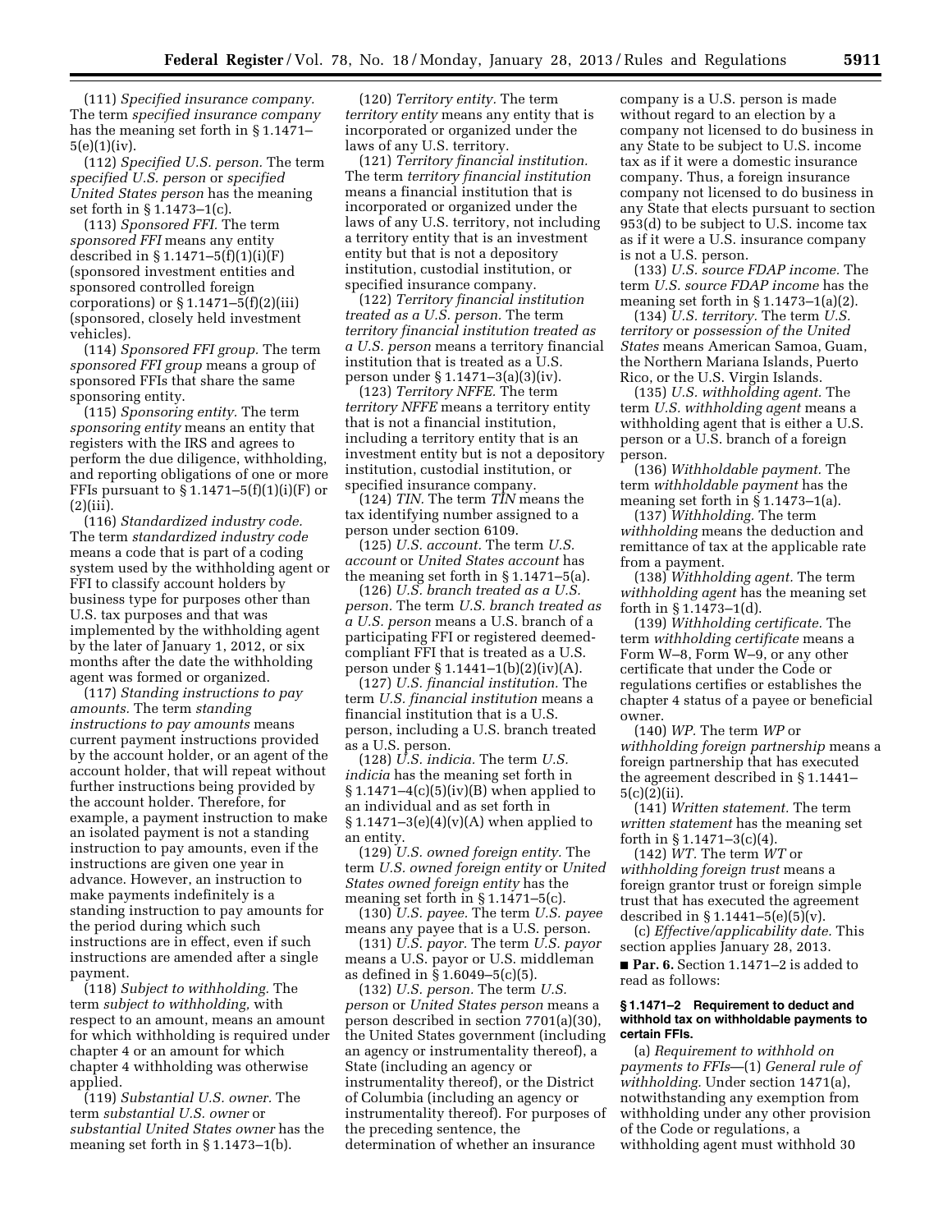(111) *Specified insurance company.* The term *specified insurance company* has the meaning set forth in § 1.1471–5(e)(1)(iv).

(112) *Specified U.S. person.* The term *specified U.S. person* or *specified United States person* has the meaning set forth in § 1.1473–1(c).

(113) *Sponsored FFI.* The term *sponsored FFI* means any entity described in § 1.1471–5(f)(1)(i)(F) (sponsored investment entities and sponsored controlled foreign corporations) or § 1.1471–5(f)(2)(iii) (sponsored, closely held investment vehicles).

(114) *Sponsored FFI group.* The term *sponsored FFI group* means a group of sponsored FFIs that share the same sponsoring entity.

(115) *Sponsoring entity.* The term *sponsoring entity* means an entity that registers with the IRS and agrees to perform the due diligence, withholding, and reporting obligations of one or more FFIs pursuant to § 1.1471–5(f)(1)(i)(F) or (2)(iii).

(116) *Standardized industry code.* The term *standardized industry code* means a code that is part of a coding system used by the withholding agent or FFI to classify account holders by business type for purposes other than U.S. tax purposes and that was implemented by the withholding agent by the later of January 1, 2012, or six months after the date the withholding agent was formed or organized.

(117) *Standing instructions to pay amounts.* The term *standing instructions to pay amounts* means current payment instructions provided by the account holder, or an agent of the account holder, that will repeat without further instructions being provided by the account holder. Therefore, for example, a payment instruction to make an isolated payment is not a standing instruction to pay amounts, even if the instructions are given one year in advance. However, an instruction to make payments indefinitely is a standing instruction to pay amounts for the period during which such instructions are in effect, even if such instructions are amended after a single payment.

(118) *Subject to withholding.* The term *subject to withholding,* with respect to an amount, means an amount for which withholding is required under chapter 4 or an amount for which chapter 4 withholding was otherwise applied.

(119) *Substantial U.S. owner.* The term *substantial U.S. owner* or *substantial United States owner* has the meaning set forth in § 1.1473–1(b).

(120) *Territory entity.* The term *territory entity* means any entity that is incorporated or organized under the laws of any U.S. territory.

(121) *Territory financial institution.* The term *territory financial institution* means a financial institution that is incorporated or organized under the laws of any U.S. territory, not including a territory entity that is an investment entity but that is not a depository institution, custodial institution, or specified insurance company.

(122) *Territory financial institution treated as a U.S. person.* The term *territory financial institution treated as a U.S. person* means a territory financial institution that is treated as a U.S. person under § 1.1471–3(a)(3)(iv).

(123) *Territory NFFE.* The term *territory NFFE* means a territory entity that is not a financial institution, including a territory entity that is an investment entity but is not a depository institution, custodial institution, or specified insurance company.

(124) *TIN.* The term *TIN* means the tax identifying number assigned to a person under section 6109.

(125) *U.S. account.* The term *U.S. account* or *United States account* has the meaning set forth in § 1.1471–5(a).

(126) *U.S. branch treated as a U.S. person.* The term *U.S. branch treated as a U.S. person* means a U.S. branch of a participating FFI or registered deemed-compliant FFI that is treated as a U.S. person under § 1.1441–1(b)(2)(iv)(A).

(127) *U.S. financial institution.* The term *U.S. financial institution* means a financial institution that is a U.S. person, including a U.S. branch treated as a U.S. person.

(128) *U.S. indicia.* The term *U.S. indicia* has the meaning set forth in § 1.1471–4(c)(5)(iv)(B) when applied to an individual and as set forth in § 1.1471–3(e)(4)(v)(A) when applied to an entity.

(129) *U.S. owned foreign entity.* The term *U.S. owned foreign entity* or *United States owned foreign entity* has the meaning set forth in § 1.1471–5(c).

(130) *U.S. payee.* The term *U.S. payee* means any payee that is a U.S. person.

(131) *U.S. payor.* The term *U.S. payor* means a U.S. payor or U.S. middleman as defined in § 1.6049–5(c)(5).

(132) *U.S. person.* The term *U.S. person* or *United States person* means a person described in section 7701(a)(30), the United States government (including an agency or instrumentality thereof), a State (including an agency or instrumentality thereof), or the District of Columbia (including an agency or instrumentality thereof). For purposes of the preceding sentence, the determination of whether an insurance company is a U.S. person is made without regard to an election by a company not licensed to do business in any State to be subject to U.S. income tax as if it were a domestic insurance company. Thus, a foreign insurance company not licensed to do business in any State that elects pursuant to section 953(d) to be subject to U.S. income tax as if it were a U.S. insurance company is not a U.S. person.

(133) *U.S. source FDAP income.* The term *U.S. source FDAP income* has the meaning set forth in § 1.1473–1(a)(2).

(134) *U.S. territory.* The term *U.S. territory* or *possession of the United States* means American Samoa, Guam, the Northern Mariana Islands, Puerto Rico, or the U.S. Virgin Islands.

(135) *U.S. withholding agent.* The term *U.S. withholding agent* means a withholding agent that is either a U.S. person or a U.S. branch of a foreign person.

(136) *Withholdable payment.* The term *withholdable payment* has the meaning set forth in § 1.1473–1(a).

(137) *Withholding.* The term *withholding* means the deduction and remittance of tax at the applicable rate from a payment.

(138) *Withholding agent.* The term *withholding agent* has the meaning set forth in § 1.1473–1(d).

(139) *Withholding certificate.* The term *withholding certificate* means a Form W–8, Form W–9, or any other certificate that under the Code or regulations certifies or establishes the chapter 4 status of a payee or beneficial owner.

(140) *WP.* The term *WP* or *withholding foreign partnership* means a foreign partnership that has executed the agreement described in § 1.1441–5(c)(2)(ii).

(141) *Written statement.* The term *written statement* has the meaning set forth in § 1.1471–3(c)(4).

(142) *WT.* The term *WT* or *withholding foreign trust* means a foreign grantor trust or foreign simple trust that has executed the agreement described in § 1.1441–5(e)(5)(v).

(c) *Effective/applicability date.* This section applies January 28, 2013.

■ **Par. 6.** Section 1.1471–2 is added to read as follows:

### § 1.1471–2 Requirement to deduct and withhold tax on withholdable payments to certain FFIs.

(a) *Requirement to withhold on payments to FFIs*—(1) *General rule of withholding.* Under section 1471(a), notwithstanding any exemption from withholding under any other provision of the Code or regulations, a withholding agent must withhold 30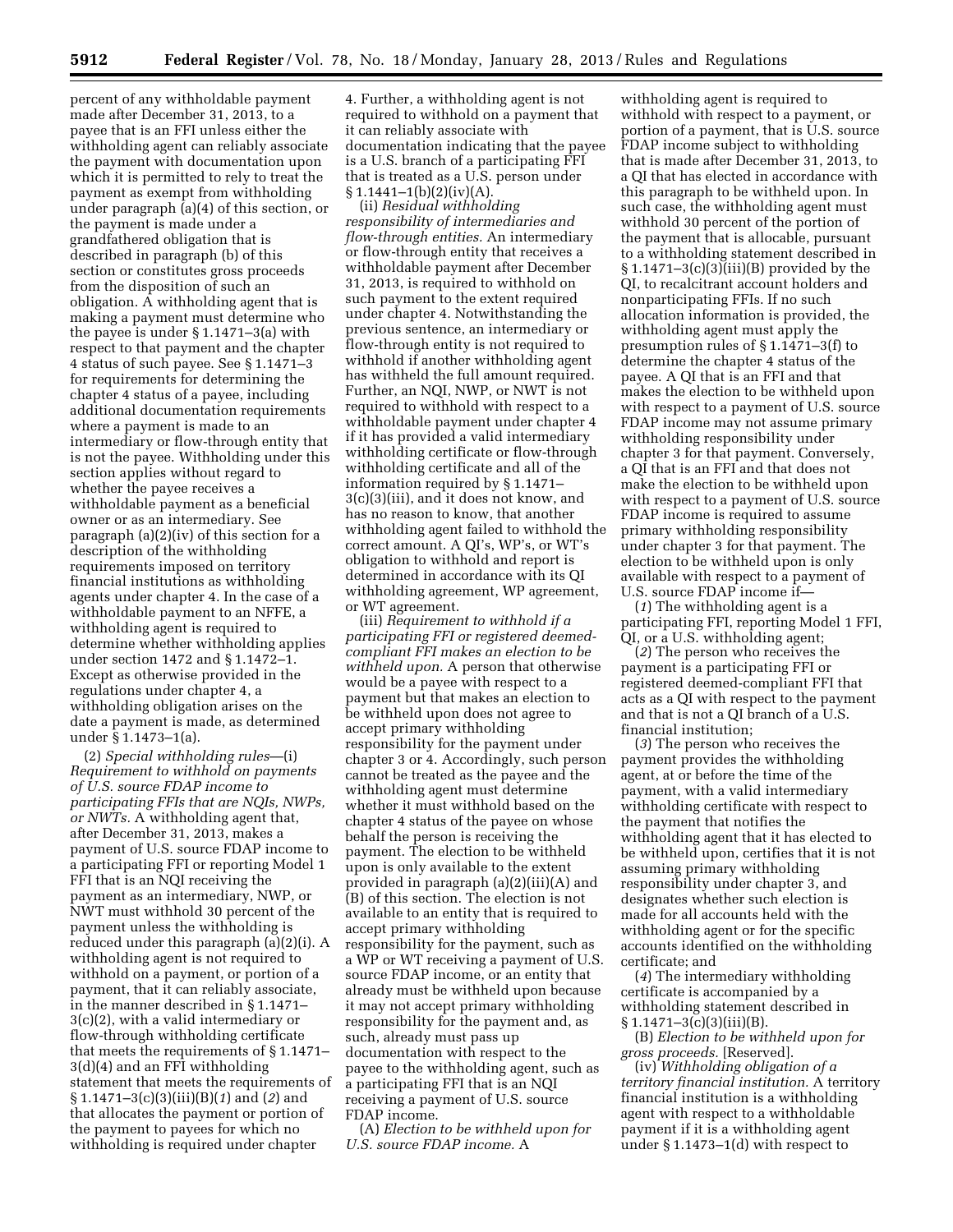percent of any withholdable payment made after December 31, 2013, to a payee that is an FFI unless either the withholding agent can reliably associate the payment with documentation upon which it is permitted to rely to treat the payment as exempt from withholding under paragraph (a)(4) of this section, or the payment is made under a grandfathered obligation that is described in paragraph (b) of this section or constitutes gross proceeds from the disposition of such an obligation. A withholding agent that is making a payment must determine who the payee is under § 1.1471–3(a) with respect to that payment and the chapter 4 status of such payee. See § 1.1471–3 for requirements for determining the chapter 4 status of a payee, including additional documentation requirements where a payment is made to an intermediary or flow-through entity that is not the payee. Withholding under this section applies without regard to whether the payee receives a withholdable payment as a beneficial owner or as an intermediary. See paragraph (a)(2)(iv) of this section for a description of the withholding requirements imposed on territory financial institutions as withholding agents under chapter 4. In the case of a withholdable payment to an NFFE, a withholding agent is required to determine whether withholding applies under section 1472 and § 1.1472–1. Except as otherwise provided in the regulations under chapter 4, a withholding obligation arises on the date a payment is made, as determined under § 1.1473–1(a).

(2) *Special withholding rules*—(i) *Requirement to withhold on payments of U.S. source FDAP income to participating FFIs that are NQIs, NWPs, or NWTs.* A withholding agent that, after December 31, 2013, makes a payment of U.S. source FDAP income to a participating FFI or reporting Model 1 FFI that is an NQI receiving the payment as an intermediary, NWP, or NWT must withhold 30 percent of the payment unless the withholding is reduced under this paragraph (a)(2)(i). A withholding agent is not required to withhold on a payment, or portion of a payment, that it can reliably associate, in the manner described in § 1.1471–3(c)(2), with a valid intermediary or flow-through withholding certificate that meets the requirements of § 1.1471–3(d)(4) and an FFI withholding statement that meets the requirements of § 1.1471–3(c)(3)(iii)(B)(*1*) and (*2*) and that allocates the payment or portion of the payment to payees for which no withholding is required under chapter 4. Further, a withholding agent is not required to withhold on a payment that it can reliably associate with documentation indicating that the payee is a U.S. branch of a participating FFI that is treated as a U.S. person under § 1.1441–1(b)(2)(iv)(A).

(ii) *Residual withholding responsibility of intermediaries and flow-through entities.* An intermediary or flow-through entity that receives a withholdable payment after December 31, 2013, is required to withhold on such payment to the extent required under chapter 4. Notwithstanding the previous sentence, an intermediary or flow-through entity is not required to withhold if another withholding agent has withheld the full amount required. Further, an NQI, NWP, or NWT is not required to withhold with respect to a withholdable payment under chapter 4 if it has provided a valid intermediary withholding certificate or flow-through withholding certificate and all of the information required by § 1.1471–3(c)(3)(iii), and it does not know, and has no reason to know, that another withholding agent failed to withhold the correct amount. A QI's, WP's, or WT's obligation to withhold and report is determined in accordance with its QI withholding agreement, WP agreement, or WT agreement.

(iii) *Requirement to withhold if a participating FFI or registered deemed-compliant FFI makes an election to be withheld upon.* A person that otherwise would be a payee with respect to a payment but that makes an election to be withheld upon does not agree to accept primary withholding responsibility for the payment under chapter 3 or 4. Accordingly, such person cannot be treated as the payee and the withholding agent must determine whether it must withhold based on the chapter 4 status of the payee on whose behalf the person is receiving the payment. The election to be withheld upon is only available to the extent provided in paragraph (a)(2)(iii)(A) and (B) of this section. The election is not available to an entity that is required to accept primary withholding responsibility for the payment, such as a WP or WT receiving a payment of U.S. source FDAP income, or an entity that already must be withheld upon because it may not accept primary withholding responsibility for the payment and, as such, already must pass up documentation with respect to the payee to the withholding agent, such as a participating FFI that is an NQI receiving a payment of U.S. source FDAP income.

(A) *Election to be withheld upon for U.S. source FDAP income.* A withholding agent is required to withhold with respect to a payment, or portion of a payment, that is U.S. source FDAP income subject to withholding that is made after December 31, 2013, to a QI that has elected in accordance with this paragraph to be withheld upon. In such case, the withholding agent must withhold 30 percent of the portion of the payment that is allocable, pursuant to a withholding statement described in § 1.1471–3(c)(3)(iii)(B) provided by the QI, to recalcitrant account holders and nonparticipating FFIs. If no such allocation information is provided, the withholding agent must apply the presumption rules of § 1.1471–3(f) to determine the chapter 4 status of the payee. A QI that is an FFI and that makes the election to be withheld upon with respect to a payment of U.S. source FDAP income may not assume primary withholding responsibility under chapter 3 for that payment. Conversely, a QI that is an FFI and that does not make the election to be withheld upon with respect to a payment of U.S. source FDAP income is required to assume primary withholding responsibility under chapter 3 for that payment. The election to be withheld upon is only available with respect to a payment of U.S. source FDAP income if—

(*1*) The withholding agent is a participating FFI, reporting Model 1 FFI, QI, or a U.S. withholding agent;

(*2*) The person who receives the payment is a participating FFI or registered deemed-compliant FFI that acts as a QI with respect to the payment and that is not a QI branch of a U.S. financial institution;

(*3*) The person who receives the payment provides the withholding agent, at or before the time of the payment, with a valid intermediary withholding certificate with respect to the payment that notifies the withholding agent that it has elected to be withheld upon, certifies that it is not assuming primary withholding responsibility under chapter 3, and designates whether such election is made for all accounts held with the withholding agent or for the specific accounts identified on the withholding certificate; and

(*4*) The intermediary withholding certificate is accompanied by a withholding statement described in § 1.1471–3(c)(3)(iii)(B).

(B) *Election to be withheld upon for gross proceeds.* [Reserved].

(iv) *Withholding obligation of a territory financial institution.* A territory financial institution is a withholding agent with respect to a withholdable payment if it is a withholding agent under § 1.1473–1(d) with respect to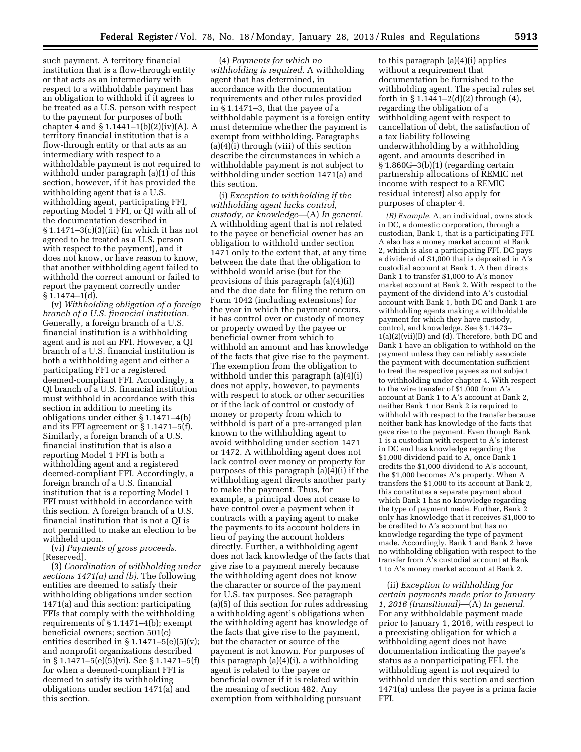such payment. A territory financial institution that is a flow-through entity or that acts as an intermediary with respect to a withholdable payment has an obligation to withhold if it agrees to be treated as a U.S. person with respect to the payment for purposes of both chapter 4 and § 1.1441–1(b)(2)(iv)(A). A territory financial institution that is a flow-through entity or that acts as an intermediary with respect to a withholdable payment is not required to withhold under paragraph (a)(1) of this section, however, if it has provided the withholding agent that is a U.S. withholding agent, participating FFI, reporting Model 1 FFI, or QI with all of the documentation described in § 1.1471–3(c)(3)(iii) (in which it has not agreed to be treated as a U.S. person with respect to the payment), and it does not know, or have reason to know, that another withholding agent failed to withhold the correct amount or failed to report the payment correctly under § 1.1474–1(d).

(v) *Withholding obligation of a foreign branch of a U.S. financial institution.* Generally, a foreign branch of a U.S. financial institution is a withholding agent and is not an FFI. However, a QI branch of a U.S. financial institution is both a withholding agent and either a participating FFI or a registered deemed-compliant FFI. Accordingly, a QI branch of a U.S. financial institution must withhold in accordance with this section in addition to meeting its obligations under either § 1.1471–4(b) and its FFI agreement or § 1.1471–5(f). Similarly, a foreign branch of a U.S. financial institution that is also a reporting Model 1 FFI is both a withholding agent and a registered deemed-compliant FFI. Accordingly, a foreign branch of a U.S. financial institution that is a reporting Model 1 FFI must withhold in accordance with this section. A foreign branch of a U.S. financial institution that is not a QI is not permitted to make an election to be withheld upon.

(vi) *Payments of gross proceeds.* [Reserved].

(3) *Coordination of withholding under sections 1471(a) and (b).* The following entities are deemed to satisfy their withholding obligations under section 1471(a) and this section: participating FFIs that comply with the withholding requirements of § 1.1471–4(b); exempt beneficial owners; section 501(c) entities described in § 1.1471–5(e)(5)(v); and nonprofit organizations described in § 1.1471–5(e)(5)(vi). See § 1.1471–5(f) for when a deemed-compliant FFI is deemed to satisfy its withholding obligations under section 1471(a) and this section.

(4) *Payments for which no withholding is required.* A withholding agent that has determined, in accordance with the documentation requirements and other rules provided in § 1.1471–3, that the payee of a withholdable payment is a foreign entity must determine whether the payment is exempt from withholding. Paragraphs (a)(4)(i) through (viii) of this section describe the circumstances in which a withholdable payment is not subject to withholding under section 1471(a) and this section.

(i) *Exception to withholding if the withholding agent lacks control, custody, or knowledge*—(A) *In general.* A withholding agent that is not related to the payee or beneficial owner has an obligation to withhold under section 1471 only to the extent that, at any time between the date that the obligation to withhold would arise (but for the provisions of this paragraph (a)(4)(i)) and the due date for filing the return on Form 1042 (including extensions) for the year in which the payment occurs, it has control over or custody of money or property owned by the payee or beneficial owner from which to withhold an amount and has knowledge of the facts that give rise to the payment. The exemption from the obligation to withhold under this paragraph (a)(4)(i) does not apply, however, to payments with respect to stock or other securities or if the lack of control or custody of money or property from which to withhold is part of a pre-arranged plan known to the withholding agent to avoid withholding under section 1471 or 1472. A withholding agent does not lack control over money or property for purposes of this paragraph (a)(4)(i) if the withholding agent directs another party to make the payment. Thus, for example, a principal does not cease to have control over a payment when it contracts with a paying agent to make the payments to its account holders in lieu of paying the account holders directly. Further, a withholding agent does not lack knowledge of the facts that give rise to a payment merely because the withholding agent does not know the character or source of the payment for U.S. tax purposes. See paragraph (a)(5) of this section for rules addressing a withholding agent's obligations when the withholding agent has knowledge of the facts that give rise to the payment, but the character or source of the payment is not known. For purposes of this paragraph (a)(4)(i), a withholding agent is related to the payee or beneficial owner if it is related within the meaning of section 482. Any exemption from withholding pursuant to this paragraph (a)(4)(i) applies without a requirement that documentation be furnished to the withholding agent. The special rules set forth in § 1.1441–2(d)(2) through (4), regarding the obligation of a withholding agent with respect to cancellation of debt, the satisfaction of a tax liability following underwithholding by a withholding agent, and amounts described in § 1.860G–3(b)(1) (regarding certain partnership allocations of REMIC net income with respect to a REMIC residual interest) also apply for purposes of chapter 4.

*(B) Example.* A, an individual, owns stock in DC, a domestic corporation, through a custodian, Bank 1, that is a participating FFI. A also has a money market account at Bank 2, which is also a participating FFI. DC pays a dividend of $1,000 that is deposited in A's custodial account at Bank 1. A then directs Bank 1 to transfer $1,000 to A's money market account at Bank 2. With respect to the payment of the dividend into A's custodial account with Bank 1, both DC and Bank 1 are withholding agents making a withholdable payment for which they have custody, control, and knowledge. See § 1.1473–1(a)(2)(vii)(B) and (d). Therefore, both DC and Bank 1 have an obligation to withhold on the payment unless they can reliably associate the payment with documentation sufficient to treat the respective payees as not subject to withholding under chapter 4. With respect to the wire transfer of $1,000 from A's account at Bank 1 to A's account at Bank 2, neither Bank 1 nor Bank 2 is required to withhold with respect to the transfer because neither bank has knowledge of the facts that gave rise to the payment. Even though Bank 1 is a custodian with respect to A's interest in DC and has knowledge regarding the $1,000 dividend paid to A, once Bank 1 credits the $1,000 dividend to A's account, the $1,000 becomes A's property. When A transfers the $1,000 to its account at Bank 2, this constitutes a separate payment about which Bank 1 has no knowledge regarding the type of payment made. Further, Bank 2 only has knowledge that it receives $1,000 to be credited to A's account but has no knowledge regarding the type of payment made. Accordingly, Bank 1 and Bank 2 have no withholding obligation with respect to the transfer from A's custodial account at Bank 1 to A's money market account at Bank 2.

(ii) *Exception to withholding for certain payments made prior to January 1, 2016 (transitional)*—(A) *In general.* For any withholdable payment made prior to January 1, 2016, with respect to a preexisting obligation for which a withholding agent does not have documentation indicating the payee's status as a nonparticipating FFI, the withholding agent is not required to withhold under this section and section 1471(a) unless the payee is a prima facie FFI.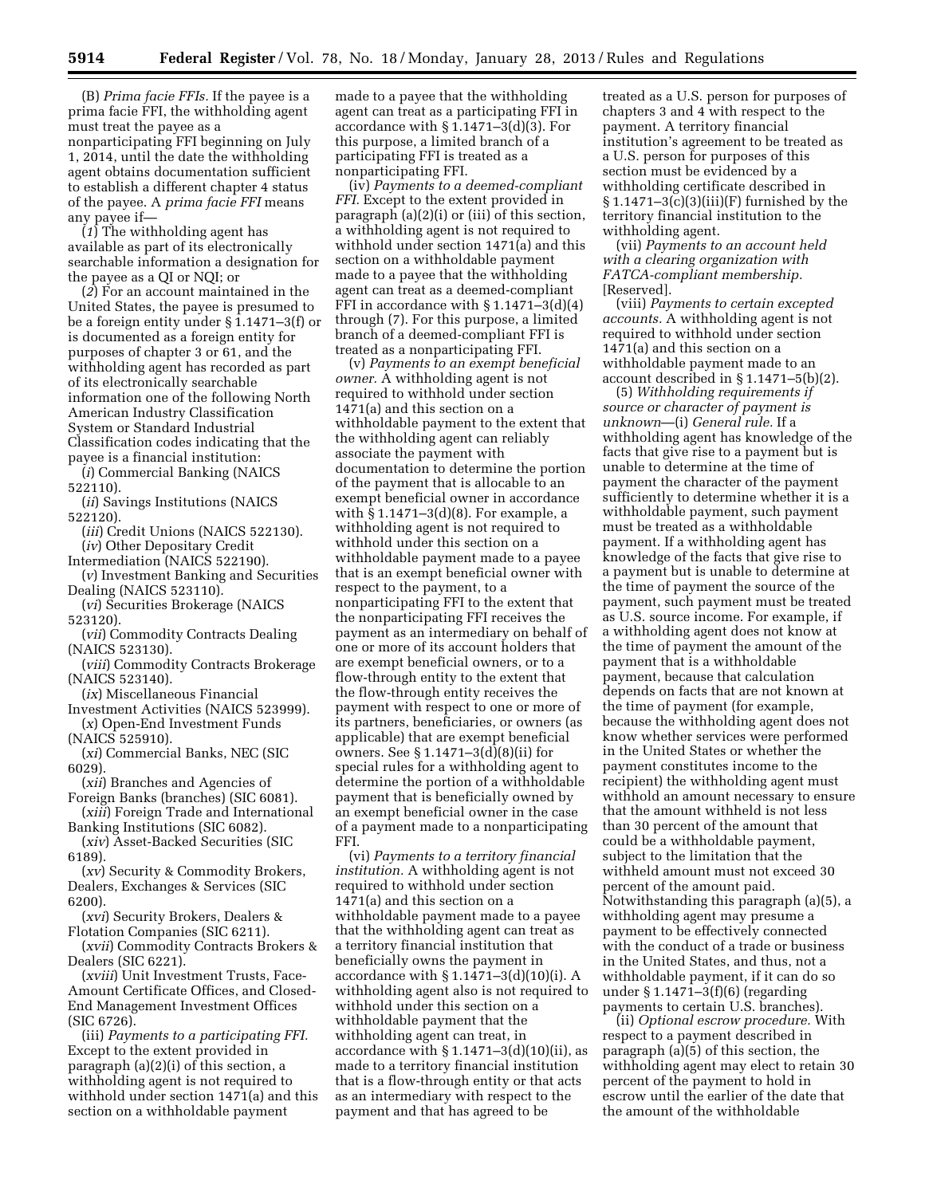(B) *Prima facie FFIs.* If the payee is a prima facie FFI, the withholding agent must treat the payee as a nonparticipating FFI beginning on July 1, 2014, until the date the withholding agent obtains documentation sufficient to establish a different chapter 4 status of the payee. A *prima facie FFI* means any payee if—

(*1*) The withholding agent has available as part of its electronically searchable information a designation for the payee as a QI or NQI; or

(*2*) For an account maintained in the United States, the payee is presumed to be a foreign entity under § 1.1471–3(f) or is documented as a foreign entity for purposes of chapter 3 or 61, and the withholding agent has recorded as part of its electronically searchable information one of the following North American Industry Classification System or Standard Industrial Classification codes indicating that the payee is a financial institution:

(*i*) Commercial Banking (NAICS 522110).

(*ii*) Savings Institutions (NAICS 522120).

(*iii*) Credit Unions (NAICS 522130).

(*iv*) Other Depositary Credit Intermediation (NAICS 522190).

(*v*) Investment Banking and Securities Dealing (NAICS 523110).

(*vi*) Securities Brokerage (NAICS 523120).

(*vii*) Commodity Contracts Dealing (NAICS 523130).

(*viii*) Commodity Contracts Brokerage (NAICS 523140).

(*ix*) Miscellaneous Financial Investment Activities (NAICS 523999).

(*x*) Open-End Investment Funds (NAICS 525910).

(*xi*) Commercial Banks, NEC (SIC 6029).

(*xii*) Branches and Agencies of Foreign Banks (branches) (SIC 6081).

(*xiii*) Foreign Trade and International Banking Institutions (SIC 6082).

(*xiv*) Asset-Backed Securities (SIC 6189).

(*xv*) Security & Commodity Brokers, Dealers, Exchanges & Services (SIC 6200).

(*xvi*) Security Brokers, Dealers & Flotation Companies (SIC 6211).

(*xvii*) Commodity Contracts Brokers & Dealers (SIC 6221).

(*xviii*) Unit Investment Trusts, Face-Amount Certificate Offices, and Closed-End Management Investment Offices (SIC 6726).

(iii) *Payments to a participating FFI.* Except to the extent provided in paragraph (a)(2)(i) of this section, a withholding agent is not required to withhold under section 1471(a) and this section on a withholdable payment made to a payee that the withholding agent can treat as a participating FFI in accordance with § 1.1471–3(d)(3). For this purpose, a limited branch of a participating FFI is treated as a nonparticipating FFI.

(iv) *Payments to a deemed-compliant FFI.* Except to the extent provided in paragraph (a)(2)(i) or (iii) of this section, a withholding agent is not required to withhold under section 1471(a) and this section on a withholdable payment made to a payee that the withholding agent can treat as a deemed-compliant FFI in accordance with § 1.1471–3(d)(4) through (7). For this purpose, a limited branch of a deemed-compliant FFI is treated as a nonparticipating FFI.

(v) *Payments to an exempt beneficial owner.* A withholding agent is not required to withhold under section 1471(a) and this section on a withholdable payment to the extent that the withholding agent can reliably associate the payment with documentation to determine the portion of the payment that is allocable to an exempt beneficial owner in accordance with § 1.1471–3(d)(8). For example, a withholding agent is not required to withhold under this section on a withholdable payment made to a payee that is an exempt beneficial owner with respect to the payment, to a nonparticipating FFI to the extent that the nonparticipating FFI receives the payment as an intermediary on behalf of one or more of its account holders that are exempt beneficial owners, or to a flow-through entity to the extent that the flow-through entity receives the payment with respect to one or more of its partners, beneficiaries, or owners (as applicable) that are exempt beneficial owners. See § 1.1471–3(d)(8)(ii) for special rules for a withholding agent to determine the portion of a withholdable payment that is beneficially owned by an exempt beneficial owner in the case of a payment made to a nonparticipating FFI.

(vi) *Payments to a territory financial institution.* A withholding agent is not required to withhold under section 1471(a) and this section on a withholdable payment made to a payee that the withholding agent can treat as a territory financial institution that beneficially owns the payment in accordance with § 1.1471–3(d)(10)(i). A withholding agent also is not required to withhold under this section on a withholdable payment that the withholding agent can treat, in accordance with § 1.1471–3(d)(10)(ii), as made to a territory financial institution that is a flow-through entity or that acts as an intermediary with respect to the payment and that has agreed to be treated as a U.S. person for purposes of chapters 3 and 4 with respect to the payment. A territory financial institution's agreement to be treated as a U.S. person for purposes of this section must be evidenced by a withholding certificate described in § 1.1471–3(c)(3)(iii)(F) furnished by the territory financial institution to the withholding agent.

(vii) *Payments to an account held with a clearing organization with FATCA-compliant membership.* [Reserved].

(viii) *Payments to certain excepted accounts.* A withholding agent is not required to withhold under section 1471(a) and this section on a withholdable payment made to an account described in § 1.1471–5(b)(2).

(5) *Withholding requirements if source or character of payment is unknown*—(i) *General rule.* If a withholding agent has knowledge of the facts that give rise to a payment but is unable to determine at the time of payment the character of the payment sufficiently to determine whether it is a withholdable payment, such payment must be treated as a withholdable payment. If a withholding agent has knowledge of the facts that give rise to a payment but is unable to determine at the time of payment the source of the payment, such payment must be treated as U.S. source income. For example, if a withholding agent does not know at the time of payment the amount of the payment that is a withholdable payment, because that calculation depends on facts that are not known at the time of payment (for example, because the withholding agent does not know whether services were performed in the United States or whether the payment constitutes income to the recipient) the withholding agent must withhold an amount necessary to ensure that the amount withheld is not less than 30 percent of the amount that could be a withholdable payment, subject to the limitation that the withheld amount must not exceed 30 percent of the amount paid. Notwithstanding this paragraph (a)(5), a withholding agent may presume a payment to be effectively connected with the conduct of a trade or business in the United States, and thus, not a withholdable payment, if it can do so under § 1.1471–3(f)(6) (regarding payments to certain U.S. branches).

(ii) *Optional escrow procedure.* With respect to a payment described in paragraph (a)(5) of this section, the withholding agent may elect to retain 30 percent of the payment to hold in escrow until the earlier of the date that the amount of the withholdable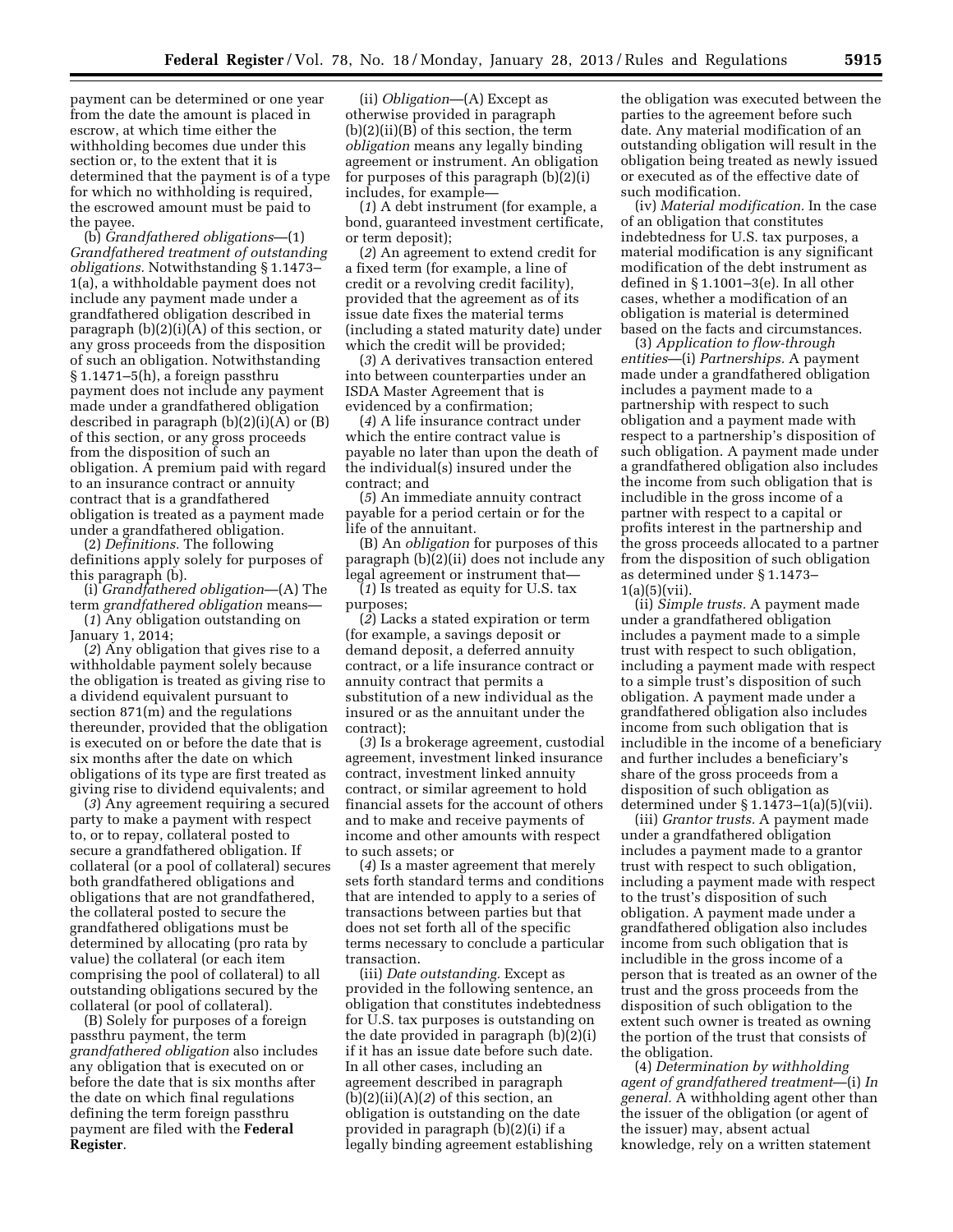payment can be determined or one year from the date the amount is placed in escrow, at which time either the withholding becomes due under this section or, to the extent that it is determined that the payment is of a type for which no withholding is required, the escrowed amount must be paid to the payee.

(b) *Grandfathered obligations*—(1) *Grandfathered treatment of outstanding obligations.* Notwithstanding § 1.1473–1(a), a withholdable payment does not include any payment made under a grandfathered obligation described in paragraph (b)(2)(i)(A) of this section, or any gross proceeds from the disposition of such an obligation. Notwithstanding § 1.1471–5(h), a foreign passthru payment does not include any payment made under a grandfathered obligation described in paragraph (b)(2)(i)(A) or (B) of this section, or any gross proceeds from the disposition of such an obligation. A premium paid with regard to an insurance contract or annuity contract that is a grandfathered obligation is treated as a payment made under a grandfathered obligation.

(2) *Definitions.* The following definitions apply solely for purposes of this paragraph (b).

(i) *Grandfathered obligation*—(A) The term *grandfathered obligation* means—

(*1*) Any obligation outstanding on January 1, 2014;

(*2*) Any obligation that gives rise to a withholdable payment solely because the obligation is treated as giving rise to a dividend equivalent pursuant to section 871(m) and the regulations thereunder, provided that the obligation is executed on or before the date that is six months after the date on which obligations of its type are first treated as giving rise to dividend equivalents; and

(*3*) Any agreement requiring a secured party to make a payment with respect to, or to repay, collateral posted to secure a grandfathered obligation. If collateral (or a pool of collateral) secures both grandfathered obligations and obligations that are not grandfathered, the collateral posted to secure the grandfathered obligations must be determined by allocating (pro rata by value) the collateral (or each item comprising the pool of collateral) to all outstanding obligations secured by the collateral (or pool of collateral).

(B) Solely for purposes of a foreign passthru payment, the term *grandfathered obligation* also includes any obligation that is executed on or before the date that is six months after the date on which final regulations defining the term foreign passthru payment are filed with the **Federal Register**.

(ii) *Obligation*—(A) Except as otherwise provided in paragraph (b)(2)(ii)(B) of this section, the term *obligation* means any legally binding agreement or instrument. An obligation for purposes of this paragraph (b)(2)(i) includes, for example—

(*1*) A debt instrument (for example, a bond, guaranteed investment certificate, or term deposit);

(*2*) An agreement to extend credit for a fixed term (for example, a line of credit or a revolving credit facility), provided that the agreement as of its issue date fixes the material terms (including a stated maturity date) under which the credit will be provided;

(*3*) A derivatives transaction entered into between counterparties under an ISDA Master Agreement that is evidenced by a confirmation;

(*4*) A life insurance contract under which the entire contract value is payable no later than upon the death of the individual(s) insured under the contract; and

(*5*) An immediate annuity contract payable for a period certain or for the life of the annuitant.

(B) An *obligation* for purposes of this paragraph (b)(2)(ii) does not include any legal agreement or instrument that—

(*1*) Is treated as equity for U.S. tax purposes;

(*2*) Lacks a stated expiration or term (for example, a savings deposit or demand deposit, a deferred annuity contract, or a life insurance contract or annuity contract that permits a substitution of a new individual as the insured or as the annuitant under the contract);

(*3*) Is a brokerage agreement, custodial agreement, investment linked insurance contract, investment linked annuity contract, or similar agreement to hold financial assets for the account of others and to make and receive payments of income and other amounts with respect to such assets; or

(*4*) Is a master agreement that merely sets forth standard terms and conditions that are intended to apply to a series of transactions between parties but that does not set forth all of the specific terms necessary to conclude a particular transaction.

(iii) *Date outstanding.* Except as provided in the following sentence, an obligation that constitutes indebtedness for U.S. tax purposes is outstanding on the date provided in paragraph (b)(2)(i) if it has an issue date before such date. In all other cases, including an agreement described in paragraph (b)(2)(ii)(A)(*2*) of this section, an obligation is outstanding on the date provided in paragraph (b)(2)(i) if a legally binding agreement establishing the obligation was executed between the parties to the agreement before such date. Any material modification of an outstanding obligation will result in the obligation being treated as newly issued or executed as of the effective date of such modification.

(iv) *Material modification.* In the case of an obligation that constitutes indebtedness for U.S. tax purposes, a material modification is any significant modification of the debt instrument as defined in § 1.1001–3(e). In all other cases, whether a modification of an obligation is material is determined based on the facts and circumstances.

(3) *Application to flow-through entities*—(i) *Partnerships.* A payment made under a grandfathered obligation includes a payment made to a partnership with respect to such obligation and a payment made with respect to a partnership's disposition of such obligation. A payment made under a grandfathered obligation also includes the income from such obligation that is includible in the gross income of a partner with respect to a capital or profits interest in the partnership and the gross proceeds allocated to a partner from the disposition of such obligation as determined under § 1.1473–1(a)(5)(vii).

(ii) *Simple trusts.* A payment made under a grandfathered obligation includes a payment made to a simple trust with respect to such obligation, including a payment made with respect to a simple trust's disposition of such obligation. A payment made under a grandfathered obligation also includes income from such obligation that is includible in the income of a beneficiary and further includes a beneficiary's share of the gross proceeds from a disposition of such obligation as determined under § 1.1473–1(a)(5)(vii).

(iii) *Grantor trusts.* A payment made under a grandfathered obligation includes a payment made to a grantor trust with respect to such obligation, including a payment made with respect to the trust's disposition of such obligation. A payment made under a grandfathered obligation also includes income from such obligation that is includible in the gross income of a person that is treated as an owner of the trust and the gross proceeds from the disposition of such obligation to the extent such owner is treated as owning the portion of the trust that consists of the obligation.

(4) *Determination by withholding agent of grandfathered treatment*—(i) *In general.* A withholding agent other than the issuer of the obligation (or agent of the issuer) may, absent actual knowledge, rely on a written statement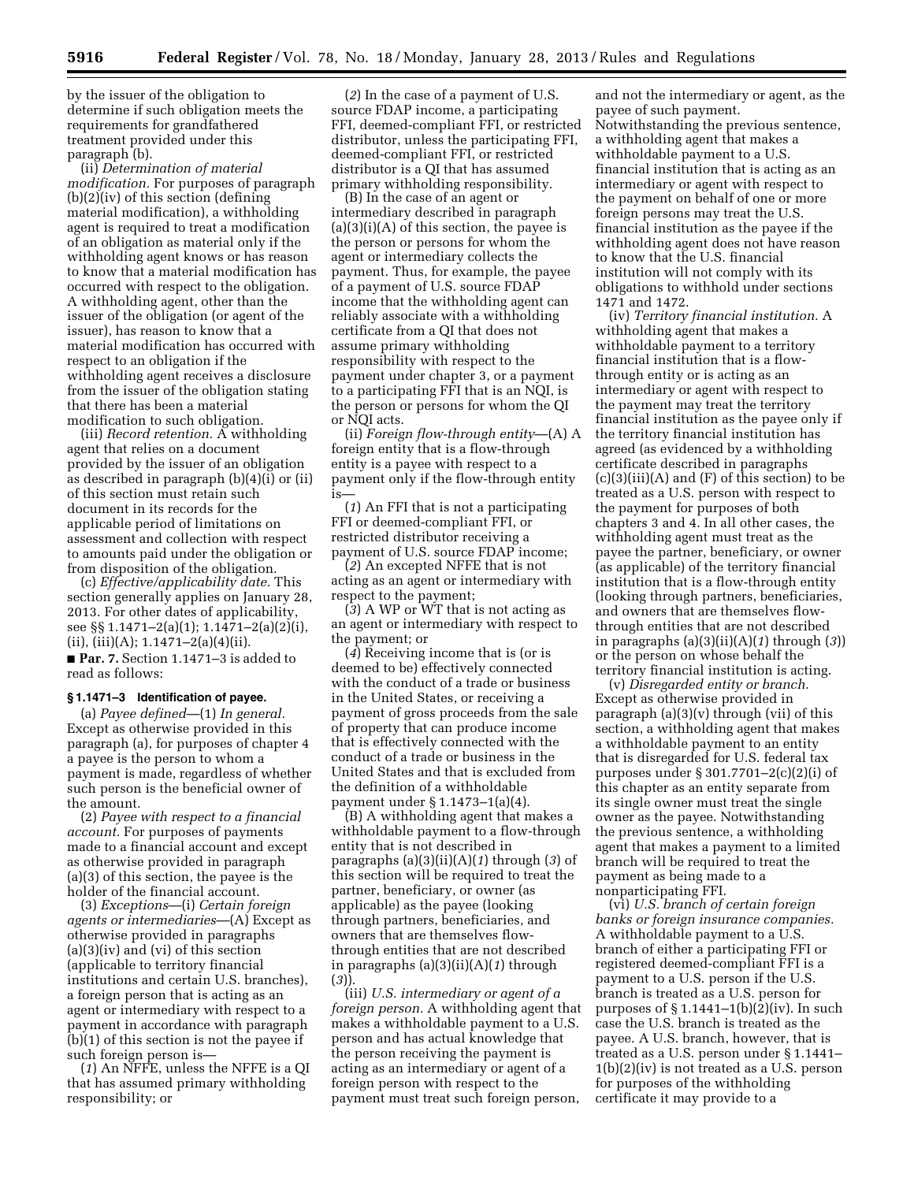by the issuer of the obligation to determine if such obligation meets the requirements for grandfathered treatment provided under this paragraph (b).

(ii) *Determination of material modification.* For purposes of paragraph (b)(2)(iv) of this section (defining material modification), a withholding agent is required to treat a modification of an obligation as material only if the withholding agent knows or has reason to know that a material modification has occurred with respect to the obligation. A withholding agent, other than the issuer of the obligation (or agent of the issuer), has reason to know that a material modification has occurred with respect to an obligation if the withholding agent receives a disclosure from the issuer of the obligation stating that there has been a material modification to such obligation.

(iii) *Record retention.* A withholding agent that relies on a document provided by the issuer of an obligation as described in paragraph (b)(4)(i) or (ii) of this section must retain such document in its records for the applicable period of limitations on assessment and collection with respect to amounts paid under the obligation or from disposition of the obligation.

(c) *Effective/applicability date.* This section generally applies on January 28, 2013. For other dates of applicability, see §§ 1.1471–2(a)(1); 1.1471–2(a)(2)(i), (ii), (iii)(A); 1.1471–2(a)(4)(ii).

■ **Par. 7.** Section 1.1471–3 is added to read as follows:

### § 1.1471–3 Identification of payee.

(a) *Payee defined*—(1) *In general.* Except as otherwise provided in this paragraph (a), for purposes of chapter 4 a payee is the person to whom a payment is made, regardless of whether such person is the beneficial owner of the amount.

(2) *Payee with respect to a financial account.* For purposes of payments made to a financial account and except as otherwise provided in paragraph (a)(3) of this section, the payee is the holder of the financial account.

(3) *Exceptions*—(i) *Certain foreign agents or intermediaries*—(A) Except as otherwise provided in paragraphs (a)(3)(iv) and (vi) of this section (applicable to territory financial institutions and certain U.S. branches), a foreign person that is acting as an agent or intermediary with respect to a payment in accordance with paragraph (b)(1) of this section is not the payee if such foreign person is—

(*1*) An NFFE, unless the NFFE is a QI that has assumed primary withholding responsibility; or

(*2*) In the case of a payment of U.S. source FDAP income, a participating FFI, deemed-compliant FFI, or restricted distributor, unless the participating FFI, deemed-compliant FFI, or restricted distributor is a QI that has assumed primary withholding responsibility.

(B) In the case of an agent or intermediary described in paragraph (a)(3)(i)(A) of this section, the payee is the person or persons for whom the agent or intermediary collects the payment. Thus, for example, the payee of a payment of U.S. source FDAP income that the withholding agent can reliably associate with a withholding certificate from a QI that does not assume primary withholding responsibility with respect to the payment under chapter 3, or a payment to a participating FFI that is an NQI, is the person or persons for whom the QI or NQI acts.

(ii) *Foreign flow-through entity*—(A) A foreign entity that is a flow-through entity is a payee with respect to a payment only if the flow-through entity is—

(*1*) An FFI that is not a participating FFI or deemed-compliant FFI, or restricted distributor receiving a payment of U.S. source FDAP income;

(*2*) An excepted NFFE that is not acting as an agent or intermediary with respect to the payment;

(*3*) A WP or WT that is not acting as an agent or intermediary with respect to the payment; or

(*4*) Receiving income that is (or is deemed to be) effectively connected with the conduct of a trade or business in the United States, or receiving a payment of gross proceeds from the sale of property that can produce income that is effectively connected with the conduct of a trade or business in the United States and that is excluded from the definition of a withholdable payment under § 1.1473–1(a)(4).

(B) A withholding agent that makes a withholdable payment to a flow-through entity that is not described in paragraphs (a)(3)(ii)(A)(*1*) through (*3*) of this section will be required to treat the partner, beneficiary, or owner (as applicable) as the payee (looking through partners, beneficiaries, and owners that are themselves flow-through entities that are not described in paragraphs (a)(3)(ii)(A)(*1*) through (*3*)).

(iii) *U.S. intermediary or agent of a foreign person.* A withholding agent that makes a withholdable payment to a U.S. person and has actual knowledge that the person receiving the payment is acting as an intermediary or agent of a foreign person with respect to the payment must treat such foreign person, and not the intermediary or agent, as the payee of such payment. Notwithstanding the previous sentence, a withholding agent that makes a withholdable payment to a U.S. financial institution that is acting as an intermediary or agent with respect to the payment on behalf of one or more foreign persons may treat the U.S. financial institution as the payee if the withholding agent does not have reason to know that the U.S. financial institution will not comply with its obligations to withhold under sections 1471 and 1472.

(iv) *Territory financial institution.* A withholding agent that makes a withholdable payment to a territory financial institution that is a flow-through entity or is acting as an intermediary or agent with respect to the payment may treat the territory financial institution as the payee only if the territory financial institution has agreed (as evidenced by a withholding certificate described in paragraphs (c)(3)(iii)(A) and (F) of this section) to be treated as a U.S. person with respect to the payment for purposes of both chapters 3 and 4. In all other cases, the withholding agent must treat as the payee the partner, beneficiary, or owner (as applicable) of the territory financial institution that is a flow-through entity (looking through partners, beneficiaries, and owners that are themselves flow-through entities that are not described in paragraphs (a)(3)(ii)(A)(*1*) through (*3*)) or the person on whose behalf the territory financial institution is acting.

(v) *Disregarded entity or branch.* Except as otherwise provided in paragraph (a)(3)(v) through (vii) of this section, a withholding agent that makes a withholdable payment to an entity that is disregarded for U.S. federal tax purposes under § 301.7701–2(c)(2)(i) of this chapter as an entity separate from its single owner must treat the single owner as the payee. Notwithstanding the previous sentence, a withholding agent that makes a payment to a limited branch will be required to treat the payment as being made to a nonparticipating FFI.

(vi) *U.S. branch of certain foreign banks or foreign insurance companies.* A withholdable payment to a U.S. branch of either a participating FFI or registered deemed-compliant FFI is a payment to a U.S. person if the U.S. branch is treated as a U.S. person for purposes of § 1.1441–1(b)(2)(iv). In such case the U.S. branch is treated as the payee. A U.S. branch, however, that is treated as a U.S. person under § 1.1441–1(b)(2)(iv) is not treated as a U.S. person for purposes of the withholding certificate it may provide to a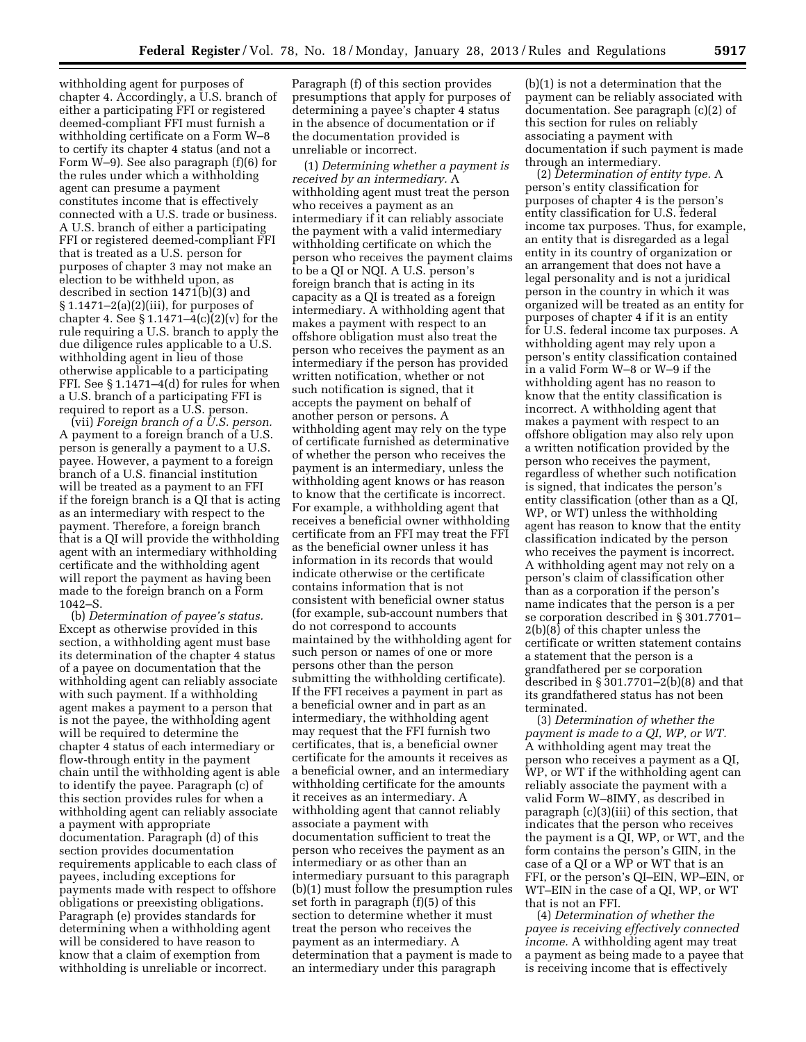withholding agent for purposes of chapter 4. Accordingly, a U.S. branch of either a participating FFI or registered deemed-compliant FFI must furnish a withholding certificate on a Form W–8 to certify its chapter 4 status (and not a Form W–9). See also paragraph (f)(6) for the rules under which a withholding agent can presume a payment constitutes income that is effectively connected with a U.S. trade or business. A U.S. branch of either a participating FFI or registered deemed-compliant FFI that is treated as a U.S. person for purposes of chapter 3 may not make an election to be withheld upon, as described in section 1471(b)(3) and § 1.1471–2(a)(2)(iii), for purposes of chapter 4. See § 1.1471–4(c)(2)(v) for the rule requiring a U.S. branch to apply the due diligence rules applicable to a U.S. withholding agent in lieu of those otherwise applicable to a participating FFI. See § 1.1471–4(d) for rules for when a U.S. branch of a participating FFI is required to report as a U.S. person.

(vii) *Foreign branch of a U.S. person.* A payment to a foreign branch of a U.S. person is generally a payment to a U.S. payee. However, a payment to a foreign branch of a U.S. financial institution will be treated as a payment to an FFI if the foreign branch is a QI that is acting as an intermediary with respect to the payment. Therefore, a foreign branch that is a QI will provide the withholding agent with an intermediary withholding certificate and the withholding agent will report the payment as having been made to the foreign branch on a Form 1042–S.

(b) *Determination of payee's status.* Except as otherwise provided in this section, a withholding agent must base its determination of the chapter 4 status of a payee on documentation that the withholding agent can reliably associate with such payment. If a withholding agent makes a payment to a person that is not the payee, the withholding agent will be required to determine the chapter 4 status of each intermediary or flow-through entity in the payment chain until the withholding agent is able to identify the payee. Paragraph (c) of this section provides rules for when a withholding agent can reliably associate a payment with appropriate documentation. Paragraph (d) of this section provides documentation requirements applicable to each class of payees, including exceptions for payments made with respect to offshore obligations or preexisting obligations. Paragraph (e) provides standards for determining when a withholding agent will be considered to have reason to know that a claim of exemption from withholding is unreliable or incorrect. Paragraph (f) of this section provides presumptions that apply for purposes of determining a payee's chapter 4 status in the absence of documentation or if the documentation provided is unreliable or incorrect.

(1) *Determining whether a payment is received by an intermediary.* A withholding agent must treat the person who receives a payment as an intermediary if it can reliably associate the payment with a valid intermediary withholding certificate on which the person who receives the payment claims to be a QI or NQI. A U.S. person's foreign branch that is acting in its capacity as a QI is treated as a foreign intermediary. A withholding agent that makes a payment with respect to an offshore obligation must also treat the person who receives the payment as an intermediary if the person has provided written notification, whether or not such notification is signed, that it accepts the payment on behalf of another person or persons. A withholding agent may rely on the type of certificate furnished as determinative of whether the person who receives the payment is an intermediary, unless the withholding agent knows or has reason to know that the certificate is incorrect. For example, a withholding agent that receives a beneficial owner withholding certificate from an FFI may treat the FFI as the beneficial owner unless it has information in its records that would indicate otherwise or the certificate contains information that is not consistent with beneficial owner status (for example, sub-account numbers that do not correspond to accounts maintained by the withholding agent for such person or names of one or more persons other than the person submitting the withholding certificate). If the FFI receives a payment in part as a beneficial owner and in part as an intermediary, the withholding agent may request that the FFI furnish two certificates, that is, a beneficial owner certificate for the amounts it receives as a beneficial owner, and an intermediary withholding certificate for the amounts it receives as an intermediary. A withholding agent that cannot reliably associate a payment with documentation sufficient to treat the person who receives the payment as an intermediary or as other than an intermediary pursuant to this paragraph (b)(1) must follow the presumption rules set forth in paragraph (f)(5) of this section to determine whether it must treat the person who receives the payment as an intermediary. A determination that a payment is made to an intermediary under this paragraph (b)(1) is not a determination that the payment can be reliably associated with documentation. See paragraph (c)(2) of this section for rules on reliably associating a payment with documentation if such payment is made through an intermediary.

(2) *Determination of entity type.* A person's entity classification for purposes of chapter 4 is the person's entity classification for U.S. federal income tax purposes. Thus, for example, an entity that is disregarded as a legal entity in its country of organization or an arrangement that does not have a legal personality and is not a juridical person in the country in which it was organized will be treated as an entity for purposes of chapter 4 if it is an entity for U.S. federal income tax purposes. A withholding agent may rely upon a person's entity classification contained in a valid Form W–8 or W–9 if the withholding agent has no reason to know that the entity classification is incorrect. A withholding agent that makes a payment with respect to an offshore obligation may also rely upon a written notification provided by the person who receives the payment, regardless of whether such notification is signed, that indicates the person's entity classification (other than as a QI, WP, or WT) unless the withholding agent has reason to know that the entity classification indicated by the person who receives the payment is incorrect. A withholding agent may not rely on a person's claim of classification other than as a corporation if the person's name indicates that the person is a per se corporation described in § 301.7701–2(b)(8) of this chapter unless the certificate or written statement contains a statement that the person is a grandfathered per se corporation described in § 301.7701–2(b)(8) and that its grandfathered status has not been terminated.

(3) *Determination of whether the payment is made to a QI, WP, or WT.* A withholding agent may treat the person who receives a payment as a QI, WP, or WT if the withholding agent can reliably associate the payment with a valid Form W–8IMY, as described in paragraph (c)(3)(iii) of this section, that indicates that the person who receives the payment is a QI, WP, or WT, and the form contains the person's GIIN, in the case of a QI or a WP or WT that is an FFI, or the person's QI–EIN, WP–EIN, or WT–EIN in the case of a QI, WP, or WT that is not an FFI.

(4) *Determination of whether the payee is receiving effectively connected income.* A withholding agent may treat a payment as being made to a payee that is receiving income that is effectively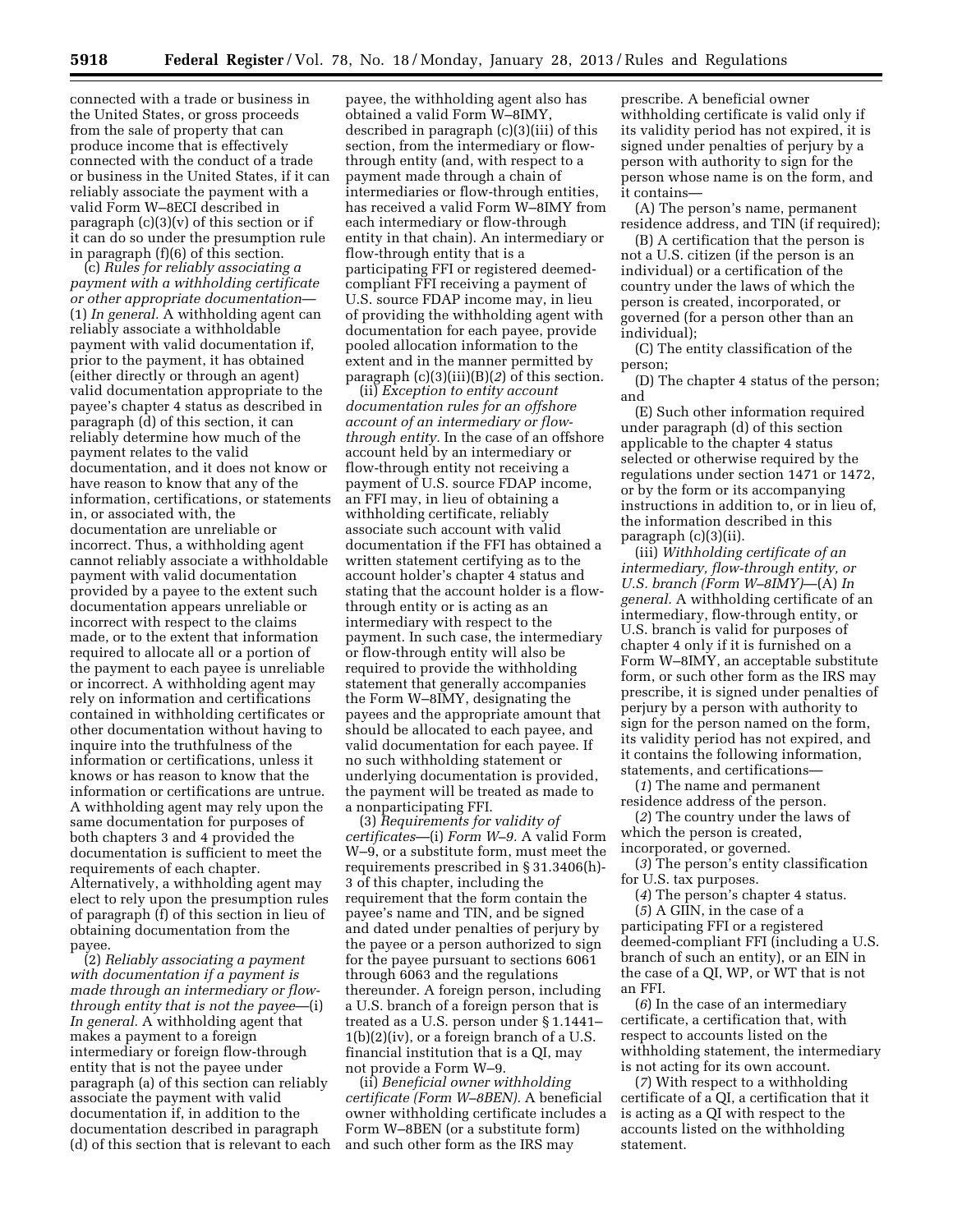connected with a trade or business in the United States, or gross proceeds from the sale of property that can produce income that is effectively connected with the conduct of a trade or business in the United States, if it can reliably associate the payment with a valid Form W–8ECI described in paragraph (c)(3)(v) of this section or if it can do so under the presumption rule in paragraph (f)(6) of this section.

(c) *Rules for reliably associating a payment with a withholding certificate or other appropriate documentation*—(1) *In general.* A withholding agent can reliably associate a withholdable payment with valid documentation if, prior to the payment, it has obtained (either directly or through an agent) valid documentation appropriate to the payee's chapter 4 status as described in paragraph (d) of this section, it can reliably determine how much of the payment relates to the valid documentation, and it does not know or have reason to know that any of the information, certifications, or statements in, or associated with, the documentation are unreliable or incorrect. Thus, a withholding agent cannot reliably associate a withholdable payment with valid documentation provided by a payee to the extent such documentation appears unreliable or incorrect with respect to the claims made, or to the extent that information required to allocate all or a portion of the payment to each payee is unreliable or incorrect. A withholding agent may rely on information and certifications contained in withholding certificates or other documentation without having to inquire into the truthfulness of the information or certifications, unless it knows or has reason to know that the information or certifications are untrue. A withholding agent may rely upon the same documentation for purposes of both chapters 3 and 4 provided the documentation is sufficient to meet the requirements of each chapter. Alternatively, a withholding agent may elect to rely upon the presumption rules of paragraph (f) of this section in lieu of obtaining documentation from the payee.

(2) *Reliably associating a payment with documentation if a payment is made through an intermediary or flow-through entity that is not the payee*—(i) *In general.* A withholding agent that makes a payment to a foreign intermediary or foreign flow-through entity that is not the payee under paragraph (a) of this section can reliably associate the payment with valid documentation if, in addition to the documentation described in paragraph (d) of this section that is relevant to each payee, the withholding agent also has obtained a valid Form W–8IMY, described in paragraph (c)(3)(iii) of this section, from the intermediary or flow-through entity (and, with respect to a payment made through a chain of intermediaries or flow-through entities, has received a valid Form W–8IMY from each intermediary or flow-through entity in that chain). An intermediary or flow-through entity that is a participating FFI or registered deemed-compliant FFI receiving a payment of U.S. source FDAP income may, in lieu of providing the withholding agent with documentation for each payee, provide pooled allocation information to the extent and in the manner permitted by paragraph (c)(3)(iii)(B)(*2*) of this section.

(ii) *Exception to entity account documentation rules for an offshore account of an intermediary or flow-through entity.* In the case of an offshore account held by an intermediary or flow-through entity not receiving a payment of U.S. source FDAP income, an FFI may, in lieu of obtaining a withholding certificate, reliably associate such account with valid documentation if the FFI has obtained a written statement certifying as to the account holder's chapter 4 status and stating that the account holder is a flow-through entity or is acting as an intermediary with respect to the payment. In such case, the intermediary or flow-through entity will also be required to provide the withholding statement that generally accompanies the Form W–8IMY, designating the payees and the appropriate amount that should be allocated to each payee, and valid documentation for each payee. If no such withholding statement or underlying documentation is provided, the payment will be treated as made to a nonparticipating FFI.

(3) *Requirements for validity of certificates*—(i) *Form W–9.* A valid Form W–9, or a substitute form, must meet the requirements prescribed in § 31.3406(h)-3 of this chapter, including the requirement that the form contain the payee's name and TIN, and be signed and dated under penalties of perjury by the payee or a person authorized to sign for the payee pursuant to sections 6061 through 6063 and the regulations thereunder. A foreign person, including a U.S. branch of a foreign person that is treated as a U.S. person under § 1.1441–1(b)(2)(iv), or a foreign branch of a U.S. financial institution that is a QI, may not provide a Form W–9.

(ii) *Beneficial owner withholding certificate (Form W–8BEN).* A beneficial owner withholding certificate includes a Form W–8BEN (or a substitute form) and such other form as the IRS may prescribe. A beneficial owner withholding certificate is valid only if its validity period has not expired, it is signed under penalties of perjury by a person with authority to sign for the person whose name is on the form, and it contains—

(A) The person's name, permanent residence address, and TIN (if required);

(B) A certification that the person is not a U.S. citizen (if the person is an individual) or a certification of the country under the laws of which the person is created, incorporated, or governed (for a person other than an individual);

(C) The entity classification of the person;

(D) The chapter 4 status of the person; and

(E) Such other information required under paragraph (d) of this section applicable to the chapter 4 status selected or otherwise required by the regulations under section 1471 or 1472, or by the form or its accompanying instructions in addition to, or in lieu of, the information described in this paragraph (c)(3)(ii).

(iii) *Withholding certificate of an intermediary, flow-through entity, or U.S. branch (Form W–8IMY)*—(A) *In general.* A withholding certificate of an intermediary, flow-through entity, or U.S. branch is valid for purposes of chapter 4 only if it is furnished on a Form W–8IMY, an acceptable substitute form, or such other form as the IRS may prescribe, it is signed under penalties of perjury by a person with authority to sign for the person named on the form, its validity period has not expired, and it contains the following information, statements, and certifications—

(*1*) The name and permanent residence address of the person.

(*2*) The country under the laws of which the person is created, incorporated, or governed.

(*3*) The person's entity classification for U.S. tax purposes.

(*4*) The person's chapter 4 status.

(*5*) A GIIN, in the case of a participating FFI or a registered deemed-compliant FFI (including a U.S. branch of such an entity), or an EIN in the case of a QI, WP, or WT that is not an FFI.

(*6*) In the case of an intermediary certificate, a certification that, with respect to accounts listed on the withholding statement, the intermediary is not acting for its own account.

(*7*) With respect to a withholding certificate of a QI, a certification that it is acting as a QI with respect to the accounts listed on the withholding statement.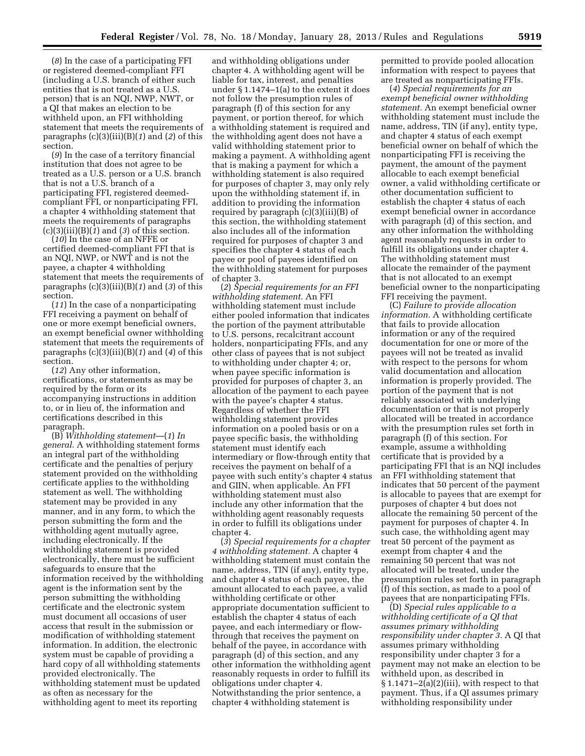(*8*) In the case of a participating FFI or registered deemed-compliant FFI (including a U.S. branch of either such entities that is not treated as a U.S. person) that is an NQI, NWP, NWT, or a QI that makes an election to be withheld upon, an FFI withholding statement that meets the requirements of paragraphs (c)(3)(iii)(B)(*1*) and (*2*) of this section.

(*9*) In the case of a territory financial institution that does not agree to be treated as a U.S. person or a U.S. branch that is not a U.S. branch of a participating FFI, registered deemed-compliant FFI, or nonparticipating FFI, a chapter 4 withholding statement that meets the requirements of paragraphs (c)(3)(iii)(B)(*1*) and (*3*) of this section.

(*10*) In the case of an NFFE or certified deemed-compliant FFI that is an NQI, NWP, or NWT and is not the payee, a chapter 4 withholding statement that meets the requirements of paragraphs (c)(3)(iii)(B)(*1*) and (*3*) of this section.

(*11*) In the case of a nonparticipating FFI receiving a payment on behalf of one or more exempt beneficial owners, an exempt beneficial owner withholding statement that meets the requirements of paragraphs (c)(3)(iii)(B)(*1*) and (*4*) of this section.

(*12*) Any other information, certifications, or statements as may be required by the form or its accompanying instructions in addition to, or in lieu of, the information and certifications described in this paragraph.

(B) *Withholding statement*—(*1*) *In general.* A withholding statement forms an integral part of the withholding certificate and the penalties of perjury statement provided on the withholding certificate applies to the withholding statement as well. The withholding statement may be provided in any manner, and in any form, to which the person submitting the form and the withholding agent mutually agree, including electronically. If the withholding statement is provided electronically, there must be sufficient safeguards to ensure that the information received by the withholding agent is the information sent by the person submitting the withholding certificate and the electronic system must document all occasions of user access that result in the submission or modification of withholding statement information. In addition, the electronic system must be capable of providing a hard copy of all withholding statements provided electronically. The withholding statement must be updated as often as necessary for the withholding agent to meet its reporting and withholding obligations under chapter 4. A withholding agent will be liable for tax, interest, and penalties under § 1.1474–1(a) to the extent it does not follow the presumption rules of paragraph (f) of this section for any payment, or portion thereof, for which a withholding statement is required and the withholding agent does not have a valid withholding statement prior to making a payment. A withholding agent that is making a payment for which a withholding statement is also required for purposes of chapter 3, may only rely upon the withholding statement if, in addition to providing the information required by paragraph (c)(3)(iii)(B) of this section, the withholding statement also includes all of the information required for purposes of chapter 3 and specifies the chapter 4 status of each payee or pool of payees identified on the withholding statement for purposes of chapter 3.

(*2*) *Special requirements for an FFI withholding statement.* An FFI withholding statement must include either pooled information that indicates the portion of the payment attributable to U.S. persons, recalcitrant account holders, nonparticipating FFIs, and any other class of payees that is not subject to withholding under chapter 4; or, when payee specific information is provided for purposes of chapter 3, an allocation of the payment to each payee with the payee's chapter 4 status. Regardless of whether the FFI withholding statement provides information on a pooled basis or on a payee specific basis, the withholding statement must identify each intermediary or flow-through entity that receives the payment on behalf of a payee with such entity's chapter 4 status and GIIN, when applicable. An FFI withholding statement must also include any other information that the withholding agent reasonably requests in order to fulfill its obligations under chapter 4.

(*3*) *Special requirements for a chapter 4 withholding statement.* A chapter 4 withholding statement must contain the name, address, TIN (if any), entity type, and chapter 4 status of each payee, the amount allocated to each payee, a valid withholding certificate or other appropriate documentation sufficient to establish the chapter 4 status of each payee, and each intermediary or flow-through that receives the payment on behalf of the payee, in accordance with paragraph (d) of this section, and any other information the withholding agent reasonably requests in order to fulfill its obligations under chapter 4. Notwithstanding the prior sentence, a chapter 4 withholding statement is permitted to provide pooled allocation information with respect to payees that are treated as nonparticipating FFIs.

(*4*) *Special requirements for an exempt beneficial owner withholding statement.* An exempt beneficial owner withholding statement must include the name, address, TIN (if any), entity type, and chapter 4 status of each exempt beneficial owner on behalf of which the nonparticipating FFI is receiving the payment, the amount of the payment allocable to each exempt beneficial owner, a valid withholding certificate or other documentation sufficient to establish the chapter 4 status of each exempt beneficial owner in accordance with paragraph (d) of this section, and any other information the withholding agent reasonably requests in order to fulfill its obligations under chapter 4. The withholding statement must allocate the remainder of the payment that is not allocated to an exempt beneficial owner to the nonparticipating FFI receiving the payment.

(C) *Failure to provide allocation information.* A withholding certificate that fails to provide allocation information or any of the required documentation for one or more of the payees will not be treated as invalid with respect to the persons for whom valid documentation and allocation information is properly provided. The portion of the payment that is not reliably associated with underlying documentation or that is not properly allocated will be treated in accordance with the presumption rules set forth in paragraph (f) of this section. For example, assume a withholding certificate that is provided by a participating FFI that is an NQI includes an FFI withholding statement that indicates that 50 percent of the payment is allocable to payees that are exempt for purposes of chapter 4 but does not allocate the remaining 50 percent of the payment for purposes of chapter 4. In such case, the withholding agent may treat 50 percent of the payment as exempt from chapter 4 and the remaining 50 percent that was not allocated will be treated, under the presumption rules set forth in paragraph (f) of this section, as made to a pool of payees that are nonparticipating FFIs.

(D) *Special rules applicable to a withholding certificate of a QI that assumes primary withholding responsibility under chapter 3.* A QI that assumes primary withholding responsibility under chapter 3 for a payment may not make an election to be withheld upon, as described in § 1.1471–2(a)(2)(iii), with respect to that payment. Thus, if a QI assumes primary withholding responsibility under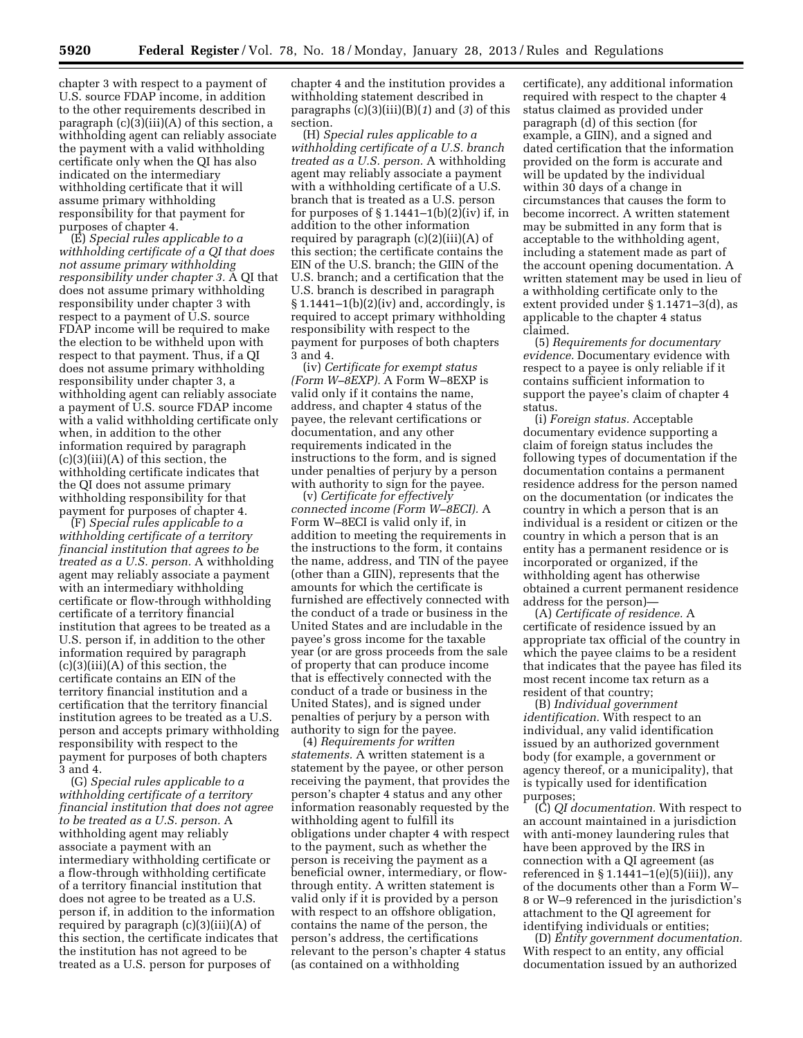chapter 3 with respect to a payment of U.S. source FDAP income, in addition to the other requirements described in paragraph (c)(3)(iii)(A) of this section, a withholding agent can reliably associate the payment with a valid withholding certificate only when the QI has also indicated on the intermediary withholding certificate that it will assume primary withholding responsibility for that payment for purposes of chapter 4.

(E) *Special rules applicable to a withholding certificate of a QI that does not assume primary withholding responsibility under chapter 3.* A QI that does not assume primary withholding responsibility under chapter 3 with respect to a payment of U.S. source FDAP income will be required to make the election to be withheld upon with respect to that payment. Thus, if a QI does not assume primary withholding responsibility under chapter 3, a withholding agent can reliably associate a payment of U.S. source FDAP income with a valid withholding certificate only when, in addition to the other information required by paragraph (c)(3)(iii)(A) of this section, the withholding certificate indicates that the QI does not assume primary withholding responsibility for that payment for purposes of chapter 4.

(F) *Special rules applicable to a withholding certificate of a territory financial institution that agrees to be treated as a U.S. person.* A withholding agent may reliably associate a payment with an intermediary withholding certificate or flow-through withholding certificate of a territory financial institution that agrees to be treated as a U.S. person if, in addition to the other information required by paragraph (c)(3)(iii)(A) of this section, the certificate contains an EIN of the territory financial institution and a certification that the territory financial institution agrees to be treated as a U.S. person and accepts primary withholding responsibility with respect to the payment for purposes of both chapters 3 and 4.

(G) *Special rules applicable to a withholding certificate of a territory financial institution that does not agree to be treated as a U.S. person.* A withholding agent may reliably associate a payment with an intermediary withholding certificate or a flow-through withholding certificate of a territory financial institution that does not agree to be treated as a U.S. person if, in addition to the information required by paragraph (c)(3)(iii)(A) of this section, the certificate indicates that the institution has not agreed to be treated as a U.S. person for purposes of chapter 4 and the institution provides a withholding statement described in paragraphs (c)(3)(iii)(B)(*1*) and (*3*) of this section.

(H) *Special rules applicable to a withholding certificate of a U.S. branch treated as a U.S. person.* A withholding agent may reliably associate a payment with a withholding certificate of a U.S. branch that is treated as a U.S. person for purposes of § 1.1441–1(b)(2)(iv) if, in addition to the other information required by paragraph (c)(2)(iii)(A) of this section; the certificate contains the EIN of the U.S. branch; the GIIN of the U.S. branch; and a certification that the U.S. branch is described in paragraph § 1.1441–1(b)(2)(iv) and, accordingly, is required to accept primary withholding responsibility with respect to the payment for purposes of both chapters 3 and 4.

(iv) *Certificate for exempt status (Form W–8EXP).* A Form W–8EXP is valid only if it contains the name, address, and chapter 4 status of the payee, the relevant certifications or documentation, and any other requirements indicated in the instructions to the form, and is signed under penalties of perjury by a person with authority to sign for the payee.

(v) *Certificate for effectively connected income (Form W–8ECI).* A Form W–8ECI is valid only if, in addition to meeting the requirements in the instructions to the form, it contains the name, address, and TIN of the payee (other than a GIIN), represents that the amounts for which the certificate is furnished are effectively connected with the conduct of a trade or business in the United States and are includable in the payee's gross income for the taxable year (or are gross proceeds from the sale of property that can produce income that is effectively connected with the conduct of a trade or business in the United States), and is signed under penalties of perjury by a person with authority to sign for the payee.

(4) *Requirements for written statements.* A written statement is a statement by the payee, or other person receiving the payment, that provides the person's chapter 4 status and any other information reasonably requested by the withholding agent to fulfill its obligations under chapter 4 with respect to the payment, such as whether the person is receiving the payment as a beneficial owner, intermediary, or flow-through entity. A written statement is valid only if it is provided by a person with respect to an offshore obligation, contains the name of the person, the person's address, the certifications relevant to the person's chapter 4 status (as contained on a withholding certificate), any additional information required with respect to the chapter 4 status claimed as provided under paragraph (d) of this section (for example, a GIIN), and a signed and dated certification that the information provided on the form is accurate and will be updated by the individual within 30 days of a change in circumstances that causes the form to become incorrect. A written statement may be submitted in any form that is acceptable to the withholding agent, including a statement made as part of the account opening documentation. A written statement may be used in lieu of a withholding certificate only to the extent provided under § 1.1471–3(d), as applicable to the chapter 4 status claimed.

(5) *Requirements for documentary evidence.* Documentary evidence with respect to a payee is only reliable if it contains sufficient information to support the payee's claim of chapter 4 status.

(i) *Foreign status.* Acceptable documentary evidence supporting a claim of foreign status includes the following types of documentation if the documentation contains a permanent residence address for the person named on the documentation (or indicates the country in which a person that is an individual is a resident or citizen or the country in which a person that is an entity has a permanent residence or is incorporated or organized, if the withholding agent has otherwise obtained a current permanent residence address for the person)—

(A) *Certificate of residence.* A certificate of residence issued by an appropriate tax official of the country in which the payee claims to be a resident that indicates that the payee has filed its most recent income tax return as a resident of that country;

(B) *Individual government identification.* With respect to an individual, any valid identification issued by an authorized government body (for example, a government or agency thereof, or a municipality), that is typically used for identification purposes;

(C) *QI documentation.* With respect to an account maintained in a jurisdiction with anti-money laundering rules that have been approved by the IRS in connection with a QI agreement (as referenced in § 1.1441–1(e)(5)(iii)), any of the documents other than a Form W–8 or W–9 referenced in the jurisdiction's attachment to the QI agreement for identifying individuals or entities;

(D) *Entity government documentation.* With respect to an entity, any official documentation issued by an authorized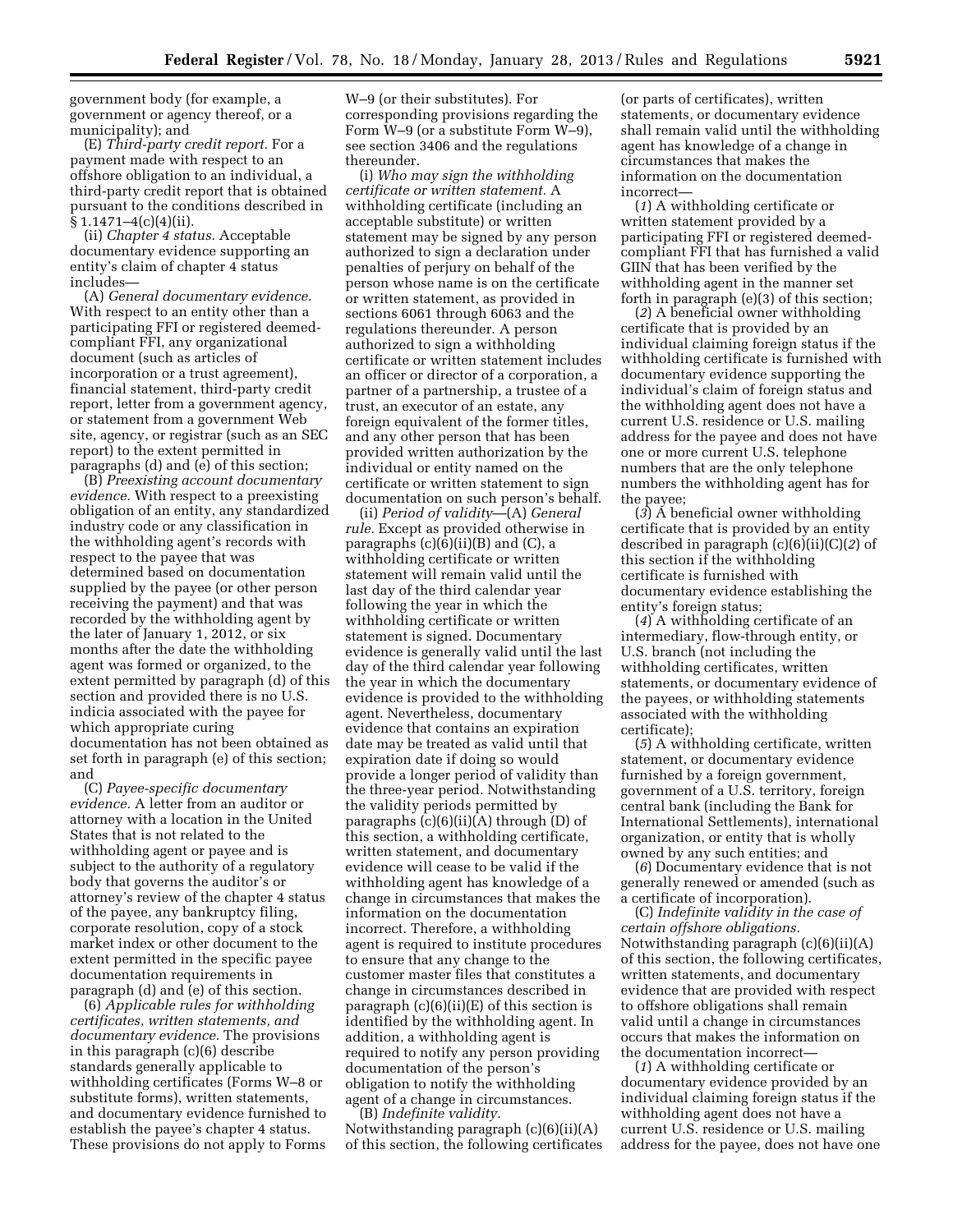government body (for example, a government or agency thereof, or a municipality); and

(E) *Third-party credit report.* For a payment made with respect to an offshore obligation to an individual, a third-party credit report that is obtained pursuant to the conditions described in § 1.1471–4(c)(4)(ii).

(ii) *Chapter 4 status.* Acceptable documentary evidence supporting an entity's claim of chapter 4 status includes—

(A) *General documentary evidence.* With respect to an entity other than a participating FFI or registered deemed-compliant FFI, any organizational document (such as articles of incorporation or a trust agreement), financial statement, third-party credit report, letter from a government agency, or statement from a government Web site, agency, or registrar (such as an SEC report) to the extent permitted in paragraphs (d) and (e) of this section;

(B) *Preexisting account documentary evidence.* With respect to a preexisting obligation of an entity, any standardized industry code or any classification in the withholding agent's records with respect to the payee that was determined based on documentation supplied by the payee (or other person receiving the payment) and that was recorded by the withholding agent by the later of January 1, 2012, or six months after the date the withholding agent was formed or organized, to the extent permitted by paragraph (d) of this section and provided there is no U.S. indicia associated with the payee for which appropriate curing documentation has not been obtained as set forth in paragraph (e) of this section; and

(C) *Payee-specific documentary evidence.* A letter from an auditor or attorney with a location in the United States that is not related to the withholding agent or payee and is subject to the authority of a regulatory body that governs the auditor's or attorney's review of the chapter 4 status of the payee, any bankruptcy filing, corporate resolution, copy of a stock market index or other document to the extent permitted in the specific payee documentation requirements in paragraph (d) and (e) of this section.

(6) *Applicable rules for withholding certificates, written statements, and documentary evidence.* The provisions in this paragraph (c)(6) describe standards generally applicable to withholding certificates (Forms W–8 or substitute forms), written statements, and documentary evidence furnished to establish the payee's chapter 4 status. These provisions do not apply to Forms W–9 (or their substitutes). For corresponding provisions regarding the Form W–9 (or a substitute Form W–9), see section 3406 and the regulations thereunder.

(i) *Who may sign the withholding certificate or written statement.* A withholding certificate (including an acceptable substitute) or written statement may be signed by any person authorized to sign a declaration under penalties of perjury on behalf of the person whose name is on the certificate or written statement, as provided in sections 6061 through 6063 and the regulations thereunder. A person authorized to sign a withholding certificate or written statement includes an officer or director of a corporation, a partner of a partnership, a trustee of a trust, an executor of an estate, any foreign equivalent of the former titles, and any other person that has been provided written authorization by the individual or entity named on the certificate or written statement to sign documentation on such person's behalf.

(ii) *Period of validity*—(A) *General rule.* Except as provided otherwise in paragraphs (c)(6)(ii)(B) and (C), a withholding certificate or written statement will remain valid until the last day of the third calendar year following the year in which the withholding certificate or written statement is signed. Documentary evidence is generally valid until the last day of the third calendar year following the year in which the documentary evidence is provided to the withholding agent. Nevertheless, documentary evidence that contains an expiration date may be treated as valid until that expiration date if doing so would provide a longer period of validity than the three-year period. Notwithstanding the validity periods permitted by paragraphs (c)(6)(ii)(A) through (D) of this section, a withholding certificate, written statement, and documentary evidence will cease to be valid if the withholding agent has knowledge of a change in circumstances that makes the information on the documentation incorrect. Therefore, a withholding agent is required to institute procedures to ensure that any change to the customer master files that constitutes a change in circumstances described in paragraph (c)(6)(ii)(E) of this section is identified by the withholding agent. In addition, a withholding agent is required to notify any person providing documentation of the person's obligation to notify the withholding agent of a change in circumstances.

(B) *Indefinite validity.* Notwithstanding paragraph (c)(6)(ii)(A) of this section, the following certificates (or parts of certificates), written statements, or documentary evidence shall remain valid until the withholding agent has knowledge of a change in circumstances that makes the information on the documentation incorrect—

(*1*) A withholding certificate or written statement provided by a participating FFI or registered deemed-compliant FFI that has furnished a valid GIIN that has been verified by the withholding agent in the manner set forth in paragraph (e)(3) of this section;

(*2*) A beneficial owner withholding certificate that is provided by an individual claiming foreign status if the withholding certificate is furnished with documentary evidence supporting the individual's claim of foreign status and the withholding agent does not have a current U.S. residence or U.S. mailing address for the payee and does not have one or more current U.S. telephone numbers that are the only telephone numbers the withholding agent has for the payee;

(*3*) A beneficial owner withholding certificate that is provided by an entity described in paragraph (c)(6)(ii)(C)(*2*) of this section if the withholding certificate is furnished with documentary evidence establishing the entity's foreign status;

(*4*) A withholding certificate of an intermediary, flow-through entity, or U.S. branch (not including the withholding certificates, written statements, or documentary evidence of the payees, or withholding statements associated with the withholding certificate);

(*5*) A withholding certificate, written statement, or documentary evidence furnished by a foreign government, government of a U.S. territory, foreign central bank (including the Bank for International Settlements), international organization, or entity that is wholly owned by any such entities; and

(*6*) Documentary evidence that is not generally renewed or amended (such as a certificate of incorporation).

(C) *Indefinite validity in the case of certain offshore obligations.* Notwithstanding paragraph (c)(6)(ii)(A) of this section, the following certificates, written statements, and documentary evidence that are provided with respect to offshore obligations shall remain valid until a change in circumstances occurs that makes the information on the documentation incorrect—

(*1*) A withholding certificate or documentary evidence provided by an individual claiming foreign status if the withholding agent does not have a current U.S. residence or U.S. mailing address for the payee, does not have one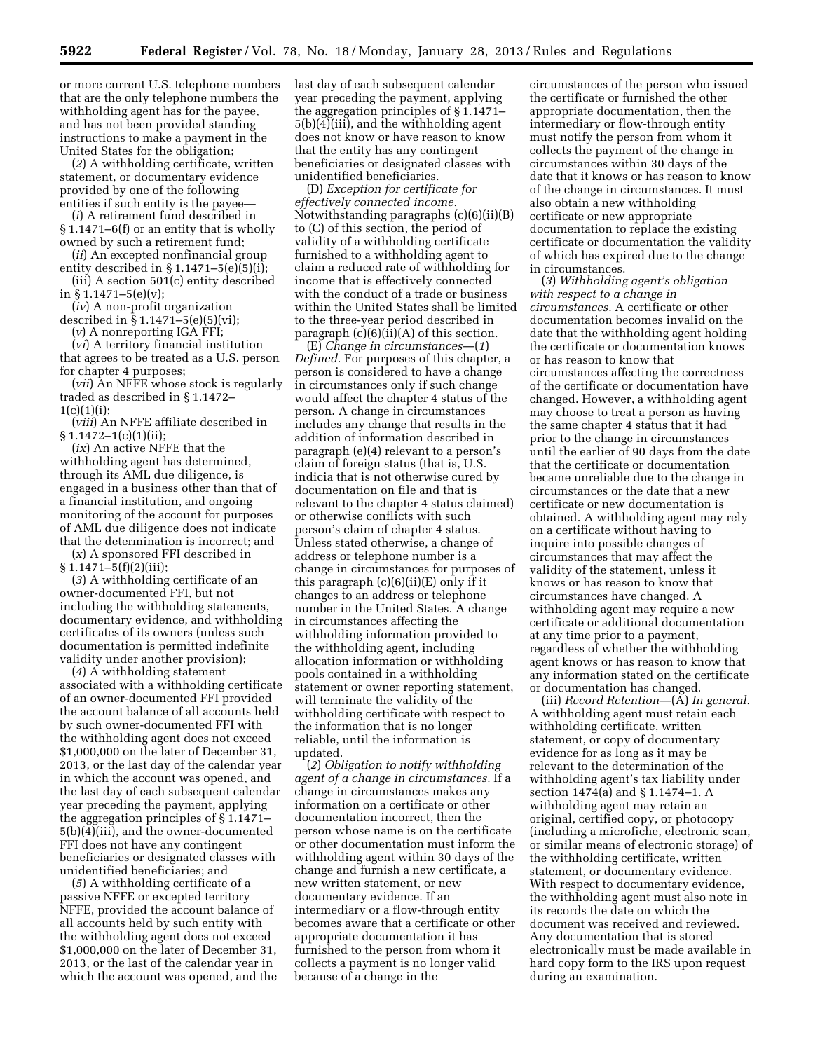or more current U.S. telephone numbers that are the only telephone numbers the withholding agent has for the payee, and has not been provided standing instructions to make a payment in the United States for the obligation;

(*2*) A withholding certificate, written statement, or documentary evidence provided by one of the following entities if such entity is the payee—

(*i*) A retirement fund described in § 1.1471–6(f) or an entity that is wholly owned by such a retirement fund;

(*ii*) An excepted nonfinancial group entity described in § 1.1471–5(e)(5)(i);

(iii) A section 501(c) entity described in § 1.1471–5(e)(v);

(*iv*) A non-profit organization described in § 1.1471–5(e)(5)(vi);

(*v*) A nonreporting IGA FFI;

(*vi*) A territory financial institution that agrees to be treated as a U.S. person for chapter 4 purposes;

(*vii*) An NFFE whose stock is regularly traded as described in § 1.1472–1(c)(1)(i);

(*viii*) An NFFE affiliate described in § 1.1472–1(c)(1)(ii);

(*ix*) An active NFFE that the withholding agent has determined, through its AML due diligence, is engaged in a business other than that of a financial institution, and ongoing monitoring of the account for purposes of AML due diligence does not indicate that the determination is incorrect; and

(*x*) A sponsored FFI described in § 1.1471–5(f)(2)(iii);

(*3*) A withholding certificate of an owner-documented FFI, but not including the withholding statements, documentary evidence, and withholding certificates of its owners (unless such documentation is permitted indefinite validity under another provision);

(*4*) A withholding statement associated with a withholding certificate of an owner-documented FFI provided the account balance of all accounts held by such owner-documented FFI with the withholding agent does not exceed $1,000,000 on the later of December 31, 2013, or the last day of the calendar year in which the account was opened, and the last day of each subsequent calendar year preceding the payment, applying the aggregation principles of § 1.1471–5(b)(4)(iii), and the owner-documented FFI does not have any contingent beneficiaries or designated classes with unidentified beneficiaries; and

(*5*) A withholding certificate of a passive NFFE or excepted territory NFFE, provided the account balance of all accounts held by such entity with the withholding agent does not exceed $1,000,000 on the later of December 31, 2013, or the last of the calendar year in which the account was opened, and the last day of each subsequent calendar year preceding the payment, applying the aggregation principles of § 1.1471–5(b)(4)(iii), and the withholding agent does not know or have reason to know that the entity has any contingent beneficiaries or designated classes with unidentified beneficiaries.

(D) *Exception for certificate for effectively connected income.* Notwithstanding paragraphs (c)(6)(ii)(B) to (C) of this section, the period of validity of a withholding certificate furnished to a withholding agent to claim a reduced rate of withholding for income that is effectively connected with the conduct of a trade or business within the United States shall be limited to the three-year period described in paragraph (c)(6)(ii)(A) of this section.

(E) *Change in circumstances*—(*1*) *Defined.* For purposes of this chapter, a person is considered to have a change in circumstances only if such change would affect the chapter 4 status of the person. A change in circumstances includes any change that results in the addition of information described in paragraph (e)(4) relevant to a person's claim of foreign status (that is, U.S. indicia that is not otherwise cured by documentation on file and that is relevant to the chapter 4 status claimed) or otherwise conflicts with such person's claim of chapter 4 status. Unless stated otherwise, a change of address or telephone number is a change in circumstances for purposes of this paragraph (c)(6)(ii)(E) only if it changes to an address or telephone number in the United States. A change in circumstances affecting the withholding information provided to the withholding agent, including allocation information or withholding pools contained in a withholding statement or owner reporting statement, will terminate the validity of the withholding certificate with respect to the information that is no longer reliable, until the information is updated.

(*2*) *Obligation to notify withholding agent of a change in circumstances.* If a change in circumstances makes any information on a certificate or other documentation incorrect, then the person whose name is on the certificate or other documentation must inform the withholding agent within 30 days of the change and furnish a new certificate, a new written statement, or new documentary evidence. If an intermediary or a flow-through entity becomes aware that a certificate or other appropriate documentation it has furnished to the person from whom it collects a payment is no longer valid because of a change in the circumstances of the person who issued the certificate or furnished the other appropriate documentation, then the intermediary or flow-through entity must notify the person from whom it collects the payment of the change in circumstances within 30 days of the date that it knows or has reason to know of the change in circumstances. It must also obtain a new withholding certificate or new appropriate documentation to replace the existing certificate or documentation the validity of which has expired due to the change in circumstances.

(*3*) *Withholding agent's obligation with respect to a change in circumstances.* A certificate or other documentation becomes invalid on the date that the withholding agent holding the certificate or documentation knows or has reason to know that circumstances affecting the correctness of the certificate or documentation have changed. However, a withholding agent may choose to treat a person as having the same chapter 4 status that it had prior to the change in circumstances until the earlier of 90 days from the date that the certificate or documentation became unreliable due to the change in circumstances or the date that a new certificate or new documentation is obtained. A withholding agent may rely on a certificate without having to inquire into possible changes of circumstances that may affect the validity of the statement, unless it knows or has reason to know that circumstances have changed. A withholding agent may require a new certificate or additional documentation at any time prior to a payment, regardless of whether the withholding agent knows or has reason to know that any information stated on the certificate or documentation has changed.

(iii) *Record Retention*—(A) *In general.* A withholding agent must retain each withholding certificate, written statement, or copy of documentary evidence for as long as it may be relevant to the determination of the withholding agent's tax liability under section 1474(a) and § 1.1474–1. A withholding agent may retain an original, certified copy, or photocopy (including a microfiche, electronic scan, or similar means of electronic storage) of the withholding certificate, written statement, or documentary evidence. With respect to documentary evidence, the withholding agent must also note in its records the date on which the document was received and reviewed. Any documentation that is stored electronically must be made available in hard copy form to the IRS upon request during an examination.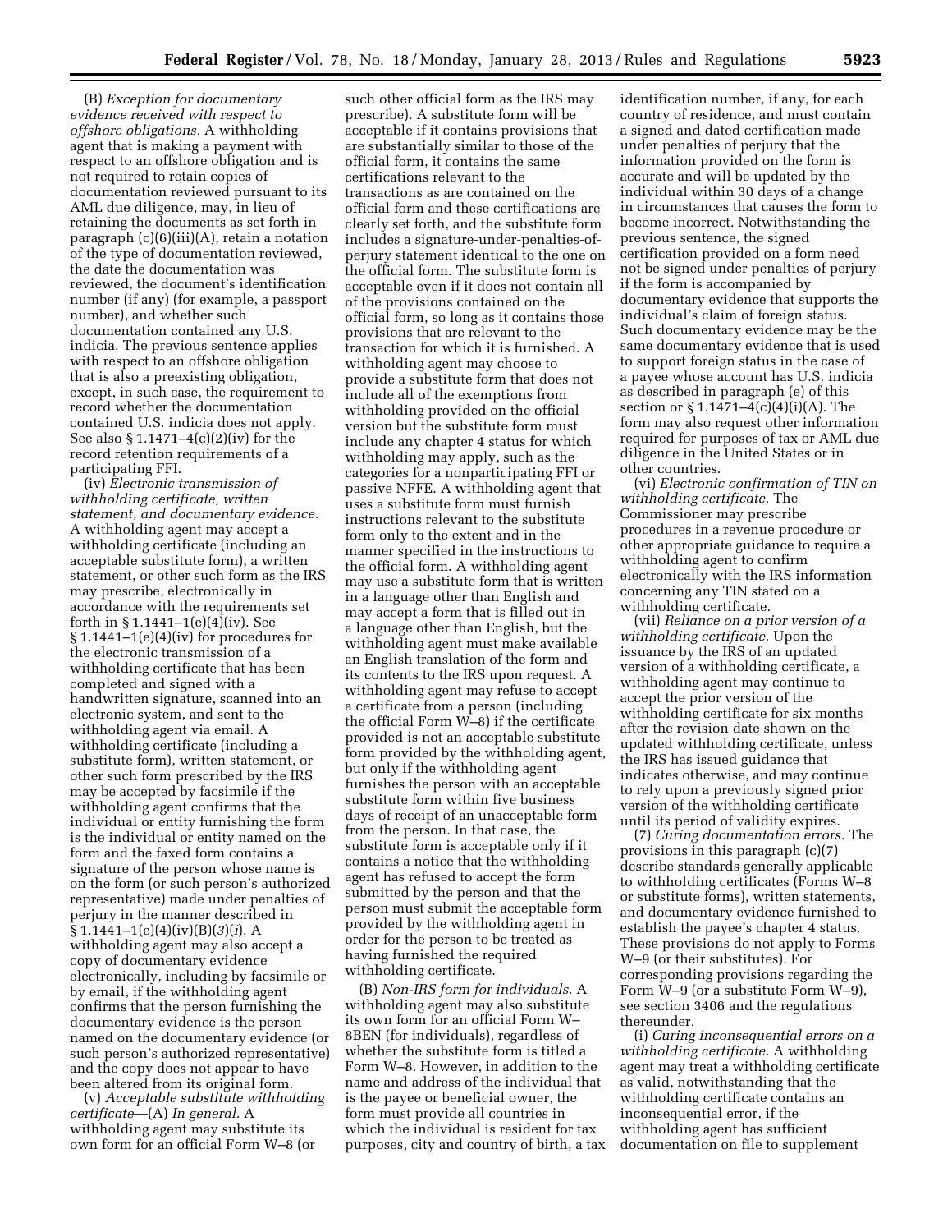(B) *Exception for documentary evidence received with respect to offshore obligations.* A withholding agent that is making a payment with respect to an offshore obligation and is not required to retain copies of documentation reviewed pursuant to its AML due diligence, may, in lieu of retaining the documents as set forth in paragraph (c)(6)(iii)(A), retain a notation of the type of documentation reviewed, the date the documentation was reviewed, the document's identification number (if any) (for example, a passport number), and whether such documentation contained any U.S. indicia. The previous sentence applies with respect to an offshore obligation that is also a preexisting obligation, except, in such case, the requirement to record whether the documentation contained U.S. indicia does not apply. See also § 1.1471–4(c)(2)(iv) for the record retention requirements of a participating FFI.

(iv) *Electronic transmission of withholding certificate, written statement, and documentary evidence.* A withholding agent may accept a withholding certificate (including an acceptable substitute form), a written statement, or other such form as the IRS may prescribe, electronically in accordance with the requirements set forth in § 1.1441–1(e)(4)(iv). See § 1.1441–1(e)(4)(iv) for procedures for the electronic transmission of a withholding certificate that has been completed and signed with a handwritten signature, scanned into an electronic system, and sent to the withholding agent via email. A withholding certificate (including a substitute form), written statement, or other such form prescribed by the IRS may be accepted by facsimile if the withholding agent confirms that the individual or entity furnishing the form is the individual or entity named on the form and the faxed form contains a signature of the person whose name is on the form (or such person's authorized representative) made under penalties of perjury in the manner described in § 1.1441–1(e)(4)(iv)(B)(*3*)(*i*). A withholding agent may also accept a copy of documentary evidence electronically, including by facsimile or by email, if the withholding agent confirms that the person furnishing the documentary evidence is the person named on the documentary evidence (or such person's authorized representative) and the copy does not appear to have been altered from its original form.

(v) *Acceptable substitute withholding certificate*—(A) *In general.* A withholding agent may substitute its own form for an official Form W–8 (or such other official form as the IRS may prescribe). A substitute form will be acceptable if it contains provisions that are substantially similar to those of the official form, it contains the same certifications relevant to the transactions as are contained on the official form and these certifications are clearly set forth, and the substitute form includes a signature-under-penalties-of-perjury statement identical to the one on the official form. The substitute form is acceptable even if it does not contain all of the provisions contained on the official form, so long as it contains those provisions that are relevant to the transaction for which it is furnished. A withholding agent may choose to provide a substitute form that does not include all of the exemptions from withholding provided on the official version but the substitute form must include any chapter 4 status for which withholding may apply, such as the categories for a nonparticipating FFI or passive NFFE. A withholding agent that uses a substitute form must furnish instructions relevant to the substitute form only to the extent and in the manner specified in the instructions to the official form. A withholding agent may use a substitute form that is written in a language other than English and may accept a form that is filled out in a language other than English, but the withholding agent must make available an English translation of the form and its contents to the IRS upon request. A withholding agent may refuse to accept a certificate from a person (including the official Form W–8) if the certificate provided is not an acceptable substitute form provided by the withholding agent, but only if the withholding agent furnishes the person with an acceptable substitute form within five business days of receipt of an unacceptable form from the person. In that case, the substitute form is acceptable only if it contains a notice that the withholding agent has refused to accept the form submitted by the person and that the person must submit the acceptable form provided by the withholding agent in order for the person to be treated as having furnished the required withholding certificate.

(B) *Non-IRS form for individuals.* A withholding agent may also substitute its own form for an official Form W–8BEN (for individuals), regardless of whether the substitute form is titled a Form W–8. However, in addition to the name and address of the individual that is the payee or beneficial owner, the form must provide all countries in which the individual is resident for tax purposes, city and country of birth, a tax identification number, if any, for each country of residence, and must contain a signed and dated certification made under penalties of perjury that the information provided on the form is accurate and will be updated by the individual within 30 days of a change in circumstances that causes the form to become incorrect. Notwithstanding the previous sentence, the signed certification provided on a form need not be signed under penalties of perjury if the form is accompanied by documentary evidence that supports the individual's claim of foreign status. Such documentary evidence may be the same documentary evidence that is used to support foreign status in the case of a payee whose account has U.S. indicia as described in paragraph (e) of this section or § 1.1471–4(c)(4)(i)(A). The form may also request other information required for purposes of tax or AML due diligence in the United States or in other countries.

(vi) *Electronic confirmation of TIN on withholding certificate.* The Commissioner may prescribe procedures in a revenue procedure or other appropriate guidance to require a withholding agent to confirm electronically with the IRS information concerning any TIN stated on a withholding certificate.

(vii) *Reliance on a prior version of a withholding certificate.* Upon the issuance by the IRS of an updated version of a withholding certificate, a withholding agent may continue to accept the prior version of the withholding certificate for six months after the revision date shown on the updated withholding certificate, unless the IRS has issued guidance that indicates otherwise, and may continue to rely upon a previously signed prior version of the withholding certificate until its period of validity expires.

(7) *Curing documentation errors.* The provisions in this paragraph (c)(7) describe standards generally applicable to withholding certificates (Forms W–8 or substitute forms), written statements, and documentary evidence furnished to establish the payee's chapter 4 status. These provisions do not apply to Forms W–9 (or their substitutes). For corresponding provisions regarding the Form W–9 (or a substitute Form W–9), see section 3406 and the regulations thereunder.

(i) *Curing inconsequential errors on a withholding certificate.* A withholding agent may treat a withholding certificate as valid, notwithstanding that the withholding certificate contains an inconsequential error, if the withholding agent has sufficient documentation on file to supplement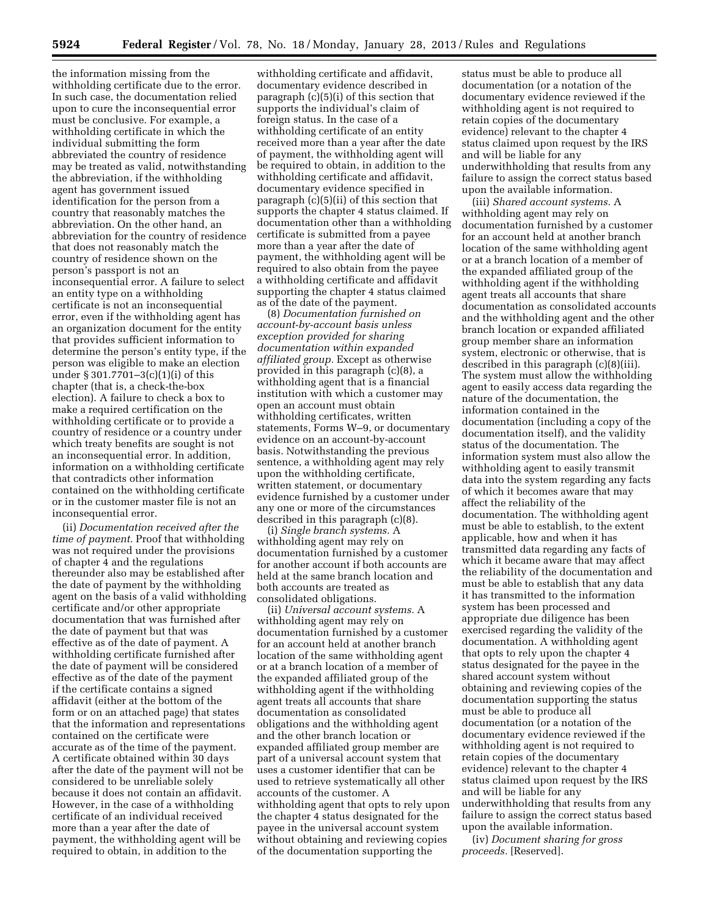the information missing from the withholding certificate due to the error. In such case, the documentation relied upon to cure the inconsequential error must be conclusive. For example, a withholding certificate in which the individual submitting the form abbreviated the country of residence may be treated as valid, notwithstanding the abbreviation, if the withholding agent has government issued identification for the person from a country that reasonably matches the abbreviation. On the other hand, an abbreviation for the country of residence that does not reasonably match the country of residence shown on the person's passport is not an inconsequential error. A failure to select an entity type on a withholding certificate is not an inconsequential error, even if the withholding agent has an organization document for the entity that provides sufficient information to determine the person's entity type, if the person was eligible to make an election under § 301.7701–3(c)(1)(i) of this chapter (that is, a check-the-box election). A failure to check a box to make a required certification on the withholding certificate or to provide a country of residence or a country under which treaty benefits are sought is not an inconsequential error. In addition, information on a withholding certificate that contradicts other information contained on the withholding certificate or in the customer master file is not an inconsequential error.

(ii) *Documentation received after the time of payment.* Proof that withholding was not required under the provisions of chapter 4 and the regulations thereunder also may be established after the date of payment by the withholding agent on the basis of a valid withholding certificate and/or other appropriate documentation that was furnished after the date of payment but that was effective as of the date of payment. A withholding certificate furnished after the date of payment will be considered effective as of the date of the payment if the certificate contains a signed affidavit (either at the bottom of the form or on an attached page) that states that the information and representations contained on the certificate were accurate as of the time of the payment. A certificate obtained within 30 days after the date of the payment will not be considered to be unreliable solely because it does not contain an affidavit. However, in the case of a withholding certificate of an individual received more than a year after the date of payment, the withholding agent will be required to obtain, in addition to the withholding certificate and affidavit, documentary evidence described in paragraph (c)(5)(i) of this section that supports the individual's claim of foreign status. In the case of a withholding certificate of an entity received more than a year after the date of payment, the withholding agent will be required to obtain, in addition to the withholding certificate and affidavit, documentary evidence specified in paragraph (c)(5)(ii) of this section that supports the chapter 4 status claimed. If documentation other than a withholding certificate is submitted from a payee more than a year after the date of payment, the withholding agent will be required to also obtain from the payee a withholding certificate and affidavit supporting the chapter 4 status claimed as of the date of the payment.

(8) *Documentation furnished on account-by-account basis unless exception provided for sharing documentation within expanded affiliated group.* Except as otherwise provided in this paragraph (c)(8), a withholding agent that is a financial institution with which a customer may open an account must obtain withholding certificates, written statements, Forms W–9, or documentary evidence on an account-by-account basis. Notwithstanding the previous sentence, a withholding agent may rely upon the withholding certificate, written statement, or documentary evidence furnished by a customer under any one or more of the circumstances described in this paragraph (c)(8).

(i) *Single branch systems.* A withholding agent may rely on documentation furnished by a customer for another account if both accounts are held at the same branch location and both accounts are treated as consolidated obligations.

(ii) *Universal account systems.* A withholding agent may rely on documentation furnished by a customer for an account held at another branch location of the same withholding agent or at a branch location of a member of the expanded affiliated group of the withholding agent if the withholding agent treats all accounts that share documentation as consolidated obligations and the withholding agent and the other branch location or expanded affiliated group member are part of a universal account system that uses a customer identifier that can be used to retrieve systematically all other accounts of the customer. A withholding agent that opts to rely upon the chapter 4 status designated for the payee in the universal account system without obtaining and reviewing copies of the documentation supporting the status must be able to produce all documentation (or a notation of the documentary evidence reviewed if the withholding agent is not required to retain copies of the documentary evidence) relevant to the chapter 4 status claimed upon request by the IRS and will be liable for any underwithholding that results from any failure to assign the correct status based upon the available information.

(iii) *Shared account systems.* A withholding agent may rely on documentation furnished by a customer for an account held at another branch location of the same withholding agent or at a branch location of a member of the expanded affiliated group of the withholding agent if the withholding agent treats all accounts that share documentation as consolidated accounts and the withholding agent and the other branch location or expanded affiliated group member share an information system, electronic or otherwise, that is described in this paragraph (c)(8)(iii). The system must allow the withholding agent to easily access data regarding the nature of the documentation, the information contained in the documentation (including a copy of the documentation itself), and the validity status of the documentation. The information system must also allow the withholding agent to easily transmit data into the system regarding any facts of which it becomes aware that may affect the reliability of the documentation. The withholding agent must be able to establish, to the extent applicable, how and when it has transmitted data regarding any facts of which it became aware that may affect the reliability of the documentation and must be able to establish that any data it has transmitted to the information system has been processed and appropriate due diligence has been exercised regarding the validity of the documentation. A withholding agent that opts to rely upon the chapter 4 status designated for the payee in the shared account system without obtaining and reviewing copies of the documentation supporting the status must be able to produce all documentation (or a notation of the documentary evidence reviewed if the withholding agent is not required to retain copies of the documentary evidence) relevant to the chapter 4 status claimed upon request by the IRS and will be liable for any underwithholding that results from any failure to assign the correct status based upon the available information.

(iv) *Document sharing for gross proceeds.* [Reserved].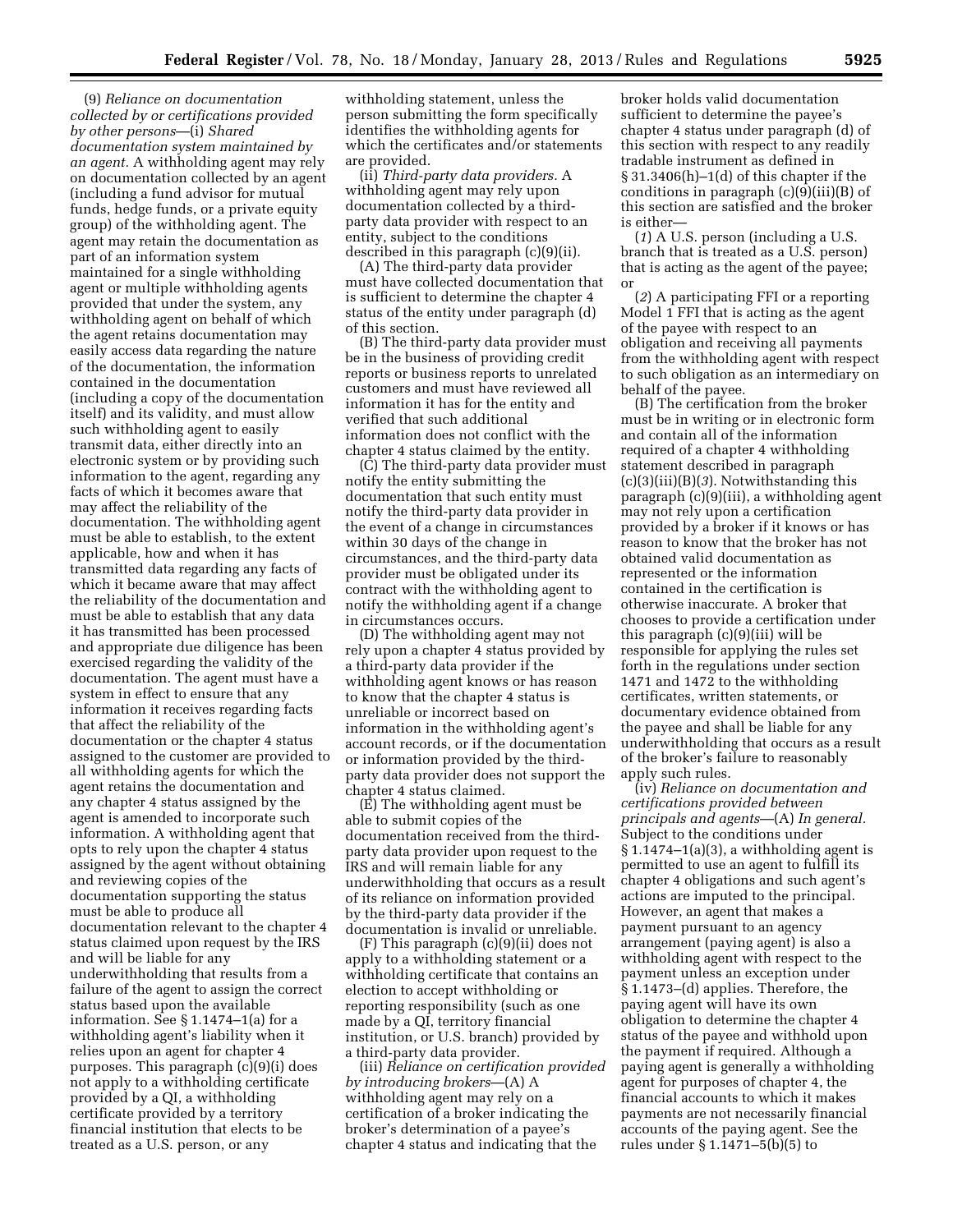(9) *Reliance on documentation collected by or certifications provided by other persons*—(i) *Shared documentation system maintained by an agent.* A withholding agent may rely on documentation collected by an agent (including a fund advisor for mutual funds, hedge funds, or a private equity group) of the withholding agent. The agent may retain the documentation as part of an information system maintained for a single withholding agent or multiple withholding agents provided that under the system, any withholding agent on behalf of which the agent retains documentation may easily access data regarding the nature of the documentation, the information contained in the documentation (including a copy of the documentation itself) and its validity, and must allow such withholding agent to easily transmit data, either directly into an electronic system or by providing such information to the agent, regarding any facts of which it becomes aware that may affect the reliability of the documentation. The withholding agent must be able to establish, to the extent applicable, how and when it has transmitted data regarding any facts of which it became aware that may affect the reliability of the documentation and must be able to establish that any data it has transmitted has been processed and appropriate due diligence has been exercised regarding the validity of the documentation. The agent must have a system in effect to ensure that any information it receives regarding facts that affect the reliability of the documentation or the chapter 4 status assigned to the customer are provided to all withholding agents for which the agent retains the documentation and any chapter 4 status assigned by the agent is amended to incorporate such information. A withholding agent that opts to rely upon the chapter 4 status assigned by the agent without obtaining and reviewing copies of the documentation supporting the status must be able to produce all documentation relevant to the chapter 4 status claimed upon request by the IRS and will be liable for any underwithholding that results from a failure of the agent to assign the correct status based upon the available information. See § 1.1474–1(a) for a withholding agent's liability when it relies upon an agent for chapter 4 purposes. This paragraph (c)(9)(i) does not apply to a withholding certificate provided by a QI, a withholding certificate provided by a territory financial institution that elects to be treated as a U.S. person, or any withholding statement, unless the person submitting the form specifically identifies the withholding agents for which the certificates and/or statements are provided.

(ii) *Third-party data providers.* A withholding agent may rely upon documentation collected by a third-party data provider with respect to an entity, subject to the conditions described in this paragraph (c)(9)(ii).

(A) The third-party data provider must have collected documentation that is sufficient to determine the chapter 4 status of the entity under paragraph (d) of this section.

(B) The third-party data provider must be in the business of providing credit reports or business reports to unrelated customers and must have reviewed all information it has for the entity and verified that such additional information does not conflict with the chapter 4 status claimed by the entity.

(C) The third-party data provider must notify the entity submitting the documentation that such entity must notify the third-party data provider in the event of a change in circumstances within 30 days of the change in circumstances, and the third-party data provider must be obligated under its contract with the withholding agent to notify the withholding agent if a change in circumstances occurs.

(D) The withholding agent may not rely upon a chapter 4 status provided by a third-party data provider if the withholding agent knows or has reason to know that the chapter 4 status is unreliable or incorrect based on information in the withholding agent's account records, or if the documentation or information provided by the third-party data provider does not support the chapter 4 status claimed.

(E) The withholding agent must be able to submit copies of the documentation received from the third-party data provider upon request to the IRS and will remain liable for any underwithholding that occurs as a result of its reliance on information provided by the third-party data provider if the documentation is invalid or unreliable.

(F) This paragraph (c)(9)(ii) does not apply to a withholding statement or a withholding certificate that contains an election to accept withholding or reporting responsibility (such as one made by a QI, territory financial institution, or U.S. branch) provided by a third-party data provider.

(iii) *Reliance on certification provided by introducing brokers*—(A) A withholding agent may rely on a certification of a broker indicating the broker's determination of a payee's chapter 4 status and indicating that the broker holds valid documentation sufficient to determine the payee's chapter 4 status under paragraph (d) of this section with respect to any readily tradable instrument as defined in § 31.3406(h)–1(d) of this chapter if the conditions in paragraph (c)(9)(iii)(B) of this section are satisfied and the broker is either—

(*1*) A U.S. person (including a U.S. branch that is treated as a U.S. person) that is acting as the agent of the payee; or

(*2*) A participating FFI or a reporting Model 1 FFI that is acting as the agent of the payee with respect to an obligation and receiving all payments from the withholding agent with respect to such obligation as an intermediary on behalf of the payee.

(B) The certification from the broker must be in writing or in electronic form and contain all of the information required of a chapter 4 withholding statement described in paragraph (c)(3)(iii)(B)(*3*). Notwithstanding this paragraph (c)(9)(iii), a withholding agent may not rely upon a certification provided by a broker if it knows or has reason to know that the broker has not obtained valid documentation as represented or the information contained in the certification is otherwise inaccurate. A broker that chooses to provide a certification under this paragraph (c)(9)(iii) will be responsible for applying the rules set forth in the regulations under section 1471 and 1472 to the withholding certificates, written statements, or documentary evidence obtained from the payee and shall be liable for any underwithholding that occurs as a result of the broker's failure to reasonably apply such rules.

(iv) *Reliance on documentation and certifications provided between principals and agents*—(A) *In general.* Subject to the conditions under § 1.1474–1(a)(3), a withholding agent is permitted to use an agent to fulfill its chapter 4 obligations and such agent's actions are imputed to the principal. However, an agent that makes a payment pursuant to an agency arrangement (paying agent) is also a withholding agent with respect to the payment unless an exception under § 1.1473–(d) applies. Therefore, the paying agent will have its own obligation to determine the chapter 4 status of the payee and withhold upon the payment if required. Although a paying agent is generally a withholding agent for purposes of chapter 4, the financial accounts to which it makes payments are not necessarily financial accounts of the paying agent. See the rules under § 1.1471–5(b)(5) to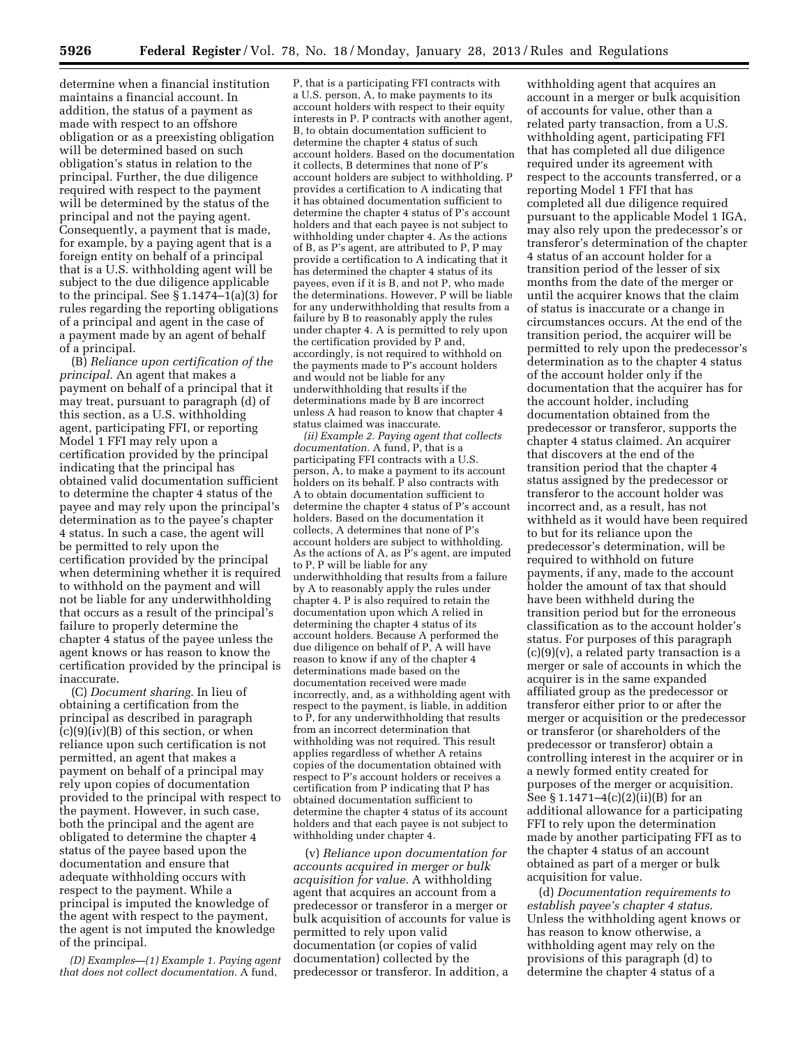determine when a financial institution maintains a financial account. In addition, the status of a payment as made with respect to an offshore obligation or as a preexisting obligation will be determined based on such obligation's status in relation to the principal. Further, the due diligence required with respect to the payment will be determined by the status of the principal and not the paying agent. Consequently, a payment that is made, for example, by a paying agent that is a foreign entity on behalf of a principal that is a U.S. withholding agent will be subject to the due diligence applicable to the principal. See § 1.1474–1(a)(3) for rules regarding the reporting obligations of a principal and agent in the case of a payment made by an agent of behalf of a principal.

(B) *Reliance upon certification of the principal.* An agent that makes a payment on behalf of a principal that it may treat, pursuant to paragraph (d) of this section, as a U.S. withholding agent, participating FFI, or reporting Model 1 FFI may rely upon a certification provided by the principal indicating that the principal has obtained valid documentation sufficient to determine the chapter 4 status of the payee and may rely upon the principal's determination as to the payee's chapter 4 status. In such a case, the agent will be permitted to rely upon the certification provided by the principal when determining whether it is required to withhold on the payment and will not be liable for any underwithholding that occurs as a result of the principal's failure to properly determine the chapter 4 status of the payee unless the agent knows or has reason to know the certification provided by the principal is inaccurate.

(C) *Document sharing.* In lieu of obtaining a certification from the principal as described in paragraph (c)(9)(iv)(B) of this section, or when reliance upon such certification is not permitted, an agent that makes a payment on behalf of a principal may rely upon copies of documentation provided to the principal with respect to the payment. However, in such case, both the principal and the agent are obligated to determine the chapter 4 status of the payee based upon the documentation and ensure that adequate withholding occurs with respect to the payment. While a principal is imputed the knowledge of the agent with respect to the payment, the agent is not imputed the knowledge of the principal.

*(D) Examples—(1) Example 1. Paying agent that does not collect documentation.* A fund, P, that is a participating FFI contracts with a U.S. person, A, to make payments to its account holders with respect to their equity interests in P. P contracts with another agent, B, to obtain documentation sufficient to determine the chapter 4 status of such account holders. Based on the documentation it collects, B determines that none of P's account holders are subject to withholding. P provides a certification to A indicating that it has obtained documentation sufficient to determine the chapter 4 status of P's account holders and that each payee is not subject to withholding under chapter 4. As the actions of B, as P's agent, are attributed to P, P may provide a certification to A indicating that it has determined the chapter 4 status of its payees, even if it is B, and not P, who made the determinations. However, P will be liable for any underwithholding that results from a failure by B to reasonably apply the rules under chapter 4. A is permitted to rely upon the certification provided by P and, accordingly, is not required to withhold on the payments made to P's account holders and would not be liable for any underwithholding that results if the determinations made by B are incorrect unless A had reason to know that chapter 4 status claimed was inaccurate.

*(ii) Example 2. Paying agent that collects documentation.* A fund, P, that is a participating FFI contracts with a U.S. person, A, to make a payment to its account holders on its behalf. P also contracts with A to obtain documentation sufficient to determine the chapter 4 status of P's account holders. Based on the documentation it collects, A determines that none of P's account holders are subject to withholding. As the actions of A, as P's agent, are imputed to P, P will be liable for any underwithholding that results from a failure by A to reasonably apply the rules under chapter 4. P is also required to retain the documentation upon which A relied in determining the chapter 4 status of its account holders. Because A performed the due diligence on behalf of P, A will have reason to know if any of the chapter 4 determinations made based on the documentation received were made incorrectly, and, as a withholding agent with respect to the payment, is liable, in addition to P, for any underwithholding that results from an incorrect determination that withholding was not required. This result applies regardless of whether A retains copies of the documentation obtained with respect to P's account holders or receives a certification from P indicating that P has obtained documentation sufficient to determine the chapter 4 status of its account holders and that each payee is not subject to withholding under chapter 4.

(v) *Reliance upon documentation for accounts acquired in merger or bulk acquisition for value.* A withholding agent that acquires an account from a predecessor or transferor in a merger or bulk acquisition of accounts for value is permitted to rely upon valid documentation (or copies of valid documentation) collected by the predecessor or transferor. In addition, a withholding agent that acquires an account in a merger or bulk acquisition of accounts for value, other than a related party transaction, from a U.S. withholding agent, participating FFI that has completed all due diligence required under its agreement with respect to the accounts transferred, or a reporting Model 1 FFI that has completed all due diligence required pursuant to the applicable Model 1 IGA, may also rely upon the predecessor's or transferor's determination of the chapter 4 status of an account holder for a transition period of the lesser of six months from the date of the merger or until the acquirer knows that the claim of status is inaccurate or a change in circumstances occurs. At the end of the transition period, the acquirer will be permitted to rely upon the predecessor's determination as to the chapter 4 status of the account holder only if the documentation that the acquirer has for the account holder, including documentation obtained from the predecessor or transferor, supports the chapter 4 status claimed. An acquirer that discovers at the end of the transition period that the chapter 4 status assigned by the predecessor or transferor to the account holder was incorrect and, as a result, has not withheld as it would have been required to but for its reliance upon the predecessor's determination, will be required to withhold on future payments, if any, made to the account holder the amount of tax that should have been withheld during the transition period but for the erroneous classification as to the account holder's status. For purposes of this paragraph (c)(9)(v), a related party transaction is a merger or sale of accounts in which the acquirer is in the same expanded affiliated group as the predecessor or transferor either prior to or after the merger or acquisition or the predecessor or transferor (or shareholders of the predecessor or transferor) obtain a controlling interest in the acquirer or in a newly formed entity created for purposes of the merger or acquisition. See § 1.1471–4(c)(2)(ii)(B) for an additional allowance for a participating FFI to rely upon the determination made by another participating FFI as to the chapter 4 status of an account obtained as part of a merger or bulk acquisition for value.

(d) *Documentation requirements to establish payee's chapter 4 status.* Unless the withholding agent knows or has reason to know otherwise, a withholding agent may rely on the provisions of this paragraph (d) to determine the chapter 4 status of a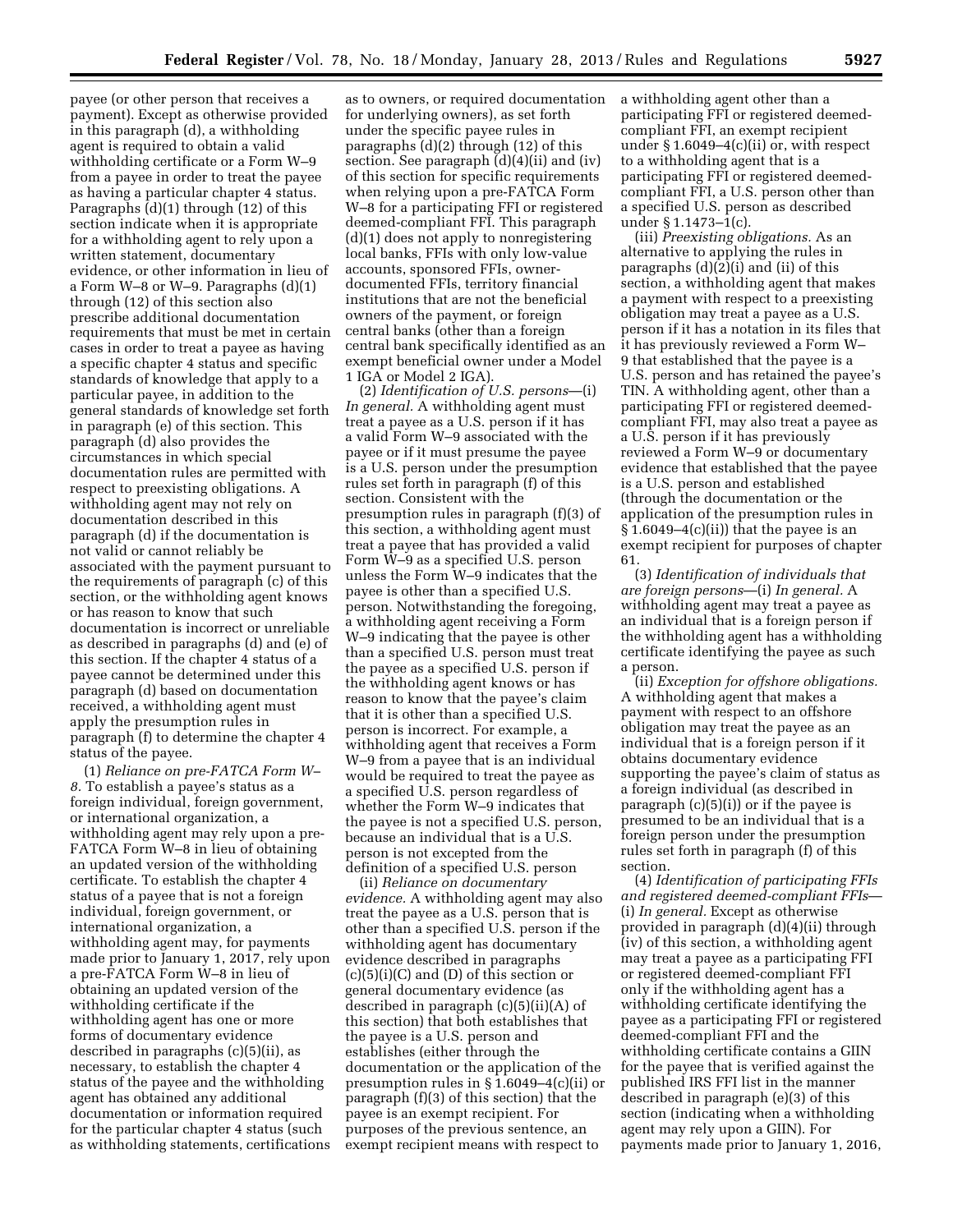payee (or other person that receives a payment). Except as otherwise provided in this paragraph (d), a withholding agent is required to obtain a valid withholding certificate or a Form W–9 from a payee in order to treat the payee as having a particular chapter 4 status. Paragraphs (d)(1) through (12) of this section indicate when it is appropriate for a withholding agent to rely upon a written statement, documentary evidence, or other information in lieu of a Form W–8 or W–9. Paragraphs (d)(1) through (12) of this section also prescribe additional documentation requirements that must be met in certain cases in order to treat a payee as having a specific chapter 4 status and specific standards of knowledge that apply to a particular payee, in addition to the general standards of knowledge set forth in paragraph (e) of this section. This paragraph (d) also provides the circumstances in which special documentation rules are permitted with respect to preexisting obligations. A withholding agent may not rely on documentation described in this paragraph (d) if the documentation is not valid or cannot reliably be associated with the payment pursuant to the requirements of paragraph (c) of this section, or the withholding agent knows or has reason to know that such documentation is incorrect or unreliable as described in paragraphs (d) and (e) of this section. If the chapter 4 status of a payee cannot be determined under this paragraph (d) based on documentation received, a withholding agent must apply the presumption rules in paragraph (f) to determine the chapter 4 status of the payee.

(1) *Reliance on pre-FATCA Form W–8.* To establish a payee's status as a foreign individual, foreign government, or international organization, a withholding agent may rely upon a pre-FATCA Form W–8 in lieu of obtaining an updated version of the withholding certificate. To establish the chapter 4 status of a payee that is not a foreign individual, foreign government, or international organization, a withholding agent may, for payments made prior to January 1, 2017, rely upon a pre-FATCA Form W–8 in lieu of obtaining an updated version of the withholding certificate if the withholding agent has one or more forms of documentary evidence described in paragraphs (c)(5)(ii), as necessary, to establish the chapter 4 status of the payee and the withholding agent has obtained any additional documentation or information required for the particular chapter 4 status (such as withholding statements, certifications as to owners, or required documentation for underlying owners), as set forth under the specific payee rules in paragraphs (d)(2) through (12) of this section. See paragraph (d)(4)(ii) and (iv) of this section for specific requirements when relying upon a pre-FATCA Form W–8 for a participating FFI or registered deemed-compliant FFI. This paragraph (d)(1) does not apply to nonregistering local banks, FFIs with only low-value accounts, sponsored FFIs, owner-documented FFIs, territory financial institutions that are not the beneficial owners of the payment, or foreign central banks (other than a foreign central bank specifically identified as an exempt beneficial owner under a Model 1 IGA or Model 2 IGA).

(2) *Identification of U.S. persons*—(i) *In general.* A withholding agent must treat a payee as a U.S. person if it has a valid Form W–9 associated with the payee or if it must presume the payee is a U.S. person under the presumption rules set forth in paragraph (f) of this section. Consistent with the presumption rules in paragraph (f)(3) of this section, a withholding agent must treat a payee that has provided a valid Form W–9 as a specified U.S. person unless the Form W–9 indicates that the payee is other than a specified U.S. person. Notwithstanding the foregoing, a withholding agent receiving a Form W–9 indicating that the payee is other than a specified U.S. person must treat the payee as a specified U.S. person if the withholding agent knows or has reason to know that the payee's claim that it is other than a specified U.S. person is incorrect. For example, a withholding agent that receives a Form W–9 from a payee that is an individual would be required to treat the payee as a specified U.S. person regardless of whether the Form W–9 indicates that the payee is not a specified U.S. person, because an individual that is a U.S. person is not excepted from the definition of a specified U.S. person

(ii) *Reliance on documentary evidence.* A withholding agent may also treat the payee as a U.S. person that is other than a specified U.S. person if the withholding agent has documentary evidence described in paragraphs (c)(5)(i)(C) and (D) of this section or general documentary evidence (as described in paragraph (c)(5)(ii)(A) of this section) that both establishes that the payee is a U.S. person and establishes (either through the documentation or the application of the presumption rules in § 1.6049–4(c)(ii) or paragraph (f)(3) of this section) that the payee is an exempt recipient. For purposes of the previous sentence, an exempt recipient means with respect to a withholding agent other than a participating FFI or registered deemed-compliant FFI, an exempt recipient under § 1.6049–4(c)(ii) or, with respect to a withholding agent that is a participating FFI or registered deemed-compliant FFI, a U.S. person other than a specified U.S. person as described under § 1.1473–1(c).

(iii) *Preexisting obligations.* As an alternative to applying the rules in paragraphs (d)(2)(i) and (ii) of this section, a withholding agent that makes a payment with respect to a preexisting obligation may treat a payee as a U.S. person if it has a notation in its files that it has previously reviewed a Form W–9 that established that the payee is a U.S. person and has retained the payee's TIN. A withholding agent, other than a participating FFI or registered deemed-compliant FFI, may also treat a payee as a U.S. person if it has previously reviewed a Form W–9 or documentary evidence that established that the payee is a U.S. person and established (through the documentation or the application of the presumption rules in § 1.6049–4(c)(ii)) that the payee is an exempt recipient for purposes of chapter 61.

(3) *Identification of individuals that are foreign persons*—(i) *In general.* A withholding agent may treat a payee as an individual that is a foreign person if the withholding agent has a withholding certificate identifying the payee as such a person.

(ii) *Exception for offshore obligations.* A withholding agent that makes a payment with respect to an offshore obligation may treat the payee as an individual that is a foreign person if it obtains documentary evidence supporting the payee's claim of status as a foreign individual (as described in paragraph (c)(5)(i)) or if the payee is presumed to be an individual that is a foreign person under the presumption rules set forth in paragraph (f) of this section.

(4) *Identification of participating FFIs and registered deemed-compliant FFIs*—(i) *In general.* Except as otherwise provided in paragraph (d)(4)(ii) through (iv) of this section, a withholding agent may treat a payee as a participating FFI or registered deemed-compliant FFI only if the withholding agent has a withholding certificate identifying the payee as a participating FFI or registered deemed-compliant FFI and the withholding certificate contains a GIIN for the payee that is verified against the published IRS FFI list in the manner described in paragraph (e)(3) of this section (indicating when a withholding agent may rely upon a GIIN). For payments made prior to January 1, 2016,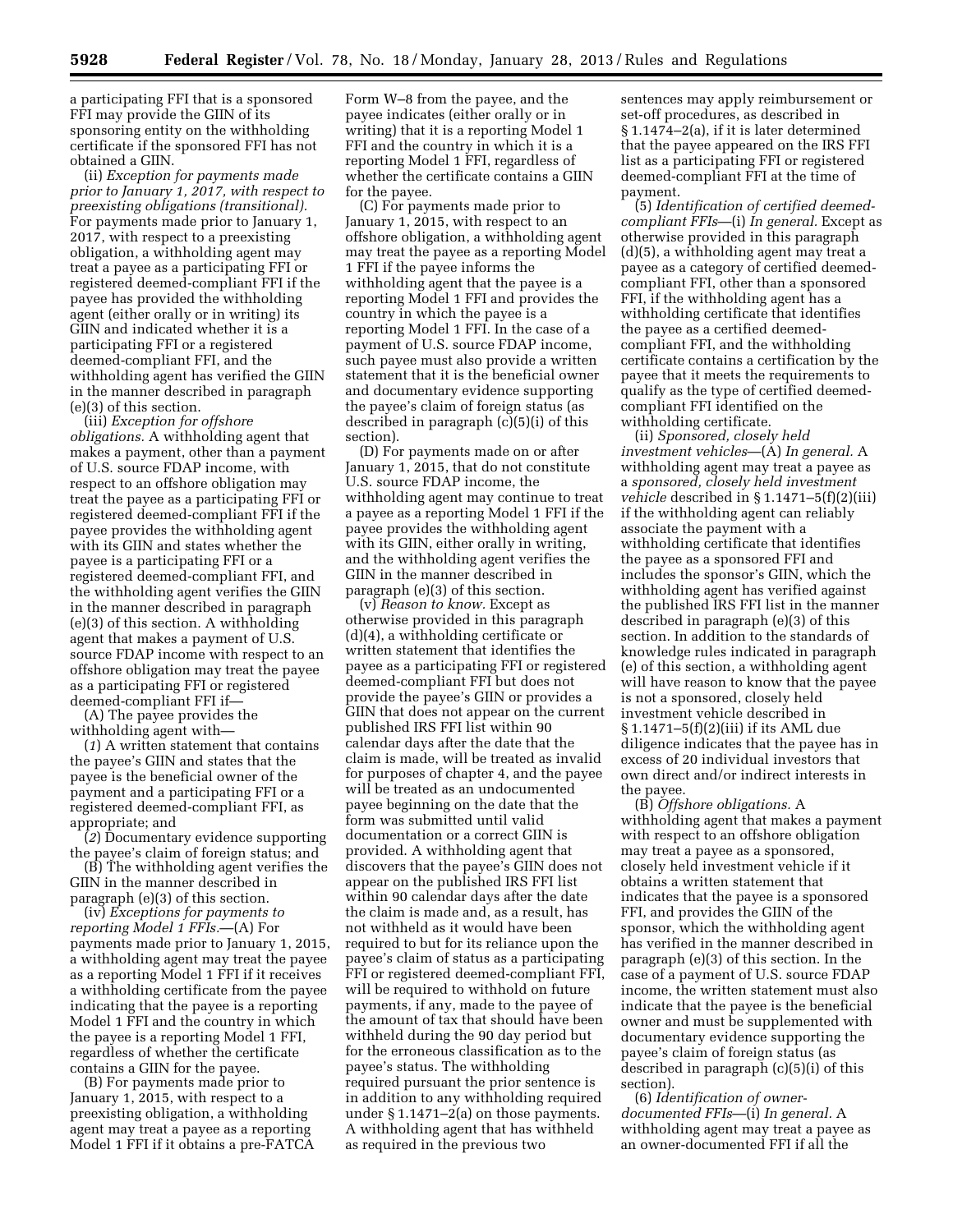a participating FFI that is a sponsored FFI may provide the GIIN of its sponsoring entity on the withholding certificate if the sponsored FFI has not obtained a GIIN.

(ii) *Exception for payments made prior to January 1, 2017, with respect to preexisting obligations (transitional).* For payments made prior to January 1, 2017, with respect to a preexisting obligation, a withholding agent may treat a payee as a participating FFI or registered deemed-compliant FFI if the payee has provided the withholding agent (either orally or in writing) its GIIN and indicated whether it is a participating FFI or a registered deemed-compliant FFI, and the withholding agent has verified the GIIN in the manner described in paragraph (e)(3) of this section.

(iii) *Exception for offshore obligations.* A withholding agent that makes a payment, other than a payment of U.S. source FDAP income, with respect to an offshore obligation may treat the payee as a participating FFI or registered deemed-compliant FFI if the payee provides the withholding agent with its GIIN and states whether the payee is a participating FFI or a registered deemed-compliant FFI, and the withholding agent verifies the GIIN in the manner described in paragraph (e)(3) of this section. A withholding agent that makes a payment of U.S. source FDAP income with respect to an offshore obligation may treat the payee as a participating FFI or registered deemed-compliant FFI if—

(A) The payee provides the withholding agent with—

(*1*) A written statement that contains the payee's GIIN and states that the payee is the beneficial owner of the payment and a participating FFI or a registered deemed-compliant FFI, as appropriate; and

(*2*) Documentary evidence supporting the payee's claim of foreign status; and

(B) The withholding agent verifies the GIIN in the manner described in paragraph (e)(3) of this section.

(iv) *Exceptions for payments to reporting Model 1 FFIs.*—(A) For payments made prior to January 1, 2015, a withholding agent may treat the payee as a reporting Model 1 FFI if it receives a withholding certificate from the payee indicating that the payee is a reporting Model 1 FFI and the country in which the payee is a reporting Model 1 FFI, regardless of whether the certificate contains a GIIN for the payee.

(B) For payments made prior to January 1, 2015, with respect to a preexisting obligation, a withholding agent may treat a payee as a reporting Model 1 FFI if it obtains a pre-FATCA Form W–8 from the payee, and the payee indicates (either orally or in writing) that it is a reporting Model 1 FFI and the country in which it is a reporting Model 1 FFI, regardless of whether the certificate contains a GIIN for the payee.

(C) For payments made prior to January 1, 2015, with respect to an offshore obligation, a withholding agent may treat the payee as a reporting Model 1 FFI if the payee informs the withholding agent that the payee is a reporting Model 1 FFI and provides the country in which the payee is a reporting Model 1 FFI. In the case of a payment of U.S. source FDAP income, such payee must also provide a written statement that it is the beneficial owner and documentary evidence supporting the payee's claim of foreign status (as described in paragraph (c)(5)(i) of this section).

(D) For payments made on or after January 1, 2015, that do not constitute U.S. source FDAP income, the withholding agent may continue to treat a payee as a reporting Model 1 FFI if the payee provides the withholding agent with its GIIN, either orally in writing, and the withholding agent verifies the GIIN in the manner described in paragraph (e)(3) of this section.

(v) *Reason to know.* Except as otherwise provided in this paragraph (d)(4), a withholding certificate or written statement that identifies the payee as a participating FFI or registered deemed-compliant FFI but does not provide the payee's GIIN or provides a GIIN that does not appear on the current published IRS FFI list within 90 calendar days after the date that the claim is made, will be treated as invalid for purposes of chapter 4, and the payee will be treated as an undocumented payee beginning on the date that the form was submitted until valid documentation or a correct GIIN is provided. A withholding agent that discovers that the payee's GIIN does not appear on the published IRS FFI list within 90 calendar days after the date the claim is made and, as a result, has not withheld as it would have been required to but for its reliance upon the payee's claim of status as a participating FFI or registered deemed-compliant FFI, will be required to withhold on future payments, if any, made to the payee of the amount of tax that should have been withheld during the 90 day period but for the erroneous classification as to the payee's status. The withholding required pursuant the prior sentence is in addition to any withholding required under § 1.1471–2(a) on those payments. A withholding agent that has withheld as required in the previous two sentences may apply reimbursement or set-off procedures, as described in § 1.1474–2(a), if it is later determined that the payee appeared on the IRS FFI list as a participating FFI or registered deemed-compliant FFI at the time of payment.

(5) *Identification of certified deemed-compliant FFIs*—(i) *In general.* Except as otherwise provided in this paragraph (d)(5), a withholding agent may treat a payee as a category of certified deemed-compliant FFI, other than a sponsored FFI, if the withholding agent has a withholding certificate that identifies the payee as a certified deemed-compliant FFI, and the withholding certificate contains a certification by the payee that it meets the requirements to qualify as the type of certified deemed-compliant FFI identified on the withholding certificate.

(ii) *Sponsored, closely held investment vehicles*—(A) *In general.* A withholding agent may treat a payee as a *sponsored, closely held investment vehicle* described in § 1.1471–5(f)(2)(iii) if the withholding agent can reliably associate the payment with a withholding certificate that identifies the payee as a sponsored FFI and includes the sponsor's GIIN, which the withholding agent has verified against the published IRS FFI list in the manner described in paragraph (e)(3) of this section. In addition to the standards of knowledge rules indicated in paragraph (e) of this section, a withholding agent will have reason to know that the payee is not a sponsored, closely held investment vehicle described in § 1.1471–5(f)(2)(iii) if its AML due diligence indicates that the payee has in excess of 20 individual investors that own direct and/or indirect interests in the payee.

(B) *Offshore obligations.* A withholding agent that makes a payment with respect to an offshore obligation may treat a payee as a sponsored, closely held investment vehicle if it obtains a written statement that indicates that the payee is a sponsored FFI, and provides the GIIN of the sponsor, which the withholding agent has verified in the manner described in paragraph (e)(3) of this section. In the case of a payment of U.S. source FDAP income, the written statement must also indicate that the payee is the beneficial owner and must be supplemented with documentary evidence supporting the payee's claim of foreign status (as described in paragraph (c)(5)(i) of this section).

(6) *Identification of owner-documented FFIs*—(i) *In general.* A withholding agent may treat a payee as an owner-documented FFI if all the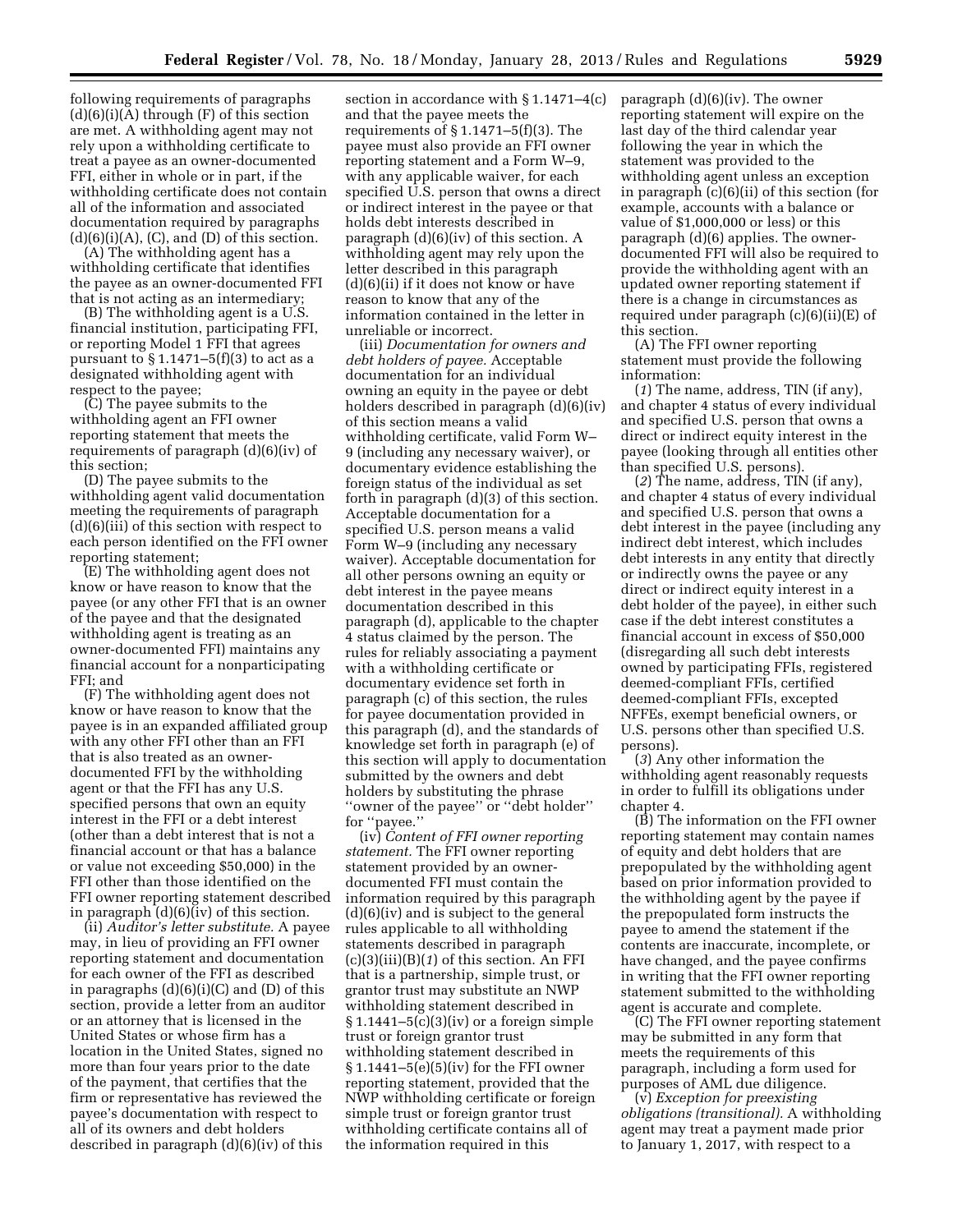following requirements of paragraphs (d)(6)(i)(A) through (F) of this section are met. A withholding agent may not rely upon a withholding certificate to treat a payee as an owner-documented FFI, either in whole or in part, if the withholding certificate does not contain all of the information and associated documentation required by paragraphs (d)(6)(i)(A), (C), and (D) of this section.

(A) The withholding agent has a withholding certificate that identifies the payee as an owner-documented FFI that is not acting as an intermediary;

(B) The withholding agent is a U.S. financial institution, participating FFI, or reporting Model 1 FFI that agrees pursuant to § 1.1471–5(f)(3) to act as a designated withholding agent with respect to the payee;

(C) The payee submits to the withholding agent an FFI owner reporting statement that meets the requirements of paragraph (d)(6)(iv) of this section;

(D) The payee submits to the withholding agent valid documentation meeting the requirements of paragraph (d)(6)(iii) of this section with respect to each person identified on the FFI owner reporting statement;

(E) The withholding agent does not know or have reason to know that the payee (or any other FFI that is an owner of the payee and that the designated withholding agent is treating as an owner-documented FFI) maintains any financial account for a nonparticipating FFI; and

(F) The withholding agent does not know or have reason to know that the payee is in an expanded affiliated group with any other FFI other than an FFI that is also treated as an owner-documented FFI by the withholding agent or that the FFI has any U.S. specified persons that own an equity interest in the FFI or a debt interest (other than a debt interest that is not a financial account or that has a balance or value not exceeding $50,000) in the FFI other than those identified on the FFI owner reporting statement described in paragraph (d)(6)(iv) of this section.

(ii) *Auditor's letter substitute.* A payee may, in lieu of providing an FFI owner reporting statement and documentation for each owner of the FFI as described in paragraphs (d)(6)(i)(C) and (D) of this section, provide a letter from an auditor or an attorney that is licensed in the United States or whose firm has a location in the United States, signed no more than four years prior to the date of the payment, that certifies that the firm or representative has reviewed the payee's documentation with respect to all of its owners and debt holders described in paragraph (d)(6)(iv) of this section in accordance with § 1.1471–4(c) and that the payee meets the requirements of § 1.1471–5(f)(3). The payee must also provide an FFI owner reporting statement and a Form W–9, with any applicable waiver, for each specified U.S. person that owns a direct or indirect interest in the payee or that holds debt interests described in paragraph (d)(6)(iv) of this section. A withholding agent may rely upon the letter described in this paragraph (d)(6)(ii) if it does not know or have reason to know that any of the information contained in the letter in unreliable or incorrect.

(iii) *Documentation for owners and debt holders of payee.* Acceptable documentation for an individual owning an equity in the payee or debt holders described in paragraph (d)(6)(iv) of this section means a valid withholding certificate, valid Form W–9 (including any necessary waiver), or documentary evidence establishing the foreign status of the individual as set forth in paragraph (d)(3) of this section. Acceptable documentation for a specified U.S. person means a valid Form W–9 (including any necessary waiver). Acceptable documentation for all other persons owning an equity or debt interest in the payee means documentation described in this paragraph (d), applicable to the chapter 4 status claimed by the person. The rules for reliably associating a payment with a withholding certificate or documentary evidence set forth in paragraph (c) of this section, the rules for payee documentation provided in this paragraph (d), and the standards of knowledge set forth in paragraph (e) of this section will apply to documentation submitted by the owners and debt holders by substituting the phrase "owner of the payee" or "debt holder" for "payee."

(iv) *Content of FFI owner reporting statement.* The FFI owner reporting statement provided by an owner-documented FFI must contain the information required by this paragraph (d)(6)(iv) and is subject to the general rules applicable to all withholding statements described in paragraph (c)(3)(iii)(B)(*1*) of this section. An FFI that is a partnership, simple trust, or grantor trust may substitute an NWP withholding statement described in § 1.1441–5(c)(3)(iv) or a foreign simple trust or foreign grantor trust withholding statement described in § 1.1441–5(e)(5)(iv) for the FFI owner reporting statement, provided that the NWP withholding certificate or foreign simple trust or foreign grantor trust withholding certificate contains all of the information required in this paragraph (d)(6)(iv). The owner reporting statement will expire on the last day of the third calendar year following the year in which the statement was provided to the withholding agent unless an exception in paragraph (c)(6)(ii) of this section (for example, accounts with a balance or value of $1,000,000 or less) or this paragraph (d)(6) applies. The owner-documented FFI will also be required to provide the withholding agent with an updated owner reporting statement if there is a change in circumstances as required under paragraph (c)(6)(ii)(E) of this section.

(A) The FFI owner reporting statement must provide the following information:

(*1*) The name, address, TIN (if any), and chapter 4 status of every individual and specified U.S. person that owns a direct or indirect equity interest in the payee (looking through all entities other than specified U.S. persons).

(*2*) The name, address, TIN (if any), and chapter 4 status of every individual and specified U.S. person that owns a debt interest in the payee (including any indirect debt interest, which includes debt interests in any entity that directly or indirectly owns the payee or any direct or indirect equity interest in a debt holder of the payee), in either such case if the debt interest constitutes a financial account in excess of $50,000 (disregarding all such debt interests owned by participating FFIs, registered deemed-compliant FFIs, certified deemed-compliant FFIs, excepted NFFEs, exempt beneficial owners, or U.S. persons other than specified U.S. persons).

(*3*) Any other information the withholding agent reasonably requests in order to fulfill its obligations under chapter 4.

(B) The information on the FFI owner reporting statement may contain names of equity and debt holders that are prepopulated by the withholding agent based on prior information provided to the withholding agent by the payee if the prepopulated form instructs the payee to amend the statement if the contents are inaccurate, incomplete, or have changed, and the payee confirms in writing that the FFI owner reporting statement submitted to the withholding agent is accurate and complete.

(C) The FFI owner reporting statement may be submitted in any form that meets the requirements of this paragraph, including a form used for purposes of AML due diligence.

(v) *Exception for preexisting obligations (transitional).* A withholding agent may treat a payment made prior to January 1, 2017, with respect to a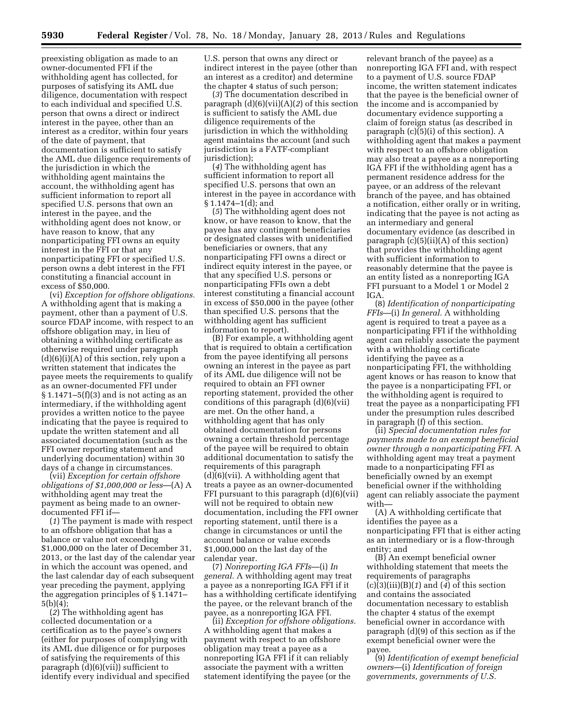preexisting obligation as made to an owner-documented FFI if the withholding agent has collected, for purposes of satisfying its AML due diligence, documentation with respect to each individual and specified U.S. person that owns a direct or indirect interest in the payee, other than an interest as a creditor, within four years of the date of payment, that documentation is sufficient to satisfy the AML due diligence requirements of the jurisdiction in which the withholding agent maintains the account, the withholding agent has sufficient information to report all specified U.S. persons that own an interest in the payee, and the withholding agent does not know, or have reason to know, that any nonparticipating FFI owns an equity interest in the FFI or that any nonparticipating FFI or specified U.S. person owns a debt interest in the FFI constituting a financial account in excess of $50,000.

(vi) *Exception for offshore obligations.* A withholding agent that is making a payment, other than a payment of U.S. source FDAP income, with respect to an offshore obligation may, in lieu of obtaining a withholding certificate as otherwise required under paragraph (d)(6)(i)(A) of this section, rely upon a written statement that indicates the payee meets the requirements to qualify as an owner-documented FFI under § 1.1471–5(f)(3) and is not acting as an intermediary, if the withholding agent provides a written notice to the payee indicating that the payee is required to update the written statement and all associated documentation (such as the FFI owner reporting statement and underlying documentation) within 30 days of a change in circumstances.

(vii) *Exception for certain offshore obligations of $1,000,000 or less*—(A) A withholding agent may treat the payment as being made to an owner-documented FFI if—

(*1*) The payment is made with respect to an offshore obligation that has a balance or value not exceeding $1,000,000 on the later of December 31, 2013, or the last day of the calendar year in which the account was opened, and the last calendar day of each subsequent year preceding the payment, applying the aggregation principles of § 1.1471–5(b)(4);

(*2*) The withholding agent has collected documentation or a certification as to the payee's owners (either for purposes of complying with its AML due diligence or for purposes of satisfying the requirements of this paragraph (d)(6)(vii)) sufficient to identify every individual and specified U.S. person that owns any direct or indirect interest in the payee (other than an interest as a creditor) and determine the chapter 4 status of such person;

(*3*) The documentation described in paragraph (d)(6)(vii)(A)(*2*) of this section is sufficient to satisfy the AML due diligence requirements of the jurisdiction in which the withholding agent maintains the account (and such jurisdiction is a FATF-compliant jurisdiction);

(*4*) The withholding agent has sufficient information to report all specified U.S. persons that own an interest in the payee in accordance with § 1.1474–1(d); and

(*5*) The withholding agent does not know, or have reason to know, that the payee has any contingent beneficiaries or designated classes with unidentified beneficiaries or owners, that any nonparticipating FFI owns a direct or indirect equity interest in the payee, or that any specified U.S. persons or nonparticipating FFIs own a debt interest constituting a financial account in excess of $50,000 in the payee (other than specified U.S. persons that the withholding agent has sufficient information to report).

(B) For example, a withholding agent that is required to obtain a certification from the payee identifying all persons owning an interest in the payee as part of its AML due diligence will not be required to obtain an FFI owner reporting statement, provided the other conditions of this paragraph (d)(6)(vii) are met. On the other hand, a withholding agent that has only obtained documentation for persons owning a certain threshold percentage of the payee will be required to obtain additional documentation to satisfy the requirements of this paragraph (d)(6)(vii). A withholding agent that treats a payee as an owner-documented FFI pursuant to this paragraph (d)(6)(vii) will not be required to obtain new documentation, including the FFI owner reporting statement, until there is a change in circumstances or until the account balance or value exceeds $1,000,000 on the last day of the calendar year.

(7) *Nonreporting IGA FFIs*—(i) *In general.* A withholding agent may treat a payee as a nonreporting IGA FFI if it has a withholding certificate identifying the payee, or the relevant branch of the payee, as a nonreporting IGA FFI.

(ii) *Exception for offshore obligations.* A withholding agent that makes a payment with respect to an offshore obligation may treat a payee as a nonreporting IGA FFI if it can reliably associate the payment with a written statement identifying the payee (or the relevant branch of the payee) as a nonreporting IGA FFI and, with respect to a payment of U.S. source FDAP income, the written statement indicates that the payee is the beneficial owner of the income and is accompanied by documentary evidence supporting a claim of foreign status (as described in paragraph (c)(5)(i) of this section). A withholding agent that makes a payment with respect to an offshore obligation may also treat a payee as a nonreporting IGA FFI if the withholding agent has a permanent residence address for the payee, or an address of the relevant branch of the payee, and has obtained a notification, either orally or in writing, indicating that the payee is not acting as an intermediary and general documentary evidence (as described in paragraph (c)(5)(ii)(A) of this section) that provides the withholding agent with sufficient information to reasonably determine that the payee is an entity listed as a nonreporting IGA FFI pursuant to a Model 1 or Model 2 IGA.

(8) *Identification of nonparticipating FFIs*—(i) *In general.* A withholding agent is required to treat a payee as a nonparticipating FFI if the withholding agent can reliably associate the payment with a withholding certificate identifying the payee as a nonparticipating FFI, the withholding agent knows or has reason to know that the payee is a nonparticipating FFI, or the withholding agent is required to treat the payee as a nonparticipating FFI under the presumption rules described in paragraph (f) of this section.

(ii) *Special documentation rules for payments made to an exempt beneficial owner through a nonparticipating FFI.* A withholding agent may treat a payment made to a nonparticipating FFI as beneficially owned by an exempt beneficial owner if the withholding agent can reliably associate the payment with—

(A) A withholding certificate that identifies the payee as a nonparticipating FFI that is either acting as an intermediary or is a flow-through entity; and

(B) An exempt beneficial owner withholding statement that meets the requirements of paragraphs (c)(3)(iii)(B)(*1*) and (*4*) of this section and contains the associated documentation necessary to establish the chapter 4 status of the exempt beneficial owner in accordance with paragraph (d)(9) of this section as if the exempt beneficial owner were the payee.

(9) *Identification of exempt beneficial owners*—(i) *Identification of foreign governments, governments of U.S.*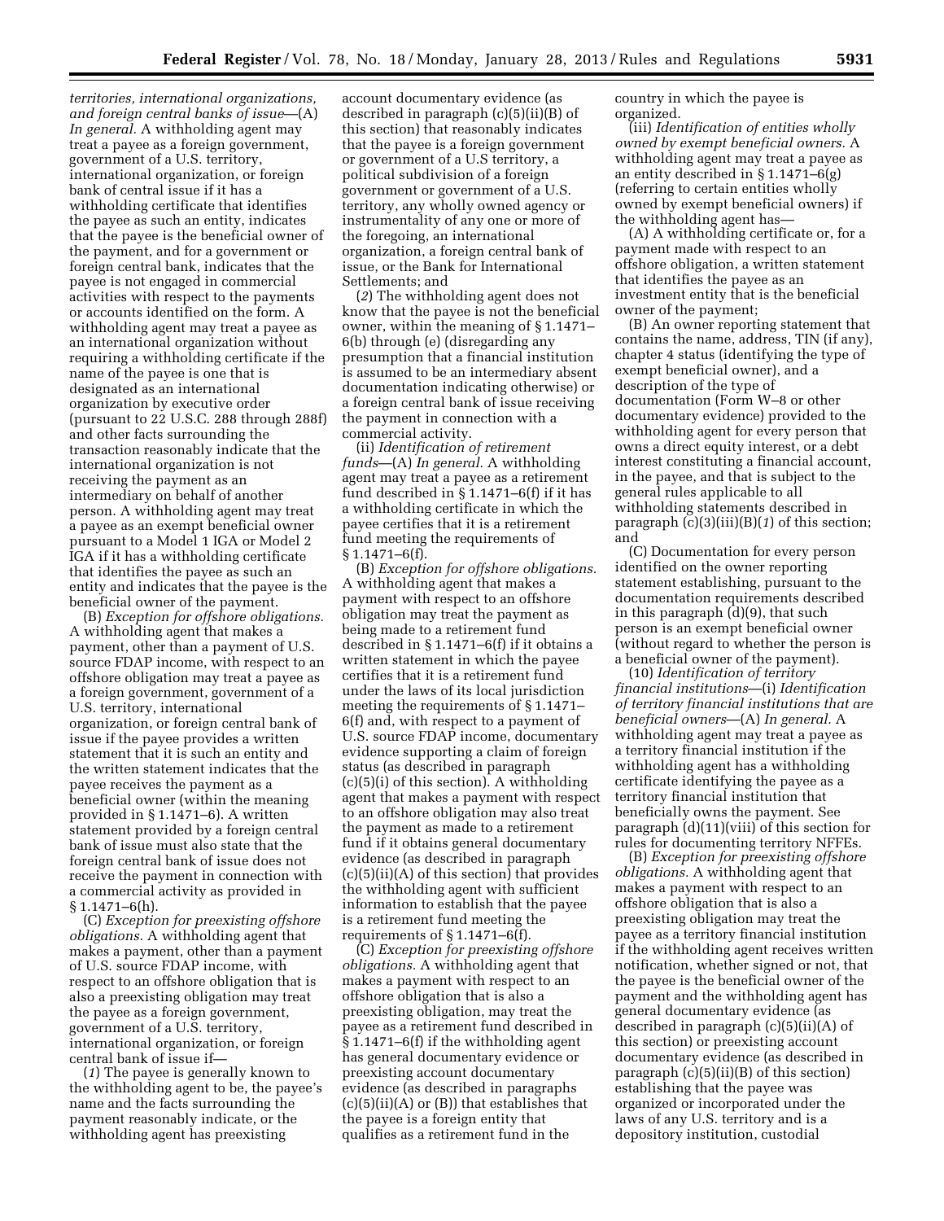*territories, international organizations, and foreign central banks of issue*—(A) *In general.* A withholding agent may treat a payee as a foreign government, government of a U.S. territory, international organization, or foreign bank of central issue if it has a withholding certificate that identifies the payee as such an entity, indicates that the payee is the beneficial owner of the payment, and for a government or foreign central bank, indicates that the payee is not engaged in commercial activities with respect to the payments or accounts identified on the form. A withholding agent may treat a payee as an international organization without requiring a withholding certificate if the name of the payee is one that is designated as an international organization by executive order (pursuant to 22 U.S.C. 288 through 288f) and other facts surrounding the transaction reasonably indicate that the international organization is not receiving the payment as an intermediary on behalf of another person. A withholding agent may treat a payee as an exempt beneficial owner pursuant to a Model 1 IGA or Model 2 IGA if it has a withholding certificate that identifies the payee as such an entity and indicates that the payee is the beneficial owner of the payment.

(B) *Exception for offshore obligations.* A withholding agent that makes a payment, other than a payment of U.S. source FDAP income, with respect to an offshore obligation may treat a payee as a foreign government, government of a U.S. territory, international organization, or foreign central bank of issue if the payee provides a written statement that it is such an entity and the written statement indicates that the payee receives the payment as a beneficial owner (within the meaning provided in § 1.1471–6). A written statement provided by a foreign central bank of issue must also state that the foreign central bank of issue does not receive the payment in connection with a commercial activity as provided in § 1.1471–6(h).

(C) *Exception for preexisting offshore obligations.* A withholding agent that makes a payment, other than a payment of U.S. source FDAP income, with respect to an offshore obligation that is also a preexisting obligation may treat the payee as a foreign government, government of a U.S. territory, international organization, or foreign central bank of issue if—

(*1*) The payee is generally known to the withholding agent to be, the payee's name and the facts surrounding the payment reasonably indicate, or the withholding agent has preexisting account documentary evidence (as described in paragraph (c)(5)(ii)(B) of this section) that reasonably indicates that the payee is a foreign government or government of a U.S territory, a political subdivision of a foreign government or government of a U.S. territory, any wholly owned agency or instrumentality of any one or more of the foregoing, an international organization, a foreign central bank of issue, or the Bank for International Settlements; and

(*2*) The withholding agent does not know that the payee is not the beneficial owner, within the meaning of § 1.1471–6(b) through (e) (disregarding any presumption that a financial institution is assumed to be an intermediary absent documentation indicating otherwise) or a foreign central bank of issue receiving the payment in connection with a commercial activity.

(ii) *Identification of retirement funds*—(A) *In general.* A withholding agent may treat a payee as a retirement fund described in § 1.1471–6(f) if it has a withholding certificate in which the payee certifies that it is a retirement fund meeting the requirements of § 1.1471–6(f).

(B) *Exception for offshore obligations.* A withholding agent that makes a payment with respect to an offshore obligation may treat the payment as being made to a retirement fund described in § 1.1471–6(f) if it obtains a written statement in which the payee certifies that it is a retirement fund under the laws of its local jurisdiction meeting the requirements of § 1.1471–6(f) and, with respect to a payment of U.S. source FDAP income, documentary evidence supporting a claim of foreign status (as described in paragraph (c)(5)(i) of this section). A withholding agent that makes a payment with respect to an offshore obligation may also treat the payment as made to a retirement fund if it obtains general documentary evidence (as described in paragraph (c)(5)(ii)(A) of this section) that provides the withholding agent with sufficient information to establish that the payee is a retirement fund meeting the requirements of § 1.1471–6(f).

(C) *Exception for preexisting offshore obligations.* A withholding agent that makes a payment with respect to an offshore obligation that is also a preexisting obligation, may treat the payee as a retirement fund described in § 1.1471–6(f) if the withholding agent has general documentary evidence or preexisting account documentary evidence (as described in paragraphs (c)(5)(ii)(A) or (B)) that establishes that the payee is a foreign entity that qualifies as a retirement fund in the country in which the payee is organized.

(iii) *Identification of entities wholly owned by exempt beneficial owners.* A withholding agent may treat a payee as an entity described in § 1.1471–6(g) (referring to certain entities wholly owned by exempt beneficial owners) if the withholding agent has—

(A) A withholding certificate or, for a payment made with respect to an offshore obligation, a written statement that identifies the payee as an investment entity that is the beneficial owner of the payment;

(B) An owner reporting statement that contains the name, address, TIN (if any), chapter 4 status (identifying the type of exempt beneficial owner), and a description of the type of documentation (Form W–8 or other documentary evidence) provided to the withholding agent for every person that owns a direct equity interest, or a debt interest constituting a financial account, in the payee, and that is subject to the general rules applicable to all withholding statements described in paragraph (c)(3)(iii)(B)(*1*) of this section; and

(C) Documentation for every person identified on the owner reporting statement establishing, pursuant to the documentation requirements described in this paragraph (d)(9), that such person is an exempt beneficial owner (without regard to whether the person is a beneficial owner of the payment).

(10) *Identification of territory financial institutions*—(i) *Identification of territory financial institutions that are beneficial owners*—(A) *In general.* A withholding agent may treat a payee as a territory financial institution if the withholding agent has a withholding certificate identifying the payee as a territory financial institution that beneficially owns the payment. See paragraph (d)(11)(viii) of this section for rules for documenting territory NFFEs.

(B) *Exception for preexisting offshore obligations.* A withholding agent that makes a payment with respect to an offshore obligation that is also a preexisting obligation may treat the payee as a territory financial institution if the withholding agent receives written notification, whether signed or not, that the payee is the beneficial owner of the payment and the withholding agent has general documentary evidence (as described in paragraph (c)(5)(ii)(A) of this section) or preexisting account documentary evidence (as described in paragraph (c)(5)(ii)(B) of this section) establishing that the payee was organized or incorporated under the laws of any U.S. territory and is a depository institution, custodial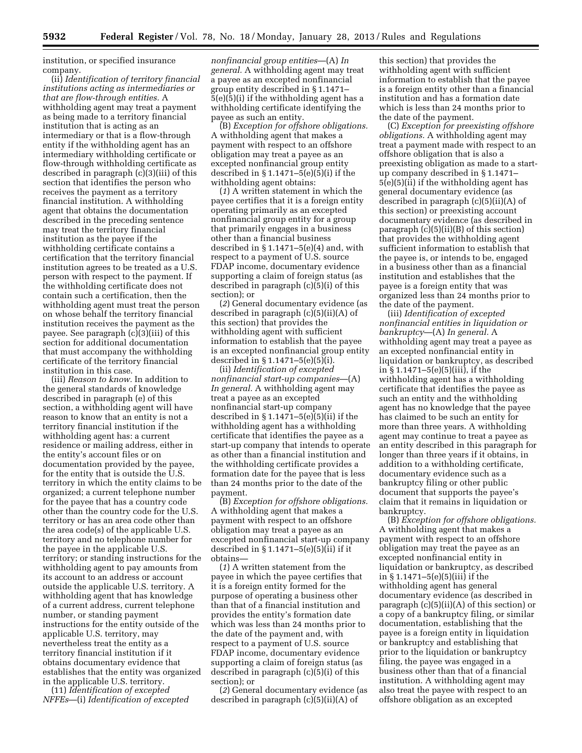institution, or specified insurance company.

(ii) *Identification of territory financial institutions acting as intermediaries or that are flow-through entities.* A withholding agent may treat a payment as being made to a territory financial institution that is acting as an intermediary or that is a flow-through entity if the withholding agent has an intermediary withholding certificate or flow-through withholding certificate as described in paragraph (c)(3)(iii) of this section that identifies the person who receives the payment as a territory financial institution. A withholding agent that obtains the documentation described in the preceding sentence may treat the territory financial institution as the payee if the withholding certificate contains a certification that the territory financial institution agrees to be treated as a U.S. person with respect to the payment. If the withholding certificate does not contain such a certification, then the withholding agent must treat the person on whose behalf the territory financial institution receives the payment as the payee. See paragraph (c)(3)(iii) of this section for additional documentation that must accompany the withholding certificate of the territory financial institution in this case.

(iii) *Reason to know.* In addition to the general standards of knowledge described in paragraph (e) of this section, a withholding agent will have reason to know that an entity is not a territory financial institution if the withholding agent has: a current residence or mailing address, either in the entity's account files or on documentation provided by the payee, for the entity that is outside the U.S. territory in which the entity claims to be organized; a current telephone number for the payee that has a country code other than the country code for the U.S. territory or has an area code other than the area code(s) of the applicable U.S. territory and no telephone number for the payee in the applicable U.S. territory; or standing instructions for the withholding agent to pay amounts from its account to an address or account outside the applicable U.S. territory. A withholding agent that has knowledge of a current address, current telephone number, or standing payment instructions for the entity outside of the applicable U.S. territory, may nevertheless treat the entity as a territory financial institution if it obtains documentary evidence that establishes that the entity was organized in the applicable U.S. territory.

(11) *Identification of excepted NFFEs*—(i) *Identification of excepted nonfinancial group entities*—(A) *In general.* A withholding agent may treat a payee as an excepted nonfinancial group entity described in § 1.1471–5(e)(5)(i) if the withholding agent has a withholding certificate identifying the payee as such an entity.

(B) *Exception for offshore obligations.* A withholding agent that makes a payment with respect to an offshore obligation may treat a payee as an excepted nonfinancial group entity described in § 1.1471–5(e)(5)(i) if the withholding agent obtains:

(*1*) A written statement in which the payee certifies that it is a foreign entity operating primarily as an excepted nonfinancial group entity for a group that primarily engages in a business other than a financial business described in § 1.1471–5(e)(4) and, with respect to a payment of U.S. source FDAP income, documentary evidence supporting a claim of foreign status (as described in paragraph (c)(5)(i) of this section); or

(*2*) General documentary evidence (as described in paragraph (c)(5)(ii)(A) of this section) that provides the withholding agent with sufficient information to establish that the payee is an excepted nonfinancial group entity described in § 1.1471–5(e)(5)(i).

(ii) *Identification of excepted nonfinancial start-up companies*—(A) *In general.* A withholding agent may treat a payee as an excepted nonfinancial start-up company described in § 1.1471–5(e)(5)(ii) if the withholding agent has a withholding certificate that identifies the payee as a start-up company that intends to operate as other than a financial institution and the withholding certificate provides a formation date for the payee that is less than 24 months prior to the date of the payment.

(B) *Exception for offshore obligations.* A withholding agent that makes a payment with respect to an offshore obligation may treat a payee as an excepted nonfinancial start-up company described in § 1.1471–5(e)(5)(ii) if it obtains—

(*1*) A written statement from the payee in which the payee certifies that it is a foreign entity formed for the purpose of operating a business other than that of a financial institution and provides the entity's formation date which was less than 24 months prior to the date of the payment and, with respect to a payment of U.S. source FDAP income, documentary evidence supporting a claim of foreign status (as described in paragraph (c)(5)(i) of this section); or

(*2*) General documentary evidence (as described in paragraph (c)(5)(ii)(A) of this section) that provides the withholding agent with sufficient information to establish that the payee is a foreign entity other than a financial institution and has a formation date which is less than 24 months prior to the date of the payment.

(C) *Exception for preexisting offshore obligations.* A withholding agent may treat a payment made with respect to an offshore obligation that is also a preexisting obligation as made to a start-up company described in § 1.1471–5(e)(5)(ii) if the withholding agent has general documentary evidence (as described in paragraph (c)(5)(ii)(A) of this section) or preexisting account documentary evidence (as described in paragraph (c)(5)(ii)(B) of this section) that provides the withholding agent sufficient information to establish that the payee is, or intends to be, engaged in a business other than as a financial institution and establishes that the payee is a foreign entity that was organized less than 24 months prior to the date of the payment.

(iii) *Identification of excepted nonfinancial entities in liquidation or bankruptcy*—(A) *In general.* A withholding agent may treat a payee as an excepted nonfinancial entity in liquidation or bankruptcy, as described in § 1.1471–5(e)(5)(iii), if the withholding agent has a withholding certificate that identifies the payee as such an entity and the withholding agent has no knowledge that the payee has claimed to be such an entity for more than three years. A withholding agent may continue to treat a payee as an entity described in this paragraph for longer than three years if it obtains, in addition to a withholding certificate, documentary evidence such as a bankruptcy filing or other public document that supports the payee's claim that it remains in liquidation or bankruptcy.

(B) *Exception for offshore obligations.* A withholding agent that makes a payment with respect to an offshore obligation may treat the payee as an excepted nonfinancial entity in liquidation or bankruptcy, as described in § 1.1471–5(e)(5)(iii) if the withholding agent has general documentary evidence (as described in paragraph (c)(5)(ii)(A) of this section) or a copy of a bankruptcy filing, or similar documentation, establishing that the payee is a foreign entity in liquidation or bankruptcy and establishing that prior to the liquidation or bankruptcy filing, the payee was engaged in a business other than that of a financial institution. A withholding agent may also treat the payee with respect to an offshore obligation as an excepted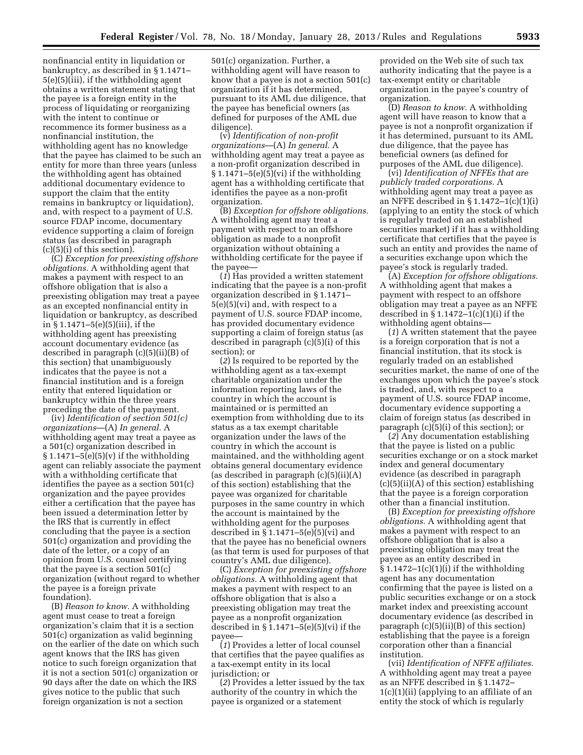nonfinancial entity in liquidation or bankruptcy, as described in § 1.1471–5(e)(5)(iii), if the withholding agent obtains a written statement stating that the payee is a foreign entity in the process of liquidating or reorganizing with the intent to continue or recommence its former business as a nonfinancial institution, the withholding agent has no knowledge that the payee has claimed to be such an entity for more than three years (unless the withholding agent has obtained additional documentary evidence to support the claim that the entity remains in bankruptcy or liquidation), and, with respect to a payment of U.S. source FDAP income, documentary evidence supporting a claim of foreign status (as described in paragraph (c)(5)(i) of this section).

(C) *Exception for preexisting offshore obligations.* A withholding agent that makes a payment with respect to an offshore obligation that is also a preexisting obligation may treat a payee as an excepted nonfinancial entity in liquidation or bankruptcy, as described in § 1.1471–5(e)(5)(iii), if the withholding agent has preexisting account documentary evidence (as described in paragraph (c)(5)(ii)(B) of this section) that unambiguously indicates that the payee is not a financial institution and is a foreign entity that entered liquidation or bankruptcy within the three years preceding the date of the payment.

(iv) *Identification of section 501(c) organizations*—(A) *In general.* A withholding agent may treat a payee as a 501(c) organization described in § 1.1471–5(e)(5)(v) if the withholding agent can reliably associate the payment with a withholding certificate that identifies the payee as a section 501(c) organization and the payee provides either a certification that the payee has been issued a determination letter by the IRS that is currently in effect concluding that the payee is a section 501(c) organization and providing the date of the letter, or a copy of an opinion from U.S. counsel certifying that the payee is a section 501(c) organization (without regard to whether the payee is a foreign private foundation).

(B) *Reason to know.* A withholding agent must cease to treat a foreign organization's claim that it is a section 501(c) organization as valid beginning on the earlier of the date on which such agent knows that the IRS has given notice to such foreign organization that it is not a section 501(c) organization or 90 days after the date on which the IRS gives notice to the public that such foreign organization is not a section 501(c) organization. Further, a withholding agent will have reason to know that a payee is not a section 501(c) organization if it has determined, pursuant to its AML due diligence, that the payee has beneficial owners (as defined for purposes of the AML due diligence).

(v) *Identification of non-profit organizations*—(A) *In general.* A withholding agent may treat a payee as a non-profit organization described in § 1.1471–5(e)(5)(vi) if the withholding agent has a withholding certificate that identifies the payee as a non-profit organization.

(B) *Exception for offshore obligations.* A withholding agent may treat a payment with respect to an offshore obligation as made to a nonprofit organization without obtaining a withholding certificate for the payee if the payee—

(*1*) Has provided a written statement indicating that the payee is a non-profit organization described in § 1.1471–5(e)(5)(vi) and, with respect to a payment of U.S. source FDAP income, has provided documentary evidence supporting a claim of foreign status (as described in paragraph (c)(5)(i) of this section); or

(*2*) Is required to be reported by the withholding agent as a tax-exempt charitable organization under the information reporting laws of the country in which the account is maintained or is permitted an exemption from withholding due to its status as a tax exempt charitable organization under the laws of the country in which the account is maintained, and the withholding agent obtains general documentary evidence (as described in paragraph (c)(5)(ii)(A) of this section) establishing that the payee was organized for charitable purposes in the same country in which the account is maintained by the withholding agent for the purposes described in § 1.1471–5(e)(5)(vi) and that the payee has no beneficial owners (as that term is used for purposes of that country's AML due diligence).

(C) *Exception for preexisting offshore obligations.* A withholding agent that makes a payment with respect to an offshore obligation that is also a preexisting obligation may treat the payee as a nonprofit organization described in § 1.1471–5(e)(5)(vi) if the payee—

(*1*) Provides a letter of local counsel that certifies that the payee qualifies as a tax-exempt entity in its local jurisdiction; or

(*2*) Provides a letter issued by the tax authority of the country in which the payee is organized or a statement provided on the Web site of such tax authority indicating that the payee is a tax-exempt entity or charitable organization in the payee's country of organization.

(D) *Reason to know.* A withholding agent will have reason to know that a payee is not a nonprofit organization if it has determined, pursuant to its AML due diligence, that the payee has beneficial owners (as defined for purposes of the AML due diligence).

(vi) *Identification of NFFEs that are publicly traded corporations.* A withholding agent may treat a payee as an NFFE described in § 1.1472–1(c)(1)(i) (applying to an entity the stock of which is regularly traded on an established securities market) if it has a withholding certificate that certifies that the payee is such an entity and provides the name of a securities exchange upon which the payee's stock is regularly traded.

(A) *Exception for offshore obligations.* A withholding agent that makes a payment with respect to an offshore obligation may treat a payee as an NFFE described in § 1.1472–1(c)(1)(i) if the withholding agent obtains—

(*1*) A written statement that the payee is a foreign corporation that is not a financial institution, that its stock is regularly traded on an established securities market, the name of one of the exchanges upon which the payee's stock is traded, and, with respect to a payment of U.S. source FDAP income, documentary evidence supporting a claim of foreign status (as described in paragraph (c)(5)(i) of this section); or

(*2*) Any documentation establishing that the payee is listed on a public securities exchange or on a stock market index and general documentary evidence (as described in paragraph (c)(5)(ii)(A) of this section) establishing that the payee is a foreign corporation other than a financial institution.

(B) *Exception for preexisting offshore obligations.* A withholding agent that makes a payment with respect to an offshore obligation that is also a preexisting obligation may treat the payee as an entity described in § 1.1472–1(c)(1)(i) if the withholding agent has any documentation confirming that the payee is listed on a public securities exchange or on a stock market index and preexisting account documentary evidence (as described in paragraph (c)(5)(ii)(B) of this section) establishing that the payee is a foreign corporation other than a financial institution.

(vii) *Identification of NFFE affiliates.* A withholding agent may treat a payee as an NFFE described in § 1.1472–1(c)(1)(ii) (applying to an affiliate of an entity the stock of which is regularly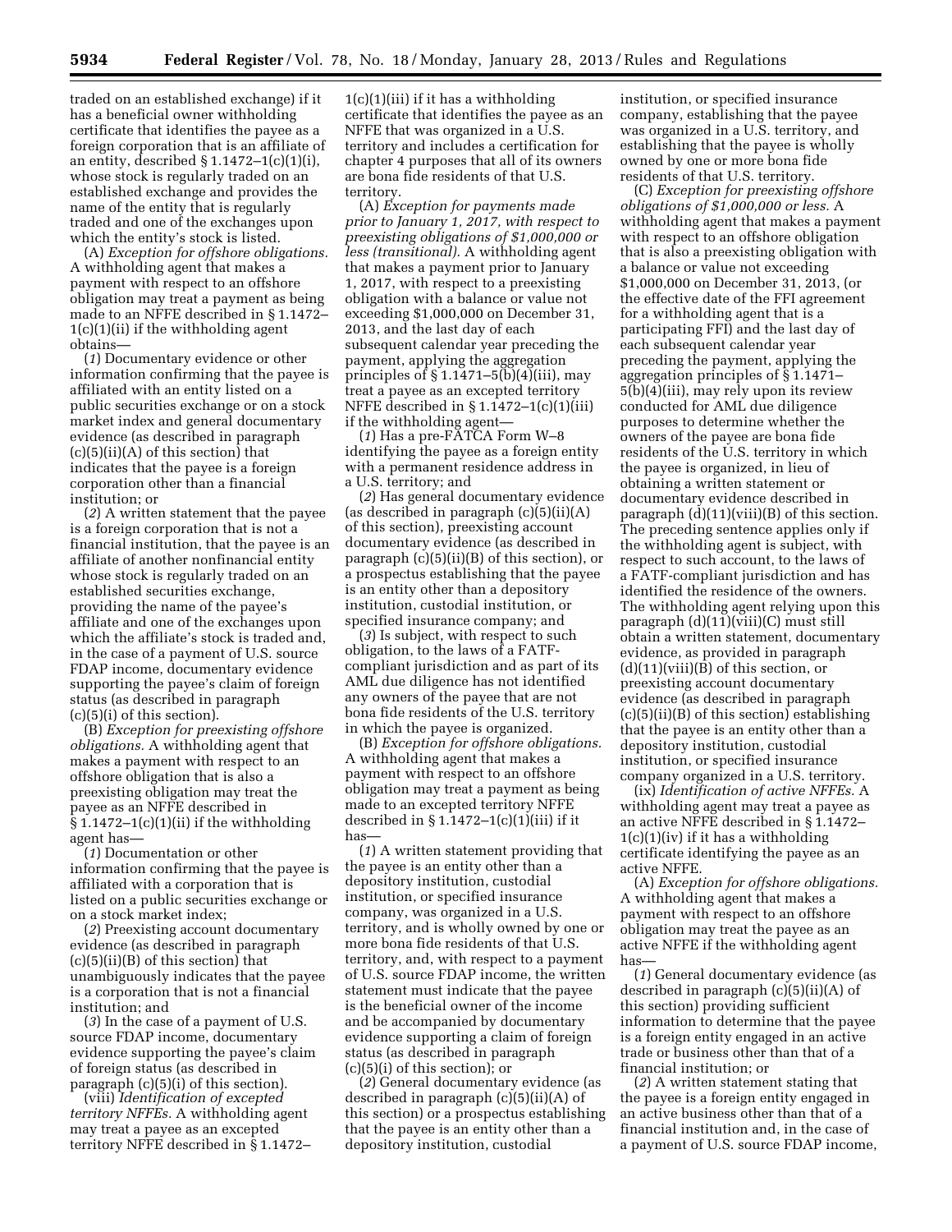traded on an established exchange) if it has a beneficial owner withholding certificate that identifies the payee as a foreign corporation that is an affiliate of an entity, described § 1.1472–1(c)(1)(i), whose stock is regularly traded on an established exchange and provides the name of the entity that is regularly traded and one of the exchanges upon which the entity's stock is listed.

(A) *Exception for offshore obligations.* A withholding agent that makes a payment with respect to an offshore obligation may treat a payment as being made to an NFFE described in § 1.1472–1(c)(1)(ii) if the withholding agent obtains—

(*1*) Documentary evidence or other information confirming that the payee is affiliated with an entity listed on a public securities exchange or on a stock market index and general documentary evidence (as described in paragraph (c)(5)(ii)(A) of this section) that indicates that the payee is a foreign corporation other than a financial institution; or

(*2*) A written statement that the payee is a foreign corporation that is not a financial institution, that the payee is an affiliate of another nonfinancial entity whose stock is regularly traded on an established securities exchange, providing the name of the payee's affiliate and one of the exchanges upon which the affiliate's stock is traded and, in the case of a payment of U.S. source FDAP income, documentary evidence supporting the payee's claim of foreign status (as described in paragraph (c)(5)(i) of this section).

(B) *Exception for preexisting offshore obligations.* A withholding agent that makes a payment with respect to an offshore obligation that is also a preexisting obligation may treat the payee as an NFFE described in § 1.1472–1(c)(1)(ii) if the withholding agent has—

(*1*) Documentation or other information confirming that the payee is affiliated with a corporation that is listed on a public securities exchange or on a stock market index;

(*2*) Preexisting account documentary evidence (as described in paragraph (c)(5)(ii)(B) of this section) that unambiguously indicates that the payee is a corporation that is not a financial institution; and

(*3*) In the case of a payment of U.S. source FDAP income, documentary evidence supporting the payee's claim of foreign status (as described in paragraph (c)(5)(i) of this section).

(viii) *Identification of excepted territory NFFEs.* A withholding agent may treat a payee as an excepted territory NFFE described in § 1.1472–1(c)(1)(iii) if it has a withholding certificate that identifies the payee as an NFFE that was organized in a U.S. territory and includes a certification for chapter 4 purposes that all of its owners are bona fide residents of that U.S. territory.

(A) *Exception for payments made prior to January 1, 2017, with respect to preexisting obligations of $1,000,000 or less (transitional).* A withholding agent that makes a payment prior to January 1, 2017, with respect to a preexisting obligation with a balance or value not exceeding $1,000,000 on December 31, 2013, and the last day of each subsequent calendar year preceding the payment, applying the aggregation principles of § 1.1471–5(b)(4)(iii), may treat a payee as an excepted territory NFFE described in § 1.1472–1(c)(1)(iii) if the withholding agent—

(*1*) Has a pre-FATCA Form W–8 identifying the payee as a foreign entity with a permanent residence address in a U.S. territory; and

(*2*) Has general documentary evidence (as described in paragraph (c)(5)(ii)(A) of this section), preexisting account documentary evidence (as described in paragraph (c)(5)(ii)(B) of this section), or a prospectus establishing that the payee is an entity other than a depository institution, custodial institution, or specified insurance company; and

(*3*) Is subject, with respect to such obligation, to the laws of a FATF-compliant jurisdiction and as part of its AML due diligence has not identified any owners of the payee that are not bona fide residents of the U.S. territory in which the payee is organized.

(B) *Exception for offshore obligations.* A withholding agent that makes a payment with respect to an offshore obligation may treat a payment as being made to an excepted territory NFFE described in § 1.1472–1(c)(1)(iii) if it has—

(*1*) A written statement providing that the payee is an entity other than a depository institution, custodial institution, or specified insurance company, was organized in a U.S. territory, and is wholly owned by one or more bona fide residents of that U.S. territory, and, with respect to a payment of U.S. source FDAP income, the written statement must indicate that the payee is the beneficial owner of the income and be accompanied by documentary evidence supporting a claim of foreign status (as described in paragraph (c)(5)(i) of this section); or

(*2*) General documentary evidence (as described in paragraph (c)(5)(ii)(A) of this section) or a prospectus establishing that the payee is an entity other than a depository institution, custodial institution, or specified insurance company, establishing that the payee was organized in a U.S. territory, and establishing that the payee is wholly owned by one or more bona fide residents of that U.S. territory.

(C) *Exception for preexisting offshore obligations of $1,000,000 or less.* A withholding agent that makes a payment with respect to an offshore obligation that is also a preexisting obligation with a balance or value not exceeding $1,000,000 on December 31, 2013, (or the effective date of the FFI agreement for a withholding agent that is a participating FFI) and the last day of each subsequent calendar year preceding the payment, applying the aggregation principles of § 1.1471–5(b)(4)(iii), may rely upon its review conducted for AML due diligence purposes to determine whether the owners of the payee are bona fide residents of the U.S. territory in which the payee is organized, in lieu of obtaining a written statement or documentary evidence described in paragraph (d)(11)(viii)(B) of this section. The preceding sentence applies only if the withholding agent is subject, with respect to such account, to the laws of a FATF-compliant jurisdiction and has identified the residence of the owners. The withholding agent relying upon this paragraph (d)(11)(viii)(C) must still obtain a written statement, documentary evidence, as provided in paragraph (d)(11)(viii)(B) of this section, or preexisting account documentary evidence (as described in paragraph (c)(5)(ii)(B) of this section) establishing that the payee is an entity other than a depository institution, custodial institution, or specified insurance company organized in a U.S. territory.

(ix) *Identification of active NFFEs.* A withholding agent may treat a payee as an active NFFE described in § 1.1472–1(c)(1)(iv) if it has a withholding certificate identifying the payee as an active NFFE.

(A) *Exception for offshore obligations.* A withholding agent that makes a payment with respect to an offshore obligation may treat the payee as an active NFFE if the withholding agent has—

(*1*) General documentary evidence (as described in paragraph (c)(5)(ii)(A) of this section) providing sufficient information to determine that the payee is a foreign entity engaged in an active trade or business other than that of a financial institution; or

(*2*) A written statement stating that the payee is a foreign entity engaged in an active business other than that of a financial institution and, in the case of a payment of U.S. source FDAP income,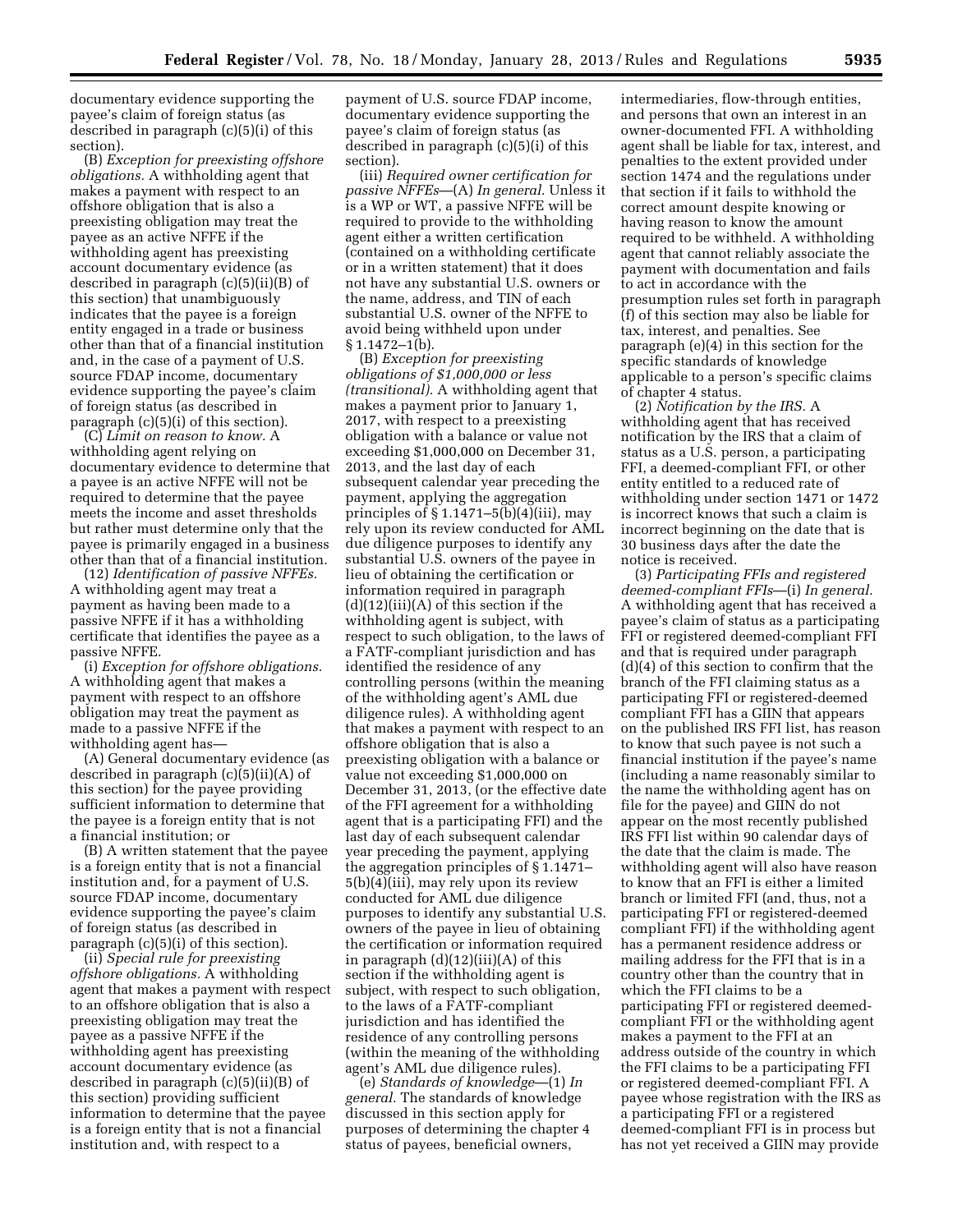documentary evidence supporting the payee's claim of foreign status (as described in paragraph (c)(5)(i) of this section).

(B) *Exception for preexisting offshore obligations.* A withholding agent that makes a payment with respect to an offshore obligation that is also a preexisting obligation may treat the payee as an active NFFE if the withholding agent has preexisting account documentary evidence (as described in paragraph (c)(5)(ii)(B) of this section) that unambiguously indicates that the payee is a foreign entity engaged in a trade or business other than that of a financial institution and, in the case of a payment of U.S. source FDAP income, documentary evidence supporting the payee's claim of foreign status (as described in paragraph (c)(5)(i) of this section).

(C) *Limit on reason to know.* A withholding agent relying on documentary evidence to determine that a payee is an active NFFE will not be required to determine that the payee meets the income and asset thresholds but rather must determine only that the payee is primarily engaged in a business other than that of a financial institution.

(12) *Identification of passive NFFEs.* A withholding agent may treat a payment as having been made to a passive NFFE if it has a withholding certificate that identifies the payee as a passive NFFE.

(i) *Exception for offshore obligations.* A withholding agent that makes a payment with respect to an offshore obligation may treat the payment as made to a passive NFFE if the withholding agent has—

(A) General documentary evidence (as described in paragraph (c)(5)(ii)(A) of this section) for the payee providing sufficient information to determine that the payee is a foreign entity that is not a financial institution; or

(B) A written statement that the payee is a foreign entity that is not a financial institution and, for a payment of U.S. source FDAP income, documentary evidence supporting the payee's claim of foreign status (as described in paragraph (c)(5)(i) of this section).

(ii) *Special rule for preexisting offshore obligations.* A withholding agent that makes a payment with respect to an offshore obligation that is also a preexisting obligation may treat the payee as a passive NFFE if the withholding agent has preexisting account documentary evidence (as described in paragraph (c)(5)(ii)(B) of this section) providing sufficient information to determine that the payee is a foreign entity that is not a financial institution and, with respect to a payment of U.S. source FDAP income, documentary evidence supporting the payee's claim of foreign status (as described in paragraph (c)(5)(i) of this section).

(iii) *Required owner certification for passive NFFEs*—(A) *In general.* Unless it is a WP or WT, a passive NFFE will be required to provide to the withholding agent either a written certification (contained on a withholding certificate or in a written statement) that it does not have any substantial U.S. owners or the name, address, and TIN of each substantial U.S. owner of the NFFE to avoid being withheld upon under § 1.1472–1(b).

(B) *Exception for preexisting obligations of $1,000,000 or less (transitional).* A withholding agent that makes a payment prior to January 1, 2017, with respect to a preexisting obligation with a balance or value not exceeding $1,000,000 on December 31, 2013, and the last day of each subsequent calendar year preceding the payment, applying the aggregation principles of § 1.1471–5(b)(4)(iii), may rely upon its review conducted for AML due diligence purposes to identify any substantial U.S. owners of the payee in lieu of obtaining the certification or information required in paragraph (d)(12)(iii)(A) of this section if the withholding agent is subject, with respect to such obligation, to the laws of a FATF-compliant jurisdiction and has identified the residence of any controlling persons (within the meaning of the withholding agent's AML due diligence rules). A withholding agent that makes a payment with respect to an offshore obligation that is also a preexisting obligation with a balance or value not exceeding $1,000,000 on December 31, 2013, (or the effective date of the FFI agreement for a withholding agent that is a participating FFI) and the last day of each subsequent calendar year preceding the payment, applying the aggregation principles of § 1.1471–5(b)(4)(iii), may rely upon its review conducted for AML due diligence purposes to identify any substantial U.S. owners of the payee in lieu of obtaining the certification or information required in paragraph (d)(12)(iii)(A) of this section if the withholding agent is subject, with respect to such obligation, to the laws of a FATF-compliant jurisdiction and has identified the residence of any controlling persons (within the meaning of the withholding agent's AML due diligence rules).

(e) *Standards of knowledge*—(1) *In general.* The standards of knowledge discussed in this section apply for purposes of determining the chapter 4 status of payees, beneficial owners, intermediaries, flow-through entities, and persons that own an interest in an owner-documented FFI. A withholding agent shall be liable for tax, interest, and penalties to the extent provided under section 1474 and the regulations under that section if it fails to withhold the correct amount despite knowing or having reason to know the amount required to be withheld. A withholding agent that cannot reliably associate the payment with documentation and fails to act in accordance with the presumption rules set forth in paragraph (f) of this section may also be liable for tax, interest, and penalties. See paragraph (e)(4) in this section for the specific standards of knowledge applicable to a person's specific claims of chapter 4 status.

(2) *Notification by the IRS.* A withholding agent that has received notification by the IRS that a claim of status as a U.S. person, a participating FFI, a deemed-compliant FFI, or other entity entitled to a reduced rate of withholding under section 1471 or 1472 is incorrect knows that such a claim is incorrect beginning on the date that is 30 business days after the date the notice is received.

(3) *Participating FFIs and registered deemed-compliant FFIs*—(i) *In general.* A withholding agent that has received a payee's claim of status as a participating FFI or registered deemed-compliant FFI and that is required under paragraph (d)(4) of this section to confirm that the branch of the FFI claiming status as a participating FFI or registered-deemed compliant FFI has a GIIN that appears on the published IRS FFI list, has reason to know that such payee is not such a financial institution if the payee's name (including a name reasonably similar to the name the withholding agent has on file for the payee) and GIIN do not appear on the most recently published IRS FFI list within 90 calendar days of the date that the claim is made. The withholding agent will also have reason to know that an FFI is either a limited branch or limited FFI (and, thus, not a participating FFI or registered-deemed compliant FFI) if the withholding agent has a permanent residence address or mailing address for the FFI that is in a country other than the country that in which the FFI claims to be a participating FFI or registered deemed-compliant FFI or the withholding agent makes a payment to the FFI at an address outside of the country in which the FFI claims to be a participating FFI or registered deemed-compliant FFI. A payee whose registration with the IRS as a participating FFI or a registered deemed-compliant FFI is in process but has not yet received a GIIN may provide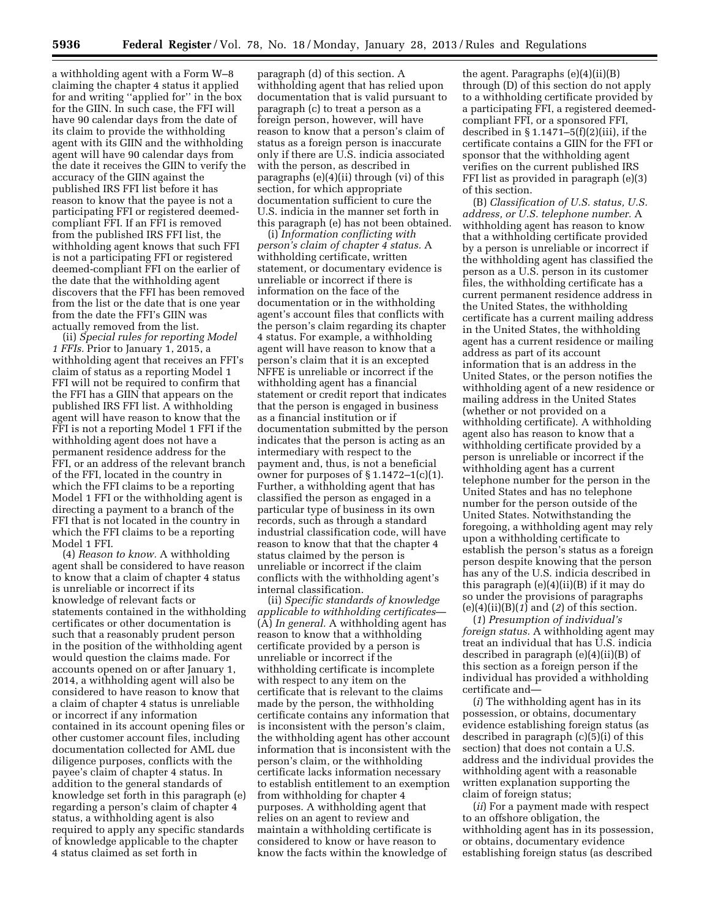a withholding agent with a Form W–8 claiming the chapter 4 status it applied for and writing ''applied for'' in the box for the GIIN. In such case, the FFI will have 90 calendar days from the date of its claim to provide the withholding agent with its GIIN and the withholding agent will have 90 calendar days from the date it receives the GIIN to verify the accuracy of the GIIN against the published IRS FFI list before it has reason to know that the payee is not a participating FFI or registered deemed-compliant FFI. If an FFI is removed from the published IRS FFI list, the withholding agent knows that such FFI is not a participating FFI or registered deemed-compliant FFI on the earlier of the date that the withholding agent discovers that the FFI has been removed from the list or the date that is one year from the date the FFI's GIIN was actually removed from the list.

(ii) *Special rules for reporting Model 1 FFIs.* Prior to January 1, 2015, a withholding agent that receives an FFI's claim of status as a reporting Model 1 FFI will not be required to confirm that the FFI has a GIIN that appears on the published IRS FFI list. A withholding agent will have reason to know that the FFI is not a reporting Model 1 FFI if the withholding agent does not have a permanent residence address for the FFI, or an address of the relevant branch of the FFI, located in the country in which the FFI claims to be a reporting Model 1 FFI or the withholding agent is directing a payment to a branch of the FFI that is not located in the country in which the FFI claims to be a reporting Model 1 FFI.

(4) *Reason to know.* A withholding agent shall be considered to have reason to know that a claim of chapter 4 status is unreliable or incorrect if its knowledge of relevant facts or statements contained in the withholding certificates or other documentation is such that a reasonably prudent person in the position of the withholding agent would question the claims made. For accounts opened on or after January 1, 2014, a withholding agent will also be considered to have reason to know that a claim of chapter 4 status is unreliable or incorrect if any information contained in its account opening files or other customer account files, including documentation collected for AML due diligence purposes, conflicts with the payee's claim of chapter 4 status. In addition to the general standards of knowledge set forth in this paragraph (e) regarding a person's claim of chapter 4 status, a withholding agent is also required to apply any specific standards of knowledge applicable to the chapter 4 status claimed as set forth in paragraph (d) of this section. A withholding agent that has relied upon documentation that is valid pursuant to paragraph (c) to treat a person as a foreign person, however, will have reason to know that a person's claim of status as a foreign person is inaccurate only if there are U.S. indicia associated with the person, as described in paragraphs (e)(4)(ii) through (vi) of this section, for which appropriate documentation sufficient to cure the U.S. indicia in the manner set forth in this paragraph (e) has not been obtained.

(i) *Information conflicting with person's claim of chapter 4 status.* A withholding certificate, written statement, or documentary evidence is unreliable or incorrect if there is information on the face of the documentation or in the withholding agent's account files that conflicts with the person's claim regarding its chapter 4 status. For example, a withholding agent will have reason to know that a person's claim that it is an excepted NFFE is unreliable or incorrect if the withholding agent has a financial statement or credit report that indicates that the person is engaged in business as a financial institution or if documentation submitted by the person indicates that the person is acting as an intermediary with respect to the payment and, thus, is not a beneficial owner for purposes of § 1.1472–1(c)(1). Further, a withholding agent that has classified the person as engaged in a particular type of business in its own records, such as through a standard industrial classification code, will have reason to know that that the chapter 4 status claimed by the person is unreliable or incorrect if the claim conflicts with the withholding agent's internal classification.

(ii) *Specific standards of knowledge applicable to withholding certificates*—(A) *In general.* A withholding agent has reason to know that a withholding certificate provided by a person is unreliable or incorrect if the withholding certificate is incomplete with respect to any item on the certificate that is relevant to the claims made by the person, the withholding certificate contains any information that is inconsistent with the person's claim, the withholding agent has other account information that is inconsistent with the person's claim, or the withholding certificate lacks information necessary to establish entitlement to an exemption from withholding for chapter 4 purposes. A withholding agent that relies on an agent to review and maintain a withholding certificate is considered to know or have reason to know the facts within the knowledge of the agent. Paragraphs (e)(4)(ii)(B) through (D) of this section do not apply to a withholding certificate provided by a participating FFI, a registered deemed-compliant FFI, or a sponsored FFI, described in § 1.1471–5(f)(2)(iii), if the certificate contains a GIIN for the FFI or sponsor that the withholding agent verifies on the current published IRS FFI list as provided in paragraph (e)(3) of this section.

(B) *Classification of U.S. status, U.S. address, or U.S. telephone number.* A withholding agent has reason to know that a withholding certificate provided by a person is unreliable or incorrect if the withholding agent has classified the person as a U.S. person in its customer files, the withholding certificate has a current permanent residence address in the United States, the withholding certificate has a current mailing address in the United States, the withholding agent has a current residence or mailing address as part of its account information that is an address in the United States, or the person notifies the withholding agent of a new residence or mailing address in the United States (whether or not provided on a withholding certificate). A withholding agent also has reason to know that a withholding certificate provided by a person is unreliable or incorrect if the withholding agent has a current telephone number for the person in the United States and has no telephone number for the person outside of the United States. Notwithstanding the foregoing, a withholding agent may rely upon a withholding certificate to establish the person's status as a foreign person despite knowing that the person has any of the U.S. indicia described in this paragraph (e)(4)(ii)(B) if it may do so under the provisions of paragraphs (e)(4)(ii)(B)(*1*) and (*2*) of this section.

(*1*) *Presumption of individual's foreign status.* A withholding agent may treat an individual that has U.S. indicia described in paragraph (e)(4)(ii)(B) of this section as a foreign person if the individual has provided a withholding certificate and—

(*i*) The withholding agent has in its possession, or obtains, documentary evidence establishing foreign status (as described in paragraph (c)(5)(i) of this section) that does not contain a U.S. address and the individual provides the withholding agent with a reasonable written explanation supporting the claim of foreign status;

(*ii*) For a payment made with respect to an offshore obligation, the withholding agent has in its possession, or obtains, documentary evidence establishing foreign status (as described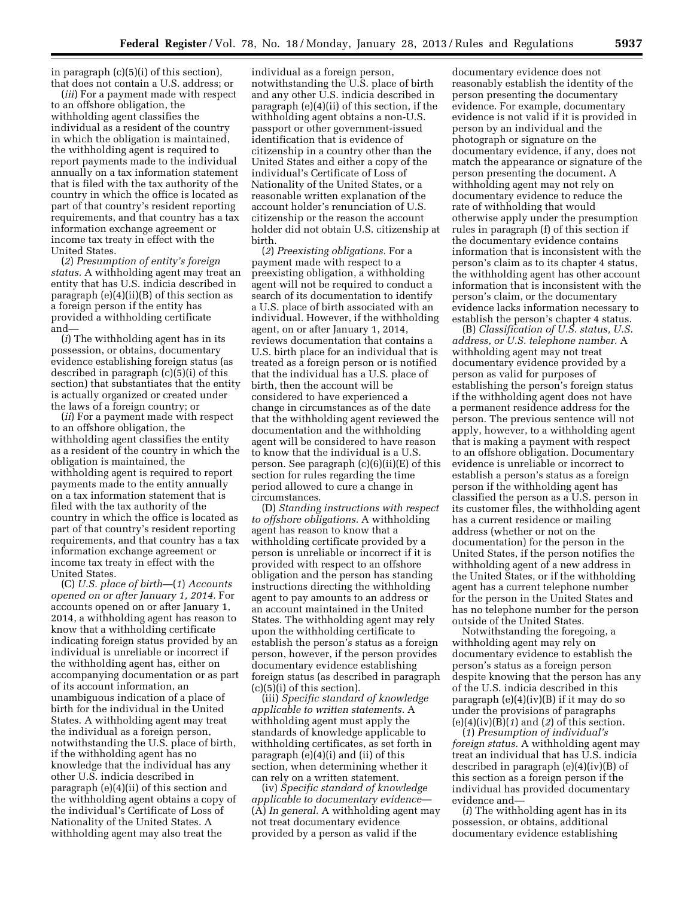in paragraph (c)(5)(i) of this section), that does not contain a U.S. address; or

(*iii*) For a payment made with respect to an offshore obligation, the withholding agent classifies the individual as a resident of the country in which the obligation is maintained, the withholding agent is required to report payments made to the individual annually on a tax information statement that is filed with the tax authority of the country in which the office is located as part of that country's resident reporting requirements, and that country has a tax information exchange agreement or income tax treaty in effect with the United States.

(*2*) *Presumption of entity's foreign status.* A withholding agent may treat an entity that has U.S. indicia described in paragraph (e)(4)(ii)(B) of this section as a foreign person if the entity has provided a withholding certificate and—

(*i*) The withholding agent has in its possession, or obtains, documentary evidence establishing foreign status (as described in paragraph (c)(5)(i) of this section) that substantiates that the entity is actually organized or created under the laws of a foreign country; or

(*ii*) For a payment made with respect to an offshore obligation, the withholding agent classifies the entity as a resident of the country in which the obligation is maintained, the withholding agent is required to report payments made to the entity annually on a tax information statement that is filed with the tax authority of the country in which the office is located as part of that country's resident reporting requirements, and that country has a tax information exchange agreement or income tax treaty in effect with the United States.

(C) *U.S. place of birth*—(*1*) *Accounts opened on or after January 1, 2014.* For accounts opened on or after January 1, 2014, a withholding agent has reason to know that a withholding certificate indicating foreign status provided by an individual is unreliable or incorrect if the withholding agent has, either on accompanying documentation or as part of its account information, an unambiguous indication of a place of birth for the individual in the United States. A withholding agent may treat the individual as a foreign person, notwithstanding the U.S. place of birth, if the withholding agent has no knowledge that the individual has any other U.S. indicia described in paragraph (e)(4)(ii) of this section and the withholding agent obtains a copy of the individual's Certificate of Loss of Nationality of the United States. A withholding agent may also treat the individual as a foreign person, notwithstanding the U.S. place of birth and any other U.S. indicia described in paragraph (e)(4)(ii) of this section, if the withholding agent obtains a non-U.S. passport or other government-issued identification that is evidence of citizenship in a country other than the United States and either a copy of the individual's Certificate of Loss of Nationality of the United States, or a reasonable written explanation of the account holder's renunciation of U.S. citizenship or the reason the account holder did not obtain U.S. citizenship at birth.

(*2*) *Preexisting obligations.* For a payment made with respect to a preexisting obligation, a withholding agent will not be required to conduct a search of its documentation to identify a U.S. place of birth associated with an individual. However, if the withholding agent, on or after January 1, 2014, reviews documentation that contains a U.S. birth place for an individual that is treated as a foreign person or is notified that the individual has a U.S. place of birth, then the account will be considered to have experienced a change in circumstances as of the date that the withholding agent reviewed the documentation and the withholding agent will be considered to have reason to know that the individual is a U.S. person. See paragraph (c)(6)(ii)(E) of this section for rules regarding the time period allowed to cure a change in circumstances.

(D) *Standing instructions with respect to offshore obligations.* A withholding agent has reason to know that a withholding certificate provided by a person is unreliable or incorrect if it is provided with respect to an offshore obligation and the person has standing instructions directing the withholding agent to pay amounts to an address or an account maintained in the United States. The withholding agent may rely upon the withholding certificate to establish the person's status as a foreign person, however, if the person provides documentary evidence establishing foreign status (as described in paragraph (c)(5)(i) of this section).

(iii) *Specific standard of knowledge applicable to written statements.* A withholding agent must apply the standards of knowledge applicable to withholding certificates, as set forth in paragraph (e)(4)(i) and (ii) of this section, when determining whether it can rely on a written statement.

(iv) *Specific standard of knowledge applicable to documentary evidence*—(A) *In general.* A withholding agent may not treat documentary evidence provided by a person as valid if the documentary evidence does not reasonably establish the identity of the person presenting the documentary evidence. For example, documentary evidence is not valid if it is provided in person by an individual and the photograph or signature on the documentary evidence, if any, does not match the appearance or signature of the person presenting the document. A withholding agent may not rely on documentary evidence to reduce the rate of withholding that would otherwise apply under the presumption rules in paragraph (f) of this section if the documentary evidence contains information that is inconsistent with the person's claim as to its chapter 4 status, the withholding agent has other account information that is inconsistent with the person's claim, or the documentary evidence lacks information necessary to establish the person's chapter 4 status.

(B) *Classification of U.S. status, U.S. address, or U.S. telephone number.* A withholding agent may not treat documentary evidence provided by a person as valid for purposes of establishing the person's foreign status if the withholding agent does not have a permanent residence address for the person. The previous sentence will not apply, however, to a withholding agent that is making a payment with respect to an offshore obligation. Documentary evidence is unreliable or incorrect to establish a person's status as a foreign person if the withholding agent has classified the person as a U.S. person in its customer files, the withholding agent has a current residence or mailing address (whether or not on the documentation) for the person in the United States, if the person notifies the withholding agent of a new address in the United States, or if the withholding agent has a current telephone number for the person in the United States and has no telephone number for the person outside of the United States.

Notwithstanding the foregoing, a withholding agent may rely on documentary evidence to establish the person's status as a foreign person despite knowing that the person has any of the U.S. indicia described in this paragraph (e)(4)(iv)(B) if it may do so under the provisions of paragraphs (e)(4)(iv)(B)(*1*) and (*2*) of this section.

(*1*) *Presumption of individual's foreign status.* A withholding agent may treat an individual that has U.S. indicia described in paragraph (e)(4)(iv)(B) of this section as a foreign person if the individual has provided documentary evidence and—

(*i*) The withholding agent has in its possession, or obtains, additional documentary evidence establishing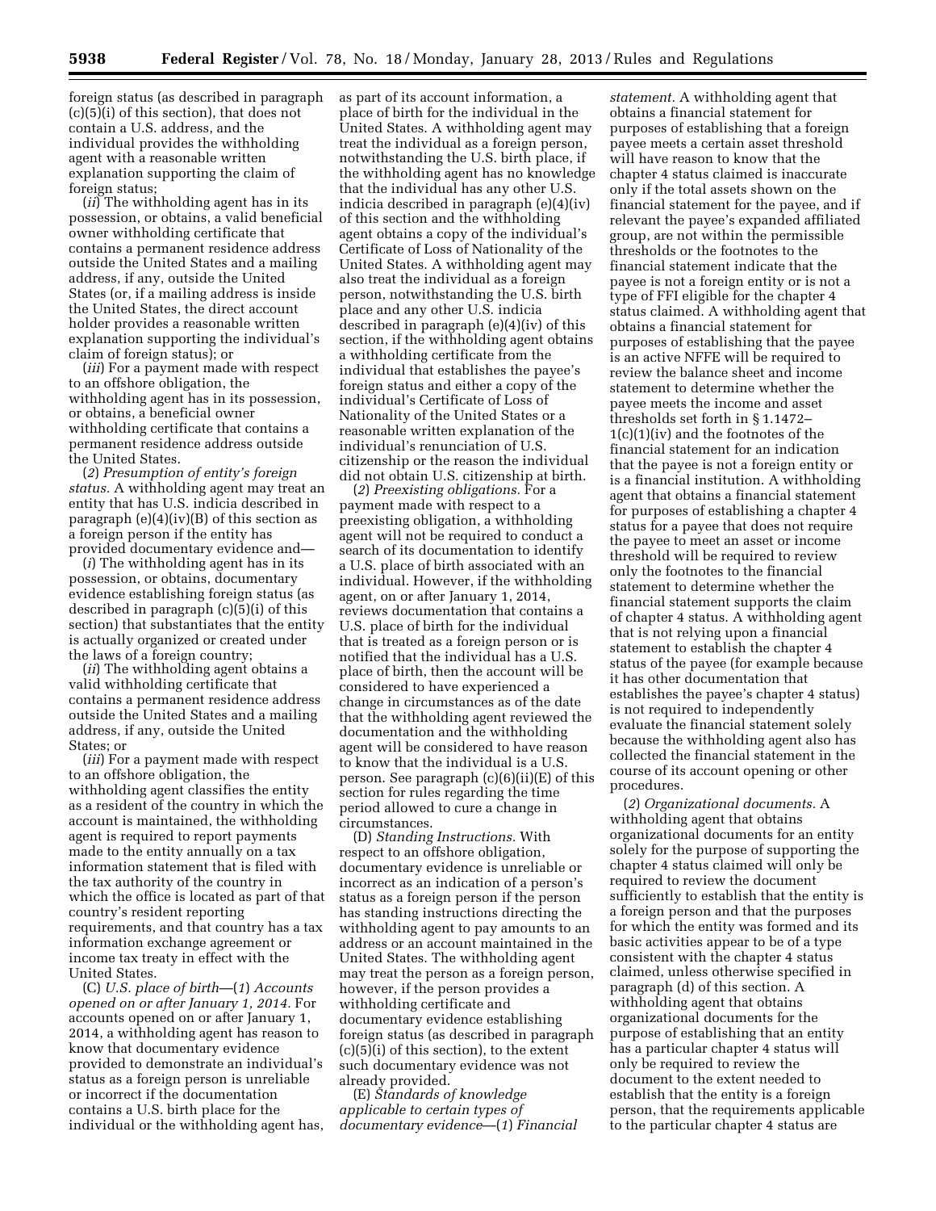foreign status (as described in paragraph (c)(5)(i) of this section), that does not contain a U.S. address, and the individual provides the withholding agent with a reasonable written explanation supporting the claim of foreign status;

(*ii*) The withholding agent has in its possession, or obtains, a valid beneficial owner withholding certificate that contains a permanent residence address outside the United States and a mailing address, if any, outside the United States (or, if a mailing address is inside the United States, the direct account holder provides a reasonable written explanation supporting the individual's claim of foreign status); or

(*iii*) For a payment made with respect to an offshore obligation, the withholding agent has in its possession, or obtains, a beneficial owner withholding certificate that contains a permanent residence address outside the United States.

(*2*) *Presumption of entity's foreign status.* A withholding agent may treat an entity that has U.S. indicia described in paragraph (e)(4)(iv)(B) of this section as a foreign person if the entity has provided documentary evidence and—

(*i*) The withholding agent has in its possession, or obtains, documentary evidence establishing foreign status (as described in paragraph (c)(5)(i) of this section) that substantiates that the entity is actually organized or created under the laws of a foreign country;

(*ii*) The withholding agent obtains a valid withholding certificate that contains a permanent residence address outside the United States and a mailing address, if any, outside the United States; or

(*iii*) For a payment made with respect to an offshore obligation, the withholding agent classifies the entity as a resident of the country in which the account is maintained, the withholding agent is required to report payments made to the entity annually on a tax information statement that is filed with the tax authority of the country in which the office is located as part of that country's resident reporting requirements, and that country has a tax information exchange agreement or income tax treaty in effect with the United States.

(C) *U.S. place of birth*—(*1*) *Accounts opened on or after January 1, 2014.* For accounts opened on or after January 1, 2014, a withholding agent has reason to know that documentary evidence provided to demonstrate an individual's status as a foreign person is unreliable or incorrect if the documentation contains a U.S. birth place for the individual or the withholding agent has, as part of its account information, a place of birth for the individual in the United States. A withholding agent may treat the individual as a foreign person, notwithstanding the U.S. birth place, if the withholding agent has no knowledge that the individual has any other U.S. indicia described in paragraph (e)(4)(iv) of this section and the withholding agent obtains a copy of the individual's Certificate of Loss of Nationality of the United States. A withholding agent may also treat the individual as a foreign person, notwithstanding the U.S. birth place and any other U.S. indicia described in paragraph (e)(4)(iv) of this section, if the withholding agent obtains a withholding certificate from the individual that establishes the payee's foreign status and either a copy of the individual's Certificate of Loss of Nationality of the United States or a reasonable written explanation of the individual's renunciation of U.S. citizenship or the reason the individual did not obtain U.S. citizenship at birth.

(*2*) *Preexisting obligations.* For a payment made with respect to a preexisting obligation, a withholding agent will not be required to conduct a search of its documentation to identify a U.S. place of birth associated with an individual. However, if the withholding agent, on or after January 1, 2014, reviews documentation that contains a U.S. place of birth for the individual that is treated as a foreign person or is notified that the individual has a U.S. place of birth, then the account will be considered to have experienced a change in circumstances as of the date that the withholding agent reviewed the documentation and the withholding agent will be considered to have reason to know that the individual is a U.S. person. See paragraph (c)(6)(ii)(E) of this section for rules regarding the time period allowed to cure a change in circumstances.

(D) *Standing Instructions.* With respect to an offshore obligation, documentary evidence is unreliable or incorrect as an indication of a person's status as a foreign person if the person has standing instructions directing the withholding agent to pay amounts to an address or an account maintained in the United States. The withholding agent may treat the person as a foreign person, however, if the person provides a withholding certificate and documentary evidence establishing foreign status (as described in paragraph (c)(5)(i) of this section), to the extent such documentary evidence was not already provided.

(E) *Standards of knowledge applicable to certain types of documentary evidence*—(*1*) *Financial statement.* A withholding agent that obtains a financial statement for purposes of establishing that a foreign payee meets a certain asset threshold will have reason to know that the chapter 4 status claimed is inaccurate only if the total assets shown on the financial statement for the payee, and if relevant the payee's expanded affiliated group, are not within the permissible thresholds or the footnotes to the financial statement indicate that the payee is not a foreign entity or is not a type of FFI eligible for the chapter 4 status claimed. A withholding agent that obtains a financial statement for purposes of establishing that the payee is an active NFFE will be required to review the balance sheet and income statement to determine whether the payee meets the income and asset thresholds set forth in § 1.1472–1(c)(1)(iv) and the footnotes of the financial statement for an indication that the payee is not a foreign entity or is a financial institution. A withholding agent that obtains a financial statement for purposes of establishing a chapter 4 status for a payee that does not require the payee to meet an asset or income threshold will be required to review only the footnotes to the financial statement to determine whether the financial statement supports the claim of chapter 4 status. A withholding agent that is not relying upon a financial statement to establish the chapter 4 status of the payee (for example because it has other documentation that establishes the payee's chapter 4 status) is not required to independently evaluate the financial statement solely because the withholding agent also has collected the financial statement in the course of its account opening or other procedures.

(*2*) *Organizational documents.* A withholding agent that obtains organizational documents for an entity solely for the purpose of supporting the chapter 4 status claimed will only be required to review the document sufficiently to establish that the entity is a foreign person and that the purposes for which the entity was formed and its basic activities appear to be of a type consistent with the chapter 4 status claimed, unless otherwise specified in paragraph (d) of this section. A withholding agent that obtains organizational documents for the purpose of establishing that an entity has a particular chapter 4 status will only be required to review the document to the extent needed to establish that the entity is a foreign person, that the requirements applicable to the particular chapter 4 status are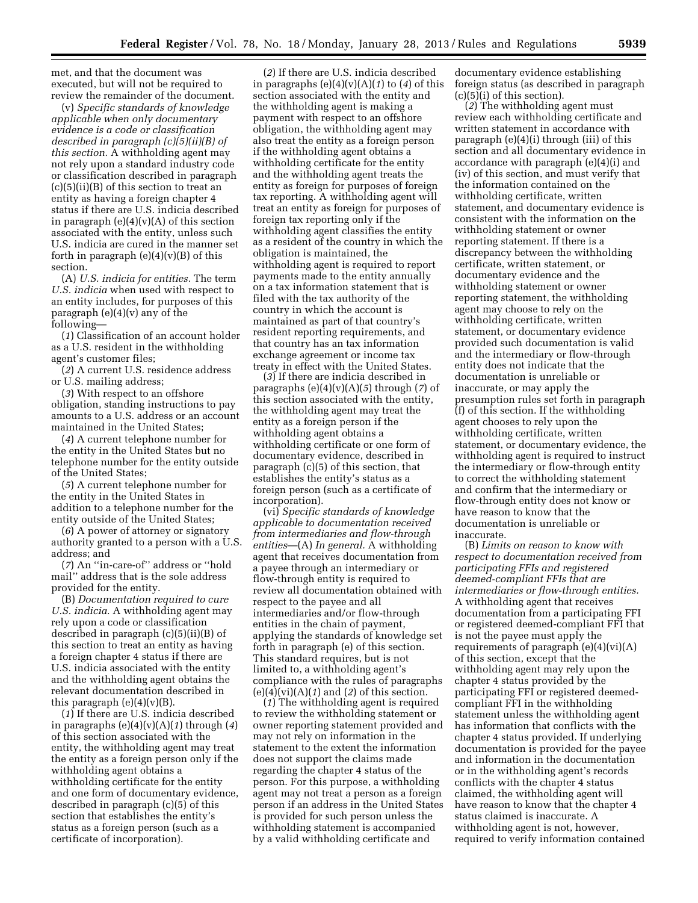met, and that the document was executed, but will not be required to review the remainder of the document.

(v) *Specific standards of knowledge applicable when only documentary evidence is a code or classification described in paragraph (c)(5)(ii)(B) of this section.* A withholding agent may not rely upon a standard industry code or classification described in paragraph (c)(5)(ii)(B) of this section to treat an entity as having a foreign chapter 4 status if there are U.S. indicia described in paragraph (e)(4)(v)(A) of this section associated with the entity, unless such U.S. indicia are cured in the manner set forth in paragraph (e)(4)(v)(B) of this section.

(A) *U.S. indicia for entities.* The term *U.S. indicia* when used with respect to an entity includes, for purposes of this paragraph (e)(4)(v) any of the following—

(*1*) Classification of an account holder as a U.S. resident in the withholding agent's customer files;

(*2*) A current U.S. residence address or U.S. mailing address;

(*3*) With respect to an offshore obligation, standing instructions to pay amounts to a U.S. address or an account maintained in the United States;

(*4*) A current telephone number for the entity in the United States but no telephone number for the entity outside of the United States;

(*5*) A current telephone number for the entity in the United States in addition to a telephone number for the entity outside of the United States;

(*6*) A power of attorney or signatory authority granted to a person with a U.S. address; and

(*7*) An ''in-care-of'' address or ''hold mail'' address that is the sole address provided for the entity.

(B) *Documentation required to cure U.S. indicia.* A withholding agent may rely upon a code or classification described in paragraph (c)(5)(ii)(B) of this section to treat an entity as having a foreign chapter 4 status if there are U.S. indicia associated with the entity and the withholding agent obtains the relevant documentation described in this paragraph (e)(4)(v)(B).

(*1*) If there are U.S. indicia described in paragraphs (e)(4)(v)(A)(*1*) through (*4*) of this section associated with the entity, the withholding agent may treat the entity as a foreign person only if the withholding agent obtains a withholding certificate for the entity and one form of documentary evidence, described in paragraph (c)(5) of this section that establishes the entity's status as a foreign person (such as a certificate of incorporation).

(*2*) If there are U.S. indicia described in paragraphs (e)(4)(v)(A)(*1*) to (*4*) of this section associated with the entity and the withholding agent is making a payment with respect to an offshore obligation, the withholding agent may also treat the entity as a foreign person if the withholding agent obtains a withholding certificate for the entity and the withholding agent treats the entity as foreign for purposes of foreign tax reporting. A withholding agent will treat an entity as foreign for purposes of foreign tax reporting only if the withholding agent classifies the entity as a resident of the country in which the obligation is maintained, the withholding agent is required to report payments made to the entity annually on a tax information statement that is filed with the tax authority of the country in which the account is maintained as part of that country's resident reporting requirements, and that country has an tax information exchange agreement or income tax treaty in effect with the United States.

(*3*) If there are indicia described in paragraphs (e)(4)(v)(A)(*5*) through (*7*) of this section associated with the entity, the withholding agent may treat the entity as a foreign person if the withholding agent obtains a withholding certificate or one form of documentary evidence, described in paragraph (c)(5) of this section, that establishes the entity's status as a foreign person (such as a certificate of incorporation).

(vi) *Specific standards of knowledge applicable to documentation received from intermediaries and flow-through entities*—(A) *In general.* A withholding agent that receives documentation from a payee through an intermediary or flow-through entity is required to review all documentation obtained with respect to the payee and all intermediaries and/or flow-through entities in the chain of payment, applying the standards of knowledge set forth in paragraph (e) of this section. This standard requires, but is not limited to, a withholding agent's compliance with the rules of paragraphs (e)(4)(vi)(A)(*1*) and (*2*) of this section.

(*1*) The withholding agent is required to review the withholding statement or owner reporting statement provided and may not rely on information in the statement to the extent the information does not support the claims made regarding the chapter 4 status of the person. For this purpose, a withholding agent may not treat a person as a foreign person if an address in the United States is provided for such person unless the withholding statement is accompanied by a valid withholding certificate and documentary evidence establishing foreign status (as described in paragraph (c)(5)(i) of this section).

(*2*) The withholding agent must review each withholding certificate and written statement in accordance with paragraph (e)(4)(i) through (iii) of this section and all documentary evidence in accordance with paragraph (e)(4)(i) and (iv) of this section, and must verify that the information contained on the withholding certificate, written statement, and documentary evidence is consistent with the information on the withholding statement or owner reporting statement. If there is a discrepancy between the withholding certificate, written statement, or documentary evidence and the withholding statement or owner reporting statement, the withholding agent may choose to rely on the withholding certificate, written statement, or documentary evidence provided such documentation is valid and the intermediary or flow-through entity does not indicate that the documentation is unreliable or inaccurate, or may apply the presumption rules set forth in paragraph (f) of this section. If the withholding agent chooses to rely upon the withholding certificate, written statement, or documentary evidence, the withholding agent is required to instruct the intermediary or flow-through entity to correct the withholding statement and confirm that the intermediary or flow-through entity does not know or have reason to know that the documentation is unreliable or inaccurate.

(B) *Limits on reason to know with respect to documentation received from participating FFIs and registered deemed-compliant FFIs that are intermediaries or flow-through entities.* A withholding agent that receives documentation from a participating FFI or registered deemed-compliant FFI that is not the payee must apply the requirements of paragraph (e)(4)(vi)(A) of this section, except that the withholding agent may rely upon the chapter 4 status provided by the participating FFI or registered deemed-compliant FFI in the withholding statement unless the withholding agent has information that conflicts with the chapter 4 status provided. If underlying documentation is provided for the payee and information in the documentation or in the withholding agent's records conflicts with the chapter 4 status claimed, the withholding agent will have reason to know that the chapter 4 status claimed is inaccurate. A withholding agent is not, however, required to verify information contained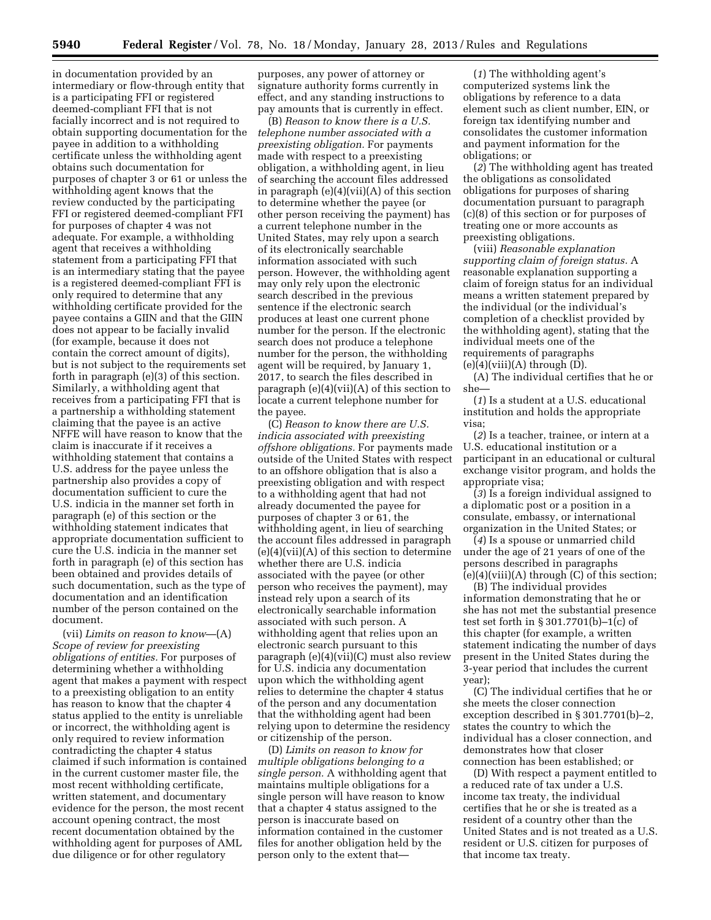in documentation provided by an intermediary or flow-through entity that is a participating FFI or registered deemed-compliant FFI that is not facially incorrect and is not required to obtain supporting documentation for the payee in addition to a withholding certificate unless the withholding agent obtains such documentation for purposes of chapter 3 or 61 or unless the withholding agent knows that the review conducted by the participating FFI or registered deemed-compliant FFI for purposes of chapter 4 was not adequate. For example, a withholding agent that receives a withholding statement from a participating FFI that is an intermediary stating that the payee is a registered deemed-compliant FFI is only required to determine that any withholding certificate provided for the payee contains a GIIN and that the GIIN does not appear to be facially invalid (for example, because it does not contain the correct amount of digits), but is not subject to the requirements set forth in paragraph (e)(3) of this section. Similarly, a withholding agent that receives from a participating FFI that is a partnership a withholding statement claiming that the payee is an active NFFE will have reason to know that the claim is inaccurate if it receives a withholding statement that contains a U.S. address for the payee unless the partnership also provides a copy of documentation sufficient to cure the U.S. indicia in the manner set forth in paragraph (e) of this section or the withholding statement indicates that appropriate documentation sufficient to cure the U.S. indicia in the manner set forth in paragraph (e) of this section has been obtained and provides details of such documentation, such as the type of documentation and an identification number of the person contained on the document.

(vii) *Limits on reason to know*—(A) *Scope of review for preexisting obligations of entities.* For purposes of determining whether a withholding agent that makes a payment with respect to a preexisting obligation to an entity has reason to know that the chapter 4 status applied to the entity is unreliable or incorrect, the withholding agent is only required to review information contradicting the chapter 4 status claimed if such information is contained in the current customer master file, the most recent withholding certificate, written statement, and documentary evidence for the person, the most recent account opening contract, the most recent documentation obtained by the withholding agent for purposes of AML due diligence or for other regulatory purposes, any power of attorney or signature authority forms currently in effect, and any standing instructions to pay amounts that is currently in effect.

(B) *Reason to know there is a U.S. telephone number associated with a preexisting obligation.* For payments made with respect to a preexisting obligation, a withholding agent, in lieu of searching the account files addressed in paragraph (e)(4)(vii)(A) of this section to determine whether the payee (or other person receiving the payment) has a current telephone number in the United States, may rely upon a search of its electronically searchable information associated with such person. However, the withholding agent may only rely upon the electronic search described in the previous sentence if the electronic search produces at least one current phone number for the person. If the electronic search does not produce a telephone number for the person, the withholding agent will be required, by January 1, 2017, to search the files described in paragraph (e)(4)(vii)(A) of this section to locate a current telephone number for the payee.

(C) *Reason to know there are U.S. indicia associated with preexisting offshore obligations.* For payments made outside of the United States with respect to an offshore obligation that is also a preexisting obligation and with respect to a withholding agent that had not already documented the payee for purposes of chapter 3 or 61, the withholding agent, in lieu of searching the account files addressed in paragraph (e)(4)(vii)(A) of this section to determine whether there are U.S. indicia associated with the payee (or other person who receives the payment), may instead rely upon a search of its electronically searchable information associated with such person. A withholding agent that relies upon an electronic search pursuant to this paragraph (e)(4)(vii)(C) must also review for U.S. indicia any documentation upon which the withholding agent relies to determine the chapter 4 status of the person and any documentation that the withholding agent had been relying upon to determine the residency or citizenship of the person.

(D) *Limits on reason to know for multiple obligations belonging to a single person.* A withholding agent that maintains multiple obligations for a single person will have reason to know that a chapter 4 status assigned to the person is inaccurate based on information contained in the customer files for another obligation held by the person only to the extent that—

(*1*) The withholding agent's computerized systems link the obligations by reference to a data element such as client number, EIN, or foreign tax identifying number and consolidates the customer information and payment information for the obligations; or

(*2*) The withholding agent has treated the obligations as consolidated obligations for purposes of sharing documentation pursuant to paragraph (c)(8) of this section or for purposes of treating one or more accounts as preexisting obligations.

(viii) *Reasonable explanation supporting claim of foreign status.* A reasonable explanation supporting a claim of foreign status for an individual means a written statement prepared by the individual (or the individual's completion of a checklist provided by the withholding agent), stating that the individual meets one of the requirements of paragraphs (e)(4)(viii)(A) through (D).

(A) The individual certifies that he or she—

(*1*) Is a student at a U.S. educational institution and holds the appropriate visa;

(*2*) Is a teacher, trainee, or intern at a U.S. educational institution or a participant in an educational or cultural exchange visitor program, and holds the appropriate visa;

(*3*) Is a foreign individual assigned to a diplomatic post or a position in a consulate, embassy, or international organization in the United States; or

(*4*) Is a spouse or unmarried child under the age of 21 years of one of the persons described in paragraphs (e)(4)(viii)(A) through (C) of this section;

(B) The individual provides information demonstrating that he or she has not met the substantial presence test set forth in § 301.7701(b)–1(c) of this chapter (for example, a written statement indicating the number of days present in the United States during the 3-year period that includes the current year);

(C) The individual certifies that he or she meets the closer connection exception described in § 301.7701(b)–2, states the country to which the individual has a closer connection, and demonstrates how that closer connection has been established; or

(D) With respect a payment entitled to a reduced rate of tax under a U.S. income tax treaty, the individual certifies that he or she is treated as a resident of a country other than the United States and is not treated as a U.S. resident or U.S. citizen for purposes of that income tax treaty.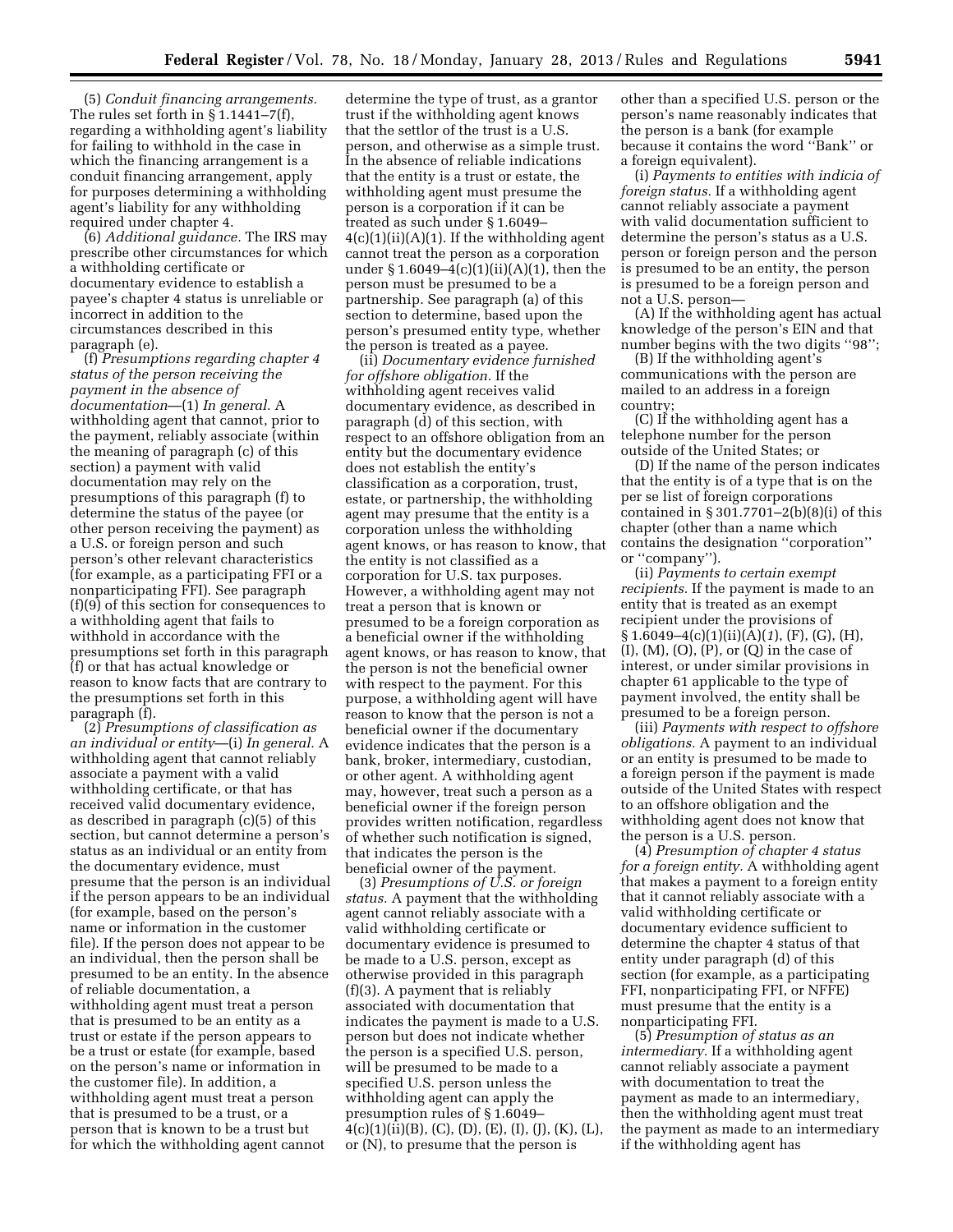(5) *Conduit financing arrangements.* The rules set forth in § 1.1441–7(f), regarding a withholding agent's liability for failing to withhold in the case in which the financing arrangement is a conduit financing arrangement, apply for purposes determining a withholding agent's liability for any withholding required under chapter 4.

(6) *Additional guidance.* The IRS may prescribe other circumstances for which a withholding certificate or documentary evidence to establish a payee's chapter 4 status is unreliable or incorrect in addition to the circumstances described in this paragraph (e).

(f) *Presumptions regarding chapter 4 status of the person receiving the payment in the absence of documentation*—(1) *In general.* A withholding agent that cannot, prior to the payment, reliably associate (within the meaning of paragraph (c) of this section) a payment with valid documentation may rely on the presumptions of this paragraph (f) to determine the status of the payee (or other person receiving the payment) as a U.S. or foreign person and such person's other relevant characteristics (for example, as a participating FFI or a nonparticipating FFI). See paragraph (f)(9) of this section for consequences to a withholding agent that fails to withhold in accordance with the presumptions set forth in this paragraph (f) or that has actual knowledge or reason to know facts that are contrary to the presumptions set forth in this paragraph (f).

(2) *Presumptions of classification as an individual or entity*—(i) *In general.* A withholding agent that cannot reliably associate a payment with a valid withholding certificate, or that has received valid documentary evidence, as described in paragraph (c)(5) of this section, but cannot determine a person's status as an individual or an entity from the documentary evidence, must presume that the person is an individual if the person appears to be an individual (for example, based on the person's name or information in the customer file). If the person does not appear to be an individual, then the person shall be presumed to be an entity. In the absence of reliable documentation, a withholding agent must treat a person that is presumed to be an entity as a trust or estate if the person appears to be a trust or estate (for example, based on the person's name or information in the customer file). In addition, a withholding agent must treat a person that is presumed to be a trust, or a person that is known to be a trust but for which the withholding agent cannot determine the type of trust, as a grantor trust if the withholding agent knows that the settlor of the trust is a U.S. person, and otherwise as a simple trust. In the absence of reliable indications that the entity is a trust or estate, the withholding agent must presume the person is a corporation if it can be treated as such under § 1.6049–4(c)(1)(ii)(A)(1). If the withholding agent cannot treat the person as a corporation under § 1.6049–4(c)(1)(ii)(A)(1), then the person must be presumed to be a partnership. See paragraph (a) of this section to determine, based upon the person's presumed entity type, whether the person is treated as a payee.

(ii) *Documentary evidence furnished for offshore obligation.* If the withholding agent receives valid documentary evidence, as described in paragraph (d) of this section, with respect to an offshore obligation from an entity but the documentary evidence does not establish the entity's classification as a corporation, trust, estate, or partnership, the withholding agent may presume that the entity is a corporation unless the withholding agent knows, or has reason to know, that the entity is not classified as a corporation for U.S. tax purposes. However, a withholding agent may not treat a person that is known or presumed to be a foreign corporation as a beneficial owner if the withholding agent knows, or has reason to know, that the person is not the beneficial owner with respect to the payment. For this purpose, a withholding agent will have reason to know that the person is not a beneficial owner if the documentary evidence indicates that the person is a bank, broker, intermediary, custodian, or other agent. A withholding agent may, however, treat such a person as a beneficial owner if the foreign person provides written notification, regardless of whether such notification is signed, that indicates the person is the beneficial owner of the payment.

(3) *Presumptions of U.S. or foreign status.* A payment that the withholding agent cannot reliably associate with a valid withholding certificate or documentary evidence is presumed to be made to a U.S. person, except as otherwise provided in this paragraph (f)(3). A payment that is reliably associated with documentation that indicates the payment is made to a U.S. person but does not indicate whether the person is a specified U.S. person, will be presumed to be made to a specified U.S. person unless the withholding agent can apply the presumption rules of § 1.6049–4(c)(1)(ii)(B), (C), (D), (E), (I), (J), (K), (L), or (N), to presume that the person is other than a specified U.S. person or the person's name reasonably indicates that the person is a bank (for example because it contains the word "Bank" or a foreign equivalent).

(i) *Payments to entities with indicia of foreign status.* If a withholding agent cannot reliably associate a payment with valid documentation sufficient to determine the person's status as a U.S. person or foreign person and the person is presumed to be an entity, the person is presumed to be a foreign person and not a U.S. person—

(A) If the withholding agent has actual knowledge of the person's EIN and that number begins with the two digits "98";

(B) If the withholding agent's communications with the person are mailed to an address in a foreign country;

(C) If the withholding agent has a telephone number for the person outside of the United States; or

(D) If the name of the person indicates that the entity is of a type that is on the per se list of foreign corporations contained in § 301.7701–2(b)(8)(i) of this chapter (other than a name which contains the designation "corporation" or "company").

(ii) *Payments to certain exempt recipients.* If the payment is made to an entity that is treated as an exempt recipient under the provisions of § 1.6049–4(c)(1)(ii)(A)(*1*), (F), (G), (H), (I), (M), (O), (P), or (Q) in the case of interest, or under similar provisions in chapter 61 applicable to the type of payment involved, the entity shall be presumed to be a foreign person.

(iii) *Payments with respect to offshore obligations.* A payment to an individual or an entity is presumed to be made to a foreign person if the payment is made outside of the United States with respect to an offshore obligation and the withholding agent does not know that the person is a U.S. person.

(4) *Presumption of chapter 4 status for a foreign entity.* A withholding agent that makes a payment to a foreign entity that it cannot reliably associate with a valid withholding certificate or documentary evidence sufficient to determine the chapter 4 status of that entity under paragraph (d) of this section (for example, as a participating FFI, nonparticipating FFI, or NFFE) must presume that the entity is a nonparticipating FFI.

(5) *Presumption of status as an intermediary.* If a withholding agent cannot reliably associate a payment with documentation to treat the payment as made to an intermediary, then the withholding agent must treat the payment as made to an intermediary if the withholding agent has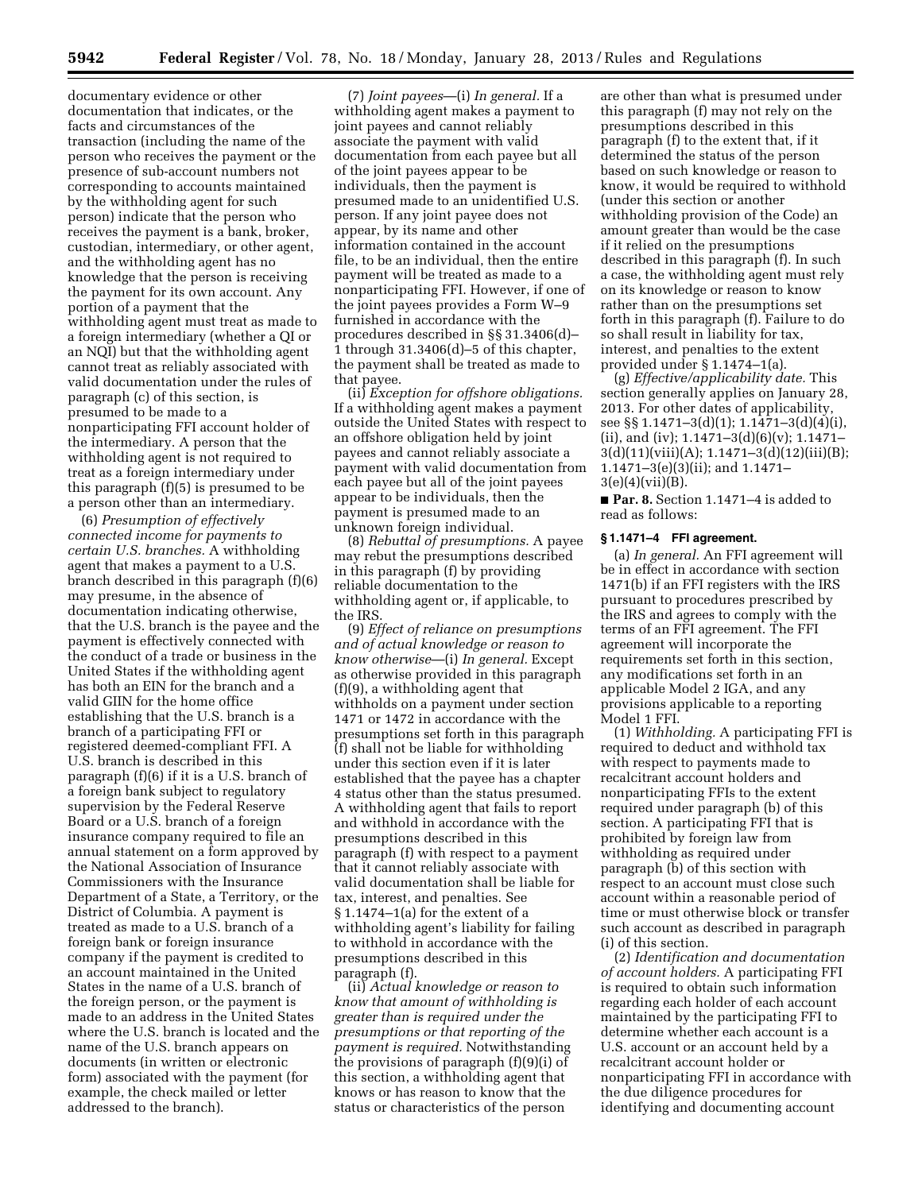documentary evidence or other documentation that indicates, or the facts and circumstances of the transaction (including the name of the person who receives the payment or the presence of sub-account numbers not corresponding to accounts maintained by the withholding agent for such person) indicate that the person who receives the payment is a bank, broker, custodian, intermediary, or other agent, and the withholding agent has no knowledge that the person is receiving the payment for its own account. Any portion of a payment that the withholding agent must treat as made to a foreign intermediary (whether a QI or an NQI) but that the withholding agent cannot treat as reliably associated with valid documentation under the rules of paragraph (c) of this section, is presumed to be made to a nonparticipating FFI account holder of the intermediary. A person that the withholding agent is not required to treat as a foreign intermediary under this paragraph (f)(5) is presumed to be a person other than an intermediary.

(6) *Presumption of effectively connected income for payments to certain U.S. branches.* A withholding agent that makes a payment to a U.S. branch described in this paragraph (f)(6) may presume, in the absence of documentation indicating otherwise, that the U.S. branch is the payee and the payment is effectively connected with the conduct of a trade or business in the United States if the withholding agent has both an EIN for the branch and a valid GIIN for the home office establishing that the U.S. branch is a branch of a participating FFI or registered deemed-compliant FFI. A U.S. branch is described in this paragraph (f)(6) if it is a U.S. branch of a foreign bank subject to regulatory supervision by the Federal Reserve Board or a U.S. branch of a foreign insurance company required to file an annual statement on a form approved by the National Association of Insurance Commissioners with the Insurance Department of a State, a Territory, or the District of Columbia. A payment is treated as made to a U.S. branch of a foreign bank or foreign insurance company if the payment is credited to an account maintained in the United States in the name of a U.S. branch of the foreign person, or the payment is made to an address in the United States where the U.S. branch is located and the name of the U.S. branch appears on documents (in written or electronic form) associated with the payment (for example, the check mailed or letter addressed to the branch).

(7) *Joint payees*—(i) *In general.* If a withholding agent makes a payment to joint payees and cannot reliably associate the payment with valid documentation from each payee but all of the joint payees appear to be individuals, then the payment is presumed made to an unidentified U.S. person. If any joint payee does not appear, by its name and other information contained in the account file, to be an individual, then the entire payment will be treated as made to a nonparticipating FFI. However, if one of the joint payees provides a Form W–9 furnished in accordance with the procedures described in §§ 31.3406(d)–1 through 31.3406(d)–5 of this chapter, the payment shall be treated as made to that payee.

(ii) *Exception for offshore obligations.* If a withholding agent makes a payment outside the United States with respect to an offshore obligation held by joint payees and cannot reliably associate a payment with valid documentation from each payee but all of the joint payees appear to be individuals, then the payment is presumed made to an unknown foreign individual.

(8) *Rebuttal of presumptions.* A payee may rebut the presumptions described in this paragraph (f) by providing reliable documentation to the withholding agent or, if applicable, to the IRS.

(9) *Effect of reliance on presumptions and of actual knowledge or reason to know otherwise*—(i) *In general.* Except as otherwise provided in this paragraph (f)(9), a withholding agent that withholds on a payment under section 1471 or 1472 in accordance with the presumptions set forth in this paragraph (f) shall not be liable for withholding under this section even if it is later established that the payee has a chapter 4 status other than the status presumed. A withholding agent that fails to report and withhold in accordance with the presumptions described in this paragraph (f) with respect to a payment that it cannot reliably associate with valid documentation shall be liable for tax, interest, and penalties. See § 1.1474–1(a) for the extent of a withholding agent's liability for failing to withhold in accordance with the presumptions described in this paragraph (f).

(ii) *Actual knowledge or reason to know that amount of withholding is greater than is required under the presumptions or that reporting of the payment is required.* Notwithstanding the provisions of paragraph (f)(9)(i) of this section, a withholding agent that knows or has reason to know that the status or characteristics of the person are other than what is presumed under this paragraph (f) may not rely on the presumptions described in this paragraph (f) to the extent that, if it determined the status of the person based on such knowledge or reason to know, it would be required to withhold (under this section or another withholding provision of the Code) an amount greater than would be the case if it relied on the presumptions described in this paragraph (f). In such a case, the withholding agent must rely on its knowledge or reason to know rather than on the presumptions set forth in this paragraph (f). Failure to do so shall result in liability for tax, interest, and penalties to the extent provided under § 1.1474–1(a).

(g) *Effective/applicability date.* This section generally applies on January 28, 2013. For other dates of applicability, see §§ 1.1471–3(d)(1); 1.1471–3(d)(4)(i), (ii), and (iv); 1.1471–3(d)(6)(v); 1.1471–3(d)(11)(viii)(A); 1.1471–3(d)(12)(iii)(B); 1.1471–3(e)(3)(ii); and 1.1471–3(e)(4)(vii)(B).

■ **Par. 8.** Section 1.1471–4 is added to read as follows:

### § 1.1471–4 FFI agreement.

(a) *In general.* An FFI agreement will be in effect in accordance with section 1471(b) if an FFI registers with the IRS pursuant to procedures prescribed by the IRS and agrees to comply with the terms of an FFI agreement. The FFI agreement will incorporate the requirements set forth in this section, any modifications set forth in an applicable Model 2 IGA, and any provisions applicable to a reporting Model 1 FFI.

(1) *Withholding.* A participating FFI is required to deduct and withhold tax with respect to payments made to recalcitrant account holders and nonparticipating FFIs to the extent required under paragraph (b) of this section. A participating FFI that is prohibited by foreign law from withholding as required under paragraph (b) of this section with respect to an account must close such account within a reasonable period of time or must otherwise block or transfer such account as described in paragraph (i) of this section.

(2) *Identification and documentation of account holders.* A participating FFI is required to obtain such information regarding each holder of each account maintained by the participating FFI to determine whether each account is a U.S. account or an account held by a recalcitrant account holder or nonparticipating FFI in accordance with the due diligence procedures for identifying and documenting account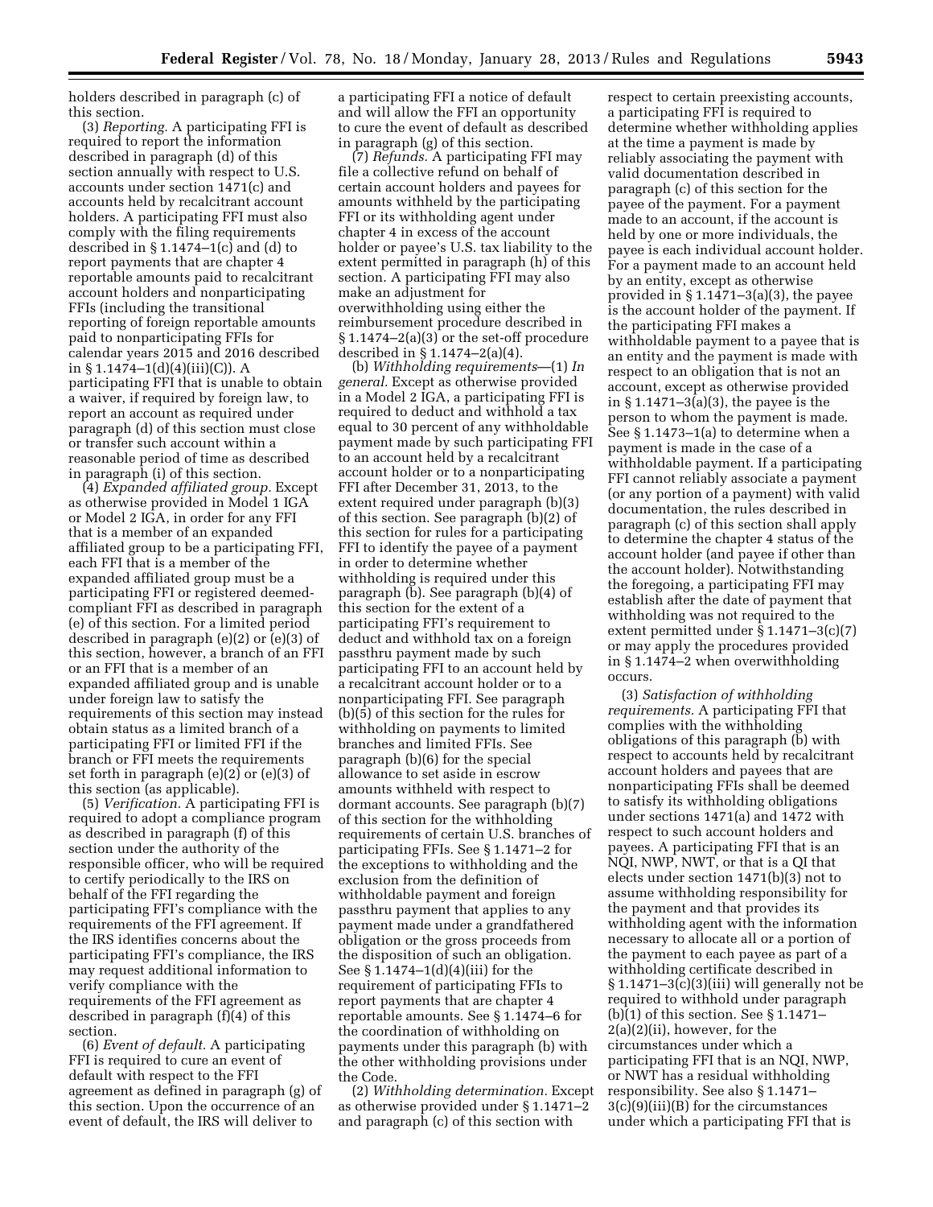holders described in paragraph (c) of this section.

(3) *Reporting.* A participating FFI is required to report the information described in paragraph (d) of this section annually with respect to U.S. accounts under section 1471(c) and accounts held by recalcitrant account holders. A participating FFI must also comply with the filing requirements described in § 1.1474–1(c) and (d) to report payments that are chapter 4 reportable amounts paid to recalcitrant account holders and nonparticipating FFIs (including the transitional reporting of foreign reportable amounts paid to nonparticipating FFIs for calendar years 2015 and 2016 described in § 1.1474–1(d)(4)(iii)(C)). A participating FFI that is unable to obtain a waiver, if required by foreign law, to report an account as required under paragraph (d) of this section must close or transfer such account within a reasonable period of time as described in paragraph (i) of this section.

(4) *Expanded affiliated group.* Except as otherwise provided in Model 1 IGA or Model 2 IGA, in order for any FFI that is a member of an expanded affiliated group to be a participating FFI, each FFI that is a member of the expanded affiliated group must be a participating FFI or registered deemed-compliant FFI as described in paragraph (e) of this section. For a limited period described in paragraph (e)(2) or (e)(3) of this section, however, a branch of an FFI or an FFI that is a member of an expanded affiliated group and is unable under foreign law to satisfy the requirements of this section may instead obtain status as a limited branch of a participating FFI or limited FFI if the branch or FFI meets the requirements set forth in paragraph (e)(2) or (e)(3) of this section (as applicable).

(5) *Verification.* A participating FFI is required to adopt a compliance program as described in paragraph (f) of this section under the authority of the responsible officer, who will be required to certify periodically to the IRS on behalf of the FFI regarding the participating FFI's compliance with the requirements of the FFI agreement. If the IRS identifies concerns about the participating FFI's compliance, the IRS may request additional information to verify compliance with the requirements of the FFI agreement as described in paragraph (f)(4) of this section.

(6) *Event of default.* A participating FFI is required to cure an event of default with respect to the FFI agreement as defined in paragraph (g) of this section. Upon the occurrence of an event of default, the IRS will deliver to a participating FFI a notice of default and will allow the FFI an opportunity to cure the event of default as described in paragraph (g) of this section.

(7) *Refunds.* A participating FFI may file a collective refund on behalf of certain account holders and payees for amounts withheld by the participating FFI or its withholding agent under chapter 4 in excess of the account holder or payee's U.S. tax liability to the extent permitted in paragraph (h) of this section. A participating FFI may also make an adjustment for overwithholding using either the reimbursement procedure described in § 1.1474–2(a)(3) or the set-off procedure described in § 1.1474–2(a)(4).

(b) *Withholding requirements*—(1) *In general.* Except as otherwise provided in a Model 2 IGA, a participating FFI is required to deduct and withhold a tax equal to 30 percent of any withholdable payment made by such participating FFI to an account held by a recalcitrant account holder or to a nonparticipating FFI after December 31, 2013, to the extent required under paragraph (b)(3) of this section. See paragraph (b)(2) of this section for rules for a participating FFI to identify the payee of a payment in order to determine whether withholding is required under this paragraph (b). See paragraph (b)(4) of this section for the extent of a participating FFI's requirement to deduct and withhold tax on a foreign passthru payment made by such participating FFI to an account held by a recalcitrant account holder or to a nonparticipating FFI. See paragraph (b)(5) of this section for the rules for withholding on payments to limited branches and limited FFIs. See paragraph (b)(6) for the special allowance to set aside in escrow amounts withheld with respect to dormant accounts. See paragraph (b)(7) of this section for the withholding requirements of certain U.S. branches of participating FFIs. See § 1.1471–2 for the exceptions to withholding and the exclusion from the definition of withholdable payment and foreign passthru payment that applies to any payment made under a grandfathered obligation or the gross proceeds from the disposition of such an obligation. See § 1.1474–1(d)(4)(iii) for the requirement of participating FFIs to report payments that are chapter 4 reportable amounts. See § 1.1474–6 for the coordination of withholding on payments under this paragraph (b) with the other withholding provisions under the Code.

(2) *Withholding determination.* Except as otherwise provided under § 1.1471–2 and paragraph (c) of this section with respect to certain preexisting accounts, a participating FFI is required to determine whether withholding applies at the time a payment is made by reliably associating the payment with valid documentation described in paragraph (c) of this section for the payee of the payment. For a payment made to an account, if the account is held by one or more individuals, the payee is each individual account holder. For a payment made to an account held by an entity, except as otherwise provided in § 1.1471–3(a)(3), the payee is the account holder of the payment. If the participating FFI makes a withholdable payment to a payee that is an entity and the payment is made with respect to an obligation that is not an account, except as otherwise provided in § 1.1471–3(a)(3), the payee is the person to whom the payment is made. See § 1.1473–1(a) to determine when a payment is made in the case of a withholdable payment. If a participating FFI cannot reliably associate a payment (or any portion of a payment) with valid documentation, the rules described in paragraph (c) of this section shall apply to determine the chapter 4 status of the account holder (and payee if other than the account holder). Notwithstanding the foregoing, a participating FFI may establish after the date of payment that withholding was not required to the extent permitted under § 1.1471–3(c)(7) or may apply the procedures provided in § 1.1474–2 when overwithholding occurs.

(3) *Satisfaction of withholding requirements.* A participating FFI that complies with the withholding obligations of this paragraph (b) with respect to accounts held by recalcitrant account holders and payees that are nonparticipating FFIs shall be deemed to satisfy its withholding obligations under sections 1471(a) and 1472 with respect to such account holders and payees. A participating FFI that is an NQI, NWP, NWT, or that is a QI that elects under section 1471(b)(3) not to assume withholding responsibility for the payment and that provides its withholding agent with the information necessary to allocate all or a portion of the payment to each payee as part of a withholding certificate described in § 1.1471–3(c)(3)(iii) will generally not be required to withhold under paragraph (b)(1) of this section. See § 1.1471–2(a)(2)(ii), however, for the circumstances under which a participating FFI that is an NQI, NWP, or NWT has a residual withholding responsibility. See also § 1.1471–3(c)(9)(iii)(B) for the circumstances under which a participating FFI that is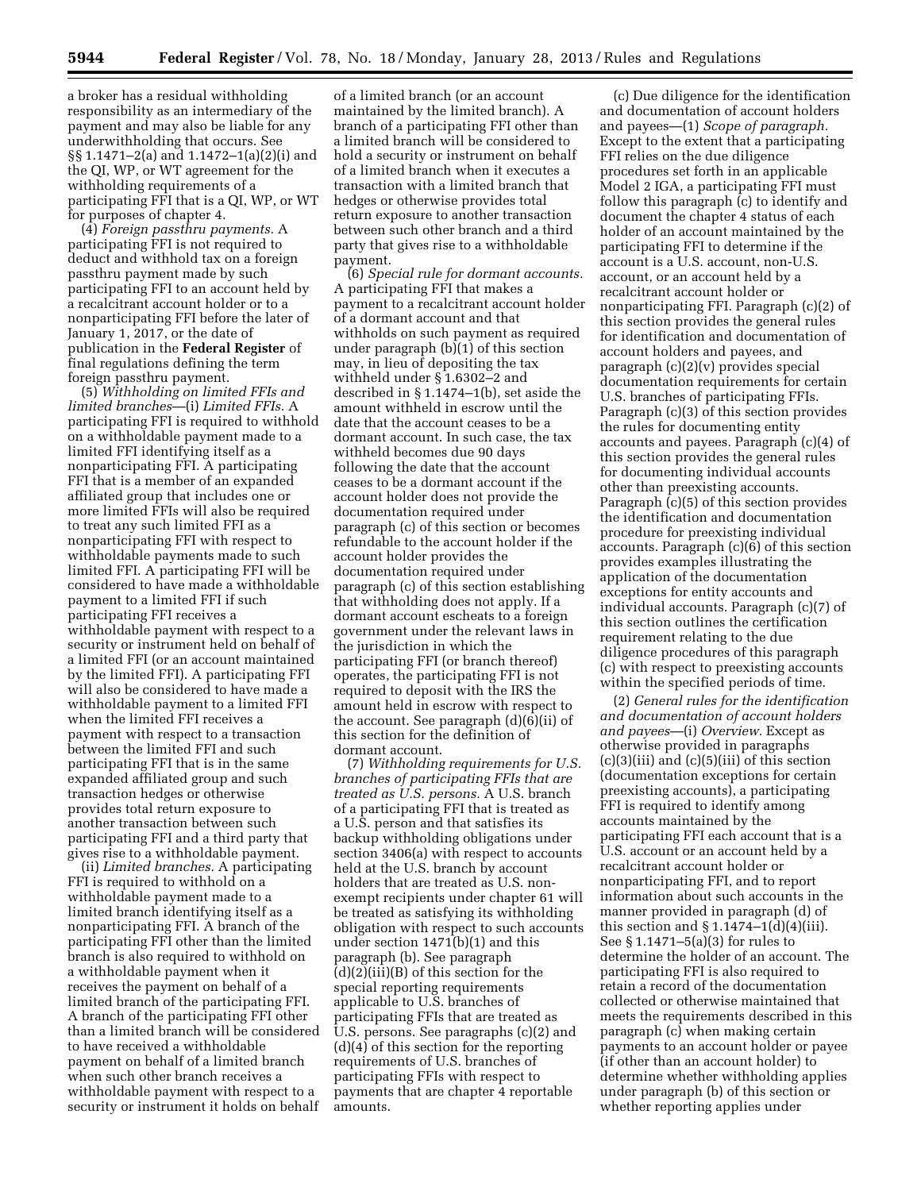a broker has a residual withholding responsibility as an intermediary of the payment and may also be liable for any underwithholding that occurs. See §§ 1.1471–2(a) and 1.1472–1(a)(2)(i) and the QI, WP, or WT agreement for the withholding requirements of a participating FFI that is a QI, WP, or WT for purposes of chapter 4.

(4) *Foreign passthru payments.* A participating FFI is not required to deduct and withhold tax on a foreign passthru payment made by such participating FFI to an account held by a recalcitrant account holder or to a nonparticipating FFI before the later of January 1, 2017, or the date of publication in the **Federal Register** of final regulations defining the term foreign passthru payment.

(5) *Withholding on limited FFIs and limited branches*—(i) *Limited FFIs.* A participating FFI is required to withhold on a withholdable payment made to a limited FFI identifying itself as a nonparticipating FFI. A participating FFI that is a member of an expanded affiliated group that includes one or more limited FFIs will also be required to treat any such limited FFI as a nonparticipating FFI with respect to withholdable payments made to such limited FFI. A participating FFI will be considered to have made a withholdable payment to a limited FFI if such participating FFI receives a withholdable payment with respect to a security or instrument held on behalf of a limited FFI (or an account maintained by the limited FFI). A participating FFI will also be considered to have made a withholdable payment to a limited FFI when the limited FFI receives a payment with respect to a transaction between the limited FFI and such participating FFI that is in the same expanded affiliated group and such transaction hedges or otherwise provides total return exposure to another transaction between such participating FFI and a third party that gives rise to a withholdable payment.

(ii) *Limited branches.* A participating FFI is required to withhold on a withholdable payment made to a limited branch identifying itself as a nonparticipating FFI. A branch of the participating FFI other than the limited branch is also required to withhold on a withholdable payment when it receives the payment on behalf of a limited branch of the participating FFI. A branch of the participating FFI other than a limited branch will be considered to have received a withholdable payment on behalf of a limited branch when such other branch receives a withholdable payment with respect to a security or instrument it holds on behalf of a limited branch (or an account maintained by the limited branch). A branch of a participating FFI other than a limited branch will be considered to hold a security or instrument on behalf of a limited branch when it executes a transaction with a limited branch that hedges or otherwise provides total return exposure to another transaction between such other branch and a third party that gives rise to a withholdable payment.

(6) *Special rule for dormant accounts.* A participating FFI that makes a payment to a recalcitrant account holder of a dormant account and that withholds on such payment as required under paragraph (b)(1) of this section may, in lieu of depositing the tax withheld under § 1.6302–2 and described in § 1.1474–1(b), set aside the amount withheld in escrow until the date that the account ceases to be a dormant account. In such case, the tax withheld becomes due 90 days following the date that the account ceases to be a dormant account if the account holder does not provide the documentation required under paragraph (c) of this section or becomes refundable to the account holder if the account holder provides the documentation required under paragraph (c) of this section establishing that withholding does not apply. If a dormant account escheats to a foreign government under the relevant laws in the jurisdiction in which the participating FFI (or branch thereof) operates, the participating FFI is not required to deposit with the IRS the amount held in escrow with respect to the account. See paragraph (d)(6)(ii) of this section for the definition of dormant account.

(7) *Withholding requirements for U.S. branches of participating FFIs that are treated as U.S. persons.* A U.S. branch of a participating FFI that is treated as a U.S. person and that satisfies its backup withholding obligations under section 3406(a) with respect to accounts held at the U.S. branch by account holders that are treated as U.S. non-exempt recipients under chapter 61 will be treated as satisfying its withholding obligation with respect to such accounts under section 1471(b)(1) and this paragraph (b). See paragraph (d)(2)(iii)(B) of this section for the special reporting requirements applicable to U.S. branches of participating FFIs that are treated as U.S. persons. See paragraphs (c)(2) and (d)(4) of this section for the reporting requirements of U.S. branches of participating FFIs with respect to payments that are chapter 4 reportable amounts.

(c) Due diligence for the identification and documentation of account holders and payees—(1) *Scope of paragraph.* Except to the extent that a participating FFI relies on the due diligence procedures set forth in an applicable Model 2 IGA, a participating FFI must follow this paragraph (c) to identify and document the chapter 4 status of each holder of an account maintained by the participating FFI to determine if the account is a U.S. account, non-U.S. account, or an account held by a recalcitrant account holder or nonparticipating FFI. Paragraph (c)(2) of this section provides the general rules for identification and documentation of account holders and payees, and paragraph (c)(2)(v) provides special documentation requirements for certain U.S. branches of participating FFIs. Paragraph (c)(3) of this section provides the rules for documenting entity accounts and payees. Paragraph (c)(4) of this section provides the general rules for documenting individual accounts other than preexisting accounts. Paragraph (c)(5) of this section provides the identification and documentation procedure for preexisting individual accounts. Paragraph (c)(6) of this section provides examples illustrating the application of the documentation exceptions for entity accounts and individual accounts. Paragraph (c)(7) of this section outlines the certification requirement relating to the due diligence procedures of this paragraph (c) with respect to preexisting accounts within the specified periods of time.

(2) *General rules for the identification and documentation of account holders and payees*—(i) *Overview.* Except as otherwise provided in paragraphs (c)(3)(iii) and (c)(5)(iii) of this section (documentation exceptions for certain preexisting accounts), a participating FFI is required to identify among accounts maintained by the participating FFI each account that is a U.S. account or an account held by a recalcitrant account holder or nonparticipating FFI, and to report information about such accounts in the manner provided in paragraph (d) of this section and § 1.1474–1(d)(4)(iii). See § 1.1471–5(a)(3) for rules to determine the holder of an account. The participating FFI is also required to retain a record of the documentation collected or otherwise maintained that meets the requirements described in this paragraph (c) when making certain payments to an account holder or payee (if other than an account holder) to determine whether withholding applies under paragraph (b) of this section or whether reporting applies under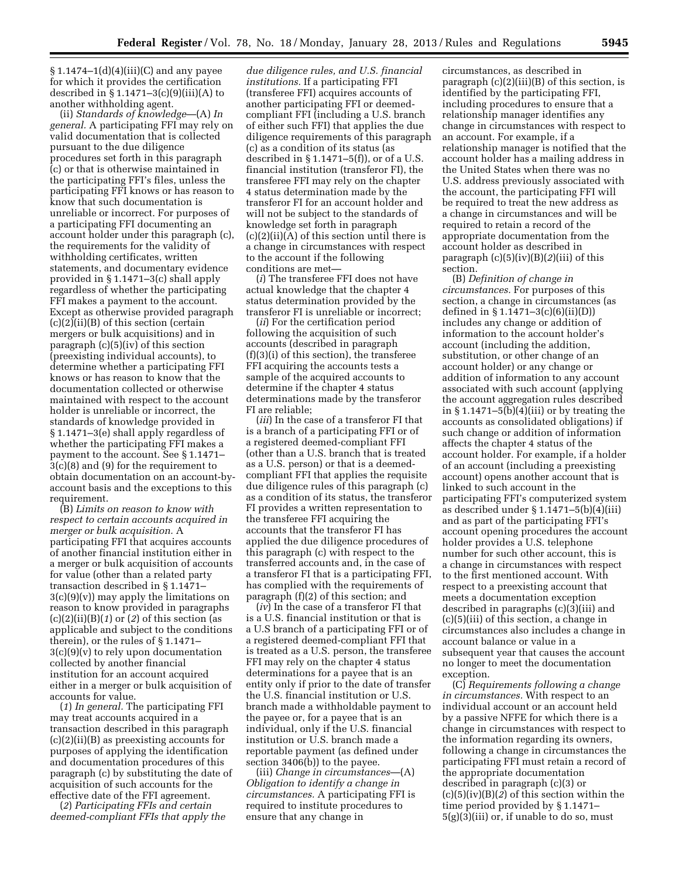§ 1.1474–1(d)(4)(iii)(C) and any payee for which it provides the certification described in § 1.1471–3(c)(9)(iii)(A) to another withholding agent.

(ii) *Standards of knowledge*—(A) *In general.* A participating FFI may rely on valid documentation that is collected pursuant to the due diligence procedures set forth in this paragraph (c) or that is otherwise maintained in the participating FFI's files, unless the participating FFI knows or has reason to know that such documentation is unreliable or incorrect. For purposes of a participating FFI documenting an account holder under this paragraph (c), the requirements for the validity of withholding certificates, written statements, and documentary evidence provided in § 1.1471–3(c) shall apply regardless of whether the participating FFI makes a payment to the account. Except as otherwise provided paragraph (c)(2)(ii)(B) of this section (certain mergers or bulk acquisitions) and in paragraph (c)(5)(iv) of this section (preexisting individual accounts), to determine whether a participating FFI knows or has reason to know that the documentation collected or otherwise maintained with respect to the account holder is unreliable or incorrect, the standards of knowledge provided in § 1.1471–3(e) shall apply regardless of whether the participating FFI makes a payment to the account. See § 1.1471–3(c)(8) and (9) for the requirement to obtain documentation on an account-by-account basis and the exceptions to this requirement.

(B) *Limits on reason to know with respect to certain accounts acquired in merger or bulk acquisition.* A participating FFI that acquires accounts of another financial institution either in a merger or bulk acquisition of accounts for value (other than a related party transaction described in § 1.1471–3(c)(9)(v)) may apply the limitations on reason to know provided in paragraphs (c)(2)(ii)(B)(*1*) or (*2*) of this section (as applicable and subject to the conditions therein), or the rules of § 1.1471–3(c)(9)(v) to rely upon documentation collected by another financial institution for an account acquired either in a merger or bulk acquisition of accounts for value.

(*1*) *In general.* The participating FFI may treat accounts acquired in a transaction described in this paragraph (c)(2)(ii)(B) as preexisting accounts for purposes of applying the identification and documentation procedures of this paragraph (c) by substituting the date of acquisition of such accounts for the effective date of the FFI agreement.

(*2*) *Participating FFIs and certain deemed-compliant FFIs that apply the due diligence rules, and U.S. financial institutions.* If a participating FFI (transferee FFI) acquires accounts of another participating FFI or deemed-compliant FFI (including a U.S. branch of either such FFI) that applies the due diligence requirements of this paragraph (c) as a condition of its status (as described in § 1.1471–5(f)), or of a U.S. financial institution (transferor FI), the transferee FFI may rely on the chapter 4 status determination made by the transferor FI for an account holder and will not be subject to the standards of knowledge set forth in paragraph (c)(2)(ii)(A) of this section until there is a change in circumstances with respect to the account if the following conditions are met—

(*i*) The transferee FFI does not have actual knowledge that the chapter 4 status determination provided by the transferor FI is unreliable or incorrect;

(*ii*) For the certification period following the acquisition of such accounts (described in paragraph (f)(3)(i) of this section), the transferee FFI acquiring the accounts tests a sample of the acquired accounts to determine if the chapter 4 status determinations made by the transferor FI are reliable;

(*iii*) In the case of a transferor FI that is a branch of a participating FFI or of a registered deemed-compliant FFI (other than a U.S. branch that is treated as a U.S. person) or that is a deemed-compliant FFI that applies the requisite due diligence rules of this paragraph (c) as a condition of its status, the transferor FI provides a written representation to the transferee FFI acquiring the accounts that the transferor FI has applied the due diligence procedures of this paragraph (c) with respect to the transferred accounts and, in the case of a transferor FI that is a participating FFI, has complied with the requirements of paragraph (f)(2) of this section; and

(*iv*) In the case of a transferor FI that is a U.S. financial institution or that is a U.S branch of a participating FFI or of a registered deemed-compliant FFI that is treated as a U.S. person, the transferee FFI may rely on the chapter 4 status determinations for a payee that is an entity only if prior to the date of transfer the U.S. financial institution or U.S. branch made a withholdable payment to the payee or, for a payee that is an individual, only if the U.S. financial institution or U.S. branch made a reportable payment (as defined under section 3406(b)) to the payee.

(iii) *Change in circumstances*—(A) *Obligation to identify a change in circumstances.* A participating FFI is required to institute procedures to ensure that any change in circumstances, as described in paragraph (c)(2)(iii)(B) of this section, is identified by the participating FFI, including procedures to ensure that a relationship manager identifies any change in circumstances with respect to an account. For example, if a relationship manager is notified that the account holder has a mailing address in the United States when there was no U.S. address previously associated with the account, the participating FFI will be required to treat the new address as a change in circumstances and will be required to retain a record of the appropriate documentation from the account holder as described in paragraph (c)(5)(iv)(B)(*2*)(iii) of this section.

(B) *Definition of change in circumstances.* For purposes of this section, a change in circumstances (as defined in § 1.1471–3(c)(6)(ii)(D)) includes any change or addition of information to the account holder's account (including the addition, substitution, or other change of an account holder) or any change or addition of information to any account associated with such account (applying the account aggregation rules described in § 1.1471–5(b)(4)(iii) or by treating the accounts as consolidated obligations) if such change or addition of information affects the chapter 4 status of the account holder. For example, if a holder of an account (including a preexisting account) opens another account that is linked to such account in the participating FFI's computerized system as described under § 1.1471–5(b)(4)(iii) and as part of the participating FFI's account opening procedures the account holder provides a U.S. telephone number for such other account, this is a change in circumstances with respect to the first mentioned account. With respect to a preexisting account that meets a documentation exception described in paragraphs (c)(3)(iii) and (c)(5)(iii) of this section, a change in circumstances also includes a change in account balance or value in a subsequent year that causes the account no longer to meet the documentation exception.

(C) *Requirements following a change in circumstances.* With respect to an individual account or an account held by a passive NFFE for which there is a change in circumstances with respect to the information regarding its owners, following a change in circumstances the participating FFI must retain a record of the appropriate documentation described in paragraph (c)(3) or (c)(5)(iv)(B)(*2*) of this section within the time period provided by § 1.1471–5(g)(3)(iii) or, if unable to do so, must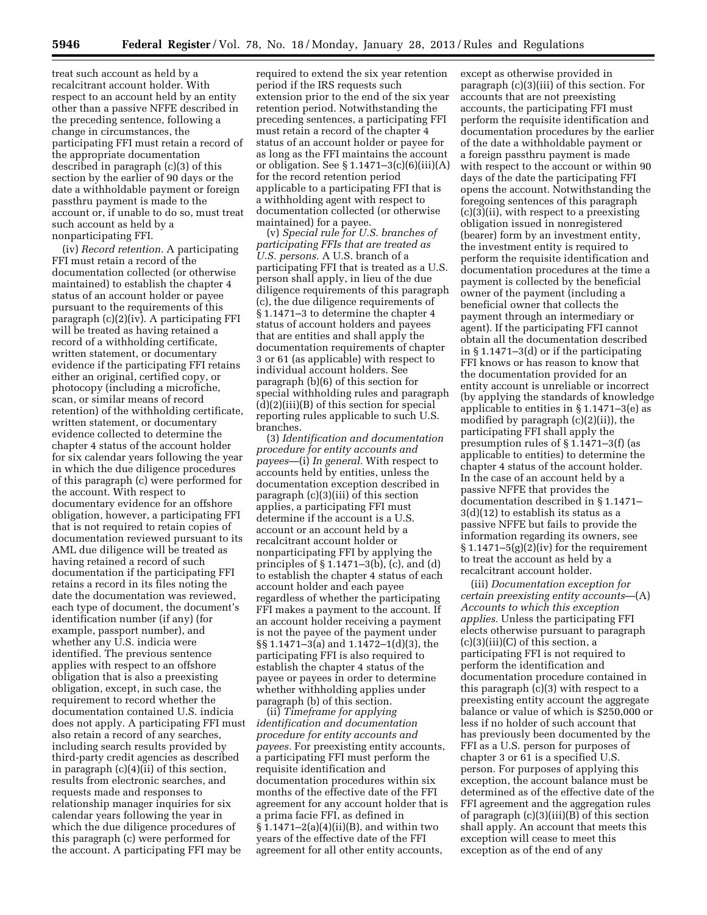treat such account as held by a recalcitrant account holder. With respect to an account held by an entity other than a passive NFFE described in the preceding sentence, following a change in circumstances, the participating FFI must retain a record of the appropriate documentation described in paragraph (c)(3) of this section by the earlier of 90 days or the date a withholdable payment or foreign passthru payment is made to the account or, if unable to do so, must treat such account as held by a nonparticipating FFI.

(iv) *Record retention.* A participating FFI must retain a record of the documentation collected (or otherwise maintained) to establish the chapter 4 status of an account holder or payee pursuant to the requirements of this paragraph (c)(2)(iv). A participating FFI will be treated as having retained a record of a withholding certificate, written statement, or documentary evidence if the participating FFI retains either an original, certified copy, or photocopy (including a microfiche, scan, or similar means of record retention) of the withholding certificate, written statement, or documentary evidence collected to determine the chapter 4 status of the account holder for six calendar years following the year in which the due diligence procedures of this paragraph (c) were performed for the account. With respect to documentary evidence for an offshore obligation, however, a participating FFI that is not required to retain copies of documentation reviewed pursuant to its AML due diligence will be treated as having retained a record of such documentation if the participating FFI retains a record in its files noting the date the documentation was reviewed, each type of document, the document's identification number (if any) (for example, passport number), and whether any U.S. indicia were identified. The previous sentence applies with respect to an offshore obligation that is also a preexisting obligation, except, in such case, the requirement to record whether the documentation contained U.S. indicia does not apply. A participating FFI must also retain a record of any searches, including search results provided by third-party credit agencies as described in paragraph (c)(4)(ii) of this section, results from electronic searches, and requests made and responses to relationship manager inquiries for six calendar years following the year in which the due diligence procedures of this paragraph (c) were performed for the account. A participating FFI may be required to extend the six year retention period if the IRS requests such extension prior to the end of the six year retention period. Notwithstanding the preceding sentences, a participating FFI must retain a record of the chapter 4 status of an account holder or payee for as long as the FFI maintains the account or obligation. See § 1.1471–3(c)(6)(iii)(A) for the record retention period applicable to a participating FFI that is a withholding agent with respect to documentation collected (or otherwise maintained) for a payee.

(v) *Special rule for U.S. branches of participating FFIs that are treated as U.S. persons.* A U.S. branch of a participating FFI that is treated as a U.S. person shall apply, in lieu of the due diligence requirements of this paragraph (c), the due diligence requirements of § 1.1471–3 to determine the chapter 4 status of account holders and payees that are entities and shall apply the documentation requirements of chapter 3 or 61 (as applicable) with respect to individual account holders. See paragraph (b)(6) of this section for special withholding rules and paragraph (d)(2)(iii)(B) of this section for special reporting rules applicable to such U.S. branches.

(3) *Identification and documentation procedure for entity accounts and payees*—(i) *In general.* With respect to accounts held by entities, unless the documentation exception described in paragraph (c)(3)(iii) of this section applies, a participating FFI must determine if the account is a U.S. account or an account held by a recalcitrant account holder or nonparticipating FFI by applying the principles of § 1.1471–3(b), (c), and (d) to establish the chapter 4 status of each account holder and each payee regardless of whether the participating FFI makes a payment to the account. If an account holder receiving a payment is not the payee of the payment under §§ 1.1471–3(a) and 1.1472–1(d)(3), the participating FFI is also required to establish the chapter 4 status of the payee or payees in order to determine whether withholding applies under paragraph (b) of this section.

(ii) *Timeframe for applying identification and documentation procedure for entity accounts and payees.* For preexisting entity accounts, a participating FFI must perform the requisite identification and documentation procedures within six months of the effective date of the FFI agreement for any account holder that is a prima facie FFI, as defined in § 1.1471–2(a)(4)(ii)(B), and within two years of the effective date of the FFI agreement for all other entity accounts, except as otherwise provided in paragraph (c)(3)(iii) of this section. For accounts that are not preexisting accounts, the participating FFI must perform the requisite identification and documentation procedures by the earlier of the date a withholdable payment or a foreign passthru payment is made with respect to the account or within 90 days of the date the participating FFI opens the account. Notwithstanding the foregoing sentences of this paragraph (c)(3)(ii), with respect to a preexisting obligation issued in nonregistered (bearer) form by an investment entity, the investment entity is required to perform the requisite identification and documentation procedures at the time a payment is collected by the beneficial owner of the payment (including a beneficial owner that collects the payment through an intermediary or agent). If the participating FFI cannot obtain all the documentation described in § 1.1471–3(d) or if the participating FFI knows or has reason to know that the documentation provided for an entity account is unreliable or incorrect (by applying the standards of knowledge applicable to entities in § 1.1471–3(e) as modified by paragraph (c)(2)(ii)), the participating FFI shall apply the presumption rules of § 1.1471–3(f) (as applicable to entities) to determine the chapter 4 status of the account holder. In the case of an account held by a passive NFFE that provides the documentation described in § 1.1471–3(d)(12) to establish its status as a passive NFFE but fails to provide the information regarding its owners, see § 1.1471–5(g)(2)(iv) for the requirement to treat the account as held by a recalcitrant account holder.

(iii) *Documentation exception for certain preexisting entity accounts*—(A) *Accounts to which this exception applies.* Unless the participating FFI elects otherwise pursuant to paragraph (c)(3)(iii)(C) of this section, a participating FFI is not required to perform the identification and documentation procedure contained in this paragraph (c)(3) with respect to a preexisting entity account the aggregate balance or value of which is $250,000 or less if no holder of such account that has previously been documented by the FFI as a U.S. person for purposes of chapter 3 or 61 is a specified U.S. person. For purposes of applying this exception, the account balance must be determined as of the effective date of the FFI agreement and the aggregation rules of paragraph (c)(3)(iii)(B) of this section shall apply. An account that meets this exception will cease to meet this exception as of the end of any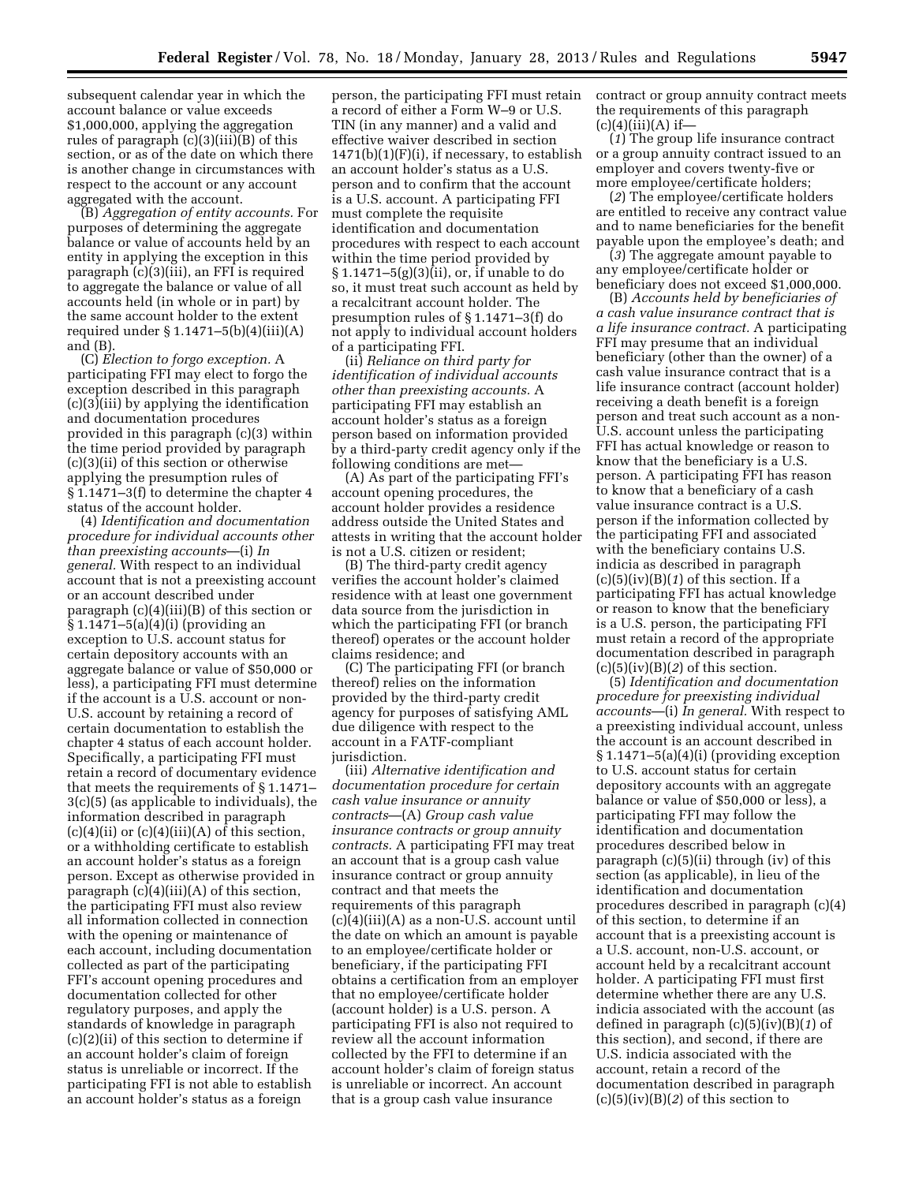subsequent calendar year in which the account balance or value exceeds $1,000,000, applying the aggregation rules of paragraph (c)(3)(iii)(B) of this section, or as of the date on which there is another change in circumstances with respect to the account or any account aggregated with the account.

(B) *Aggregation of entity accounts.* For purposes of determining the aggregate balance or value of accounts held by an entity in applying the exception in this paragraph (c)(3)(iii), an FFI is required to aggregate the balance or value of all accounts held (in whole or in part) by the same account holder to the extent required under § 1.1471–5(b)(4)(iii)(A) and (B).

(C) *Election to forgo exception.* A participating FFI may elect to forgo the exception described in this paragraph (c)(3)(iii) by applying the identification and documentation procedures provided in this paragraph (c)(3) within the time period provided by paragraph (c)(3)(ii) of this section or otherwise applying the presumption rules of § 1.1471–3(f) to determine the chapter 4 status of the account holder.

(4) *Identification and documentation procedure for individual accounts other than preexisting accounts*—(i) *In general.* With respect to an individual account that is not a preexisting account or an account described under paragraph (c)(4)(iii)(B) of this section or § 1.1471–5(a)(4)(i) (providing an exception to U.S. account status for certain depository accounts with an aggregate balance or value of $50,000 or less), a participating FFI must determine if the account is a U.S. account or non-U.S. account by retaining a record of certain documentation to establish the chapter 4 status of each account holder. Specifically, a participating FFI must retain a record of documentary evidence that meets the requirements of § 1.1471–3(c)(5) (as applicable to individuals), the information described in paragraph (c)(4)(ii) or (c)(4)(iii)(A) of this section, or a withholding certificate to establish an account holder's status as a foreign person. Except as otherwise provided in paragraph (c)(4)(iii)(A) of this section, the participating FFI must also review all information collected in connection with the opening or maintenance of each account, including documentation collected as part of the participating FFI's account opening procedures and documentation collected for other regulatory purposes, and apply the standards of knowledge in paragraph (c)(2)(ii) of this section to determine if an account holder's claim of foreign status is unreliable or incorrect. If the participating FFI is not able to establish an account holder's status as a foreign person, the participating FFI must retain a record of either a Form W–9 or U.S. TIN (in any manner) and a valid and effective waiver described in section 1471(b)(1)(F)(i), if necessary, to establish an account holder's status as a U.S. person and to confirm that the account is a U.S. account. A participating FFI must complete the requisite identification and documentation procedures with respect to each account within the time period provided by § 1.1471–5(g)(3)(ii), or, if unable to do so, it must treat such account as held by a recalcitrant account holder. The presumption rules of § 1.1471–3(f) do not apply to individual account holders of a participating FFI.

(ii) *Reliance on third party for identification of individual accounts other than preexisting accounts.* A participating FFI may establish an account holder's status as a foreign person based on information provided by a third-party credit agency only if the following conditions are met—

(A) As part of the participating FFI's account opening procedures, the account holder provides a residence address outside the United States and attests in writing that the account holder is not a U.S. citizen or resident;

(B) The third-party credit agency verifies the account holder's claimed residence with at least one government data source from the jurisdiction in which the participating FFI (or branch thereof) operates or the account holder claims residence; and

(C) The participating FFI (or branch thereof) relies on the information provided by the third-party credit agency for purposes of satisfying AML due diligence with respect to the account in a FATF-compliant jurisdiction.

(iii) *Alternative identification and documentation procedure for certain cash value insurance or annuity contracts*—(A) *Group cash value insurance contracts or group annuity contracts.* A participating FFI may treat an account that is a group cash value insurance contract or group annuity contract and that meets the requirements of this paragraph (c)(4)(iii)(A) as a non-U.S. account until the date on which an amount is payable to an employee/certificate holder or beneficiary, if the participating FFI obtains a certification from an employer that no employee/certificate holder (account holder) is a U.S. person. A participating FFI is also not required to review all the account information collected by the FFI to determine if an account holder's claim of foreign status is unreliable or incorrect. An account that is a group cash value insurance contract or group annuity contract meets the requirements of this paragraph (c)(4)(iii)(A) if—

(*1*) The group life insurance contract or a group annuity contract issued to an employer and covers twenty-five or more employee/certificate holders;

(*2*) The employee/certificate holders are entitled to receive any contract value and to name beneficiaries for the benefit payable upon the employee's death; and

(*3*) The aggregate amount payable to any employee/certificate holder or beneficiary does not exceed $1,000,000.

(B) *Accounts held by beneficiaries of a cash value insurance contract that is a life insurance contract.* A participating FFI may presume that an individual beneficiary (other than the owner) of a cash value insurance contract that is a life insurance contract (account holder) receiving a death benefit is a foreign person and treat such account as a non-U.S. account unless the participating FFI has actual knowledge or reason to know that the beneficiary is a U.S. person. A participating FFI has reason to know that a beneficiary of a cash value insurance contract is a U.S. person if the information collected by the participating FFI and associated with the beneficiary contains U.S. indicia as described in paragraph (c)(5)(iv)(B)(*1*) of this section. If a participating FFI has actual knowledge or reason to know that the beneficiary is a U.S. person, the participating FFI must retain a record of the appropriate documentation described in paragraph (c)(5)(iv)(B)(*2*) of this section.

(5) *Identification and documentation procedure for preexisting individual accounts*—(i) *In general.* With respect to a preexisting individual account, unless the account is an account described in § 1.1471–5(a)(4)(i) (providing exception to U.S. account status for certain depository accounts with an aggregate balance or value of $50,000 or less), a participating FFI may follow the identification and documentation procedures described below in paragraph (c)(5)(ii) through (iv) of this section (as applicable), in lieu of the identification and documentation procedures described in paragraph (c)(4) of this section, to determine if an account that is a preexisting account is a U.S. account, non-U.S. account, or account held by a recalcitrant account holder. A participating FFI must first determine whether there are any U.S. indicia associated with the account (as defined in paragraph (c)(5)(iv)(B)(*1*) of this section), and second, if there are U.S. indicia associated with the account, retain a record of the documentation described in paragraph (c)(5)(iv)(B)(*2*) of this section to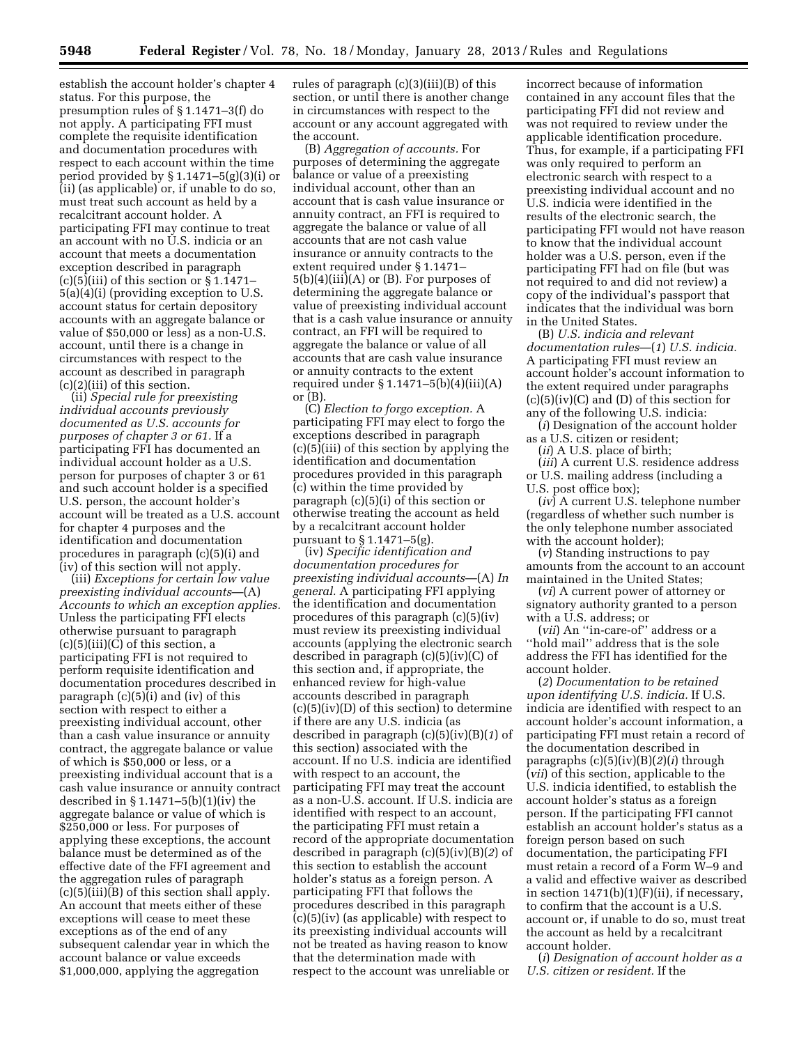establish the account holder's chapter 4 status. For this purpose, the presumption rules of § 1.1471–3(f) do not apply. A participating FFI must complete the requisite identification and documentation procedures with respect to each account within the time period provided by § 1.1471–5(g)(3)(i) or (ii) (as applicable) or, if unable to do so, must treat such account as held by a recalcitrant account holder. A participating FFI may continue to treat an account with no U.S. indicia or an account that meets a documentation exception described in paragraph (c)(5)(iii) of this section or § 1.1471–5(a)(4)(i) (providing exception to U.S. account status for certain depository accounts with an aggregate balance or value of $50,000 or less) as a non-U.S. account, until there is a change in circumstances with respect to the account as described in paragraph (c)(2)(iii) of this section.

(ii) *Special rule for preexisting individual accounts previously documented as U.S. accounts for purposes of chapter 3 or 61.* If a participating FFI has documented an individual account holder as a U.S. person for purposes of chapter 3 or 61 and such account holder is a specified U.S. person, the account holder's account will be treated as a U.S. account for chapter 4 purposes and the identification and documentation procedures in paragraph (c)(5)(i) and (iv) of this section will not apply.

(iii) *Exceptions for certain low value preexisting individual accounts*—(A) *Accounts to which an exception applies.* Unless the participating FFI elects otherwise pursuant to paragraph (c)(5)(iii)(C) of this section, a participating FFI is not required to perform requisite identification and documentation procedures described in paragraph (c)(5)(i) and (iv) of this section with respect to either a preexisting individual account, other than a cash value insurance or annuity contract, the aggregate balance or value of which is $50,000 or less, or a preexisting individual account that is a cash value insurance or annuity contract described in § 1.1471–5(b)(1)(iv) the aggregate balance or value of which is $250,000 or less. For purposes of applying these exceptions, the account balance must be determined as of the effective date of the FFI agreement and the aggregation rules of paragraph (c)(5)(iii)(B) of this section shall apply. An account that meets either of these exceptions will cease to meet these exceptions as of the end of any subsequent calendar year in which the account balance or value exceeds $1,000,000, applying the aggregation rules of paragraph (c)(3)(iii)(B) of this section, or until there is another change in circumstances with respect to the account or any account aggregated with the account.

(B) *Aggregation of accounts.* For purposes of determining the aggregate balance or value of a preexisting individual account, other than an account that is cash value insurance or annuity contract, an FFI is required to aggregate the balance or value of all accounts that are not cash value insurance or annuity contracts to the extent required under § 1.1471–5(b)(4)(iii)(A) or (B). For purposes of determining the aggregate balance or value of preexisting individual account that is a cash value insurance or annuity contract, an FFI will be required to aggregate the balance or value of all accounts that are cash value insurance or annuity contracts to the extent required under § 1.1471–5(b)(4)(iii)(A) or (B).

(C) *Election to forgo exception.* A participating FFI may elect to forgo the exceptions described in paragraph (c)(5)(iii) of this section by applying the identification and documentation procedures provided in this paragraph (c) within the time provided by paragraph (c)(5)(i) of this section or otherwise treating the account as held by a recalcitrant account holder pursuant to § 1.1471–5(g).

(iv) *Specific identification and documentation procedures for preexisting individual accounts*—(A) *In general.* A participating FFI applying the identification and documentation procedures of this paragraph (c)(5)(iv) must review its preexisting individual accounts (applying the electronic search described in paragraph (c)(5)(iv)(C) of this section and, if appropriate, the enhanced review for high-value accounts described in paragraph (c)(5)(iv)(D) of this section) to determine if there are any U.S. indicia (as described in paragraph (c)(5)(iv)(B)(*1*) of this section) associated with the account. If no U.S. indicia are identified with respect to an account, the participating FFI may treat the account as a non-U.S. account. If U.S. indicia are identified with respect to an account, the participating FFI must retain a record of the appropriate documentation described in paragraph (c)(5)(iv)(B)(*2*) of this section to establish the account holder's status as a foreign person. A participating FFI that follows the procedures described in this paragraph (c)(5)(iv) (as applicable) with respect to its preexisting individual accounts will not be treated as having reason to know that the determination made with respect to the account was unreliable or incorrect because of information contained in any account files that the participating FFI did not review and was not required to review under the applicable identification procedure. Thus, for example, if a participating FFI was only required to perform an electronic search with respect to a preexisting individual account and no U.S. indicia were identified in the results of the electronic search, the participating FFI would not have reason to know that the individual account holder was a U.S. person, even if the participating FFI had on file (but was not required to and did not review) a copy of the individual's passport that indicates that the individual was born in the United States.

(B) *U.S. indicia and relevant documentation rules*—(*1*) *U.S. indicia.* A participating FFI must review an account holder's account information to the extent required under paragraphs (c)(5)(iv)(C) and (D) of this section for any of the following U.S. indicia:

(*i*) Designation of the account holder as a U.S. citizen or resident;

(*ii*) A U.S. place of birth;

(*iii*) A current U.S. residence address or U.S. mailing address (including a U.S. post office box);

(*iv*) A current U.S. telephone number (regardless of whether such number is the only telephone number associated with the account holder);

(*v*) Standing instructions to pay amounts from the account to an account maintained in the United States;

(*vi*) A current power of attorney or signatory authority granted to a person with a U.S. address; or

(*vii*) An ''in-care-of'' address or a ''hold mail'' address that is the sole address the FFI has identified for the account holder.

(*2*) *Documentation to be retained upon identifying U.S. indicia.* If U.S. indicia are identified with respect to an account holder's account information, a participating FFI must retain a record of the documentation described in paragraphs (c)(5)(iv)(B)(*2*)(*i*) through (*vii*) of this section, applicable to the U.S. indicia identified, to establish the account holder's status as a foreign person. If the participating FFI cannot establish an account holder's status as a foreign person based on such documentation, the participating FFI must retain a record of a Form W–9 and a valid and effective waiver as described in section 1471(b)(1)(F)(ii), if necessary, to confirm that the account is a U.S. account or, if unable to do so, must treat the account as held by a recalcitrant account holder.

(*i*) *Designation of account holder as a U.S. citizen or resident.* If the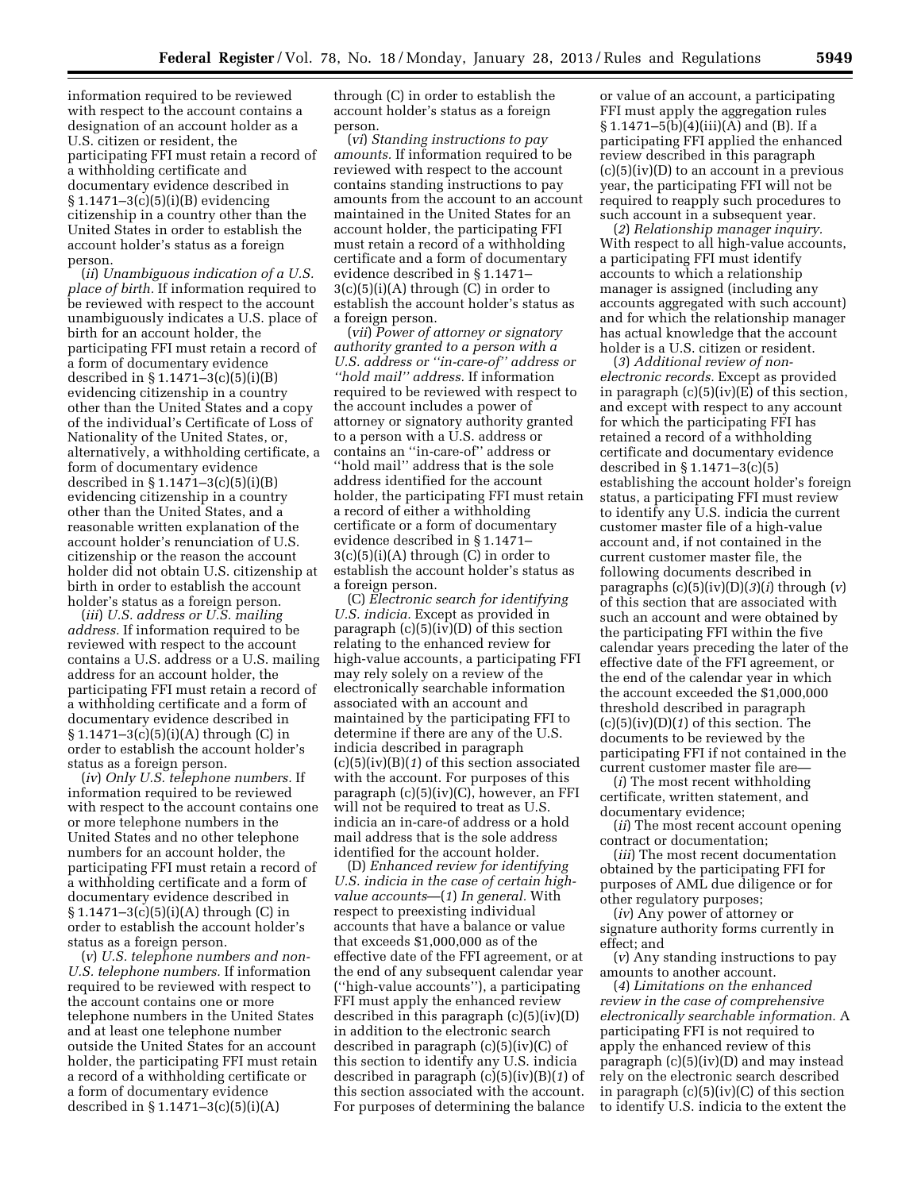information required to be reviewed with respect to the account contains a designation of an account holder as a U.S. citizen or resident, the participating FFI must retain a record of a withholding certificate and documentary evidence described in § 1.1471–3(c)(5)(i)(B) evidencing citizenship in a country other than the United States in order to establish the account holder's status as a foreign person.

(*ii*) *Unambiguous indication of a U.S. place of birth.* If information required to be reviewed with respect to the account unambiguously indicates a U.S. place of birth for an account holder, the participating FFI must retain a record of a form of documentary evidence described in § 1.1471–3(c)(5)(i)(B) evidencing citizenship in a country other than the United States and a copy of the individual's Certificate of Loss of Nationality of the United States, or, alternatively, a withholding certificate, a form of documentary evidence described in § 1.1471–3(c)(5)(i)(B) evidencing citizenship in a country other than the United States, and a reasonable written explanation of the account holder's renunciation of U.S. citizenship or the reason the account holder did not obtain U.S. citizenship at birth in order to establish the account holder's status as a foreign person.

(*iii*) *U.S. address or U.S. mailing address.* If information required to be reviewed with respect to the account contains a U.S. address or a U.S. mailing address for an account holder, the participating FFI must retain a record of a withholding certificate and a form of documentary evidence described in § 1.1471–3(c)(5)(i)(A) through (C) in order to establish the account holder's status as a foreign person.

(*iv*) *Only U.S. telephone numbers.* If information required to be reviewed with respect to the account contains one or more telephone numbers in the United States and no other telephone numbers for an account holder, the participating FFI must retain a record of a withholding certificate and a form of documentary evidence described in § 1.1471–3(c)(5)(i)(A) through (C) in order to establish the account holder's status as a foreign person.

(*v*) *U.S. telephone numbers and non-U.S. telephone numbers.* If information required to be reviewed with respect to the account contains one or more telephone numbers in the United States and at least one telephone number outside the United States for an account holder, the participating FFI must retain a record of a withholding certificate or a form of documentary evidence described in § 1.1471–3(c)(5)(i)(A) through (C) in order to establish the account holder's status as a foreign person.

(*vi*) *Standing instructions to pay amounts.* If information required to be reviewed with respect to the account contains standing instructions to pay amounts from the account to an account maintained in the United States for an account holder, the participating FFI must retain a record of a withholding certificate and a form of documentary evidence described in § 1.1471–3(c)(5)(i)(A) through (C) in order to establish the account holder's status as a foreign person.

(*vii*) *Power of attorney or signatory authority granted to a person with a U.S. address or "in-care-of" address or "hold mail" address.* If information required to be reviewed with respect to the account includes a power of attorney or signatory authority granted to a person with a U.S. address or contains an "in-care-of" address or "hold mail" address that is the sole address identified for the account holder, the participating FFI must retain a record of either a withholding certificate or a form of documentary evidence described in § 1.1471–3(c)(5)(i)(A) through (C) in order to establish the account holder's status as a foreign person.

(C) *Electronic search for identifying U.S. indicia.* Except as provided in paragraph (c)(5)(iv)(D) of this section relating to the enhanced review for high-value accounts, a participating FFI may rely solely on a review of the electronically searchable information associated with an account and maintained by the participating FFI to determine if there are any of the U.S. indicia described in paragraph (c)(5)(iv)(B)(*1*) of this section associated with the account. For purposes of this paragraph (c)(5)(iv)(C), however, an FFI will not be required to treat as U.S. indicia an in-care-of address or a hold mail address that is the sole address identified for the account holder.

(D) *Enhanced review for identifying U.S. indicia in the case of certain high-value accounts*—(*1*) *In general.* With respect to preexisting individual accounts that have a balance or value that exceeds $1,000,000 as of the effective date of the FFI agreement, or at the end of any subsequent calendar year ("high-value accounts"), a participating FFI must apply the enhanced review described in this paragraph (c)(5)(iv)(D) in addition to the electronic search described in paragraph (c)(5)(iv)(C) of this section to identify any U.S. indicia described in paragraph (c)(5)(iv)(B)(*1*) of this section associated with the account. For purposes of determining the balance or value of an account, a participating FFI must apply the aggregation rules § 1.1471–5(b)(4)(iii)(A) and (B). If a participating FFI applied the enhanced review described in this paragraph (c)(5)(iv)(D) to an account in a previous year, the participating FFI will not be required to reapply such procedures to such account in a subsequent year.

(*2*) *Relationship manager inquiry.* With respect to all high-value accounts, a participating FFI must identify accounts to which a relationship manager is assigned (including any accounts aggregated with such account) and for which the relationship manager has actual knowledge that the account holder is a U.S. citizen or resident.

(*3*) *Additional review of non-electronic records.* Except as provided in paragraph (c)(5)(iv)(E) of this section, and except with respect to any account for which the participating FFI has retained a record of a withholding certificate and documentary evidence described in § 1.1471–3(c)(5) establishing the account holder's foreign status, a participating FFI must review to identify any U.S. indicia the current customer master file of a high-value account and, if not contained in the current customer master file, the following documents described in paragraphs (c)(5)(iv)(D)(*3*)(*i*) through (*v*) of this section that are associated with such an account and were obtained by the participating FFI within the five calendar years preceding the later of the effective date of the FFI agreement, or the end of the calendar year in which the account exceeded the $1,000,000 threshold described in paragraph (c)(5)(iv)(D)(*1*) of this section. The documents to be reviewed by the participating FFI if not contained in the current customer master file are—

(*i*) The most recent withholding certificate, written statement, and documentary evidence;

(*ii*) The most recent account opening contract or documentation;

(*iii*) The most recent documentation obtained by the participating FFI for purposes of AML due diligence or for other regulatory purposes;

(*iv*) Any power of attorney or signature authority forms currently in effect; and

(*v*) Any standing instructions to pay amounts to another account.

(*4*) *Limitations on the enhanced review in the case of comprehensive electronically searchable information.* A participating FFI is not required to apply the enhanced review of this paragraph (c)(5)(iv)(D) and may instead rely on the electronic search described in paragraph (c)(5)(iv)(C) of this section to identify U.S. indicia to the extent the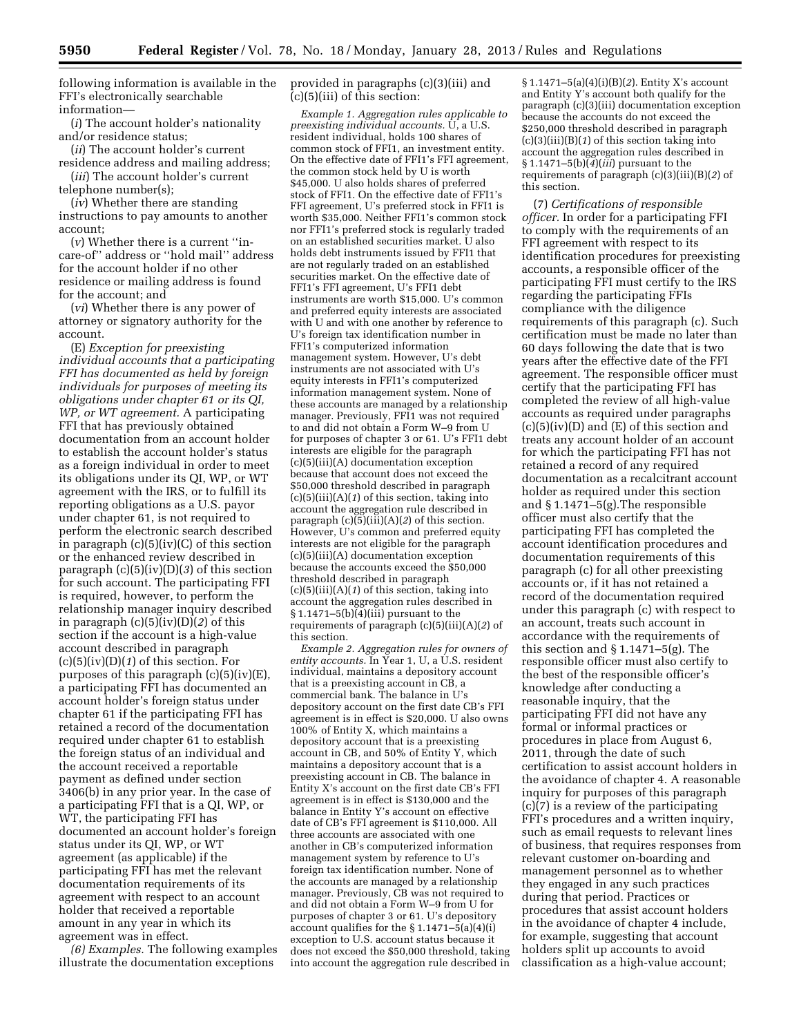following information is available in the FFI's electronically searchable information—

(*i*) The account holder's nationality and/or residence status;

(*ii*) The account holder's current residence address and mailing address;

(*iii*) The account holder's current telephone number(s);

(*iv*) Whether there are standing instructions to pay amounts to another account;

(*v*) Whether there is a current ''in-care-of'' address or ''hold mail'' address for the account holder if no other residence or mailing address is found for the account; and

(*vi*) Whether there is any power of attorney or signatory authority for the account.

(E) *Exception for preexisting individual accounts that a participating FFI has documented as held by foreign individuals for purposes of meeting its obligations under chapter 61 or its QI, WP, or WT agreement.* A participating FFI that has previously obtained documentation from an account holder to establish the account holder's status as a foreign individual in order to meet its obligations under its QI, WP, or WT agreement with the IRS, or to fulfill its reporting obligations as a U.S. payor under chapter 61, is not required to perform the electronic search described in paragraph (c)(5)(iv)(C) of this section or the enhanced review described in paragraph (c)(5)(iv)(D)(*3*) of this section for such account. The participating FFI is required, however, to perform the relationship manager inquiry described in paragraph (c)(5)(iv)(D)(*2*) of this section if the account is a high-value account described in paragraph (c)(5)(iv)(D)(*1*) of this section. For purposes of this paragraph (c)(5)(iv)(E), a participating FFI has documented an account holder's foreign status under chapter 61 if the participating FFI has retained a record of the documentation required under chapter 61 to establish the foreign status of an individual and the account received a reportable payment as defined under section 3406(b) in any prior year. In the case of a participating FFI that is a QI, WP, or WT, the participating FFI has documented an account holder's foreign status under its QI, WP, or WT agreement (as applicable) if the participating FFI has met the relevant documentation requirements of its agreement with respect to an account holder that received a reportable amount in any year in which its agreement was in effect.

*(6) Examples.* The following examples illustrate the documentation exceptions provided in paragraphs (c)(3)(iii) and (c)(5)(iii) of this section:

*Example 1. Aggregation rules applicable to preexisting individual accounts.* U, a U.S. resident individual, holds 100 shares of common stock of FFI1, an investment entity. On the effective date of FFI1's FFI agreement, the common stock held by U is worth $45,000. U also holds shares of preferred stock of FFI1. On the effective date of FFI1's FFI agreement, U's preferred stock in FFI1 is worth $35,000. Neither FFI1's common stock nor FFI1's preferred stock is regularly traded on an established securities market. U also holds debt instruments issued by FFI1 that are not regularly traded on an established securities market. On the effective date of FFI1's FFI agreement, U's FFI1 debt instruments are worth $15,000. U's common and preferred equity interests are associated with U and with one another by reference to U's foreign tax identification number in FFI1's computerized information management system. However, U's debt instruments are not associated with U's equity interests in FFI1's computerized information management system. None of these accounts are managed by a relationship manager. Previously, FFI1 was not required to and did not obtain a Form W–9 from U for purposes of chapter 3 or 61. U's FFI1 debt interests are eligible for the paragraph (c)(5)(iii)(A) documentation exception because that account does not exceed the $50,000 threshold described in paragraph (c)(5)(iii)(A)(*1*) of this section, taking into account the aggregation rule described in paragraph (c)(5)(iii)(A)(*2*) of this section. However, U's common and preferred equity interests are not eligible for the paragraph (c)(5)(iii)(A) documentation exception because the accounts exceed the $50,000 threshold described in paragraph (c)(5)(iii)(A)(*1*) of this section, taking into account the aggregation rules described in § 1.1471–5(b)(4)(iii) pursuant to the requirements of paragraph (c)(5)(iii)(A)(*2*) of this section.

*Example 2. Aggregation rules for owners of entity accounts.* In Year 1, U, a U.S. resident individual, maintains a depository account that is a preexisting account in CB, a commercial bank. The balance in U's depository account on the first date CB's FFI agreement is in effect is $20,000. U also owns 100% of Entity X, which maintains a depository account that is a preexisting account in CB, and 50% of Entity Y, which maintains a depository account that is a preexisting account in CB. The balance in Entity X's account on the first date CB's FFI agreement is in effect is $130,000 and the balance in Entity Y's account on effective date of CB's FFI agreement is $110,000. All three accounts are associated with one another in CB's computerized information management system by reference to U's foreign tax identification number. None of the accounts are managed by a relationship manager. Previously, CB was not required to and did not obtain a Form W–9 from U for purposes of chapter 3 or 61. U's depository account qualifies for the § 1.1471–5(a)(4)(i) exception to U.S. account status because it does not exceed the $50,000 threshold, taking into account the aggregation rule described in § 1.1471–5(a)(4)(i)(B)(*2*). Entity X's account and Entity Y's account both qualify for the paragraph (c)(3)(iii) documentation exception because the accounts do not exceed the $250,000 threshold described in paragraph (c)(3)(iii)(B)(*1*) of this section taking into account the aggregation rules described in § 1.1471–5(b)(*4*)(*iii*) pursuant to the requirements of paragraph (c)(3)(iii)(B)(*2*) of this section.

(7) *Certifications of responsible officer.* In order for a participating FFI to comply with the requirements of an FFI agreement with respect to its identification procedures for preexisting accounts, a responsible officer of the participating FFI must certify to the IRS regarding the participating FFIs compliance with the diligence requirements of this paragraph (c). Such certification must be made no later than 60 days following the date that is two years after the effective date of the FFI agreement. The responsible officer must certify that the participating FFI has completed the review of all high-value accounts as required under paragraphs (c)(5)(iv)(D) and (E) of this section and treats any account holder of an account for which the participating FFI has not retained a record of any required documentation as a recalcitrant account holder as required under this section and § 1.1471–5(g).The responsible officer must also certify that the participating FFI has completed the account identification procedures and documentation requirements of this paragraph (c) for all other preexisting accounts or, if it has not retained a record of the documentation required under this paragraph (c) with respect to an account, treats such account in accordance with the requirements of this section and § 1.1471–5(g). The responsible officer must also certify to the best of the responsible officer's knowledge after conducting a reasonable inquiry, that the participating FFI did not have any formal or informal practices or procedures in place from August 6, 2011, through the date of such certification to assist account holders in the avoidance of chapter 4. A reasonable inquiry for purposes of this paragraph (c)(7) is a review of the participating FFI's procedures and a written inquiry, such as email requests to relevant lines of business, that requires responses from relevant customer on-boarding and management personnel as to whether they engaged in any such practices during that period. Practices or procedures that assist account holders in the avoidance of chapter 4 include, for example, suggesting that account holders split up accounts to avoid classification as a high-value account;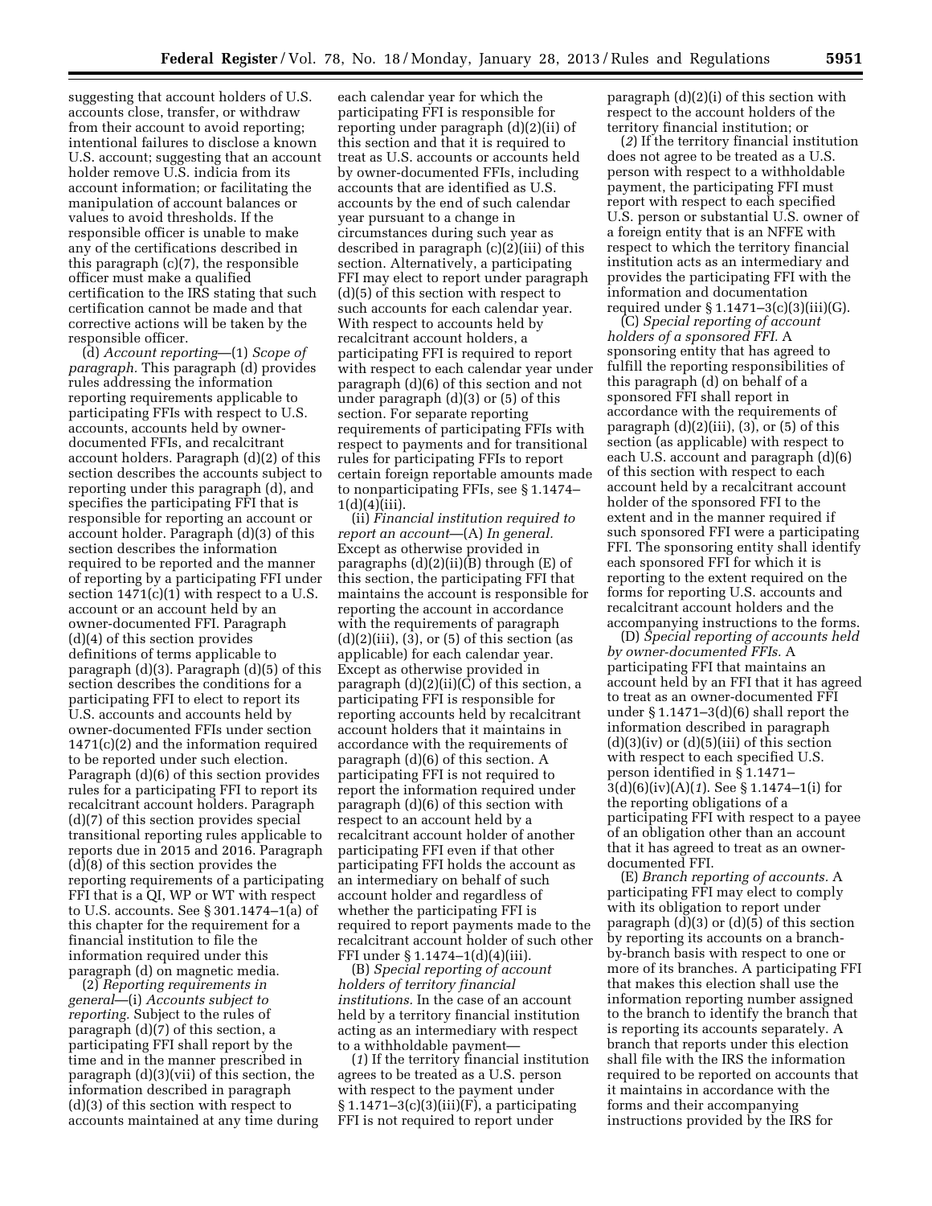suggesting that account holders of U.S. accounts close, transfer, or withdraw from their account to avoid reporting; intentional failures to disclose a known U.S. account; suggesting that an account holder remove U.S. indicia from its account information; or facilitating the manipulation of account balances or values to avoid thresholds. If the responsible officer is unable to make any of the certifications described in this paragraph (c)(7), the responsible officer must make a qualified certification to the IRS stating that such certification cannot be made and that corrective actions will be taken by the responsible officer.

(d) *Account reporting*—(1) *Scope of paragraph.* This paragraph (d) provides rules addressing the information reporting requirements applicable to participating FFIs with respect to U.S. accounts, accounts held by owner-documented FFIs, and recalcitrant account holders. Paragraph (d)(2) of this section describes the accounts subject to reporting under this paragraph (d), and specifies the participating FFI that is responsible for reporting an account or account holder. Paragraph (d)(3) of this section describes the information required to be reported and the manner of reporting by a participating FFI under section 1471(c)(1) with respect to a U.S. account or an account held by an owner-documented FFI. Paragraph (d)(4) of this section provides definitions of terms applicable to paragraph (d)(3). Paragraph (d)(5) of this section describes the conditions for a participating FFI to elect to report its U.S. accounts and accounts held by owner-documented FFIs under section 1471(c)(2) and the information required to be reported under such election. Paragraph (d)(6) of this section provides rules for a participating FFI to report its recalcitrant account holders. Paragraph (d)(7) of this section provides special transitional reporting rules applicable to reports due in 2015 and 2016. Paragraph (d)(8) of this section provides the reporting requirements of a participating FFI that is a QI, WP or WT with respect to U.S. accounts. See § 301.1474–1(a) of this chapter for the requirement for a financial institution to file the information required under this paragraph (d) on magnetic media.

(2) *Reporting requirements in general*—(i) *Accounts subject to reporting.* Subject to the rules of paragraph (d)(7) of this section, a participating FFI shall report by the time and in the manner prescribed in paragraph (d)(3)(vii) of this section, the information described in paragraph (d)(3) of this section with respect to accounts maintained at any time during each calendar year for which the participating FFI is responsible for reporting under paragraph (d)(2)(ii) of this section and that it is required to treat as U.S. accounts or accounts held by owner-documented FFIs, including accounts that are identified as U.S. accounts by the end of such calendar year pursuant to a change in circumstances during such year as described in paragraph (c)(2)(iii) of this section. Alternatively, a participating FFI may elect to report under paragraph (d)(5) of this section with respect to such accounts for each calendar year. With respect to accounts held by recalcitrant account holders, a participating FFI is required to report with respect to each calendar year under paragraph (d)(6) of this section and not under paragraph (d)(3) or (5) of this section. For separate reporting requirements of participating FFIs with respect to payments and for transitional rules for participating FFIs to report certain foreign reportable amounts made to nonparticipating FFIs, see § 1.1474–1(d)(4)(iii).

(ii) *Financial institution required to report an account*—(A) *In general.* Except as otherwise provided in paragraphs (d)(2)(ii)(B) through (E) of this section, the participating FFI that maintains the account is responsible for reporting the account in accordance with the requirements of paragraph (d)(2)(iii), (3), or (5) of this section (as applicable) for each calendar year. Except as otherwise provided in paragraph (d)(2)(ii)(C) of this section, a participating FFI is responsible for reporting accounts held by recalcitrant account holders that it maintains in accordance with the requirements of paragraph (d)(6) of this section. A participating FFI is not required to report the information required under paragraph (d)(6) of this section with respect to an account held by a recalcitrant account holder of another participating FFI even if that other participating FFI holds the account as an intermediary on behalf of such account holder and regardless of whether the participating FFI is required to report payments made to the recalcitrant account holder of such other FFI under § 1.1474–1(d)(4)(iii).

(B) *Special reporting of account holders of territory financial institutions.* In the case of an account held by a territory financial institution acting as an intermediary with respect to a withholdable payment—

(*1*) If the territory financial institution agrees to be treated as a U.S. person with respect to the payment under § 1.1471–3(c)(3)(iii)(F), a participating FFI is not required to report under paragraph (d)(2)(i) of this section with respect to the account holders of the territory financial institution; or

(*2*) If the territory financial institution does not agree to be treated as a U.S. person with respect to a withholdable payment, the participating FFI must report with respect to each specified U.S. person or substantial U.S. owner of a foreign entity that is an NFFE with respect to which the territory financial institution acts as an intermediary and provides the participating FFI with the information and documentation required under § 1.1471–3(c)(3)(iii)(G).

(C) *Special reporting of account holders of a sponsored FFI.* A sponsoring entity that has agreed to fulfill the reporting responsibilities of this paragraph (d) on behalf of a sponsored FFI shall report in accordance with the requirements of paragraph (d)(2)(iii), (3), or (5) of this section (as applicable) with respect to each U.S. account and paragraph (d)(6) of this section with respect to each account held by a recalcitrant account holder of the sponsored FFI to the extent and in the manner required if such sponsored FFI were a participating FFI. The sponsoring entity shall identify each sponsored FFI for which it is reporting to the extent required on the forms for reporting U.S. accounts and recalcitrant account holders and the accompanying instructions to the forms.

(D) *Special reporting of accounts held by owner-documented FFIs.* A participating FFI that maintains an account held by an FFI that it has agreed to treat as an owner-documented FFI under § 1.1471–3(d)(6) shall report the information described in paragraph (d)(3)(iv) or (d)(5)(iii) of this section with respect to each specified U.S. person identified in § 1.1471–3(d)(6)(iv)(A)(*1*). See § 1.1474–1(i) for the reporting obligations of a participating FFI with respect to a payee of an obligation other than an account that it has agreed to treat as an owner-documented FFI.

(E) *Branch reporting of accounts.* A participating FFI may elect to comply with its obligation to report under paragraph (d)(3) or (d)(5) of this section by reporting its accounts on a branch-by-branch basis with respect to one or more of its branches. A participating FFI that makes this election shall use the information reporting number assigned to the branch to identify the branch that is reporting its accounts separately. A branch that reports under this election shall file with the IRS the information required to be reported on accounts that it maintains in accordance with the forms and their accompanying instructions provided by the IRS for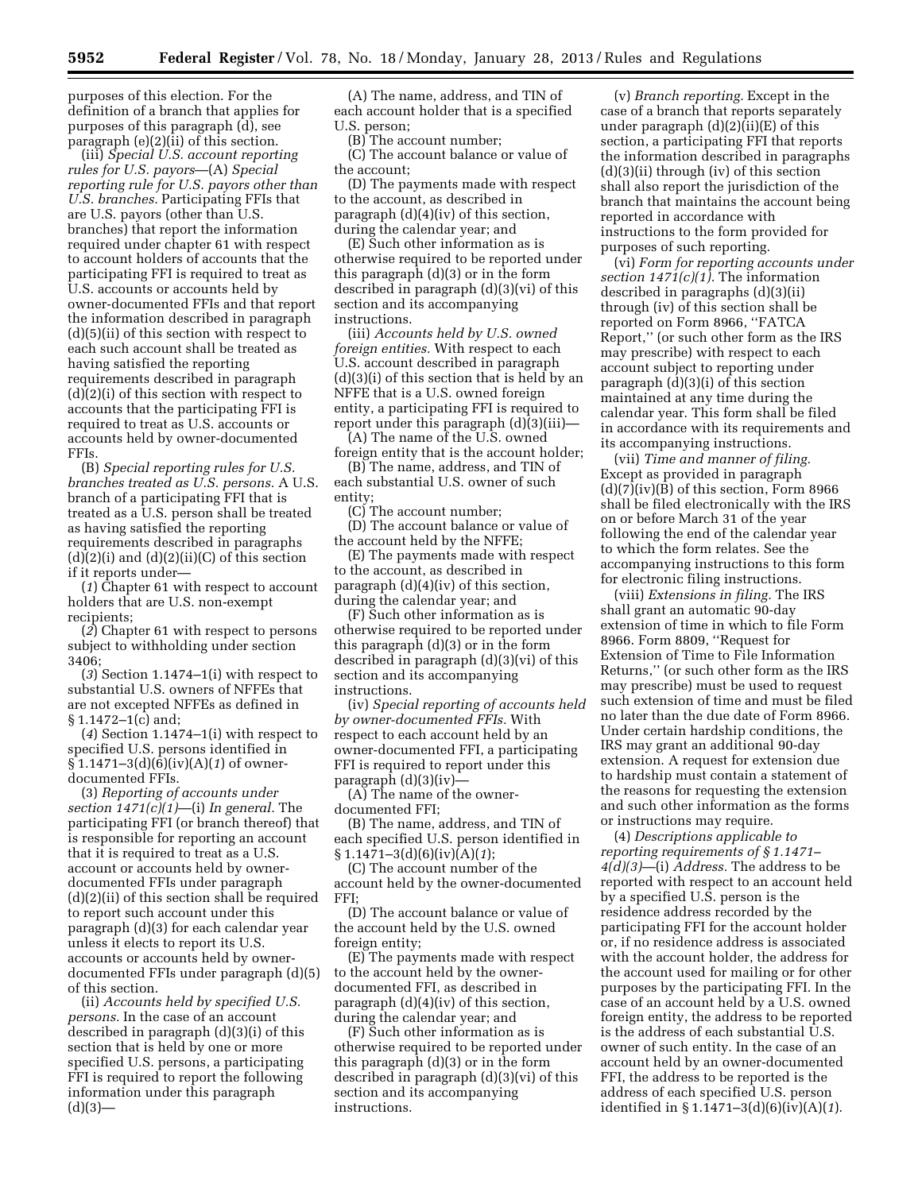purposes of this election. For the definition of a branch that applies for purposes of this paragraph (d), see paragraph (e)(2)(ii) of this section.

(iii) *Special U.S. account reporting rules for U.S. payors*—(A) *Special reporting rule for U.S. payors other than U.S. branches.* Participating FFIs that are U.S. payors (other than U.S. branches) that report the information required under chapter 61 with respect to account holders of accounts that the participating FFI is required to treat as U.S. accounts or accounts held by owner-documented FFIs and that report the information described in paragraph (d)(5)(ii) of this section with respect to each such account shall be treated as having satisfied the reporting requirements described in paragraph (d)(2)(i) of this section with respect to accounts that the participating FFI is required to treat as U.S. accounts or accounts held by owner-documented FFIs.

(B) *Special reporting rules for U.S. branches treated as U.S. persons.* A U.S. branch of a participating FFI that is treated as a U.S. person shall be treated as having satisfied the reporting requirements described in paragraphs (d)(2)(i) and (d)(2)(ii)(C) of this section if it reports under—

(*1*) Chapter 61 with respect to account holders that are U.S. non-exempt recipients;

(*2*) Chapter 61 with respect to persons subject to withholding under section 3406;

(*3*) Section 1.1474–1(i) with respect to substantial U.S. owners of NFFEs that are not excepted NFFEs as defined in § 1.1472–1(c) and;

(*4*) Section 1.1474–1(i) with respect to specified U.S. persons identified in § 1.1471–3(d)(6)(iv)(A)(*1*) of owner-documented FFIs.

(3) *Reporting of accounts under section 1471(c)(1)*—(i) *In general.* The participating FFI (or branch thereof) that is responsible for reporting an account that it is required to treat as a U.S. account or accounts held by owner-documented FFIs under paragraph (d)(2)(ii) of this section shall be required to report such account under this paragraph (d)(3) for each calendar year unless it elects to report its U.S. accounts or accounts held by owner-documented FFIs under paragraph (d)(5) of this section.

(ii) *Accounts held by specified U.S. persons.* In the case of an account described in paragraph (d)(3)(i) of this section that is held by one or more specified U.S. persons, a participating FFI is required to report the following information under this paragraph (d)(3)—

(A) The name, address, and TIN of each account holder that is a specified U.S. person;

(B) The account number;

(C) The account balance or value of the account;

(D) The payments made with respect to the account, as described in paragraph (d)(4)(iv) of this section, during the calendar year; and

(E) Such other information as is otherwise required to be reported under this paragraph (d)(3) or in the form described in paragraph (d)(3)(vi) of this section and its accompanying instructions.

(iii) *Accounts held by U.S. owned foreign entities.* With respect to each U.S. account described in paragraph (d)(3)(i) of this section that is held by an NFFE that is a U.S. owned foreign entity, a participating FFI is required to report under this paragraph (d)(3)(iii)—

(A) The name of the U.S. owned foreign entity that is the account holder;

(B) The name, address, and TIN of each substantial U.S. owner of such entity;

(C) The account number;

(D) The account balance or value of the account held by the NFFE;

(E) The payments made with respect to the account, as described in paragraph (d)(4)(iv) of this section, during the calendar year; and

(F) Such other information as is otherwise required to be reported under this paragraph (d)(3) or in the form described in paragraph (d)(3)(vi) of this section and its accompanying instructions.

(iv) *Special reporting of accounts held by owner-documented FFIs.* With respect to each account held by an owner-documented FFI, a participating FFI is required to report under this paragraph (d)(3)(iv)—

(A) The name of the owner-documented FFI;

(B) The name, address, and TIN of each specified U.S. person identified in § 1.1471–3(d)(6)(iv)(A)(*1*);

(C) The account number of the account held by the owner-documented FFI;

(D) The account balance or value of the account held by the U.S. owned foreign entity;

(E) The payments made with respect to the account held by the owner-documented FFI, as described in paragraph (d)(4)(iv) of this section, during the calendar year; and

(F) Such other information as is otherwise required to be reported under this paragraph (d)(3) or in the form described in paragraph (d)(3)(vi) of this section and its accompanying instructions.

(v) *Branch reporting.* Except in the case of a branch that reports separately under paragraph (d)(2)(ii)(E) of this section, a participating FFI that reports the information described in paragraphs (d)(3)(ii) through (iv) of this section shall also report the jurisdiction of the branch that maintains the account being reported in accordance with instructions to the form provided for purposes of such reporting.

(vi) *Form for reporting accounts under section 1471(c)(1).* The information described in paragraphs (d)(3)(ii) through (iv) of this section shall be reported on Form 8966, ''FATCA Report,'' (or such other form as the IRS may prescribe) with respect to each account subject to reporting under paragraph (d)(3)(i) of this section maintained at any time during the calendar year. This form shall be filed in accordance with its requirements and its accompanying instructions.

(vii) *Time and manner of filing.* Except as provided in paragraph (d)(7)(iv)(B) of this section, Form 8966 shall be filed electronically with the IRS on or before March 31 of the year following the end of the calendar year to which the form relates. See the accompanying instructions to this form for electronic filing instructions.

(viii) *Extensions in filing.* The IRS shall grant an automatic 90-day extension of time in which to file Form 8966. Form 8809, ''Request for Extension of Time to File Information Returns,'' (or such other form as the IRS may prescribe) must be used to request such extension of time and must be filed no later than the due date of Form 8966. Under certain hardship conditions, the IRS may grant an additional 90-day extension. A request for extension due to hardship must contain a statement of the reasons for requesting the extension and such other information as the forms or instructions may require.

(4) *Descriptions applicable to reporting requirements of § 1.1471–4(d)(3)*—(i) *Address.* The address to be reported with respect to an account held by a specified U.S. person is the residence address recorded by the participating FFI for the account holder or, if no residence address is associated with the account holder, the address for the account used for mailing or for other purposes by the participating FFI. In the case of an account held by a U.S. owned foreign entity, the address to be reported is the address of each substantial U.S. owner of such entity. In the case of an account held by an owner-documented FFI, the address to be reported is the address of each specified U.S. person identified in § 1.1471–3(d)(6)(iv)(A)(*1*).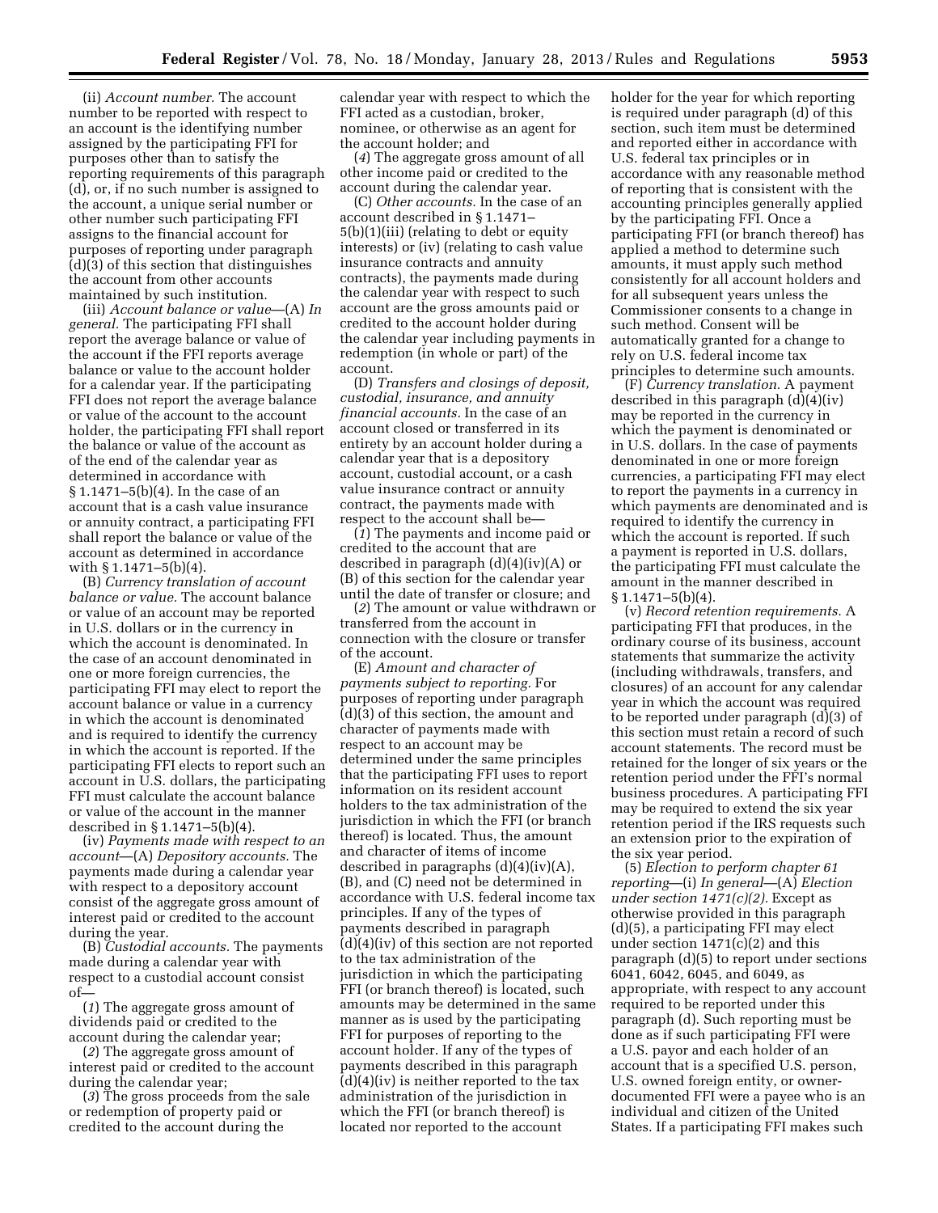(ii) *Account number.* The account number to be reported with respect to an account is the identifying number assigned by the participating FFI for purposes other than to satisfy the reporting requirements of this paragraph (d), or, if no such number is assigned to the account, a unique serial number or other number such participating FFI assigns to the financial account for purposes of reporting under paragraph (d)(3) of this section that distinguishes the account from other accounts maintained by such institution.

(iii) *Account balance or value*—(A) *In general.* The participating FFI shall report the average balance or value of the account if the FFI reports average balance or value to the account holder for a calendar year. If the participating FFI does not report the average balance or value of the account to the account holder, the participating FFI shall report the balance or value of the account as of the end of the calendar year as determined in accordance with § 1.1471–5(b)(4). In the case of an account that is a cash value insurance or annuity contract, a participating FFI shall report the balance or value of the account as determined in accordance with § 1.1471–5(b)(4).

(B) *Currency translation of account balance or value.* The account balance or value of an account may be reported in U.S. dollars or in the currency in which the account is denominated. In the case of an account denominated in one or more foreign currencies, the participating FFI may elect to report the account balance or value in a currency in which the account is denominated and is required to identify the currency in which the account is reported. If the participating FFI elects to report such an account in U.S. dollars, the participating FFI must calculate the account balance or value of the account in the manner described in § 1.1471–5(b)(4).

(iv) *Payments made with respect to an account*—(A) *Depository accounts.* The payments made during a calendar year with respect to a depository account consist of the aggregate gross amount of interest paid or credited to the account during the year.

(B) *Custodial accounts.* The payments made during a calendar year with respect to a custodial account consist of—

(*1*) The aggregate gross amount of dividends paid or credited to the account during the calendar year;

(*2*) The aggregate gross amount of interest paid or credited to the account during the calendar year;

(*3*) The gross proceeds from the sale or redemption of property paid or credited to the account during the calendar year with respect to which the FFI acted as a custodian, broker, nominee, or otherwise as an agent for the account holder; and

(*4*) The aggregate gross amount of all other income paid or credited to the account during the calendar year.

(C) *Other accounts.* In the case of an account described in § 1.1471–5(b)(1)(iii) (relating to debt or equity interests) or (iv) (relating to cash value insurance contracts and annuity contracts), the payments made during the calendar year with respect to such account are the gross amounts paid or credited to the account holder during the calendar year including payments in redemption (in whole or part) of the account.

(D) *Transfers and closings of deposit, custodial, insurance, and annuity financial accounts.* In the case of an account closed or transferred in its entirety by an account holder during a calendar year that is a depository account, custodial account, or a cash value insurance contract or annuity contract, the payments made with respect to the account shall be—

(*1*) The payments and income paid or credited to the account that are described in paragraph (d)(4)(iv)(A) or (B) of this section for the calendar year until the date of transfer or closure; and

(*2*) The amount or value withdrawn or transferred from the account in connection with the closure or transfer of the account.

(E) *Amount and character of payments subject to reporting.* For purposes of reporting under paragraph (d)(3) of this section, the amount and character of payments made with respect to an account may be determined under the same principles that the participating FFI uses to report information on its resident account holders to the tax administration of the jurisdiction in which the FFI (or branch thereof) is located. Thus, the amount and character of items of income described in paragraphs (d)(4)(iv)(A), (B), and (C) need not be determined in accordance with U.S. federal income tax principles. If any of the types of payments described in paragraph (d)(4)(iv) of this section are not reported to the tax administration of the jurisdiction in which the participating FFI (or branch thereof) is located, such amounts may be determined in the same manner as is used by the participating FFI for purposes of reporting to the account holder. If any of the types of payments described in this paragraph (d)(4)(iv) is neither reported to the tax administration of the jurisdiction in which the FFI (or branch thereof) is located nor reported to the account holder for the year for which reporting is required under paragraph (d) of this section, such item must be determined and reported either in accordance with U.S. federal tax principles or in accordance with any reasonable method of reporting that is consistent with the accounting principles generally applied by the participating FFI. Once a participating FFI (or branch thereof) has applied a method to determine such amounts, it must apply such method consistently for all account holders and for all subsequent years unless the Commissioner consents to a change in such method. Consent will be automatically granted for a change to rely on U.S. federal income tax principles to determine such amounts.

(F) *Currency translation.* A payment described in this paragraph (d)(4)(iv) may be reported in the currency in which the payment is denominated or in U.S. dollars. In the case of payments denominated in one or more foreign currencies, a participating FFI may elect to report the payments in a currency in which payments are denominated and is required to identify the currency in which the account is reported. If such a payment is reported in U.S. dollars, the participating FFI must calculate the amount in the manner described in § 1.1471–5(b)(4).

(v) *Record retention requirements.* A participating FFI that produces, in the ordinary course of its business, account statements that summarize the activity (including withdrawals, transfers, and closures) of an account for any calendar year in which the account was required to be reported under paragraph (d)(3) of this section must retain a record of such account statements. The record must be retained for the longer of six years or the retention period under the FFI's normal business procedures. A participating FFI may be required to extend the six year retention period if the IRS requests such an extension prior to the expiration of the six year period.

(5) *Election to perform chapter 61 reporting*—(i) *In general*—(A) *Election under section 1471(c)(2).* Except as otherwise provided in this paragraph (d)(5), a participating FFI may elect under section 1471(c)(2) and this paragraph (d)(5) to report under sections 6041, 6042, 6045, and 6049, as appropriate, with respect to any account required to be reported under this paragraph (d). Such reporting must be done as if such participating FFI were a U.S. payor and each holder of an account that is a specified U.S. person, U.S. owned foreign entity, or owner-documented FFI were a payee who is an individual and citizen of the United States. If a participating FFI makes such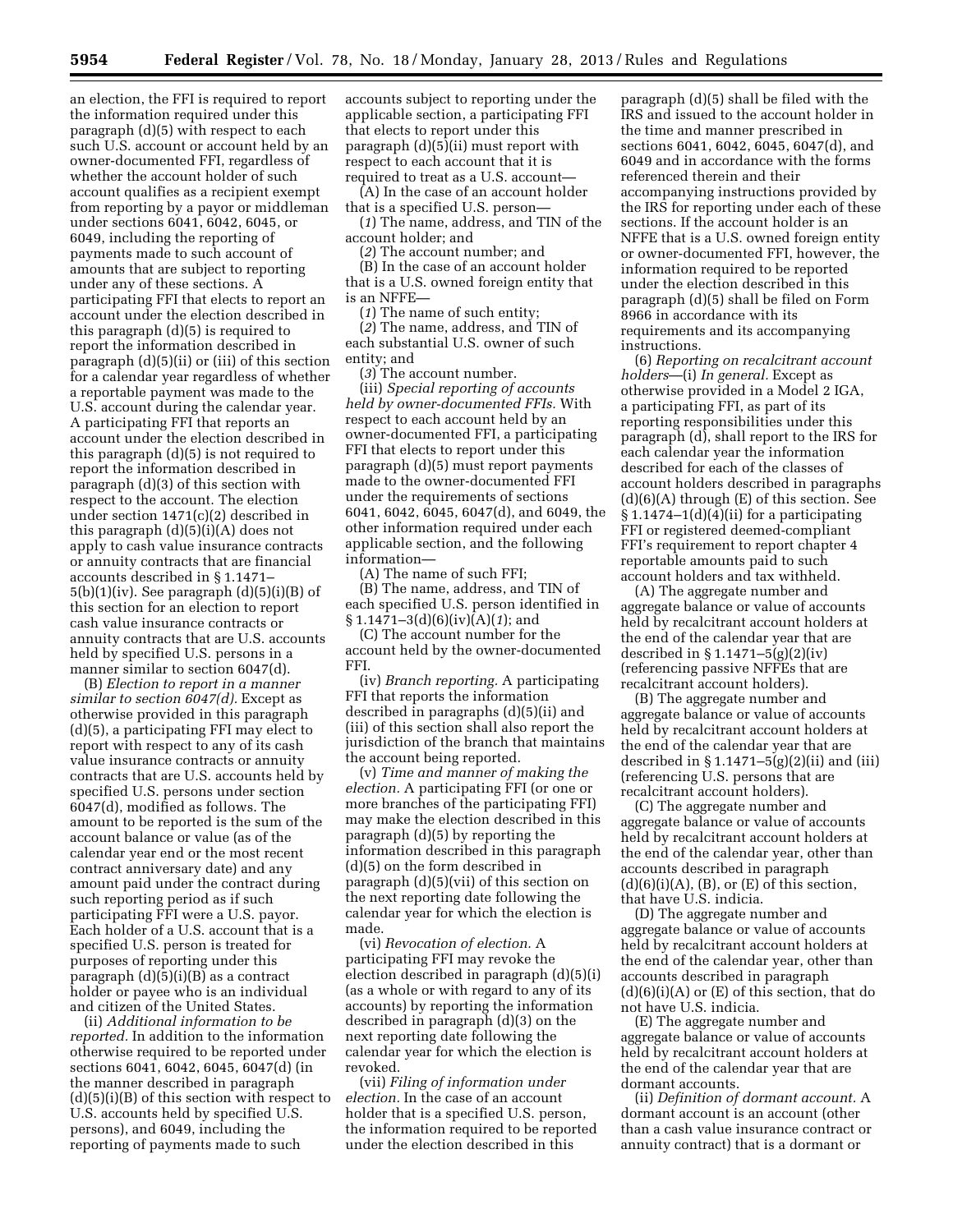an election, the FFI is required to report the information required under this paragraph (d)(5) with respect to each such U.S. account or account held by an owner-documented FFI, regardless of whether the account holder of such account qualifies as a recipient exempt from reporting by a payor or middleman under sections 6041, 6042, 6045, or 6049, including the reporting of payments made to such account of amounts that are subject to reporting under any of these sections. A participating FFI that elects to report an account under the election described in this paragraph (d)(5) is required to report the information described in paragraph (d)(5)(ii) or (iii) of this section for a calendar year regardless of whether a reportable payment was made to the U.S. account during the calendar year. A participating FFI that reports an account under the election described in this paragraph (d)(5) is not required to report the information described in paragraph (d)(3) of this section with respect to the account. The election under section 1471(c)(2) described in this paragraph (d)(5)(i)(A) does not apply to cash value insurance contracts or annuity contracts that are financial accounts described in § 1.1471–5(b)(1)(iv). See paragraph (d)(5)(i)(B) of this section for an election to report cash value insurance contracts or annuity contracts that are U.S. accounts held by specified U.S. persons in a manner similar to section 6047(d).

(B) *Election to report in a manner similar to section 6047(d).* Except as otherwise provided in this paragraph (d)(5), a participating FFI may elect to report with respect to any of its cash value insurance contracts or annuity contracts that are U.S. accounts held by specified U.S. persons under section 6047(d), modified as follows. The amount to be reported is the sum of the account balance or value (as of the calendar year end or the most recent contract anniversary date) and any amount paid under the contract during such reporting period as if such participating FFI were a U.S. payor. Each holder of a U.S. account that is a specified U.S. person is treated for purposes of reporting under this paragraph (d)(5)(i)(B) as a contract holder or payee who is an individual and citizen of the United States.

(ii) *Additional information to be reported.* In addition to the information otherwise required to be reported under sections 6041, 6042, 6045, 6047(d) (in the manner described in paragraph (d)(5)(i)(B) of this section with respect to U.S. accounts held by specified U.S. persons), and 6049, including the reporting of payments made to such accounts subject to reporting under the applicable section, a participating FFI that elects to report under this paragraph (d)(5)(ii) must report with respect to each account that it is required to treat as a U.S. account—

(A) In the case of an account holder that is a specified U.S. person—

(*1*) The name, address, and TIN of the account holder; and

(*2*) The account number; and

(B) In the case of an account holder that is a U.S. owned foreign entity that is an NFFE—

(*1*) The name of such entity;

(*2*) The name, address, and TIN of each substantial U.S. owner of such entity; and

(*3*) The account number.

(iii) *Special reporting of accounts held by owner-documented FFIs.* With respect to each account held by an owner-documented FFI, a participating FFI that elects to report under this paragraph (d)(5) must report payments made to the owner-documented FFI under the requirements of sections 6041, 6042, 6045, 6047(d), and 6049, the other information required under each applicable section, and the following information—

(A) The name of such FFI;

(B) The name, address, and TIN of each specified U.S. person identified in § 1.1471–3(d)(6)(iv)(A)(*1*); and

(C) The account number for the account held by the owner-documented FFI.

(iv) *Branch reporting.* A participating FFI that reports the information described in paragraphs (d)(5)(ii) and (iii) of this section shall also report the jurisdiction of the branch that maintains the account being reported.

(v) *Time and manner of making the election.* A participating FFI (or one or more branches of the participating FFI) may make the election described in this paragraph (d)(5) by reporting the information described in this paragraph (d)(5) on the form described in paragraph (d)(5)(vii) of this section on the next reporting date following the calendar year for which the election is made.

(vi) *Revocation of election.* A participating FFI may revoke the election described in paragraph (d)(5)(i) (as a whole or with regard to any of its accounts) by reporting the information described in paragraph (d)(3) on the next reporting date following the calendar year for which the election is revoked.

(vii) *Filing of information under election.* In the case of an account holder that is a specified U.S. person, the information required to be reported under the election described in this paragraph (d)(5) shall be filed with the IRS and issued to the account holder in the time and manner prescribed in sections 6041, 6042, 6045, 6047(d), and 6049 and in accordance with the forms referenced therein and their accompanying instructions provided by the IRS for reporting under each of these sections. If the account holder is an NFFE that is a U.S. owned foreign entity or owner-documented FFI, however, the information required to be reported under the election described in this paragraph (d)(5) shall be filed on Form 8966 in accordance with its requirements and its accompanying instructions.

(6) *Reporting on recalcitrant account holders*—(i) *In general.* Except as otherwise provided in a Model 2 IGA, a participating FFI, as part of its reporting responsibilities under this paragraph (d), shall report to the IRS for each calendar year the information described for each of the classes of account holders described in paragraphs (d)(6)(A) through (E) of this section. See § 1.1474–1(d)(4)(ii) for a participating FFI or registered deemed-compliant FFI's requirement to report chapter 4 reportable amounts paid to such account holders and tax withheld.

(A) The aggregate number and aggregate balance or value of accounts held by recalcitrant account holders at the end of the calendar year that are described in § 1.1471–5(g)(2)(iv) (referencing passive NFFEs that are recalcitrant account holders).

(B) The aggregate number and aggregate balance or value of accounts held by recalcitrant account holders at the end of the calendar year that are described in § 1.1471–5(g)(2)(ii) and (iii) (referencing U.S. persons that are recalcitrant account holders).

(C) The aggregate number and aggregate balance or value of accounts held by recalcitrant account holders at the end of the calendar year, other than accounts described in paragraph (d)(6)(i)(A), (B), or (E) of this section, that have U.S. indicia.

(D) The aggregate number and aggregate balance or value of accounts held by recalcitrant account holders at the end of the calendar year, other than accounts described in paragraph (d)(6)(i)(A) or (E) of this section, that do not have U.S. indicia.

(E) The aggregate number and aggregate balance or value of accounts held by recalcitrant account holders at the end of the calendar year that are dormant accounts.

(ii) *Definition of dormant account.* A dormant account is an account (other than a cash value insurance contract or annuity contract) that is a dormant or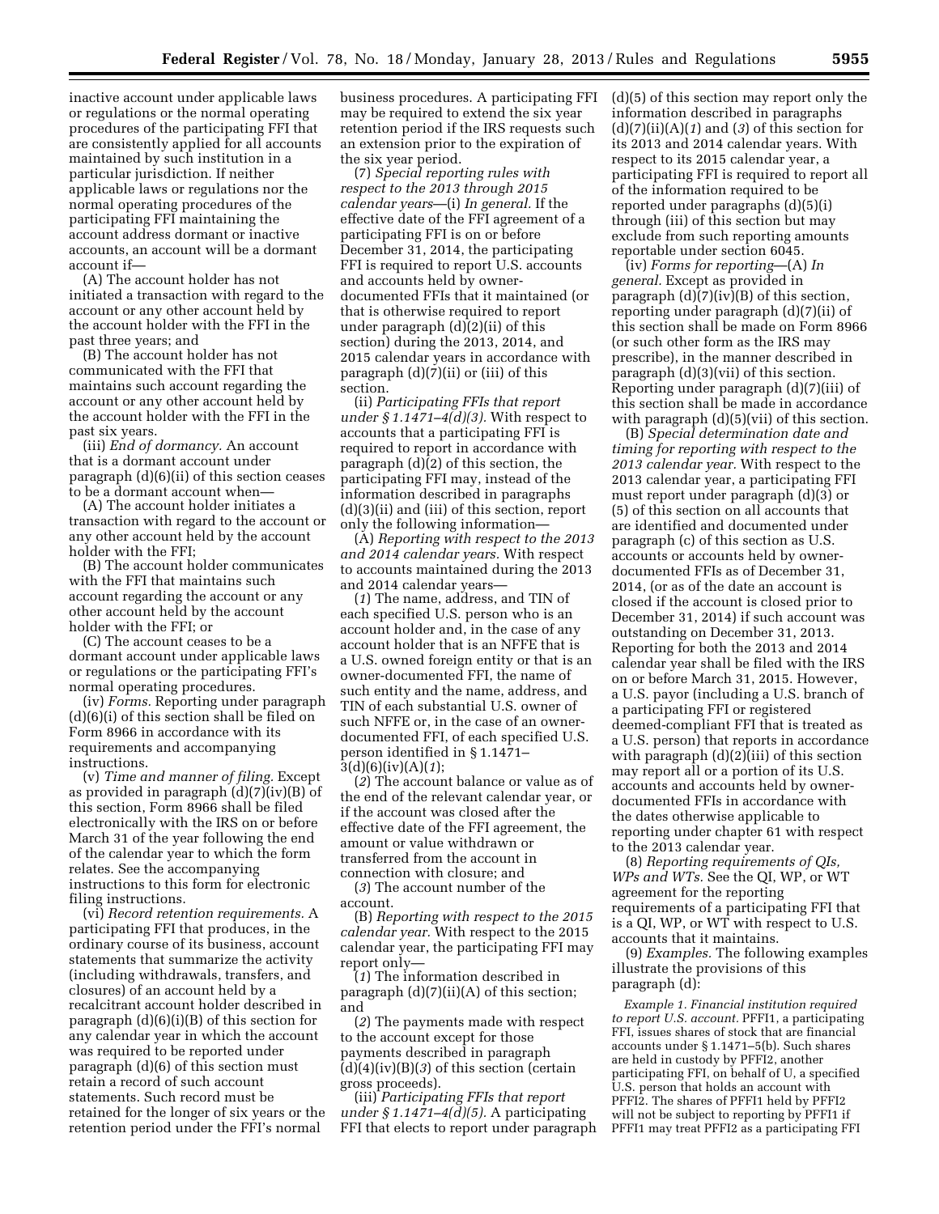inactive account under applicable laws or regulations or the normal operating procedures of the participating FFI that are consistently applied for all accounts maintained by such institution in a particular jurisdiction. If neither applicable laws or regulations nor the normal operating procedures of the participating FFI maintaining the account address dormant or inactive accounts, an account will be a dormant account if—

(A) The account holder has not initiated a transaction with regard to the account or any other account held by the account holder with the FFI in the past three years; and

(B) The account holder has not communicated with the FFI that maintains such account regarding the account or any other account held by the account holder with the FFI in the past six years.

(iii) *End of dormancy.* An account that is a dormant account under paragraph (d)(6)(ii) of this section ceases to be a dormant account when—

(A) The account holder initiates a transaction with regard to the account or any other account held by the account holder with the FFI;

(B) The account holder communicates with the FFI that maintains such account regarding the account or any other account held by the account holder with the FFI; or

(C) The account ceases to be a dormant account under applicable laws or regulations or the participating FFI's normal operating procedures.

(iv) *Forms.* Reporting under paragraph (d)(6)(i) of this section shall be filed on Form 8966 in accordance with its requirements and accompanying instructions.

(v) *Time and manner of filing.* Except as provided in paragraph (d)(7)(iv)(B) of this section, Form 8966 shall be filed electronically with the IRS on or before March 31 of the year following the end of the calendar year to which the form relates. See the accompanying instructions to this form for electronic filing instructions.

(vi) *Record retention requirements.* A participating FFI that produces, in the ordinary course of its business, account statements that summarize the activity (including withdrawals, transfers, and closures) of an account held by a recalcitrant account holder described in paragraph (d)(6)(i)(B) of this section for any calendar year in which the account was required to be reported under paragraph (d)(6) of this section must retain a record of such account statements. Such record must be retained for the longer of six years or the retention period under the FFI's normal business procedures. A participating FFI may be required to extend the six year retention period if the IRS requests such an extension prior to the expiration of the six year period.

(7) *Special reporting rules with respect to the 2013 through 2015 calendar years*—(i) *In general.* If the effective date of the FFI agreement of a participating FFI is on or before December 31, 2014, the participating FFI is required to report U.S. accounts and accounts held by owner-documented FFIs that it maintained (or that is otherwise required to report under paragraph (d)(2)(ii) of this section) during the 2013, 2014, and 2015 calendar years in accordance with paragraph (d)(7)(ii) or (iii) of this section.

(ii) *Participating FFIs that report under § 1.1471–4(d)(3).* With respect to accounts that a participating FFI is required to report in accordance with paragraph (d)(2) of this section, the participating FFI may, instead of the information described in paragraphs (d)(3)(ii) and (iii) of this section, report only the following information—

(A) *Reporting with respect to the 2013 and 2014 calendar years.* With respect to accounts maintained during the 2013 and 2014 calendar years—

(*1*) The name, address, and TIN of each specified U.S. person who is an account holder and, in the case of any account holder that is an NFFE that is a U.S. owned foreign entity or that is an owner-documented FFI, the name of such entity and the name, address, and TIN of each substantial U.S. owner of such NFFE or, in the case of an owner-documented FFI, of each specified U.S. person identified in § 1.1471–3(d)(6)(iv)(A)(*1*);

(*2*) The account balance or value as of the end of the relevant calendar year, or if the account was closed after the effective date of the FFI agreement, the amount or value withdrawn or transferred from the account in connection with closure; and

(*3*) The account number of the account.

(B) *Reporting with respect to the 2015 calendar year.* With respect to the 2015 calendar year, the participating FFI may report only—

(*1*) The information described in paragraph (d)(7)(ii)(A) of this section; and

(*2*) The payments made with respect to the account except for those payments described in paragraph (d)(4)(iv)(B)(*3*) of this section (certain gross proceeds).

(iii) *Participating FFIs that report under § 1.1471–4(d)(5).* A participating FFI that elects to report under paragraph (d)(5) of this section may report only the information described in paragraphs (d)(7)(ii)(A)(*1*) and (*3*) of this section for its 2013 and 2014 calendar years. With respect to its 2015 calendar year, a participating FFI is required to report all of the information required to be reported under paragraphs (d)(5)(i) through (iii) of this section but may exclude from such reporting amounts reportable under section 6045.

(iv) *Forms for reporting*—(A) *In general.* Except as provided in paragraph (d)(7)(iv)(B) of this section, reporting under paragraph (d)(7)(ii) of this section shall be made on Form 8966 (or such other form as the IRS may prescribe), in the manner described in paragraph (d)(3)(vii) of this section. Reporting under paragraph (d)(7)(iii) of this section shall be made in accordance with paragraph (d)(5)(vii) of this section.

(B) *Special determination date and timing for reporting with respect to the 2013 calendar year.* With respect to the 2013 calendar year, a participating FFI must report under paragraph (d)(3) or (5) of this section on all accounts that are identified and documented under paragraph (c) of this section as U.S. accounts or accounts held by owner-documented FFIs as of December 31, 2014, (or as of the date an account is closed if the account is closed prior to December 31, 2014) if such account was outstanding on December 31, 2013. Reporting for both the 2013 and 2014 calendar year shall be filed with the IRS on or before March 31, 2015. However, a U.S. payor (including a U.S. branch of a participating FFI or registered deemed-compliant FFI that is treated as a U.S. person) that reports in accordance with paragraph (d)(2)(iii) of this section may report all or a portion of its U.S. accounts and accounts held by owner-documented FFIs in accordance with the dates otherwise applicable to reporting under chapter 61 with respect to the 2013 calendar year.

(8) *Reporting requirements of QIs, WPs and WTs.* See the QI, WP, or WT agreement for the reporting requirements of a participating FFI that is a QI, WP, or WT with respect to U.S. accounts that it maintains.

(9) *Examples.* The following examples illustrate the provisions of this paragraph (d):

*Example 1. Financial institution required to report U.S. account.* PFFI1, a participating FFI, issues shares of stock that are financial accounts under § 1.1471–5(b). Such shares are held in custody by PFFI2, another participating FFI, on behalf of U, a specified U.S. person that holds an account with PFFI2. The shares of PFFI1 held by PFFI2 will not be subject to reporting by PFFI1 if PFFI1 may treat PFFI2 as a participating FFI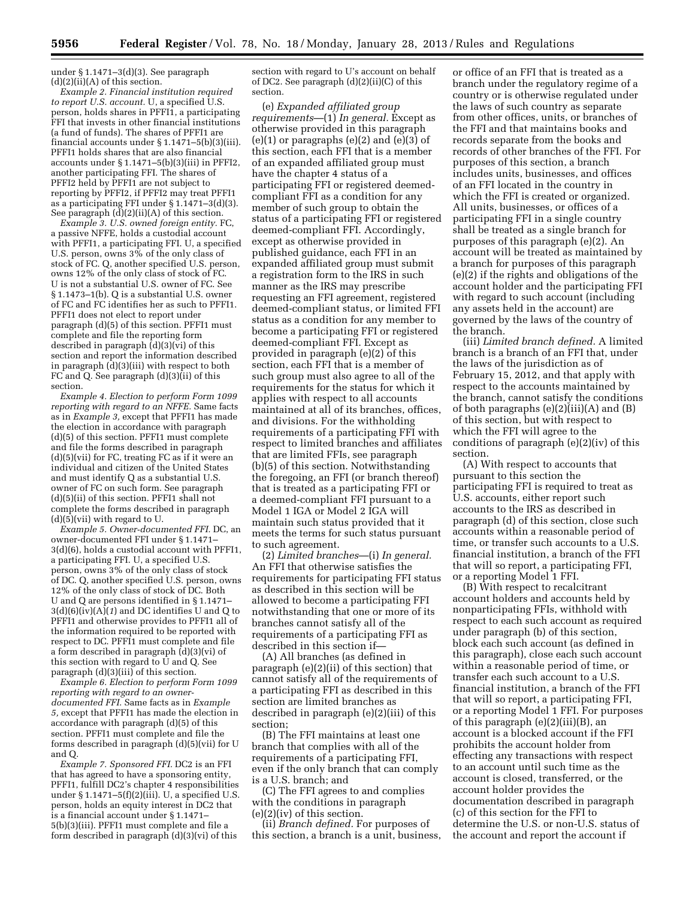under § 1.1471–3(d)(3). See paragraph (d)(2)(ii)(A) of this section.

*Example 2. Financial institution required to report U.S. account.* U, a specified U.S. person, holds shares in PFFI1, a participating FFI that invests in other financial institutions (a fund of funds). The shares of PFFI1 are financial accounts under § 1.1471–5(b)(3)(iii). PFFI1 holds shares that are also financial accounts under § 1.1471–5(b)(3)(iii) in PFFI2, another participating FFI. The shares of PFFI2 held by PFFI1 are not subject to reporting by PFFI2, if PFFI2 may treat PFFI1 as a participating FFI under § 1.1471–3(d)(3). See paragraph (d)(2)(ii)(A) of this section.

*Example 3. U.S. owned foreign entity.* FC, a passive NFFE, holds a custodial account with PFFI1, a participating FFI. U, a specified U.S. person, owns 3% of the only class of stock of FC. Q, another specified U.S. person, owns 12% of the only class of stock of FC. U is not a substantial U.S. owner of FC. See § 1.1473–1(b). Q is a substantial U.S. owner of FC and FC identifies her as such to PFFI1. PFFI1 does not elect to report under paragraph (d)(5) of this section. PFFI1 must complete and file the reporting form described in paragraph (d)(3)(vi) of this section and report the information described in paragraph (d)(3)(iii) with respect to both FC and Q. See paragraph (d)(3)(ii) of this section.

*Example 4. Election to perform Form 1099 reporting with regard to an NFFE.* Same facts as in *Example 3,* except that PFFI1 has made the election in accordance with paragraph (d)(5) of this section. PFFI1 must complete and file the forms described in paragraph (d)(5)(vii) for FC, treating FC as if it were an individual and citizen of the United States and must identify Q as a substantial U.S. owner of FC on such form. See paragraph (d)(5)(ii) of this section. PFFI1 shall not complete the forms described in paragraph (d)(5)(vii) with regard to U.

*Example 5. Owner-documented FFI.* DC, an owner-documented FFI under § 1.1471–3(d)(6), holds a custodial account with PFFI1, a participating FFI. U, a specified U.S. person, owns 3% of the only class of stock of DC. Q, another specified U.S. person, owns 12% of the only class of stock of DC. Both U and Q are persons identified in § 1.1471–3(d)(6)(iv)(A)(*1*) and DC identifies U and Q to PFFI1 and otherwise provides to PFFI1 all of the information required to be reported with respect to DC. PFFI1 must complete and file a form described in paragraph (d)(3)(vi) of this section with regard to U and Q. See paragraph (d)(3)(iii) of this section.

*Example 6. Election to perform Form 1099 reporting with regard to an owner-documented FFI.* Same facts as in *Example 5,* except that PFFI1 has made the election in accordance with paragraph (d)(5) of this section. PFFI1 must complete and file the forms described in paragraph (d)(5)(vii) for U and Q.

*Example 7. Sponsored FFI.* DC2 is an FFI that has agreed to have a sponsoring entity, PFFI1, fulfill DC2's chapter 4 responsibilities under § 1.1471–5(f)(2)(iii). U, a specified U.S. person, holds an equity interest in DC2 that is a financial account under § 1.1471–5(b)(3)(iii). PFFI1 must complete and file a form described in paragraph (d)(3)(vi) of this section with regard to U's account on behalf of DC2. See paragraph (d)(2)(ii)(C) of this section.

(e) *Expanded affiliated group requirements*—(1) *In general.* Except as otherwise provided in this paragraph (e)(1) or paragraphs (e)(2) and (e)(3) of this section, each FFI that is a member of an expanded affiliated group must have the chapter 4 status of a participating FFI or registered deemed-compliant FFI as a condition for any member of such group to obtain the status of a participating FFI or registered deemed-compliant FFI. Accordingly, except as otherwise provided in published guidance, each FFI in an expanded affiliated group must submit a registration form to the IRS in such manner as the IRS may prescribe requesting an FFI agreement, registered deemed-compliant status, or limited FFI status as a condition for any member to become a participating FFI or registered deemed-compliant FFI. Except as provided in paragraph (e)(2) of this section, each FFI that is a member of such group must also agree to all of the requirements for the status for which it applies with respect to all accounts maintained at all of its branches, offices, and divisions. For the withholding requirements of a participating FFI with respect to limited branches and affiliates that are limited FFIs, see paragraph (b)(5) of this section. Notwithstanding the foregoing, an FFI (or branch thereof) that is treated as a participating FFI or a deemed-compliant FFI pursuant to a Model 1 IGA or Model 2 IGA will maintain such status provided that it meets the terms for such status pursuant to such agreement.

(2) *Limited branches*—(i) *In general.* An FFI that otherwise satisfies the requirements for participating FFI status as described in this section will be allowed to become a participating FFI notwithstanding that one or more of its branches cannot satisfy all of the requirements of a participating FFI as described in this section if—

(A) All branches (as defined in paragraph (e)(2)(ii) of this section) that cannot satisfy all of the requirements of a participating FFI as described in this section are limited branches as described in paragraph (e)(2)(iii) of this section;

(B) The FFI maintains at least one branch that complies with all of the requirements of a participating FFI, even if the only branch that can comply is a U.S. branch; and

(C) The FFI agrees to and complies with the conditions in paragraph (e)(2)(iv) of this section.

(ii) *Branch defined.* For purposes of this section, a branch is a unit, business, or office of an FFI that is treated as a branch under the regulatory regime of a country or is otherwise regulated under the laws of such country as separate from other offices, units, or branches of the FFI and that maintains books and records separate from the books and records of other branches of the FFI. For purposes of this section, a branch includes units, businesses, and offices of an FFI located in the country in which the FFI is created or organized. All units, businesses, or offices of a participating FFI in a single country shall be treated as a single branch for purposes of this paragraph (e)(2). An account will be treated as maintained by a branch for purposes of this paragraph (e)(2) if the rights and obligations of the account holder and the participating FFI with regard to such account (including any assets held in the account) are governed by the laws of the country of the branch.

(iii) *Limited branch defined.* A limited branch is a branch of an FFI that, under the laws of the jurisdiction as of February 15, 2012, and that apply with respect to the accounts maintained by the branch, cannot satisfy the conditions of both paragraphs (e)(2)(iii)(A) and (B) of this section, but with respect to which the FFI will agree to the conditions of paragraph (e)(2)(iv) of this section.

(A) With respect to accounts that pursuant to this section the participating FFI is required to treat as U.S. accounts, either report such accounts to the IRS as described in paragraph (d) of this section, close such accounts within a reasonable period of time, or transfer such accounts to a U.S. financial institution, a branch of the FFI that will so report, a participating FFI, or a reporting Model 1 FFI.

(B) With respect to recalcitrant account holders and accounts held by nonparticipating FFIs, withhold with respect to each such account as required under paragraph (b) of this section, block each such account (as defined in this paragraph), close each such account within a reasonable period of time, or transfer each such account to a U.S. financial institution, a branch of the FFI that will so report, a participating FFI, or a reporting Model 1 FFI. For purposes of this paragraph (e)(2)(iii)(B), an account is a blocked account if the FFI prohibits the account holder from effecting any transactions with respect to an account until such time as the account is closed, transferred, or the account holder provides the documentation described in paragraph (c) of this section for the FFI to determine the U.S. or non-U.S. status of the account and report the account if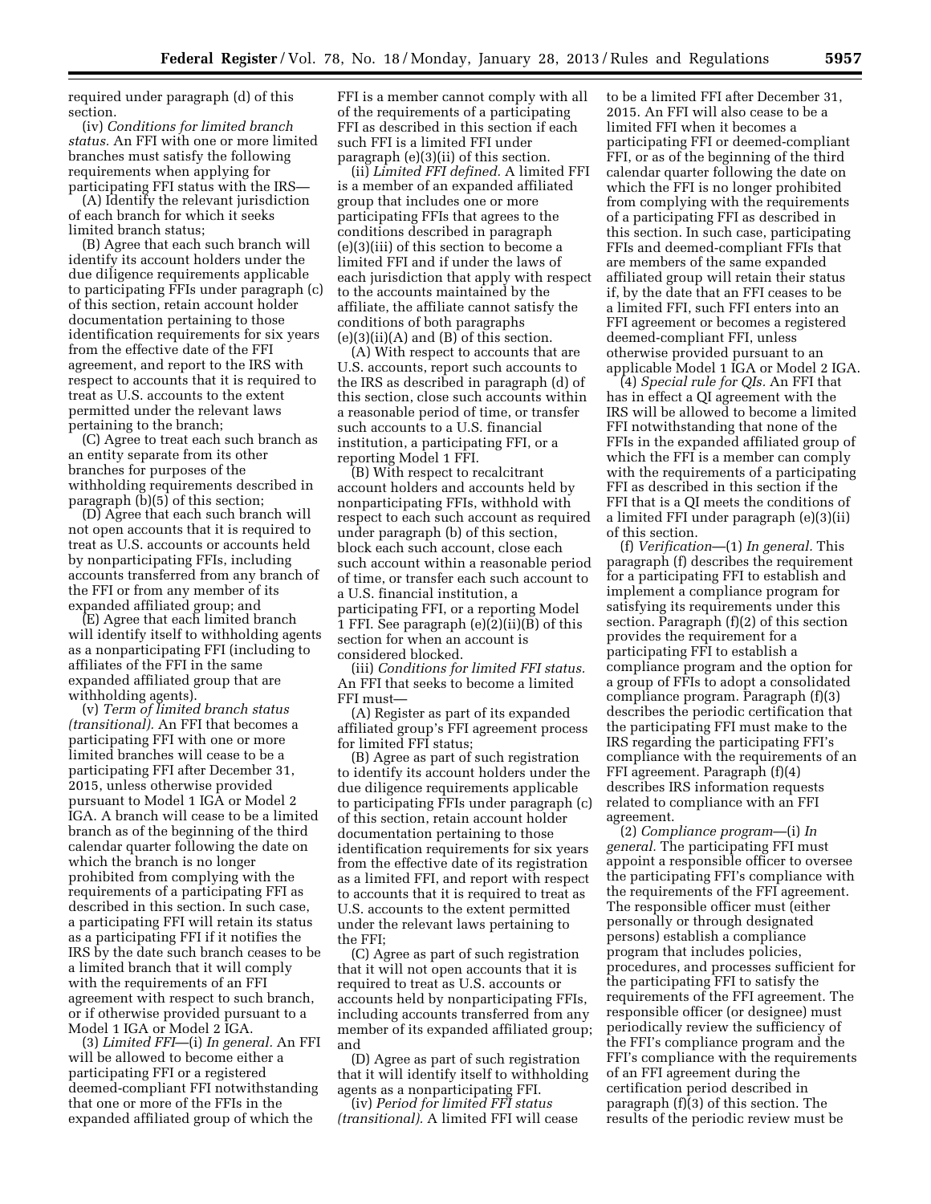required under paragraph (d) of this section.

(iv) *Conditions for limited branch status.* An FFI with one or more limited branches must satisfy the following requirements when applying for participating FFI status with the IRS—

(A) Identify the relevant jurisdiction of each branch for which it seeks limited branch status;

(B) Agree that each such branch will identify its account holders under the due diligence requirements applicable to participating FFIs under paragraph (c) of this section, retain account holder documentation pertaining to those identification requirements for six years from the effective date of the FFI agreement, and report to the IRS with respect to accounts that it is required to treat as U.S. accounts to the extent permitted under the relevant laws pertaining to the branch;

(C) Agree to treat each such branch as an entity separate from its other branches for purposes of the withholding requirements described in paragraph (b)(5) of this section;

(D) Agree that each such branch will not open accounts that it is required to treat as U.S. accounts or accounts held by nonparticipating FFIs, including accounts transferred from any branch of the FFI or from any member of its expanded affiliated group; and

(E) Agree that each limited branch will identify itself to withholding agents as a nonparticipating FFI (including to affiliates of the FFI in the same expanded affiliated group that are withholding agents).

(v) *Term of limited branch status (transitional).* An FFI that becomes a participating FFI with one or more limited branches will cease to be a participating FFI after December 31, 2015, unless otherwise provided pursuant to Model 1 IGA or Model 2 IGA. A branch will cease to be a limited branch as of the beginning of the third calendar quarter following the date on which the branch is no longer prohibited from complying with the requirements of a participating FFI as described in this section. In such case, a participating FFI will retain its status as a participating FFI if it notifies the IRS by the date such branch ceases to be a limited branch that it will comply with the requirements of an FFI agreement with respect to such branch, or if otherwise provided pursuant to a Model 1 IGA or Model 2 IGA.

(3) *Limited FFI*—(i) *In general.* An FFI will be allowed to become either a participating FFI or a registered deemed-compliant FFI notwithstanding that one or more of the FFIs in the expanded affiliated group of which the FFI is a member cannot comply with all of the requirements of a participating FFI as described in this section if each such FFI is a limited FFI under paragraph (e)(3)(ii) of this section.

(ii) *Limited FFI defined.* A limited FFI is a member of an expanded affiliated group that includes one or more participating FFIs that agrees to the conditions described in paragraph (e)(3)(iii) of this section to become a limited FFI and if under the laws of each jurisdiction that apply with respect to the accounts maintained by the affiliate, the affiliate cannot satisfy the conditions of both paragraphs (e)(3)(ii)(A) and (B) of this section.

(A) With respect to accounts that are U.S. accounts, report such accounts to the IRS as described in paragraph (d) of this section, close such accounts within a reasonable period of time, or transfer such accounts to a U.S. financial institution, a participating FFI, or a reporting Model 1 FFI.

(B) With respect to recalcitrant account holders and accounts held by nonparticipating FFIs, withhold with respect to each such account as required under paragraph (b) of this section, block each such account, close each such account within a reasonable period of time, or transfer each such account to a U.S. financial institution, a participating FFI, or a reporting Model 1 FFI. See paragraph (e)(2)(ii)(B) of this section for when an account is considered blocked.

(iii) *Conditions for limited FFI status.* An FFI that seeks to become a limited FFI must—

(A) Register as part of its expanded affiliated group's FFI agreement process for limited FFI status;

(B) Agree as part of such registration to identify its account holders under the due diligence requirements applicable to participating FFIs under paragraph (c) of this section, retain account holder documentation pertaining to those identification requirements for six years from the effective date of its registration as a limited FFI, and report with respect to accounts that it is required to treat as U.S. accounts to the extent permitted under the relevant laws pertaining to the FFI;

(C) Agree as part of such registration that it will not open accounts that it is required to treat as U.S. accounts or accounts held by nonparticipating FFIs, including accounts transferred from any member of its expanded affiliated group; and

(D) Agree as part of such registration that it will identify itself to withholding agents as a nonparticipating FFI.

(iv) *Period for limited FFI status (transitional).* A limited FFI will cease to be a limited FFI after December 31, 2015. An FFI will also cease to be a limited FFI when it becomes a participating FFI or deemed-compliant FFI, or as of the beginning of the third calendar quarter following the date on which the FFI is no longer prohibited from complying with the requirements of a participating FFI as described in this section. In such case, participating FFIs and deemed-compliant FFIs that are members of the same expanded affiliated group will retain their status if, by the date that an FFI ceases to be a limited FFI, such FFI enters into an FFI agreement or becomes a registered deemed-compliant FFI, unless otherwise provided pursuant to an applicable Model 1 IGA or Model 2 IGA.

(4) *Special rule for QIs.* An FFI that has in effect a QI agreement with the IRS will be allowed to become a limited FFI notwithstanding that none of the FFIs in the expanded affiliated group of which the FFI is a member can comply with the requirements of a participating FFI as described in this section if the FFI that is a QI meets the conditions of a limited FFI under paragraph (e)(3)(ii) of this section.

(f) *Verification*—(1) *In general.* This paragraph (f) describes the requirement for a participating FFI to establish and implement a compliance program for satisfying its requirements under this section. Paragraph (f)(2) of this section provides the requirement for a participating FFI to establish a compliance program and the option for a group of FFIs to adopt a consolidated compliance program. Paragraph (f)(3) describes the periodic certification that the participating FFI must make to the IRS regarding the participating FFI's compliance with the requirements of an FFI agreement. Paragraph (f)(4) describes IRS information requests related to compliance with an FFI agreement.

(2) *Compliance program*—(i) *In general.* The participating FFI must appoint a responsible officer to oversee the participating FFI's compliance with the requirements of the FFI agreement. The responsible officer must (either personally or through designated persons) establish a compliance program that includes policies, procedures, and processes sufficient for the participating FFI to satisfy the requirements of the FFI agreement. The responsible officer (or designee) must periodically review the sufficiency of the FFI's compliance program and the FFI's compliance with the requirements of an FFI agreement during the certification period described in paragraph (f)(3) of this section. The results of the periodic review must be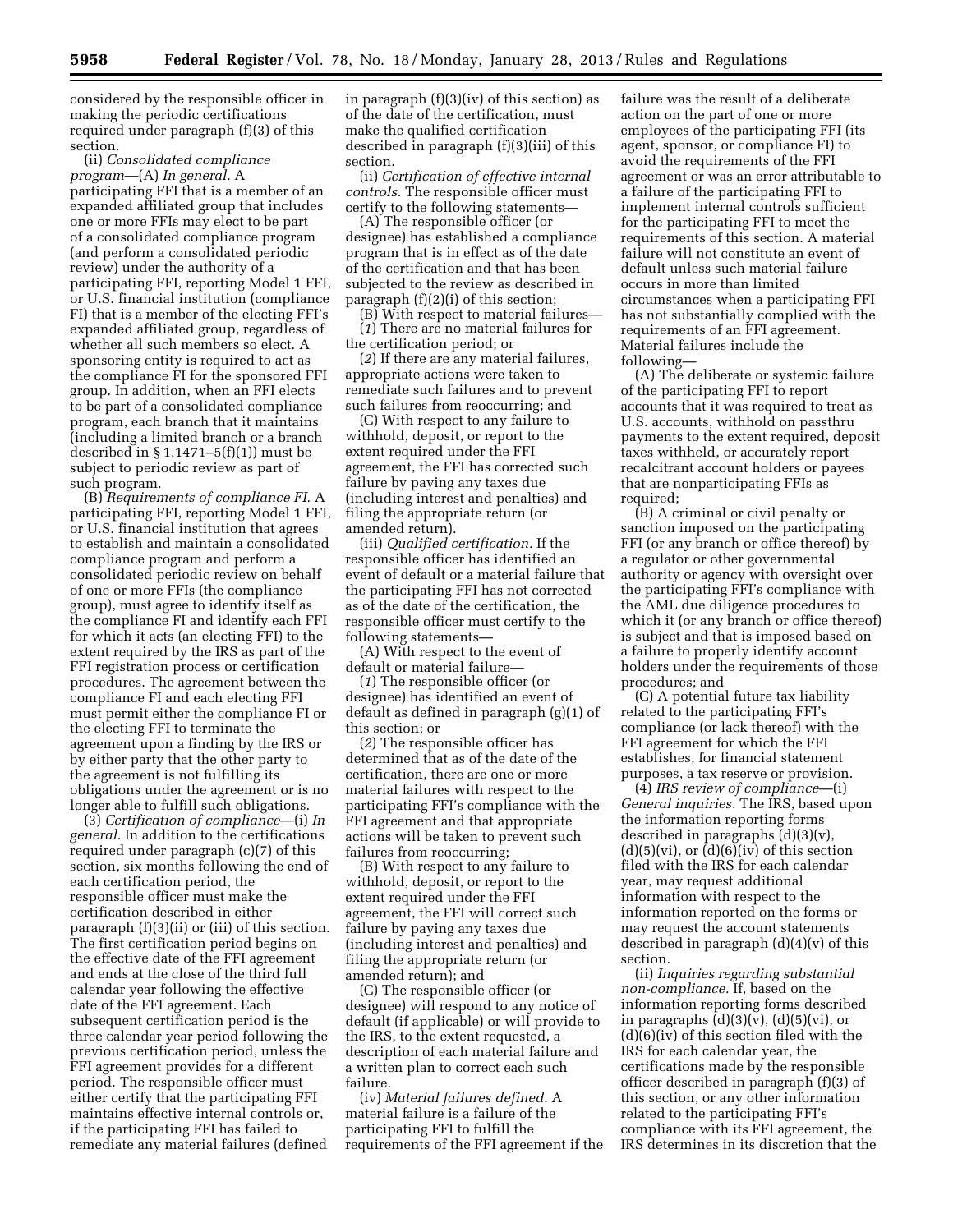considered by the responsible officer in making the periodic certifications required under paragraph (f)(3) of this section.

(ii) *Consolidated compliance program*—(A) *In general.* A participating FFI that is a member of an expanded affiliated group that includes one or more FFIs may elect to be part of a consolidated compliance program (and perform a consolidated periodic review) under the authority of a participating FFI, reporting Model 1 FFI, or U.S. financial institution (compliance FI) that is a member of the electing FFI's expanded affiliated group, regardless of whether all such members so elect. A sponsoring entity is required to act as the compliance FI for the sponsored FFI group. In addition, when an FFI elects to be part of a consolidated compliance program, each branch that it maintains (including a limited branch or a branch described in § 1.1471–5(f)(1)) must be subject to periodic review as part of such program.

(B) *Requirements of compliance FI.* A participating FFI, reporting Model 1 FFI, or U.S. financial institution that agrees to establish and maintain a consolidated compliance program and perform a consolidated periodic review on behalf of one or more FFIs (the compliance group), must agree to identify itself as the compliance FI and identify each FFI for which it acts (an electing FFI) to the extent required by the IRS as part of the FFI registration process or certification procedures. The agreement between the compliance FI and each electing FFI must permit either the compliance FI or the electing FFI to terminate the agreement upon a finding by the IRS or by either party that the other party to the agreement is not fulfilling its obligations under the agreement or is no longer able to fulfill such obligations.

(3) *Certification of compliance*—(i) *In general.* In addition to the certifications required under paragraph (c)(7) of this section, six months following the end of each certification period, the responsible officer must make the certification described in either paragraph (f)(3)(ii) or (iii) of this section. The first certification period begins on the effective date of the FFI agreement and ends at the close of the third full calendar year following the effective date of the FFI agreement. Each subsequent certification period is the three calendar year period following the previous certification period, unless the FFI agreement provides for a different period. The responsible officer must either certify that the participating FFI maintains effective internal controls or, if the participating FFI has failed to remediate any material failures (defined in paragraph (f)(3)(iv) of this section) as of the date of the certification, must make the qualified certification described in paragraph (f)(3)(iii) of this section.

(ii) *Certification of effective internal controls.* The responsible officer must certify to the following statements—

(A) The responsible officer (or designee) has established a compliance program that is in effect as of the date of the certification and that has been subjected to the review as described in paragraph (f)(2)(i) of this section;

(B) With respect to material failures—

(*1*) There are no material failures for the certification period; or

(*2*) If there are any material failures, appropriate actions were taken to remediate such failures and to prevent such failures from reoccurring; and

(C) With respect to any failure to withhold, deposit, or report to the extent required under the FFI agreement, the FFI has corrected such failure by paying any taxes due (including interest and penalties) and filing the appropriate return (or amended return).

(iii) *Qualified certification.* If the responsible officer has identified an event of default or a material failure that the participating FFI has not corrected as of the date of the certification, the responsible officer must certify to the following statements—

(A) With respect to the event of default or material failure—

(*1*) The responsible officer (or designee) has identified an event of default as defined in paragraph (g)(1) of this section; or

(*2*) The responsible officer has determined that as of the date of the certification, there are one or more material failures with respect to the participating FFI's compliance with the FFI agreement and that appropriate actions will be taken to prevent such failures from reoccurring;

(B) With respect to any failure to withhold, deposit, or report to the extent required under the FFI agreement, the FFI will correct such failure by paying any taxes due (including interest and penalties) and filing the appropriate return (or amended return); and

(C) The responsible officer (or designee) will respond to any notice of default (if applicable) or will provide to the IRS, to the extent requested, a description of each material failure and a written plan to correct each such failure.

(iv) *Material failures defined.* A material failure is a failure of the participating FFI to fulfill the requirements of the FFI agreement if the failure was the result of a deliberate action on the part of one or more employees of the participating FFI (its agent, sponsor, or compliance FI) to avoid the requirements of the FFI agreement or was an error attributable to a failure of the participating FFI to implement internal controls sufficient for the participating FFI to meet the requirements of this section. A material failure will not constitute an event of default unless such material failure occurs in more than limited circumstances when a participating FFI has not substantially complied with the requirements of an FFI agreement. Material failures include the following—

(A) The deliberate or systemic failure of the participating FFI to report accounts that it was required to treat as U.S. accounts, withhold on passthru payments to the extent required, deposit taxes withheld, or accurately report recalcitrant account holders or payees that are nonparticipating FFIs as required;

(B) A criminal or civil penalty or sanction imposed on the participating FFI (or any branch or office thereof) by a regulator or other governmental authority or agency with oversight over the participating FFI's compliance with the AML due diligence procedures to which it (or any branch or office thereof) is subject and that is imposed based on a failure to properly identify account holders under the requirements of those procedures; and

(C) A potential future tax liability related to the participating FFI's compliance (or lack thereof) with the FFI agreement for which the FFI establishes, for financial statement purposes, a tax reserve or provision.

(4) *IRS review of compliance*—(i) *General inquiries.* The IRS, based upon the information reporting forms described in paragraphs (d)(3)(v), (d)(5)(vi), or (d)(6)(iv) of this section filed with the IRS for each calendar year, may request additional information with respect to the information reported on the forms or may request the account statements described in paragraph (d)(4)(v) of this section.

(ii) *Inquiries regarding substantial non-compliance.* If, based on the information reporting forms described in paragraphs (d)(3)(v), (d)(5)(vi), or (d)(6)(iv) of this section filed with the IRS for each calendar year, the certifications made by the responsible officer described in paragraph (f)(3) of this section, or any other information related to the participating FFI's compliance with its FFI agreement, the IRS determines in its discretion that the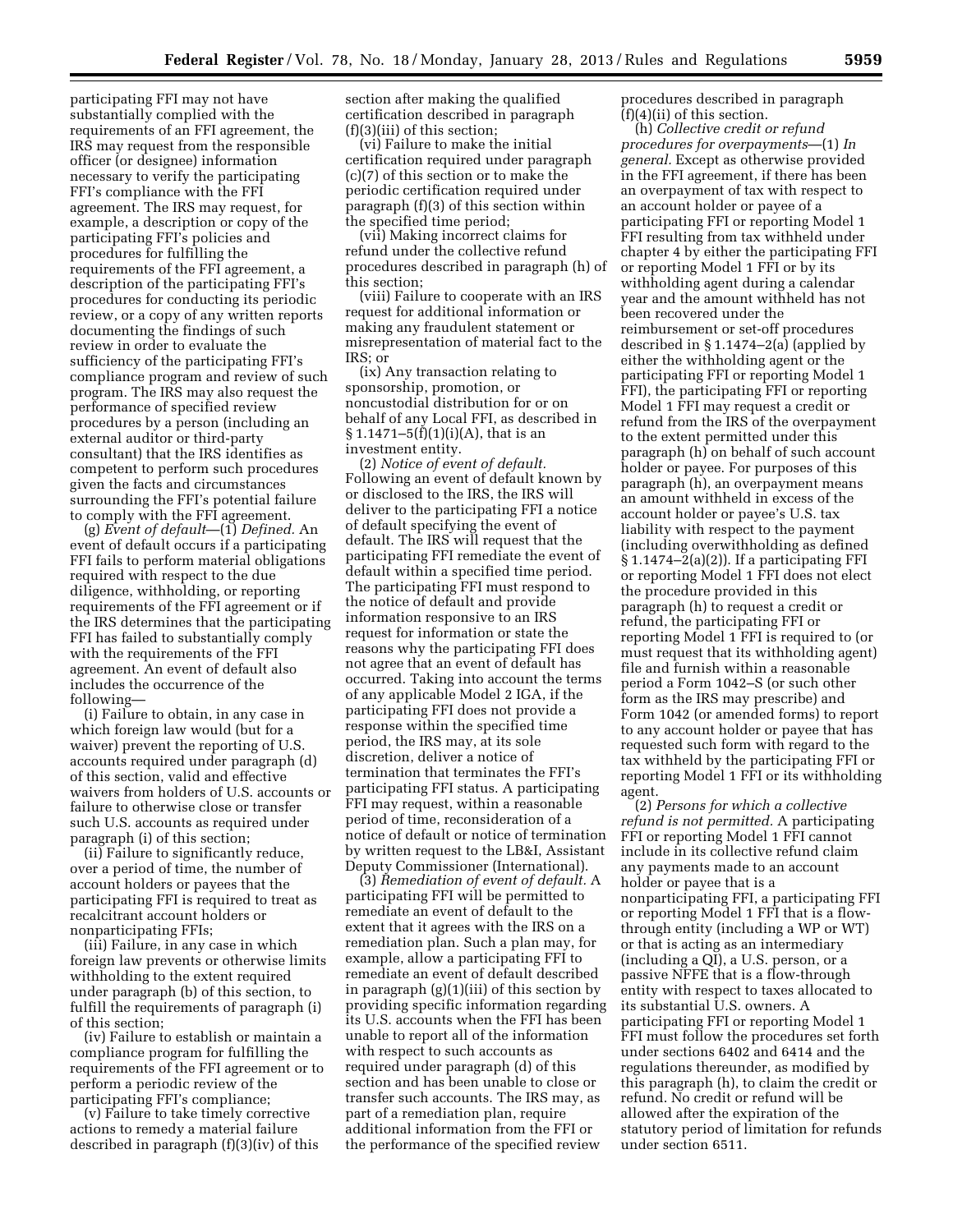participating FFI may not have substantially complied with the requirements of an FFI agreement, the IRS may request from the responsible officer (or designee) information necessary to verify the participating FFI's compliance with the FFI agreement. The IRS may request, for example, a description or copy of the participating FFI's policies and procedures for fulfilling the requirements of the FFI agreement, a description of the participating FFI's procedures for conducting its periodic review, or a copy of any written reports documenting the findings of such review in order to evaluate the sufficiency of the participating FFI's compliance program and review of such program. The IRS may also request the performance of specified review procedures by a person (including an external auditor or third-party consultant) that the IRS identifies as competent to perform such procedures given the facts and circumstances surrounding the FFI's potential failure to comply with the FFI agreement.

(g) *Event of default*—(1) *Defined.* An event of default occurs if a participating FFI fails to perform material obligations required with respect to the due diligence, withholding, or reporting requirements of the FFI agreement or if the IRS determines that the participating FFI has failed to substantially comply with the requirements of the FFI agreement. An event of default also includes the occurrence of the following—

(i) Failure to obtain, in any case in which foreign law would (but for a waiver) prevent the reporting of U.S. accounts required under paragraph (d) of this section, valid and effective waivers from holders of U.S. accounts or failure to otherwise close or transfer such U.S. accounts as required under paragraph (i) of this section;

(ii) Failure to significantly reduce, over a period of time, the number of account holders or payees that the participating FFI is required to treat as recalcitrant account holders or nonparticipating FFIs;

(iii) Failure, in any case in which foreign law prevents or otherwise limits withholding to the extent required under paragraph (b) of this section, to fulfill the requirements of paragraph (i) of this section;

(iv) Failure to establish or maintain a compliance program for fulfilling the requirements of the FFI agreement or to perform a periodic review of the participating FFI's compliance;

(v) Failure to take timely corrective actions to remedy a material failure described in paragraph (f)(3)(iv) of this section after making the qualified certification described in paragraph (f)(3)(iii) of this section;

(vi) Failure to make the initial certification required under paragraph (c)(7) of this section or to make the periodic certification required under paragraph (f)(3) of this section within the specified time period;

(vii) Making incorrect claims for refund under the collective refund procedures described in paragraph (h) of this section;

(viii) Failure to cooperate with an IRS request for additional information or making any fraudulent statement or misrepresentation of material fact to the IRS; or

(ix) Any transaction relating to sponsorship, promotion, or noncustodial distribution for or on behalf of any Local FFI, as described in § 1.1471–5(f)(1)(i)(A), that is an investment entity.

(2) *Notice of event of default.* Following an event of default known by or disclosed to the IRS, the IRS will deliver to the participating FFI a notice of default specifying the event of default. The IRS will request that the participating FFI remediate the event of default within a specified time period. The participating FFI must respond to the notice of default and provide information responsive to an IRS request for information or state the reasons why the participating FFI does not agree that an event of default has occurred. Taking into account the terms of any applicable Model 2 IGA, if the participating FFI does not provide a response within the specified time period, the IRS may, at its sole discretion, deliver a notice of termination that terminates the FFI's participating FFI status. A participating FFI may request, within a reasonable period of time, reconsideration of a notice of default or notice of termination by written request to the LB&I, Assistant Deputy Commissioner (International).

(3) *Remediation of event of default.* A participating FFI will be permitted to remediate an event of default to the extent that it agrees with the IRS on a remediation plan. Such a plan may, for example, allow a participating FFI to remediate an event of default described in paragraph (g)(1)(iii) of this section by providing specific information regarding its U.S. accounts when the FFI has been unable to report all of the information with respect to such accounts as required under paragraph (d) of this section and has been unable to close or transfer such accounts. The IRS may, as part of a remediation plan, require additional information from the FFI or the performance of the specified review procedures described in paragraph (f)(4)(ii) of this section.

(h) *Collective credit or refund procedures for overpayments*—(1) *In general.* Except as otherwise provided in the FFI agreement, if there has been an overpayment of tax with respect to an account holder or payee of a participating FFI or reporting Model 1 FFI resulting from tax withheld under chapter 4 by either the participating FFI or reporting Model 1 FFI or by its withholding agent during a calendar year and the amount withheld has not been recovered under the reimbursement or set-off procedures described in § 1.1474–2(a) (applied by either the withholding agent or the participating FFI or reporting Model 1 FFI), the participating FFI or reporting Model 1 FFI may request a credit or refund from the IRS of the overpayment to the extent permitted under this paragraph (h) on behalf of such account holder or payee. For purposes of this paragraph (h), an overpayment means an amount withheld in excess of the account holder or payee's U.S. tax liability with respect to the payment (including overwithholding as defined § 1.1474–2(a)(2)). If a participating FFI or reporting Model 1 FFI does not elect the procedure provided in this paragraph (h) to request a credit or refund, the participating FFI or reporting Model 1 FFI is required to (or must request that its withholding agent) file and furnish within a reasonable period a Form 1042–S (or such other form as the IRS may prescribe) and Form 1042 (or amended forms) to report to any account holder or payee that has requested such form with regard to the tax withheld by the participating FFI or reporting Model 1 FFI or its withholding agent.

(2) *Persons for which a collective refund is not permitted.* A participating FFI or reporting Model 1 FFI cannot include in its collective refund claim any payments made to an account holder or payee that is a nonparticipating FFI, a participating FFI or reporting Model 1 FFI that is a flow-through entity (including a WP or WT) or that is acting as an intermediary (including a QI), a U.S. person, or a passive NFFE that is a flow-through entity with respect to taxes allocated to its substantial U.S. owners. A participating FFI or reporting Model 1 FFI must follow the procedures set forth under sections 6402 and 6414 and the regulations thereunder, as modified by this paragraph (h), to claim the credit or refund. No credit or refund will be allowed after the expiration of the statutory period of limitation for refunds under section 6511.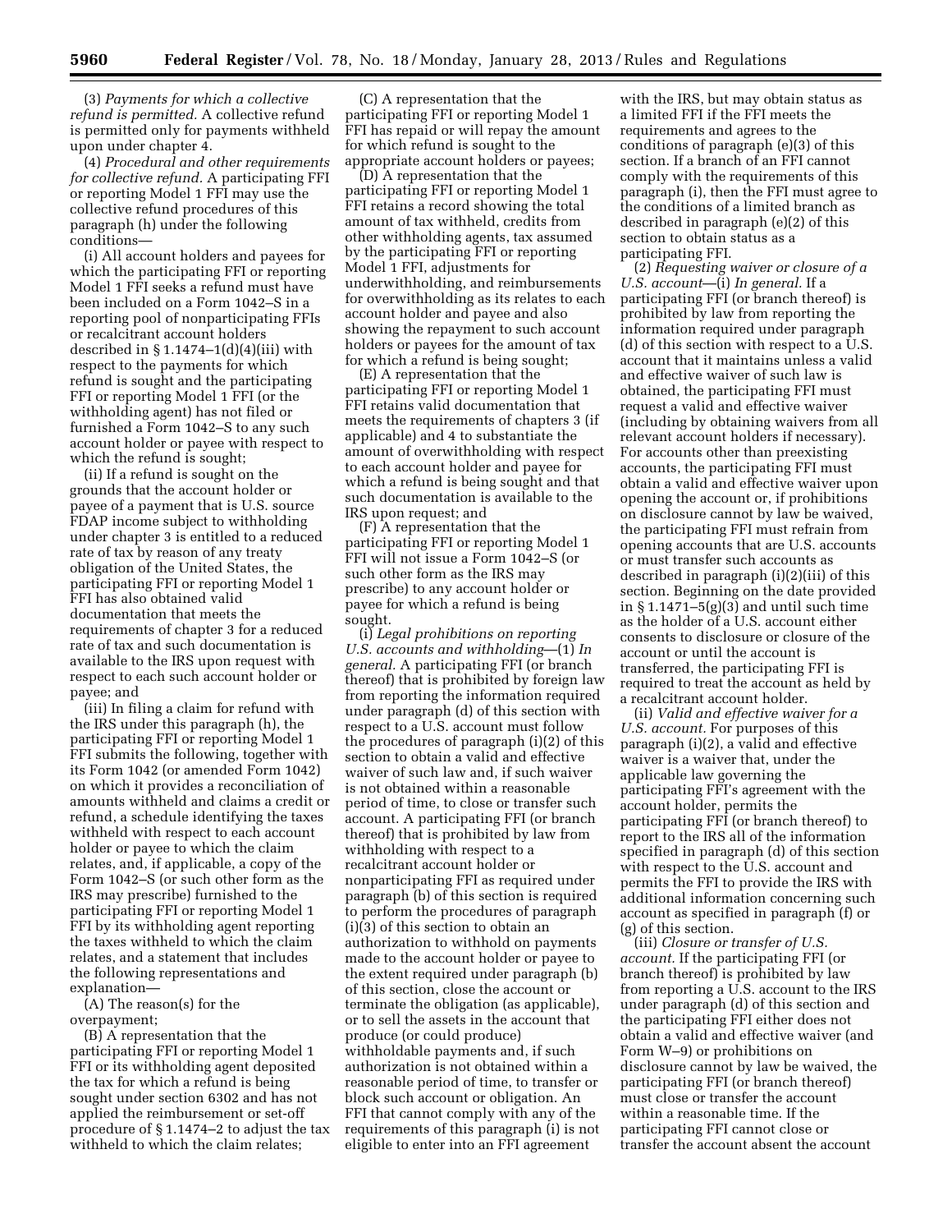(3) *Payments for which a collective refund is permitted.* A collective refund is permitted only for payments withheld upon under chapter 4.

(4) *Procedural and other requirements for collective refund.* A participating FFI or reporting Model 1 FFI may use the collective refund procedures of this paragraph (h) under the following conditions—

(i) All account holders and payees for which the participating FFI or reporting Model 1 FFI seeks a refund must have been included on a Form 1042–S in a reporting pool of nonparticipating FFIs or recalcitrant account holders described in § 1.1474–1(d)(4)(iii) with respect to the payments for which refund is sought and the participating FFI or reporting Model 1 FFI (or the withholding agent) has not filed or furnished a Form 1042–S to any such account holder or payee with respect to which the refund is sought;

(ii) If a refund is sought on the grounds that the account holder or payee of a payment that is U.S. source FDAP income subject to withholding under chapter 3 is entitled to a reduced rate of tax by reason of any treaty obligation of the United States, the participating FFI or reporting Model 1 FFI has also obtained valid documentation that meets the requirements of chapter 3 for a reduced rate of tax and such documentation is available to the IRS upon request with respect to each such account holder or payee; and

(iii) In filing a claim for refund with the IRS under this paragraph (h), the participating FFI or reporting Model 1 FFI submits the following, together with its Form 1042 (or amended Form 1042) on which it provides a reconciliation of amounts withheld and claims a credit or refund, a schedule identifying the taxes withheld with respect to each account holder or payee to which the claim relates, and, if applicable, a copy of the Form 1042–S (or such other form as the IRS may prescribe) furnished to the participating FFI or reporting Model 1 FFI by its withholding agent reporting the taxes withheld to which the claim relates, and a statement that includes the following representations and explanation—

(A) The reason(s) for the overpayment;

(B) A representation that the participating FFI or reporting Model 1 FFI or its withholding agent deposited the tax for which a refund is being sought under section 6302 and has not applied the reimbursement or set-off procedure of § 1.1474–2 to adjust the tax withheld to which the claim relates;

(C) A representation that the participating FFI or reporting Model 1 FFI has repaid or will repay the amount for which refund is sought to the appropriate account holders or payees;

(D) A representation that the participating FFI or reporting Model 1 FFI retains a record showing the total amount of tax withheld, credits from other withholding agents, tax assumed by the participating FFI or reporting Model 1 FFI, adjustments for underwithholding, and reimbursements for overwithholding as its relates to each account holder and payee and also showing the repayment to such account holders or payees for the amount of tax for which a refund is being sought;

(E) A representation that the participating FFI or reporting Model 1 FFI retains valid documentation that meets the requirements of chapters 3 (if applicable) and 4 to substantiate the amount of overwithholding with respect to each account holder and payee for which a refund is being sought and that such documentation is available to the IRS upon request; and

(F) A representation that the participating FFI or reporting Model 1 FFI will not issue a Form 1042–S (or such other form as the IRS may prescribe) to any account holder or payee for which a refund is being sought.

(i) *Legal prohibitions on reporting U.S. accounts and withholding*—(1) *In general.* A participating FFI (or branch thereof) that is prohibited by foreign law from reporting the information required under paragraph (d) of this section with respect to a U.S. account must follow the procedures of paragraph (i)(2) of this section to obtain a valid and effective waiver of such law and, if such waiver is not obtained within a reasonable period of time, to close or transfer such account. A participating FFI (or branch thereof) that is prohibited by law from withholding with respect to a recalcitrant account holder or nonparticipating FFI as required under paragraph (b) of this section is required to perform the procedures of paragraph (i)(3) of this section to obtain an authorization to withhold on payments made to the account holder or payee to the extent required under paragraph (b) of this section, close the account or terminate the obligation (as applicable), or to sell the assets in the account that produce (or could produce) withholdable payments and, if such authorization is not obtained within a reasonable period of time, to transfer or block such account or obligation. An FFI that cannot comply with any of the requirements of this paragraph (i) is not eligible to enter into an FFI agreement with the IRS, but may obtain status as a limited FFI if the FFI meets the requirements and agrees to the conditions of paragraph (e)(3) of this section. If a branch of an FFI cannot comply with the requirements of this paragraph (i), then the FFI must agree to the conditions of a limited branch as described in paragraph (e)(2) of this section to obtain status as a participating FFI.

(2) *Requesting waiver or closure of a U.S. account*—(i) *In general.* If a participating FFI (or branch thereof) is prohibited by law from reporting the information required under paragraph (d) of this section with respect to a U.S. account that it maintains unless a valid and effective waiver of such law is obtained, the participating FFI must request a valid and effective waiver (including by obtaining waivers from all relevant account holders if necessary). For accounts other than preexisting accounts, the participating FFI must obtain a valid and effective waiver upon opening the account or, if prohibitions on disclosure cannot by law be waived, the participating FFI must refrain from opening accounts that are U.S. accounts or must transfer such accounts as described in paragraph (i)(2)(iii) of this section. Beginning on the date provided in § 1.1471–5(g)(3) and until such time as the holder of a U.S. account either consents to disclosure or closure of the account or until the account is transferred, the participating FFI is required to treat the account as held by a recalcitrant account holder.

(ii) *Valid and effective waiver for a U.S. account.* For purposes of this paragraph (i)(2), a valid and effective waiver is a waiver that, under the applicable law governing the participating FFI's agreement with the account holder, permits the participating FFI (or branch thereof) to report to the IRS all of the information specified in paragraph (d) of this section with respect to the U.S. account and permits the FFI to provide the IRS with additional information concerning such account as specified in paragraph (f) or (g) of this section.

(iii) *Closure or transfer of U.S. account.* If the participating FFI (or branch thereof) is prohibited by law from reporting a U.S. account to the IRS under paragraph (d) of this section and the participating FFI either does not obtain a valid and effective waiver (and Form W–9) or prohibitions on disclosure cannot by law be waived, the participating FFI (or branch thereof) must close or transfer the account within a reasonable time. If the participating FFI cannot close or transfer the account absent the account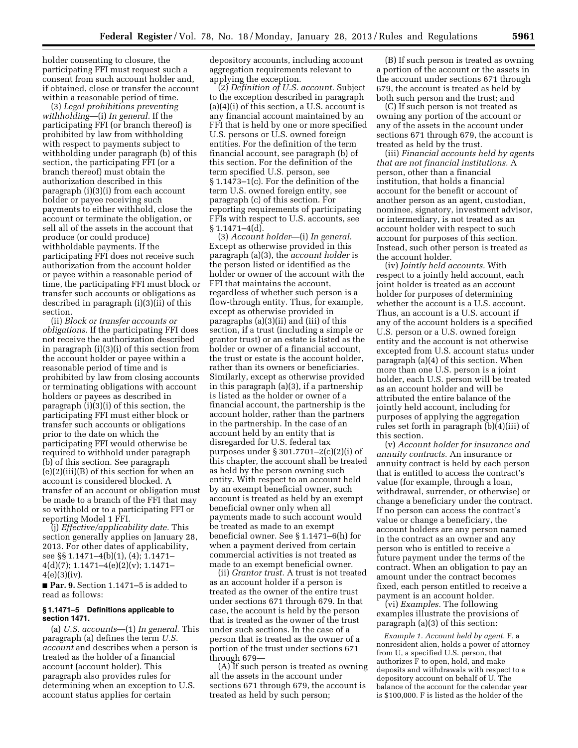holder consenting to closure, the participating FFI must request such a consent from such account holder and, if obtained, close or transfer the account within a reasonable period of time.

(3) *Legal prohibitions preventing withholding*—(i) *In general.* If the participating FFI (or branch thereof) is prohibited by law from withholding with respect to payments subject to withholding under paragraph (b) of this section, the participating FFI (or a branch thereof) must obtain the authorization described in this paragraph (i)(3)(i) from each account holder or payee receiving such payments to either withhold, close the account or terminate the obligation, or sell all of the assets in the account that produce (or could produce) withholdable payments. If the participating FFI does not receive such authorization from the account holder or payee within a reasonable period of time, the participating FFI must block or transfer such accounts or obligations as described in paragraph (i)(3)(ii) of this section.

(ii) *Block or transfer accounts or obligations.* If the participating FFI does not receive the authorization described in paragraph (i)(3)(i) of this section from the account holder or payee within a reasonable period of time and is prohibited by law from closing accounts or terminating obligations with account holders or payees as described in paragraph (i)(3)(i) of this section, the participating FFI must either block or transfer such accounts or obligations prior to the date on which the participating FFI would otherwise be required to withhold under paragraph (b) of this section. See paragraph (e)(2)(iii)(B) of this section for when an account is considered blocked. A transfer of an account or obligation must be made to a branch of the FFI that may so withhold or to a participating FFI or reporting Model 1 FFI.

(j) *Effective/applicability date.* This section generally applies on January 28, 2013. For other dates of applicability, see §§ 1.1471–4(b)(1), (4); 1.1471–4(d)(7); 1.1471–4(e)(2)(v); 1.1471–4(e)(3)(iv).

■ **Par. 9.** Section 1.1471–5 is added to read as follows:

**§ 1.1471–5 Definitions applicable to section 1471.**

(a) *U.S. accounts*—(1) *In general.* This paragraph (a) defines the term *U.S. account* and describes when a person is treated as the holder of a financial account (account holder). This paragraph also provides rules for determining when an exception to U.S. account status applies for certain depository accounts, including account aggregation requirements relevant to applying the exception.

(2) *Definition of U.S. account.* Subject to the exception described in paragraph (a)(4)(i) of this section, a U.S. account is any financial account maintained by an FFI that is held by one or more specified U.S. persons or U.S. owned foreign entities. For the definition of the term financial account, see paragraph (b) of this section. For the definition of the term specified U.S. person, see § 1.1473–1(c). For the definition of the term U.S. owned foreign entity, see paragraph (c) of this section. For reporting requirements of participating FFIs with respect to U.S. accounts, see § 1.1471–4(d).

(3) *Account holder*—(i) *In general.* Except as otherwise provided in this paragraph (a)(3), the *account holder* is the person listed or identified as the holder or owner of the account with the FFI that maintains the account, regardless of whether such person is a flow-through entity. Thus, for example, except as otherwise provided in paragraphs (a)(3)(ii) and (iii) of this section, if a trust (including a simple or grantor trust) or an estate is listed as the holder or owner of a financial account, the trust or estate is the account holder, rather than its owners or beneficiaries. Similarly, except as otherwise provided in this paragraph (a)(3), if a partnership is listed as the holder or owner of a financial account, the partnership is the account holder, rather than the partners in the partnership. In the case of an account held by an entity that is disregarded for U.S. federal tax purposes under § 301.7701–2(c)(2)(i) of this chapter, the account shall be treated as held by the person owning such entity. With respect to an account held by an exempt beneficial owner, such account is treated as held by an exempt beneficial owner only when all payments made to such account would be treated as made to an exempt beneficial owner. See § 1.1471–6(h) for when a payment derived from certain commercial activities is not treated as made to an exempt beneficial owner.

(ii) *Grantor trust.* A trust is not treated as an account holder if a person is treated as the owner of the entire trust under sections 671 through 679. In that case, the account is held by the person that is treated as the owner of the trust under such sections. In the case of a person that is treated as the owner of a portion of the trust under sections 671 through 679—

(A) If such person is treated as owning all the assets in the account under sections 671 through 679, the account is treated as held by such person;

(B) If such person is treated as owning a portion of the account or the assets in the account under sections 671 through 679, the account is treated as held by both such person and the trust; and

(C) If such person is not treated as owning any portion of the account or any of the assets in the account under sections 671 through 679, the account is treated as held by the trust.

(iii) *Financial accounts held by agents that are not financial institutions.* A person, other than a financial institution, that holds a financial account for the benefit or account of another person as an agent, custodian, nominee, signatory, investment advisor, or intermediary, is not treated as an account holder with respect to such account for purposes of this section. Instead, such other person is treated as the account holder.

(iv) *Jointly held accounts.* With respect to a jointly held account, each joint holder is treated as an account holder for purposes of determining whether the account is a U.S. account. Thus, an account is a U.S. account if any of the account holders is a specified U.S. person or a U.S. owned foreign entity and the account is not otherwise excepted from U.S. account status under paragraph (a)(4) of this section. When more than one U.S. person is a joint holder, each U.S. person will be treated as an account holder and will be attributed the entire balance of the jointly held account, including for purposes of applying the aggregation rules set forth in paragraph (b)(4)(iii) of this section.

(v) *Account holder for insurance and annuity contracts.* An insurance or annuity contract is held by each person that is entitled to access the contract's value (for example, through a loan, withdrawal, surrender, or otherwise) or change a beneficiary under the contract. If no person can access the contract's value or change a beneficiary, the account holders are any person named in the contract as an owner and any person who is entitled to receive a future payment under the terms of the contract. When an obligation to pay an amount under the contract becomes fixed, each person entitled to receive a payment is an account holder.

(vi) *Examples.* The following examples illustrate the provisions of paragraph (a)(3) of this section:

*Example 1. Account held by agent.* F, a nonresident alien, holds a power of attorney from U, a specified U.S. person, that authorizes F to open, hold, and make deposits and withdrawals with respect to a depository account on behalf of U. The balance of the account for the calendar year is $100,000. F is listed as the holder of the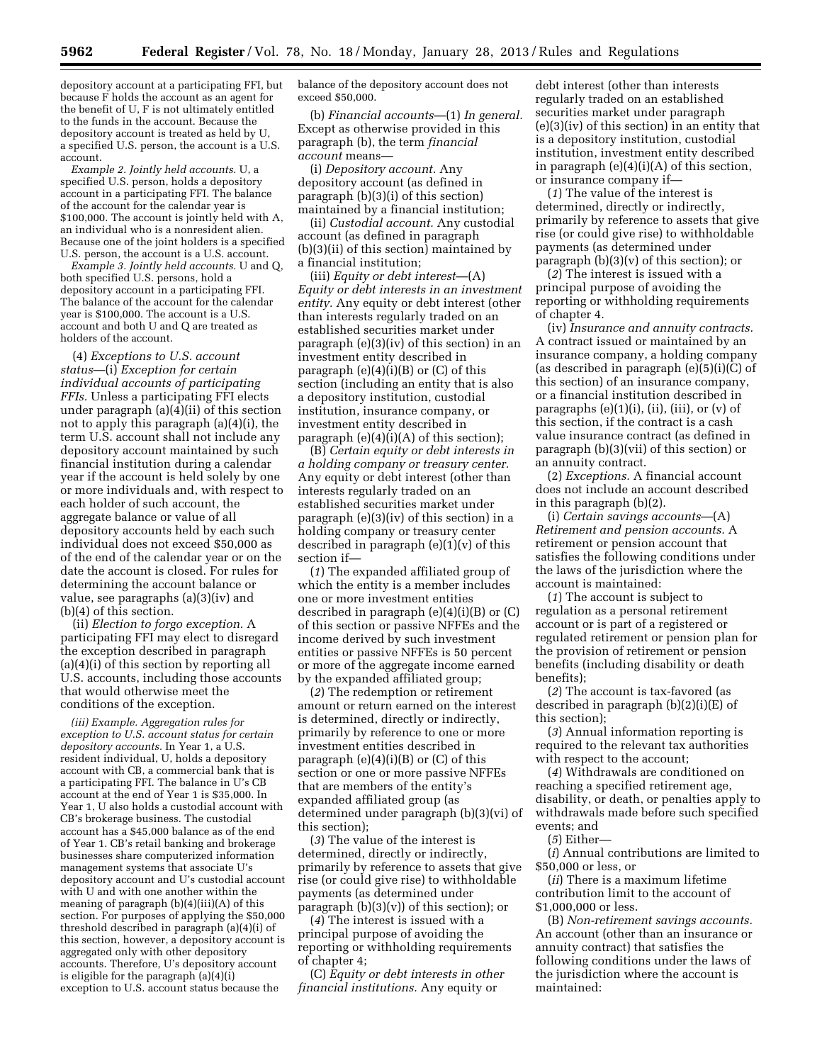depository account at a participating FFI, but because F holds the account as an agent for the benefit of U, F is not ultimately entitled to the funds in the account. Because the depository account is treated as held by U, a specified U.S. person, the account is a U.S. account.

*Example 2. Jointly held accounts.* U, a specified U.S. person, holds a depository account in a participating FFI. The balance of the account for the calendar year is $100,000. The account is jointly held with A, an individual who is a nonresident alien. Because one of the joint holders is a specified U.S. person, the account is a U.S. account.

*Example 3. Jointly held accounts.* U and Q, both specified U.S. persons, hold a depository account in a participating FFI. The balance of the account for the calendar year is $100,000. The account is a U.S. account and both U and Q are treated as holders of the account.

(4) *Exceptions to U.S. account status*—(i) *Exception for certain individual accounts of participating FFIs.* Unless a participating FFI elects under paragraph (a)(4)(ii) of this section not to apply this paragraph (a)(4)(i), the term U.S. account shall not include any depository account maintained by such financial institution during a calendar year if the account is held solely by one or more individuals and, with respect to each holder of such account, the aggregate balance or value of all depository accounts held by each such individual does not exceed $50,000 as of the end of the calendar year or on the date the account is closed. For rules for determining the account balance or value, see paragraphs (a)(3)(iv) and (b)(4) of this section.

(ii) *Election to forgo exception.* A participating FFI may elect to disregard the exception described in paragraph (a)(4)(i) of this section by reporting all U.S. accounts, including those accounts that would otherwise meet the conditions of the exception.

*(iii) Example. Aggregation rules for exception to U.S. account status for certain depository accounts.* In Year 1, a U.S. resident individual, U, holds a depository account with CB, a commercial bank that is a participating FFI. The balance in U's CB account at the end of Year 1 is $35,000. In Year 1, U also holds a custodial account with CB's brokerage business. The custodial account has a $45,000 balance as of the end of Year 1. CB's retail banking and brokerage businesses share computerized information management systems that associate U's depository account and U's custodial account with U and with one another within the meaning of paragraph (b)(4)(iii)(A) of this section. For purposes of applying the $50,000 threshold described in paragraph (a)(4)(i) of this section, however, a depository account is aggregated only with other depository accounts. Therefore, U's depository account is eligible for the paragraph (a)(4)(i) exception to U.S. account status because the balance of the depository account does not exceed $50,000.

(b) *Financial accounts*—(1) *In general.* Except as otherwise provided in this paragraph (b), the term *financial account* means—

(i) *Depository account.* Any depository account (as defined in paragraph (b)(3)(i) of this section) maintained by a financial institution;

(ii) *Custodial account.* Any custodial account (as defined in paragraph (b)(3)(ii) of this section) maintained by a financial institution;

(iii) *Equity or debt interest*—(A) *Equity or debt interests in an investment entity.* Any equity or debt interest (other than interests regularly traded on an established securities market under paragraph (e)(3)(iv) of this section) in an investment entity described in paragraph (e)(4)(i)(B) or (C) of this section (including an entity that is also a depository institution, custodial institution, insurance company, or investment entity described in paragraph (e)(4)(i)(A) of this section);

(B) *Certain equity or debt interests in a holding company or treasury center.* Any equity or debt interest (other than interests regularly traded on an established securities market under paragraph (e)(3)(iv) of this section) in a holding company or treasury center described in paragraph (e)(1)(v) of this section if—

(*1*) The expanded affiliated group of which the entity is a member includes one or more investment entities described in paragraph (e)(4)(i)(B) or (C) of this section or passive NFFEs and the income derived by such investment entities or passive NFFEs is 50 percent or more of the aggregate income earned by the expanded affiliated group;

(*2*) The redemption or retirement amount or return earned on the interest is determined, directly or indirectly, primarily by reference to one or more investment entities described in paragraph (e)(4)(i)(B) or (C) of this section or one or more passive NFFEs that are members of the entity's expanded affiliated group (as determined under paragraph (b)(3)(vi) of this section);

(*3*) The value of the interest is determined, directly or indirectly, primarily by reference to assets that give rise (or could give rise) to withholdable payments (as determined under paragraph (b)(3)(v)) of this section); or

(*4*) The interest is issued with a principal purpose of avoiding the reporting or withholding requirements of chapter 4;

(C) *Equity or debt interests in other financial institutions.* Any equity or debt interest (other than interests regularly traded on an established securities market under paragraph (e)(3)(iv) of this section) in an entity that is a depository institution, custodial institution, investment entity described in paragraph (e)(4)(i)(A) of this section, or insurance company if—

(*1*) The value of the interest is determined, directly or indirectly, primarily by reference to assets that give rise (or could give rise) to withholdable payments (as determined under paragraph (b)(3)(v) of this section); or

(*2*) The interest is issued with a principal purpose of avoiding the reporting or withholding requirements of chapter 4.

(iv) *Insurance and annuity contracts.* A contract issued or maintained by an insurance company, a holding company (as described in paragraph (e)(5)(i)(C) of this section) of an insurance company, or a financial institution described in paragraphs (e)(1)(i), (ii), (iii), or (v) of this section, if the contract is a cash value insurance contract (as defined in paragraph (b)(3)(vii) of this section) or an annuity contract.

(2) *Exceptions.* A financial account does not include an account described in this paragraph (b)(2).

(i) *Certain savings accounts*—(A) *Retirement and pension accounts.* A retirement or pension account that satisfies the following conditions under the laws of the jurisdiction where the account is maintained:

(*1*) The account is subject to regulation as a personal retirement account or is part of a registered or regulated retirement or pension plan for the provision of retirement or pension benefits (including disability or death benefits);

(*2*) The account is tax-favored (as described in paragraph (b)(2)(i)(E) of this section);

(*3*) Annual information reporting is required to the relevant tax authorities with respect to the account;

(*4*) Withdrawals are conditioned on reaching a specified retirement age, disability, or death, or penalties apply to withdrawals made before such specified events; and

(*5*) Either—

(*i*) Annual contributions are limited to $50,000 or less, or

(*ii*) There is a maximum lifetime contribution limit to the account of $1,000,000 or less.

(B) *Non-retirement savings accounts.* An account (other than an insurance or annuity contract) that satisfies the following conditions under the laws of the jurisdiction where the account is maintained: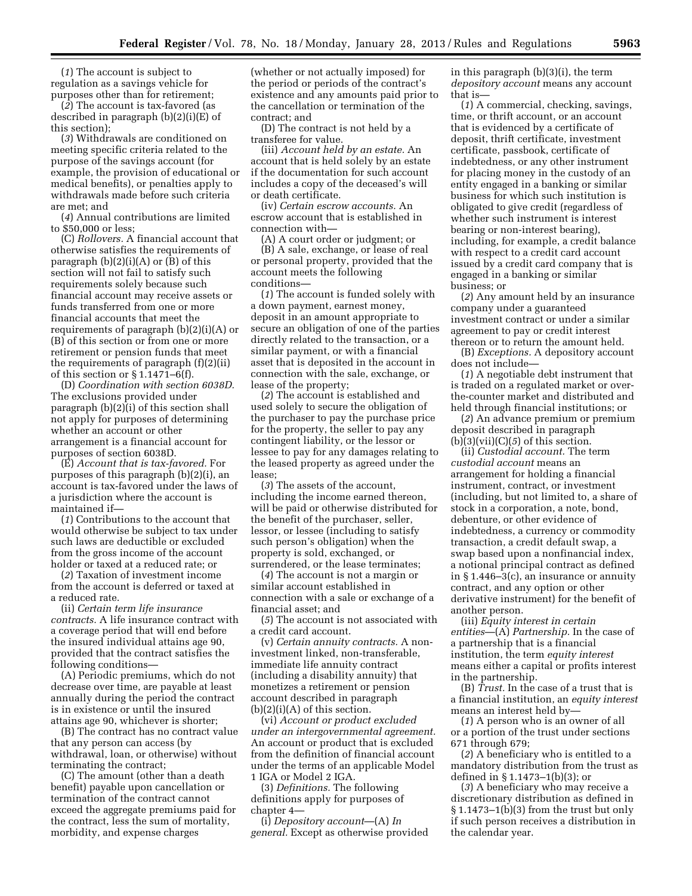(*1*) The account is subject to regulation as a savings vehicle for purposes other than for retirement;

(*2*) The account is tax-favored (as described in paragraph (b)(2)(i)(E) of this section);

(*3*) Withdrawals are conditioned on meeting specific criteria related to the purpose of the savings account (for example, the provision of educational or medical benefits), or penalties apply to withdrawals made before such criteria are met; and

(*4*) Annual contributions are limited to $50,000 or less;

(C) *Rollovers.* A financial account that otherwise satisfies the requirements of paragraph (b)(2)(i)(A) or (B) of this section will not fail to satisfy such requirements solely because such financial account may receive assets or funds transferred from one or more financial accounts that meet the requirements of paragraph (b)(2)(i)(A) or (B) of this section or from one or more retirement or pension funds that meet the requirements of paragraph (f)(2)(ii) of this section or § 1.1471–6(f).

(D) *Coordination with section 6038D.* The exclusions provided under paragraph (b)(2)(i) of this section shall not apply for purposes of determining whether an account or other arrangement is a financial account for purposes of section 6038D.

(E) *Account that is tax-favored.* For purposes of this paragraph (b)(2)(i), an account is tax-favored under the laws of a jurisdiction where the account is maintained if—

(*1*) Contributions to the account that would otherwise be subject to tax under such laws are deductible or excluded from the gross income of the account holder or taxed at a reduced rate; or

(*2*) Taxation of investment income from the account is deferred or taxed at a reduced rate.

(ii) *Certain term life insurance contracts.* A life insurance contract with a coverage period that will end before the insured individual attains age 90, provided that the contract satisfies the following conditions—

(A) Periodic premiums, which do not decrease over time, are payable at least annually during the period the contract is in existence or until the insured attains age 90, whichever is shorter;

(B) The contract has no contract value that any person can access (by withdrawal, loan, or otherwise) without terminating the contract;

(C) The amount (other than a death benefit) payable upon cancellation or termination of the contract cannot exceed the aggregate premiums paid for the contract, less the sum of mortality, morbidity, and expense charges (whether or not actually imposed) for the period or periods of the contract's existence and any amounts paid prior to the cancellation or termination of the contract; and

(D) The contract is not held by a transferee for value.

(iii) *Account held by an estate.* An account that is held solely by an estate if the documentation for such account includes a copy of the deceased's will or death certificate.

(iv) *Certain escrow accounts.* An escrow account that is established in connection with—

(A) A court order or judgment; or

(B) A sale, exchange, or lease of real or personal property, provided that the account meets the following conditions—

(*1*) The account is funded solely with a down payment, earnest money, deposit in an amount appropriate to secure an obligation of one of the parties directly related to the transaction, or a similar payment, or with a financial asset that is deposited in the account in connection with the sale, exchange, or lease of the property;

(*2*) The account is established and used solely to secure the obligation of the purchaser to pay the purchase price for the property, the seller to pay any contingent liability, or the lessor or lessee to pay for any damages relating to the leased property as agreed under the lease;

(*3*) The assets of the account, including the income earned thereon, will be paid or otherwise distributed for the benefit of the purchaser, seller, lessor, or lessee (including to satisfy such person's obligation) when the property is sold, exchanged, or surrendered, or the lease terminates;

(*4*) The account is not a margin or similar account established in connection with a sale or exchange of a financial asset; and

(*5*) The account is not associated with a credit card account.

(v) *Certain annuity contracts.* A non-investment linked, non-transferable, immediate life annuity contract (including a disability annuity) that monetizes a retirement or pension account described in paragraph (b)(2)(i)(A) of this section.

(vi) *Account or product excluded under an intergovernmental agreement.* An account or product that is excluded from the definition of financial account under the terms of an applicable Model 1 IGA or Model 2 IGA.

(3) *Definitions.* The following definitions apply for purposes of chapter 4—

(i) *Depository account*—(A) *In general.* Except as otherwise provided in this paragraph (b)(3)(i), the term *depository account* means any account that is—

(*1*) A commercial, checking, savings, time, or thrift account, or an account that is evidenced by a certificate of deposit, thrift certificate, investment certificate, passbook, certificate of indebtedness, or any other instrument for placing money in the custody of an entity engaged in a banking or similar business for which such institution is obligated to give credit (regardless of whether such instrument is interest bearing or non-interest bearing), including, for example, a credit balance with respect to a credit card account issued by a credit card company that is engaged in a banking or similar business; or

(*2*) Any amount held by an insurance company under a guaranteed investment contract or under a similar agreement to pay or credit interest thereon or to return the amount held.

(B) *Exceptions.* A depository account does not include—

(*1*) A negotiable debt instrument that is traded on a regulated market or over-the-counter market and distributed and held through financial institutions; or

(*2*) An advance premium or premium deposit described in paragraph (b)(3)(vii)(C)(*5*) of this section.

(ii) *Custodial account.* The term *custodial account* means an arrangement for holding a financial instrument, contract, or investment (including, but not limited to, a share of stock in a corporation, a note, bond, debenture, or other evidence of indebtedness, a currency or commodity transaction, a credit default swap, a swap based upon a nonfinancial index, a notional principal contract as defined in § 1.446–3(c), an insurance or annuity contract, and any option or other derivative instrument) for the benefit of another person.

(iii) *Equity interest in certain entities*—(A) *Partnership.* In the case of a partnership that is a financial institution, the term *equity interest* means either a capital or profits interest in the partnership.

(B) *Trust.* In the case of a trust that is a financial institution, an *equity interest* means an interest held by—

(*1*) A person who is an owner of all or a portion of the trust under sections 671 through 679;

(*2*) A beneficiary who is entitled to a mandatory distribution from the trust as defined in § 1.1473–1(b)(3); or

(*3*) A beneficiary who may receive a discretionary distribution as defined in § 1.1473–1(b)(3) from the trust but only if such person receives a distribution in the calendar year.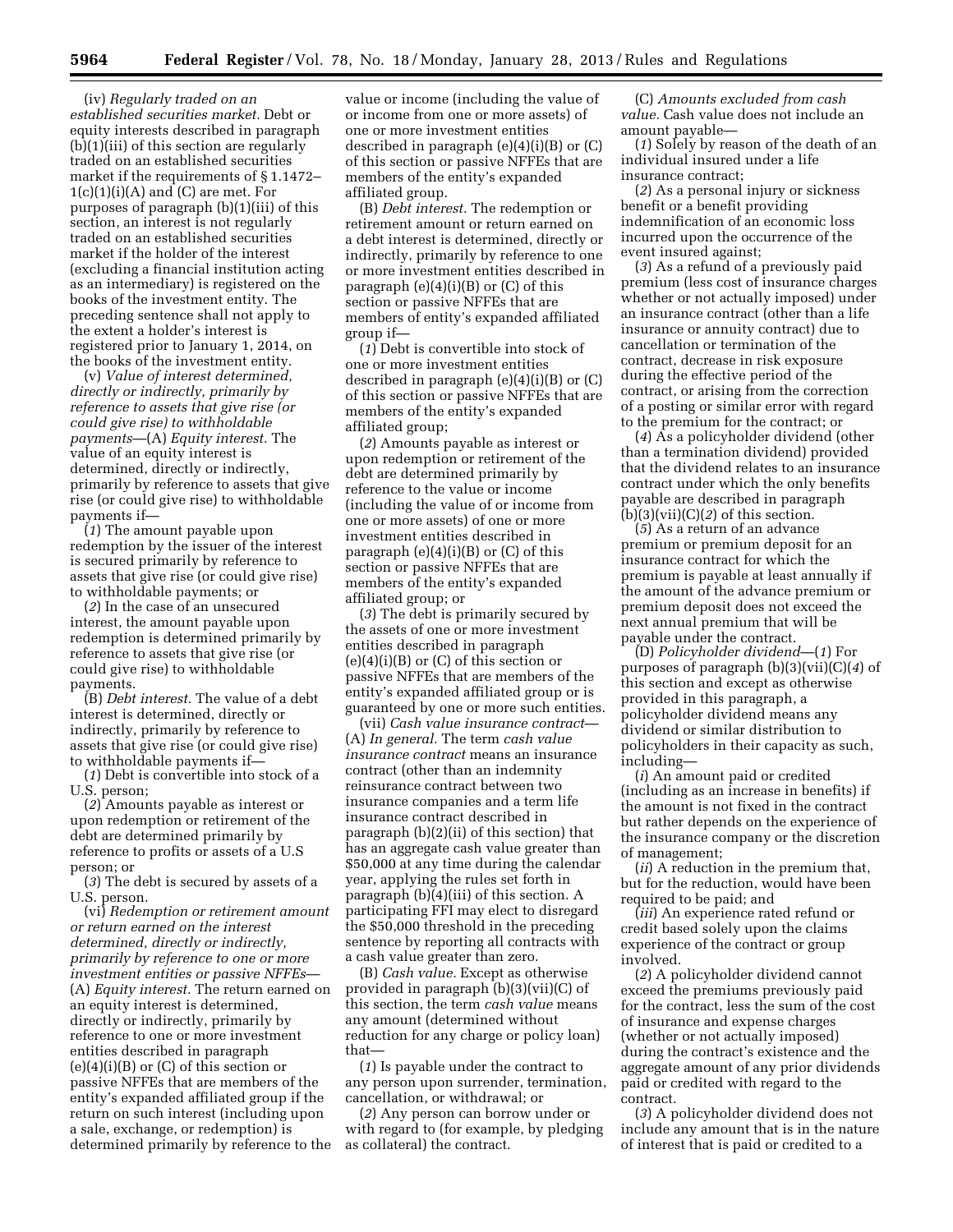(iv) *Regularly traded on an established securities market.* Debt or equity interests described in paragraph (b)(1)(iii) of this section are regularly traded on an established securities market if the requirements of § 1.1472–1(c)(1)(i)(A) and (C) are met. For purposes of paragraph (b)(1)(iii) of this section, an interest is not regularly traded on an established securities market if the holder of the interest (excluding a financial institution acting as an intermediary) is registered on the books of the investment entity. The preceding sentence shall not apply to the extent a holder's interest is registered prior to January 1, 2014, on the books of the investment entity.

(v) *Value of interest determined, directly or indirectly, primarily by reference to assets that give rise (or could give rise) to withholdable payments*—(A) *Equity interest.* The value of an equity interest is determined, directly or indirectly, primarily by reference to assets that give rise (or could give rise) to withholdable payments if—

(*1*) The amount payable upon redemption by the issuer of the interest is secured primarily by reference to assets that give rise (or could give rise) to withholdable payments; or

(*2*) In the case of an unsecured interest, the amount payable upon redemption is determined primarily by reference to assets that give rise (or could give rise) to withholdable payments.

(B) *Debt interest.* The value of a debt interest is determined, directly or indirectly, primarily by reference to assets that give rise (or could give rise) to withholdable payments if—

(*1*) Debt is convertible into stock of a U.S. person;

(*2*) Amounts payable as interest or upon redemption or retirement of the debt are determined primarily by reference to profits or assets of a U.S person; or

(*3*) The debt is secured by assets of a U.S. person.

(vi) *Redemption or retirement amount or return earned on the interest determined, directly or indirectly, primarily by reference to one or more investment entities or passive NFFEs*—(A) *Equity interest.* The return earned on an equity interest is determined, directly or indirectly, primarily by reference to one or more investment entities described in paragraph (e)(4)(i)(B) or (C) of this section or passive NFFEs that are members of the entity's expanded affiliated group if the return on such interest (including upon a sale, exchange, or redemption) is determined primarily by reference to the value or income (including the value of or income from one or more assets) of one or more investment entities described in paragraph (e)(4)(i)(B) or (C) of this section or passive NFFEs that are members of the entity's expanded affiliated group.

(B) *Debt interest.* The redemption or retirement amount or return earned on a debt interest is determined, directly or indirectly, primarily by reference to one or more investment entities described in paragraph (e)(4)(i)(B) or (C) of this section or passive NFFEs that are members of entity's expanded affiliated group if—

(*1*) Debt is convertible into stock of one or more investment entities described in paragraph (e)(4)(i)(B) or (C) of this section or passive NFFEs that are members of the entity's expanded affiliated group;

(*2*) Amounts payable as interest or upon redemption or retirement of the debt are determined primarily by reference to the value or income (including the value of or income from one or more assets) of one or more investment entities described in paragraph (e)(4)(i)(B) or (C) of this section or passive NFFEs that are members of the entity's expanded affiliated group; or

(*3*) The debt is primarily secured by the assets of one or more investment entities described in paragraph (e)(4)(i)(B) or (C) of this section or passive NFFEs that are members of the entity's expanded affiliated group or is guaranteed by one or more such entities.

(vii) *Cash value insurance contract*—(A) *In general.* The term *cash value insurance contract* means an insurance contract (other than an indemnity reinsurance contract between two insurance companies and a term life insurance contract described in paragraph (b)(2)(ii) of this section) that has an aggregate cash value greater than $50,000 at any time during the calendar year, applying the rules set forth in paragraph (b)(4)(iii) of this section. A participating FFI may elect to disregard the $50,000 threshold in the preceding sentence by reporting all contracts with a cash value greater than zero.

(B) *Cash value.* Except as otherwise provided in paragraph (b)(3)(vii)(C) of this section, the term *cash value* means any amount (determined without reduction for any charge or policy loan) that—

(*1*) Is payable under the contract to any person upon surrender, termination, cancellation, or withdrawal; or

(*2*) Any person can borrow under or with regard to (for example, by pledging as collateral) the contract.

(C) *Amounts excluded from cash value.* Cash value does not include an amount payable—

(*1*) Solely by reason of the death of an individual insured under a life insurance contract;

(*2*) As a personal injury or sickness benefit or a benefit providing indemnification of an economic loss incurred upon the occurrence of the event insured against;

(*3*) As a refund of a previously paid premium (less cost of insurance charges whether or not actually imposed) under an insurance contract (other than a life insurance or annuity contract) due to cancellation or termination of the contract, decrease in risk exposure during the effective period of the contract, or arising from the correction of a posting or similar error with regard to the premium for the contract; or

(*4*) As a policyholder dividend (other than a termination dividend) provided that the dividend relates to an insurance contract under which the only benefits payable are described in paragraph (b)(3)(vii)(C)(*2*) of this section.

(*5*) As a return of an advance premium or premium deposit for an insurance contract for which the premium is payable at least annually if the amount of the advance premium or premium deposit does not exceed the next annual premium that will be payable under the contract.

(D) *Policyholder dividend*—(*1*) For purposes of paragraph (b)(3)(vii)(C)(*4*) of this section and except as otherwise provided in this paragraph, a policyholder dividend means any dividend or similar distribution to policyholders in their capacity as such, including—

(*i*) An amount paid or credited (including as an increase in benefits) if the amount is not fixed in the contract but rather depends on the experience of the insurance company or the discretion of management;

(*ii*) A reduction in the premium that, but for the reduction, would have been required to be paid; and

(*iii*) An experience rated refund or credit based solely upon the claims experience of the contract or group involved.

(*2*) A policyholder dividend cannot exceed the premiums previously paid for the contract, less the sum of the cost of insurance and expense charges (whether or not actually imposed) during the contract's existence and the aggregate amount of any prior dividends paid or credited with regard to the contract.

(*3*) A policyholder dividend does not include any amount that is in the nature of interest that is paid or credited to a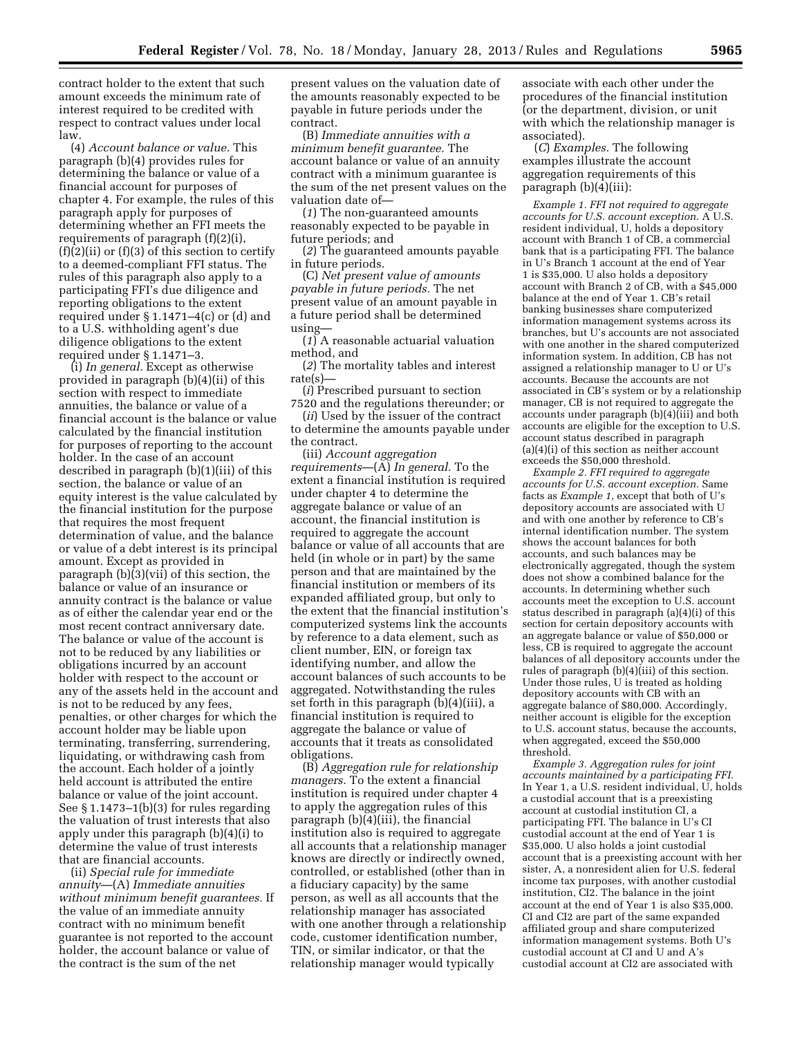contract holder to the extent that such amount exceeds the minimum rate of interest required to be credited with respect to contract values under local law.

(4) *Account balance or value.* This paragraph (b)(4) provides rules for determining the balance or value of a financial account for purposes of chapter 4. For example, the rules of this paragraph apply for purposes of determining whether an FFI meets the requirements of paragraph (f)(2)(i), (f)(2)(ii) or (f)(3) of this section to certify to a deemed-compliant FFI status. The rules of this paragraph also apply to a participating FFI's due diligence and reporting obligations to the extent required under § 1.1471–4(c) or (d) and to a U.S. withholding agent's due diligence obligations to the extent required under § 1.1471–3.

(i) *In general.* Except as otherwise provided in paragraph (b)(4)(ii) of this section with respect to immediate annuities, the balance or value of a financial account is the balance or value calculated by the financial institution for purposes of reporting to the account holder. In the case of an account described in paragraph (b)(1)(iii) of this section, the balance or value of an equity interest is the value calculated by the financial institution for the purpose that requires the most frequent determination of value, and the balance or value of a debt interest is its principal amount. Except as provided in paragraph (b)(3)(vii) of this section, the balance or value of an insurance or annuity contract is the balance or value as of either the calendar year end or the most recent contract anniversary date. The balance or value of the account is not to be reduced by any liabilities or obligations incurred by an account holder with respect to the account or any of the assets held in the account and is not to be reduced by any fees, penalties, or other charges for which the account holder may be liable upon terminating, transferring, surrendering, liquidating, or withdrawing cash from the account. Each holder of a jointly held account is attributed the entire balance or value of the joint account. See § 1.1473–1(b)(3) for rules regarding the valuation of trust interests that also apply under this paragraph (b)(4)(i) to determine the value of trust interests that are financial accounts.

(ii) *Special rule for immediate annuity*—(A) *Immediate annuities without minimum benefit guarantees.* If the value of an immediate annuity contract with no minimum benefit guarantee is not reported to the account holder, the account balance or value of the contract is the sum of the net present values on the valuation date of the amounts reasonably expected to be payable in future periods under the contract.

(B) *Immediate annuities with a minimum benefit guarantee.* The account balance or value of an annuity contract with a minimum guarantee is the sum of the net present values on the valuation date of—

(*1*) The non-guaranteed amounts reasonably expected to be payable in future periods; and

(*2*) The guaranteed amounts payable in future periods.

(C) *Net present value of amounts payable in future periods.* The net present value of an amount payable in a future period shall be determined using—

(*1*) A reasonable actuarial valuation method, and

(*2*) The mortality tables and interest rate(s)—

(*i*) Prescribed pursuant to section 7520 and the regulations thereunder; or

(*ii*) Used by the issuer of the contract to determine the amounts payable under the contract.

(iii) *Account aggregation requirements*—(*A*) *In general.* To the extent a financial institution is required under chapter 4 to determine the aggregate balance or value of an account, the financial institution is required to aggregate the account balance or value of all accounts that are held (in whole or in part) by the same person and that are maintained by the financial institution or members of its expanded affiliated group, but only to the extent that the financial institution's computerized systems link the accounts by reference to a data element, such as client number, EIN, or foreign tax identifying number, and allow the account balances of such accounts to be aggregated. Notwithstanding the rules set forth in this paragraph (b)(4)(iii), a financial institution is required to aggregate the balance or value of accounts that it treats as consolidated obligations.

(*B*) *Aggregation rule for relationship managers.* To the extent a financial institution is required under chapter 4 to apply the aggregation rules of this paragraph (b)(4)(iii), the financial institution also is required to aggregate all accounts that a relationship manager knows are directly or indirectly owned, controlled, or established (other than in a fiduciary capacity) by the same person, as well as all accounts that the relationship manager has associated with one another through a relationship code, customer identification number, TIN, or similar indicator, or that the relationship manager would typically associate with each other under the procedures of the financial institution (or the department, division, or unit with which the relationship manager is associated).

(*C*) *Examples.* The following examples illustrate the account aggregation requirements of this paragraph (b)(4)(iii):

*Example 1. FFI not required to aggregate accounts for U.S. account exception.* A U.S. resident individual, U, holds a depository account with Branch 1 of CB, a commercial bank that is a participating FFI. The balance in U's Branch 1 account at the end of Year 1 is $35,000. U also holds a depository account with Branch 2 of CB, with a $45,000 balance at the end of Year 1. CB's retail banking businesses share computerized information management systems across its branches, but U's accounts are not associated with one another in the shared computerized information system. In addition, CB has not assigned a relationship manager to U or U's accounts. Because the accounts are not associated in CB's system or by a relationship manager, CB is not required to aggregate the accounts under paragraph (b)(4)(iii) and both accounts are eligible for the exception to U.S. account status described in paragraph (a)(4)(i) of this section as neither account exceeds the $50,000 threshold.

*Example 2. FFI required to aggregate accounts for U.S. account exception.* Same facts as *Example 1,* except that both of U's depository accounts are associated with U and with one another by reference to CB's internal identification number. The system shows the account balances for both accounts, and such balances may be electronically aggregated, though the system does not show a combined balance for the accounts. In determining whether such accounts meet the exception to U.S. account status described in paragraph (a)(4)(i) of this section for certain depository accounts with an aggregate balance or value of $50,000 or less, CB is required to aggregate the account balances of all depository accounts under the rules of paragraph (b)(4)(iii) of this section. Under those rules, U is treated as holding depository accounts with CB with an aggregate balance of $80,000. Accordingly, neither account is eligible for the exception to U.S. account status, because the accounts, when aggregated, exceed the $50,000 threshold.

*Example 3. Aggregation rules for joint accounts maintained by a participating FFI.* In Year 1, a U.S. resident individual, U, holds a custodial account that is a preexisting account at custodial institution CI, a participating FFI. The balance in U's CI custodial account at the end of Year 1 is $35,000. U also holds a joint custodial account that is a preexisting account with her sister, A, a nonresident alien for U.S. federal income tax purposes, with another custodial institution, CI2. The balance in the joint account at the end of Year 1 is also $35,000. CI and CI2 are part of the same expanded affiliated group and share computerized information management systems. Both U's custodial account at CI and U and A's custodial account at CI2 are associated with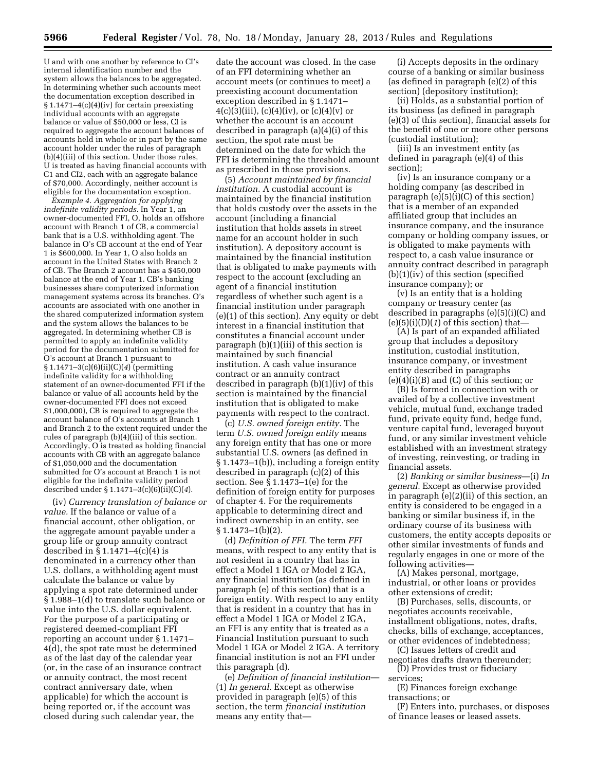U and with one another by reference to CI's internal identification number and the system allows the balances to be aggregated. In determining whether such accounts meet the documentation exception described in § 1.1471–4(c)(4)(iv) for certain preexisting individual accounts with an aggregate balance or value of $50,000 or less, CI is required to aggregate the account balances of accounts held in whole or in part by the same account holder under the rules of paragraph (b)(4)(iii) of this section. Under those rules, U is treated as having financial accounts with C1 and CI2, each with an aggregate balance of $70,000. Accordingly, neither account is eligible for the documentation exception.

*Example 4. Aggregation for applying indefinite validity periods.* In Year 1, an owner-documented FFI, O, holds an offshore account with Branch 1 of CB, a commercial bank that is a U.S. withholding agent. The balance in O's CB account at the end of Year 1 is $600,000. In Year 1, O also holds an account in the United States with Branch 2 of CB. The Branch 2 account has a $450,000 balance at the end of Year 1. CB's banking businesses share computerized information management systems across its branches. O's accounts are associated with one another in the shared computerized information system and the system allows the balances to be aggregated. In determining whether CB is permitted to apply an indefinite validity period for the documentation submitted for O's account at Branch 1 pursuant to § 1.1471–3(c)(6)(ii)(C)(*4*) (permitting indefinite validity for a withholding statement of an owner-documented FFI if the balance or value of all accounts held by the owner-documented FFI does not exceed $1,000,000), CB is required to aggregate the account balance of O's accounts at Branch 1 and Branch 2 to the extent required under the rules of paragraph (b)(4)(iii) of this section. Accordingly, O is treated as holding financial accounts with CB with an aggregate balance of $1,050,000 and the documentation submitted for O's account at Branch 1 is not eligible for the indefinite validity period described under § 1.1471–3(c)(6)(ii)(C)(*4*).

(iv) *Currency translation of balance or value.* If the balance or value of a financial account, other obligation, or the aggregate amount payable under a group life or group annuity contract described in § 1.1471–4(c)(4) is denominated in a currency other than U.S. dollars, a withholding agent must calculate the balance or value by applying a spot rate determined under § 1.988–1(d) to translate such balance or value into the U.S. dollar equivalent. For the purpose of a participating or registered deemed-compliant FFI reporting an account under § 1.1471–4(d), the spot rate must be determined as of the last day of the calendar year (or, in the case of an insurance contract or annuity contract, the most recent contract anniversary date, when applicable) for which the account is being reported or, if the account was closed during such calendar year, the date the account was closed. In the case of an FFI determining whether an account meets (or continues to meet) a preexisting account documentation exception described in § 1.1471–4(c)(3)(iii), (c)(4)(iv), or (c)(4)(v) or whether the account is an account described in paragraph (a)(4)(i) of this section, the spot rate must be determined on the date for which the FFI is determining the threshold amount as prescribed in those provisions.

(5) *Account maintained by financial institution.* A custodial account is maintained by the financial institution that holds custody over the assets in the account (including a financial institution that holds assets in street name for an account holder in such institution). A depository account is maintained by the financial institution that is obligated to make payments with respect to the account (excluding an agent of a financial institution regardless of whether such agent is a financial institution under paragraph (e)(1) of this section). Any equity or debt interest in a financial institution that constitutes a financial account under paragraph (b)(1)(iii) of this section is maintained by such financial institution. A cash value insurance contract or an annuity contract described in paragraph (b)(1)(iv) of this section is maintained by the financial institution that is obligated to make payments with respect to the contract.

(c) *U.S. owned foreign entity.* The term *U.S. owned foreign entity* means any foreign entity that has one or more substantial U.S. owners (as defined in § 1.1473–1(b)), including a foreign entity described in paragraph (c)(2) of this section. See § 1.1473–1(e) for the definition of foreign entity for purposes of chapter 4. For the requirements applicable to determining direct and indirect ownership in an entity, see § 1.1473–1(b)(2).

(d) *Definition of FFI.* The term *FFI* means, with respect to any entity that is not resident in a country that has in effect a Model 1 IGA or Model 2 IGA, any financial institution (as defined in paragraph (e) of this section) that is a foreign entity. With respect to any entity that is resident in a country that has in effect a Model 1 IGA or Model 2 IGA, an FFI is any entity that is treated as a Financial Institution pursuant to such Model 1 IGA or Model 2 IGA. A territory financial institution is not an FFI under this paragraph (d).

(e) *Definition of financial institution*—(1) *In general.* Except as otherwise provided in paragraph (e)(5) of this section, the term *financial institution* means any entity that—

(i) Accepts deposits in the ordinary course of a banking or similar business (as defined in paragraph (e)(2) of this section) (depository institution);

(ii) Holds, as a substantial portion of its business (as defined in paragraph (e)(3) of this section), financial assets for the benefit of one or more other persons (custodial institution);

(iii) Is an investment entity (as defined in paragraph (e)(4) of this section);

(iv) Is an insurance company or a holding company (as described in paragraph (e)(5)(i)(C) of this section) that is a member of an expanded affiliated group that includes an insurance company, and the insurance company or holding company issues, or is obligated to make payments with respect to, a cash value insurance or annuity contract described in paragraph (b)(1)(iv) of this section (specified insurance company); or

(v) Is an entity that is a holding company or treasury center (as described in paragraphs (e)(5)(i)(C) and (e)(5)(i)(D)(*1*) of this section) that—

(A) Is part of an expanded affiliated group that includes a depository institution, custodial institution, insurance company, or investment entity described in paragraphs (e)(4)(i)(B) and (C) of this section; or

(B) Is formed in connection with or availed of by a collective investment vehicle, mutual fund, exchange traded fund, private equity fund, hedge fund, venture capital fund, leveraged buyout fund, or any similar investment vehicle established with an investment strategy of investing, reinvesting, or trading in financial assets.

(2) *Banking or similar business*—(i) *In general.* Except as otherwise provided in paragraph (e)(2)(ii) of this section, an entity is considered to be engaged in a banking or similar business if, in the ordinary course of its business with customers, the entity accepts deposits or other similar investments of funds and regularly engages in one or more of the following activities—

(A) Makes personal, mortgage, industrial, or other loans or provides other extensions of credit;

(B) Purchases, sells, discounts, or negotiates accounts receivable, installment obligations, notes, drafts, checks, bills of exchange, acceptances, or other evidences of indebtedness;

(C) Issues letters of credit and negotiates drafts drawn thereunder;

(D) Provides trust or fiduciary services;

(E) Finances foreign exchange transactions; or

(F) Enters into, purchases, or disposes of finance leases or leased assets.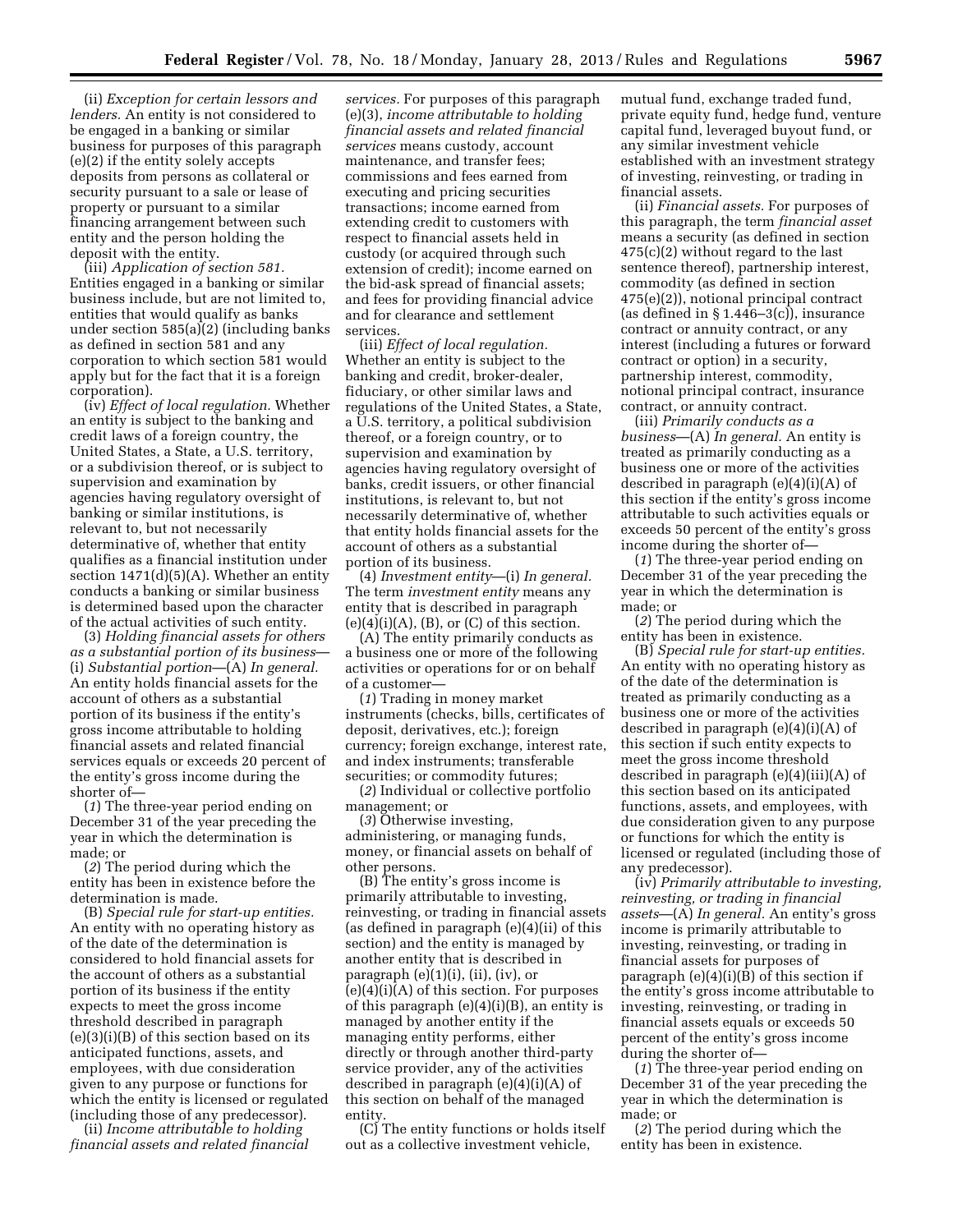(ii) *Exception for certain lessors and lenders.* An entity is not considered to be engaged in a banking or similar business for purposes of this paragraph (e)(2) if the entity solely accepts deposits from persons as collateral or security pursuant to a sale or lease of property or pursuant to a similar financing arrangement between such entity and the person holding the deposit with the entity.

(iii) *Application of section 581.* Entities engaged in a banking or similar business include, but are not limited to, entities that would qualify as banks under section 585(a)(2) (including banks as defined in section 581 and any corporation to which section 581 would apply but for the fact that it is a foreign corporation).

(iv) *Effect of local regulation.* Whether an entity is subject to the banking and credit laws of a foreign country, the United States, a State, a U.S. territory, or a subdivision thereof, or is subject to supervision and examination by agencies having regulatory oversight of banking or similar institutions, is relevant to, but not necessarily determinative of, whether that entity qualifies as a financial institution under section 1471(d)(5)(A). Whether an entity conducts a banking or similar business is determined based upon the character of the actual activities of such entity.

(3) *Holding financial assets for others as a substantial portion of its business*—(i) *Substantial portion*—(A) *In general.* An entity holds financial assets for the account of others as a substantial portion of its business if the entity's gross income attributable to holding financial assets and related financial services equals or exceeds 20 percent of the entity's gross income during the shorter of—

(*1*) The three-year period ending on December 31 of the year preceding the year in which the determination is made; or

(*2*) The period during which the entity has been in existence before the determination is made.

(B) *Special rule for start-up entities.* An entity with no operating history as of the date of the determination is considered to hold financial assets for the account of others as a substantial portion of its business if the entity expects to meet the gross income threshold described in paragraph (e)(3)(i)(B) of this section based on its anticipated functions, assets, and employees, with due consideration given to any purpose or functions for which the entity is licensed or regulated (including those of any predecessor).

(ii) *Income attributable to holding financial assets and related financial services.* For purposes of this paragraph (e)(3), *income attributable to holding financial assets and related financial services* means custody, account maintenance, and transfer fees; commissions and fees earned from executing and pricing securities transactions; income earned from extending credit to customers with respect to financial assets held in custody (or acquired through such extension of credit); income earned on the bid-ask spread of financial assets; and fees for providing financial advice and for clearance and settlement services.

(iii) *Effect of local regulation.* Whether an entity is subject to the banking and credit, broker-dealer, fiduciary, or other similar laws and regulations of the United States, a State, a U.S. territory, a political subdivision thereof, or a foreign country, or to supervision and examination by agencies having regulatory oversight of banks, credit issuers, or other financial institutions, is relevant to, but not necessarily determinative of, whether that entity holds financial assets for the account of others as a substantial portion of its business.

(4) *Investment entity*—(i) *In general.* The term *investment entity* means any entity that is described in paragraph (e)(4)(i)(A), (B), or (C) of this section.

(A) The entity primarily conducts as a business one or more of the following activities or operations for or on behalf of a customer—

(*1*) Trading in money market instruments (checks, bills, certificates of deposit, derivatives, etc.); foreign currency; foreign exchange, interest rate, and index instruments; transferable securities; or commodity futures;

(*2*) Individual or collective portfolio management; or

(*3*) Otherwise investing, administering, or managing funds, money, or financial assets on behalf of other persons.

(B) The entity's gross income is primarily attributable to investing, reinvesting, or trading in financial assets (as defined in paragraph (e)(4)(ii) of this section) and the entity is managed by another entity that is described in paragraph (e)(1)(i), (ii), (iv), or (e)(4)(i)(A) of this section. For purposes of this paragraph (e)(4)(i)(B), an entity is managed by another entity if the managing entity performs, either directly or through another third-party service provider, any of the activities described in paragraph (e)(4)(i)(A) of this section on behalf of the managed entity.

(C) The entity functions or holds itself out as a collective investment vehicle, mutual fund, exchange traded fund, private equity fund, hedge fund, venture capital fund, leveraged buyout fund, or any similar investment vehicle established with an investment strategy of investing, reinvesting, or trading in financial assets.

(ii) *Financial assets.* For purposes of this paragraph, the term *financial asset* means a security (as defined in section 475(c)(2) without regard to the last sentence thereof), partnership interest, commodity (as defined in section 475(e)(2)), notional principal contract (as defined in § 1.446–3(c)), insurance contract or annuity contract, or any interest (including a futures or forward contract or option) in a security, partnership interest, commodity, notional principal contract, insurance contract, or annuity contract.

(iii) *Primarily conducts as a business*—(A) *In general.* An entity is treated as primarily conducting as a business one or more of the activities described in paragraph (e)(4)(i)(A) of this section if the entity's gross income attributable to such activities equals or exceeds 50 percent of the entity's gross income during the shorter of—

(*1*) The three-year period ending on December 31 of the year preceding the year in which the determination is made; or

(*2*) The period during which the entity has been in existence.

(B) *Special rule for start-up entities.* An entity with no operating history as of the date of the determination is treated as primarily conducting as a business one or more the activities described in paragraph (e)(4)(i)(A) of this section if such entity expects to meet the gross income threshold described in paragraph (e)(4)(iii)(A) of this section based on its anticipated functions, assets, and employees, with due consideration given to any purpose or functions for which the entity is licensed or regulated (including those of any predecessor).

(iv) *Primarily attributable to investing, reinvesting, or trading in financial assets*—(A) *In general.* An entity's gross income is primarily attributable to investing, reinvesting, or trading in financial assets for purposes of paragraph (e)(4)(i)(B) of this section if the entity's gross income attributable to investing, reinvesting, or trading in financial assets equals or exceeds 50 percent of the entity's gross income during the shorter of—

(*1*) The three-year period ending on December 31 of the year preceding the year in which the determination is made; or

(*2*) The period during which the entity has been in existence.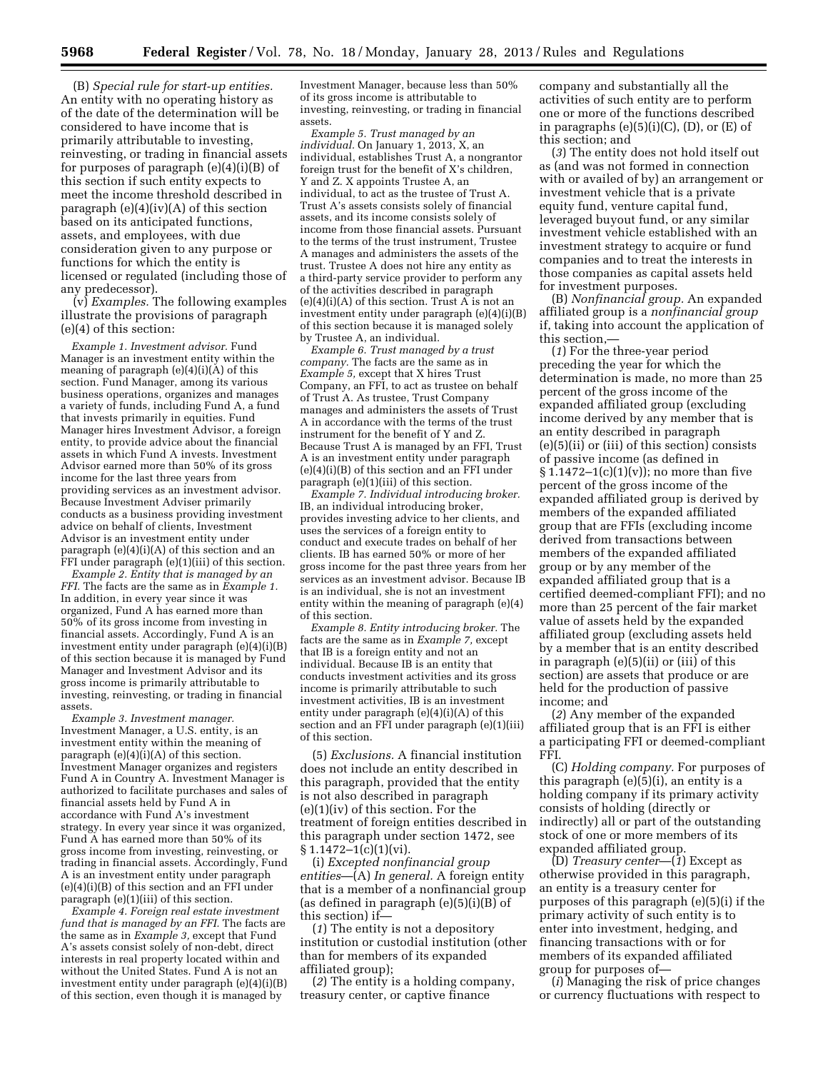(B) *Special rule for start-up entities.* An entity with no operating history as of the date of the determination will be considered to have income that is primarily attributable to investing, reinvesting, or trading in financial assets for purposes of paragraph (e)(4)(i)(B) of this section if such entity expects to meet the income threshold described in paragraph (e)(4)(iv)(A) of this section based on its anticipated functions, assets, and employees, with due consideration given to any purpose or functions for which the entity is licensed or regulated (including those of any predecessor).

(v) *Examples.* The following examples illustrate the provisions of paragraph (e)(4) of this section:

*Example 1. Investment advisor.* Fund Manager is an investment entity within the meaning of paragraph (e)(4)(i)(A) of this section. Fund Manager, among its various business operations, organizes and manages a variety of funds, including Fund A, a fund that invests primarily in equities. Fund Manager hires Investment Advisor, a foreign entity, to provide advice about the financial assets in which Fund A invests. Investment Advisor earned more than 50% of its gross income for the last three years from providing services as an investment advisor. Because Investment Adviser primarily conducts as a business providing investment advice on behalf of clients, Investment Advisor is an investment entity under paragraph (e)(4)(i)(A) of this section and an FFI under paragraph (e)(1)(iii) of this section.

*Example 2. Entity that is managed by an FFI.* The facts are the same as in *Example 1.* In addition, in every year since it was organized, Fund A has earned more than 50% of its gross income from investing in financial assets. Accordingly, Fund A is an investment entity under paragraph (e)(4)(i)(B) of this section because it is managed by Fund Manager and Investment Advisor and its gross income is primarily attributable to investing, reinvesting, or trading in financial assets.

*Example 3. Investment manager.* Investment Manager, a U.S. entity, is an investment entity within the meaning of paragraph (e)(4)(i)(A) of this section. Investment Manager organizes and registers Fund A in Country A. Investment Manager is authorized to facilitate purchases and sales of financial assets held by Fund A in accordance with Fund A's investment strategy. In every year since it was organized, Fund A has earned more than 50% of its gross income from investing, reinvesting, or trading in financial assets. Accordingly, Fund A is an investment entity under paragraph (e)(4)(i)(B) of this section and an FFI under paragraph (e)(1)(iii) of this section.

*Example 4. Foreign real estate investment fund that is managed by an FFI.* The facts are the same as in *Example 3,* except that Fund A's assets consist solely of non-debt, direct interests in real property located within and without the United States. Fund A is not an investment entity under paragraph (e)(4)(i)(B) of this section, even though it is managed by Investment Manager, because less than 50% of its gross income is attributable to investing, reinvesting, or trading in financial assets.

*Example 5. Trust managed by an individual.* On January 1, 2013, X, an individual, establishes Trust A, a nongrantor foreign trust for the benefit of X's children, Y and Z. X appoints Trustee A, an individual, to act as the trustee of Trust A. Trust A's assets consists solely of financial assets, and its income consists solely of income from those financial assets. Pursuant to the terms of the trust instrument, Trustee A manages and administers the assets of the trust. Trustee A does not hire any entity as a third-party service provider to perform any of the activities described in paragraph (e)(4)(i)(A) of this section. Trust A is not an investment entity under paragraph (e)(4)(i)(B) of this section because it is managed solely by Trustee A, an individual.

*Example 6. Trust managed by a trust company.* The facts are the same as in *Example 5,* except that X hires Trust Company, an FFI, to act as trustee on behalf of Trust A. As trustee, Trust Company manages and administers the assets of Trust A in accordance with the terms of the trust instrument for the benefit of Y and Z. Because Trust A is managed by an FFI, Trust A is an investment entity under paragraph (e)(4)(i)(B) of this section and an FFI under paragraph (e)(1)(iii) of this section.

*Example 7. Individual introducing broker.* IB, an individual introducing broker, provides investing advice to her clients, and uses the services of a foreign entity to conduct and execute trades on behalf of her clients. IB has earned 50% or more of her gross income for the past three years from her services as an investment advisor. Because IB is an individual, she is not an investment entity within the meaning of paragraph (e)(4) of this section.

*Example 8. Entity introducing broker.* The facts are the same as in *Example 7,* except that IB is a foreign entity and not an individual. Because IB is an entity that conducts investment activities and its gross income is primarily attributable to such investment activities, IB is an investment entity under paragraph (e)(4)(i)(A) of this section and an FFI under paragraph (e)(1)(iii) of this section.

(5) *Exclusions.* A financial institution does not include an entity described in this paragraph, provided that the entity is not also described in paragraph (e)(1)(iv) of this section. For the treatment of foreign entities described in this paragraph under section 1472, see § 1.1472–1(c)(1)(vi).

(i) *Excepted nonfinancial group entities*—(A) *In general.* A foreign entity that is a member of a nonfinancial group (as defined in paragraph (e)(5)(i)(B) of this section) if—

(*1*) The entity is not a depository institution or custodial institution (other than for members of its expanded affiliated group);

(*2*) The entity is a holding company, treasury center, or captive finance company and substantially all the activities of such entity are to perform one or more of the functions described in paragraphs (e)(5)(i)(C), (D), or (E) of this section; and

(*3*) The entity does not hold itself out as (and was not formed in connection with or availed of by) an arrangement or investment vehicle that is a private equity fund, venture capital fund, leveraged buyout fund, or any similar investment vehicle established with an investment strategy to acquire or fund companies and to treat the interests in those companies as capital assets held for investment purposes.

(B) *Nonfinancial group.* An expanded affiliated group is a *nonfinancial group* if, taking into account the application of this section,—

(*1*) For the three-year period preceding the year for which the determination is made, no more than 25 percent of the gross income of the expanded affiliated group (excluding income derived by any member that is an entity described in paragraph (e)(5)(ii) or (iii) of this section) consists of passive income (as defined in § 1.1472–1(c)(1)(v)); no more than five percent of the gross income of the expanded affiliated group is derived by members of the expanded affiliated group that are FFIs (excluding income derived from transactions between members of the expanded affiliated group or by any member of the expanded affiliated group that is a certified deemed-compliant FFI); and no more than 25 percent of the fair market value of assets held by the expanded affiliated group (excluding assets held by a member that is an entity described in paragraph (e)(5)(ii) or (iii) of this section) are assets that produce or are held for the production of passive income; and

(*2*) Any member of the expanded affiliated group that is an FFI is either a participating FFI or deemed-compliant FFI.

(C) *Holding company.* For purposes of this paragraph (e)(5)(i), an entity is a holding company if its primary activity consists of holding (directly or indirectly) all or part of the outstanding stock of one or more members of its expanded affiliated group.

(D) *Treasury center*—(*1*) Except as otherwise provided in this paragraph, an entity is a treasury center for purposes of this paragraph (e)(5)(i) if the primary activity of such entity is to enter into investment, hedging, and financing transactions with or for members of its expanded affiliated group for purposes of—

(*i*) Managing the risk of price changes or currency fluctuations with respect to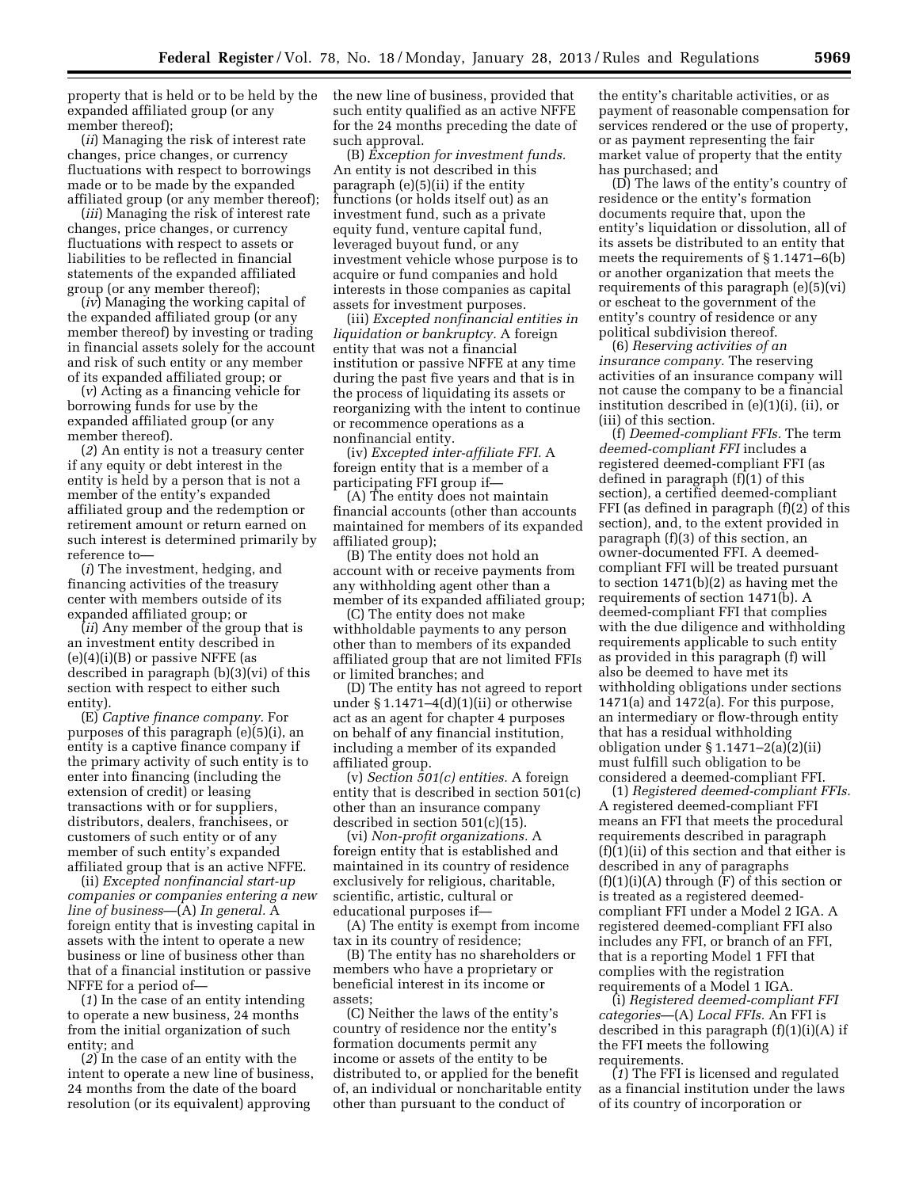property that is held or to be held by the expanded affiliated group (or any member thereof);

(*ii*) Managing the risk of interest rate changes, price changes, or currency fluctuations with respect to borrowings made or to be made by the expanded affiliated group (or any member thereof);

(*iii*) Managing the risk of interest rate changes, price changes, or currency fluctuations with respect to assets or liabilities to be reflected in financial statements of the expanded affiliated group (or any member thereof);

(*iv*) Managing the working capital of the expanded affiliated group (or any member thereof) by investing or trading in financial assets solely for the account and risk of such entity or any member of its expanded affiliated group; or

(*v*) Acting as a financing vehicle for borrowing funds for use by the expanded affiliated group (or any member thereof).

(*2*) An entity is not a treasury center if any equity or debt interest in the entity is held by a person that is not a member of the entity's expanded affiliated group and the redemption or retirement amount or return earned on such interest is determined primarily by reference to—

(*i*) The investment, hedging, and financing activities of the treasury center with members outside of its expanded affiliated group; or

(*ii*) Any member of the group that is an investment entity described in (e)(4)(i)(B) or passive NFFE (as described in paragraph (b)(3)(vi) of this section with respect to either such entity).

(E) *Captive finance company.* For purposes of this paragraph (e)(5)(i), an entity is a captive finance company if the primary activity of such entity is to enter into financing (including the extension of credit) or leasing transactions with or for suppliers, distributors, dealers, franchisees, or customers of such entity or of any member of such entity's expanded affiliated group that is an active NFFE.

(ii) *Excepted nonfinancial start-up companies or companies entering a new line of business*—(A) *In general.* A foreign entity that is investing capital in assets with the intent to operate a new business or line of business other than that of a financial institution or passive NFFE for a period of—

(*1*) In the case of an entity intending to operate a new business, 24 months from the initial organization of such entity; and

(*2*) In the case of an entity with the intent to operate a new line of business, 24 months from the date of the board resolution (or its equivalent) approving the new line of business, provided that such entity qualified as an active NFFE for the 24 months preceding the date of such approval.

(B) *Exception for investment funds.* An entity is not described in this paragraph (e)(5)(ii) if the entity functions (or holds itself out) as an investment fund, such as a private equity fund, venture capital fund, leveraged buyout fund, or any investment vehicle whose purpose is to acquire or fund companies and hold interests in those companies as capital assets for investment purposes.

(iii) *Excepted nonfinancial entities in liquidation or bankruptcy.* A foreign entity that was not a financial institution or passive NFFE at any time during the past five years and that is in the process of liquidating its assets or reorganizing with the intent to continue or recommence operations as a nonfinancial entity.

(iv) *Excepted inter-affiliate FFI.* A foreign entity that is a member of a participating FFI group if—

(A) The entity does not maintain financial accounts (other than accounts maintained for members of its expanded affiliated group);

(B) The entity does not hold an account with or receive payments from any withholding agent other than a member of its expanded affiliated group;

(C) The entity does not make withholdable payments to any person other than to members of its expanded affiliated group that are not limited FFIs or limited branches; and

(D) The entity has not agreed to report under § 1.1471–4(d)(1)(ii) or otherwise act as an agent for chapter 4 purposes on behalf of any financial institution, including a member of its expanded affiliated group.

(v) *Section 501(c) entities.* A foreign entity that is described in section 501(c) other than an insurance company described in section 501(c)(15).

(vi) *Non-profit organizations.* A foreign entity that is established and maintained in its country of residence exclusively for religious, charitable, scientific, artistic, cultural or educational purposes if—

(A) The entity is exempt from income tax in its country of residence;

(B) The entity has no shareholders or members who have a proprietary or beneficial interest in its income or assets;

(C) Neither the laws of the entity's country of residence nor the entity's formation documents permit any income or assets of the entity to be distributed to, or applied for the benefit of, an individual or noncharitable entity other than pursuant to the conduct of the entity's charitable activities, or as payment of reasonable compensation for services rendered or the use of property, or as payment representing the fair market value of property that the entity has purchased; and

(D) The laws of the entity's country of residence or the entity's formation documents require that, upon the entity's liquidation or dissolution, all of its assets be distributed to an entity that meets the requirements of § 1.1471–6(b) or another organization that meets the requirements of this paragraph (e)(5)(vi) or escheat to the government of the entity's country of residence or any political subdivision thereof.

(6) *Reserving activities of an insurance company.* The reserving activities of an insurance company will not cause the company to be a financial institution described in (e)(1)(i), (ii), or (iii) of this section.

(f) *Deemed-compliant FFIs.* The term *deemed-compliant FFI* includes a registered deemed-compliant FFI (as defined in paragraph (f)(1) of this section), a certified deemed-compliant FFI (as defined in paragraph (f)(2) of this section), and, to the extent provided in paragraph (f)(3) of this section, an owner-documented FFI. A deemed-compliant FFI will be treated pursuant to section 1471(b)(2) as having met the requirements of section 1471(b). A deemed-compliant FFI that complies with the due diligence and withholding requirements applicable to such entity as provided in this paragraph (f) will also be deemed to have met its withholding obligations under sections 1471(a) and 1472(a). For this purpose, an intermediary or flow-through entity that has a residual withholding obligation under § 1.1471–2(a)(2)(ii) must fulfill such obligation to be considered a deemed-compliant FFI.

(1) *Registered deemed-compliant FFIs.* A registered deemed-compliant FFI means an FFI that meets the procedural requirements described in paragraph (f)(1)(ii) of this section and that either is described in any of paragraphs (f)(1)(i)(A) through (F) of this section or is treated as a registered deemed-compliant FFI under a Model 2 IGA. A registered deemed-compliant FFI also includes any FFI, or branch of an FFI, that is a reporting Model 1 FFI that complies with the registration requirements of a Model 1 IGA.

(i) *Registered deemed-compliant FFI categories*—(A) *Local FFIs.* An FFI is described in this paragraph (f)(1)(i)(A) if the FFI meets the following requirements.

(*1*) The FFI is licensed and regulated as a financial institution under the laws of its country of incorporation or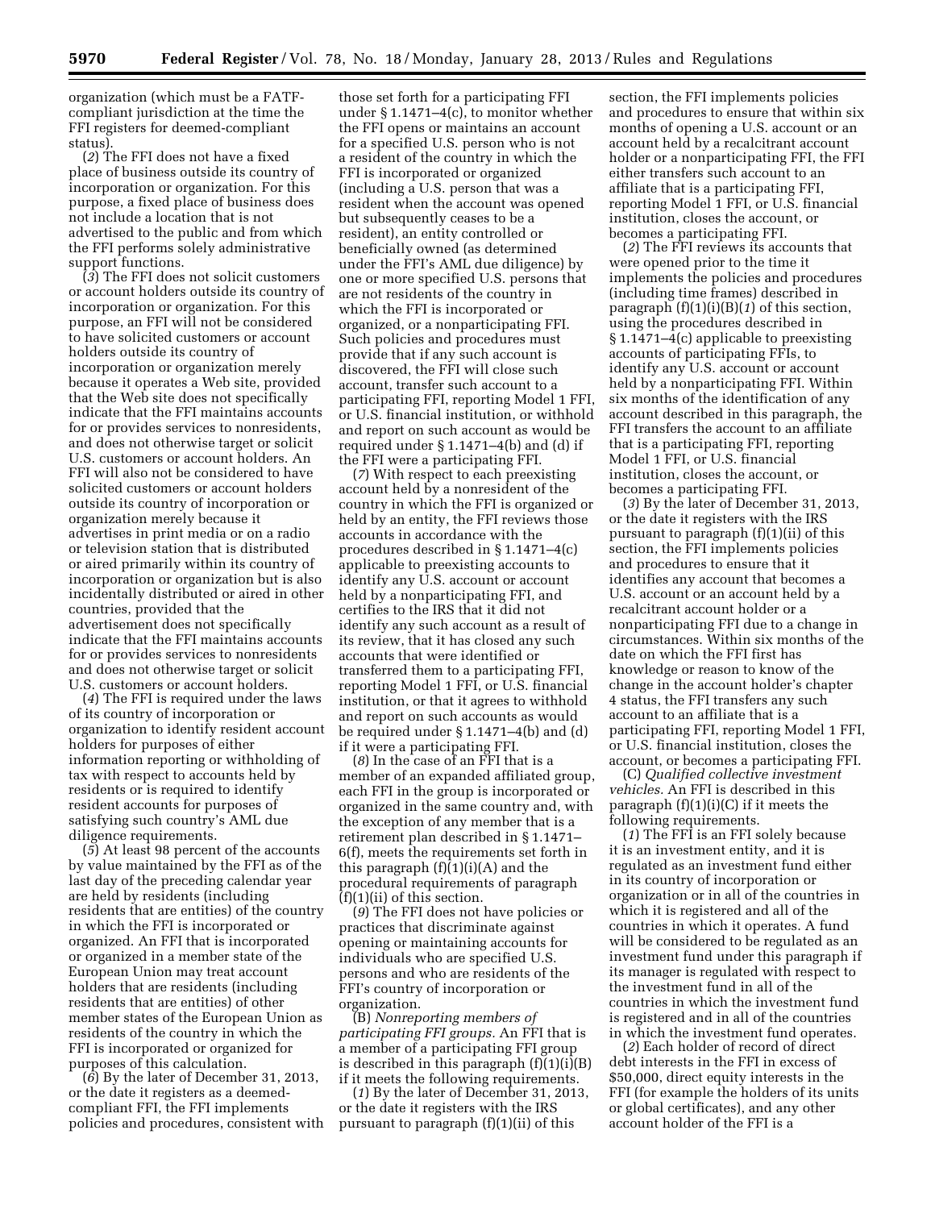organization (which must be a FATF-compliant jurisdiction at the time the FFI registers for deemed-compliant status).

(*2*) The FFI does not have a fixed place of business outside its country of incorporation or organization. For this purpose, a fixed place of business does not include a location that is not advertised to the public and from which the FFI performs solely administrative support functions.

(*3*) The FFI does not solicit customers or account holders outside its country of incorporation or organization. For this purpose, an FFI will not be considered to have solicited customers or account holders outside its country of incorporation or organization merely because it operates a Web site, provided that the Web site does not specifically indicate that the FFI maintains accounts for or provides services to nonresidents, and does not otherwise target or solicit U.S. customers or account holders. An FFI will also not be considered to have solicited customers or account holders outside its country of incorporation or organization merely because it advertises in print media or on a radio or television station that is distributed or aired primarily within its country of incorporation or organization but is also incidentally distributed or aired in other countries, provided that the advertisement does not specifically indicate that the FFI maintains accounts for or provides services to nonresidents and does not otherwise target or solicit U.S. customers or account holders.

(*4*) The FFI is required under the laws of its country of incorporation or organization to identify resident account holders for purposes of either information reporting or withholding of tax with respect to accounts held by residents or is required to identify resident accounts for purposes of satisfying such country's AML due diligence requirements.

(*5*) At least 98 percent of the accounts by value maintained by the FFI as of the last day of the preceding calendar year are held by residents (including residents that are entities) of the country in which the FFI is incorporated or organized. An FFI that is incorporated or organized in a member state of the European Union may treat account holders that are residents (including residents that are entities) of other member states of the European Union as residents of the country in which the FFI is incorporated or organized for purposes of this calculation.

(*6*) By the later of December 31, 2013, or the date it registers as a deemed-compliant FFI, the FFI implements policies and procedures, consistent with those set forth for a participating FFI under § 1.1471–4(c), to monitor whether the FFI opens or maintains an account for a specified U.S. person who is not a resident of the country in which the FFI is incorporated or organized (including a U.S. person that was a resident when the account was opened but subsequently ceases to be a resident), an entity controlled or beneficially owned (as determined under the FFI's AML due diligence) by one or more specified U.S. persons that are not residents of the country in which the FFI is incorporated or organized, or a nonparticipating FFI. Such policies and procedures must provide that if any such account is discovered, the FFI will close such account, transfer such account to a participating FFI, reporting Model 1 FFI, or U.S. financial institution, or withhold and report on such account as would be required under § 1.1471–4(b) and (d) if the FFI were a participating FFI.

(*7*) With respect to each preexisting account held by a nonresident of the country in which the FFI is organized or held by an entity, the FFI reviews those accounts in accordance with the procedures described in § 1.1471–4(c) applicable to preexisting accounts to identify any U.S. account or account held by a nonparticipating FFI, and certifies to the IRS that it did not identify any such account as a result of its review, that it has closed any such accounts that were identified or transferred them to a participating FFI, reporting Model 1 FFI, or U.S. financial institution, or that it agrees to withhold and report on such accounts as would be required under § 1.1471–4(b) and (d) if it were a participating FFI.

(*8*) In the case of an FFI that is a member of an expanded affiliated group, each FFI in the group is incorporated or organized in the same country and, with the exception of any member that is a retirement plan described in § 1.1471–6(f), meets the requirements set forth in this paragraph (f)(1)(i)(A) and the procedural requirements of paragraph (f)(1)(ii) of this section.

(*9*) The FFI does not have policies or practices that discriminate against opening or maintaining accounts for individuals who are specified U.S. persons and who are residents of the FFI's country of incorporation or organization.

(B) *Nonreporting members of participating FFI groups.* An FFI that is a member of a participating FFI group is described in this paragraph (f)(1)(i)(B) if it meets the following requirements.

(*1*) By the later of December 31, 2013, or the date it registers with the IRS pursuant to paragraph (f)(1)(ii) of this section, the FFI implements policies and procedures to ensure that within six months of opening a U.S. account or an account held by a recalcitrant account holder or a nonparticipating FFI, the FFI either transfers such account to an affiliate that is a participating FFI, reporting Model 1 FFI, or U.S. financial institution, closes the account, or becomes a participating FFI.

(*2*) The FFI reviews its accounts that were opened prior to the time it implements the policies and procedures (including time frames) described in paragraph (f)(1)(i)(B)(*1*) of this section, using the procedures described in § 1.1471–4(c) applicable to preexisting accounts of participating FFIs, to identify any U.S. account or account held by a nonparticipating FFI. Within six months of the identification of any account described in this paragraph, the FFI transfers the account to an affiliate that is a participating FFI, reporting Model 1 FFI, or U.S. financial institution, closes the account, or becomes a participating FFI.

(*3*) By the later of December 31, 2013, or the date it registers with the IRS pursuant to paragraph (f)(1)(ii) of this section, the FFI implements policies and procedures to ensure that it identifies any account that becomes a U.S. account or an account held by a recalcitrant account holder or a nonparticipating FFI due to a change in circumstances. Within six months of the date on which the FFI first has knowledge or reason to know of the change in the account holder's chapter 4 status, the FFI transfers any such account to an affiliate that is a participating FFI, reporting Model 1 FFI, or U.S. financial institution, closes the account, or becomes a participating FFI.

(C) *Qualified collective investment vehicles.* An FFI is described in this paragraph (f)(1)(i)(C) if it meets the following requirements.

(*1*) The FFI is an FFI solely because it is an investment entity, and it is regulated as an investment fund either in its country of incorporation or organization or in all of the countries in which it is registered and all of the countries in which it operates. A fund will be considered to be regulated as an investment fund under this paragraph if its manager is regulated with respect to the investment fund in all of the countries in which the investment fund is registered and in all of the countries in which the investment fund operates.

(*2*) Each holder of record of direct debt interests in the FFI in excess of $50,000, direct equity interests in the FFI (for example the holders of its units or global certificates), and any other account holder of the FFI is a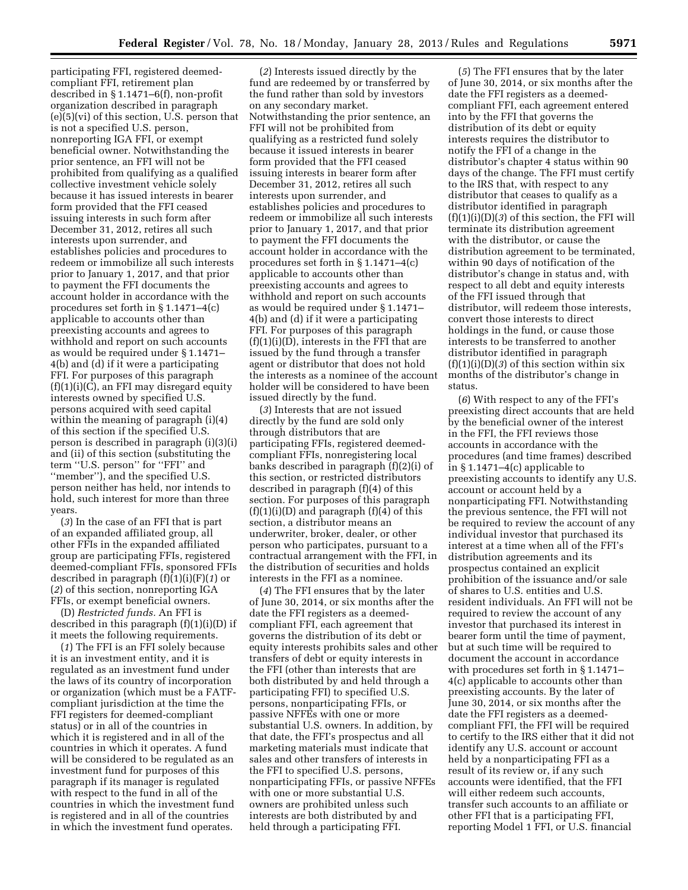participating FFI, registered deemed-compliant FFI, retirement plan described in § 1.1471–6(f), non-profit organization described in paragraph (e)(5)(vi) of this section, U.S. person that is not a specified U.S. person, nonreporting IGA FFI, or exempt beneficial owner. Notwithstanding the prior sentence, an FFI will not be prohibited from qualifying as a qualified collective investment vehicle solely because it has issued interests in bearer form provided that the FFI ceased issuing interests in such form after December 31, 2012, retires all such interests upon surrender, and establishes policies and procedures to redeem or immobilize all such interests prior to January 1, 2017, and that prior to payment the FFI documents the account holder in accordance with the procedures set forth in § 1.1471–4(c) applicable to accounts other than preexisting accounts and agrees to withhold and report on such accounts as would be required under § 1.1471–4(b) and (d) if it were a participating FFI. For purposes of this paragraph (f)(1)(i)(C), an FFI may disregard equity interests owned by specified U.S. persons acquired with seed capital within the meaning of paragraph (i)(4) of this section if the specified U.S. person is described in paragraph (i)(3)(i) and (ii) of this section (substituting the term ''U.S. person'' for ''FFI'' and ''member''), and the specified U.S. person neither has held, nor intends to hold, such interest for more than three years.

(*3*) In the case of an FFI that is part of an expanded affiliated group, all other FFIs in the expanded affiliated group are participating FFIs, registered deemed-compliant FFIs, sponsored FFIs described in paragraph (f)(1)(i)(F)(*1*) or (*2*) of this section, nonreporting IGA FFIs, or exempt beneficial owners.

(D) *Restricted funds.* An FFI is described in this paragraph (f)(1)(i)(D) if it meets the following requirements.

(*1*) The FFI is an FFI solely because it is an investment entity, and it is regulated as an investment fund under the laws of its country of incorporation or organization (which must be a FATF-compliant jurisdiction at the time the FFI registers for deemed-compliant status) or in all of the countries in which it is registered and in all of the countries in which it operates. A fund will be considered to be regulated as an investment fund for purposes of this paragraph if its manager is regulated with respect to the fund in all of the countries in which the investment fund is registered and in all of the countries in which the investment fund operates.

(*2*) Interests issued directly by the fund are redeemed by or transferred by the fund rather than sold by investors on any secondary market. Notwithstanding the prior sentence, an FFI will not be prohibited from qualifying as a restricted fund solely because it issued interests in bearer form provided that the FFI ceased issuing interests in bearer form after December 31, 2012, retires all such interests upon surrender, and establishes policies and procedures to redeem or immobilize all such interests prior to January 1, 2017, and that prior to payment the FFI documents the account holder in accordance with the procedures set forth in § 1.1471–4(c) applicable to accounts other than preexisting accounts and agrees to withhold and report on such accounts as would be required under § 1.1471–4(b) and (d) if it were a participating FFI. For purposes of this paragraph (f)(1)(i)(D), interests in the FFI that are issued by the fund through a transfer agent or distributor that does not hold the interests as a nominee of the account holder will be considered to have been issued directly by the fund.

(*3*) Interests that are not issued directly by the fund are sold only through distributors that are participating FFIs, registered deemed-compliant FFIs, nonregistering local banks described in paragraph (f)(2)(i) of this section, or restricted distributors described in paragraph (f)(4) of this section. For purposes of this paragraph (f)(1)(i)(D) and paragraph (f)(4) of this section, a distributor means an underwriter, broker, dealer, or other person who participates, pursuant to a contractual arrangement with the FFI, in the distribution of securities and holds interests in the FFI as a nominee.

(*4*) The FFI ensures that by the later of June 30, 2014, or six months after the date the FFI registers as a deemed-compliant FFI, each agreement that governs the distribution of its debt or equity interests prohibits sales and other transfers of debt or equity interests in the FFI (other than interests that are both distributed by and held through a participating FFI) to specified U.S. persons, nonparticipating FFIs, or passive NFFEs with one or more substantial U.S. owners. In addition, by that date, the FFI's prospectus and all marketing materials must indicate that sales and other transfers of interests in the FFI to specified U.S. persons, nonparticipating FFIs, or passive NFFEs with one or more substantial U.S. owners are prohibited unless such interests are both distributed by and held through a participating FFI.

(*5*) The FFI ensures that by the later of June 30, 2014, or six months after the date the FFI registers as a deemed-compliant FFI, each agreement entered into by the FFI that governs the distribution of its debt or equity interests requires the distributor to notify the FFI of a change in the distributor's chapter 4 status within 90 days of the change. The FFI must certify to the IRS that, with respect to any distributor that ceases to qualify as a distributor identified in paragraph (f)(1)(i)(D)(*3*) of this section, the FFI will terminate its distribution agreement with the distributor, or cause the distribution agreement to be terminated, within 90 days of notification of the distributor's change in status and, with respect to all debt and equity interests of the FFI issued through that distributor, will redeem those interests, convert those interests to direct holdings in the fund, or cause those interests to be transferred to another distributor identified in paragraph (f)(1)(i)(D)(*3*) of this section within six months of the distributor's change in status.

(*6*) With respect to any of the FFI's preexisting direct accounts that are held by the beneficial owner of the interest in the FFI, the FFI reviews those accounts in accordance with the procedures (and time frames) described in § 1.1471–4(c) applicable to preexisting accounts to identify any U.S. account or account held by a nonparticipating FFI. Notwithstanding the previous sentence, the FFI will not be required to review the account of any individual investor that purchased its interest at a time when all of the FFI's distribution agreements and its prospectus contained an explicit prohibition of the issuance and/or sale of shares to U.S. entities and U.S. resident individuals. An FFI will not be required to review the account of any investor that purchased its interest in bearer form until the time of payment, but at such time will be required to document the account in accordance with procedures set forth in § 1.1471–4(c) applicable to accounts other than preexisting accounts. By the later of June 30, 2014, or six months after the date the FFI registers as a deemed-compliant FFI, the FFI will be required to certify to the IRS either that it did not identify any U.S. account or account held by a nonparticipating FFI as a result of its review or, if any such accounts were identified, that the FFI will either redeem such accounts, transfer such accounts to an affiliate or other FFI that is a participating FFI, reporting Model 1 FFI, or U.S. financial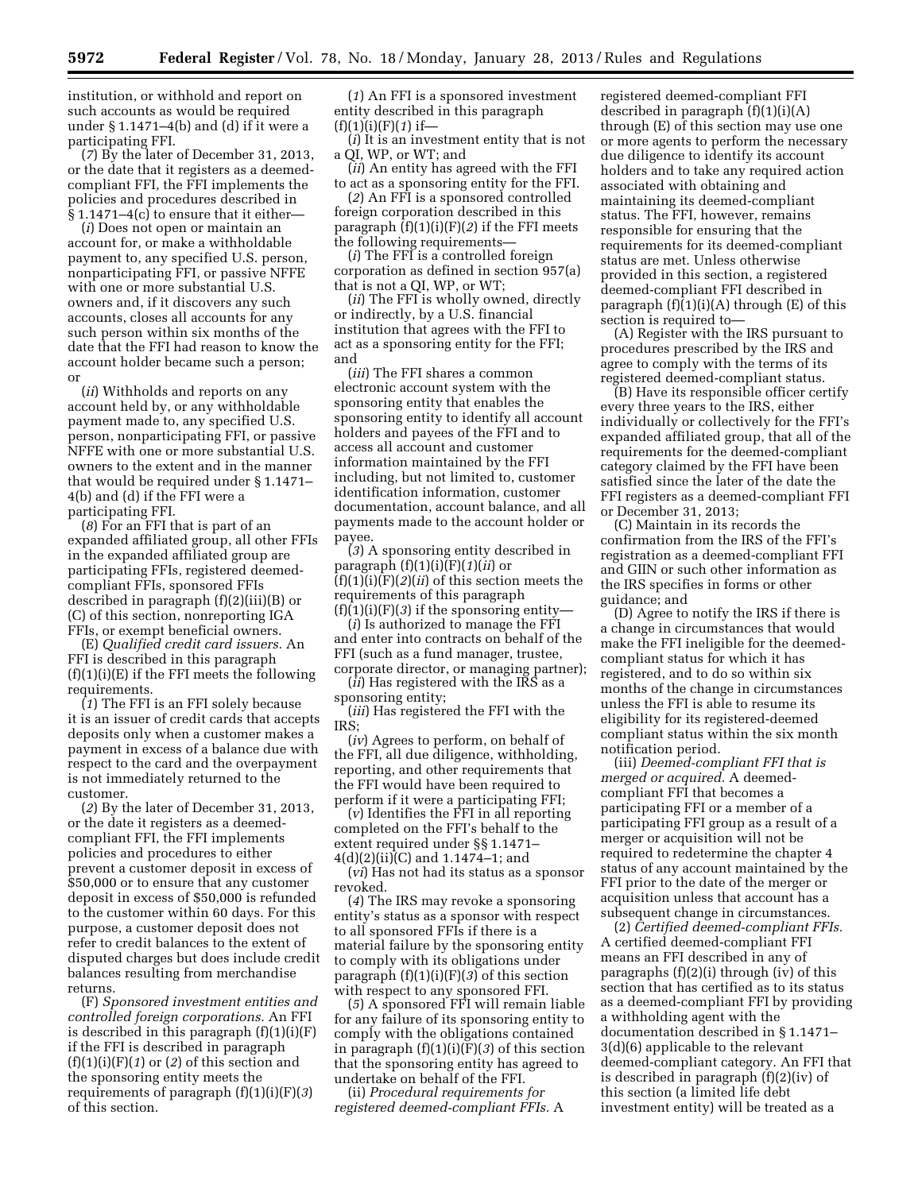institution, or withhold and report on such accounts as would be required under § 1.1471–4(b) and (d) if it were a participating FFI.

(*7*) By the later of December 31, 2013, or the date that it registers as a deemed-compliant FFI, the FFI implements the policies and procedures described in § 1.1471–4(c) to ensure that it either—

(*i*) Does not open or maintain an account for, or make a withholdable payment to, any specified U.S. person, nonparticipating FFI, or passive NFFE with one or more substantial U.S. owners and, if it discovers any such accounts, closes all accounts for any such person within six months of the date that the FFI had reason to know the account holder became such a person; or

(*ii*) Withholds and reports on any account held by, or any withholdable payment made to, any specified U.S. person, nonparticipating FFI, or passive NFFE with one or more substantial U.S. owners to the extent and in the manner that would be required under § 1.1471–4(b) and (d) if the FFI were a participating FFI.

(*8*) For an FFI that is part of an expanded affiliated group, all other FFIs in the expanded affiliated group are participating FFIs, registered deemed-compliant FFIs, sponsored FFIs described in paragraph (f)(2)(iii)(B) or (C) of this section, nonreporting IGA FFIs, or exempt beneficial owners.

(E) *Qualified credit card issuers.* An FFI is described in this paragraph (f)(1)(i)(E) if the FFI meets the following requirements.

(*1*) The FFI is an FFI solely because it is an issuer of credit cards that accepts deposits only when a customer makes a payment in excess of a balance due with respect to the card and the overpayment is not immediately returned to the customer.

(*2*) By the later of December 31, 2013, or the date it registers as a deemed-compliant FFI, the FFI implements policies and procedures to either prevent a customer deposit in excess of $50,000 or to ensure that any customer deposit in excess of $50,000 is refunded to the customer within 60 days. For this purpose, a customer deposit does not refer to credit balances to the extent of disputed charges but does include credit balances resulting from merchandise returns.

(F) *Sponsored investment entities and controlled foreign corporations.* An FFI is described in this paragraph (f)(1)(i)(F) if the FFI is described in paragraph (f)(1)(i)(F)(*1*) or (*2*) of this section and the sponsoring entity meets the requirements of paragraph (f)(1)(i)(F)(*3*) of this section.

(*1*) An FFI is a sponsored investment entity described in this paragraph (f)(1)(i)(F)(*1*) if—

(*i*) It is an investment entity that is not a QI, WP, or WT; and

(*ii*) An entity has agreed with the FFI to act as a sponsoring entity for the FFI.

(*2*) An FFI is a sponsored controlled foreign corporation described in this paragraph (f)(1)(i)(F)(*2*) if the FFI meets the following requirements—

(*i*) The FFI is a controlled foreign corporation as defined in section 957(a) that is not a QI, WP, or WT;

(*ii*) The FFI is wholly owned, directly or indirectly, by a U.S. financial institution that agrees with the FFI to act as a sponsoring entity for the FFI; and

(*iii*) The FFI shares a common electronic account system with the sponsoring entity that enables the sponsoring entity to identify all account holders and payees of the FFI and to access all account and customer information maintained by the FFI including, but not limited to, customer identification information, customer documentation, account balance, and all payments made to the account holder or payee.

(*3*) A sponsoring entity described in paragraph (f)(1)(i)(F)(*1*)(*ii*) or (f)(1)(i)(F)(*2*)(*ii*) of this section meets the requirements of this paragraph (f)(1)(i)(F)(*3*) if the sponsoring entity—

(*i*) Is authorized to manage the FFI and enter into contracts on behalf of the FFI (such as a fund manager, trustee, corporate director, or managing partner);

(*ii*) Has registered with the IRS as a sponsoring entity;

(*iii*) Has registered the FFI with the IRS;

(*iv*) Agrees to perform, on behalf of the FFI, all due diligence, withholding, reporting, and other requirements that the FFI would have been required to perform if it were a participating FFI;

(*v*) Identifies the FFI in all reporting completed on the FFI's behalf to the extent required under §§ 1.1471–4(d)(2)(ii)(C) and 1.1474–1; and

(*vi*) Has not had its status as a sponsor revoked.

(*4*) The IRS may revoke a sponsoring entity's status as a sponsor with respect to all sponsored FFIs if there is a material failure by the sponsoring entity to comply with its obligations under paragraph (f)(1)(i)(F)(*3*) of this section with respect to any sponsored FFI.

(*5*) A sponsored FFI will remain liable for any failure of its sponsoring entity to comply with the obligations contained in paragraph (f)(1)(i)(F)(*3*) of this section that the sponsoring entity has agreed to undertake on behalf of the FFI.

(ii) *Procedural requirements for registered deemed-compliant FFIs.* A registered deemed-compliant FFI described in paragraph (f)(1)(i)(A) through (E) of this section may use one or more agents to perform the necessary due diligence to identify its account holders and to take any required action associated with obtaining and maintaining its deemed-compliant status. The FFI, however, remains responsible for ensuring that the requirements for its deemed-compliant status are met. Unless otherwise provided in this section, a registered deemed-compliant FFI described in paragraph (f)(1)(i)(A) through (E) of this section is required to—

(A) Register with the IRS pursuant to procedures prescribed by the IRS and agree to comply with the terms of its registered deemed-compliant status.

(B) Have its responsible officer certify every three years to the IRS, either individually or collectively for the FFI's expanded affiliated group, that all of the requirements for the deemed-compliant category claimed by the FFI have been satisfied since the later of the date the FFI registers as a deemed-compliant FFI or December 31, 2013;

(C) Maintain in its records the confirmation from the IRS of the FFI's registration as a deemed-compliant FFI and GIIN or such other information as the IRS specifies in forms or other guidance; and

(D) Agree to notify the IRS if there is a change in circumstances that would make the FFI ineligible for the deemed-compliant status for which it has registered, and to do so within six months of the change in circumstances unless the FFI is able to resume its eligibility for its registered-deemed compliant status within the six month notification period.

(iii) *Deemed-compliant FFI that is merged or acquired.* A deemed-compliant FFI that becomes a participating FFI or a member of a participating FFI group as a result of a merger or acquisition will not be required to redetermine the chapter 4 status of any account maintained by the FFI prior to the date of the merger or acquisition unless that account has a subsequent change in circumstances.

(2) *Certified deemed-compliant FFIs.* A certified deemed-compliant FFI means an FFI described in any of paragraphs (f)(2)(i) through (iv) of this section that has certified as to its status as a deemed-compliant FFI by providing a withholding agent with the documentation described in § 1.1471–3(d)(6) applicable to the relevant deemed-compliant category. An FFI that is described in paragraph (f)(2)(iv) of this section (a limited life debt investment entity) will be treated as a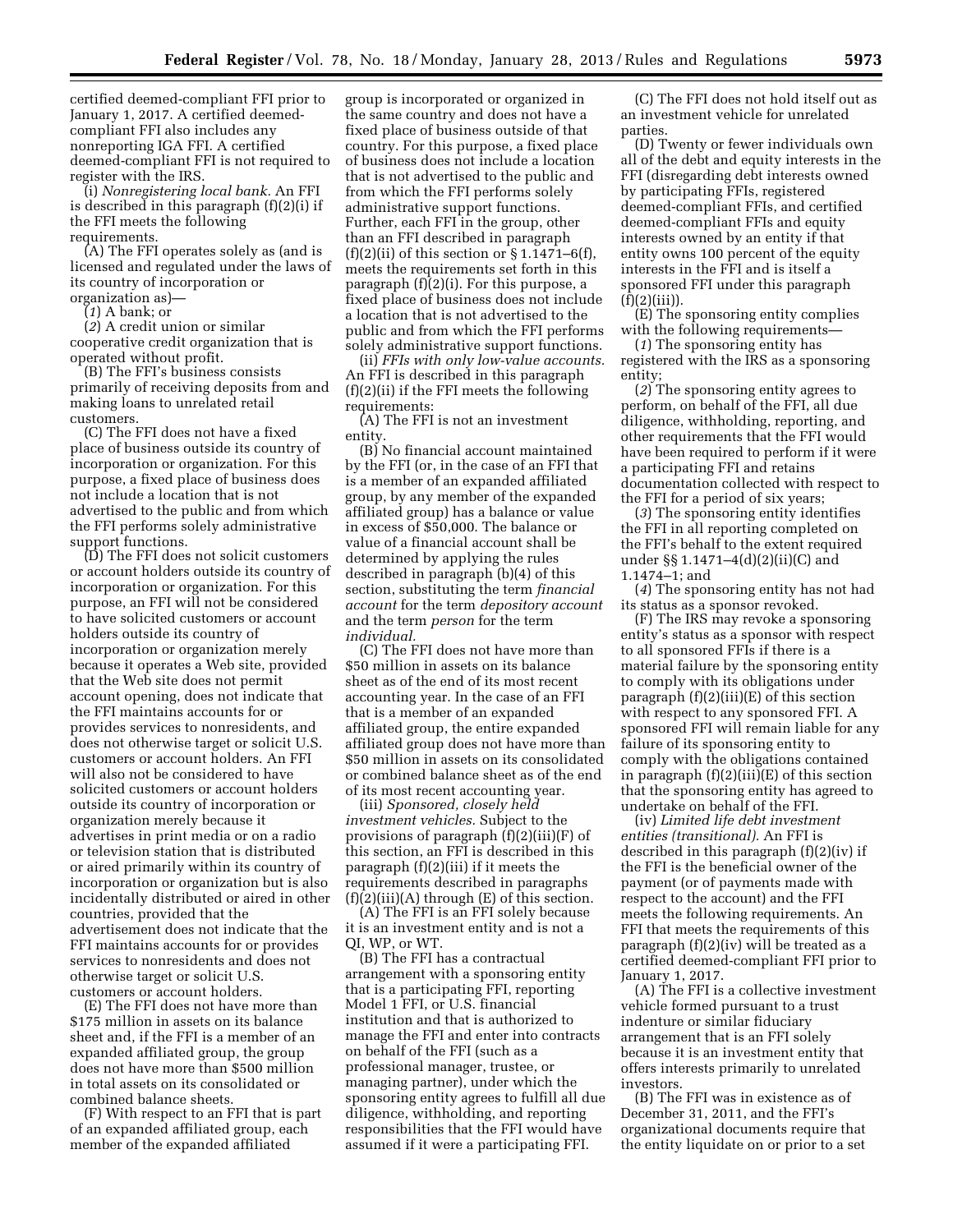certified deemed-compliant FFI prior to January 1, 2017. A certified deemed-compliant FFI also includes any nonreporting IGA FFI. A certified deemed-compliant FFI is not required to register with the IRS.

(i) *Nonregistering local bank.* An FFI is described in this paragraph (f)(2)(i) if the FFI meets the following requirements.

(A) The FFI operates solely as (and is licensed and regulated under the laws of its country of incorporation or organization as)—

(*1*) A bank; or

(*2*) A credit union or similar cooperative credit organization that is operated without profit.

(B) The FFI's business consists primarily of receiving deposits from and making loans to unrelated retail customers.

(C) The FFI does not have a fixed place of business outside its country of incorporation or organization. For this purpose, a fixed place of business does not include a location that is not advertised to the public and from which the FFI performs solely administrative support functions.

(D) The FFI does not solicit customers or account holders outside its country of incorporation or organization. For this purpose, an FFI will not be considered to have solicited customers or account holders outside its country of incorporation or organization merely because it operates a Web site, provided that the Web site does not permit account opening, does not indicate that the FFI maintains accounts for or provides services to nonresidents, and does not otherwise target or solicit U.S. customers or account holders. An FFI will also not be considered to have solicited customers or account holders outside its country of incorporation or organization merely because it advertises in print media or on a radio or television station that is distributed or aired primarily within its country of incorporation or organization but is also incidentally distributed or aired in other countries, provided that the advertisement does not indicate that the FFI maintains accounts for or provides services to nonresidents and does not otherwise target or solicit U.S. customers or account holders.

(E) The FFI does not have more than $175 million in assets on its balance sheet and, if the FFI is a member of an expanded affiliated group, the group does not have more than $500 million in total assets on its consolidated or combined balance sheets.

(F) With respect to an FFI that is part of an expanded affiliated group, each member of the expanded affiliated group is incorporated or organized in the same country and does not have a fixed place of business outside of that country. For this purpose, a fixed place of business does not include a location that is not advertised to the public and from which the FFI performs solely administrative support functions. Further, each FFI in the group, other than an FFI described in paragraph (f)(2)(ii) of this section or § 1.1471–6(f), meets the requirements set forth in this paragraph (f)(2)(i). For this purpose, a fixed place of business does not include a location that is not advertised to the public and from which the FFI performs solely administrative support functions.

(ii) *FFIs with only low-value accounts.* An FFI is described in this paragraph (f)(2)(ii) if the FFI meets the following requirements:

(A) The FFI is not an investment entity.

(B) No financial account maintained by the FFI (or, in the case of an FFI that is a member of an expanded affiliated group, by any member of the expanded affiliated group) has a balance or value in excess of $50,000. The balance or value of a financial account shall be determined by applying the rules described in paragraph (b)(4) of this section, substituting the term *financial account* for the term *depository account* and the term *person* for the term *individual.*

(C) The FFI does not have more than $50 million in assets on its balance sheet as of the end of its most recent accounting year. In the case of an FFI that is a member of an expanded affiliated group, the entire expanded affiliated group does not have more than $50 million in assets on its consolidated or combined balance sheet as of the end of its most recent accounting year.

(iii) *Sponsored, closely held investment vehicles.* Subject to the provisions of paragraph (f)(2)(iii)(F) of this section, an FFI is described in this paragraph (f)(2)(iii) if it meets the requirements described in paragraphs (f)(2)(iii)(A) through (E) of this section.

(A) The FFI is an FFI solely because it is an investment entity and is not a QI, WP, or WT.

(B) The FFI has a contractual arrangement with a sponsoring entity that is a participating FFI, reporting Model 1 FFI, or U.S. financial institution and that is authorized to manage the FFI and enter into contracts on behalf of the FFI (such as a professional manager, trustee, or managing partner), under which the sponsoring entity agrees to fulfill all due diligence, withholding, and reporting responsibilities that the FFI would have assumed if it were a participating FFI.

(C) The FFI does not hold itself out as an investment vehicle for unrelated parties.

(D) Twenty or fewer individuals own all of the debt and equity interests in the FFI (disregarding debt interests owned by participating FFIs, registered deemed-compliant FFIs, and certified deemed-compliant FFIs and equity interests owned by an entity if that entity owns 100 percent of the equity interests in the FFI and is itself a sponsored FFI under this paragraph (f)(2)(iii)).

(E) The sponsoring entity complies with the following requirements—

(*1*) The sponsoring entity has registered with the IRS as a sponsoring entity;

(*2*) The sponsoring entity agrees to perform, on behalf of the FFI, all due diligence, withholding, reporting, and other requirements that the FFI would have been required to perform if it were a participating FFI and retains documentation collected with respect to the FFI for a period of six years;

(*3*) The sponsoring entity identifies the FFI in all reporting completed on the FFI's behalf to the extent required under §§ 1.1471–4(d)(2)(ii)(C) and 1.1474–1; and

(*4*) The sponsoring entity has not had its status as a sponsor revoked.

(F) The IRS may revoke a sponsoring entity's status as a sponsor with respect to all sponsored FFIs if there is a material failure by the sponsoring entity to comply with its obligations under paragraph (f)(2)(iii)(E) of this section with respect to any sponsored FFI. A sponsored FFI will remain liable for any failure of its sponsoring entity to comply with the obligations contained in paragraph (f)(2)(iii)(E) of this section that the sponsoring entity has agreed to undertake on behalf of the FFI.

(iv) *Limited life debt investment entities (transitional).* An FFI is described in this paragraph (f)(2)(iv) if the FFI is the beneficial owner of the payment (or of payments made with respect to the account) and the FFI meets the following requirements. An FFI that meets the requirements of this paragraph (f)(2)(iv) will be treated as a certified deemed-compliant FFI prior to January 1, 2017.

(A) The FFI is a collective investment vehicle formed pursuant to a trust indenture or similar fiduciary arrangement that is an FFI solely because it is an investment entity that offers interests primarily to unrelated investors.

(B) The FFI was in existence as of December 31, 2011, and the FFI's organizational documents require that the entity liquidate on or prior to a set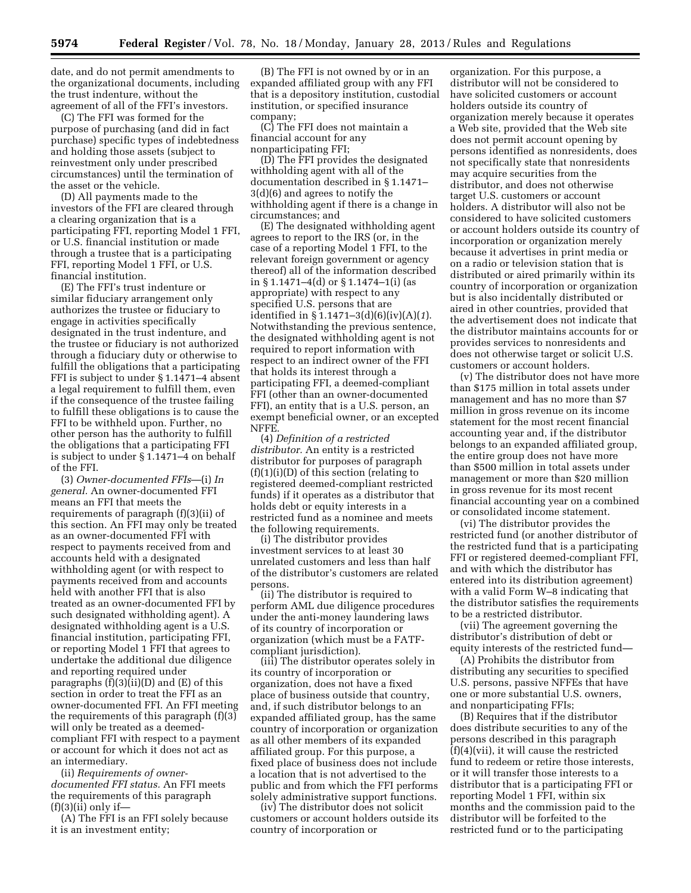date, and do not permit amendments to the organizational documents, including the trust indenture, without the agreement of all of the FFI's investors.

(C) The FFI was formed for the purpose of purchasing (and did in fact purchase) specific types of indebtedness and holding those assets (subject to reinvestment only under prescribed circumstances) until the termination of the asset or the vehicle.

(D) All payments made to the investors of the FFI are cleared through a clearing organization that is a participating FFI, reporting Model 1 FFI, or U.S. financial institution or made through a trustee that is a participating FFI, reporting Model 1 FFI, or U.S. financial institution.

(E) The FFI's trust indenture or similar fiduciary arrangement only authorizes the trustee or fiduciary to engage in activities specifically designated in the trust indenture, and the trustee or fiduciary is not authorized through a fiduciary duty or otherwise to fulfill the obligations that a participating FFI is subject to under § 1.1471–4 absent a legal requirement to fulfill them, even if the consequence of the trustee failing to fulfill these obligations is to cause the FFI to be withheld upon. Further, no other person has the authority to fulfill the obligations that a participating FFI is subject to under § 1.1471–4 on behalf of the FFI.

(3) *Owner-documented FFIs*—(i) *In general.* An owner-documented FFI means an FFI that meets the requirements of paragraph (f)(3)(ii) of this section. An FFI may only be treated as an owner-documented FFI with respect to payments received from and accounts held with a designated withholding agent (or with respect to payments received from and accounts held with another FFI that is also treated as an owner-documented FFI by such designated withholding agent). A designated withholding agent is a U.S. financial institution, participating FFI, or reporting Model 1 FFI that agrees to undertake the additional due diligence and reporting required under paragraphs (f)(3)(ii)(D) and (E) of this section in order to treat the FFI as an owner-documented FFI. An FFI meeting the requirements of this paragraph (f)(3) will only be treated as a deemed-compliant FFI with respect to a payment or account for which it does not act as an intermediary.

(ii) *Requirements of owner-documented FFI status.* An FFI meets the requirements of this paragraph (f)(3)(ii) only if—

(A) The FFI is an FFI solely because it is an investment entity;

(B) The FFI is not owned by or in an expanded affiliated group with any FFI that is a depository institution, custodial institution, or specified insurance company;

(C) The FFI does not maintain a financial account for any nonparticipating FFI;

(D) The FFI provides the designated withholding agent with all of the documentation described in § 1.1471–3(d)(6) and agrees to notify the withholding agent if there is a change in circumstances; and

(E) The designated withholding agent agrees to report to the IRS (or, in the case of a reporting Model 1 FFI, to the relevant foreign government or agency thereof) all of the information described in § 1.1471–4(d) or § 1.1474–1(i) (as appropriate) with respect to any specified U.S. persons that are identified in § 1.1471–3(d)(6)(iv)(A)(*1*). Notwithstanding the previous sentence, the designated withholding agent is not required to report information with respect to an indirect owner of the FFI that holds its interest through a participating FFI, a deemed-compliant FFI (other than an owner-documented FFI), an entity that is a U.S. person, an exempt beneficial owner, or an excepted NFFE.

(4) *Definition of a restricted distributor.* An entity is a restricted distributor for purposes of paragraph (f)(1)(i)(D) of this section (relating to registered deemed-compliant restricted funds) if it operates as a distributor that holds debt or equity interests in a restricted fund as a nominee and meets the following requirements.

(i) The distributor provides investment services to at least 30 unrelated customers and less than half of the distributor's customers are related persons.

(ii) The distributor is required to perform AML due diligence procedures under the anti-money laundering laws of its country of incorporation or organization (which must be a FATF-compliant jurisdiction).

(iii) The distributor operates solely in its country of incorporation or organization, does not have a fixed place of business outside that country, and, if such distributor belongs to an expanded affiliated group, has the same country of incorporation or organization as all other members of its expanded affiliated group. For this purpose, a fixed place of business does not include a location that is not advertised to the public and from which the FFI performs solely administrative support functions.

(iv) The distributor does not solicit customers or account holders outside its country of incorporation or organization. For this purpose, a distributor will not be considered to have solicited customers or account holders outside its country of organization merely because it operates a Web site, provided that the Web site does not permit account opening by persons identified as nonresidents, does not specifically state that nonresidents may acquire securities from the distributor, and does not otherwise target U.S. customers or account holders. A distributor will also not be considered to have solicited customers or account holders outside its country of incorporation or organization merely because it advertises in print media or on a radio or television station that is distributed or aired primarily within its country of incorporation or organization but is also incidentally distributed or aired in other countries, provided that the advertisement does not indicate that the distributor maintains accounts for or provides services to nonresidents and does not otherwise target or solicit U.S. customers or account holders.

(v) The distributor does not have more than $175 million in total assets under management and has no more than $7 million in gross revenue on its income statement for the most recent financial accounting year and, if the distributor belongs to an expanded affiliated group, the entire group does not have more than $500 million in total assets under management or more than $20 million in gross revenue for its most recent financial accounting year on a combined or consolidated income statement.

(vi) The distributor provides the restricted fund (or another distributor of the restricted fund that is a participating FFI or registered deemed-compliant FFI, and with which the distributor has entered into its distribution agreement) with a valid Form W–8 indicating that the distributor satisfies the requirements to be a restricted distributor.

(vii) The agreement governing the distributor's distribution of debt or equity interests of the restricted fund—

(A) Prohibits the distributor from distributing any securities to specified U.S. persons, passive NFFEs that have one or more substantial U.S. owners, and nonparticipating FFIs;

(B) Requires that if the distributor does distribute securities to any of the persons described in this paragraph (f)(4)(vii), it will cause the restricted fund to redeem or retire those interests, or it will transfer those interests to a distributor that is a participating FFI or reporting Model 1 FFI, within six months and the commission paid to the distributor will be forfeited to the restricted fund or to the participating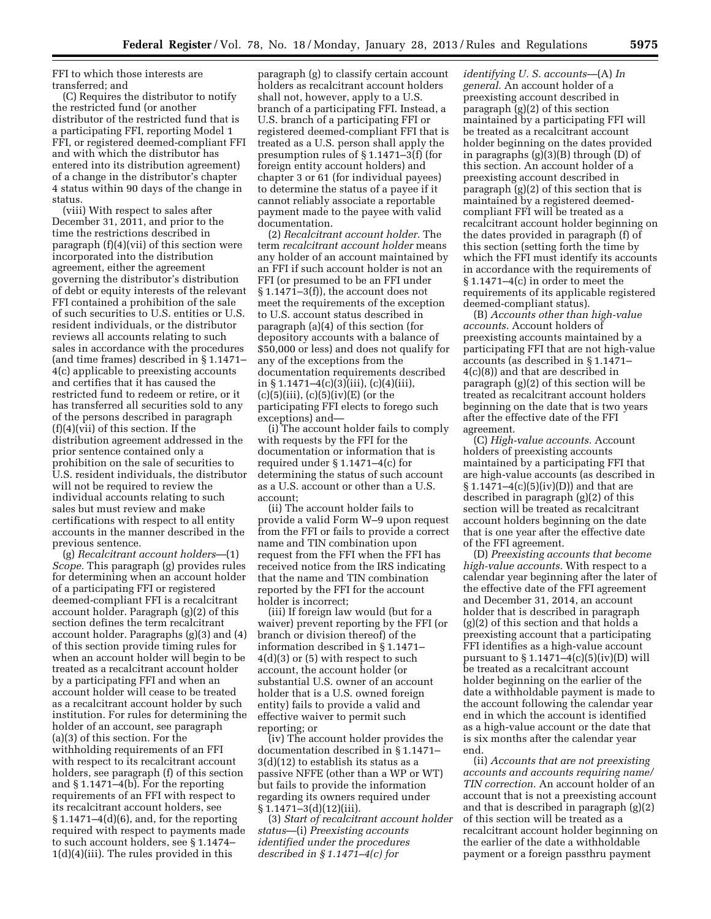FFI to which those interests are transferred; and

(C) Requires the distributor to notify the restricted fund (or another distributor of the restricted fund that is a participating FFI, reporting Model 1 FFI, or registered deemed-compliant FFI and with which the distributor has entered into its distribution agreement) of a change in the distributor's chapter 4 status within 90 days of the change in status.

(viii) With respect to sales after December 31, 2011, and prior to the time the restrictions described in paragraph (f)(4)(vii) of this section were incorporated into the distribution agreement, either the agreement governing the distributor's distribution of debt or equity interests of the relevant FFI contained a prohibition of the sale of such securities to U.S. entities or U.S. resident individuals, or the distributor reviews all accounts relating to such sales in accordance with the procedures (and time frames) described in § 1.1471–4(c) applicable to preexisting accounts and certifies that it has caused the restricted fund to redeem or retire, or it has transferred all securities sold to any of the persons described in paragraph (f)(4)(vii) of this section. If the distribution agreement addressed in the prior sentence contained only a prohibition on the sale of securities to U.S. resident individuals, the distributor will not be required to review the individual accounts relating to such sales but must review and make certifications with respect to all entity accounts in the manner described in the previous sentence.

(g) *Recalcitrant account holders*—(1) *Scope.* This paragraph (g) provides rules for determining when an account holder of a participating FFI or registered deemed-compliant FFI is a recalcitrant account holder. Paragraph (g)(2) of this section defines the term recalcitrant account holder. Paragraphs (g)(3) and (4) of this section provide timing rules for when an account holder will begin to be treated as a recalcitrant account holder by a participating FFI and when an account holder will cease to be treated as a recalcitrant account holder by such institution. For rules for determining the holder of an account, see paragraph (a)(3) of this section. For the withholding requirements of an FFI with respect to its recalcitrant account holders, see paragraph (f) of this section and § 1.1471–4(b). For the reporting requirements of an FFI with respect to its recalcitrant account holders, see § 1.1471–4(d)(6), and, for the reporting required with respect to payments made to such account holders, see § 1.1474–1(d)(4)(iii). The rules provided in this paragraph (g) to classify certain account holders as recalcitrant account holders shall not, however, apply to a U.S. branch of a participating FFI. Instead, a U.S. branch of a participating FFI or registered deemed-compliant FFI that is treated as a U.S. person shall apply the presumption rules of § 1.1471–3(f) (for foreign entity account holders) and chapter 3 or 61 (for individual payees) to determine the status of a payee if it cannot reliably associate a reportable payment made to the payee with valid documentation.

(2) *Recalcitrant account holder.* The term *recalcitrant account holder* means any holder of an account maintained by an FFI if such account holder is not an FFI (or presumed to be an FFI under § 1.1471–3(f)), the account does not meet the requirements of the exception to U.S. account status described in paragraph (a)(4) of this section (for depository accounts with a balance of $50,000 or less) and does not qualify for any of the exceptions from the documentation requirements described in § 1.1471–4(c)(3)(iii), (c)(4)(iii), (c)(5)(iii), (c)(5)(iv)(E) (or the participating FFI elects to forego such exceptions) and—

(i) The account holder fails to comply with requests by the FFI for the documentation or information that is required under § 1.1471–4(c) for determining the status of such account as a U.S. account or other than a U.S. account;

(ii) The account holder fails to provide a valid Form W–9 upon request from the FFI or fails to provide a correct name and TIN combination upon request from the FFI when the FFI has received notice from the IRS indicating that the name and TIN combination reported by the FFI for the account holder is incorrect;

(iii) If foreign law would (but for a waiver) prevent reporting by the FFI (or branch or division thereof) of the information described in § 1.1471–4(d)(3) or (5) with respect to such account, the account holder (or substantial U.S. owner of an account holder that is a U.S. owned foreign entity) fails to provide a valid and effective waiver to permit such reporting; or

(iv) The account holder provides the documentation described in § 1.1471–3(d)(12) to establish its status as a passive NFFE (other than a WP or WT) but fails to provide the information regarding its owners required under § 1.1471–3(d)(12)(iii).

(3) *Start of recalcitrant account holder status*—(i) *Preexisting accounts identified under the procedures described in § 1.1471–4(c) for identifying U. S. accounts*—(A) *In general.* An account holder of a preexisting account described in paragraph (g)(2) of this section maintained by a participating FFI will be treated as a recalcitrant account holder beginning on the dates provided in paragraphs (g)(3)(B) through (D) of this section. An account holder of a preexisting account described in paragraph (g)(2) of this section that is maintained by a registered deemed-compliant FFI will be treated as a recalcitrant account holder beginning on the dates provided in paragraph (f) of this section (setting forth the time by which the FFI must identify its accounts in accordance with the requirements of § 1.1471–4(c) in order to meet the requirements of its applicable registered deemed-compliant status).

(B) *Accounts other than high-value accounts.* Account holders of preexisting accounts maintained by a participating FFI that are not high-value accounts (as described in § 1.1471–4(c)(8)) and that are described in paragraph (g)(2) of this section will be treated as recalcitrant account holders beginning on the date that is two years after the effective date of the FFI agreement.

(C) *High-value accounts.* Account holders of preexisting accounts maintained by a participating FFI that are high-value accounts (as described in § 1.1471–4(c)(5)(iv)(D)) and that are described in paragraph (g)(2) of this section will be treated as recalcitrant account holders beginning on the date that is one year after the effective date of the FFI agreement.

(D) *Preexisting accounts that become high-value accounts.* With respect to a calendar year beginning after the later of the effective date of the FFI agreement and December 31, 2014, an account holder that is described in paragraph (g)(2) of this section and that holds a preexisting account that a participating FFI identifies as a high-value account pursuant to § 1.1471–4(c)(5)(iv)(D) will be treated as a recalcitrant account holder beginning on the earlier of the date a withholdable payment is made to the account following the calendar year end in which the account is identified as a high-value account or the date that is six months after the calendar year end.

(ii) *Accounts that are not preexisting accounts and accounts requiring name/TIN correction.* An account holder of an account that is not a preexisting account and that is described in paragraph (g)(2) of this section will be treated as a recalcitrant account holder beginning on the earlier of the date a withholdable payment or a foreign passthru payment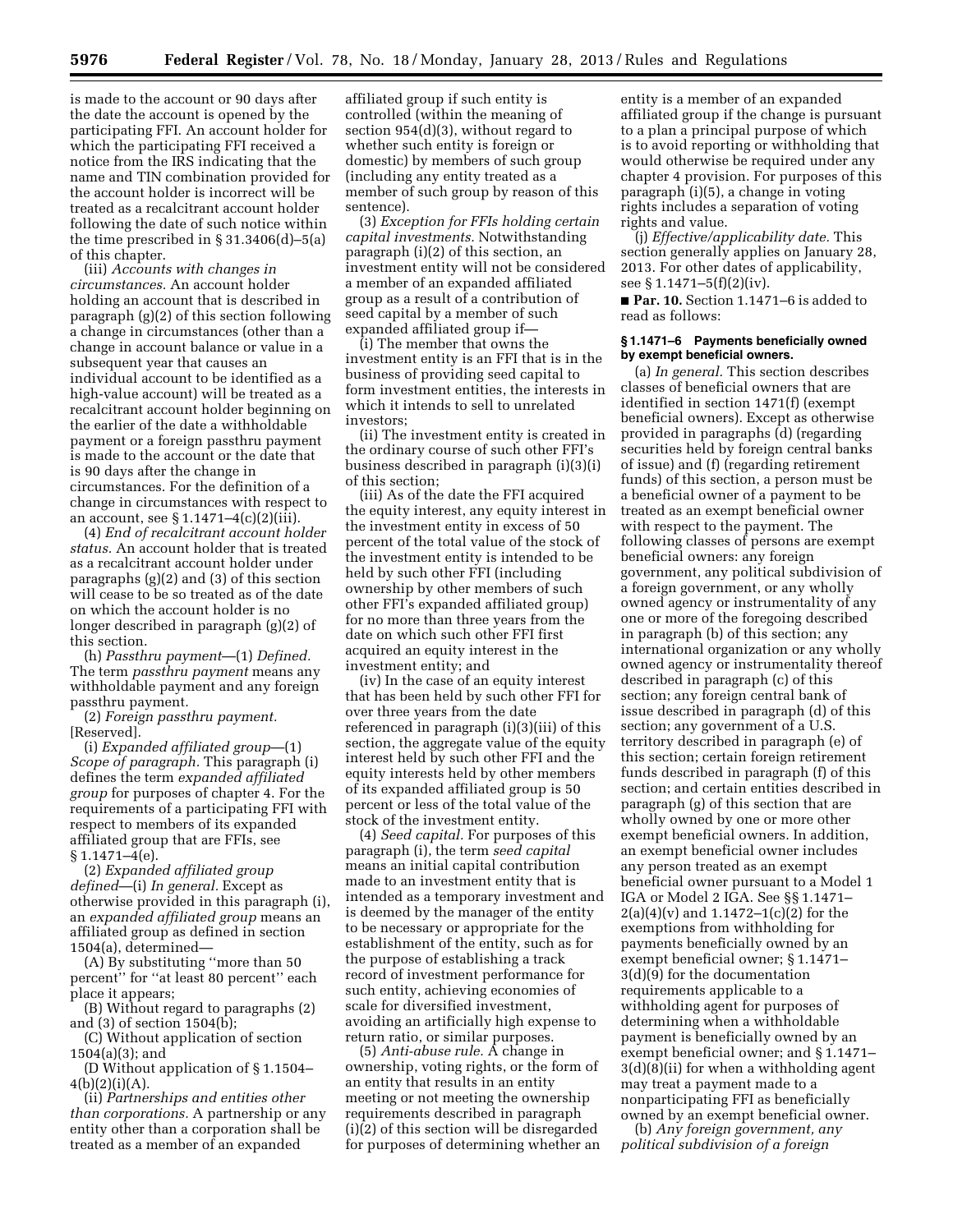is made to the account or 90 days after the date the account is opened by the participating FFI. An account holder for which the participating FFI received a notice from the IRS indicating that the name and TIN combination provided for the account holder is incorrect will be treated as a recalcitrant account holder following the date of such notice within the time prescribed in § 31.3406(d)–5(a) of this chapter.

(iii) *Accounts with changes in circumstances.* An account holder holding an account that is described in paragraph (g)(2) of this section following a change in circumstances (other than a change in account balance or value in a subsequent year that causes an individual account to be identified as a high-value account) will be treated as a recalcitrant account holder beginning on the earlier of the date a withholdable payment or a foreign passthru payment is made to the account or the date that is 90 days after the change in circumstances. For the definition of a change in circumstances with respect to an account, see § 1.1471–4(c)(2)(iii).

(4) *End of recalcitrant account holder status.* An account holder that is treated as a recalcitrant account holder under paragraphs (g)(2) and (3) of this section will cease to be so treated as of the date on which the account holder is no longer described in paragraph (g)(2) of this section.

(h) *Passthru payment*—(1) *Defined.* The term *passthru payment* means any withholdable payment and any foreign passthru payment.

(2) *Foreign passthru payment.* [Reserved].

(i) *Expanded affiliated group*—(1) *Scope of paragraph.* This paragraph (i) defines the term *expanded affiliated group* for purposes of chapter 4. For the requirements of a participating FFI with respect to members of its expanded affiliated group that are FFIs, see § 1.1471–4(e).

(2) *Expanded affiliated group defined*—(i) *In general.* Except as otherwise provided in this paragraph (i), an *expanded affiliated group* means an affiliated group as defined in section 1504(a), determined—

(A) By substituting ''more than 50 percent'' for ''at least 80 percent'' each place it appears;

(B) Without regard to paragraphs (2) and (3) of section 1504(b);

(C) Without application of section 1504(a)(3); and

(D Without application of § 1.1504–4(b)(2)(i)(A).

(ii) *Partnerships and entities other than corporations.* A partnership or any entity other than a corporation shall be treated as a member of an expanded affiliated group if such entity is controlled (within the meaning of section 954(d)(3), without regard to whether such entity is foreign or domestic) by members of such group (including any entity treated as a member of such group by reason of this sentence).

(3) *Exception for FFIs holding certain capital investments.* Notwithstanding paragraph (i)(2) of this section, an investment entity will not be considered a member of an expanded affiliated group as a result of a contribution of seed capital by a member of such expanded affiliated group if—

(i) The member that owns the investment entity is an FFI that is in the business of providing seed capital to form investment entities, the interests in which it intends to sell to unrelated investors;

(ii) The investment entity is created in the ordinary course of such other FFI's business described in paragraph (i)(3)(i) of this section;

(iii) As of the date the FFI acquired the equity interest, any equity interest in the investment entity in excess of 50 percent of the total value of the stock of the investment entity is intended to be held by such other FFI (including ownership by other members of such other FFI's expanded affiliated group) for no more than three years from the date on which such other FFI first acquired an equity interest in the investment entity; and

(iv) In the case of an equity interest that has been held by such other FFI for over three years from the date referenced in paragraph (i)(3)(iii) of this section, the aggregate value of the equity interest held by such other FFI and the equity interests held by other members of its expanded affiliated group is 50 percent or less of the total value of the stock of the investment entity.

(4) *Seed capital.* For purposes of this paragraph (i), the term *seed capital* means an initial capital contribution made to an investment entity that is intended as a temporary investment and is deemed by the manager of the entity to be necessary or appropriate for the establishment of the entity, such as for the purpose of establishing a track record of investment performance for such entity, achieving economies of scale for diversified investment, avoiding an artificially high expense to return ratio, or similar purposes.

(5) *Anti-abuse rule.* A change in ownership, voting rights, or the form of an entity that results in an entity meeting or not meeting the ownership requirements described in paragraph (i)(2) of this section will be disregarded for purposes of determining whether an entity is a member of an expanded affiliated group if the change is pursuant to a plan a principal purpose of which is to avoid reporting or withholding that would otherwise be required under any chapter 4 provision. For purposes of this paragraph (i)(5), a change in voting rights includes a separation of voting rights and value.

(j) *Effective/applicability date.* This section generally applies on January 28, 2013. For other dates of applicability, see § 1.1471–5(f)(2)(iv).

■ **Par. 10.** Section 1.1471–6 is added to read as follows:

#### § 1.1471–6 Payments beneficially owned by exempt beneficial owners.

(a) *In general.* This section describes classes of beneficial owners that are identified in section 1471(f) (exempt beneficial owners). Except as otherwise provided in paragraphs (d) (regarding securities held by foreign central banks of issue) and (f) (regarding retirement funds) of this section, a person must be a beneficial owner of a payment to be treated as an exempt beneficial owner with respect to the payment. The following classes of persons are exempt beneficial owners: any foreign government, any political subdivision of a foreign government, or any wholly owned agency or instrumentality of any one or more of the foregoing described in paragraph (b) of this section; any international organization or any wholly owned agency or instrumentality thereof described in paragraph (c) of this section; any foreign central bank of issue described in paragraph (d) of this section; any government of a U.S. territory described in paragraph (e) of this section; certain foreign retirement funds described in paragraph (f) of this section; and certain entities described in paragraph (g) of this section that are wholly owned by one or more other exempt beneficial owners. In addition, an exempt beneficial owner includes any person treated as an exempt beneficial owner pursuant to a Model 1 IGA or Model 2 IGA. See §§ 1.1471–2(a)(4)(v) and 1.1472–1(c)(2) for the exemptions from withholding for payments beneficially owned by an exempt beneficial owner; § 1.1471–3(d)(9) for the documentation requirements applicable to a withholding agent for purposes of determining when a withholdable payment is beneficially owned by an exempt beneficial owner; and § 1.1471–3(d)(8)(ii) for when a withholding agent may treat a payment made to a nonparticipating FFI as beneficially owned by an exempt beneficial owner.

(b) *Any foreign government, any political subdivision of a foreign*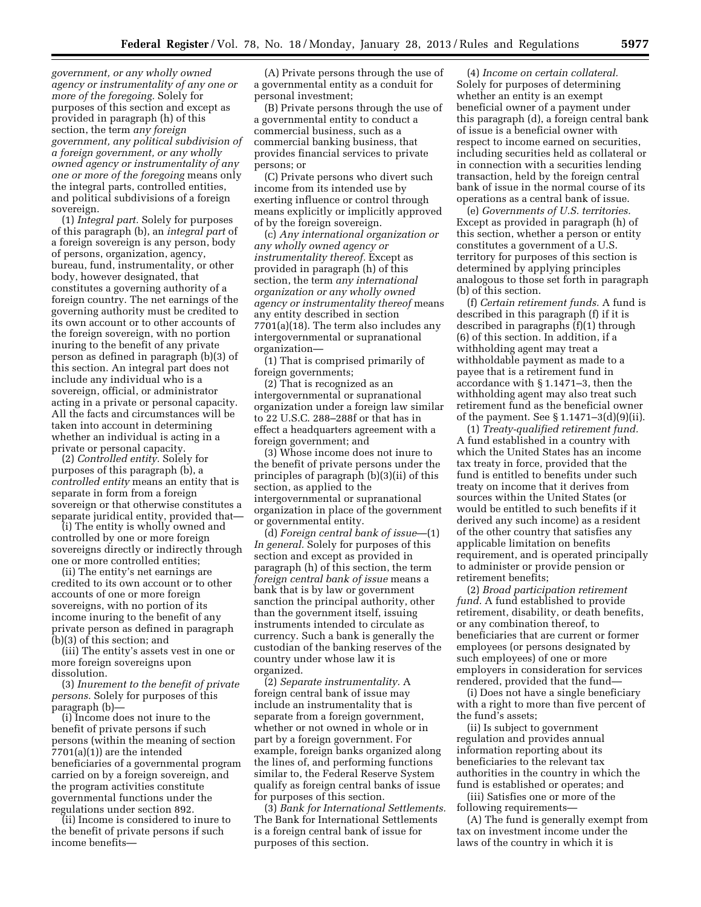*government, or any wholly owned agency or instrumentality of any one or more of the foregoing.* Solely for purposes of this section and except as provided in paragraph (h) of this section, the term *any foreign government, any political subdivision of a foreign government, or any wholly owned agency or instrumentality of any one or more of the foregoing* means only the integral parts, controlled entities, and political subdivisions of a foreign sovereign.

(1) *Integral part.* Solely for purposes of this paragraph (b), an *integral part* of a foreign sovereign is any person, body of persons, organization, agency, bureau, fund, instrumentality, or other body, however designated, that constitutes a governing authority of a foreign country. The net earnings of the governing authority must be credited to its own account or to other accounts of the foreign sovereign, with no portion inuring to the benefit of any private person as defined in paragraph (b)(3) of this section. An integral part does not include any individual who is a sovereign, official, or administrator acting in a private or personal capacity. All the facts and circumstances will be taken into account in determining whether an individual is acting in a private or personal capacity.

(2) *Controlled entity.* Solely for purposes of this paragraph (b), a *controlled entity* means an entity that is separate in form from a foreign sovereign or that otherwise constitutes a separate juridical entity, provided that—

(i) The entity is wholly owned and controlled by one or more foreign sovereigns directly or indirectly through one or more controlled entities;

(ii) The entity's net earnings are credited to its own account or to other accounts of one or more foreign sovereigns, with no portion of its income inuring to the benefit of any private person as defined in paragraph (b)(3) of this section; and

(iii) The entity's assets vest in one or more foreign sovereigns upon dissolution.

(3) *Inurement to the benefit of private persons.* Solely for purposes of this paragraph (b)—

(i) Income does not inure to the benefit of private persons if such persons (within the meaning of section 7701(a)(1)) are the intended beneficiaries of a governmental program carried on by a foreign sovereign, and the program activities constitute governmental functions under the regulations under section 892.

(ii) Income is considered to inure to the benefit of private persons if such income benefits—

(A) Private persons through the use of a governmental entity as a conduit for personal investment;

(B) Private persons through the use of a governmental entity to conduct a commercial business, such as a commercial banking business, that provides financial services to private persons; or

(C) Private persons who divert such income from its intended use by exerting influence or control through means explicitly or implicitly approved of by the foreign sovereign.

(c) *Any international organization or any wholly owned agency or instrumentality thereof.* Except as provided in paragraph (h) of this section, the term *any international organization or any wholly owned agency or instrumentality thereof* means any entity described in section 7701(a)(18). The term also includes any intergovernmental or supranational organization—

(1) That is comprised primarily of foreign governments;

(2) That is recognized as an intergovernmental or supranational organization under a foreign law similar to 22 U.S.C. 288–288f or that has in effect a headquarters agreement with a foreign government; and

(3) Whose income does not inure to the benefit of private persons under the principles of paragraph (b)(3)(ii) of this section, as applied to the intergovernmental or supranational organization in place of the government or governmental entity.

(d) *Foreign central bank of issue*—(1) *In general.* Solely for purposes of this section and except as provided in paragraph (h) of this section, the term *foreign central bank of issue* means a bank that is by law or government sanction the principal authority, other than the government itself, issuing instruments intended to circulate as currency. Such a bank is generally the custodian of the banking reserves of the country under whose law it is organized.

(2) *Separate instrumentality.* A foreign central bank of issue may include an instrumentality that is separate from a foreign government, whether or not owned in whole or in part by a foreign government. For example, foreign banks organized along the lines of, and performing functions similar to, the Federal Reserve System qualify as foreign central banks of issue for purposes of this section.

(3) *Bank for International Settlements.* The Bank for International Settlements is a foreign central bank of issue for purposes of this section.

(4) *Income on certain collateral.* Solely for purposes of determining whether an entity is an exempt beneficial owner of a payment under this paragraph (d), a foreign central bank of issue is a beneficial owner with respect to income earned on securities, including securities held as collateral or in connection with a securities lending transaction, held by the foreign central bank of issue in the normal course of its operations as a central bank of issue.

(e) *Governments of U.S. territories.* Except as provided in paragraph (h) of this section, whether a person or entity constitutes a government of a U.S. territory for purposes of this section is determined by applying principles analogous to those set forth in paragraph (b) of this section.

(f) *Certain retirement funds.* A fund is described in this paragraph (f) if it is described in paragraphs (f)(1) through (6) of this section. In addition, if a withholding agent may treat a withholdable payment as made to a payee that is a retirement fund in accordance with § 1.1471–3, then the withholding agent may also treat such retirement fund as the beneficial owner of the payment. See § 1.1471–3(d)(9)(ii).

(1) *Treaty-qualified retirement fund.* A fund established in a country with which the United States has an income tax treaty in force, provided that the fund is entitled to benefits under such treaty on income that it derives from sources within the United States (or would be entitled to such benefits if it derived any such income) as a resident of the other country that satisfies any applicable limitation on benefits requirement, and is operated principally to administer or provide pension or retirement benefits;

(2) *Broad participation retirement fund.* A fund established to provide retirement, disability, or death benefits, or any combination thereof, to beneficiaries that are current or former employees (or persons designated by such employees) of one or more employers in consideration for services rendered, provided that the fund—

(i) Does not have a single beneficiary with a right to more than five percent of the fund's assets;

(ii) Is subject to government regulation and provides annual information reporting about its beneficiaries to the relevant tax authorities in the country in which the fund is established or operates; and

(iii) Satisfies one or more of the following requirements—

(A) The fund is generally exempt from tax on investment income under the laws of the country in which it is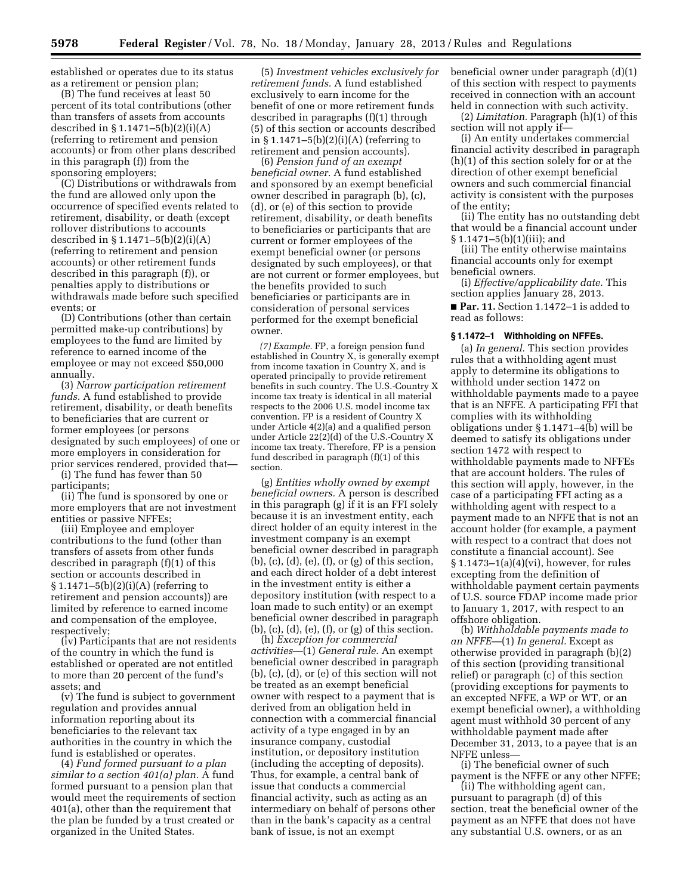established or operates due to its status as a retirement or pension plan;

(B) The fund receives at least 50 percent of its total contributions (other than transfers of assets from accounts described in § 1.1471–5(b)(2)(i)(A) (referring to retirement and pension accounts) or from other plans described in this paragraph (f)) from the sponsoring employers;

(C) Distributions or withdrawals from the fund are allowed only upon the occurrence of specified events related to retirement, disability, or death (except rollover distributions to accounts described in § 1.1471–5(b)(2)(i)(A) (referring to retirement and pension accounts) or other retirement funds described in this paragraph (f)), or penalties apply to distributions or withdrawals made before such specified events; or

(D) Contributions (other than certain permitted make-up contributions) by employees to the fund are limited by reference to earned income of the employee or may not exceed $50,000 annually.

(3) *Narrow participation retirement funds.* A fund established to provide retirement, disability, or death benefits to beneficiaries that are current or former employees (or persons designated by such employees) of one or more employers in consideration for prior services rendered, provided that—

(i) The fund has fewer than 50 participants;

(ii) The fund is sponsored by one or more employers that are not investment entities or passive NFFEs;

(iii) Employee and employer contributions to the fund (other than transfers of assets from other funds described in paragraph (f)(1) of this section or accounts described in § 1.1471–5(b)(2)(i)(A) (referring to retirement and pension accounts)) are limited by reference to earned income and compensation of the employee, respectively;

(iv) Participants that are not residents of the country in which the fund is established or operated are not entitled to more than 20 percent of the fund's assets; and

(v) The fund is subject to government regulation and provides annual information reporting about its beneficiaries to the relevant tax authorities in the country in which the fund is established or operates.

(4) *Fund formed pursuant to a plan similar to a section 401(a) plan.* A fund formed pursuant to a pension plan that would meet the requirements of section 401(a), other than the requirement that the plan be funded by a trust created or organized in the United States.

(5) *Investment vehicles exclusively for retirement funds.* A fund established exclusively to earn income for the benefit of one or more retirement funds described in paragraphs (f)(1) through (5) of this section or accounts described in § 1.1471–5(b)(2)(i)(A) (referring to retirement and pension accounts).

(6) *Pension fund of an exempt beneficial owner.* A fund established and sponsored by an exempt beneficial owner described in paragraph (b), (c), (d), or (e) of this section to provide retirement, disability, or death benefits to beneficiaries or participants that are current or former employees of the exempt beneficial owner (or persons designated by such employees), or that are not current or former employees, but the benefits provided to such beneficiaries or participants are in consideration of personal services performed for the exempt beneficial owner.

*(7) Example.* FP, a foreign pension fund established in Country X, is generally exempt from income taxation in Country X, and is operated principally to provide retirement benefits in such country. The U.S.-Country X income tax treaty is identical in all material respects to the 2006 U.S. model income tax convention. FP is a resident of Country X under Article 4(2)(a) and a qualified person under Article 22(2)(d) of the U.S.-Country X income tax treaty. Therefore, FP is a pension fund described in paragraph (f)(1) of this section.

(g) *Entities wholly owned by exempt beneficial owners.* A person is described in this paragraph (g) if it is an FFI solely because it is an investment entity, each direct holder of an equity interest in the investment company is an exempt beneficial owner described in paragraph (b), (c), (d), (e), (f), or (g) of this section, and each direct holder of a debt interest in the investment entity is either a depository institution (with respect to a loan made to such entity) or an exempt beneficial owner described in paragraph (b), (c), (d), (e), (f), or (g) of this section.

(h) *Exception for commercial activities*—(1) *General rule.* An exempt beneficial owner described in paragraph (b), (c), (d), or (e) of this section will not be treated as an exempt beneficial owner with respect to a payment that is derived from an obligation held in connection with a commercial financial activity of a type engaged in by an insurance company, custodial institution, or depository institution (including the accepting of deposits). Thus, for example, a central bank of issue that conducts a commercial financial activity, such as acting as an intermediary on behalf of persons other than in the bank's capacity as a central bank of issue, is not an exempt beneficial owner under paragraph (d)(1) of this section with respect to payments received in connection with an account held in connection with such activity.

(2) *Limitation.* Paragraph (h)(1) of this section will not apply if—

(i) An entity undertakes commercial financial activity described in paragraph (h)(1) of this section solely for or at the direction of other exempt beneficial owners and such commercial financial activity is consistent with the purposes of the entity;

(ii) The entity has no outstanding debt that would be a financial account under § 1.1471–5(b)(1)(iii); and

(iii) The entity otherwise maintains financial accounts only for exempt beneficial owners.

(i) *Effective/applicability date.* This section applies January 28, 2013.

■ **Par. 11.** Section 1.1472–1 is added to read as follows:

**§ 1.1472–1 Withholding on NFFEs.**

(a) *In general.* This section provides rules that a withholding agent must apply to determine its obligations to withhold under section 1472 on withholdable payments made to a payee that is an NFFE. A participating FFI that complies with its withholding obligations under § 1.1471–4(b) will be deemed to satisfy its obligations under section 1472 with respect to withholdable payments made to NFFEs that are account holders. The rules of this section will apply, however, in the case of a participating FFI acting as a withholding agent with respect to a payment made to an NFFE that is not an account holder (for example, a payment with respect to a contract that does not constitute a financial account). See § 1.1473–1(a)(4)(vi), however, for rules excepting from the definition of withholdable payment certain payments of U.S. source FDAP income made prior to January 1, 2017, with respect to an offshore obligation.

(b) *Withholdable payments made to an NFFE*—(1) *In general.* Except as otherwise provided in paragraph (b)(2) of this section (providing transitional relief) or paragraph (c) of this section (providing exceptions for payments to an excepted NFFE, a WP or WT, or an exempt beneficial owner), a withholding agent must withhold 30 percent of any withholdable payment made after December 31, 2013, to a payee that is an NFFE unless—

(i) The beneficial owner of such payment is the NFFE or any other NFFE;

(ii) The withholding agent can, pursuant to paragraph (d) of this section, treat the beneficial owner of the payment as an NFFE that does not have any substantial U.S. owners, or as an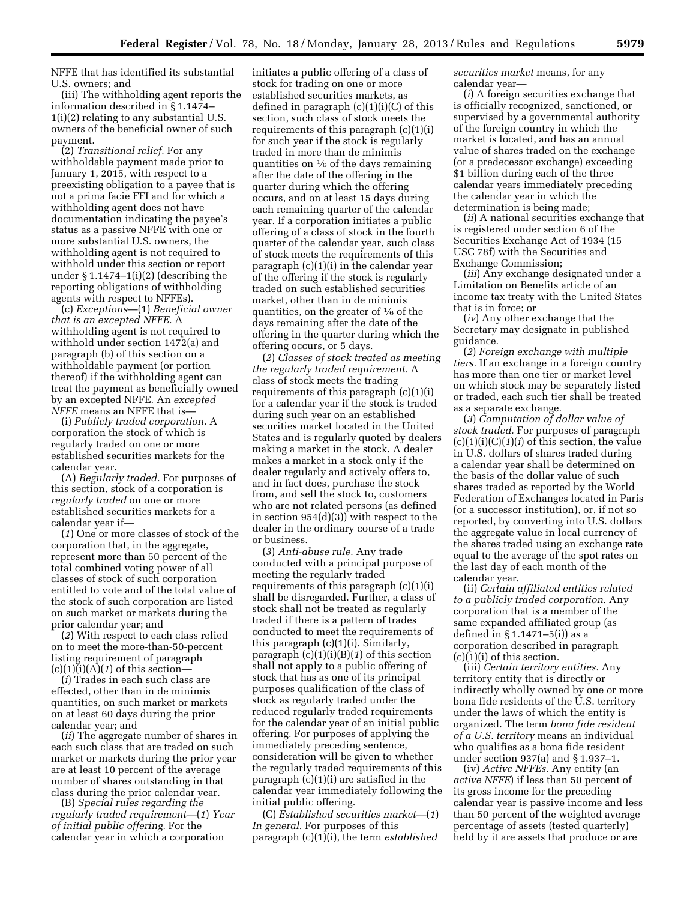NFFE that has identified its substantial U.S. owners; and

(iii) The withholding agent reports the information described in § 1.1474–1(i)(2) relating to any substantial U.S. owners of the beneficial owner of such payment.

(2) *Transitional relief.* For any withholdable payment made prior to January 1, 2015, with respect to a preexisting obligation to a payee that is not a prima facie FFI and for which a withholding agent does not have documentation indicating the payee's status as a passive NFFE with one or more substantial U.S. owners, the withholding agent is not required to withhold under this section or report under § 1.1474–1(i)(2) (describing the reporting obligations of withholding agents with respect to NFFEs).

(c) *Exceptions*—(1) *Beneficial owner that is an excepted NFFE.* A withholding agent is not required to withhold under section 1472(a) and paragraph (b) of this section on a withholdable payment (or portion thereof) if the withholding agent can treat the payment as beneficially owned by an excepted NFFE. An *excepted NFFE* means an NFFE that is—

(i) *Publicly traded corporation.* A corporation the stock of which is regularly traded on one or more established securities markets for the calendar year.

(A) *Regularly traded.* For purposes of this section, stock of a corporation is *regularly traded* on one or more established securities markets for a calendar year if—

(*1*) One or more classes of stock of the corporation that, in the aggregate, represent more than 50 percent of the total combined voting power of all classes of stock of such corporation entitled to vote and of the total value of the stock of such corporation are listed on such market or markets during the prior calendar year; and

(*2*) With respect to each class relied on to meet the more-than-50-percent listing requirement of paragraph (c)(1)(i)(A)(*1*) of this section—

(*i*) Trades in each such class are effected, other than in de minimis quantities, on such market or markets on at least 60 days during the prior calendar year; and

(*ii*) The aggregate number of shares in each such class that are traded on such market or markets during the prior year are at least 10 percent of the average number of shares outstanding in that class during the prior calendar year.

(B) *Special rules regarding the regularly traded requirement*—(*1*) *Year of initial public offering.* For the calendar year in which a corporation initiates a public offering of a class of stock for trading on one or more established securities markets, as defined in paragraph (c)(1)(i)(C) of this section, such class of stock meets the requirements of this paragraph (c)(1)(i) for such year if the stock is regularly traded in more than de minimis quantities on 1⁄6 of the days remaining after the date of the offering in the quarter during which the offering occurs, and on at least 15 days during each remaining quarter of the calendar year. If a corporation initiates a public offering of a class of stock in the fourth quarter of the calendar year, such class of stock meets the requirements of this paragraph (c)(1)(i) in the calendar year of the offering if the stock is regularly traded on such established securities market, other than in de minimis quantities, on the greater of 1⁄6 of the days remaining after the date of the offering in the quarter during which the offering occurs, or 5 days.

(*2*) *Classes of stock treated as meeting the regularly traded requirement.* A class of stock meets the trading requirements of this paragraph (c)(1)(i) for a calendar year if the stock is traded during such year on an established securities market located in the United States and is regularly quoted by dealers making a market in the stock. A dealer makes a market in a stock only if the dealer regularly and actively offers to, and in fact does, purchase the stock from, and sell the stock to, customers who are not related persons (as defined in section 954(d)(3)) with respect to the dealer in the ordinary course of a trade or business.

(*3*) *Anti-abuse rule.* Any trade conducted with a principal purpose of meeting the regularly traded requirements of this paragraph (c)(1)(i) shall be disregarded. Further, a class of stock shall not be treated as regularly traded if there is a pattern of trades conducted to meet the requirements of this paragraph (c)(1)(i). Similarly, paragraph (c)(1)(i)(B)(*1*) of this section shall not apply to a public offering of stock that has as one of its principal purposes qualification of the class of stock as regularly traded under the reduced regularly traded requirements for the calendar year of an initial public offering. For purposes of applying the immediately preceding sentence, consideration will be given to whether the regularly traded requirements of this paragraph (c)(1)(i) are satisfied in the calendar year immediately following the initial public offering.

(C) *Established securities market*—(*1*) *In general.* For purposes of this paragraph (c)(1)(i), the term *established securities market* means, for any calendar year—

(*i*) A foreign securities exchange that is officially recognized, sanctioned, or supervised by a governmental authority of the foreign country in which the market is located, and has an annual value of shares traded on the exchange (or a predecessor exchange) exceeding $1 billion during each of the three calendar years immediately preceding the calendar year in which the determination is being made;

(*ii*) A national securities exchange that is registered under section 6 of the Securities Exchange Act of 1934 (15 USC 78f) with the Securities and Exchange Commission;

(*iii*) Any exchange designated under a Limitation on Benefits article of an income tax treaty with the United States that is in force; or

(*iv*) Any other exchange that the Secretary may designate in published guidance.

(*2*) *Foreign exchange with multiple tiers.* If an exchange in a foreign country has more than one tier or market level on which stock may be separately listed or traded, each such tier shall be treated as a separate exchange.

(*3*) *Computation of dollar value of stock traded.* For purposes of paragraph (c)(1)(i)(C)(*1*)(*i*) of this section, the value in U.S. dollars of shares traded during a calendar year shall be determined on the basis of the dollar value of such shares traded as reported by the World Federation of Exchanges located in Paris (or a successor institution), or, if not so reported, by converting into U.S. dollars the aggregate value in local currency of the shares traded using an exchange rate equal to the average of the spot rates on the last day of each month of the calendar year.

(ii) *Certain affiliated entities related to a publicly traded corporation.* Any corporation that is a member of the same expanded affiliated group (as defined in § 1.1471–5(i)) as a corporation described in paragraph (c)(1)(i) of this section.

(iii) *Certain territory entities.* Any territory entity that is directly or indirectly wholly owned by one or more bona fide residents of the U.S. territory under the laws of which the entity is organized. The term *bona fide resident of a U.S. territory* means an individual who qualifies as a bona fide resident under section 937(a) and § 1.937–1.

(iv) *Active NFFEs.* Any entity (an *active NFFE*) if less than 50 percent of its gross income for the preceding calendar year is passive income and less than 50 percent of the weighted average percentage of assets (tested quarterly) held by it are assets that produce or are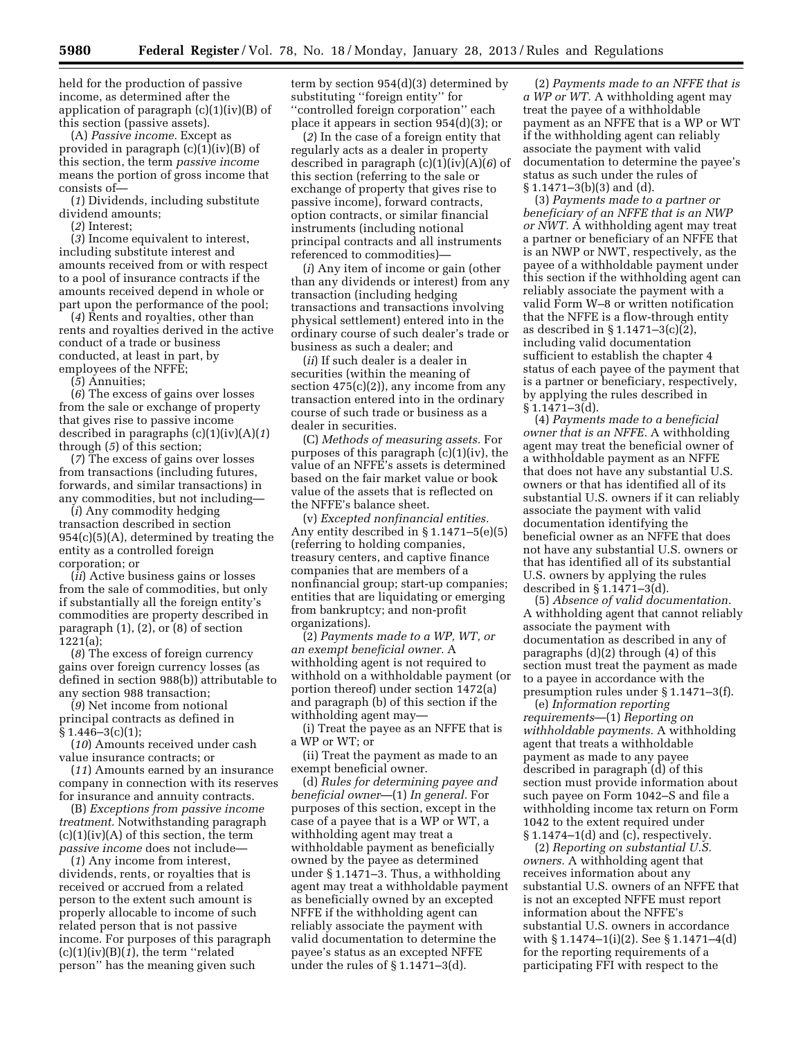held for the production of passive income, as determined after the application of paragraph (c)(1)(iv)(B) of this section (passive assets).

(A) *Passive income.* Except as provided in paragraph (c)(1)(iv)(B) of this section, the term *passive income* means the portion of gross income that consists of—

(*1*) Dividends, including substitute dividend amounts;

(*2*) Interest;

(*3*) Income equivalent to interest, including substitute interest and amounts received from or with respect to a pool of insurance contracts if the amounts received depend in whole or part upon the performance of the pool;

(*4*) Rents and royalties, other than rents and royalties derived in the active conduct of a trade or business conducted, at least in part, by employees of the NFFE;

(*5*) Annuities;

(*6*) The excess of gains over losses from the sale or exchange of property that gives rise to passive income described in paragraphs (c)(1)(iv)(A)(*1*) through (*5*) of this section;

(*7*) The excess of gains over losses from transactions (including futures, forwards, and similar transactions) in any commodities, but not including—

(*i*) Any commodity hedging transaction described in section 954(c)(5)(A), determined by treating the entity as a controlled foreign corporation; or

(*ii*) Active business gains or losses from the sale of commodities, but only if substantially all the foreign entity's commodities are property described in paragraph (1), (2), or (8) of section 1221(a);

(*8*) The excess of foreign currency gains over foreign currency losses (as defined in section 988(b)) attributable to any section 988 transaction;

(*9*) Net income from notional principal contracts as defined in § 1.446–3(c)(1);

(*10*) Amounts received under cash value insurance contracts; or

(*11*) Amounts earned by an insurance company in connection with its reserves for insurance and annuity contracts.

(B) *Exceptions from passive income treatment.* Notwithstanding paragraph (c)(1)(iv)(A) of this section, the term *passive income* does not include—

(*1*) Any income from interest, dividends, rents, or royalties that is received or accrued from a related person to the extent such amount is properly allocable to income of such related person that is not passive income. For purposes of this paragraph (c)(1)(iv)(B)(*1*), the term ''related person'' has the meaning given such term by section 954(d)(3) determined by substituting ''foreign entity'' for ''controlled foreign corporation'' each place it appears in section 954(d)(3); or

(*2*) In the case of a foreign entity that regularly acts as a dealer in property described in paragraph (c)(1)(iv)(A)(*6*) of this section (referring to the sale or exchange of property that gives rise to passive income), forward contracts, option contracts, or similar financial instruments (including notional principal contracts and all instruments referenced to commodities)—

(*i*) Any item of income or gain (other than any dividends or interest) from any transaction (including hedging transactions and transactions involving physical settlement) entered into in the ordinary course of such dealer's trade or business as such a dealer; and

(*ii*) If such dealer is a dealer in securities (within the meaning of section 475(c)(2)), any income from any transaction entered into in the ordinary course of such trade or business as a dealer in securities.

(C) *Methods of measuring assets.* For purposes of this paragraph (c)(1)(iv), the value of an NFFE's assets is determined based on the fair market value or book value of the assets that is reflected on the NFFE's balance sheet.

(v) *Excepted nonfinancial entities.* Any entity described in § 1.1471–5(e)(5) (referring to holding companies, treasury centers, and captive finance companies that are members of a nonfinancial group; start-up companies; entities that are liquidating or emerging from bankruptcy; and non-profit organizations).

(2) *Payments made to a WP, WT, or an exempt beneficial owner.* A withholding agent is not required to withhold on a withholdable payment (or portion thereof) under section 1472(a) and paragraph (b) of this section if the withholding agent may—

(i) Treat the payee as an NFFE that is a WP or WT; or

(ii) Treat the payment as made to an exempt beneficial owner.

(d) *Rules for determining payee and beneficial owner*—(1) *In general.* For purposes of this section, except in the case of a payee that is a WP or WT, a withholding agent may treat a withholdable payment as beneficially owned by the payee as determined under § 1.1471–3. Thus, a withholding agent may treat a withholdable payment as beneficially owned by an excepted NFFE if the withholding agent can reliably associate the payment with valid documentation to determine the payee's status as an excepted NFFE under the rules of § 1.1471–3(d).

(2) *Payments made to an NFFE that is a WP or WT.* A withholding agent may treat the payee of a withholdable payment as an NFFE that is a WP or WT if the withholding agent can reliably associate the payment with valid documentation to determine the payee's status as such under the rules of § 1.1471–3(b)(3) and (d).

(3) *Payments made to a partner or beneficiary of an NFFE that is an NWP or NWT.* A withholding agent may treat a partner or beneficiary of an NFFE that is an NWP or NWT, respectively, as the payee of a withholdable payment under this section if the withholding agent can reliably associate the payment with a valid Form W–8 or written notification that the NFFE is a flow-through entity as described in § 1.1471–3(c)(2), including valid documentation sufficient to establish the chapter 4 status of each payee of the payment that is a partner or beneficiary, respectively, by applying the rules described in § 1.1471–3(d).

(4) *Payments made to a beneficial owner that is an NFFE.* A withholding agent may treat the beneficial owner of a withholdable payment as an NFFE that does not have any substantial U.S. owners or that has identified all of its substantial U.S. owners if it can reliably associate the payment with valid documentation identifying the beneficial owner as an NFFE that does not have any substantial U.S. owners or that has identified all of its substantial U.S. owners by applying the rules described in § 1.1471–3(d).

(5) *Absence of valid documentation.* A withholding agent that cannot reliably associate the payment with documentation as described in any of paragraphs (d)(2) through (4) of this section must treat the payment as made to a payee in accordance with the presumption rules under § 1.1471–3(f).

(e) *Information reporting requirements*—(1) *Reporting on withholdable payments.* A withholding agent that treats a withholdable payment as made to any payee described in paragraph (d) of this section must provide information about such payee on Form 1042–S and file a withholding income tax return on Form 1042 to the extent required under § 1.1474–1(d) and (c), respectively.

(2) *Reporting on substantial U.S. owners.* A withholding agent that receives information about any substantial U.S. owners of an NFFE that is not an excepted NFFE must report information about the NFFE's substantial U.S. owners in accordance with § 1.1474–1(i)(2). See § 1.1471–4(d) for the reporting requirements of a participating FFI with respect to the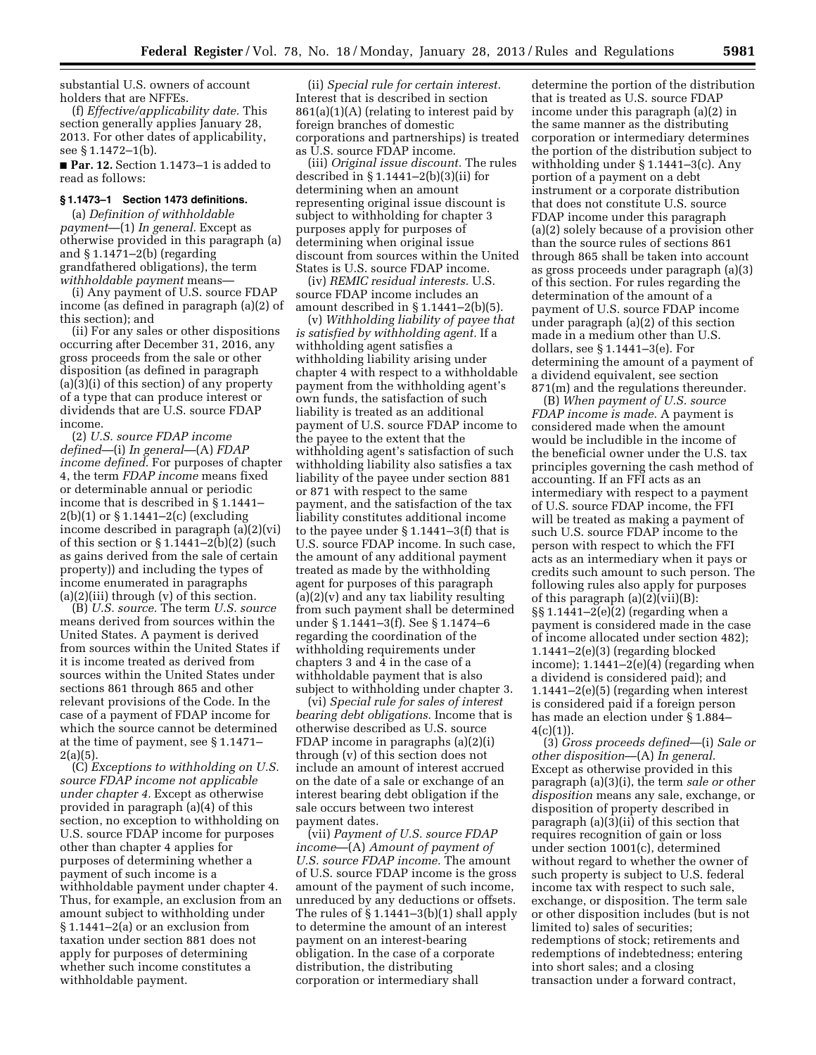substantial U.S. owners of account holders that are NFFEs.

(f) *Effective/applicability date.* This section generally applies January 28, 2013. For other dates of applicability, see § 1.1472–1(b).

■ **Par. 12.** Section 1.1473–1 is added to read as follows:

### § 1.1473–1 Section 1473 definitions.

(a) *Definition of withholdable payment*—(1) *In general.* Except as otherwise provided in this paragraph (a) and § 1.1471–2(b) (regarding grandfathered obligations), the term *withholdable payment* means—

(i) Any payment of U.S. source FDAP income (as defined in paragraph (a)(2) of this section); and

(ii) For any sales or other dispositions occurring after December 31, 2016, any gross proceeds from the sale or other disposition (as defined in paragraph (a)(3)(i) of this section) of any property of a type that can produce interest or dividends that are U.S. source FDAP income.

(2) *U.S. source FDAP income defined*—(i) *In general*—(A) *FDAP income defined.* For purposes of chapter 4, the term *FDAP income* means fixed or determinable annual or periodic income that is described in § 1.1441–2(b)(1) or § 1.1441–2(c) (excluding income described in paragraph (a)(2)(vi) of this section or § 1.1441–2(b)(2) (such as gains derived from the sale of certain property)) and including the types of income enumerated in paragraphs (a)(2)(iii) through (v) of this section.

(B) *U.S. source.* The term *U.S. source* means derived from sources within the United States. A payment is derived from sources within the United States if it is income treated as derived from sources within the United States under sections 861 through 865 and other relevant provisions of the Code. In the case of a payment of FDAP income for which the source cannot be determined at the time of payment, see § 1.1471–2(a)(5).

(C) *Exceptions to withholding on U.S. source FDAP income not applicable under chapter 4.* Except as otherwise provided in paragraph (a)(4) of this section, no exception to withholding on U.S. source FDAP income for purposes other than chapter 4 applies for purposes of determining whether a payment of such income is a withholdable payment under chapter 4. Thus, for example, an exclusion from an amount subject to withholding under § 1.1441–2(a) or an exclusion from taxation under section 881 does not apply for purposes of determining whether such income constitutes a withholdable payment.

(ii) *Special rule for certain interest.* Interest that is described in section 861(a)(1)(A) (relating to interest paid by foreign branches of domestic corporations and partnerships) is treated as U.S. source FDAP income.

(iii) *Original issue discount.* The rules described in § 1.1441–2(b)(3)(ii) for determining when an amount representing original issue discount is subject to withholding for chapter 3 purposes apply for purposes of determining when original issue discount from sources within the United States is U.S. source FDAP income.

(iv) *REMIC residual interests.* U.S. source FDAP income includes an amount described in § 1.1441–2(b)(5).

(v) *Withholding liability of payee that is satisfied by withholding agent.* If a withholding agent satisfies a withholding liability arising under chapter 4 with respect to a withholdable payment from the withholding agent's own funds, the satisfaction of such liability is treated as an additional payment of U.S. source FDAP income to the payee to the extent that the withholding agent's satisfaction of such withholding liability also satisfies a tax liability of the payee under section 881 or 871 with respect to the same payment, and the satisfaction of the tax liability constitutes additional income to the payee under § 1.1441–3(f) that is U.S. source FDAP income. In such case, the amount of any additional payment treated as made by the withholding agent for purposes of this paragraph (a)(2)(v) and any tax liability resulting from such payment shall be determined under § 1.1441–3(f). See § 1.1474–6 regarding the coordination of the withholding requirements under chapters 3 and 4 in the case of a withholdable payment that is also subject to withholding under chapter 3.

(vi) *Special rule for sales of interest bearing debt obligations.* Income that is otherwise described as U.S. source FDAP income in paragraphs (a)(2)(i) through (v) of this section does not include an amount of interest accrued on the date of a sale or exchange of an interest bearing debt obligation if the sale occurs between two interest payment dates.

(vii) *Payment of U.S. source FDAP income*—(A) *Amount of payment of U.S. source FDAP income.* The amount of U.S. source FDAP income is the gross amount of the payment of such income, unreduced by any deductions or offsets. The rules of § 1.1441–3(b)(1) shall apply to determine the amount of an interest payment on an interest-bearing obligation. In the case of a corporate distribution, the distributing corporation or intermediary shall determine the portion of the distribution that is treated as U.S. source FDAP income under this paragraph (a)(2) in the same manner as the distributing corporation or intermediary determines the portion of the distribution subject to withholding under § 1.1441–3(c). Any portion of a payment on a debt instrument or a corporate distribution that does not constitute U.S. source FDAP income under this paragraph (a)(2) solely because of a provision other than the source rules of sections 861 through 865 shall be taken into account as gross proceeds under paragraph (a)(3) of this section. For rules regarding the determination of the amount of a payment of U.S. source FDAP income under paragraph (a)(2) of this section made in a medium other than U.S. dollars, see § 1.1441–3(e). For determining the amount of a payment of a dividend equivalent, see section 871(m) and the regulations thereunder.

(B) *When payment of U.S. source FDAP income is made.* A payment is considered made when the amount would be includible in the income of the beneficial owner under the U.S. tax principles governing the cash method of accounting. If an FFI acts as an intermediary with respect to a payment of U.S. source FDAP income, the FFI will be treated as making a payment of such U.S. source FDAP income to the person with respect to which the FFI acts as an intermediary when it pays or credits such amount to such person. The following rules also apply for purposes of this paragraph (a)(2)(vii)(B): §§ 1.1441–2(e)(2) (regarding when a payment is considered made in the case of income allocated under section 482); 1.1441–2(e)(3) (regarding blocked income); 1.1441–2(e)(4) (regarding when a dividend is considered paid); and 1.1441–2(e)(5) (regarding when interest is considered paid if a foreign person has made an election under § 1.884–4(c)(1)).

(3) *Gross proceeds defined*—(i) *Sale or other disposition*—(A) *In general.* Except as otherwise provided in this paragraph (a)(3)(i), the term *sale or other disposition* means any sale, exchange, or disposition of property described in paragraph (a)(3)(ii) of this section that requires recognition of gain or loss under section 1001(c), determined without regard to whether the owner of such property is subject to U.S. federal income tax with respect to such sale, exchange, or disposition. The term sale or other disposition includes (but is not limited to) sales of securities; redemptions of stock; retirements and redemptions of indebtedness; entering into short sales; and a closing transaction under a forward contract,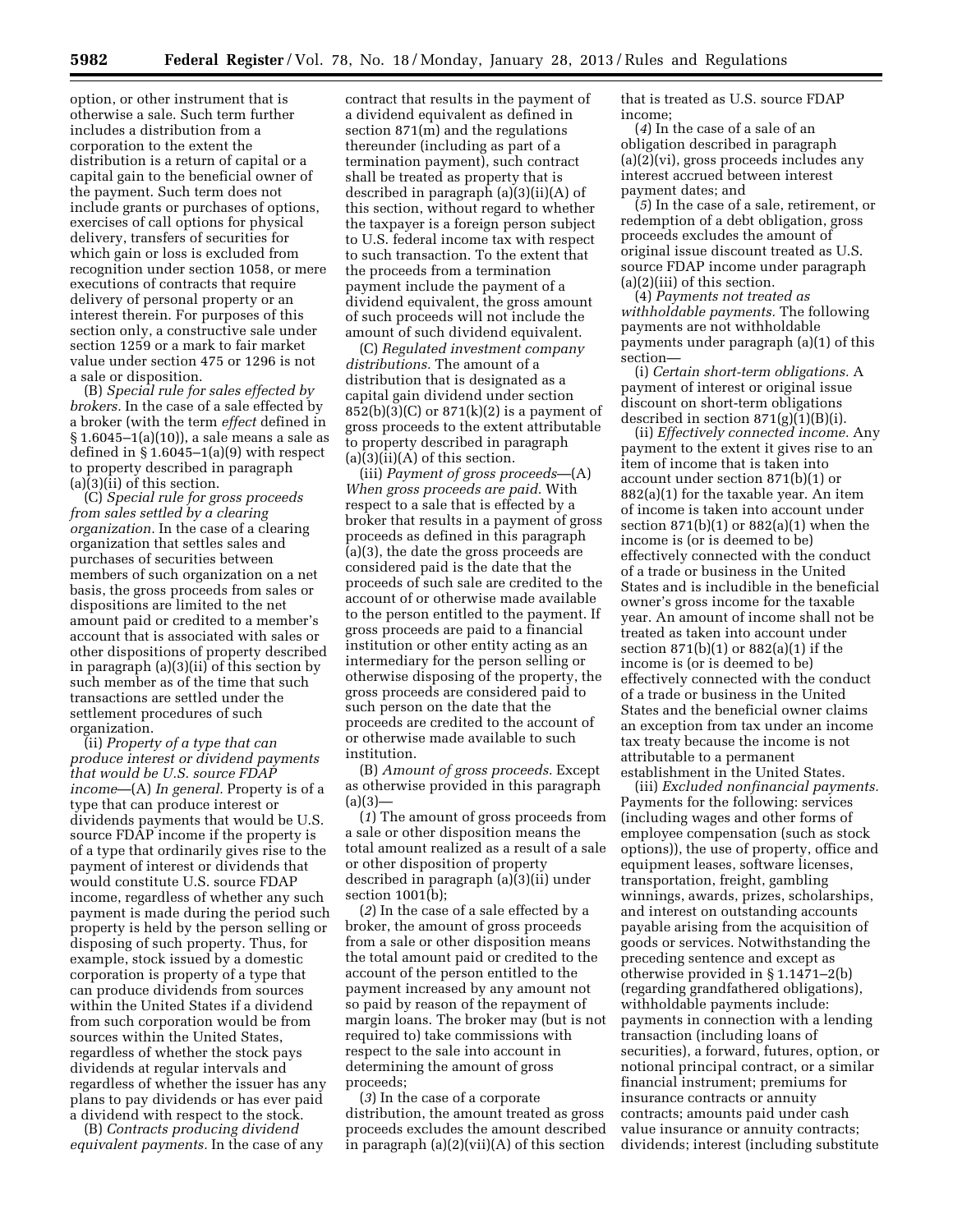option, or other instrument that is otherwise a sale. Such term further includes a distribution from a corporation to the extent the distribution is a return of capital or a capital gain to the beneficial owner of the payment. Such term does not include grants or purchases of options, exercises of call options for physical delivery, transfers of securities for which gain or loss is excluded from recognition under section 1058, or mere executions of contracts that require delivery of personal property or an interest therein. For purposes of this section only, a constructive sale under section 1259 or a mark to fair market value under section 475 or 1296 is not a sale or disposition.

(B) *Special rule for sales effected by brokers.* In the case of a sale effected by a broker (with the term *effect* defined in § 1.6045–1(a)(10)), a sale means a sale as defined in § 1.6045–1(a)(9) with respect to property described in paragraph (a)(3)(ii) of this section.

(C) *Special rule for gross proceeds from sales settled by a clearing organization.* In the case of a clearing organization that settles sales and purchases of securities between members of such organization on a net basis, the gross proceeds from sales or dispositions are limited to the net amount paid or credited to a member's account that is associated with sales or other dispositions of property described in paragraph (a)(3)(ii) of this section by such member as of the time that such transactions are settled under the settlement procedures of such organization.

(ii) *Property of a type that can produce interest or dividend payments that would be U.S. source FDAP income*—(A) *In general.* Property is of a type that can produce interest or dividends payments that would be U.S. source FDAP income if the property is of a type that ordinarily gives rise to the payment of interest or dividends that would constitute U.S. source FDAP income, regardless of whether any such payment is made during the period such property is held by the person selling or disposing of such property. Thus, for example, stock issued by a domestic corporation is property of a type that can produce dividends from sources within the United States if a dividend from such corporation would be from sources within the United States, regardless of whether the stock pays dividends at regular intervals and regardless of whether the issuer has any plans to pay dividends or has ever paid a dividend with respect to the stock.

(B) *Contracts producing dividend equivalent payments.* In the case of any contract that results in the payment of a dividend equivalent as defined in section 871(m) and the regulations thereunder (including as part of a termination payment), such contract shall be treated as property that is described in paragraph (a)(3)(ii)(A) of this section, without regard to whether the taxpayer is a foreign person subject to U.S. federal income tax with respect to such transaction. To the extent that the proceeds from a termination payment include the payment of a dividend equivalent, the gross amount of such proceeds will not include the amount of such dividend equivalent.

(C) *Regulated investment company distributions.* The amount of a distribution that is designated as a capital gain dividend under section 852(b)(3)(C) or 871(k)(2) is a payment of gross proceeds to the extent attributable to property described in paragraph (a)(3)(ii)(A) of this section.

(iii) *Payment of gross proceeds*—(A) *When gross proceeds are paid.* With respect to a sale that is effected by a broker that results in a payment of gross proceeds as defined in this paragraph (a)(3), the date the gross proceeds are considered paid is the date that the proceeds of such sale are credited to the account of or otherwise made available to the person entitled to the payment. If gross proceeds are paid to a financial institution or other entity acting as an intermediary for the person selling or otherwise disposing of the property, the gross proceeds are considered paid to such person on the date that the proceeds are credited to the account of or otherwise made available to such institution.

(B) *Amount of gross proceeds.* Except as otherwise provided in this paragraph (a)(3)—

(*1*) The amount of gross proceeds from a sale or other disposition means the total amount realized as a result of a sale or other disposition of property described in paragraph (a)(3)(ii) under section 1001(b);

(*2*) In the case of a sale effected by a broker, the amount of gross proceeds from a sale or other disposition means the total amount paid or credited to the account of the person entitled to the payment increased by any amount not so paid by reason of the repayment of margin loans. The broker may (but is not required to) take commissions with respect to the sale into account in determining the amount of gross proceeds;

(*3*) In the case of a corporate distribution, the amount treated as gross proceeds excludes the amount described in paragraph (a)(2)(vii)(A) of this section that is treated as U.S. source FDAP income;

(*4*) In the case of a sale of an obligation described in paragraph (a)(2)(vi), gross proceeds includes any interest accrued between interest payment dates; and

(*5*) In the case of a sale, retirement, or redemption of a debt obligation, gross proceeds excludes the amount of original issue discount treated as U.S. source FDAP income under paragraph (a)(2)(iii) of this section.

(4) *Payments not treated as withholdable payments.* The following payments are not withholdable payments under paragraph (a)(1) of this section—

(i) *Certain short-term obligations.* A payment of interest or original issue discount on short-term obligations described in section 871(g)(1)(B)(i).

(ii) *Effectively connected income.* Any payment to the extent it gives rise to an item of income that is taken into account under section 871(b)(1) or 882(a)(1) for the taxable year. An item of income is taken into account under section 871(b)(1) or 882(a)(1) when the income is (or is deemed to be) effectively connected with the conduct of a trade or business in the United States and is includible in the beneficial owner's gross income for the taxable year. An amount of income shall not be treated as taken into account under section 871(b)(1) or 882(a)(1) if the income is (or is deemed to be) effectively connected with the conduct of a trade or business in the United States and the beneficial owner claims an exception from tax under an income tax treaty because the income is not attributable to a permanent establishment in the United States.

(iii) *Excluded nonfinancial payments.* Payments for the following: services (including wages and other forms of employee compensation (such as stock options)), the use of property, office and equipment leases, software licenses, transportation, freight, gambling winnings, awards, prizes, scholarships, and interest on outstanding accounts payable arising from the acquisition of goods or services. Notwithstanding the preceding sentence and except as otherwise provided in § 1.1471–2(b) (regarding grandfathered obligations), withholdable payments include: payments in connection with a lending transaction (including loans of securities), a forward, futures, option, or notional principal contract, or a similar financial instrument; premiums for insurance contracts or annuity contracts; amounts paid under cash value insurance or annuity contracts; dividends; interest (including substitute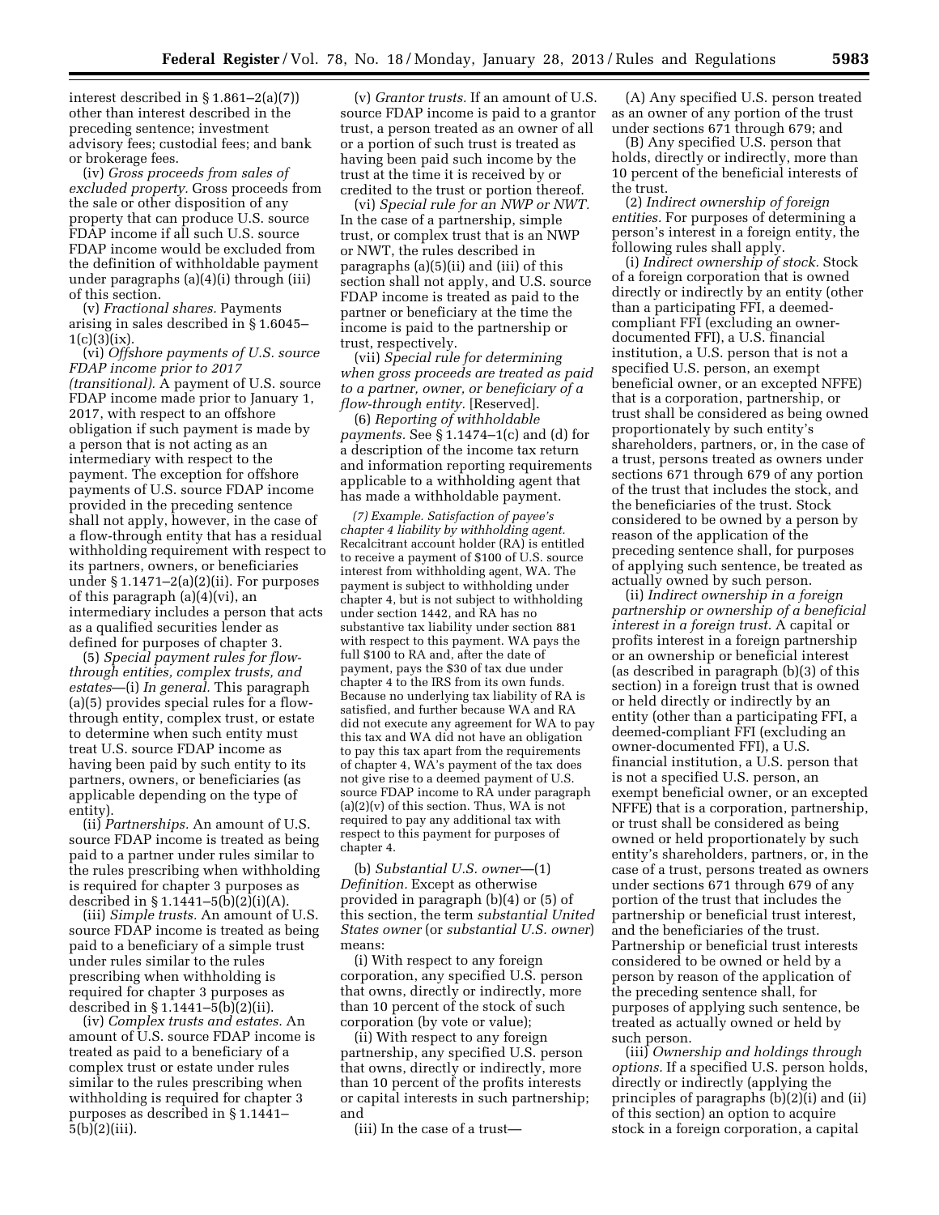interest described in § 1.861–2(a)(7)) other than interest described in the preceding sentence; investment advisory fees; custodial fees; and bank or brokerage fees.

(iv) *Gross proceeds from sales of excluded property.* Gross proceeds from the sale or other disposition of any property that can produce U.S. source FDAP income if all such U.S. source FDAP income would be excluded from the definition of withholdable payment under paragraphs (a)(4)(i) through (iii) of this section.

(v) *Fractional shares.* Payments arising in sales described in § 1.6045–1(c)(3)(ix).

(vi) *Offshore payments of U.S. source FDAP income prior to 2017 (transitional).* A payment of U.S. source FDAP income made prior to January 1, 2017, with respect to an offshore obligation if such payment is made by a person that is not acting as an intermediary with respect to the payment. The exception for offshore payments of U.S. source FDAP income provided in the preceding sentence shall not apply, however, in the case of a flow-through entity that has a residual withholding requirement with respect to its partners, owners, or beneficiaries under § 1.1471–2(a)(2)(ii). For purposes of this paragraph (a)(4)(vi), an intermediary includes a person that acts as a qualified securities lender as defined for purposes of chapter 3.

(5) *Special payment rules for flow-through entities, complex trusts, and estates*—(i) *In general.* This paragraph (a)(5) provides special rules for a flow-through entity, complex trust, or estate to determine when such entity must treat U.S. source FDAP income as having been paid by such entity to its partners, owners, or beneficiaries (as applicable depending on the type of entity).

(ii) *Partnerships.* An amount of U.S. source FDAP income is treated as being paid to a partner under rules similar to the rules prescribing when withholding is required for chapter 3 purposes as described in § 1.1441–5(b)(2)(i)(A).

(iii) *Simple trusts.* An amount of U.S. source FDAP income is treated as being paid to a beneficiary of a simple trust under rules similar to the rules prescribing when withholding is required for chapter 3 purposes as described in § 1.1441–5(b)(2)(ii).

(iv) *Complex trusts and estates.* An amount of U.S. source FDAP income is treated as paid to a beneficiary of a complex trust or estate under rules similar to the rules prescribing when withholding is required for chapter 3 purposes as described in § 1.1441–5(b)(2)(iii).

(v) *Grantor trusts.* If an amount of U.S. source FDAP income is paid to a grantor trust, a person treated as an owner of all or a portion of such trust is treated as having been paid such income by the trust at the time it is received by or credited to the trust or portion thereof.

(vi) *Special rule for an NWP or NWT.* In the case of a partnership, simple trust, or complex trust that is an NWP or NWT, the rules described in paragraphs (a)(5)(ii) and (iii) of this section shall not apply, and U.S. source FDAP income is treated as paid to the partner or beneficiary at the time the income is paid to the partnership or trust, respectively.

(vii) *Special rule for determining when gross proceeds are treated as paid to a partner, owner, or beneficiary of a flow-through entity.* [Reserved].

(6) *Reporting of withholdable payments.* See § 1.1474–1(c) and (d) for a description of the income tax return and information reporting requirements applicable to a withholding agent that has made a withholdable payment.

*(7) Example. Satisfaction of payee's chapter 4 liability by withholding agent.* Recalcitrant account holder (RA) is entitled to receive a payment of $100 of U.S. source interest from withholding agent, WA. The payment is subject to withholding under chapter 4, but is not subject to withholding under section 1442, and RA has no substantive tax liability under section 881 with respect to this payment. WA pays the full $100 to RA and, after the date of payment, pays the $30 of tax due under chapter 4 to the IRS from its own funds. Because no underlying tax liability of RA is satisfied, and further because WA and RA did not execute any agreement for WA to pay this tax and WA did not have an obligation to pay this tax apart from the requirements of chapter 4, WA's payment of the tax does not give rise to a deemed payment of U.S. source FDAP income to RA under paragraph (a)(2)(v) of this section. Thus, WA is not required to pay any additional tax with respect to this payment for purposes of chapter 4.

(b) *Substantial U.S. owner*—(1) *Definition.* Except as otherwise provided in paragraph (b)(4) or (5) of this section, the term *substantial United States owner* (or *substantial U.S. owner*) means:

(i) With respect to any foreign corporation, any specified U.S. person that owns, directly or indirectly, more than 10 percent of the stock of such corporation (by vote or value);

(ii) With respect to any foreign partnership, any specified U.S. person that owns, directly or indirectly, more than 10 percent of the profits interests or capital interests in such partnership; and

(iii) In the case of a trust—

(A) Any specified U.S. person treated as an owner of any portion of the trust under sections 671 through 679; and

(B) Any specified U.S. person that holds, directly or indirectly, more than 10 percent of the beneficial interests of the trust.

(2) *Indirect ownership of foreign entities.* For purposes of determining a person's interest in a foreign entity, the following rules shall apply.

(i) *Indirect ownership of stock.* Stock of a foreign corporation that is owned directly or indirectly by an entity (other than a participating FFI, a deemed-compliant FFI (excluding an owner-documented FFI), a U.S. financial institution, a U.S. person that is not a specified U.S. person, an exempt beneficial owner, or an excepted NFFE) that is a corporation, partnership, or trust shall be considered as being owned proportionately by such entity's shareholders, partners, or, in the case of a trust, persons treated as owners under sections 671 through 679 of any portion of the trust that includes the stock, and the beneficiaries of the trust. Stock considered to be owned by a person by reason of the application of the preceding sentence shall, for purposes of applying such sentence, be treated as actually owned by such person.

(ii) *Indirect ownership in a foreign partnership or ownership of a beneficial interest in a foreign trust.* A capital or profits interest in a foreign partnership or an ownership or beneficial interest (as described in paragraph (b)(3) of this section) in a foreign trust that is owned or held directly or indirectly by an entity (other than a participating FFI, a deemed-compliant FFI (excluding an owner-documented FFI), a U.S. financial institution, a U.S. person that is not a specified U.S. person, an exempt beneficial owner, or an excepted NFFE) that is a corporation, partnership, or trust shall be considered as being owned or held proportionately by such entity's shareholders, partners, or, in the case of a trust, persons treated as owners under sections 671 through 679 of any portion of the trust that includes the partnership or beneficial trust interest, and the beneficiaries of the trust. Partnership or beneficial trust interests considered to be owned or held by a person by reason of the application of the preceding sentence shall, for purposes of applying such sentence, be treated as actually owned or held by such person.

(iii) *Ownership and holdings through options.* If a specified U.S. person holds, directly or indirectly (applying the principles of paragraphs (b)(2)(i) and (ii) of this section) an option to acquire stock in a foreign corporation, a capital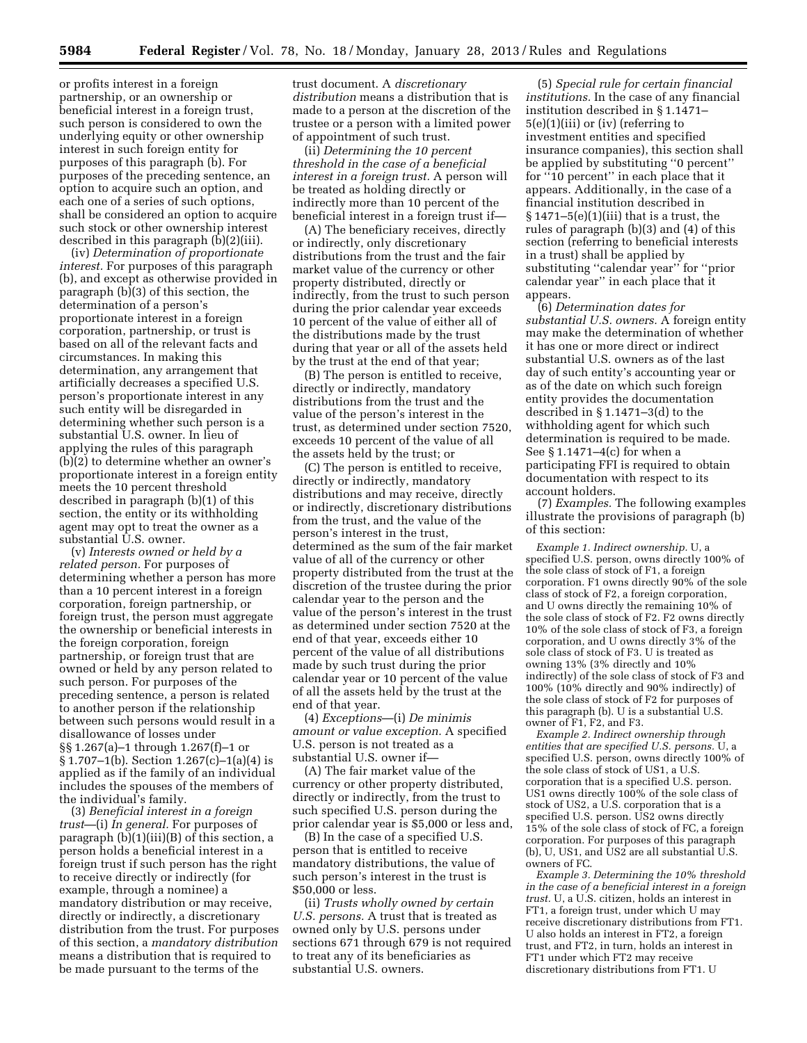or profits interest in a foreign partnership, or an ownership or beneficial interest in a foreign trust, such person is considered to own the underlying equity or other ownership interest in such foreign entity for purposes of this paragraph (b). For purposes of the preceding sentence, an option to acquire such an option, and each one of a series of such options, shall be considered an option to acquire such stock or other ownership interest described in this paragraph (b)(2)(iii).

(iv) *Determination of proportionate interest.* For purposes of this paragraph (b), and except as otherwise provided in paragraph (b)(3) of this section, the determination of a person's proportionate interest in a foreign corporation, partnership, or trust is based on all of the relevant facts and circumstances. In making this determination, any arrangement that artificially decreases a specified U.S. person's proportionate interest in any such entity will be disregarded in determining whether such person is a substantial U.S. owner. In lieu of applying the rules of this paragraph (b)(2) to determine whether an owner's proportionate interest in a foreign entity meets the 10 percent threshold described in paragraph (b)(1) of this section, the entity or its withholding agent may opt to treat the owner as a substantial U.S. owner.

(v) *Interests owned or held by a related person.* For purposes of determining whether a person has more than a 10 percent interest in a foreign corporation, foreign partnership, or foreign trust, the person must aggregate the ownership or beneficial interests in the foreign corporation, foreign partnership, or foreign trust that are owned or held by any person related to such person. For purposes of the preceding sentence, a person is related to another person if the relationship between such persons would result in a disallowance of losses under §§ 1.267(a)–1 through 1.267(f)–1 or § 1.707–1(b). Section 1.267(c)–1(a)(4) is applied as if the family of an individual includes the spouses of the members of the individual's family.

(3) *Beneficial interest in a foreign trust*—(i) *In general.* For purposes of paragraph (b)(1)(iii)(B) of this section, a person holds a beneficial interest in a foreign trust if such person has the right to receive directly or indirectly (for example, through a nominee) a mandatory distribution or may receive, directly or indirectly, a discretionary distribution from the trust. For purposes of this section, a *mandatory distribution* means a distribution that is required to be made pursuant to the terms of the trust document. A *discretionary distribution* means a distribution that is made to a person at the discretion of the trustee or a person with a limited power of appointment of such trust.

(ii) *Determining the 10 percent threshold in the case of a beneficial interest in a foreign trust.* A person will be treated as holding directly or indirectly more than 10 percent of the beneficial interest in a foreign trust if—

(A) The beneficiary receives, directly or indirectly, only discretionary distributions from the trust and the fair market value of the currency or other property distributed, directly or indirectly, from the trust to such person during the prior calendar year exceeds 10 percent of the value of either all of the distributions made by the trust during that year or all of the assets held by the trust at the end of that year;

(B) The person is entitled to receive, directly or indirectly, mandatory distributions from the trust and the value of the person's interest in the trust, as determined under section 7520, exceeds 10 percent of the value of all the assets held by the trust; or

(C) The person is entitled to receive, directly or indirectly, mandatory distributions and may receive, directly or indirectly, discretionary distributions from the trust, and the value of the person's interest in the trust, determined as the sum of the fair market value of all of the currency or other property distributed from the trust at the discretion of the trustee during the prior calendar year to the person and the value of the person's interest in the trust as determined under section 7520 at the end of that year, exceeds either 10 percent of the value of all distributions made by such trust during the prior calendar year or 10 percent of the value of all the assets held by the trust at the end of that year.

(4) *Exceptions*—(i) *De minimis amount or value exception.* A specified U.S. person is not treated as a substantial U.S. owner if—

(A) The fair market value of the currency or other property distributed, directly or indirectly, from the trust to such specified U.S. person during the prior calendar year is $5,000 or less and,

(B) In the case of a specified U.S. person that is entitled to receive mandatory distributions, the value of such person's interest in the trust is $50,000 or less.

(ii) *Trusts wholly owned by certain U.S. persons.* A trust that is treated as owned only by U.S. persons under sections 671 through 679 is not required to treat any of its beneficiaries as substantial U.S. owners.

(5) *Special rule for certain financial institutions.* In the case of any financial institution described in § 1.1471–5(e)(1)(iii) or (iv) (referring to investment entities and specified insurance companies), this section shall be applied by substituting "0 percent" for "10 percent" in each place that it appears. Additionally, in the case of a financial institution described in § 1471–5(e)(1)(iii) that is a trust, the rules of paragraph (b)(3) and (4) of this section (referring to beneficial interests in a trust) shall be applied by substituting "calendar year" for "prior calendar year" in each place that it appears.

(6) *Determination dates for substantial U.S. owners.* A foreign entity may make the determination of whether it has one or more direct or indirect substantial U.S. owners as of the last day of such entity's accounting year or as of the date on which such foreign entity provides the documentation described in § 1.1471–3(d) to the withholding agent for which such determination is required to be made. See § 1.1471–4(c) for when a participating FFI is required to obtain documentation with respect to its account holders.

(7) *Examples.* The following examples illustrate the provisions of paragraph (b) of this section:

*Example 1. Indirect ownership.* U, a specified U.S. person, owns directly 100% of the sole class of stock of F1, a foreign corporation. F1 owns directly 90% of the sole class of stock of F2, a foreign corporation, and U owns directly the remaining 10% of the sole class of stock of F2. F2 owns directly 10% of the sole class of stock of F3, a foreign corporation, and U owns directly 3% of the sole class of stock of F3. U is treated as owning 13% (3% directly and 10% indirectly) of the sole class of stock of F3 and 100% (10% directly and 90% indirectly) of the sole class of stock of F2 for purposes of this paragraph (b). U is a substantial U.S. owner of F1, F2, and F3.

*Example 2. Indirect ownership through entities that are specified U.S. persons.* U, a specified U.S. person, owns directly 100% of the sole class of stock of US1, a U.S. corporation that is a specified U.S. person. US1 owns directly 100% of the sole class of stock of US2, a U.S. corporation that is a specified U.S. person. US2 owns directly 15% of the sole class of stock of FC, a foreign corporation. For purposes of this paragraph (b), U, US1, and US2 are all substantial U.S. owners of FC.

*Example 3. Determining the 10% threshold in the case of a beneficial interest in a foreign trust.* U, a U.S. citizen, holds an interest in FT1, a foreign trust, under which U may receive discretionary distributions from FT1. U also holds an interest in FT2, a foreign trust, and FT2, in turn, holds an interest in FT1 under which FT2 may receive discretionary distributions from FT1. U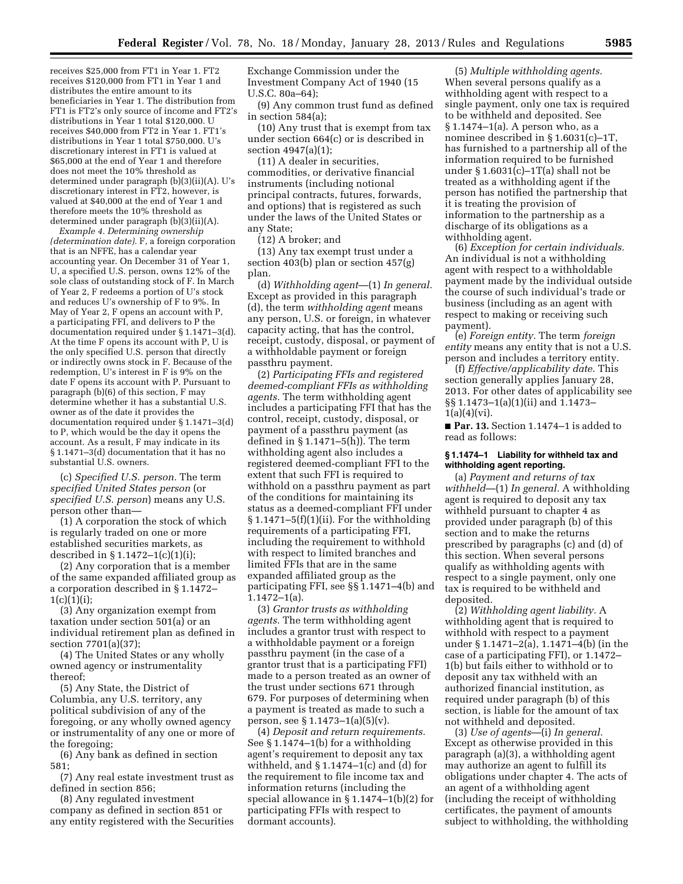receives $25,000 from FT1 in Year 1. FT2 receives $120,000 from FT1 in Year 1 and distributes the entire amount to its beneficiaries in Year 1. The distribution from FT1 is FT2's only source of income and FT2's distributions in Year 1 total $120,000. U receives $40,000 from FT2 in Year 1. FT1's distributions in Year 1 total $750,000. U's discretionary interest in FT1 is valued at $65,000 at the end of Year 1 and therefore does not meet the 10% threshold as determined under paragraph (b)(3)(ii)(A). U's discretionary interest in FT2, however, is valued at $40,000 at the end of Year 1 and therefore meets the 10% threshold as determined under paragraph (b)(3)(ii)(A).

*Example 4. Determining ownership (determination date).* F, a foreign corporation that is an NFFE, has a calendar year accounting year. On December 31 of Year 1, U, a specified U.S. person, owns 12% of the sole class of outstanding stock of F. In March of Year 2, F redeems a portion of U's stock and reduces U's ownership of F to 9%. In May of Year 2, F opens an account with P, a participating FFI, and delivers to P the documentation required under § 1.1471–3(d). At the time F opens its account with P, U is the only specified U.S. person that directly or indirectly owns stock in F. Because of the redemption, U's interest in F is 9% on the date F opens its account with P. Pursuant to paragraph (b)(6) of this section, F may determine whether it has a substantial U.S. owner as of the date it provides the documentation required under § 1.1471–3(d) to P, which would be the day it opens the account. As a result, F may indicate in its § 1.1471–3(d) documentation that it has no substantial U.S. owners.

(c) *Specified U.S. person.* The term *specified United States person* (or *specified U.S. person*) means any U.S. person other than—

(1) A corporation the stock of which is regularly traded on one or more established securities markets, as described in § 1.1472–1(c)(1)(i);

(2) Any corporation that is a member of the same expanded affiliated group as a corporation described in § 1.1472–1(c)(1)(i);

(3) Any organization exempt from taxation under section 501(a) or an individual retirement plan as defined in section 7701(a)(37);

(4) The United States or any wholly owned agency or instrumentality thereof;

(5) Any State, the District of Columbia, any U.S. territory, any political subdivision of any of the foregoing, or any wholly owned agency or instrumentality of any one or more of the foregoing;

(6) Any bank as defined in section 581;

(7) Any real estate investment trust as defined in section 856;

(8) Any regulated investment company as defined in section 851 or any entity registered with the Securities Exchange Commission under the Investment Company Act of 1940 (15 U.S.C. 80a–64);

(9) Any common trust fund as defined in section 584(a);

(10) Any trust that is exempt from tax under section 664(c) or is described in section 4947(a)(1);

(11) A dealer in securities, commodities, or derivative financial instruments (including notional principal contracts, futures, forwards, and options) that is registered as such under the laws of the United States or any State;

(12) A broker; and

(13) Any tax exempt trust under a section 403(b) plan or section 457(g) plan.

(d) *Withholding agent*—(1) *In general.* Except as provided in this paragraph (d), the term *withholding agent* means any person, U.S. or foreign, in whatever capacity acting, that has the control, receipt, custody, disposal, or payment of a withholdable payment or foreign passthru payment.

(2) *Participating FFIs and registered deemed-compliant FFIs as withholding agents.* The term withholding agent includes a participating FFI that has the control, receipt, custody, disposal, or payment of a passthru payment (as defined in § 1.1471–5(h)). The term withholding agent also includes a registered deemed-compliant FFI to the extent that such FFI is required to withhold on a passthru payment as part of the conditions for maintaining its status as a deemed-compliant FFI under § 1.1471–5(f)(1)(ii). For the withholding requirements of a participating FFI, including the requirement to withhold with respect to limited branches and limited FFIs that are in the same expanded affiliated group as the participating FFI, see §§ 1.1471–4(b) and 1.1472–1(a).

(3) *Grantor trusts as withholding agents.* The term withholding agent includes a grantor trust with respect to a withholdable payment or a foreign passthru payment (in the case of a grantor trust that is a participating FFI) made to a person treated as an owner of the trust under sections 671 through 679. For purposes of determining when a payment is treated as made to such a person, see § 1.1473–1(a)(5)(v).

(4) *Deposit and return requirements.* See § 1.1474–1(b) for a withholding agent's requirement to deposit any tax withheld, and § 1.1474–1(c) and (d) for the requirement to file income tax and information returns (including the special allowance in § 1.1474–1(b)(2) for participating FFIs with respect to dormant accounts).

(5) *Multiple withholding agents.* When several persons qualify as a withholding agent with respect to a single payment, only one tax is required to be withheld and deposited. See § 1.1474–1(a). A person who, as a nominee described in § 1.6031(c)–1T, has furnished to a partnership all of the information required to be furnished under § 1.6031(c)–1T(a) shall not be treated as a withholding agent if the person has notified the partnership that it is treating the provision of information to the partnership as a discharge of its obligations as a withholding agent.

(6) *Exception for certain individuals.* An individual is not a withholding agent with respect to a withholdable payment made by the individual outside the course of such individual's trade or business (including as an agent with respect to making or receiving such payment).

(e) *Foreign entity.* The term *foreign entity* means any entity that is not a U.S. person and includes a territory entity.

(f) *Effective/applicability date.* This section generally applies January 28, 2013. For other dates of applicability see §§ 1.1473–1(a)(1)(ii) and 1.1473–1(a)(4)(vi).

■ **Par. 13.** Section 1.1474–1 is added to read as follows:

#### § 1.1474–1 Liability for withheld tax and withholding agent reporting.

(a) *Payment and returns of tax withheld*—(1) *In general.* A withholding agent is required to deposit any tax withheld pursuant to chapter 4 as provided under paragraph (b) of this section and to make the returns prescribed by paragraphs (c) and (d) of this section. When several persons qualify as withholding agents with respect to a single payment, only one tax is required to be withheld and deposited.

(2) *Withholding agent liability.* A withholding agent that is required to withhold with respect to a payment under § 1.1471–2(a), 1.1471–4(b) (in the case of a participating FFI), or 1.1472–1(b) but fails either to withhold or to deposit any tax withheld with an authorized financial institution, as required under paragraph (b) of this section, is liable for the amount of tax not withheld and deposited.

(3) *Use of agents*—(i) *In general.* Except as otherwise provided in this paragraph (a)(3), a withholding agent may authorize an agent to fulfill its obligations under chapter 4. The acts of an agent of a withholding agent (including the receipt of withholding certificates, the payment of amounts subject to withholding, the withholding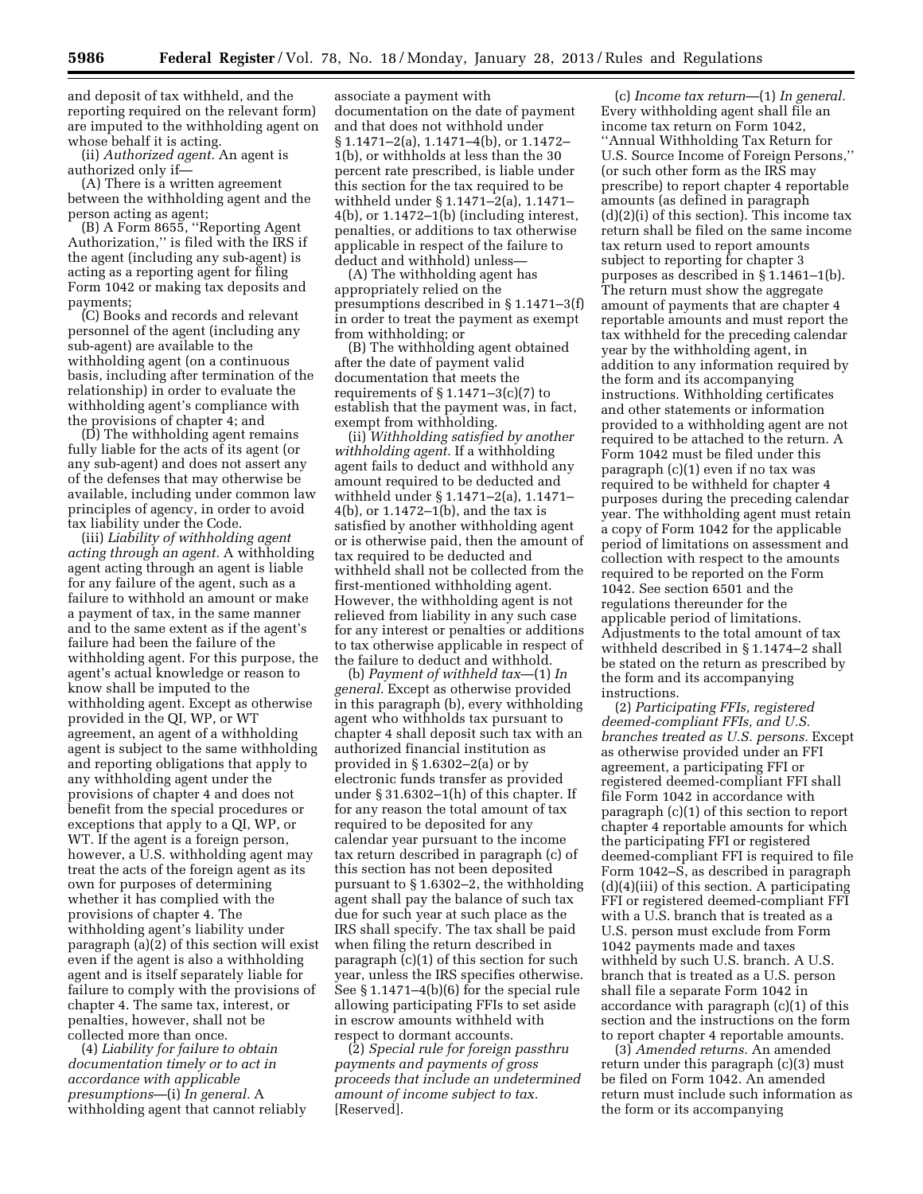and deposit of tax withheld, and the reporting required on the relevant form) are imputed to the withholding agent on whose behalf it is acting.

(ii) *Authorized agent.* An agent is authorized only if—

(A) There is a written agreement between the withholding agent and the person acting as agent;

(B) A Form 8655, ''Reporting Agent Authorization,'' is filed with the IRS if the agent (including any sub-agent) is acting as a reporting agent for filing Form 1042 or making tax deposits and payments;

(C) Books and records and relevant personnel of the agent (including any sub-agent) are available to the withholding agent (on a continuous basis, including after termination of the relationship) in order to evaluate the withholding agent's compliance with the provisions of chapter 4; and

(D) The withholding agent remains fully liable for the acts of its agent (or any sub-agent) and does not assert any of the defenses that may otherwise be available, including under common law principles of agency, in order to avoid tax liability under the Code.

(iii) *Liability of withholding agent acting through an agent.* A withholding agent acting through an agent is liable for any failure of the agent, such as a failure to withhold an amount or make a payment of tax, in the same manner and to the same extent as if the agent's failure had been the failure of the withholding agent. For this purpose, the agent's actual knowledge or reason to know shall be imputed to the withholding agent. Except as otherwise provided in the QI, WP, or WT agreement, an agent of a withholding agent is subject to the same withholding and reporting obligations that apply to any withholding agent under the provisions of chapter 4 and does not benefit from the special procedures or exceptions that apply to a QI, WP, or WT. If the agent is a foreign person, however, a U.S. withholding agent may treat the acts of the foreign agent as its own for purposes of determining whether it has complied with the provisions of chapter 4. The withholding agent's liability under paragraph (a)(2) of this section will exist even if the agent is also a withholding agent and is itself separately liable for failure to comply with the provisions of chapter 4. The same tax, interest, or penalties, however, shall not be collected more than once.

(4) *Liability for failure to obtain documentation timely or to act in accordance with applicable presumptions*—(i) *In general.* A withholding agent that cannot reliably associate a payment with documentation on the date of payment and that does not withhold under § 1.1471–2(a), 1.1471–4(b), or 1.1472–1(b), or withholds at less than the 30 percent rate prescribed, is liable under this section for the tax required to be withheld under § 1.1471–2(a), 1.1471–4(b), or 1.1472–1(b) (including interest, penalties, or additions to tax otherwise applicable in respect of the failure to deduct and withhold) unless—

(A) The withholding agent has appropriately relied on the presumptions described in § 1.1471–3(f) in order to treat the payment as exempt from withholding; or

(B) The withholding agent obtained after the date of payment valid documentation that meets the requirements of § 1.1471–3(c)(7) to establish that the payment was, in fact, exempt from withholding.

(ii) *Withholding satisfied by another withholding agent.* If a withholding agent fails to deduct and withhold any amount required to be deducted and withheld under § 1.1471–2(a), 1.1471–4(b), or 1.1472–1(b), and the tax is satisfied by another withholding agent or is otherwise paid, then the amount of tax required to be deducted and withheld shall not be collected from the first-mentioned withholding agent. However, the withholding agent is not relieved from liability in any such case for any interest or penalties or additions to tax otherwise applicable in respect of the failure to deduct and withhold.

(b) *Payment of withheld tax*—(1) *In general.* Except as otherwise provided in this paragraph (b), every withholding agent who withholds tax pursuant to chapter 4 shall deposit such tax with an authorized financial institution as provided in § 1.6302–2(a) or by electronic funds transfer as provided under § 31.6302–1(h) of this chapter. If for any reason the total amount of tax required to be deposited for any calendar year pursuant to the income tax return described in paragraph (c) of this section has not been deposited pursuant to § 1.6302–2, the withholding agent shall pay the balance of such tax due for such year at such place as the IRS shall specify. The tax shall be paid when filing the return described in paragraph (c)(1) of this section for such year, unless the IRS specifies otherwise. See § 1.1471–4(b)(6) for the special rule allowing participating FFIs to set aside in escrow amounts withheld with respect to dormant accounts.

(2) *Special rule for foreign passthru payments and payments of gross proceeds that include an undetermined amount of income subject to tax.* [Reserved].

(c) *Income tax return*—(1) *In general.* Every withholding agent shall file an income tax return on Form 1042, ''Annual Withholding Tax Return for U.S. Source Income of Foreign Persons,'' (or such other form as the IRS may prescribe) to report chapter 4 reportable amounts (as defined in paragraph (d)(2)(i) of this section). This income tax return shall be filed on the same income tax return used to report amounts subject to reporting for chapter 3 purposes as described in § 1.1461–1(b). The return must show the aggregate amount of payments that are chapter 4 reportable amounts and must report the tax withheld for the preceding calendar year by the withholding agent, in addition to any information required by the form and its accompanying instructions. Withholding certificates and other statements or information provided to a withholding agent are not required to be attached to the return. A Form 1042 must be filed under this paragraph (c)(1) even if no tax was required to be withheld for chapter 4 purposes during the preceding calendar year. The withholding agent must retain a copy of Form 1042 for the applicable period of limitations on assessment and collection with respect to the amounts required to be reported on the Form 1042. See section 6501 and the regulations thereunder for the applicable period of limitations. Adjustments to the total amount of tax withheld described in § 1.1474–2 shall be stated on the return as prescribed by the form and its accompanying instructions.

(2) *Participating FFIs, registered deemed-compliant FFIs, and U.S. branches treated as U.S. persons.* Except as otherwise provided under an FFI agreement, a participating FFI or registered deemed-compliant FFI shall file Form 1042 in accordance with paragraph (c)(1) of this section to report chapter 4 reportable amounts for which the participating FFI or registered deemed-compliant FFI is required to file Form 1042–S, as described in paragraph (d)(4)(iii) of this section. A participating FFI or registered deemed-compliant FFI with a U.S. branch that is treated as a U.S. person must exclude from Form 1042 payments made and taxes withheld by such U.S. branch. A U.S. branch that is treated as a U.S. person shall file a separate Form 1042 in accordance with paragraph (c)(1) of this section and the instructions on the form to report chapter 4 reportable amounts.

(3) *Amended returns.* An amended return under this paragraph (c)(3) must be filed on Form 1042. An amended return must include such information as the form or its accompanying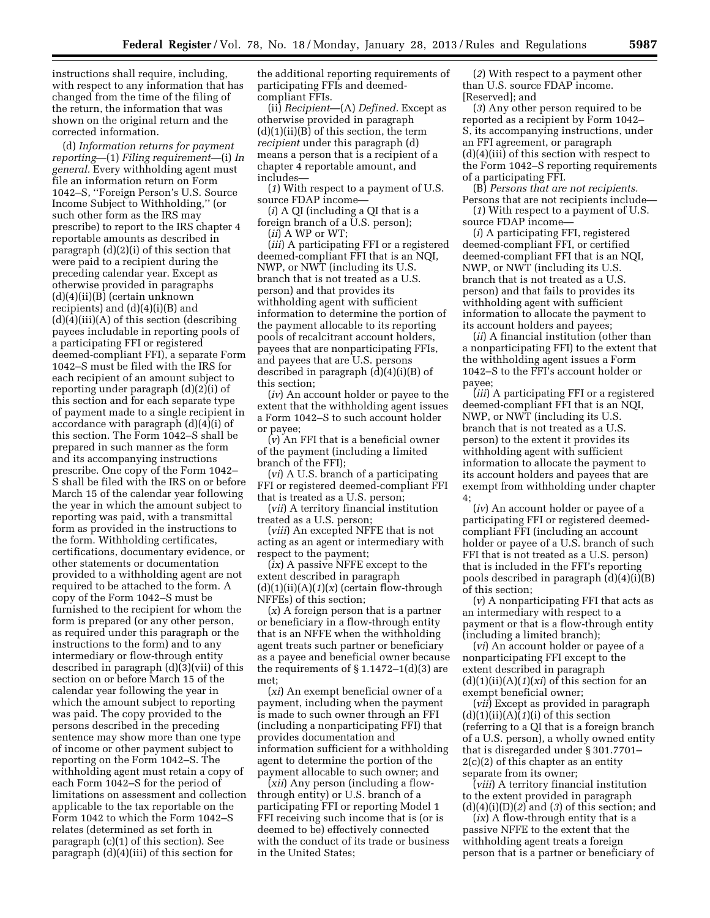instructions shall require, including, with respect to any information that has changed from the time of the filing of the return, the information that was shown on the original return and the corrected information.

(d) *Information returns for payment reporting*—(1) *Filing requirement*—(i) *In general.* Every withholding agent must file an information return on Form 1042–S, ''Foreign Person's U.S. Source Income Subject to Withholding,'' (or such other form as the IRS may prescribe) to report to the IRS chapter 4 reportable amounts as described in paragraph (d)(2)(i) of this section that were paid to a recipient during the preceding calendar year. Except as otherwise provided in paragraphs (d)(4)(ii)(B) (certain unknown recipients) and (d)(4)(i)(B) and (d)(4)(iii)(A) of this section (describing payees includable in reporting pools of a participating FFI or registered deemed-compliant FFI), a separate Form 1042–S must be filed with the IRS for each recipient of an amount subject to reporting under paragraph (d)(2)(i) of this section and for each separate type of payment made to a single recipient in accordance with paragraph (d)(4)(i) of this section. The Form 1042–S shall be prepared in such manner as the form and its accompanying instructions prescribe. One copy of the Form 1042–S shall be filed with the IRS on or before March 15 of the calendar year following the year in which the amount subject to reporting was paid, with a transmittal form as provided in the instructions to the form. Withholding certificates, certifications, documentary evidence, or other statements or documentation provided to a withholding agent are not required to be attached to the form. A copy of the Form 1042–S must be furnished to the recipient for whom the form is prepared (or any other person, as required under this paragraph or the instructions to the form) and to any intermediary or flow-through entity described in paragraph (d)(3)(vii) of this section on or before March 15 of the calendar year following the year in which the amount subject to reporting was paid. The copy provided to the persons described in the preceding sentence may show more than one type of income or other payment subject to reporting on the Form 1042–S. The withholding agent must retain a copy of each Form 1042–S for the period of limitations on assessment and collection applicable to the tax reportable on the Form 1042 to which the Form 1042–S relates (determined as set forth in paragraph (c)(1) of this section). See paragraph (d)(4)(iii) of this section for the additional reporting requirements of participating FFIs and deemed-compliant FFIs.

(ii) *Recipient*—(A) *Defined.* Except as otherwise provided in paragraph (d)(1)(ii)(B) of this section, the term *recipient* under this paragraph (d) means a person that is a recipient of a chapter 4 reportable amount, and includes—

(*1*) With respect to a payment of U.S. source FDAP income—

(*i*) A QI (including a QI that is a foreign branch of a U.S. person);

(*ii*) A WP or WT;

(*iii*) A participating FFI or a registered deemed-compliant FFI that is an NQI, NWP, or NWT (including its U.S. branch that is not treated as a U.S. person) and that provides its withholding agent with sufficient information to determine the portion of the payment allocable to its reporting pools of recalcitrant account holders, payees that are nonparticipating FFIs, and payees that are U.S. persons described in paragraph (d)(4)(i)(B) of this section;

(*iv*) An account holder or payee to the extent that the withholding agent issues a Form 1042–S to such account holder or payee;

(*v*) An FFI that is a beneficial owner of the payment (including a limited branch of the FFI);

(*vi*) A U.S. branch of a participating FFI or registered deemed-compliant FFI that is treated as a U.S. person;

(*vii*) A territory financial institution treated as a U.S. person;

(*viii*) An excepted NFFE that is not acting as an agent or intermediary with respect to the payment;

(*ix*) A passive NFFE except to the extent described in paragraph (d)(1)(ii)(A)(*1*)(*x*) (certain flow-through NFFEs) of this section;

(*x*) A foreign person that is a partner or beneficiary in a flow-through entity that is an NFFE when the withholding agent treats such partner or beneficiary as a payee and beneficial owner because the requirements of § 1.1472–1(d)(3) are met;

(*xi*) An exempt beneficial owner of a payment, including when the payment is made to such owner through an FFI (including a nonparticipating FFI) that provides documentation and information sufficient for a withholding agent to determine the portion of the payment allocable to such owner; and

(*xii*) Any person (including a flow-through entity) or U.S. branch of a participating FFI or reporting Model 1 FFI receiving such income that is (or is deemed to be) effectively connected with the conduct of its trade or business in the United States;

(*2*) With respect to a payment other than U.S. source FDAP income. [Reserved]; and

(*3*) Any other person required to be reported as a recipient by Form 1042–S, its accompanying instructions, under an FFI agreement, or paragraph (d)(4)(iii) of this section with respect to the Form 1042–S reporting requirements of a participating FFI.

(B) *Persons that are not recipients.* Persons that are not recipients include—

(*1*) With respect to a payment of U.S. source FDAP income—

(*i*) A participating FFI, registered deemed-compliant FFI, or certified deemed-compliant FFI that is an NQI, NWP, or NWT (including its U.S. branch that is not treated as a U.S. person) and that fails to provides its withholding agent with sufficient information to allocate the payment to its account holders and payees;

(*ii*) A financial institution (other than a nonparticipating FFI) to the extent that the withholding agent issues a Form 1042–S to the FFI's account holder or payee;

(*iii*) A participating FFI or a registered deemed-compliant FFI that is an NQI, NWP, or NWT (including its U.S. branch that is not treated as a U.S. person) to the extent it provides its withholding agent with sufficient information to allocate the payment to its account holders and payees that are exempt from withholding under chapter 4;

(*iv*) An account holder or payee of a participating FFI or registered deemed-compliant FFI (including an account holder or payee of a U.S. branch of such FFI that is not treated as a U.S. person) that is included in the FFI's reporting pools described in paragraph (d)(4)(i)(B) of this section;

(*v*) A nonparticipating FFI that acts as an intermediary with respect to a payment or that is a flow-through entity (including a limited branch);

(*vi*) An account holder or payee of a nonparticipating FFI except to the extent described in paragraph (d)(1)(ii)(A)(*1*)(*xi*) of this section for an exempt beneficial owner;

(*vii*) Except as provided in paragraph (d)(1)(ii)(A)(*1*)(i) of this section (referring to a QI that is a foreign branch of a U.S. person), a wholly owned entity that is disregarded under § 301.7701–2(c)(2) of this chapter as an entity separate from its owner;

(*viii*) A territory financial institution to the extent provided in paragraph (d)(4)(i)(D)(*2*) and (*3*) of this section; and

(*ix*) A flow-through entity that is a passive NFFE to the extent that the withholding agent treats a foreign person that is a partner or beneficiary of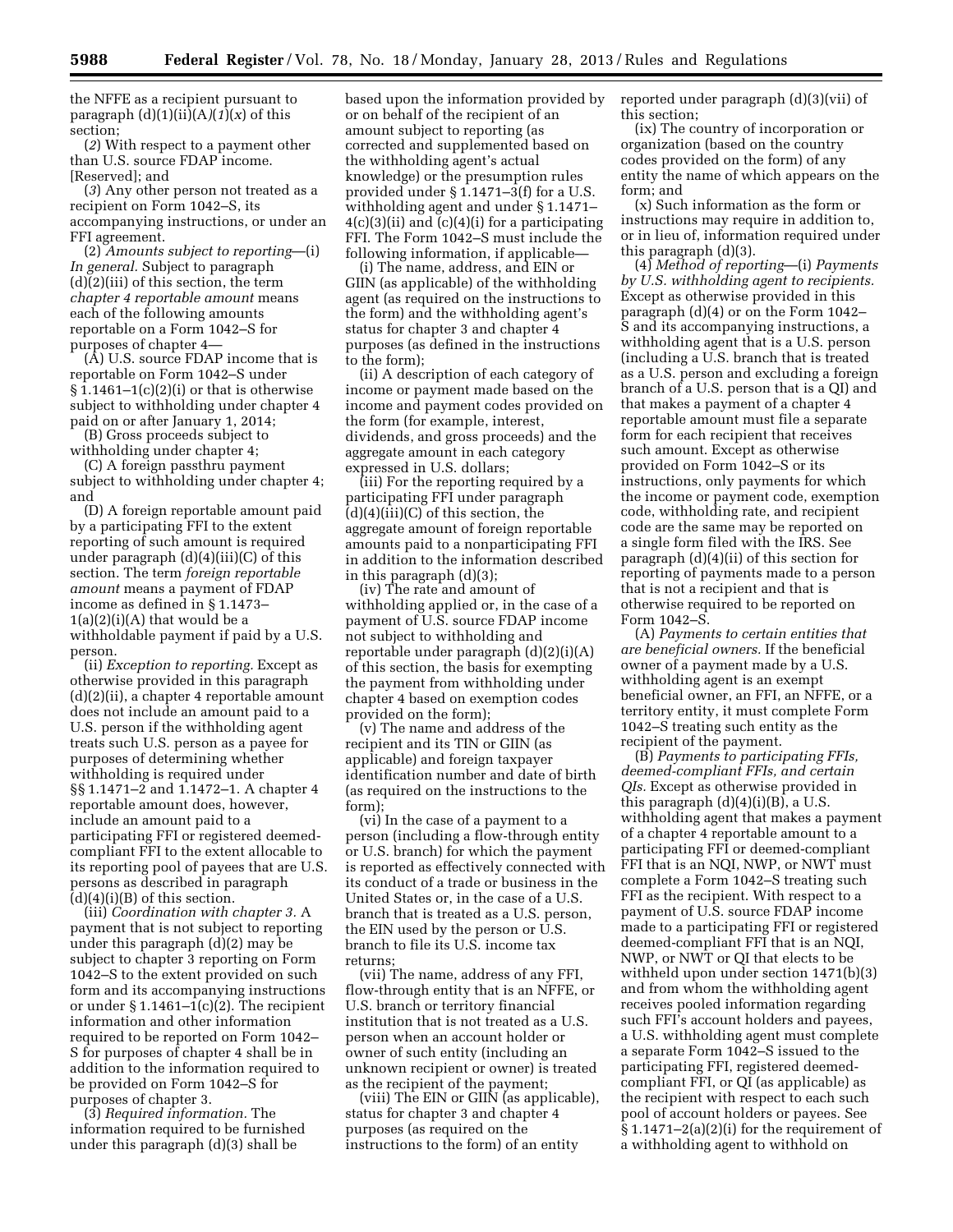the NFFE as a recipient pursuant to paragraph (d)(1)(ii)(A)(*1*)(*x*) of this section;

(*2*) With respect to a payment other than U.S. source FDAP income. [Reserved]; and

(*3*) Any other person not treated as a recipient on Form 1042–S, its accompanying instructions, or under an FFI agreement.

(2) *Amounts subject to reporting*—(i) *In general.* Subject to paragraph (d)(2)(iii) of this section, the term *chapter 4 reportable amount* means each of the following amounts reportable on a Form 1042–S for purposes of chapter 4—

(A) U.S. source FDAP income that is reportable on Form 1042–S under § 1.1461–1(c)(2)(i) or that is otherwise subject to withholding under chapter 4 paid on or after January 1, 2014;

(B) Gross proceeds subject to withholding under chapter 4;

(C) A foreign passthru payment subject to withholding under chapter 4; and

(D) A foreign reportable amount paid by a participating FFI to the extent reporting of such amount is required under paragraph (d)(4)(iii)(C) of this section. The term *foreign reportable amount* means a payment of FDAP income as defined in § 1.1473–1(a)(2)(i)(A) that would be a withholdable payment if paid by a U.S. person.

(ii) *Exception to reporting.* Except as otherwise provided in this paragraph (d)(2)(ii), a chapter 4 reportable amount does not include an amount paid to a U.S. person if the withholding agent treats such U.S. person as a payee for purposes of determining whether withholding is required under §§ 1.1471–2 and 1.1472–1. A chapter 4 reportable amount does, however, include an amount paid to a participating FFI or registered deemed-compliant FFI to the extent allocable to its reporting pool of payees that are U.S. persons as described in paragraph (d)(4)(i)(B) of this section.

(iii) *Coordination with chapter 3.* A payment that is not subject to reporting under this paragraph (d)(2) may be subject to chapter 3 reporting on Form 1042–S to the extent provided on such form and its accompanying instructions or under § 1.1461–1(c)(2). The recipient information and other information required to be reported on Form 1042–S for purposes of chapter 4 shall be in addition to the information required to be provided on Form 1042–S for purposes of chapter 3.

(3) *Required information.* The information required to be furnished under this paragraph (d)(3) shall be based upon the information provided by or on behalf of the recipient of an amount subject to reporting (as corrected and supplemented based on the withholding agent's actual knowledge) or the presumption rules provided under § 1.1471–3(f) for a U.S. withholding agent and under § 1.1471–4(c)(3)(ii) and (c)(4)(i) for a participating FFI. The Form 1042–S must include the following information, if applicable—

(i) The name, address, and EIN or GIIN (as applicable) of the withholding agent (as required on the instructions to the form) and the withholding agent's status for chapter 3 and chapter 4 purposes (as defined in the instructions to the form);

(ii) A description of each category of income or payment made based on the income and payment codes provided on the form (for example, interest, dividends, and gross proceeds) and the aggregate amount in each category expressed in U.S. dollars;

(iii) For the reporting required by a participating FFI under paragraph (d)(4)(iii)(C) of this section, the aggregate amount of foreign reportable amounts paid to a nonparticipating FFI in addition to the information described in this paragraph (d)(3);

(iv) The rate and amount of withholding applied or, in the case of a payment of U.S. source FDAP income not subject to withholding and reportable under paragraph (d)(2)(i)(A) of this section, the basis for exempting the payment from withholding under chapter 4 based on exemption codes provided on the form);

(v) The name and address of the recipient and its TIN or GIIN (as applicable) and foreign taxpayer identification number and date of birth (as required on the instructions to the form);

(vi) In the case of a payment to a person (including a flow-through entity or U.S. branch) for which the payment is reported as effectively connected with its conduct of a trade or business in the United States or, in the case of a U.S. branch that is treated as a U.S. person, the EIN used by the person or U.S. branch to file its U.S. income tax returns;

(vii) The name, address of any FFI, flow-through entity that is an NFFE, or U.S. branch or territory financial institution that is not treated as a U.S. person when an account holder or owner of such entity (including an unknown recipient or owner) is treated as the recipient of the payment;

(viii) The EIN or GIIN (as applicable), status for chapter 3 and chapter 4 purposes (as required on the instructions to the form) of an entity reported under paragraph (d)(3)(vii) of this section;

(ix) The country of incorporation or organization (based on the country codes provided on the form) of any entity the name of which appears on the form; and

(x) Such information as the form or instructions may require in addition to, or in lieu of, information required under this paragraph (d)(3).

(4) *Method of reporting*—(i) *Payments by U.S. withholding agent to recipients.* Except as otherwise provided in this paragraph (d)(4) or on the Form 1042–S and its accompanying instructions, a withholding agent that is a U.S. person (including a U.S. branch that is treated as a U.S. person and excluding a foreign branch of a U.S. person that is a QI) and that makes a payment of a chapter 4 reportable amount must file a separate form for each recipient that receives such amount. Except as otherwise provided on Form 1042–S or its instructions, only payments for which the income or payment code, exemption code, withholding rate, and recipient code are the same may be reported on a single form filed with the IRS. See paragraph (d)(4)(ii) of this section for reporting of payments made to a person that is not a recipient and that is otherwise required to be reported on Form 1042–S.

(A) *Payments to certain entities that are beneficial owners.* If the beneficial owner of a payment made by a U.S. withholding agent is an exempt beneficial owner, an FFI, an NFFE, or a territory entity, it must complete Form 1042–S treating such entity as the recipient of the payment.

(B) *Payments to participating FFIs, deemed-compliant FFIs, and certain QIs.* Except as otherwise provided in this paragraph (d)(4)(i)(B), a U.S. withholding agent that makes a payment of a chapter 4 reportable amount to a participating FFI or deemed-compliant FFI that is an NQI, NWP, or NWT must complete a Form 1042–S treating such FFI as the recipient. With respect to a payment of U.S. source FDAP income made to a participating FFI or registered deemed-compliant FFI that is an NQI, NWP, or NWT or QI that elects to be withheld upon under section 1471(b)(3) and from whom the withholding agent receives pooled information regarding such FFI's account holders and payees, a U.S. withholding agent must complete a separate Form 1042–S issued to the participating FFI, registered deemed-compliant FFI, or QI (as applicable) as the recipient with respect to each such pool of account holders or payees. See § 1.1471–2(a)(2)(i) for the requirement of a withholding agent to withhold on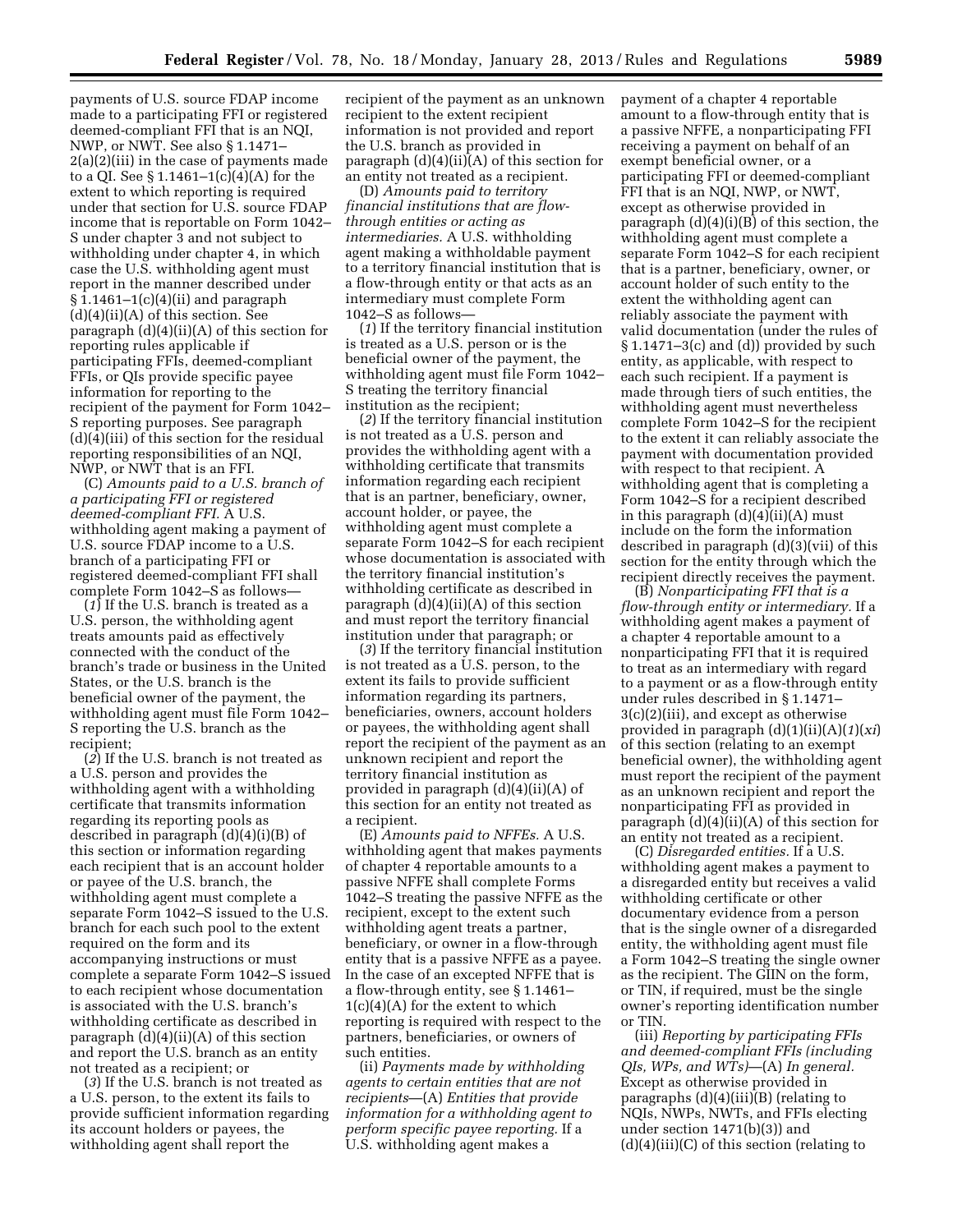payments of U.S. source FDAP income made to a participating FFI or registered deemed-compliant FFI that is an NQI, NWP, or NWT. See also § 1.1471–2(a)(2)(iii) in the case of payments made to a QI. See § 1.1461–1(c)(4)(A) for the extent to which reporting is required under that section for U.S. source FDAP income that is reportable on Form 1042–S under chapter 3 and not subject to withholding under chapter 4, in which case the U.S. withholding agent must report in the manner described under § 1.1461–1(c)(4)(ii) and paragraph (d)(4)(ii)(A) of this section. See paragraph (d)(4)(ii)(A) of this section for reporting rules applicable if participating FFIs, deemed-compliant FFIs, or QIs provide specific payee information for reporting to the recipient of the payment for Form 1042–S reporting purposes. See paragraph (d)(4)(iii) of this section for the residual reporting responsibilities of an NQI, NWP, or NWT that is an FFI.

(C) *Amounts paid to a U.S. branch of a participating FFI or registered deemed-compliant FFI.* A U.S. withholding agent making a payment of U.S. source FDAP income to a U.S. branch of a participating FFI or registered deemed-compliant FFI shall complete Form 1042–S as follows—

(*1*) If the U.S. branch is treated as a U.S. person, the withholding agent treats amounts paid as effectively connected with the conduct of the branch's trade or business in the United States, or the U.S. branch is the beneficial owner of the payment, the withholding agent must file Form 1042–S reporting the U.S. branch as the recipient;

(*2*) If the U.S. branch is not treated as a U.S. person and provides the withholding agent with a withholding certificate that transmits information regarding its reporting pools as described in paragraph (d)(4)(i)(B) of this section or information regarding each recipient that is an account holder or payee of the U.S. branch, the withholding agent must complete a separate Form 1042–S issued to the U.S. branch for each such pool to the extent required on the form and its accompanying instructions or must complete a separate Form 1042–S issued to each recipient whose documentation is associated with the U.S. branch's withholding certificate as described in paragraph (d)(4)(ii)(A) of this section and report the U.S. branch as an entity not treated as a recipient; or

(*3*) If the U.S. branch is not treated as a U.S. person, to the extent its fails to provide sufficient information regarding its account holders or payees, the withholding agent shall report the recipient of the payment as an unknown recipient to the extent recipient information is not provided and report the U.S. branch as provided in paragraph (d)(4)(ii)(A) of this section for an entity not treated as a recipient.

(D) *Amounts paid to territory financial institutions that are flow-through entities or acting as intermediaries.* A U.S. withholding agent making a withholdable payment to a territory financial institution that is a flow-through entity or that acts as an intermediary must complete Form 1042–S as follows—

(*1*) If the territory financial institution is treated as a U.S. person or is the beneficial owner of the payment, the withholding agent must file Form 1042–S treating the territory financial institution as the recipient;

(*2*) If the territory financial institution is not treated as a U.S. person and provides the withholding agent with a withholding certificate that transmits information regarding each recipient that is an partner, beneficiary, owner, account holder, or payee, the withholding agent must complete a separate Form 1042–S for each recipient whose documentation is associated with the territory financial institution's withholding certificate as described in paragraph (d)(4)(ii)(A) of this section and must report the territory financial institution under that paragraph; or

(*3*) If the territory financial institution is not treated as a U.S. person, to the extent its fails to provide sufficient information regarding its partners, beneficiaries, owners, account holders or payees, the withholding agent shall report the recipient of the payment as an unknown recipient and report the territory financial institution as provided in paragraph (d)(4)(ii)(A) of this section for an entity not treated as a recipient.

(E) *Amounts paid to NFFEs.* A U.S. withholding agent that makes payments of chapter 4 reportable amounts to a passive NFFE shall complete Forms 1042–S treating the passive NFFE as the recipient, except to the extent such withholding agent treats a partner, beneficiary, or owner in a flow-through entity that is a passive NFFE as a payee. In the case of an excepted NFFE that is a flow-through entity, see § 1.1461–1(c)(4)(A) for the extent to which reporting is required with respect to the partners, beneficiaries, or owners of such entities.

(ii) *Payments made by withholding agents to certain entities that are not recipients*—(A) *Entities that provide information for a withholding agent to perform specific payee reporting.* If a U.S. withholding agent makes a payment of a chapter 4 reportable amount to a flow-through entity that is a passive NFFE, a nonparticipating FFI receiving a payment on behalf of an exempt beneficial owner, or a participating FFI or deemed-compliant FFI that is an NQI, NWP, or NWT, except as otherwise provided in paragraph (d)(4)(i)(B) of this section, the withholding agent must complete a separate Form 1042–S for each recipient that is a partner, beneficiary, owner, or account holder of such entity to the extent the withholding agent can reliably associate the payment with valid documentation (under the rules of § 1.1471–3(c) and (d)) provided by such entity, as applicable, with respect to each such recipient. If a payment is made through tiers of such entities, the withholding agent must nevertheless complete Form 1042–S for the recipient to the extent it can reliably associate the payment with documentation provided with respect to that recipient. A withholding agent that is completing a Form 1042–S for a recipient described in this paragraph (d)(4)(ii)(A) must include on the form the information described in paragraph (d)(3)(vii) of this section for the entity through which the recipient directly receives the payment.

(B) *Nonparticipating FFI that is a flow-through entity or intermediary.* If a withholding agent makes a payment of a chapter 4 reportable amount to a nonparticipating FFI that it is required to treat as an intermediary with regard to a payment or as a flow-through entity under rules described in § 1.1471–3(c)(2)(iii), and except as otherwise provided in paragraph (d)(1)(ii)(A)(*1*)(*xi*) of this section (relating to an exempt beneficial owner), the withholding agent must report the recipient of the payment as an unknown recipient and report the nonparticipating FFI as provided in paragraph (d)(4)(ii)(A) of this section for an entity not treated as a recipient.

(C) *Disregarded entities.* If a U.S. withholding agent makes a payment to a disregarded entity but receives a valid withholding certificate or other documentary evidence from a person that is the single owner of a disregarded entity, the withholding agent must file a Form 1042–S treating the single owner as the recipient. The GIIN on the form, or TIN, if required, must be the single owner's reporting identification number or TIN.

(iii) *Reporting by participating FFIs and deemed-compliant FFIs (including QIs, WPs, and WTs)*—(A) *In general.* Except as otherwise provided in paragraphs (d)(4)(iii)(B) (relating to NQIs, NWPs, NWTs, and FFIs electing under section 1471(b)(3)) and (d)(4)(iii)(C) of this section (relating to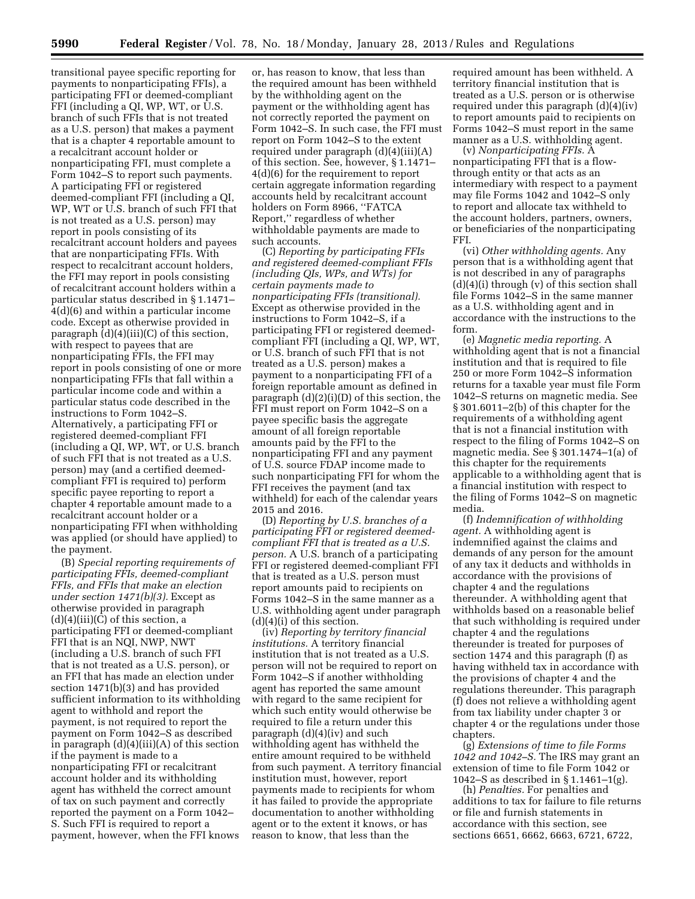transitional payee specific reporting for payments to nonparticipating FFIs), a participating FFI or deemed-compliant FFI (including a QI, WP, WT, or U.S. branch of such FFIs that is not treated as a U.S. person) that makes a payment that is a chapter 4 reportable amount to a recalcitrant account holder or nonparticipating FFI, must complete a Form 1042–S to report such payments. A participating FFI or registered deemed-compliant FFI (including a QI, WP, WT or U.S. branch of such FFI that is not treated as a U.S. person) may report in pools consisting of its recalcitrant account holders and payees that are nonparticipating FFIs. With respect to recalcitrant account holders, the FFI may report in pools consisting of recalcitrant account holders within a particular status described in § 1.1471–4(d)(6) and within a particular income code. Except as otherwise provided in paragraph (d)(4)(iii)(C) of this section, with respect to payees that are nonparticipating FFIs, the FFI may report in pools consisting of one or more nonparticipating FFIs that fall within a particular income code and within a particular status code described in the instructions to Form 1042–S. Alternatively, a participating FFI or registered deemed-compliant FFI (including a QI, WP, WT, or U.S. branch of such FFI that is not treated as a U.S. person) may (and a certified deemed-compliant FFI is required to) perform specific payee reporting to report a chapter 4 reportable amount made to a recalcitrant account holder or a nonparticipating FFI when withholding was applied (or should have applied) to the payment.

(B) *Special reporting requirements of participating FFIs, deemed-compliant FFIs, and FFIs that make an election under section 1471(b)(3).* Except as otherwise provided in paragraph (d)(4)(iii)(C) of this section, a participating FFI or deemed-compliant FFI that is an NQI, NWP, NWT (including a U.S. branch of such FFI that is not treated as a U.S. person), or an FFI that has made an election under section 1471(b)(3) and has provided sufficient information to its withholding agent to withhold and report the payment, is not required to report the payment on Form 1042–S as described in paragraph (d)(4)(iii)(A) of this section if the payment is made to a nonparticipating FFI or recalcitrant account holder and its withholding agent has withheld the correct amount of tax on such payment and correctly reported the payment on a Form 1042–S. Such FFI is required to report a payment, however, when the FFI knows or, has reason to know, that less than the required amount has been withheld by the withholding agent on the payment or the withholding agent has not correctly reported the payment on Form 1042–S. In such case, the FFI must report on Form 1042–S to the extent required under paragraph (d)(4)(iii)(A) of this section. See, however, § 1.1471–4(d)(6) for the requirement to report certain aggregate information regarding accounts held by recalcitrant account holders on Form 8966, ''FATCA Report,'' regardless of whether withholdable payments are made to such accounts.

(C) *Reporting by participating FFIs and registered deemed-compliant FFIs (including QIs, WPs, and WTs) for certain payments made to nonparticipating FFIs (transitional).* Except as otherwise provided in the instructions to Form 1042–S, if a participating FFI or registered deemed-compliant FFI (including a QI, WP, WT, or U.S. branch of such FFI that is not treated as a U.S. person) makes a payment to a nonparticipating FFI of a foreign reportable amount as defined in paragraph (d)(2)(i)(D) of this section, the FFI must report on Form 1042–S on a payee specific basis the aggregate amount of all foreign reportable amounts paid by the FFI to the nonparticipating FFI and any payment of U.S. source FDAP income made to such nonparticipating FFI for whom the FFI receives the payment (and tax withheld) for each of the calendar years 2015 and 2016.

(D) *Reporting by U.S. branches of a participating FFI or registered deemed-compliant FFI that is treated as a U.S. person.* A U.S. branch of a participating FFI or registered deemed-compliant FFI that is treated as a U.S. person must report amounts paid to recipients on Forms 1042–S in the same manner as a U.S. withholding agent under paragraph (d)(4)(i) of this section.

(iv) *Reporting by territory financial institutions.* A territory financial institution that is not treated as a U.S. person will not be required to report on Form 1042–S if another withholding agent has reported the same amount with regard to the same recipient for which such entity would otherwise be required to file a return under this paragraph (d)(4)(iv) and such withholding agent has withheld the entire amount required to be withheld from such payment. A territory financial institution must, however, report payments made to recipients for whom it has failed to provide the appropriate documentation to another withholding agent or to the extent it knows, or has reason to know, that less than the required amount has been withheld. A territory financial institution that is treated as a U.S. person or is otherwise required under this paragraph (d)(4)(iv) to report amounts paid to recipients on Forms 1042–S must report in the same manner as a U.S. withholding agent.

(v) *Nonparticipating FFIs.* A nonparticipating FFI that is a flow-through entity or that acts as an intermediary with respect to a payment may file Forms 1042 and 1042–S only to report and allocate tax withheld to the account holders, partners, owners, or beneficiaries of the nonparticipating FFI.

(vi) *Other withholding agents.* Any person that is a withholding agent that is not described in any of paragraphs (d)(4)(i) through (v) of this section shall file Forms 1042–S in the same manner as a U.S. withholding agent and in accordance with the instructions to the form.

(e) *Magnetic media reporting.* A withholding agent that is not a financial institution and that is required to file 250 or more Form 1042–S information returns for a taxable year must file Form 1042–S returns on magnetic media. See § 301.6011–2(b) of this chapter for the requirements of a withholding agent that is not a financial institution with respect to the filing of Forms 1042–S on magnetic media. See § 301.1474–1(a) of this chapter for the requirements applicable to a withholding agent that is a financial institution with respect to the filing of Forms 1042–S on magnetic media.

(f) *Indemnification of withholding agent.* A withholding agent is indemnified against the claims and demands of any person for the amount of any tax it deducts and withholds in accordance with the provisions of chapter 4 and the regulations thereunder. A withholding agent that withholds based on a reasonable belief that such withholding is required under chapter 4 and the regulations thereunder is treated for purposes of section 1474 and this paragraph (f) as having withheld tax in accordance with the provisions of chapter 4 and the regulations thereunder. This paragraph (f) does not relieve a withholding agent from tax liability under chapter 3 or chapter 4 or the regulations under those chapters.

(g) *Extensions of time to file Forms 1042 and 1042–S.* The IRS may grant an extension of time to file Form 1042 or 1042–S as described in § 1.1461–1(g).

(h) *Penalties.* For penalties and additions to tax for failure to file returns or file and furnish statements in accordance with this section, see sections 6651, 6662, 6663, 6721, 6722,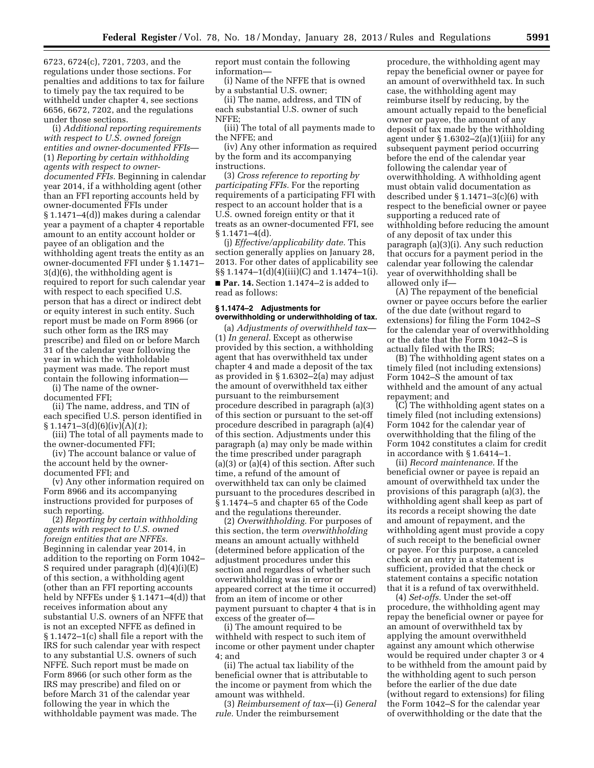6723, 6724(c), 7201, 7203, and the regulations under those sections. For penalties and additions to tax for failure to timely pay the tax required to be withheld under chapter 4, see sections 6656, 6672, 7202, and the regulations under those sections.

(i) *Additional reporting requirements with respect to U.S. owned foreign entities and owner-documented FFIs*—(1) *Reporting by certain withholding agents with respect to owner-documented FFIs.* Beginning in calendar year 2014, if a withholding agent (other than an FFI reporting accounts held by owner-documented FFIs under § 1.1471–4(d)) makes during a calendar year a payment of a chapter 4 reportable amount to an entity account holder or payee of an obligation and the withholding agent treats the entity as an owner-documented FFI under § 1.1471–3(d)(6), the withholding agent is required to report for such calendar year with respect to each specified U.S. person that has a direct or indirect debt or equity interest in such entity. Such report must be made on Form 8966 (or such other form as the IRS may prescribe) and filed on or before March 31 of the calendar year following the year in which the withholdable payment was made. The report must contain the following information—

(i) The name of the owner-documented FFI;

(ii) The name, address, and TIN of each specified U.S. person identified in § 1.1471–3(d)(6)(iv)(A)(*1*);

(iii) The total of all payments made to the owner-documented FFI;

(iv) The account balance or value of the account held by the owner-documented FFI; and

(v) Any other information required on Form 8966 and its accompanying instructions provided for purposes of such reporting.

(2) *Reporting by certain withholding agents with respect to U.S. owned foreign entities that are NFFEs.* Beginning in calendar year 2014, in addition to the reporting on Form 1042–S required under paragraph (d)(4)(i)(E) of this section, a withholding agent (other than an FFI reporting accounts held by NFFEs under § 1.1471–4(d)) that receives information about any substantial U.S. owners of an NFFE that is not an excepted NFFE as defined in § 1.1472–1(c) shall file a report with the IRS for such calendar year with respect to any substantial U.S. owners of such NFFE. Such report must be made on Form 8966 (or such other form as the IRS may prescribe) and filed on or before March 31 of the calendar year following the year in which the withholdable payment was made. The report must contain the following information—

(i) Name of the NFFE that is owned by a substantial U.S. owner;

(ii) The name, address, and TIN of each substantial U.S. owner of such NFFE;

(iii) The total of all payments made to the NFFE; and

(iv) Any other information as required by the form and its accompanying instructions.

(3) *Cross reference to reporting by participating FFIs.* For the reporting requirements of a participating FFI with respect to an account holder that is a U.S. owned foreign entity or that it treats as an owner-documented FFI, see § 1.1471–4(d).

(j) *Effective/applicability date.* This section generally applies on January 28, 2013. For other dates of applicability see §§ 1.1474–1(d)(4)(iii)(C) and 1.1474–1(i).

■ **Par. 14.** Section 1.1474–2 is added to read as follows:

### § 1.1474–2 Adjustments for overwithholding or underwithholding of tax.

(a) *Adjustments of overwithheld tax*—(1) *In general.* Except as otherwise provided by this section, a withholding agent that has overwithheld tax under chapter 4 and made a deposit of the tax as provided in § 1.6302–2(a) may adjust the amount of overwithheld tax either pursuant to the reimbursement procedure described in paragraph (a)(3) of this section or pursuant to the set-off procedure described in paragraph (a)(4) of this section. Adjustments under this paragraph (a) may only be made within the time prescribed under paragraph (a)(3) or (a)(4) of this section. After such time, a refund of the amount of overwithheld tax can only be claimed pursuant to the procedures described in § 1.1474–5 and chapter 65 of the Code and the regulations thereunder.

(2) *Overwithholding.* For purposes of this section, the term *overwithholding* means an amount actually withheld (determined before application of the adjustment procedures under this section and regardless of whether such overwithholding was in error or appeared correct at the time it occurred) from an item of income or other payment pursuant to chapter 4 that is in excess of the greater of—

(i) The amount required to be withheld with respect to such item of income or other payment under chapter 4; and

(ii) The actual tax liability of the beneficial owner that is attributable to the income or payment from which the amount was withheld.

(3) *Reimbursement of tax*—(i) *General rule.* Under the reimbursement procedure, the withholding agent may repay the beneficial owner or payee for an amount of overwithheld tax. In such case, the withholding agent may reimburse itself by reducing, by the amount actually repaid to the beneficial owner or payee, the amount of any deposit of tax made by the withholding agent under § 1.6302–2(a)(1)(iii) for any subsequent payment period occurring before the end of the calendar year following the calendar year of overwithholding. A withholding agent must obtain valid documentation as described under § 1.1471–3(c)(6) with respect to the beneficial owner or payee supporting a reduced rate of withholding before reducing the amount of any deposit of tax under this paragraph (a)(3)(i). Any such reduction that occurs for a payment period in the calendar year following the calendar year of overwithholding shall be allowed only if—

(A) The repayment of the beneficial owner or payee occurs before the earlier of the due date (without regard to extensions) for filing the Form 1042–S for the calendar year of overwithholding or the date that the Form 1042–S is actually filed with the IRS;

(B) The withholding agent states on a timely filed (not including extensions) Form 1042–S the amount of tax withheld and the amount of any actual repayment; and

(C) The withholding agent states on a timely filed (not including extensions) Form 1042 for the calendar year of overwithholding that the filing of the Form 1042 constitutes a claim for credit in accordance with § 1.6414–1.

(ii) *Record maintenance.* If the beneficial owner or payee is repaid an amount of overwithheld tax under the provisions of this paragraph (a)(3), the withholding agent shall keep as part of its records a receipt showing the date and amount of repayment, and the withholding agent must provide a copy of such receipt to the beneficial owner or payee. For this purpose, a canceled check or an entry in a statement is sufficient, provided that the check or statement contains a specific notation that it is a refund of tax overwithheld.

(4) *Set-offs.* Under the set-off procedure, the withholding agent may repay the beneficial owner or payee for an amount of overwithheld tax by applying the amount overwithheld against any amount which otherwise would be required under chapter 3 or 4 to be withheld from the amount paid by the withholding agent to such person before the earlier of the due date (without regard to extensions) for filing the Form 1042–S for the calendar year of overwithholding or the date that the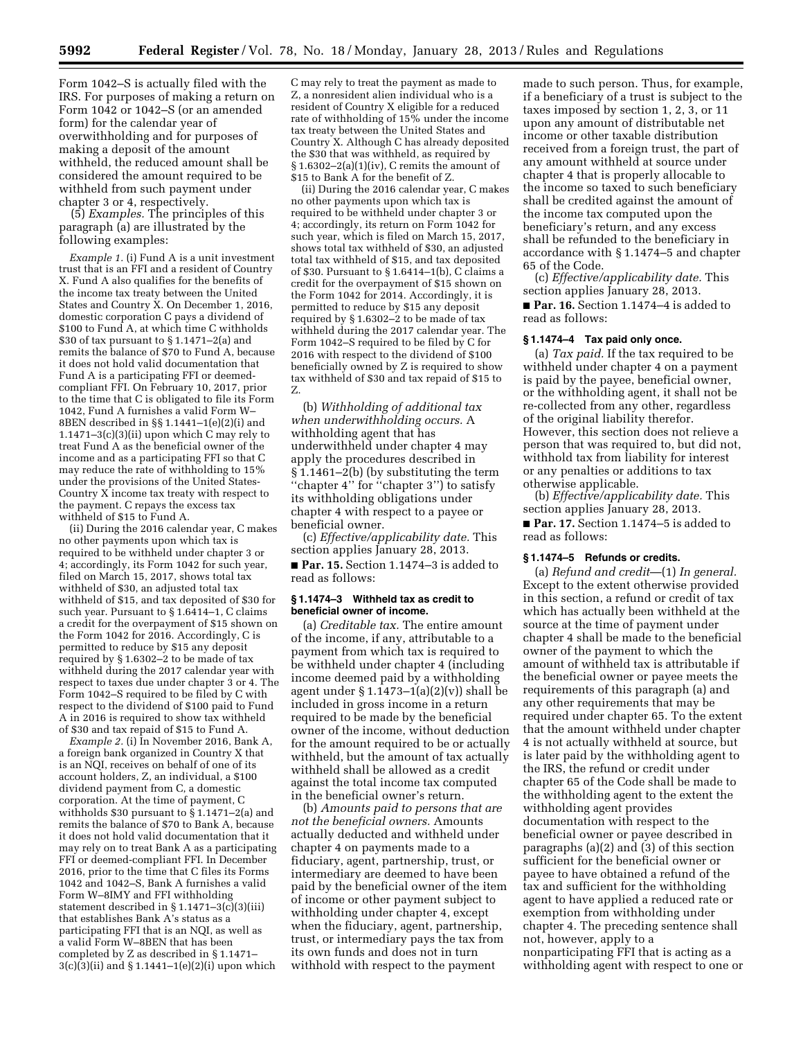Form 1042–S is actually filed with the IRS. For purposes of making a return on Form 1042 or 1042–S (or an amended form) for the calendar year of overwithholding and for purposes of making a deposit of the amount withheld, the reduced amount shall be considered the amount required to be withheld from such payment under chapter 3 or 4, respectively.

(5) *Examples.* The principles of this paragraph (a) are illustrated by the following examples:

*Example 1.* (i) Fund A is a unit investment trust that is an FFI and a resident of Country X. Fund A also qualifies for the benefits of the income tax treaty between the United States and Country X. On December 1, 2016, domestic corporation C pays a dividend of $100 to Fund A, at which time C withholds $30 of tax pursuant to § 1.1471–2(a) and remits the balance of $70 to Fund A, because it does not hold valid documentation that Fund A is a participating FFI or deemed-compliant FFI. On February 10, 2017, prior to the time that C is obligated to file its Form 1042, Fund A furnishes a valid Form W–8BEN described in §§ 1.1441–1(e)(2)(i) and 1.1471–3(c)(3)(ii) upon which C may rely to treat Fund A as the beneficial owner of the income and as a participating FFI so that C may reduce the rate of withholding to 15% under the provisions of the United States-Country X income tax treaty with respect to the payment. C repays the excess tax withheld of $15 to Fund A.

(ii) During the 2016 calendar year, C makes no other payments upon which tax is required to be withheld under chapter 3 or 4; accordingly, its Form 1042 for such year, filed on March 15, 2017, shows total tax withheld of $30, an adjusted total tax withheld of $15, and tax deposited of $30 for such year. Pursuant to § 1.6414–1, C claims a credit for the overpayment of $15 shown on the Form 1042 for 2016. Accordingly, C is permitted to reduce by $15 any deposit required by § 1.6302–2 to be made of tax withheld during the 2017 calendar year with respect to taxes due under chapter 3 or 4. The Form 1042–S required to be filed by C with respect to the dividend of $100 paid to Fund A in 2016 is required to show tax withheld of $30 and tax repaid of $15 to Fund A.

*Example 2.* (i) In November 2016, Bank A, a foreign bank organized in Country X that is an NQI, receives on behalf of one of its account holders, Z, an individual, a $100 dividend payment from C, a domestic corporation. At the time of payment, C withholds $30 pursuant to § 1.1471–2(a) and remits the balance of $70 to Bank A, because it does not hold valid documentation that it may rely on to treat Bank A as a participating FFI or deemed-compliant FFI. In December 2016, prior to the time that C files its Forms 1042 and 1042–S, Bank A furnishes a valid Form W–8IMY and FFI withholding statement described in § 1.1471–3(c)(3)(iii) that establishes Bank A's status as a participating FFI that is an NQI, as well as a valid Form W–8BEN that has been completed by Z as described in § 1.1471–3(c)(3)(ii) and § 1.1441–1(e)(2)(i) upon which C may rely to treat the payment as made to Z, a nonresident alien individual who is a resident of Country X eligible for a reduced rate of withholding of 15% under the income tax treaty between the United States and Country X. Although C has already deposited the $30 that was withheld, as required by § 1.6302–2(a)(1)(iv), C remits the amount of $15 to Bank A for the benefit of Z.

(ii) During the 2016 calendar year, C makes no other payments upon which tax is required to be withheld under chapter 3 or 4; accordingly, its return on Form 1042 for such year, which is filed on March 15, 2017, shows total tax withheld of $30, an adjusted total tax withheld of $15, and tax deposited of $30. Pursuant to § 6414–1(b), C claims a credit for the overpayment of $15 shown on the Form 1042 for 2014. Accordingly, it is permitted to reduce by $15 any deposit required by § 1.6302–2 to be made of tax withheld during the 2017 calendar year. The Form 1042–S required to be filed by C for 2016 with respect to the dividend of $100 beneficially owned by Z is required to show tax withheld of $30 and tax repaid of $15 to Z.

(b) *Withholding of additional tax when underwithholding occurs.* A withholding agent that has underwithheld under chapter 4 may apply the procedures described in § 1.1461–2(b) (by substituting the term "chapter 4" for "chapter 3") to satisfy its withholding obligations under chapter 4 with respect to a payee or beneficial owner.

(c) *Effective/applicability date.* This section applies January 28, 2013.

■ **Par. 15.** Section 1.1474–3 is added to read as follows:

### § 1.1474–3 Withheld tax as credit to beneficial owner of income.

(a) *Creditable tax.* The entire amount of the income, if any, attributable to a payment from which tax is required to be withheld under chapter 4 (including income deemed paid by a withholding agent under § 1.1473–1(a)(2)(v)) shall be included in gross income in a return required to be made by the beneficial owner of the income, without deduction for the amount required to be or actually withheld, but the amount of tax actually withheld shall be allowed as a credit against the total income tax computed in the beneficial owner's return.

(b) *Amounts paid to persons that are not the beneficial owners.* Amounts actually deducted and withheld under chapter 4 on payments made to a fiduciary, agent, partnership, trust, or intermediary are deemed to have been paid by the beneficial owner of the item of income or other payment subject to withholding under chapter 4, except when the fiduciary, agent, partnership, trust, or intermediary pays the tax from its own funds and does not in turn withhold with respect to the payment made to such person. Thus, for example, if a beneficiary of a trust is subject to the taxes imposed by section 1, 2, 3, or 11 upon any amount of distributable net income or other taxable distribution received from a foreign trust, the part of any amount withheld at source under chapter 4 that is properly allocable to the income so taxed to such beneficiary shall be credited against the amount of the income tax computed upon the beneficiary's return, and any excess shall be refunded to the beneficiary in accordance with § 1.1474–5 and chapter 65 of the Code.

(c) *Effective/applicability date.* This section applies January 28, 2013.

■ **Par. 16.** Section 1.1474–4 is added to read as follows:

### § 1.1474–4 Tax paid only once.

(a) *Tax paid.* If the tax required to be withheld under chapter 4 on a payment is paid by the payee, beneficial owner, or the withholding agent, it shall not be re-collected from any other, regardless of the original liability therefor. However, this section does not relieve a person that was required to, but did not, withhold tax from liability for interest or any penalties or additions to tax otherwise applicable.

(b) *Effective/applicability date.* This section applies January 28, 2013.

■ **Par. 17.** Section 1.1474–5 is added to read as follows:

### § 1.1474–5 Refunds or credits.

(a) *Refund and credit*—(1) *In general.* Except to the extent otherwise provided in this section, a refund or credit of tax which has actually been withheld at the source at the time of payment under chapter 4 shall be made to the beneficial owner of the payment to which the amount of withheld tax is attributable if the beneficial owner or payee meets the requirements of this paragraph (a) and any other requirements that may be required under chapter 65. To the extent that the amount withheld under chapter 4 is not actually withheld at source, but is later paid by the withholding agent to the IRS, the refund or credit under chapter 65 of the Code shall be made to the withholding agent to the extent the withholding agent provides documentation with respect to the beneficial owner or payee described in paragraphs (a)(2) and (3) of this section sufficient for the beneficial owner or payee to have obtained a refund of the tax and sufficient for the withholding agent to have applied a reduced rate or exemption from withholding under chapter 4. The preceding sentence shall not, however, apply to a nonparticipating FFI that is acting as a withholding agent with respect to one or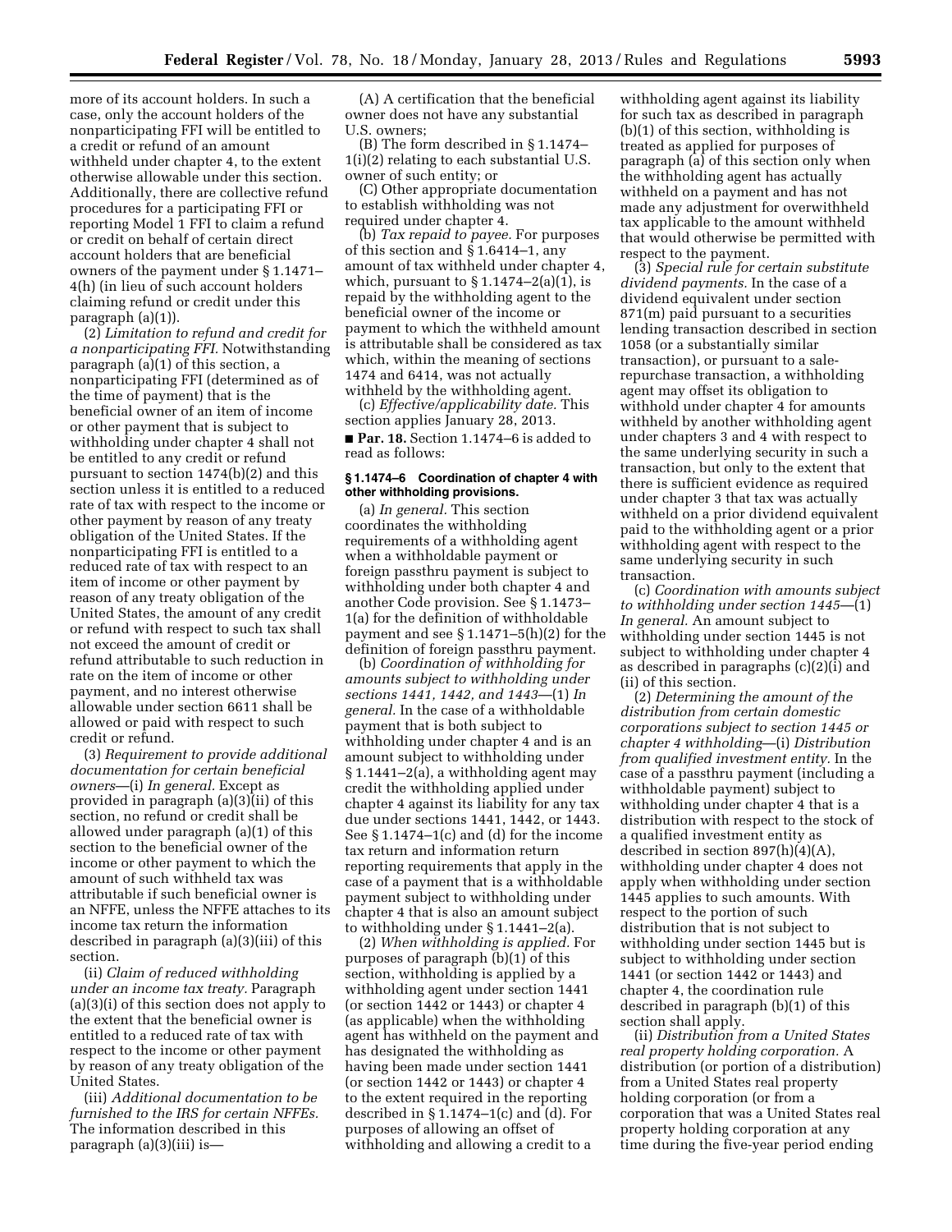more of its account holders. In such a case, only the account holders of the nonparticipating FFI will be entitled to a credit or refund of an amount withheld under chapter 4, to the extent otherwise allowable under this section. Additionally, there are collective refund procedures for a participating FFI or reporting Model 1 FFI to claim a refund or credit on behalf of certain direct account holders that are beneficial owners of the payment under § 1.1471–4(h) (in lieu of such account holders claiming refund or credit under this paragraph (a)(1)).

(2) *Limitation to refund and credit for a nonparticipating FFI.* Notwithstanding paragraph (a)(1) of this section, a nonparticipating FFI (determined as of the time of payment) that is the beneficial owner of an item of income or other payment that is subject to withholding under chapter 4 shall not be entitled to any credit or refund pursuant to section 1474(b)(2) and this section unless it is entitled to a reduced rate of tax with respect to the income or other payment by reason of any treaty obligation of the United States. If the nonparticipating FFI is entitled to a reduced rate of tax with respect to an item of income or other payment by reason of any treaty obligation of the United States, the amount of any credit or refund with respect to such tax shall not exceed the amount of credit or refund attributable to such reduction in rate on the item of income or other payment, and no interest otherwise allowable under section 6611 shall be allowed or paid with respect to such credit or refund.

(3) *Requirement to provide additional documentation for certain beneficial owners*—(i) *In general.* Except as provided in paragraph (a)(3)(ii) of this section, no refund or credit shall be allowed under paragraph (a)(1) of this section to the beneficial owner of the income or other payment to which the amount of such withheld tax was attributable if such beneficial owner is an NFFE, unless the NFFE attaches to its income tax return the information described in paragraph (a)(3)(iii) of this section.

(ii) *Claim of reduced withholding under an income tax treaty.* Paragraph (a)(3)(i) of this section does not apply to the extent that the beneficial owner is entitled to a reduced rate of tax with respect to the income or other payment by reason of any treaty obligation of the United States.

(iii) *Additional documentation to be furnished to the IRS for certain NFFEs.* The information described in this paragraph (a)(3)(iii) is—

(A) A certification that the beneficial owner does not have any substantial U.S. owners;

(B) The form described in § 1.1474–1(i)(2) relating to each substantial U.S. owner of such entity; or

(C) Other appropriate documentation to establish withholding was not required under chapter 4.

(b) *Tax repaid to payee.* For purposes of this section and § 1.6414–1, any amount of tax withheld under chapter 4, which, pursuant to § 1.1474–2(a)(1), is repaid by the withholding agent to the beneficial owner of the income or payment to which the withheld amount is attributable shall be considered as tax which, within the meaning of sections 1474 and 6414, was not actually withheld by the withholding agent.

(c) *Effective/applicability date.* This section applies January 28, 2013.

■ **Par. 18.** Section 1.1474–6 is added to read as follows:

#### § 1.1474–6 Coordination of chapter 4 with other withholding provisions.

(a) *In general.* This section coordinates the withholding requirements of a withholding agent when a withholdable payment or foreign passthru payment is subject to withholding under both chapter 4 and another Code provision. See § 1.1473–1(a) for the definition of withholdable payment and see § 1.1471–5(h)(2) for the definition of foreign passthru payment.

(b) *Coordination of withholding for amounts subject to withholding under sections 1441, 1442, and 1443*—(1) *In general.* In the case of a withholdable payment that is both subject to withholding under chapter 4 and is an amount subject to withholding under § 1.1441–2(a), a withholding agent may credit the withholding applied under chapter 4 against its liability for any tax due under sections 1441, 1442, or 1443. See § 1.1474–1(c) and (d) for the income tax return and information return reporting requirements that apply in the case of a payment that is a withholdable payment subject to withholding under chapter 4 that is also an amount subject to withholding under § 1.1441–2(a).

(2) *When withholding is applied.* For purposes of paragraph (b)(1) of this section, withholding is applied by a withholding agent under section 1441 (or section 1442 or 1443) or chapter 4 (as applicable) when the withholding agent has withheld on the payment and has designated the withholding as having been made under section 1441 (or section 1442 or 1443) or chapter 4 to the extent required in the reporting described in § 1.1474–1(c) and (d). For purposes of allowing an offset of withholding and allowing a credit to a withholding agent against its liability for such tax as described in paragraph (b)(1) of this section, withholding is treated as applied for purposes of paragraph (a) of this section only when the withholding agent has actually withheld on a payment and has not made any adjustment for overwithheld tax applicable to the amount withheld that would otherwise be permitted with respect to the payment.

(3) *Special rule for certain substitute dividend payments.* In the case of a dividend equivalent under section 871(m) paid pursuant to a securities lending transaction described in section 1058 (or a substantially similar transaction), or pursuant to a sale-repurchase transaction, a withholding agent may offset its obligation to withhold under chapter 4 for amounts withheld by another withholding agent under chapters 3 and 4 with respect to the same underlying security in such a transaction, but only to the extent that there is sufficient evidence as required under chapter 3 that tax was actually withheld on a prior dividend equivalent paid to the withholding agent or a prior withholding agent with respect to the same underlying security in such transaction.

(c) *Coordination with amounts subject to withholding under section 1445*—(1) *In general.* An amount subject to withholding under section 1445 is not subject to withholding under chapter 4 as described in paragraphs (c)(2)(i) and (ii) of this section.

(2) *Determining the amount of the distribution from certain domestic corporations subject to section 1445 or chapter 4 withholding*—(i) *Distribution from qualified investment entity.* In the case of a passthru payment (including a withholdable payment) subject to withholding under chapter 4 that is a distribution with respect to the stock of a qualified investment entity as described in section 897(h)(4)(A), withholding under chapter 4 does not apply when withholding under section 1445 applies to such amounts. With respect to the portion of such distribution that is not subject to withholding under section 1445 but is subject to withholding under section 1441 (or section 1442 or 1443) and chapter 4, the coordination rule described in paragraph (b)(1) of this section shall apply.

(ii) *Distribution from a United States real property holding corporation.* A distribution (or portion of a distribution) from a United States real property holding corporation (or from a corporation that was a United States real property holding corporation at any time during the five-year period ending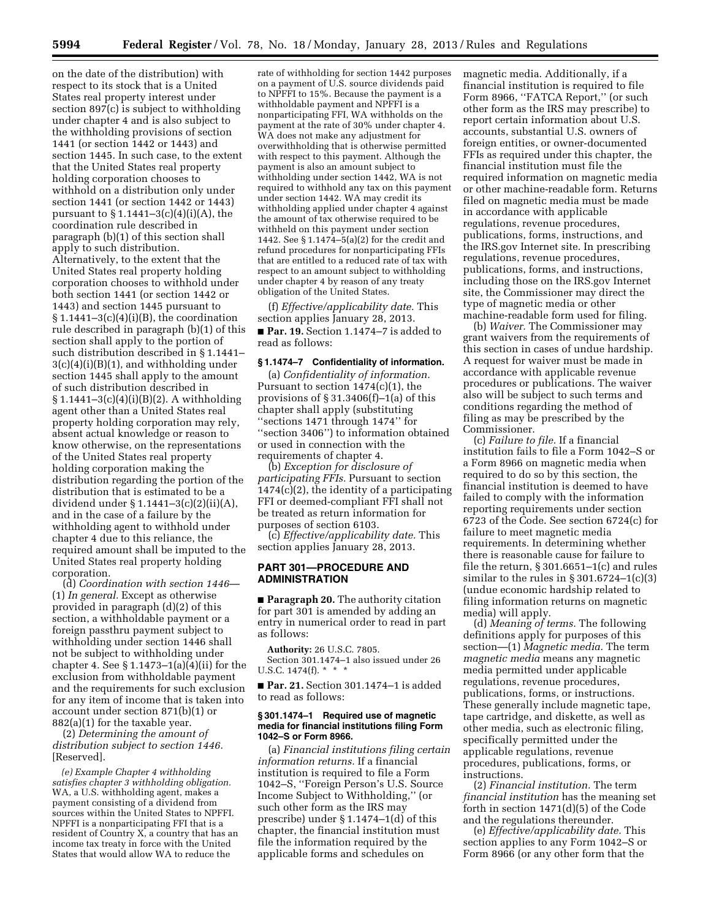on the date of the distribution) with respect to its stock that is a United States real property interest under section 897(c) is subject to withholding under chapter 4 and is also subject to the withholding provisions of section 1441 (or section 1442 or 1443) and section 1445. In such case, to the extent that the United States real property holding corporation chooses to withhold on a distribution only under section 1441 (or section 1442 or 1443) pursuant to § 1.1441–3(c)(4)(i)(A), the coordination rule described in paragraph (b)(1) of this section shall apply to such distribution. Alternatively, to the extent that the United States real property holding corporation chooses to withhold under both section 1441 (or section 1442 or 1443) and section 1445 pursuant to § 1.1441–3(c)(4)(i)(B), the coordination rule described in paragraph (b)(1) of this section shall apply to the portion of such distribution described in § 1.1441–3(c)(4)(i)(B)(1), and withholding under section 1445 shall apply to the amount of such distribution described in § 1.1441–3(c)(4)(i)(B)(2). A withholding agent other than a United States real property holding corporation may rely, absent actual knowledge or reason to know otherwise, on the representations of the United States real property holding corporation making the distribution regarding the portion of the distribution that is estimated to be a dividend under § 1.1441–3(c)(2)(ii)(A), and in the case of a failure by the withholding agent to withhold under chapter 4 due to this reliance, the required amount shall be imputed to the United States real property holding corporation.

(d) *Coordination with section 1446*—(1) *In general.* Except as otherwise provided in paragraph (d)(2) of this section, a withholdable payment or a foreign passthru payment subject to withholding under section 1446 shall not be subject to withholding under chapter 4. See § 1.1473–1(a)(4)(ii) for the exclusion from withholdable payment and the requirements for such exclusion for any item of income that is taken into account under section 871(b)(1) or 882(a)(1) for the taxable year.

(2) *Determining the amount of distribution subject to section 1446.* [Reserved].

*(e) Example Chapter 4 withholding satisfies chapter 3 withholding obligation.* WA, a U.S. withholding agent, makes a payment consisting of a dividend from sources within the United States to NPFFI. NPFFI is a nonparticipating FFI that is a resident of Country X, a country that has an income tax treaty in force with the United States that would allow WA to reduce the rate of withholding for section 1442 purposes on a payment of U.S. source dividends paid to NPFFI to 15%. Because the payment is a withholdable payment and NPFFI is a nonparticipating FFI, WA withholds on the payment at the rate of 30% under chapter 4. WA does not make any adjustment for overwithholding that is otherwise permitted with respect to this payment. Although the payment is also an amount subject to withholding under section 1442, WA is not required to withhold any tax on this payment under section 1442. WA may credit its withholding applied under chapter 4 against the amount of tax otherwise required to be withheld on this payment under section 1442. See § 1.1474–5(a)(2) for the credit and refund procedures for nonparticipating FFIs that are entitled to a reduced rate of tax with respect to an amount subject to withholding under chapter 4 by reason of any treaty obligation of the United States.

(f) *Effective/applicability date.* This section applies January 28, 2013.

■ **Par. 19.** Section 1.1474–7 is added to read as follows:

### § 1.1474–7 Confidentiality of information.

(a) *Confidentiality of information.* Pursuant to section 1474(c)(1), the provisions of § 31.3406(f)–1(a) of this chapter shall apply (substituting ''sections 1471 through 1474'' for ''section 3406'') to information obtained or used in connection with the requirements of chapter 4.

(b) *Exception for disclosure of participating FFIs.* Pursuant to section 1474(c)(2), the identity of a participating FFI or deemed-compliant FFI shall not be treated as return information for purposes of section 6103.

(c) *Effective/applicability date.* This section applies January 28, 2013.

## PART 301—PROCEDURE AND ADMINISTRATION

■ **Paragraph 20.** The authority citation for part 301 is amended by adding an entry in numerical order to read in part as follows:

**Authority:** 26 U.S.C. 7805.

Section 301.1474–1 also issued under 26 U.S.C. 1474(f). * * *

■ **Par. 21.** Section 301.1474–1 is added to read as follows:

### § 301.1474–1 Required use of magnetic media for financial institutions filing Form 1042–S or Form 8966.

(a) *Financial institutions filing certain information returns.* If a financial institution is required to file a Form 1042–S, ''Foreign Person's U.S. Source Income Subject to Withholding,'' (or such other form as the IRS may prescribe) under § 1.1474–1(d) of this chapter, the financial institution must file the information required by the applicable forms and schedules on magnetic media. Additionally, if a financial institution is required to file Form 8966, ''FATCA Report,'' (or such other form as the IRS may prescribe) to report certain information about U.S. accounts, substantial U.S. owners of foreign entities, or owner-documented FFIs as required under this chapter, the financial institution must file the required information on magnetic media or other machine-readable form. Returns filed on magnetic media must be made in accordance with applicable regulations, revenue procedures, publications, forms, instructions, and the IRS.gov Internet site. In prescribing regulations, revenue procedures, publications, forms, and instructions, including those on the IRS.gov Internet site, the Commissioner may direct the type of magnetic media or other machine-readable form used for filing.

(b) *Waiver.* The Commissioner may grant waivers from the requirements of this section in cases of undue hardship. A request for waiver must be made in accordance with applicable revenue procedures or publications. The waiver also will be subject to such terms and conditions regarding the method of filing as may be prescribed by the Commissioner.

(c) *Failure to file.* If a financial institution fails to file a Form 1042–S or a Form 8966 on magnetic media when required to do so by this section, the financial institution is deemed to have failed to comply with the information reporting requirements under section 6723 of the Code. See section 6724(c) for failure to meet magnetic media requirements. In determining whether there is reasonable cause for failure to file the return, § 301.6651–1(c) and rules similar to the rules in § 301.6724–1(c)(3) (undue economic hardship related to filing information returns on magnetic media) will apply.

(d) *Meaning of terms.* The following definitions apply for purposes of this section—(1) *Magnetic media.* The term *magnetic media* means any magnetic media permitted under applicable regulations, revenue procedures, publications, forms, or instructions. These generally include magnetic tape, tape cartridge, and diskette, as well as other media, such as electronic filing, specifically permitted under the applicable regulations, revenue procedures, publications, forms, or instructions.

(2) *Financial institution.* The term *financial institution* has the meaning set forth in section 1471(d)(5) of the Code and the regulations thereunder.

(e) *Effective/applicability date.* This section applies to any Form 1042–S or Form 8966 (or any other form that the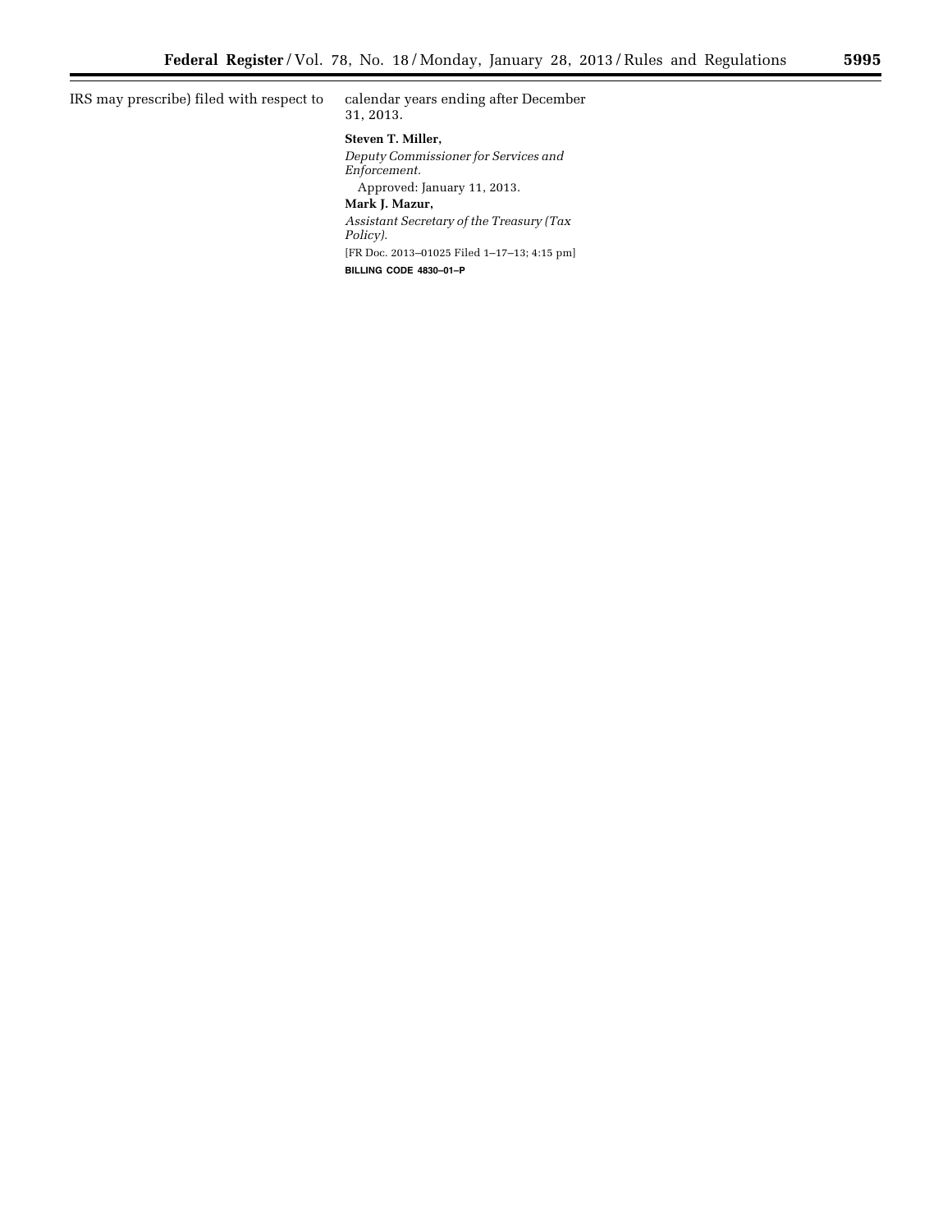IRS may prescribe) filed with respect to calendar years ending after December 31, 2013.

**Steven T. Miller,**

*Deputy Commissioner for Services and Enforcement.*

Approved: January 11, 2013.

**Mark J. Mazur,**

*Assistant Secretary of the Treasury (Tax Policy).*

[FR Doc. 2013–01025 Filed 1–17–13; 4:15 pm]

**BILLING CODE 4830–01–P**